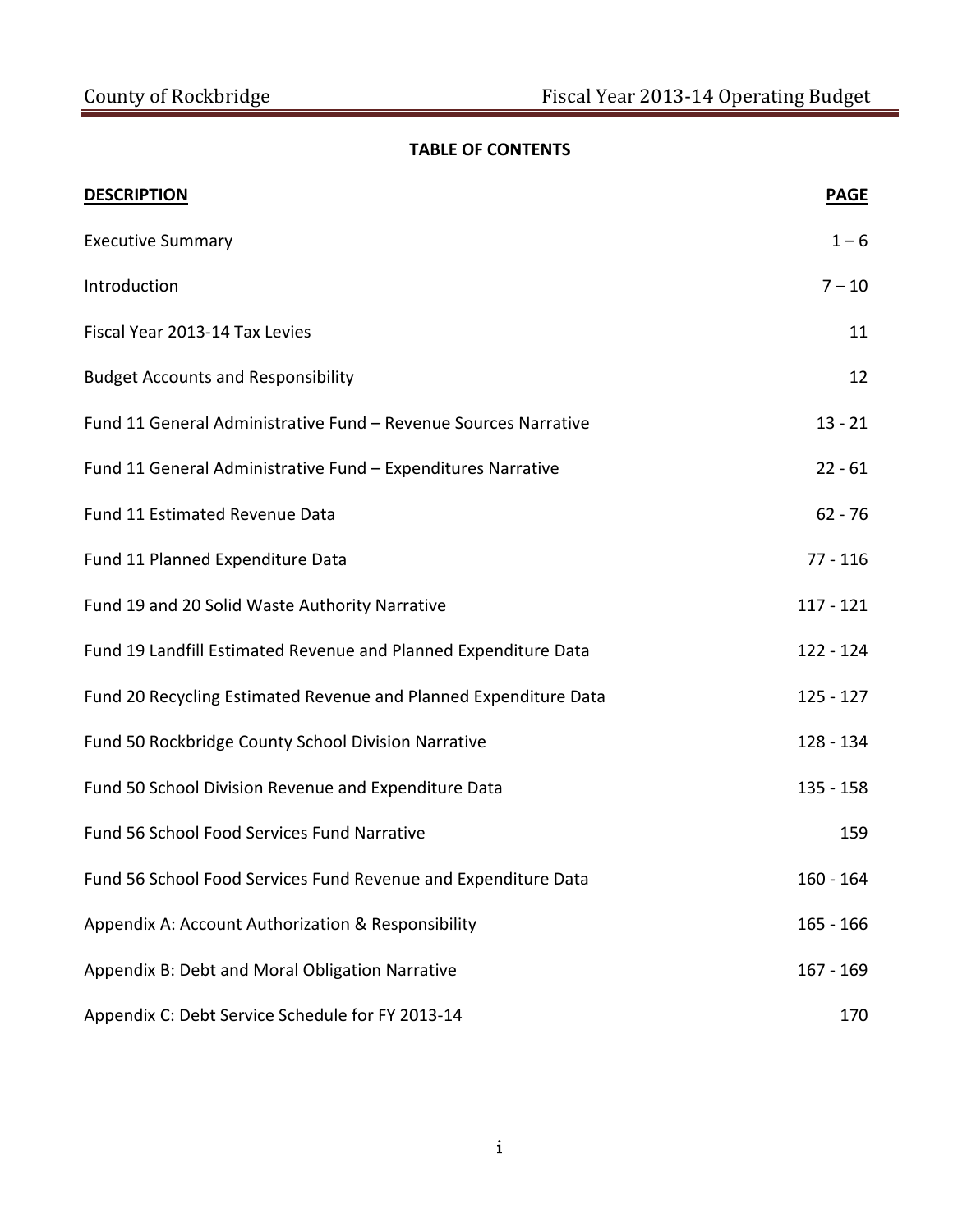## TABLE OF CONTENTS

| DESCRIPTION | PAGE |
|---|---|
| Executive Summary | 1 – 6 |
| Introduction | 7 – 10 |
| Fiscal Year 2013-14 Tax Levies | 11 |
| Budget Accounts and Responsibility | 12 |
| Fund 11 General Administrative Fund – Revenue Sources Narrative | 13 - 21 |
| Fund 11 General Administrative Fund – Expenditures Narrative | 22 - 61 |
| Fund 11 Estimated Revenue Data | 62 - 76 |
| Fund 11 Planned Expenditure Data | 77 - 116 |
| Fund 19 and 20 Solid Waste Authority Narrative | 117 - 121 |
| Fund 19 Landfill Estimated Revenue and Planned Expenditure Data | 122 - 124 |
| Fund 20 Recycling Estimated Revenue and Planned Expenditure Data | 125 - 127 |
| Fund 50 Rockbridge County School Division Narrative | 128 - 134 |
| Fund 50 School Division Revenue and Expenditure Data | 135 - 158 |
| Fund 56 School Food Services Fund Narrative | 159 |
| Fund 56 School Food Services Fund Revenue and Expenditure Data | 160 - 164 |
| Appendix A: Account Authorization & Responsibility | 165 - 166 |
| Appendix B: Debt and Moral Obligation Narrative | 167 - 169 |
| Appendix C: Debt Service Schedule for FY 2013-14 | 170 |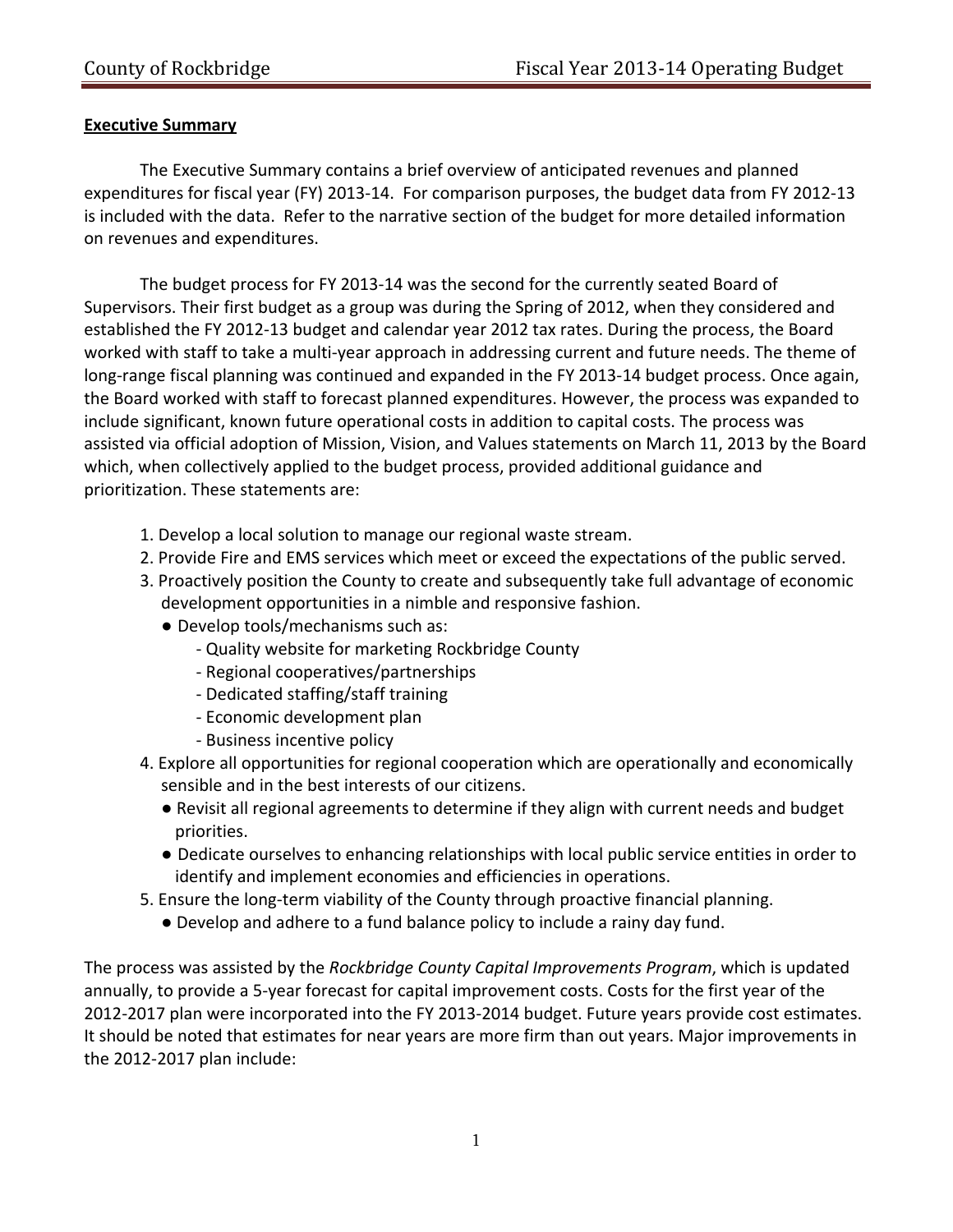## **Executive Summary**

The Executive Summary contains a brief overview of anticipated revenues and planned expenditures for fiscal year (FY) 2013-14. For comparison purposes, the budget data from FY 2012-13 is included with the data. Refer to the narrative section of the budget for more detailed information on revenues and expenditures.

The budget process for FY 2013-14 was the second for the currently seated Board of Supervisors. Their first budget as a group was during the Spring of 2012, when they considered and established the FY 2012-13 budget and calendar year 2012 tax rates. During the process, the Board worked with staff to take a multi-year approach in addressing current and future needs. The theme of long-range fiscal planning was continued and expanded in the FY 2013-14 budget process. Once again, the Board worked with staff to forecast planned expenditures. However, the process was expanded to include significant, known future operational costs in addition to capital costs. The process was assisted via official adoption of Mission, Vision, and Values statements on March 11, 2013 by the Board which, when collectively applied to the budget process, provided additional guidance and prioritization. These statements are:

1. Develop a local solution to manage our regional waste stream.
2. Provide Fire and EMS services which meet or exceed the expectations of the public served.
3. Proactively position the County to create and subsequently take full advantage of economic development opportunities in a nimble and responsive fashion.
   - Develop tools/mechanisms such as:
     - Quality website for marketing Rockbridge County
     - Regional cooperatives/partnerships
     - Dedicated staffing/staff training
     - Economic development plan
     - Business incentive policy
4. Explore all opportunities for regional cooperation which are operationally and economically sensible and in the best interests of our citizens.
   - Revisit all regional agreements to determine if they align with current needs and budget priorities.
   - Dedicate ourselves to enhancing relationships with local public service entities in order to identify and implement economies and efficiencies in operations.
5. Ensure the long-term viability of the County through proactive financial planning.
   - Develop and adhere to a fund balance policy to include a rainy day fund.

The process was assisted by the *Rockbridge County Capital Improvements Program*, which is updated annually, to provide a 5-year forecast for capital improvement costs. Costs for the first year of the 2012-2017 plan were incorporated into the FY 2013-2014 budget. Future years provide cost estimates. It should be noted that estimates for near years are more firm than out years. Major improvements in the 2012-2017 plan include: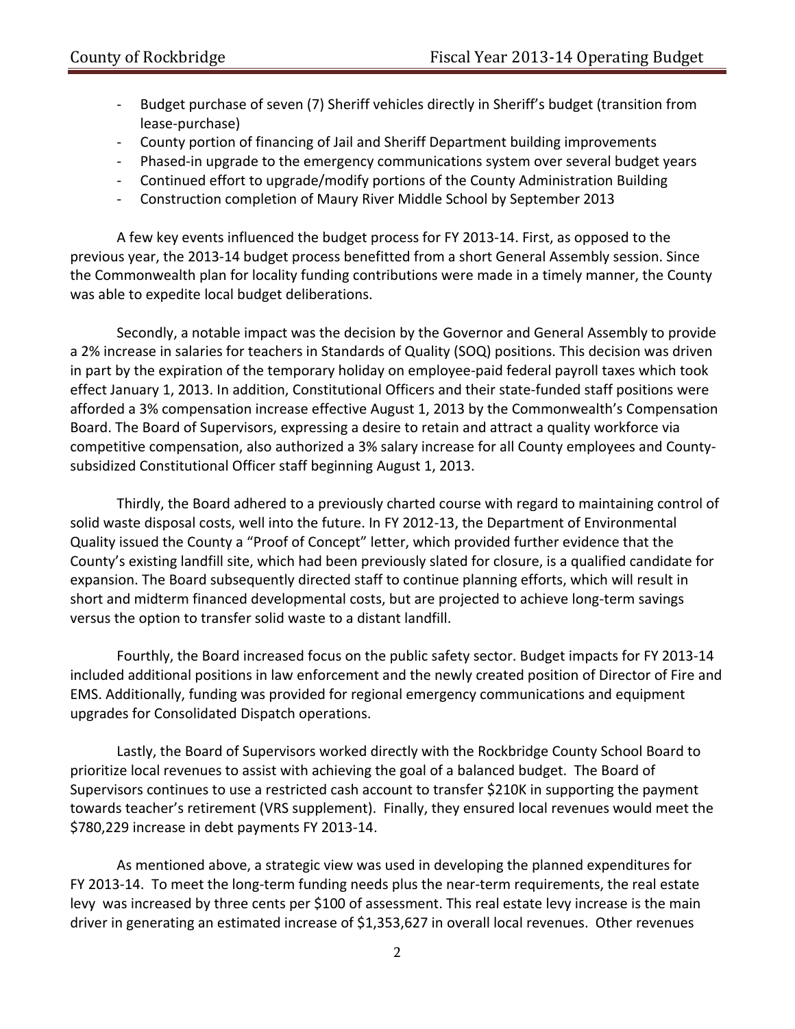- Budget purchase of seven (7) Sheriff vehicles directly in Sheriff's budget (transition from lease-purchase)
- County portion of financing of Jail and Sheriff Department building improvements
- Phased-in upgrade to the emergency communications system over several budget years
- Continued effort to upgrade/modify portions of the County Administration Building
- Construction completion of Maury River Middle School by September 2013

A few key events influenced the budget process for FY 2013-14. First, as opposed to the previous year, the 2013-14 budget process benefitted from a short General Assembly session. Since the Commonwealth plan for locality funding contributions were made in a timely manner, the County was able to expedite local budget deliberations.

Secondly, a notable impact was the decision by the Governor and General Assembly to provide a 2% increase in salaries for teachers in Standards of Quality (SOQ) positions. This decision was driven in part by the expiration of the temporary holiday on employee-paid federal payroll taxes which took effect January 1, 2013. In addition, Constitutional Officers and their state-funded staff positions were afforded a 3% compensation increase effective August 1, 2013 by the Commonwealth's Compensation Board. The Board of Supervisors, expressing a desire to retain and attract a quality workforce via competitive compensation, also authorized a 3% salary increase for all County employees and County-subsidized Constitutional Officer staff beginning August 1, 2013.

Thirdly, the Board adhered to a previously charted course with regard to maintaining control of solid waste disposal costs, well into the future. In FY 2012-13, the Department of Environmental Quality issued the County a "Proof of Concept" letter, which provided further evidence that the County's existing landfill site, which had been previously slated for closure, is a qualified candidate for expansion. The Board subsequently directed staff to continue planning efforts, which will result in short and midterm financed developmental costs, but are projected to achieve long-term savings versus the option to transfer solid waste to a distant landfill.

Fourthly, the Board increased focus on the public safety sector. Budget impacts for FY 2013-14 included additional positions in law enforcement and the newly created position of Director of Fire and EMS. Additionally, funding was provided for regional emergency communications and equipment upgrades for Consolidated Dispatch operations.

Lastly, the Board of Supervisors worked directly with the Rockbridge County School Board to prioritize local revenues to assist with achieving the goal of a balanced budget. The Board of Supervisors continues to use a restricted cash account to transfer $210K in supporting the payment towards teacher's retirement (VRS supplement). Finally, they ensured local revenues would meet the $780,229 increase in debt payments FY 2013-14.

As mentioned above, a strategic view was used in developing the planned expenditures for FY 2013-14. To meet the long-term funding needs plus the near-term requirements, the real estate levy was increased by three cents per $100 of assessment. This real estate levy increase is the main driver in generating an estimated increase of $1,353,627 in overall local revenues. Other revenues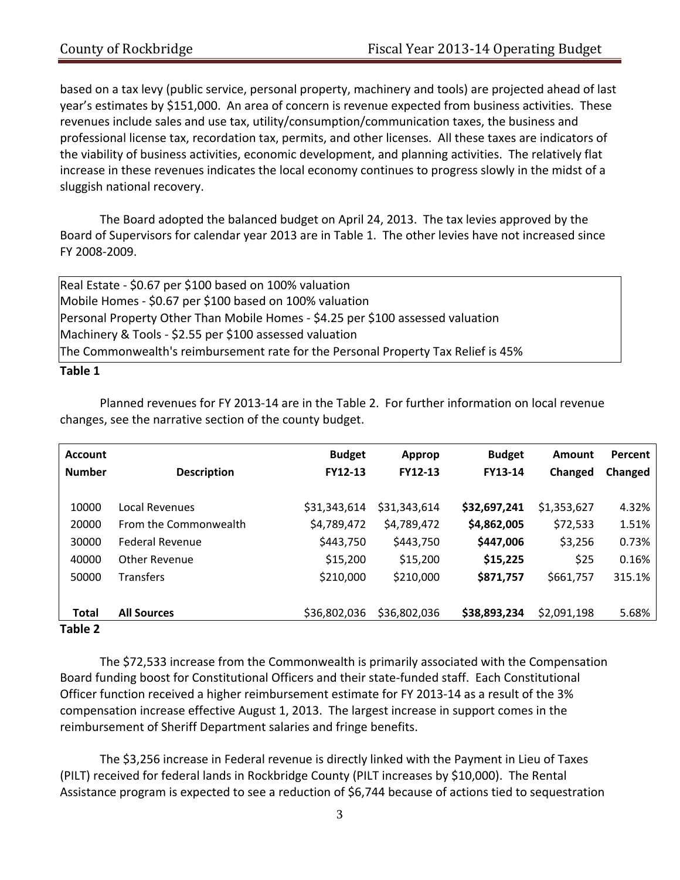based on a tax levy (public service, personal property, machinery and tools) are projected ahead of last year's estimates by $151,000. An area of concern is revenue expected from business activities. These revenues include sales and use tax, utility/consumption/communication taxes, the business and professional license tax, recordation tax, permits, and other licenses. All these taxes are indicators of the viability of business activities, economic development, and planning activities. The relatively flat increase in these revenues indicates the local economy continues to progress slowly in the midst of a sluggish national recovery.

The Board adopted the balanced budget on April 24, 2013. The tax levies approved by the Board of Supervisors for calendar year 2013 are in Table 1. The other levies have not increased since FY 2008-2009.

| Tax Levies |
|---|
| Real Estate - $0.67 per $100 based on 100% valuation |
| Mobile Homes - $0.67 per $100 based on 100% valuation |
| Personal Property Other Than Mobile Homes - $4.25 per $100 assessed valuation |
| Machinery & Tools - $2.55 per $100 assessed valuation |
| The Commonwealth's reimbursement rate for the Personal Property Tax Relief is 45% |

**Table 1**

Planned revenues for FY 2013-14 are in the Table 2. For further information on local revenue changes, see the narrative section of the county budget.

| Account Number | Description | Budget FY12-13 | Approp FY12-13 | Budget FY13-14 | Amount Changed | Percent Changed |
|---|---|---|---|---|---|---|
| 10000 | Local Revenues | $31,343,614 | $31,343,614 | **$32,697,241** | $1,353,627 | 4.32% |
| 20000 | From the Commonwealth | $4,789,472 | $4,789,472 | **$4,862,005** | $72,533 | 1.51% |
| 30000 | Federal Revenue | $443,750 | $443,750 | **$447,006** | $3,256 | 0.73% |
| 40000 | Other Revenue | $15,200 | $15,200 | **$15,225** | $25 | 0.16% |
| 50000 | Transfers | $210,000 | $210,000 | **$871,757** | $661,757 | 315.1% |
| **Total** | **All Sources** | $36,802,036 | $36,802,036 | **$38,893,234** | $2,091,198 | 5.68% |

**Table 2**

The $72,533 increase from the Commonwealth is primarily associated with the Compensation Board funding boost for Constitutional Officers and their state-funded staff. Each Constitutional Officer function received a higher reimbursement estimate for FY 2013-14 as a result of the 3% compensation increase effective August 1, 2013. The largest increase in support comes in the reimbursement of Sheriff Department salaries and fringe benefits.

The $3,256 increase in Federal revenue is directly linked with the Payment in Lieu of Taxes (PILT) received for federal lands in Rockbridge County (PILT increases by $10,000). The Rental Assistance program is expected to see a reduction of $6,744 because of actions tied to sequestration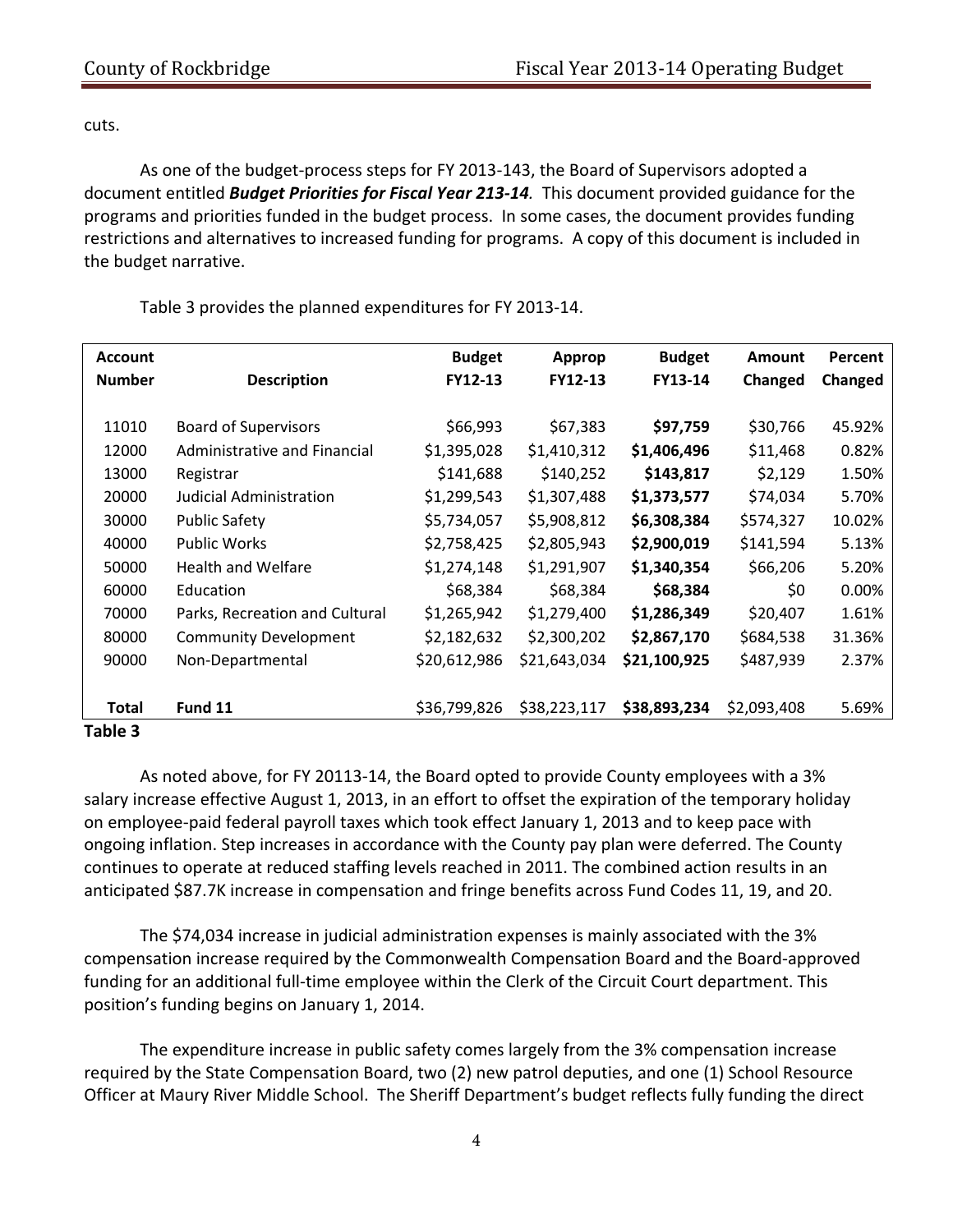cuts.

As one of the budget-process steps for FY 2013-143, the Board of Supervisors adopted a document entitled ***Budget Priorities for Fiscal Year 213-14****.* This document provided guidance for the programs and priorities funded in the budget process. In some cases, the document provides funding restrictions and alternatives to increased funding for programs. A copy of this document is included in the budget narrative.

Table 3 provides the planned expenditures for FY 2013-14.

| Account Number | Description | Budget FY12-13 | Approp FY12-13 | Budget FY13-14 | Amount Changed | Percent Changed |
|---|---|---|---|---|---|---|
| 11010 | Board of Supervisors | $66,993 | $67,383 | **$97,759** | $30,766 | 45.92% |
| 12000 | Administrative and Financial | $1,395,028 | $1,410,312 | **$1,406,496** | $11,468 | 0.82% |
| 13000 | Registrar | $141,688 | $140,252 | **$143,817** | $2,129 | 1.50% |
| 20000 | Judicial Administration | $1,299,543 | $1,307,488 | **$1,373,577** | $74,034 | 5.70% |
| 30000 | Public Safety | $5,734,057 | $5,908,812 | **$6,308,384** | $574,327 | 10.02% |
| 40000 | Public Works | $2,758,425 | $2,805,943 | **$2,900,019** | $141,594 | 5.13% |
| 50000 | Health and Welfare | $1,274,148 | $1,291,907 | **$1,340,354** | $66,206 | 5.20% |
| 60000 | Education | $68,384 | $68,384 | **$68,384** | $0 | 0.00% |
| 70000 | Parks, Recreation and Cultural | $1,265,942 | $1,279,400 | **$1,286,349** | $20,407 | 1.61% |
| 80000 | Community Development | $2,182,632 | $2,300,202 | **$2,867,170** | $684,538 | 31.36% |
| 90000 | Non-Departmental | $20,612,986 | $21,643,034 | **$21,100,925** | $487,939 | 2.37% |
| **Total** | **Fund 11** | $36,799,826 | $38,223,117 | **$38,893,234** | $2,093,408 | 5.69% |

**Table 3**

As noted above, for FY 20113-14, the Board opted to provide County employees with a 3% salary increase effective August 1, 2013, in an effort to offset the expiration of the temporary holiday on employee-paid federal payroll taxes which took effect January 1, 2013 and to keep pace with ongoing inflation. Step increases in accordance with the County pay plan were deferred. The County continues to operate at reduced staffing levels reached in 2011. The combined action results in an anticipated $87.7K increase in compensation and fringe benefits across Fund Codes 11, 19, and 20.

The $74,034 increase in judicial administration expenses is mainly associated with the 3% compensation increase required by the Commonwealth Compensation Board and the Board-approved funding for an additional full-time employee within the Clerk of the Circuit Court department. This position's funding begins on January 1, 2014.

The expenditure increase in public safety comes largely from the 3% compensation increase required by the State Compensation Board, two (2) new patrol deputies, and one (1) School Resource Officer at Maury River Middle School. The Sheriff Department's budget reflects fully funding the direct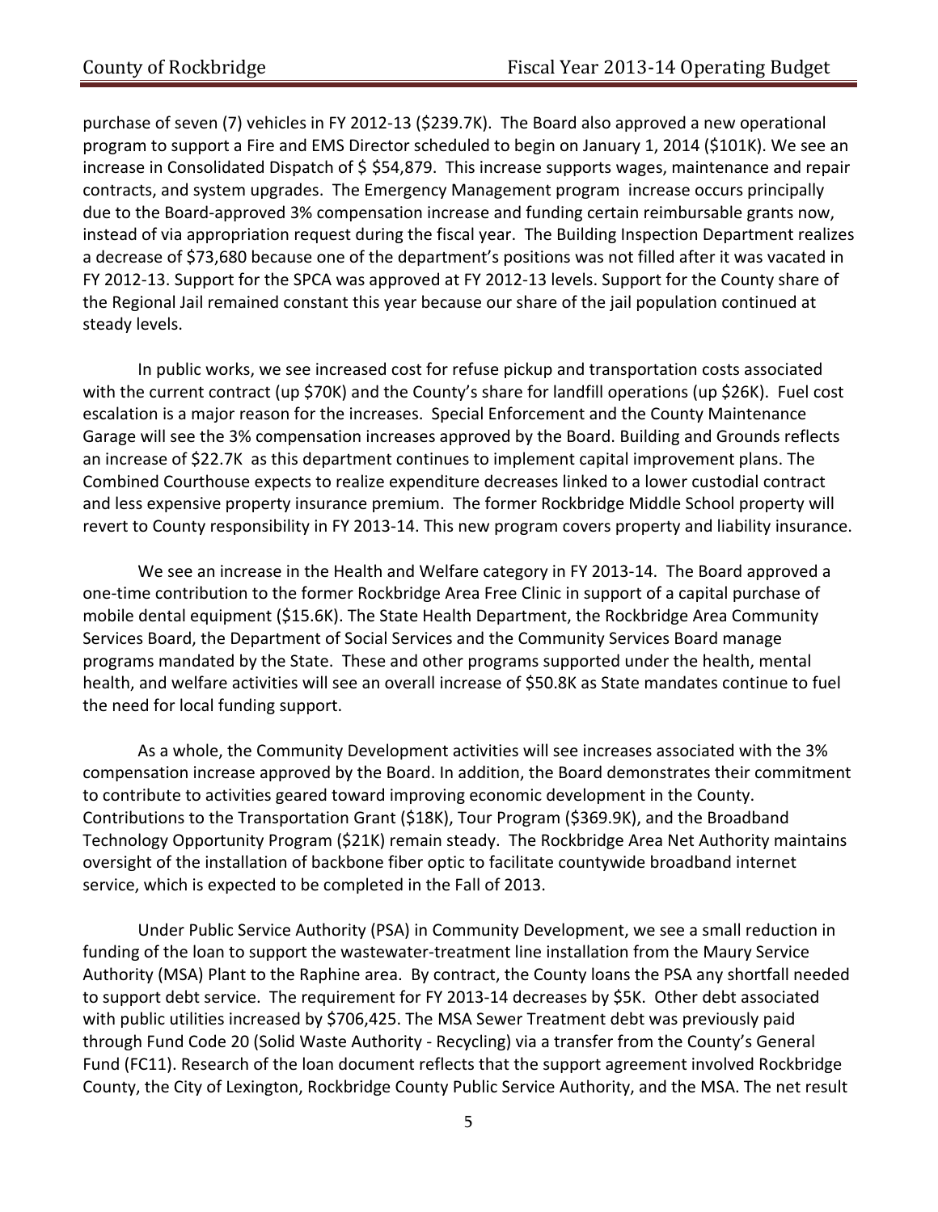purchase of seven (7) vehicles in FY 2012-13 ($239.7K). The Board also approved a new operational program to support a Fire and EMS Director scheduled to begin on January 1, 2014 ($101K). We see an increase in Consolidated Dispatch of $ $54,879. This increase supports wages, maintenance and repair contracts, and system upgrades. The Emergency Management program increase occurs principally due to the Board-approved 3% compensation increase and funding certain reimbursable grants now, instead of via appropriation request during the fiscal year. The Building Inspection Department realizes a decrease of $73,680 because one of the department's positions was not filled after it was vacated in FY 2012-13. Support for the SPCA was approved at FY 2012-13 levels. Support for the County share of the Regional Jail remained constant this year because our share of the jail population continued at steady levels.

In public works, we see increased cost for refuse pickup and transportation costs associated with the current contract (up $70K) and the County's share for landfill operations (up $26K). Fuel cost escalation is a major reason for the increases. Special Enforcement and the County Maintenance Garage will see the 3% compensation increases approved by the Board. Building and Grounds reflects an increase of $22.7K as this department continues to implement capital improvement plans. The Combined Courthouse expects to realize expenditure decreases linked to a lower custodial contract and less expensive property insurance premium. The former Rockbridge Middle School property will revert to County responsibility in FY 2013-14. This new program covers property and liability insurance.

We see an increase in the Health and Welfare category in FY 2013-14. The Board approved a one-time contribution to the former Rockbridge Area Free Clinic in support of a capital purchase of mobile dental equipment ($15.6K). The State Health Department, the Rockbridge Area Community Services Board, the Department of Social Services and the Community Services Board manage programs mandated by the State. These and other programs supported under the health, mental health, and welfare activities will see an overall increase of $50.8K as State mandates continue to fuel the need for local funding support.

As a whole, the Community Development activities will see increases associated with the 3% compensation increase approved by the Board. In addition, the Board demonstrates their commitment to contribute to activities geared toward improving economic development in the County. Contributions to the Transportation Grant ($18K), Tour Program ($369.9K), and the Broadband Technology Opportunity Program ($21K) remain steady. The Rockbridge Area Net Authority maintains oversight of the installation of backbone fiber optic to facilitate countywide broadband internet service, which is expected to be completed in the Fall of 2013.

Under Public Service Authority (PSA) in Community Development, we see a small reduction in funding of the loan to support the wastewater-treatment line installation from the Maury Service Authority (MSA) Plant to the Raphine area. By contract, the County loans the PSA any shortfall needed to support debt service. The requirement for FY 2013-14 decreases by $5K. Other debt associated with public utilities increased by $706,425. The MSA Sewer Treatment debt was previously paid through Fund Code 20 (Solid Waste Authority - Recycling) via a transfer from the County's General Fund (FC11). Research of the loan document reflects that the support agreement involved Rockbridge County, the City of Lexington, Rockbridge County Public Service Authority, and the MSA. The net result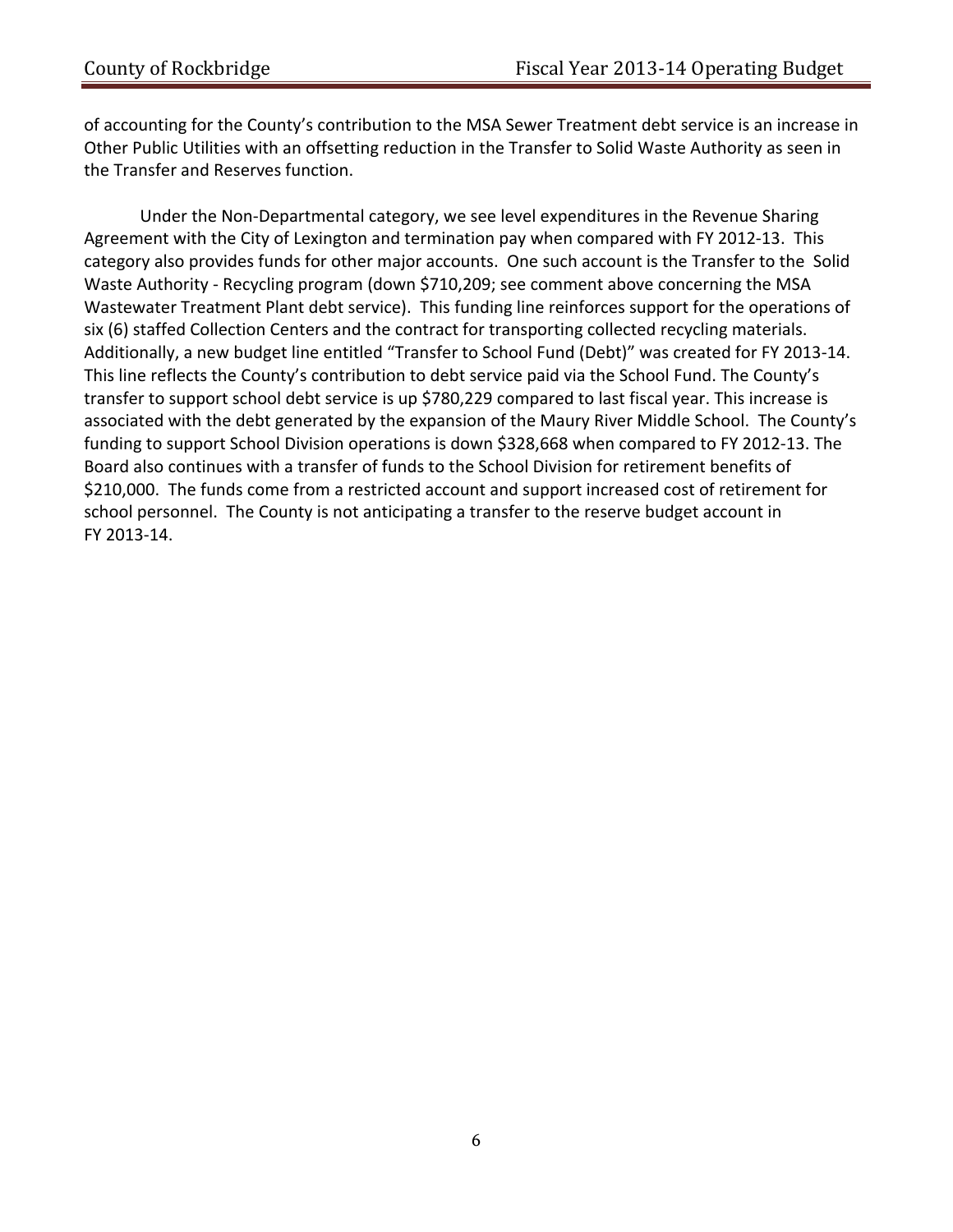of accounting for the County's contribution to the MSA Sewer Treatment debt service is an increase in Other Public Utilities with an offsetting reduction in the Transfer to Solid Waste Authority as seen in the Transfer and Reserves function.

Under the Non-Departmental category, we see level expenditures in the Revenue Sharing Agreement with the City of Lexington and termination pay when compared with FY 2012-13. This category also provides funds for other major accounts. One such account is the Transfer to the Solid Waste Authority - Recycling program (down $710,209; see comment above concerning the MSA Wastewater Treatment Plant debt service). This funding line reinforces support for the operations of six (6) staffed Collection Centers and the contract for transporting collected recycling materials. Additionally, a new budget line entitled "Transfer to School Fund (Debt)" was created for FY 2013-14. This line reflects the County's contribution to debt service paid via the School Fund. The County's transfer to support school debt service is up $780,229 compared to last fiscal year. This increase is associated with the debt generated by the expansion of the Maury River Middle School. The County's funding to support School Division operations is down $328,668 when compared to FY 2012-13. The Board also continues with a transfer of funds to the School Division for retirement benefits of $210,000. The funds come from a restricted account and support increased cost of retirement for school personnel. The County is not anticipating a transfer to the reserve budget account in FY 2013-14.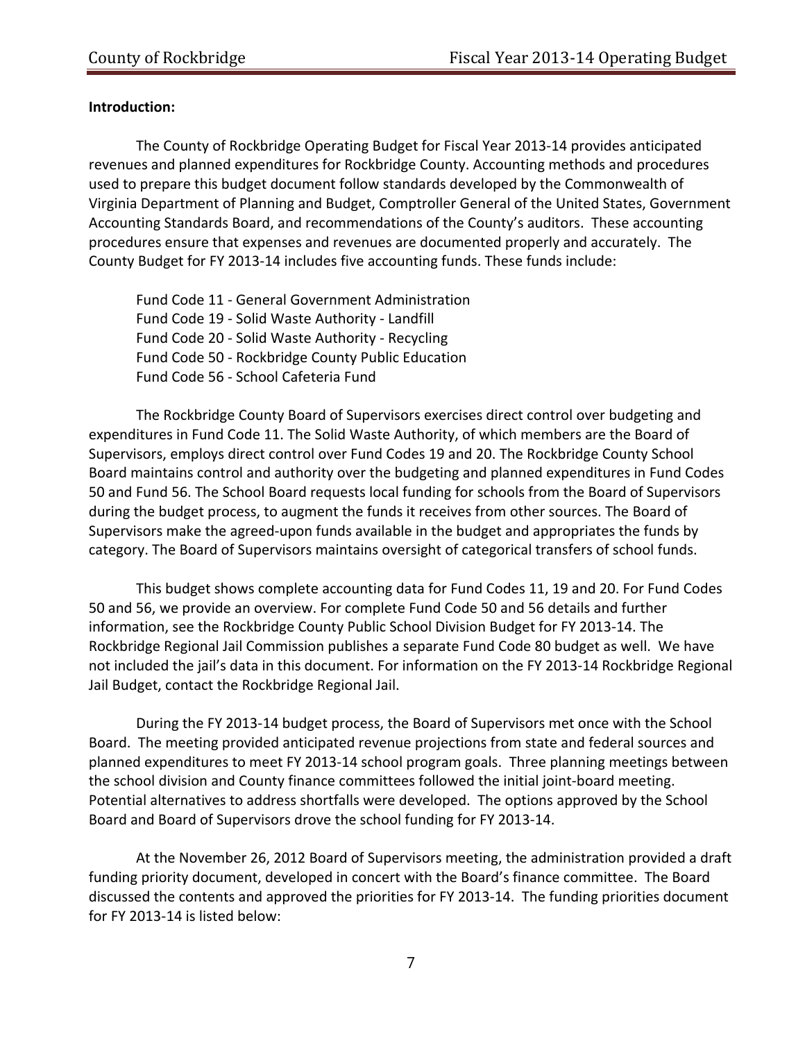**Introduction:**

The County of Rockbridge Operating Budget for Fiscal Year 2013-14 provides anticipated revenues and planned expenditures for Rockbridge County. Accounting methods and procedures used to prepare this budget document follow standards developed by the Commonwealth of Virginia Department of Planning and Budget, Comptroller General of the United States, Government Accounting Standards Board, and recommendations of the County's auditors. These accounting procedures ensure that expenses and revenues are documented properly and accurately. The County Budget for FY 2013-14 includes five accounting funds. These funds include:

Fund Code 11 - General Government Administration
Fund Code 19 - Solid Waste Authority - Landfill
Fund Code 20 - Solid Waste Authority - Recycling
Fund Code 50 - Rockbridge County Public Education
Fund Code 56 - School Cafeteria Fund

The Rockbridge County Board of Supervisors exercises direct control over budgeting and expenditures in Fund Code 11. The Solid Waste Authority, of which members are the Board of Supervisors, employs direct control over Fund Codes 19 and 20. The Rockbridge County School Board maintains control and authority over the budgeting and planned expenditures in Fund Codes 50 and Fund 56. The School Board requests local funding for schools from the Board of Supervisors during the budget process, to augment the funds it receives from other sources. The Board of Supervisors make the agreed-upon funds available in the budget and appropriates the funds by category. The Board of Supervisors maintains oversight of categorical transfers of school funds.

This budget shows complete accounting data for Fund Codes 11, 19 and 20. For Fund Codes 50 and 56, we provide an overview. For complete Fund Code 50 and 56 details and further information, see the Rockbridge County Public School Division Budget for FY 2013-14. The Rockbridge Regional Jail Commission publishes a separate Fund Code 80 budget as well. We have not included the jail's data in this document. For information on the FY 2013-14 Rockbridge Regional Jail Budget, contact the Rockbridge Regional Jail.

During the FY 2013-14 budget process, the Board of Supervisors met once with the School Board. The meeting provided anticipated revenue projections from state and federal sources and planned expenditures to meet FY 2013-14 school program goals. Three planning meetings between the school division and County finance committees followed the initial joint-board meeting. Potential alternatives to address shortfalls were developed. The options approved by the School Board and Board of Supervisors drove the school funding for FY 2013-14.

At the November 26, 2012 Board of Supervisors meeting, the administration provided a draft funding priority document, developed in concert with the Board's finance committee. The Board discussed the contents and approved the priorities for FY 2013-14. The funding priorities document for FY 2013-14 is listed below: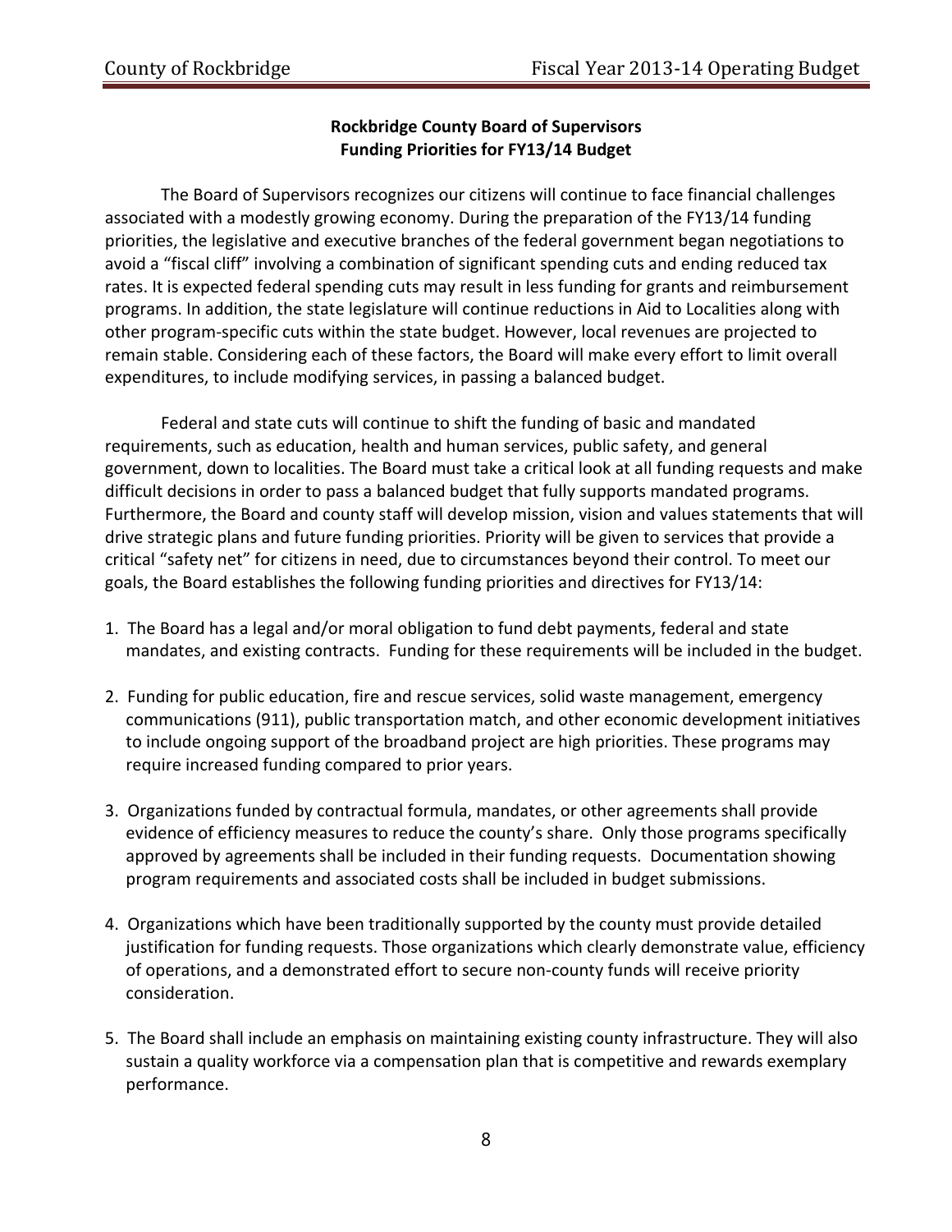**Rockbridge County Board of Supervisors**
**Funding Priorities for FY13/14 Budget**

The Board of Supervisors recognizes our citizens will continue to face financial challenges associated with a modestly growing economy. During the preparation of the FY13/14 funding priorities, the legislative and executive branches of the federal government began negotiations to avoid a "fiscal cliff" involving a combination of significant spending cuts and ending reduced tax rates. It is expected federal spending cuts may result in less funding for grants and reimbursement programs. In addition, the state legislature will continue reductions in Aid to Localities along with other program-specific cuts within the state budget. However, local revenues are projected to remain stable. Considering each of these factors, the Board will make every effort to limit overall expenditures, to include modifying services, in passing a balanced budget.

Federal and state cuts will continue to shift the funding of basic and mandated requirements, such as education, health and human services, public safety, and general government, down to localities. The Board must take a critical look at all funding requests and make difficult decisions in order to pass a balanced budget that fully supports mandated programs. Furthermore, the Board and county staff will develop mission, vision and values statements that will drive strategic plans and future funding priorities. Priority will be given to services that provide a critical "safety net" for citizens in need, due to circumstances beyond their control. To meet our goals, the Board establishes the following funding priorities and directives for FY13/14:

1. The Board has a legal and/or moral obligation to fund debt payments, federal and state mandates, and existing contracts. Funding for these requirements will be included in the budget.

2. Funding for public education, fire and rescue services, solid waste management, emergency communications (911), public transportation match, and other economic development initiatives to include ongoing support of the broadband project are high priorities. These programs may require increased funding compared to prior years.

3. Organizations funded by contractual formula, mandates, or other agreements shall provide evidence of efficiency measures to reduce the county's share. Only those programs specifically approved by agreements shall be included in their funding requests. Documentation showing program requirements and associated costs shall be included in budget submissions.

4. Organizations which have been traditionally supported by the county must provide detailed justification for funding requests. Those organizations which clearly demonstrate value, efficiency of operations, and a demonstrated effort to secure non-county funds will receive priority consideration.

5. The Board shall include an emphasis on maintaining existing county infrastructure. They will also sustain a quality workforce via a compensation plan that is competitive and rewards exemplary performance.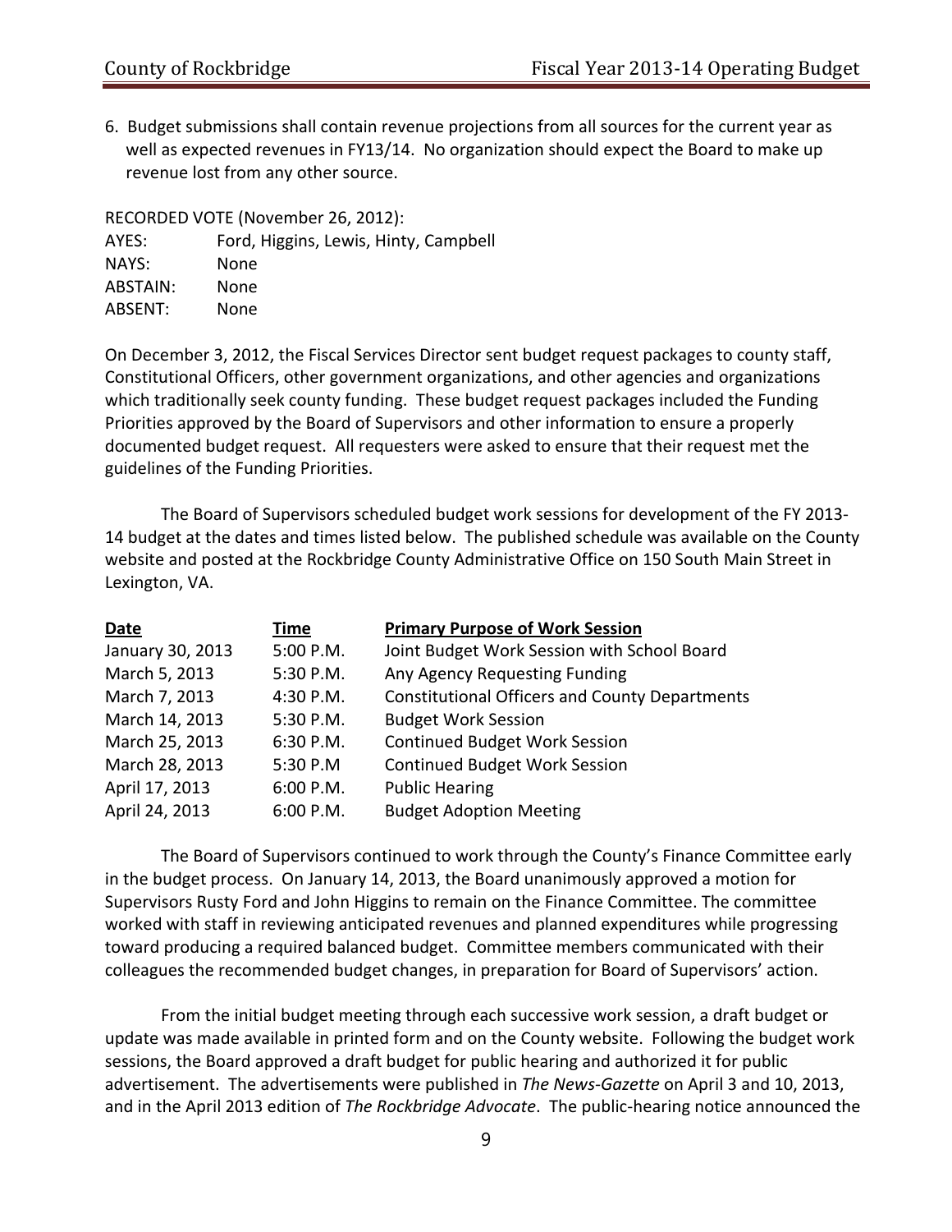6. Budget submissions shall contain revenue projections from all sources for the current year as well as expected revenues in FY13/14. No organization should expect the Board to make up revenue lost from any other source.

RECORDED VOTE (November 26, 2012):

| | |
|---|---|
| AYES: | Ford, Higgins, Lewis, Hinty, Campbell |
| NAYS: | None |
| ABSTAIN: | None |
| ABSENT: | None |

On December 3, 2012, the Fiscal Services Director sent budget request packages to county staff, Constitutional Officers, other government organizations, and other agencies and organizations which traditionally seek county funding. These budget request packages included the Funding Priorities approved by the Board of Supervisors and other information to ensure a properly documented budget request. All requesters were asked to ensure that their request met the guidelines of the Funding Priorities.

The Board of Supervisors scheduled budget work sessions for development of the FY 2013-14 budget at the dates and times listed below. The published schedule was available on the County website and posted at the Rockbridge County Administrative Office on 150 South Main Street in Lexington, VA.

| Date | Time | Primary Purpose of Work Session |
|---|---|---|
| January 30, 2013 | 5:00 P.M. | Joint Budget Work Session with School Board |
| March 5, 2013 | 5:30 P.M. | Any Agency Requesting Funding |
| March 7, 2013 | 4:30 P.M. | Constitutional Officers and County Departments |
| March 14, 2013 | 5:30 P.M. | Budget Work Session |
| March 25, 2013 | 6:30 P.M. | Continued Budget Work Session |
| March 28, 2013 | 5:30 P.M | Continued Budget Work Session |
| April 17, 2013 | 6:00 P.M. | Public Hearing |
| April 24, 2013 | 6:00 P.M. | Budget Adoption Meeting |

The Board of Supervisors continued to work through the County's Finance Committee early in the budget process. On January 14, 2013, the Board unanimously approved a motion for Supervisors Rusty Ford and John Higgins to remain on the Finance Committee. The committee worked with staff in reviewing anticipated revenues and planned expenditures while progressing toward producing a required balanced budget. Committee members communicated with their colleagues the recommended budget changes, in preparation for Board of Supervisors' action.

From the initial budget meeting through each successive work session, a draft budget or update was made available in printed form and on the County website. Following the budget work sessions, the Board approved a draft budget for public hearing and authorized it for public advertisement. The advertisements were published in *The News-Gazette* on April 3 and 10, 2013, and in the April 2013 edition of *The Rockbridge Advocate*. The public-hearing notice announced the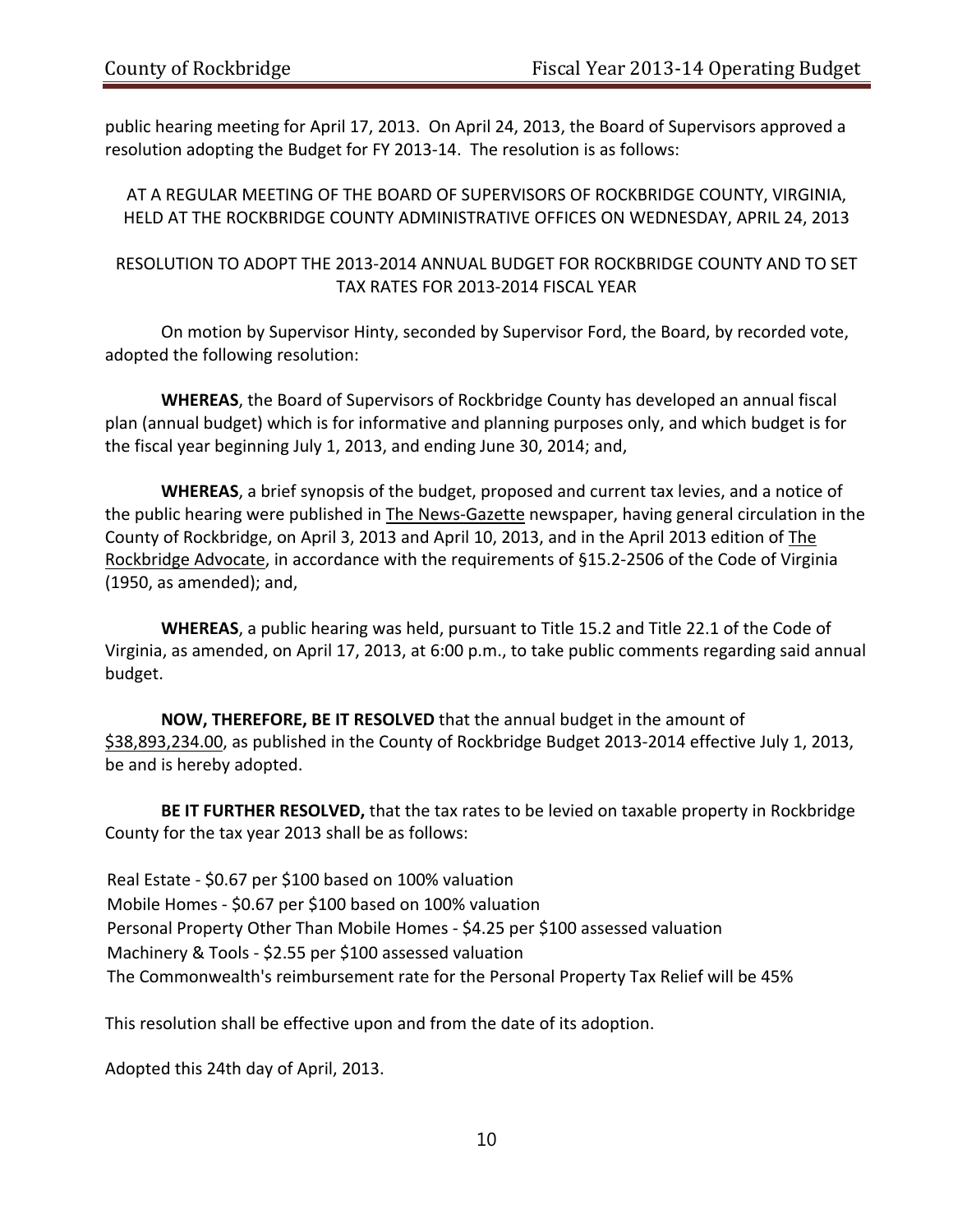public hearing meeting for April 17, 2013. On April 24, 2013, the Board of Supervisors approved a resolution adopting the Budget for FY 2013-14. The resolution is as follows:

AT A REGULAR MEETING OF THE BOARD OF SUPERVISORS OF ROCKBRIDGE COUNTY, VIRGINIA, HELD AT THE ROCKBRIDGE COUNTY ADMINISTRATIVE OFFICES ON WEDNESDAY, APRIL 24, 2013

RESOLUTION TO ADOPT THE 2013-2014 ANNUAL BUDGET FOR ROCKBRIDGE COUNTY AND TO SET TAX RATES FOR 2013-2014 FISCAL YEAR

On motion by Supervisor Hinty, seconded by Supervisor Ford, the Board, by recorded vote, adopted the following resolution:

**WHEREAS**, the Board of Supervisors of Rockbridge County has developed an annual fiscal plan (annual budget) which is for informative and planning purposes only, and which budget is for the fiscal year beginning July 1, 2013, and ending June 30, 2014; and,

**WHEREAS**, a brief synopsis of the budget, proposed and current tax levies, and a notice of the public hearing were published in The News-Gazette newspaper, having general circulation in the County of Rockbridge, on April 3, 2013 and April 10, 2013, and in the April 2013 edition of The Rockbridge Advocate, in accordance with the requirements of §15.2-2506 of the Code of Virginia (1950, as amended); and,

**WHEREAS**, a public hearing was held, pursuant to Title 15.2 and Title 22.1 of the Code of Virginia, as amended, on April 17, 2013, at 6:00 p.m., to take public comments regarding said annual budget.

**NOW, THEREFORE, BE IT RESOLVED** that the annual budget in the amount of $38,893,234.00, as published in the County of Rockbridge Budget 2013-2014 effective July 1, 2013, be and is hereby adopted.

**BE IT FURTHER RESOLVED,** that the tax rates to be levied on taxable property in Rockbridge County for the tax year 2013 shall be as follows:

Real Estate - $0.67 per $100 based on 100% valuation
Mobile Homes - $0.67 per $100 based on 100% valuation
Personal Property Other Than Mobile Homes - $4.25 per $100 assessed valuation
Machinery & Tools - $2.55 per $100 assessed valuation
The Commonwealth's reimbursement rate for the Personal Property Tax Relief will be 45%

This resolution shall be effective upon and from the date of its adoption.

Adopted this 24th day of April, 2013.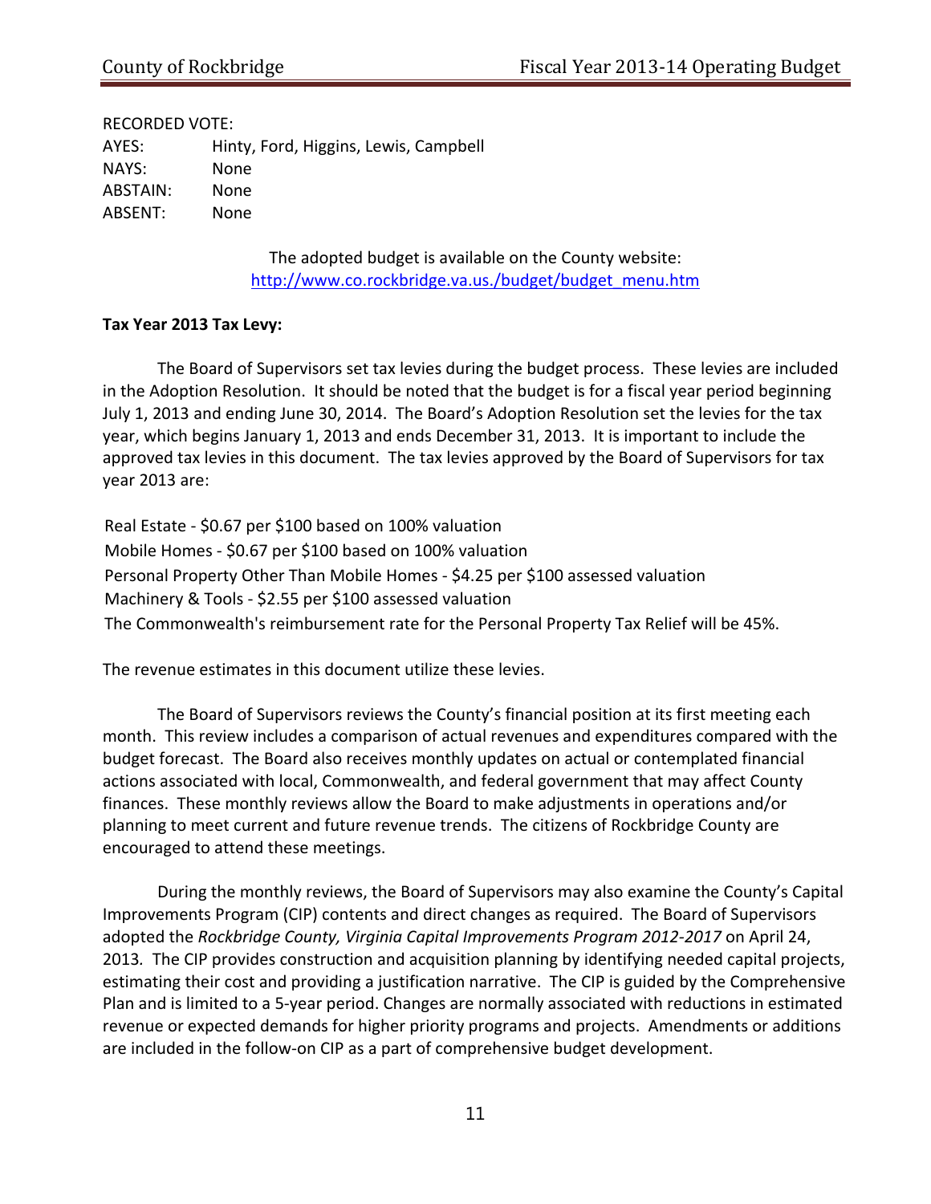RECORDED VOTE:

| | |
|---|---|
| AYES: | Hinty, Ford, Higgins, Lewis, Campbell |
| NAYS: | None |
| ABSTAIN: | None |
| ABSENT: | None |

The adopted budget is available on the County website:
http://www.co.rockbridge.va.us./budget/budget_menu.htm

**Tax Year 2013 Tax Levy:**

The Board of Supervisors set tax levies during the budget process. These levies are included in the Adoption Resolution. It should be noted that the budget is for a fiscal year period beginning July 1, 2013 and ending June 30, 2014. The Board's Adoption Resolution set the levies for the tax year, which begins January 1, 2013 and ends December 31, 2013. It is important to include the approved tax levies in this document. The tax levies approved by the Board of Supervisors for tax year 2013 are:

Real Estate - $0.67 per $100 based on 100% valuation
Mobile Homes - $0.67 per $100 based on 100% valuation
Personal Property Other Than Mobile Homes - $4.25 per $100 assessed valuation
Machinery & Tools - $2.55 per $100 assessed valuation
The Commonwealth's reimbursement rate for the Personal Property Tax Relief will be 45%.

The revenue estimates in this document utilize these levies.

The Board of Supervisors reviews the County's financial position at its first meeting each month. This review includes a comparison of actual revenues and expenditures compared with the budget forecast. The Board also receives monthly updates on actual or contemplated financial actions associated with local, Commonwealth, and federal government that may affect County finances. These monthly reviews allow the Board to make adjustments in operations and/or planning to meet current and future revenue trends. The citizens of Rockbridge County are encouraged to attend these meetings.

During the monthly reviews, the Board of Supervisors may also examine the County's Capital Improvements Program (CIP) contents and direct changes as required. The Board of Supervisors adopted the *Rockbridge County, Virginia Capital Improvements Program 2012-2017* on April 24, 2013. The CIP provides construction and acquisition planning by identifying needed capital projects, estimating their cost and providing a justification narrative. The CIP is guided by the Comprehensive Plan and is limited to a 5-year period. Changes are normally associated with reductions in estimated revenue or expected demands for higher priority programs and projects. Amendments or additions are included in the follow-on CIP as a part of comprehensive budget development.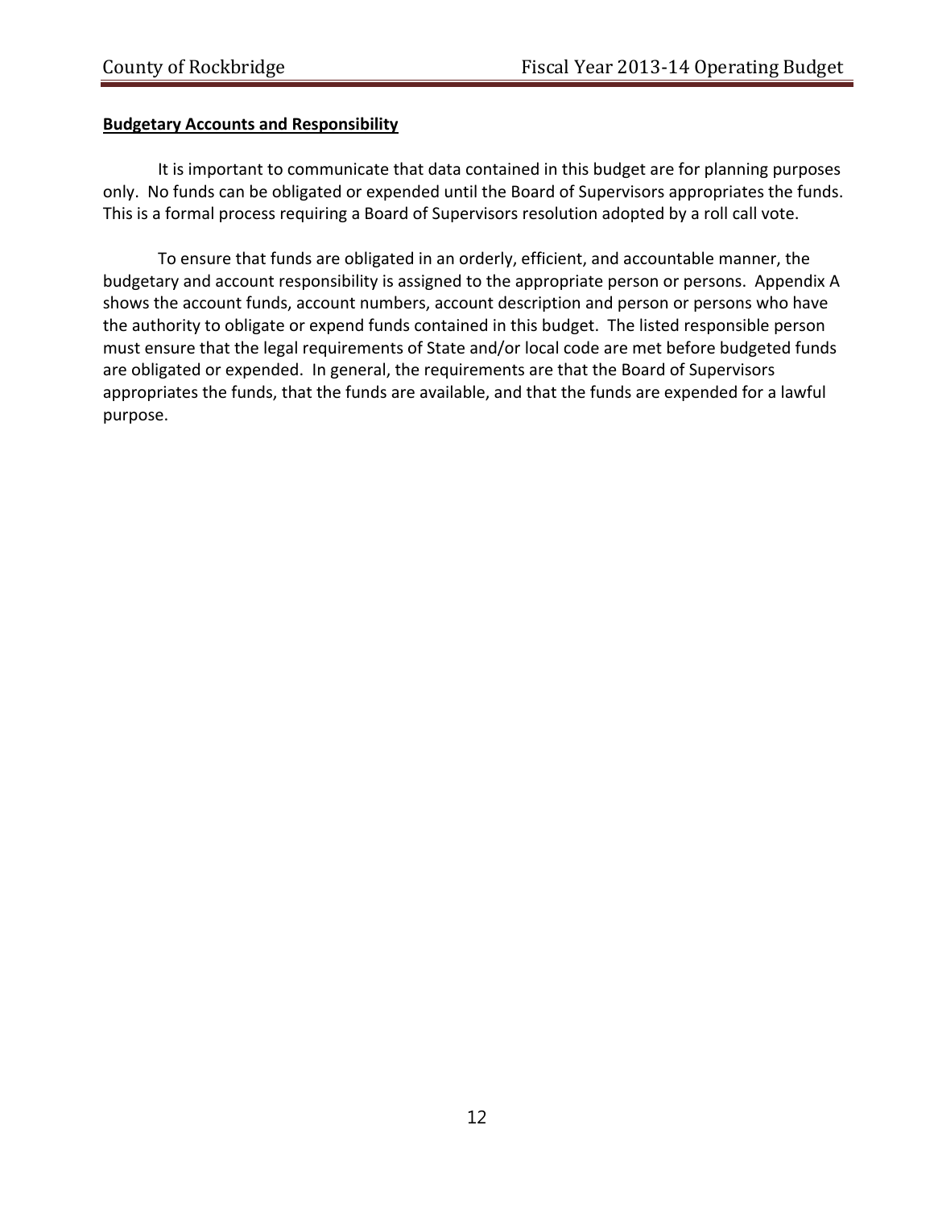**Budgetary Accounts and Responsibility**

It is important to communicate that data contained in this budget are for planning purposes only. No funds can be obligated or expended until the Board of Supervisors appropriates the funds. This is a formal process requiring a Board of Supervisors resolution adopted by a roll call vote.

To ensure that funds are obligated in an orderly, efficient, and accountable manner, the budgetary and account responsibility is assigned to the appropriate person or persons. Appendix A shows the account funds, account numbers, account description and person or persons who have the authority to obligate or expend funds contained in this budget. The listed responsible person must ensure that the legal requirements of State and/or local code are met before budgeted funds are obligated or expended. In general, the requirements are that the Board of Supervisors appropriates the funds, that the funds are available, and that the funds are expended for a lawful purpose.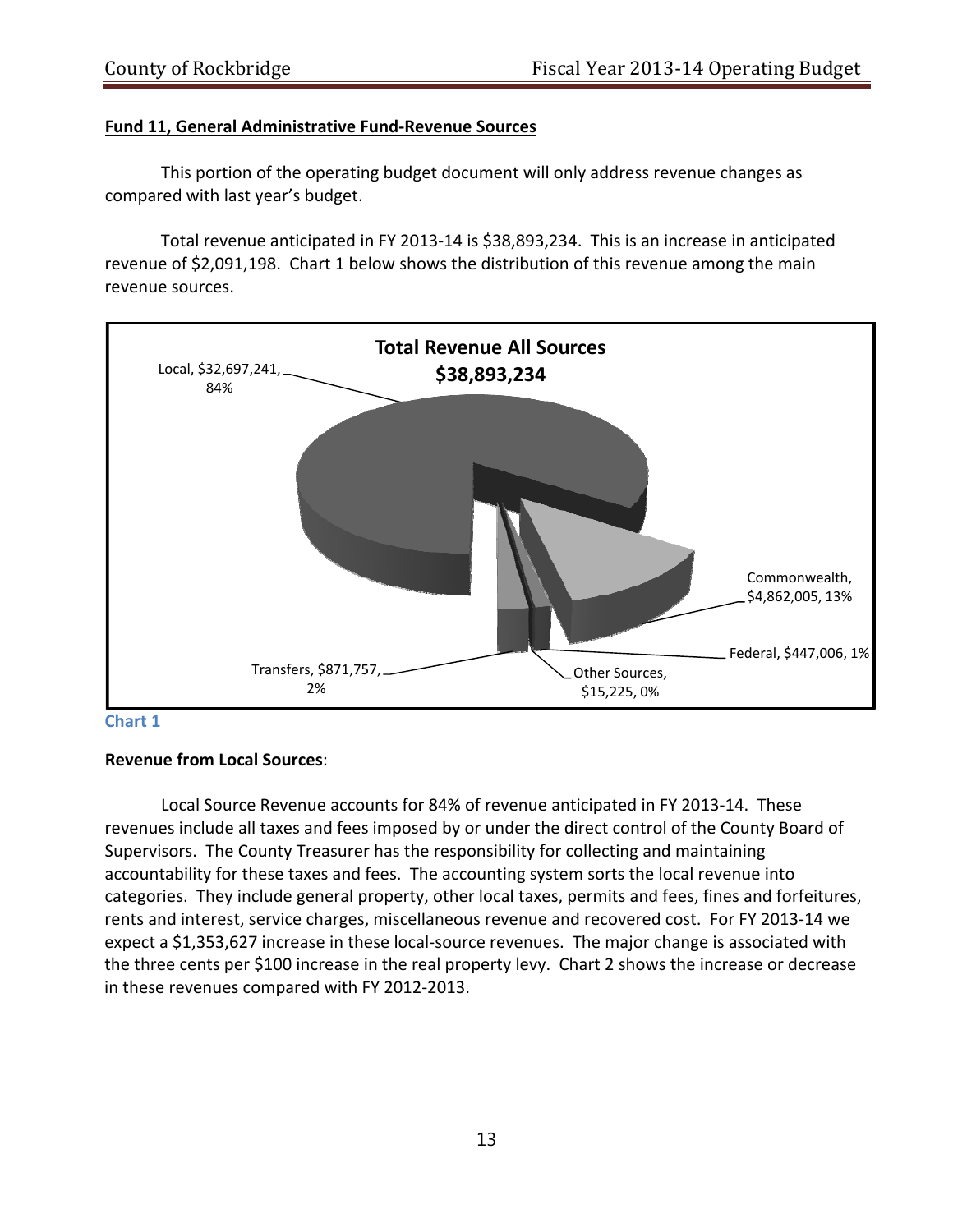**Fund 11, General Administrative Fund-Revenue Sources**

This portion of the operating budget document will only address revenue changes as compared with last year's budget.

Total revenue anticipated in FY 2013-14 is $38,893,234. This is an increase in anticipated revenue of $2,091,198. Chart 1 below shows the distribution of this revenue among the main revenue sources.

**Total Revenue All Sources**
**$38,893,234**

Local, $32,697,241, 84%

Commonwealth, $4,862,005, 13%

Federal, $447,006, 1%

Other Sources, $15,225, 0%

Transfers, $871,757, 2%

Chart 1

**Revenue from Local Sources**:

Local Source Revenue accounts for 84% of revenue anticipated in FY 2013-14. These revenues include all taxes and fees imposed by or under the direct control of the County Board of Supervisors. The County Treasurer has the responsibility for collecting and maintaining accountability for these taxes and fees. The accounting system sorts the local revenue into categories. They include general property, other local taxes, permits and fees, fines and forfeitures, rents and interest, service charges, miscellaneous revenue and recovered cost. For FY 2013-14 we expect a $1,353,627 increase in these local-source revenues. The major change is associated with the three cents per $100 increase in the real property levy. Chart 2 shows the increase or decrease in these revenues compared with FY 2012-2013.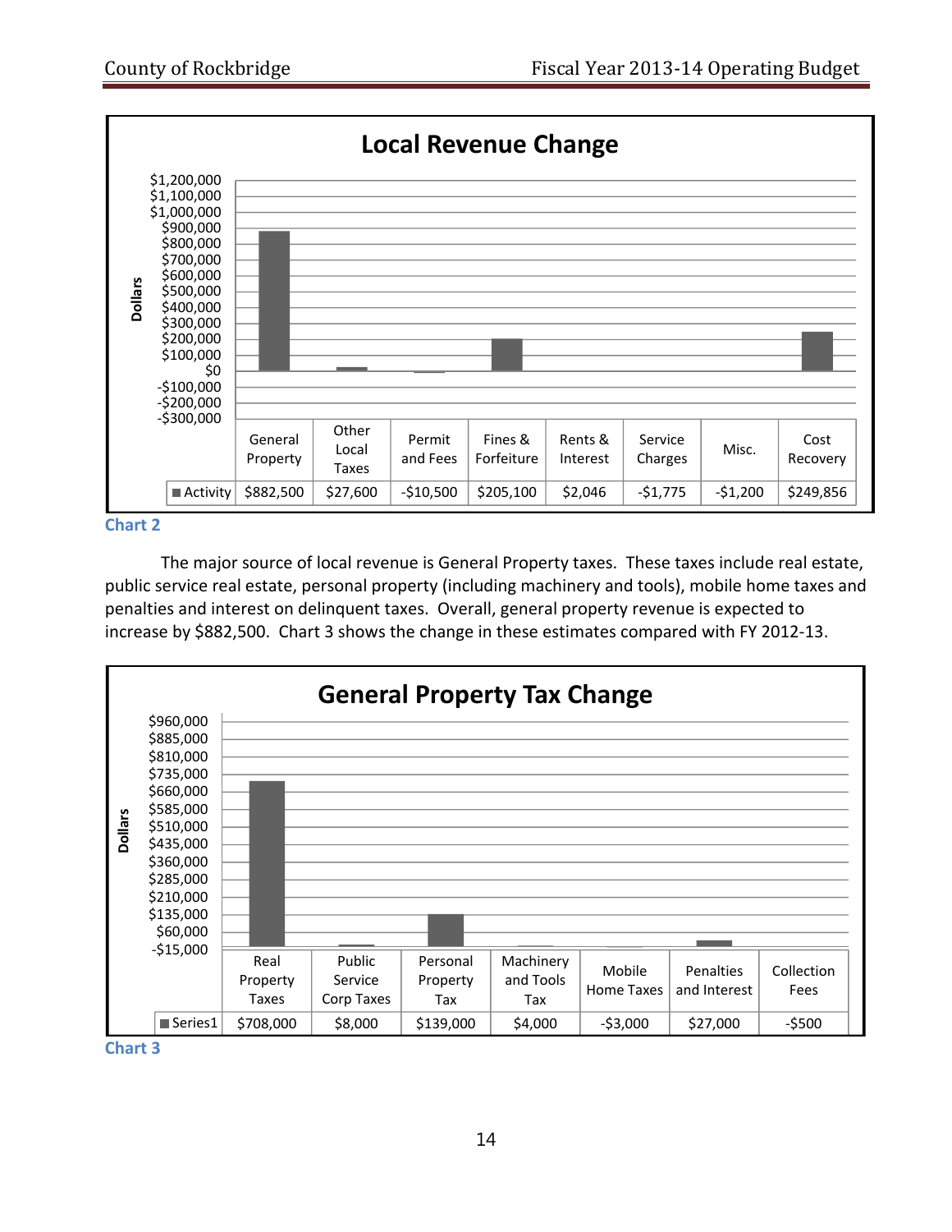## Local Revenue Change

| | General Property | Other Local Taxes | Permit and Fees | Fines & Forfeiture | Rents & Interest | Service Charges | Misc. | Cost Recovery |
|---|---|---|---|---|---|---|---|---|
| Activity | $882,500 | $27,600 | -$10,500 | $205,100 | $2,046 | -$1,775 | -$1,200 | $249,856 |

Chart 2

The major source of local revenue is General Property taxes. These taxes include real estate, public service real estate, personal property (including machinery and tools), mobile home taxes and penalties and interest on delinquent taxes. Overall, general property revenue is expected to increase by $882,500. Chart 3 shows the change in these estimates compared with FY 2012-13.

## General Property Tax Change

| | Real Property Taxes | Public Service Corp Taxes | Personal Property Tax | Machinery and Tools Tax | Mobile Home Taxes | Penalties and Interest | Collection Fees |
|---|---|---|---|---|---|---|---|
| Series1 | $708,000 | $8,000 | $139,000 | $4,000 | -$3,000 | $27,000 | -$500 |

Chart 3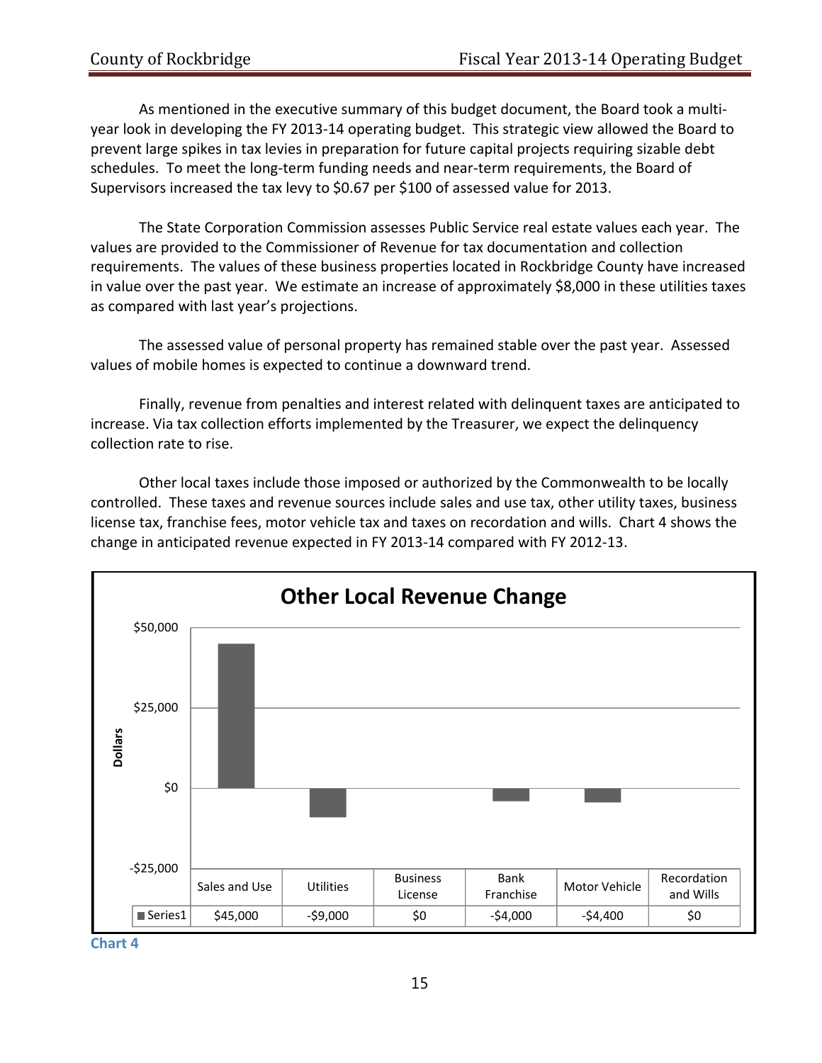As mentioned in the executive summary of this budget document, the Board took a multi-year look in developing the FY 2013-14 operating budget. This strategic view allowed the Board to prevent large spikes in tax levies in preparation for future capital projects requiring sizable debt schedules. To meet the long-term funding needs and near-term requirements, the Board of Supervisors increased the tax levy to $0.67 per $100 of assessed value for 2013.

The State Corporation Commission assesses Public Service real estate values each year. The values are provided to the Commissioner of Revenue for tax documentation and collection requirements. The values of these business properties located in Rockbridge County have increased in value over the past year. We estimate an increase of approximately $8,000 in these utilities taxes as compared with last year's projections.

The assessed value of personal property has remained stable over the past year. Assessed values of mobile homes is expected to continue a downward trend.

Finally, revenue from penalties and interest related with delinquent taxes are anticipated to increase. Via tax collection efforts implemented by the Treasurer, we expect the delinquency collection rate to rise.

Other local taxes include those imposed or authorized by the Commonwealth to be locally controlled. These taxes and revenue sources include sales and use tax, other utility taxes, business license tax, franchise fees, motor vehicle tax and taxes on recordation and wills. Chart 4 shows the change in anticipated revenue expected in FY 2013-14 compared with FY 2012-13.

**Other Local Revenue Change**

| | Sales and Use | Utilities | Business License | Bank Franchise | Motor Vehicle | Recordation and Wills |
|---|---|---|---|---|---|---|
| Series1 | $45,000 | -$9,000 | $0 | -$4,000 | -$4,400 | $0 |

Chart 4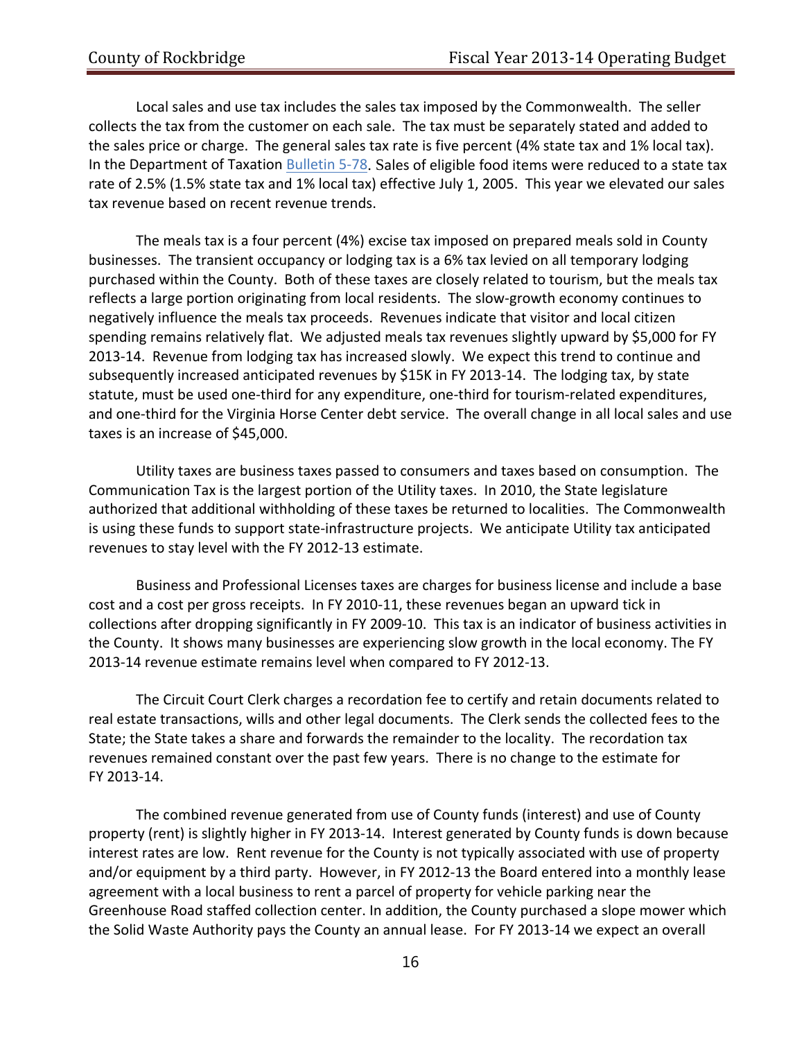Local sales and use tax includes the sales tax imposed by the Commonwealth. The seller collects the tax from the customer on each sale. The tax must be separately stated and added to the sales price or charge. The general sales tax rate is five percent (4% state tax and 1% local tax). In the Department of Taxation Bulletin 5-78. Sales of eligible food items were reduced to a state tax rate of 2.5% (1.5% state tax and 1% local tax) effective July 1, 2005. This year we elevated our sales tax revenue based on recent revenue trends.

The meals tax is a four percent (4%) excise tax imposed on prepared meals sold in County businesses. The transient occupancy or lodging tax is a 6% tax levied on all temporary lodging purchased within the County. Both of these taxes are closely related to tourism, but the meals tax reflects a large portion originating from local residents. The slow-growth economy continues to negatively influence the meals tax proceeds. Revenues indicate that visitor and local citizen spending remains relatively flat. We adjusted meals tax revenues slightly upward by $5,000 for FY 2013-14. Revenue from lodging tax has increased slowly. We expect this trend to continue and subsequently increased anticipated revenues by $15K in FY 2013-14. The lodging tax, by state statute, must be used one-third for any expenditure, one-third for tourism-related expenditures, and one-third for the Virginia Horse Center debt service. The overall change in all local sales and use taxes is an increase of $45,000.

Utility taxes are business taxes passed to consumers and taxes based on consumption. The Communication Tax is the largest portion of the Utility taxes. In 2010, the State legislature authorized that additional withholding of these taxes be returned to localities. The Commonwealth is using these funds to support state-infrastructure projects. We anticipate Utility tax anticipated revenues to stay level with the FY 2012-13 estimate.

Business and Professional Licenses taxes are charges for business license and include a base cost and a cost per gross receipts. In FY 2010-11, these revenues began an upward tick in collections after dropping significantly in FY 2009-10. This tax is an indicator of business activities in the County. It shows many businesses are experiencing slow growth in the local economy. The FY 2013-14 revenue estimate remains level when compared to FY 2012-13.

The Circuit Court Clerk charges a recordation fee to certify and retain documents related to real estate transactions, wills and other legal documents. The Clerk sends the collected fees to the State; the State takes a share and forwards the remainder to the locality. The recordation tax revenues remained constant over the past few years. There is no change to the estimate for FY 2013-14.

The combined revenue generated from use of County funds (interest) and use of County property (rent) is slightly higher in FY 2013-14. Interest generated by County funds is down because interest rates are low. Rent revenue for the County is not typically associated with use of property and/or equipment by a third party. However, in FY 2012-13 the Board entered into a monthly lease agreement with a local business to rent a parcel of property for vehicle parking near the Greenhouse Road staffed collection center. In addition, the County purchased a slope mower which the Solid Waste Authority pays the County an annual lease. For FY 2013-14 we expect an overall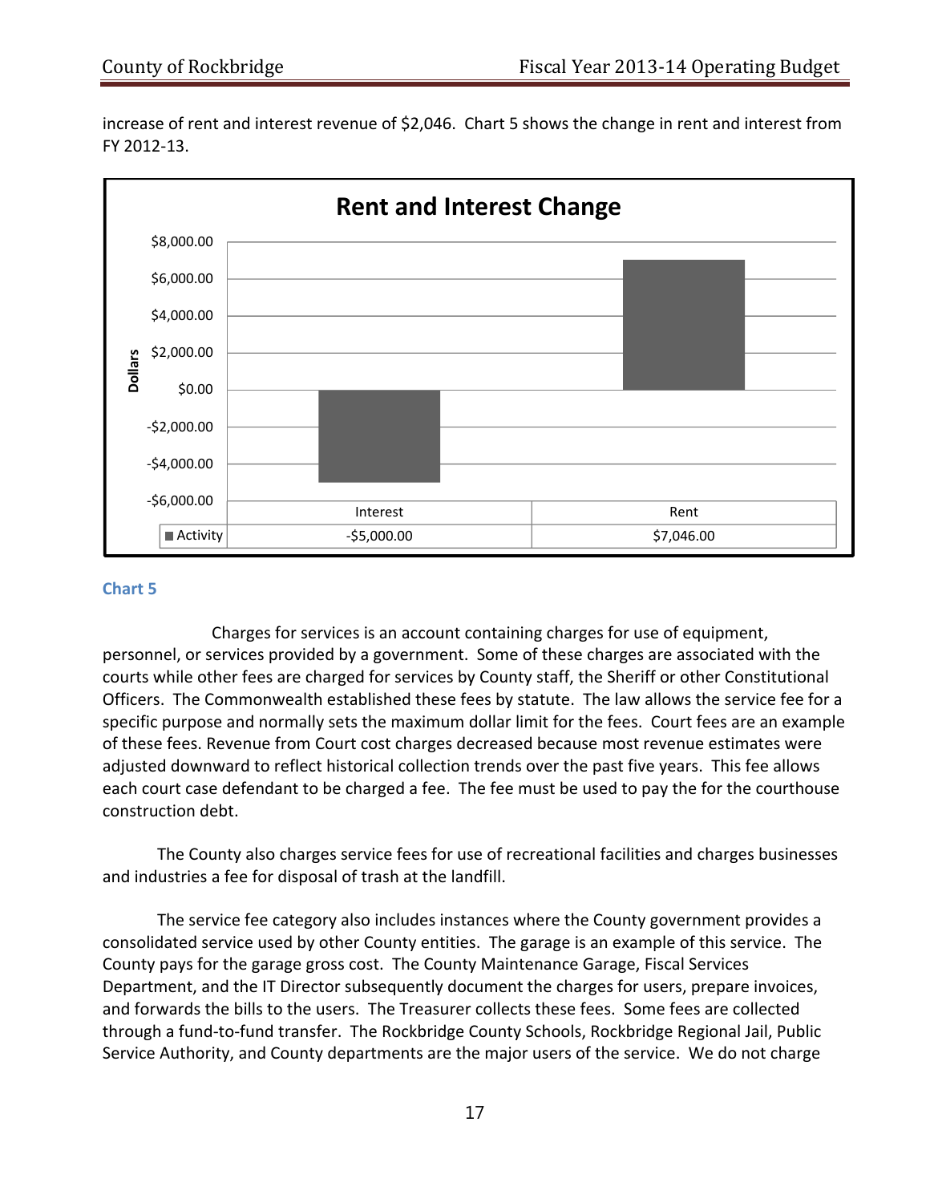increase of rent and interest revenue of $2,046. Chart 5 shows the change in rent and interest from FY 2012-13.

**Rent and Interest Change**

| | Interest | Rent |
|---|---|---|
| Activity | -$5,000.00 | $7,046.00 |

**Chart 5**

Charges for services is an account containing charges for use of equipment, personnel, or services provided by a government. Some of these charges are associated with the courts while other fees are charged for services by County staff, the Sheriff or other Constitutional Officers. The Commonwealth established these fees by statute. The law allows the service fee for a specific purpose and normally sets the maximum dollar limit for the fees. Court fees are an example of these fees. Revenue from Court cost charges decreased because most revenue estimates were adjusted downward to reflect historical collection trends over the past five years. This fee allows each court case defendant to be charged a fee. The fee must be used to pay the for the courthouse construction debt.

The County also charges service fees for use of recreational facilities and charges businesses and industries a fee for disposal of trash at the landfill.

The service fee category also includes instances where the County government provides a consolidated service used by other County entities. The garage is an example of this service. The County pays for the garage gross cost. The County Maintenance Garage, Fiscal Services Department, and the IT Director subsequently document the charges for users, prepare invoices, and forwards the bills to the users. The Treasurer collects these fees. Some fees are collected through a fund-to-fund transfer. The Rockbridge County Schools, Rockbridge Regional Jail, Public Service Authority, and County departments are the major users of the service. We do not charge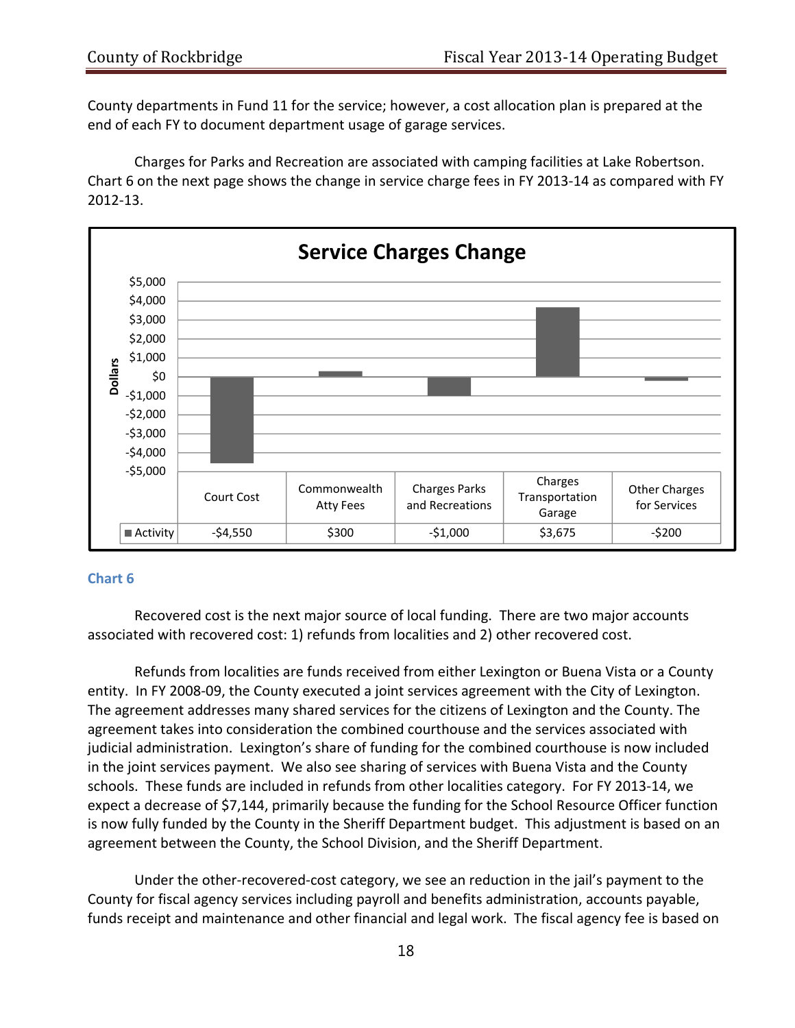County departments in Fund 11 for the service; however, a cost allocation plan is prepared at the end of each FY to document department usage of garage services.

Charges for Parks and Recreation are associated with camping facilities at Lake Robertson. Chart 6 on the next page shows the change in service charge fees in FY 2013-14 as compared with FY 2012-13.

**Service Charges Change**

| | Court Cost | Commonwealth Atty Fees | Charges Parks and Recreations | Charges Transportation Garage | Other Charges for Services |
|---|---|---|---|---|---|
| Activity | -$4,550 | $300 | -$1,000 | $3,675 | -$200 |

**Chart 6**

Recovered cost is the next major source of local funding. There are two major accounts associated with recovered cost: 1) refunds from localities and 2) other recovered cost.

Refunds from localities are funds received from either Lexington or Buena Vista or a County entity. In FY 2008-09, the County executed a joint services agreement with the City of Lexington. The agreement addresses many shared services for the citizens of Lexington and the County. The agreement takes into consideration the combined courthouse and the services associated with judicial administration. Lexington's share of funding for the combined courthouse is now included in the joint services payment. We also see sharing of services with Buena Vista and the County schools. These funds are included in refunds from other localities category. For FY 2013-14, we expect a decrease of $7,144, primarily because the funding for the School Resource Officer function is now fully funded by the County in the Sheriff Department budget. This adjustment is based on an agreement between the County, the School Division, and the Sheriff Department.

Under the other-recovered-cost category, we see an reduction in the jail's payment to the County for fiscal agency services including payroll and benefits administration, accounts payable, funds receipt and maintenance and other financial and legal work. The fiscal agency fee is based on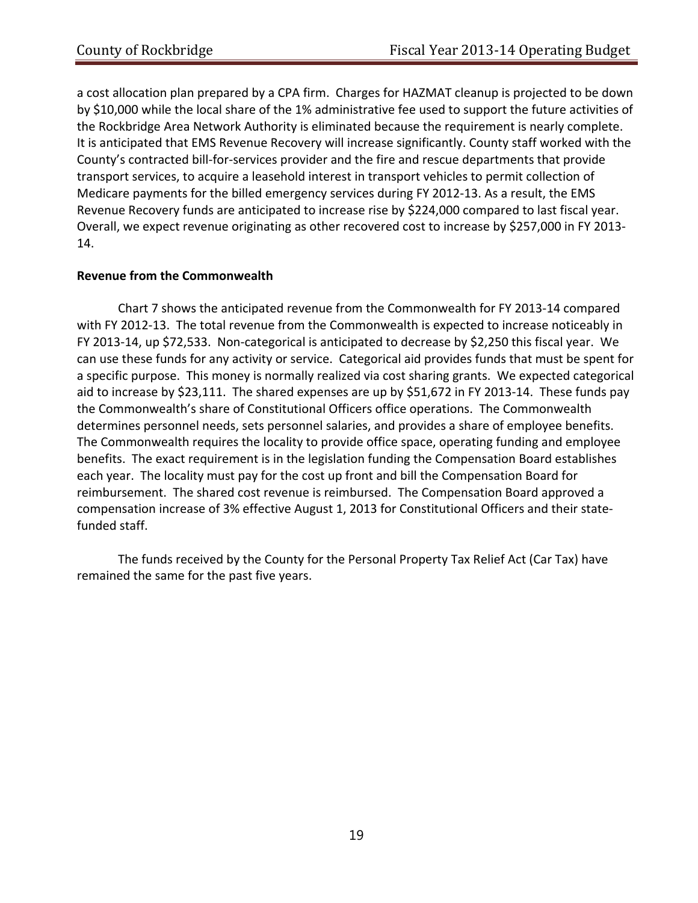a cost allocation plan prepared by a CPA firm. Charges for HAZMAT cleanup is projected to be down by $10,000 while the local share of the 1% administrative fee used to support the future activities of the Rockbridge Area Network Authority is eliminated because the requirement is nearly complete. It is anticipated that EMS Revenue Recovery will increase significantly. County staff worked with the County's contracted bill-for-services provider and the fire and rescue departments that provide transport services, to acquire a leasehold interest in transport vehicles to permit collection of Medicare payments for the billed emergency services during FY 2012-13. As a result, the EMS Revenue Recovery funds are anticipated to increase rise by $224,000 compared to last fiscal year. Overall, we expect revenue originating as other recovered cost to increase by $257,000 in FY 2013-14.

**Revenue from the Commonwealth**

Chart 7 shows the anticipated revenue from the Commonwealth for FY 2013-14 compared with FY 2012-13. The total revenue from the Commonwealth is expected to increase noticeably in FY 2013-14, up $72,533. Non-categorical is anticipated to decrease by $2,250 this fiscal year. We can use these funds for any activity or service. Categorical aid provides funds that must be spent for a specific purpose. This money is normally realized via cost sharing grants. We expected categorical aid to increase by $23,111. The shared expenses are up by $51,672 in FY 2013-14. These funds pay the Commonwealth's share of Constitutional Officers office operations. The Commonwealth determines personnel needs, sets personnel salaries, and provides a share of employee benefits. The Commonwealth requires the locality to provide office space, operating funding and employee benefits. The exact requirement is in the legislation funding the Compensation Board establishes each year. The locality must pay for the cost up front and bill the Compensation Board for reimbursement. The shared cost revenue is reimbursed. The Compensation Board approved a compensation increase of 3% effective August 1, 2013 for Constitutional Officers and their state-funded staff.

The funds received by the County for the Personal Property Tax Relief Act (Car Tax) have remained the same for the past five years.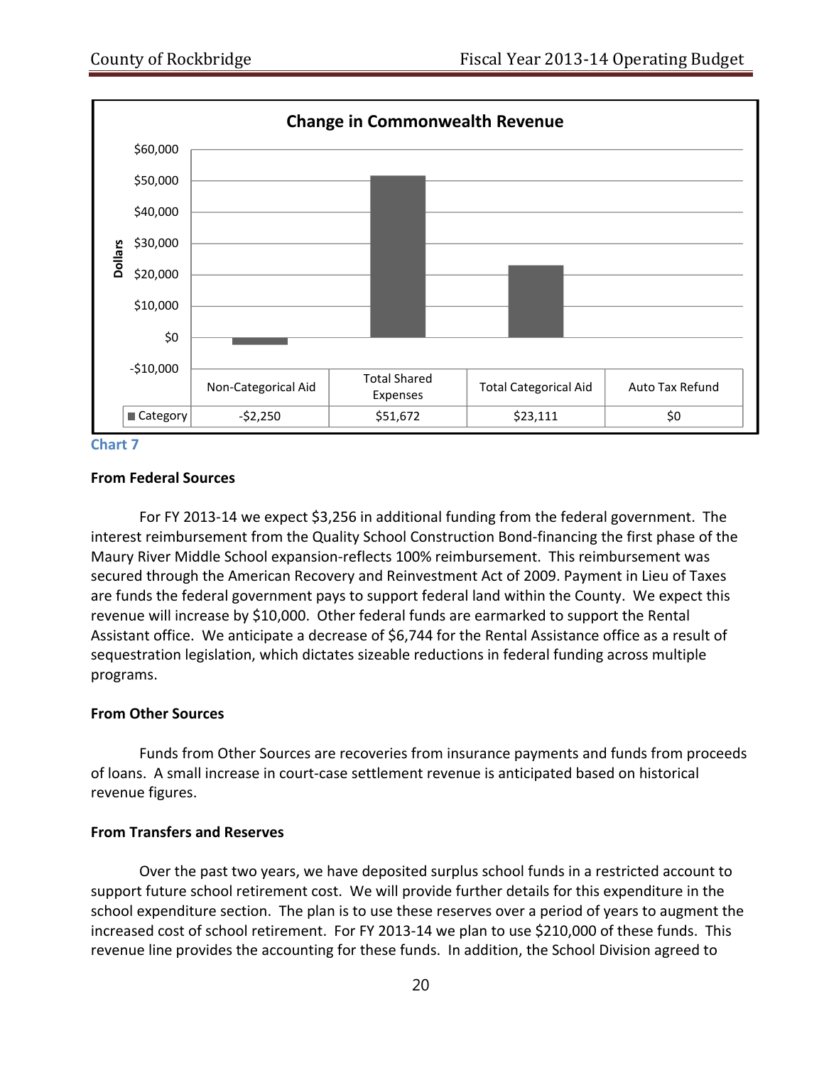**Change in Commonwealth Revenue**

| | Non-Categorical Aid | Total Shared Expenses | Total Categorical Aid | Auto Tax Refund |
|---|---|---|---|---|
| Category | -$2,250 | $51,672 | $23,111 | $0 |

Chart 7

**From Federal Sources**

For FY 2013-14 we expect $3,256 in additional funding from the federal government. The interest reimbursement from the Quality School Construction Bond-financing the first phase of the Maury River Middle School expansion-reflects 100% reimbursement. This reimbursement was secured through the American Recovery and Reinvestment Act of 2009. Payment in Lieu of Taxes are funds the federal government pays to support federal land within the County. We expect this revenue will increase by $10,000. Other federal funds are earmarked to support the Rental Assistant office. We anticipate a decrease of $6,744 for the Rental Assistance office as a result of sequestration legislation, which dictates sizeable reductions in federal funding across multiple programs.

**From Other Sources**

Funds from Other Sources are recoveries from insurance payments and funds from proceeds of loans. A small increase in court-case settlement revenue is anticipated based on historical revenue figures.

**From Transfers and Reserves**

Over the past two years, we have deposited surplus school funds in a restricted account to support future school retirement cost. We will provide further details for this expenditure in the school expenditure section. The plan is to use these reserves over a period of years to augment the increased cost of school retirement. For FY 2013-14 we plan to use $210,000 of these funds. This revenue line provides the accounting for these funds. In addition, the School Division agreed to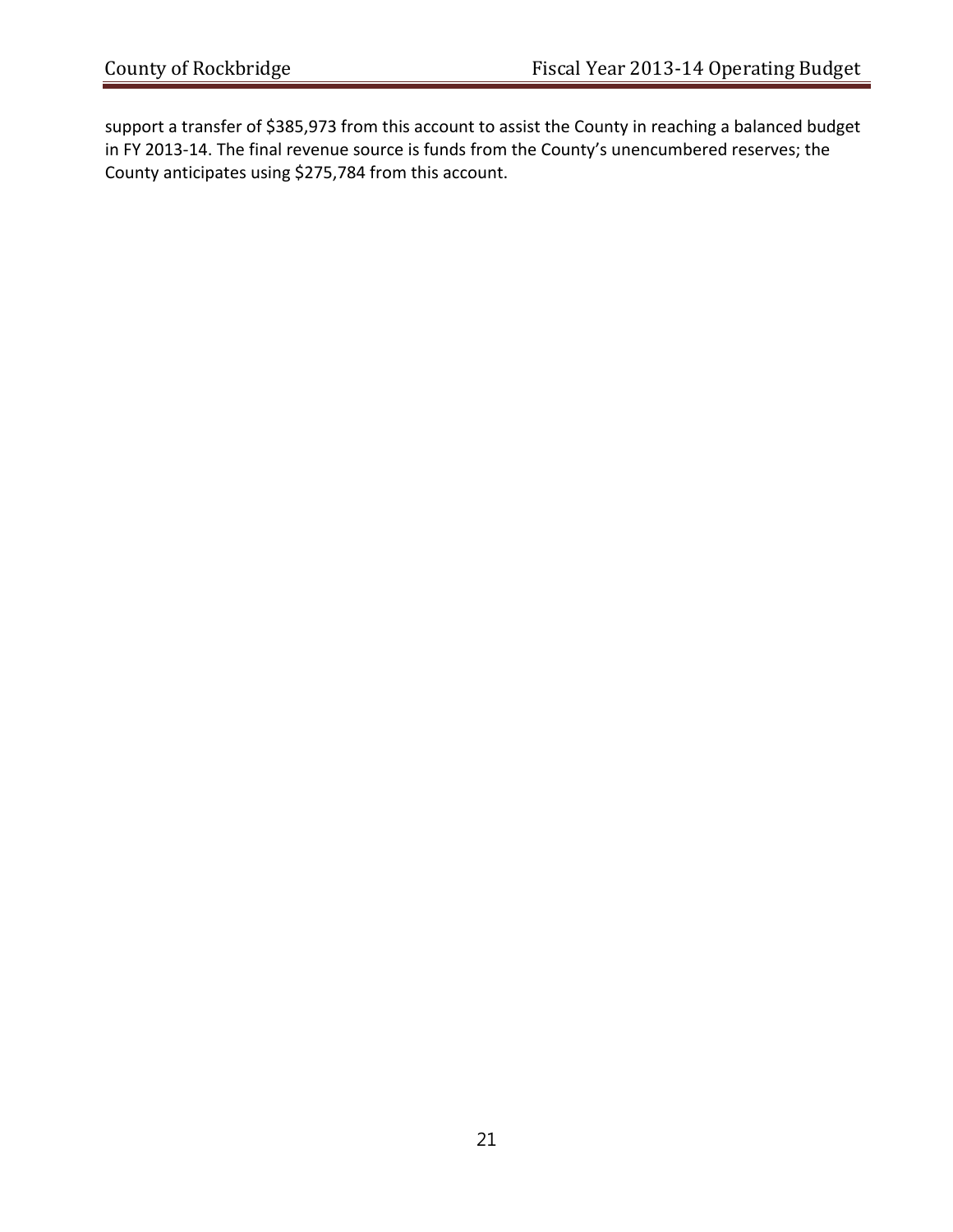support a transfer of $385,973 from this account to assist the County in reaching a balanced budget in FY 2013-14. The final revenue source is funds from the County's unencumbered reserves; the County anticipates using $275,784 from this account.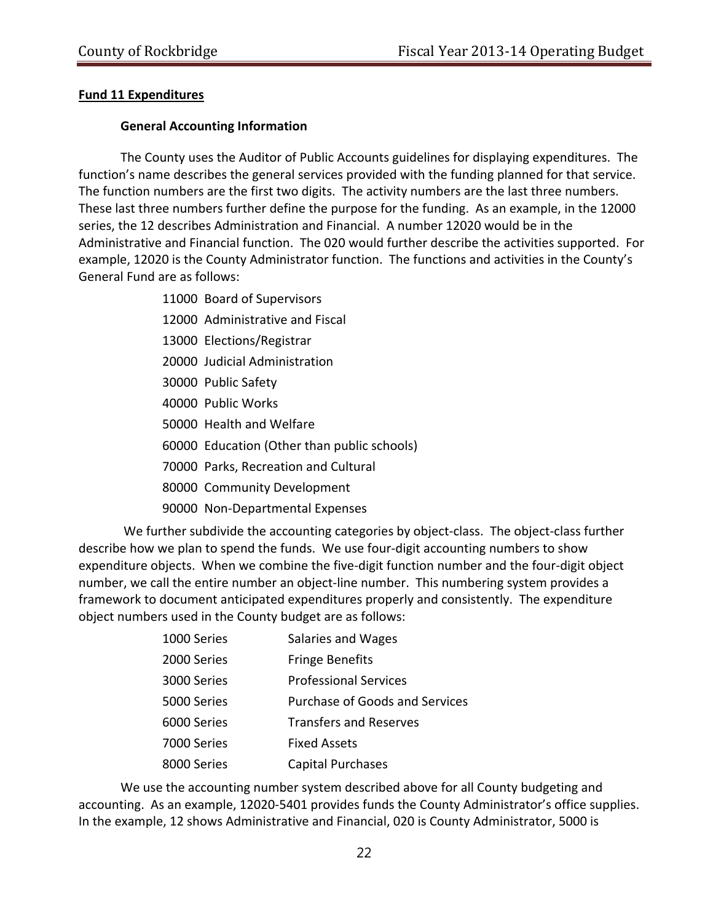**<u>Fund 11 Expenditures</u>**

### General Accounting Information

The County uses the Auditor of Public Accounts guidelines for displaying expenditures. The function's name describes the general services provided with the funding planned for that service. The function numbers are the first two digits. The activity numbers are the last three numbers. These last three numbers further define the purpose for the funding. As an example, in the 12000 series, the 12 describes Administration and Financial. A number 12020 would be in the Administrative and Financial function. The 020 would further describe the activities supported. For example, 12020 is the County Administrator function. The functions and activities in the County's General Fund are as follows:

- 11000 Board of Supervisors
- 12000 Administrative and Fiscal
- 13000 Elections/Registrar
- 20000 Judicial Administration
- 30000 Public Safety
- 40000 Public Works
- 50000 Health and Welfare
- 60000 Education (Other than public schools)
- 70000 Parks, Recreation and Cultural
- 80000 Community Development
- 90000 Non-Departmental Expenses

We further subdivide the accounting categories by object-class. The object-class further describe how we plan to spend the funds. We use four-digit accounting numbers to show expenditure objects. When we combine the five-digit function number and the four-digit object number, we call the entire number an object-line number. This numbering system provides a framework to document anticipated expenditures properly and consistently. The expenditure object numbers used in the County budget are as follows:

| | |
|---|---|
| 1000 Series | Salaries and Wages |
| 2000 Series | Fringe Benefits |
| 3000 Series | Professional Services |
| 5000 Series | Purchase of Goods and Services |
| 6000 Series | Transfers and Reserves |
| 7000 Series | Fixed Assets |
| 8000 Series | Capital Purchases |

We use the accounting number system described above for all County budgeting and accounting. As an example, 12020-5401 provides funds the County Administrator's office supplies. In the example, 12 shows Administrative and Financial, 020 is County Administrator, 5000 is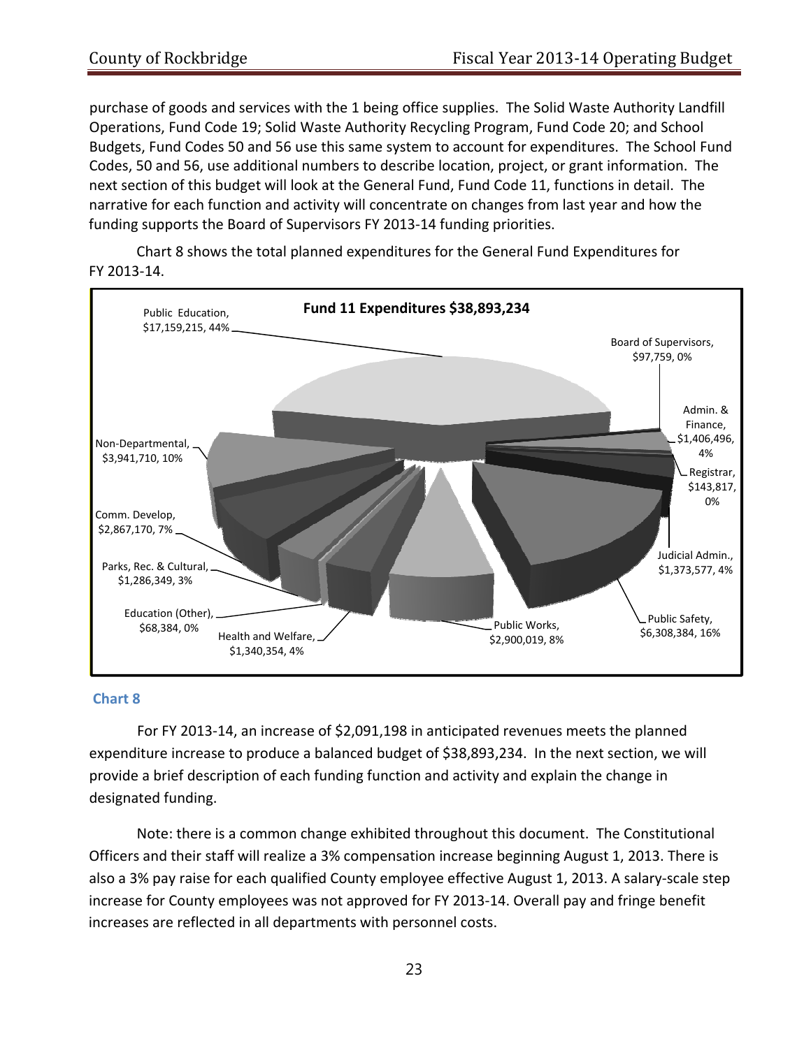purchase of goods and services with the 1 being office supplies. The Solid Waste Authority Landfill Operations, Fund Code 19; Solid Waste Authority Recycling Program, Fund Code 20; and School Budgets, Fund Codes 50 and 56 use this same system to account for expenditures. The School Fund Codes, 50 and 56, use additional numbers to describe location, project, or grant information. The next section of this budget will look at the General Fund, Fund Code 11, functions in detail. The narrative for each function and activity will concentrate on changes from last year and how the funding supports the Board of Supervisors FY 2013-14 funding priorities.

Chart 8 shows the total planned expenditures for the General Fund Expenditures for FY 2013-14.

**Fund 11 Expenditures $38,893,234**

| Function | Amount | Percent |
|---|---|---|
| Public Education | $17,159,215 | 44% |
| Board of Supervisors | $97,759 | 0% |
| Admin. & Finance | $1,406,496 | 4% |
| Registrar | $143,817 | 0% |
| Judicial Admin. | $1,373,577 | 4% |
| Public Safety | $6,308,384 | 16% |
| Public Works | $2,900,019 | 8% |
| Health and Welfare | $1,340,354 | 4% |
| Education (Other) | $68,384 | 0% |
| Parks, Rec. & Cultural | $1,286,349 | 3% |
| Comm. Develop | $2,867,170 | 7% |
| Non-Departmental | $3,941,710 | 10% |

**Chart 8**

For FY 2013-14, an increase of $2,091,198 in anticipated revenues meets the planned expenditure increase to produce a balanced budget of $38,893,234. In the next section, we will provide a brief description of each funding function and activity and explain the change in designated funding.

Note: there is a common change exhibited throughout this document. The Constitutional Officers and their staff will realize a 3% compensation increase beginning August 1, 2013. There is also a 3% pay raise for each qualified County employee effective August 1, 2013. A salary-scale step increase for County employees was not approved for FY 2013-14. Overall pay and fringe benefit increases are reflected in all departments with personnel costs.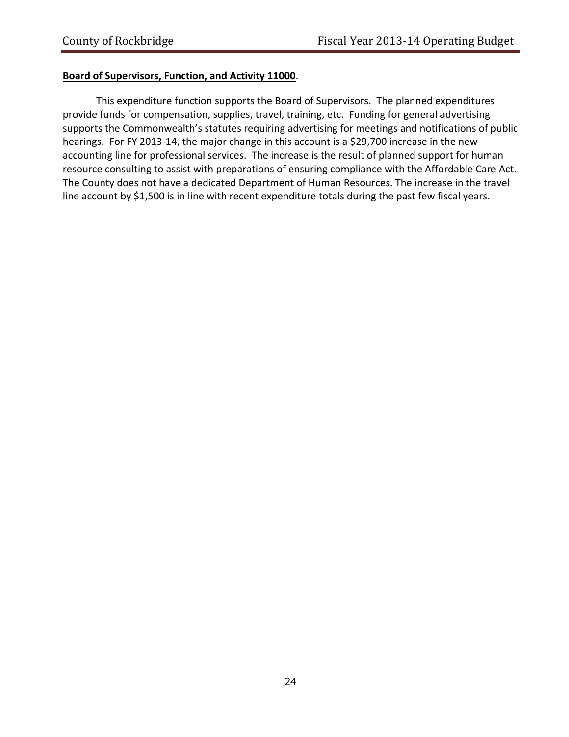**Board of Supervisors, Function, and Activity 11000**.

This expenditure function supports the Board of Supervisors. The planned expenditures provide funds for compensation, supplies, travel, training, etc. Funding for general advertising supports the Commonwealth's statutes requiring advertising for meetings and notifications of public hearings. For FY 2013-14, the major change in this account is a $29,700 increase in the new accounting line for professional services. The increase is the result of planned support for human resource consulting to assist with preparations of ensuring compliance with the Affordable Care Act. The County does not have a dedicated Department of Human Resources. The increase in the travel line account by $1,500 is in line with recent expenditure totals during the past few fiscal years.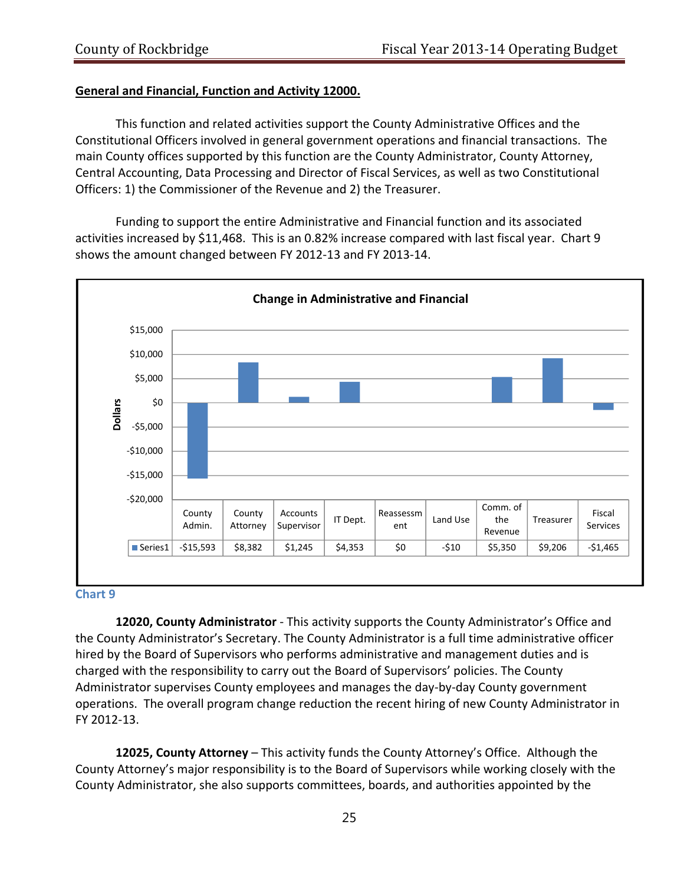**General and Financial, Function and Activity 12000.**

This function and related activities support the County Administrative Offices and the Constitutional Officers involved in general government operations and financial transactions. The main County offices supported by this function are the County Administrator, County Attorney, Central Accounting, Data Processing and Director of Fiscal Services, as well as two Constitutional Officers: 1) the Commissioner of the Revenue and 2) the Treasurer.

Funding to support the entire Administrative and Financial function and its associated activities increased by $11,468. This is an 0.82% increase compared with last fiscal year. Chart 9 shows the amount changed between FY 2012-13 and FY 2013-14.

**Change in Administrative and Financial**

| | County Admin. | County Attorney | Accounts Supervisor | IT Dept. | Reassessment | Land Use | Comm. of the Revenue | Treasurer | Fiscal Services |
|---|---|---|---|---|---|---|---|---|---|
| Series1 | -$15,593 | $8,382 | $1,245 | $4,353 | $0 | -$10 | $5,350 | $9,206 | -$1,465 |

Chart 9

**12020, County Administrator** - This activity supports the County Administrator's Office and the County Administrator's Secretary. The County Administrator is a full time administrative officer hired by the Board of Supervisors who performs administrative and management duties and is charged with the responsibility to carry out the Board of Supervisors' policies. The County Administrator supervises County employees and manages the day-by-day County government operations. The overall program change reduction the recent hiring of new County Administrator in FY 2012-13.

**12025, County Attorney** – This activity funds the County Attorney's Office. Although the County Attorney's major responsibility is to the Board of Supervisors while working closely with the County Administrator, she also supports committees, boards, and authorities appointed by the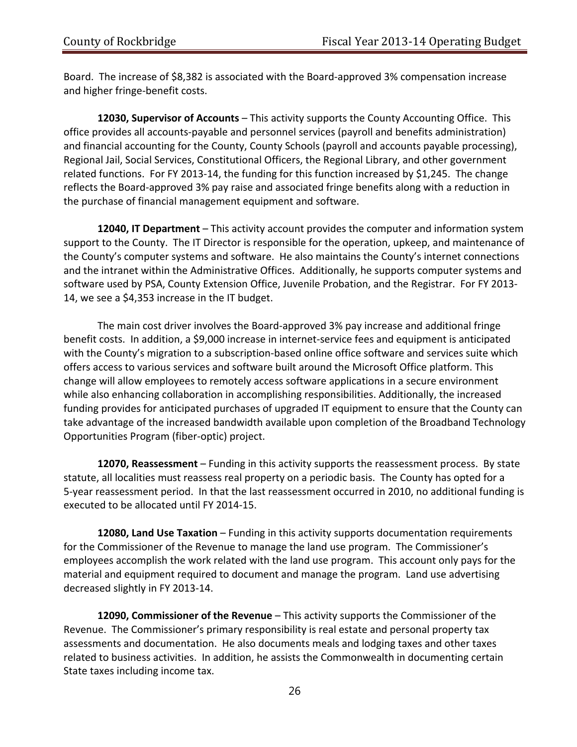Board. The increase of $8,382 is associated with the Board-approved 3% compensation increase and higher fringe-benefit costs.

**12030, Supervisor of Accounts** – This activity supports the County Accounting Office. This office provides all accounts-payable and personnel services (payroll and benefits administration) and financial accounting for the County, County Schools (payroll and accounts payable processing), Regional Jail, Social Services, Constitutional Officers, the Regional Library, and other government related functions. For FY 2013-14, the funding for this function increased by $1,245. The change reflects the Board-approved 3% pay raise and associated fringe benefits along with a reduction in the purchase of financial management equipment and software.

**12040, IT Department** – This activity account provides the computer and information system support to the County. The IT Director is responsible for the operation, upkeep, and maintenance of the County's computer systems and software. He also maintains the County's internet connections and the intranet within the Administrative Offices. Additionally, he supports computer systems and software used by PSA, County Extension Office, Juvenile Probation, and the Registrar. For FY 2013-14, we see a $4,353 increase in the IT budget.

The main cost driver involves the Board-approved 3% pay increase and additional fringe benefit costs. In addition, a $9,000 increase in internet-service fees and equipment is anticipated with the County's migration to a subscription-based online office software and services suite which offers access to various services and software built around the Microsoft Office platform. This change will allow employees to remotely access software applications in a secure environment while also enhancing collaboration in accomplishing responsibilities. Additionally, the increased funding provides for anticipated purchases of upgraded IT equipment to ensure that the County can take advantage of the increased bandwidth available upon completion of the Broadband Technology Opportunities Program (fiber-optic) project.

**12070, Reassessment** – Funding in this activity supports the reassessment process. By state statute, all localities must reassess real property on a periodic basis. The County has opted for a 5-year reassessment period. In that the last reassessment occurred in 2010, no additional funding is executed to be allocated until FY 2014-15.

**12080, Land Use Taxation** – Funding in this activity supports documentation requirements for the Commissioner of the Revenue to manage the land use program. The Commissioner's employees accomplish the work related with the land use program. This account only pays for the material and equipment required to document and manage the program. Land use advertising decreased slightly in FY 2013-14.

**12090, Commissioner of the Revenue** – This activity supports the Commissioner of the Revenue. The Commissioner's primary responsibility is real estate and personal property tax assessments and documentation. He also documents meals and lodging taxes and other taxes related to business activities. In addition, he assists the Commonwealth in documenting certain State taxes including income tax.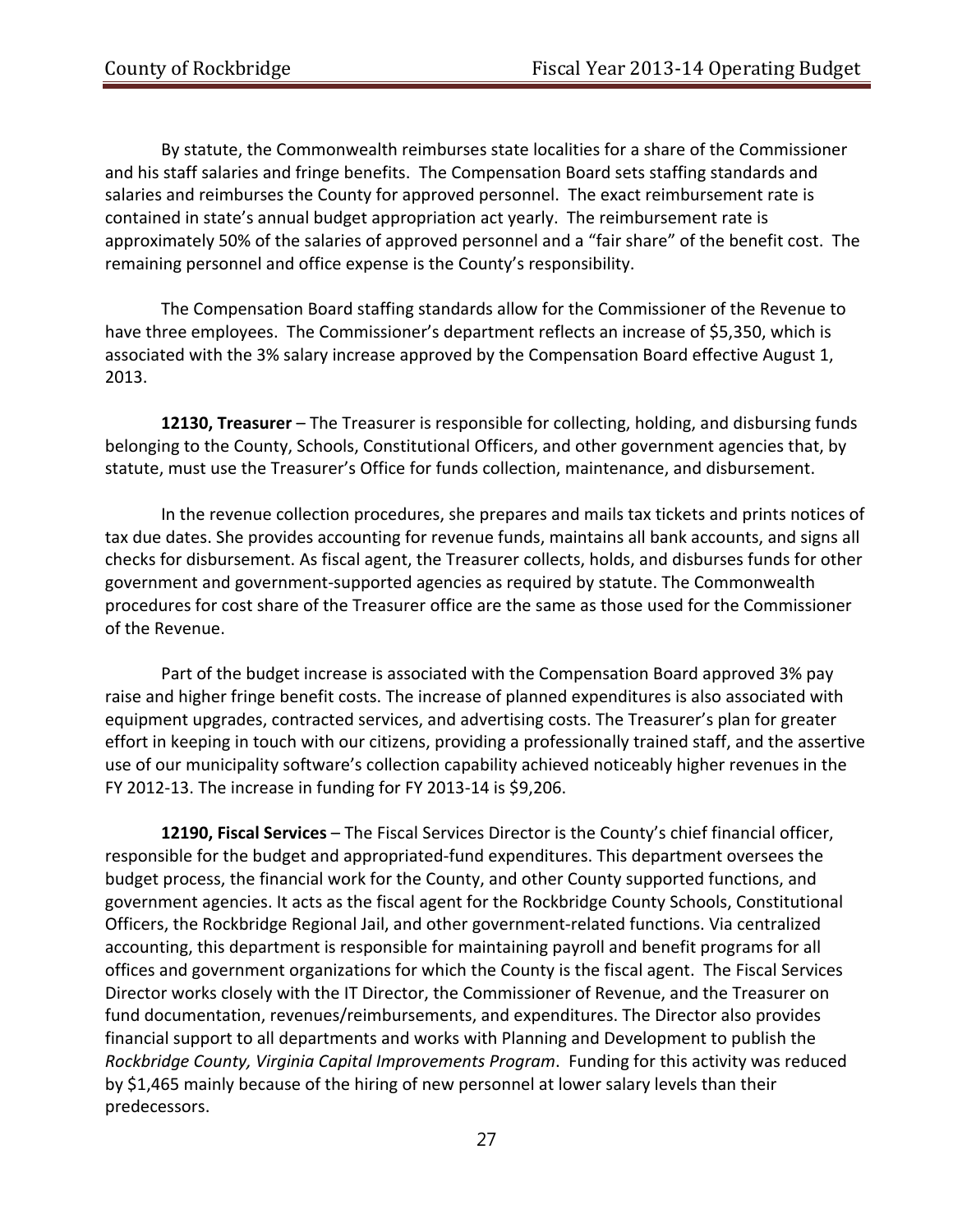By statute, the Commonwealth reimburses state localities for a share of the Commissioner and his staff salaries and fringe benefits. The Compensation Board sets staffing standards and salaries and reimburses the County for approved personnel. The exact reimbursement rate is contained in state's annual budget appropriation act yearly. The reimbursement rate is approximately 50% of the salaries of approved personnel and a "fair share" of the benefit cost. The remaining personnel and office expense is the County's responsibility.

The Compensation Board staffing standards allow for the Commissioner of the Revenue to have three employees. The Commissioner's department reflects an increase of $5,350, which is associated with the 3% salary increase approved by the Compensation Board effective August 1, 2013.

**12130, Treasurer** – The Treasurer is responsible for collecting, holding, and disbursing funds belonging to the County, Schools, Constitutional Officers, and other government agencies that, by statute, must use the Treasurer's Office for funds collection, maintenance, and disbursement.

In the revenue collection procedures, she prepares and mails tax tickets and prints notices of tax due dates. She provides accounting for revenue funds, maintains all bank accounts, and signs all checks for disbursement. As fiscal agent, the Treasurer collects, holds, and disburses funds for other government and government-supported agencies as required by statute. The Commonwealth procedures for cost share of the Treasurer office are the same as those used for the Commissioner of the Revenue.

Part of the budget increase is associated with the Compensation Board approved 3% pay raise and higher fringe benefit costs. The increase of planned expenditures is also associated with equipment upgrades, contracted services, and advertising costs. The Treasurer's plan for greater effort in keeping in touch with our citizens, providing a professionally trained staff, and the assertive use of our municipality software's collection capability achieved noticeably higher revenues in the FY 2012-13. The increase in funding for FY 2013-14 is $9,206.

**12190, Fiscal Services** – The Fiscal Services Director is the County's chief financial officer, responsible for the budget and appropriated-fund expenditures. This department oversees the budget process, the financial work for the County, and other County supported functions, and government agencies. It acts as the fiscal agent for the Rockbridge County Schools, Constitutional Officers, the Rockbridge Regional Jail, and other government-related functions. Via centralized accounting, this department is responsible for maintaining payroll and benefit programs for all offices and government organizations for which the County is the fiscal agent. The Fiscal Services Director works closely with the IT Director, the Commissioner of Revenue, and the Treasurer on fund documentation, revenues/reimbursements, and expenditures. The Director also provides financial support to all departments and works with Planning and Development to publish the *Rockbridge County, Virginia Capital Improvements Program*. Funding for this activity was reduced by $1,465 mainly because of the hiring of new personnel at lower salary levels than their predecessors.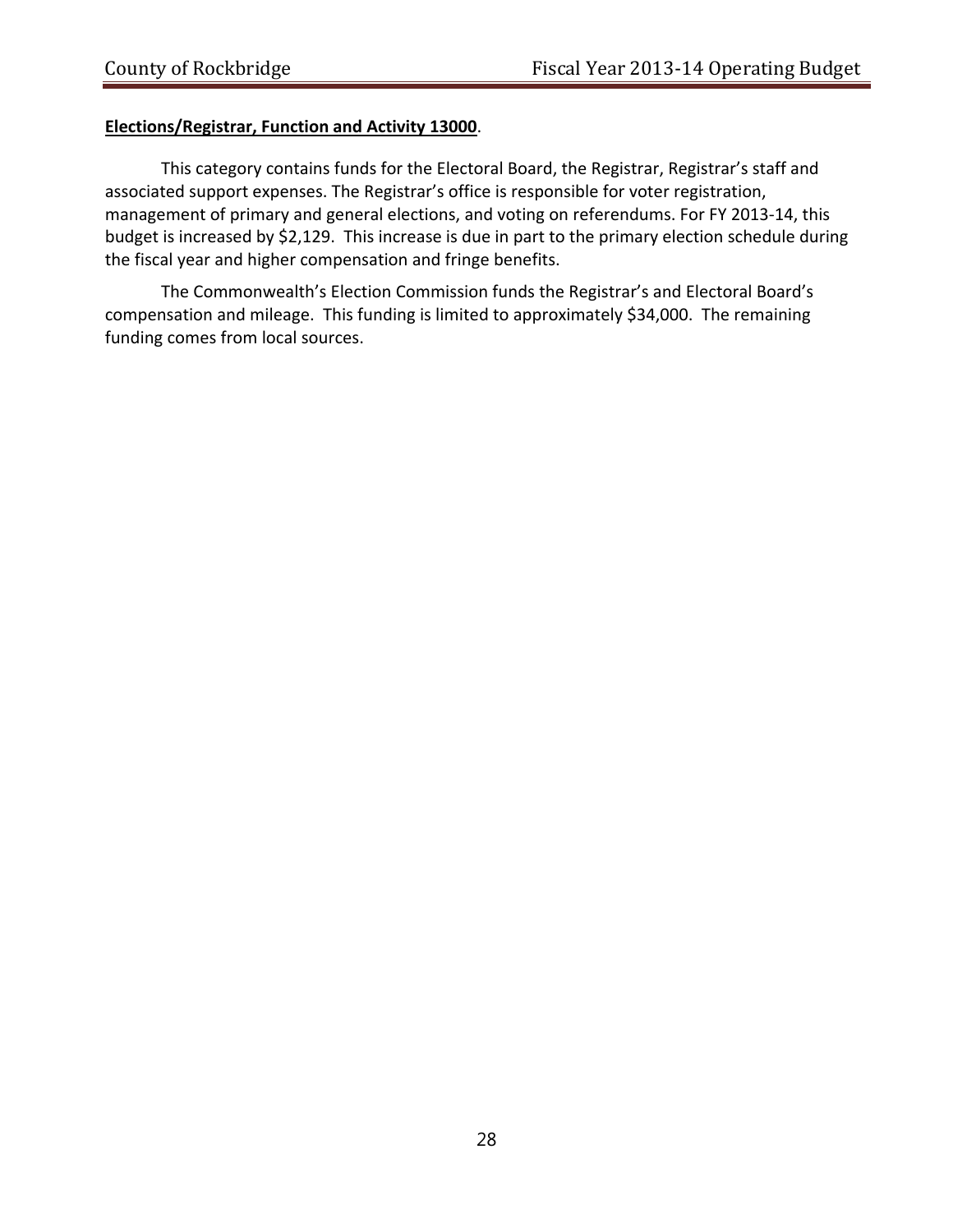**Elections/Registrar, Function and Activity 13000**.

This category contains funds for the Electoral Board, the Registrar, Registrar's staff and associated support expenses. The Registrar's office is responsible for voter registration, management of primary and general elections, and voting on referendums. For FY 2013-14, this budget is increased by $2,129. This increase is due in part to the primary election schedule during the fiscal year and higher compensation and fringe benefits.

The Commonwealth's Election Commission funds the Registrar's and Electoral Board's compensation and mileage. This funding is limited to approximately $34,000. The remaining funding comes from local sources.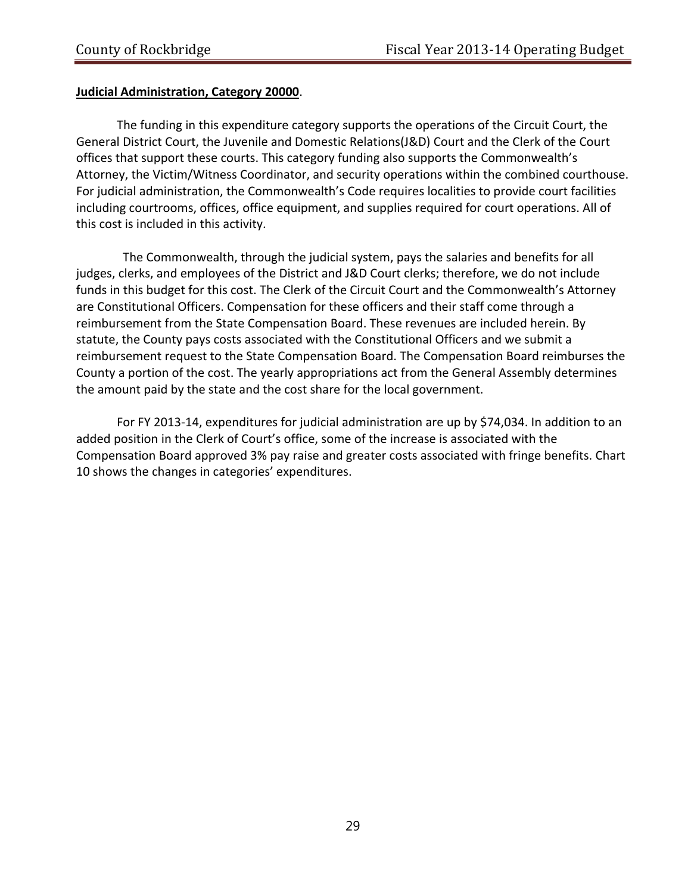**Judicial Administration, Category 20000**.

The funding in this expenditure category supports the operations of the Circuit Court, the General District Court, the Juvenile and Domestic Relations(J&D) Court and the Clerk of the Court offices that support these courts. This category funding also supports the Commonwealth's Attorney, the Victim/Witness Coordinator, and security operations within the combined courthouse. For judicial administration, the Commonwealth's Code requires localities to provide court facilities including courtrooms, offices, office equipment, and supplies required for court operations. All of this cost is included in this activity.

The Commonwealth, through the judicial system, pays the salaries and benefits for all judges, clerks, and employees of the District and J&D Court clerks; therefore, we do not include funds in this budget for this cost. The Clerk of the Circuit Court and the Commonwealth's Attorney are Constitutional Officers. Compensation for these officers and their staff come through a reimbursement from the State Compensation Board. These revenues are included herein. By statute, the County pays costs associated with the Constitutional Officers and we submit a reimbursement request to the State Compensation Board. The Compensation Board reimburses the County a portion of the cost. The yearly appropriations act from the General Assembly determines the amount paid by the state and the cost share for the local government.

For FY 2013-14, expenditures for judicial administration are up by $74,034. In addition to an added position in the Clerk of Court's office, some of the increase is associated with the Compensation Board approved 3% pay raise and greater costs associated with fringe benefits. Chart 10 shows the changes in categories' expenditures.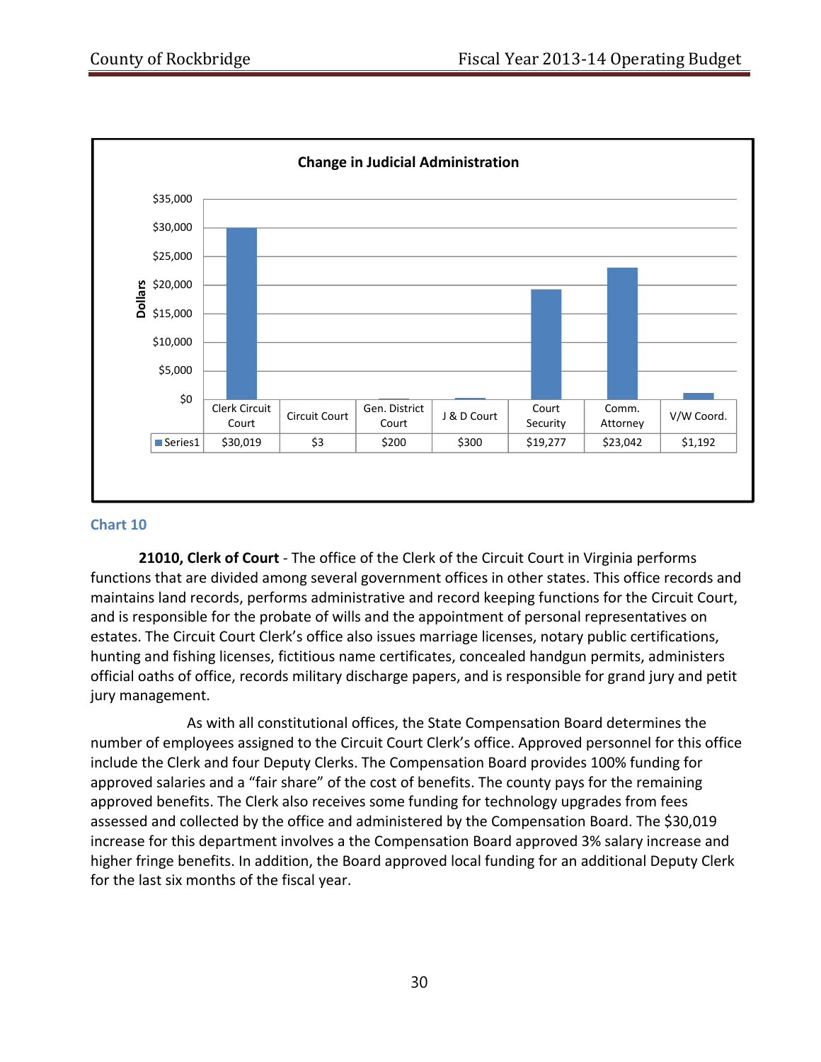**Change in Judicial Administration**

| | Clerk Circuit Court | Circuit Court | Gen. District Court | J & D Court | Court Security | Comm. Attorney | V/W Coord. |
|---|---|---|---|---|---|---|---|
| Series1 | $30,019 | $3 | $200 | $300 | $19,277 | $23,042 | $1,192 |

Chart 10

**21010, Clerk of Court** - The office of the Clerk of the Circuit Court in Virginia performs functions that are divided among several government offices in other states. This office records and maintains land records, performs administrative and record keeping functions for the Circuit Court, and is responsible for the probate of wills and the appointment of personal representatives on estates. The Circuit Court Clerk's office also issues marriage licenses, notary public certifications, hunting and fishing licenses, fictitious name certificates, concealed handgun permits, administers official oaths of office, records military discharge papers, and is responsible for grand jury and petit jury management.

As with all constitutional offices, the State Compensation Board determines the number of employees assigned to the Circuit Court Clerk's office. Approved personnel for this office include the Clerk and four Deputy Clerks. The Compensation Board provides 100% funding for approved salaries and a "fair share" of the cost of benefits. The county pays for the remaining approved benefits. The Clerk also receives some funding for technology upgrades from fees assessed and collected by the office and administered by the Compensation Board. The $30,019 increase for this department involves a the Compensation Board approved 3% salary increase and higher fringe benefits. In addition, the Board approved local funding for an additional Deputy Clerk for the last six months of the fiscal year.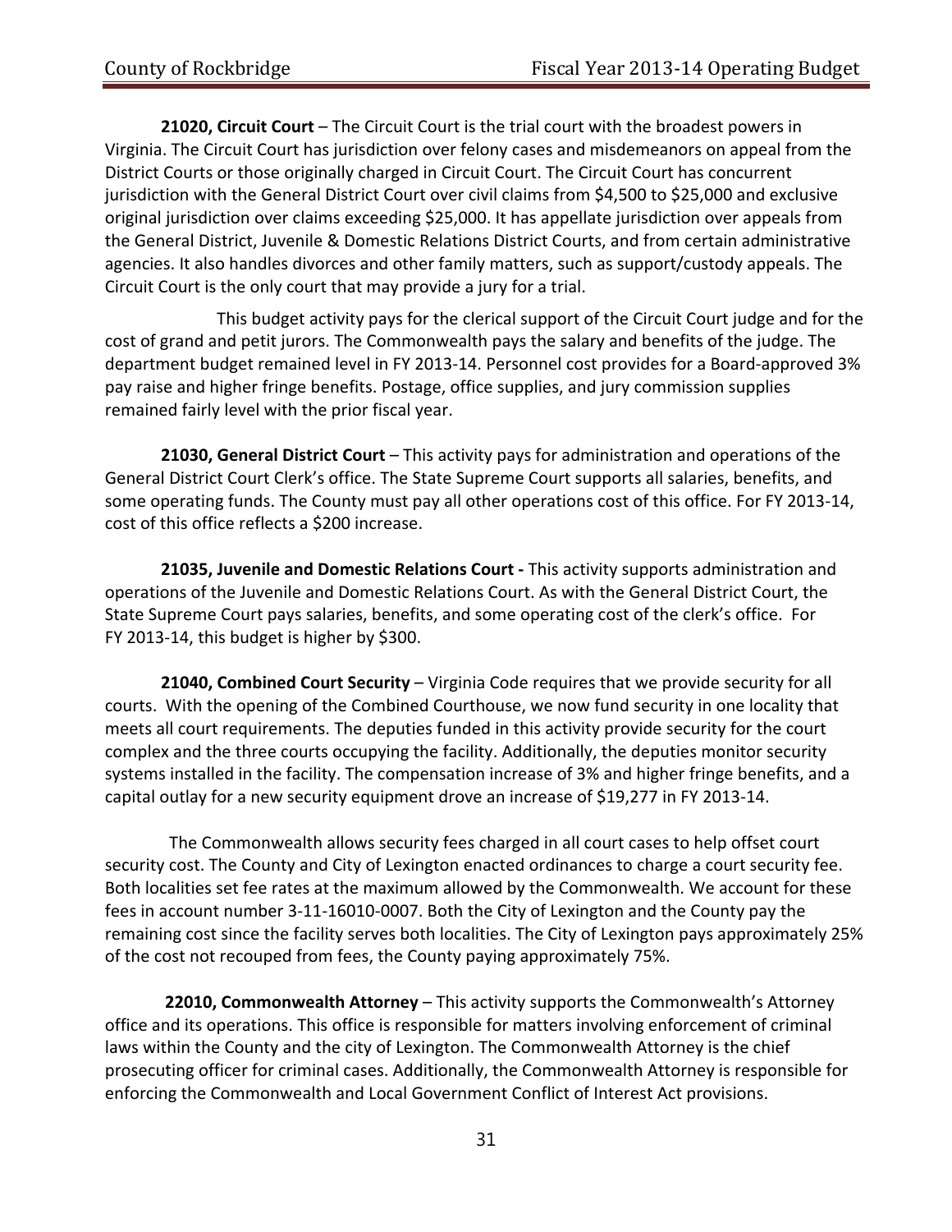**21020, Circuit Court** – The Circuit Court is the trial court with the broadest powers in Virginia. The Circuit Court has jurisdiction over felony cases and misdemeanors on appeal from the District Courts or those originally charged in Circuit Court. The Circuit Court has concurrent jurisdiction with the General District Court over civil claims from $4,500 to $25,000 and exclusive original jurisdiction over claims exceeding $25,000. It has appellate jurisdiction over appeals from the General District, Juvenile & Domestic Relations District Courts, and from certain administrative agencies. It also handles divorces and other family matters, such as support/custody appeals. The Circuit Court is the only court that may provide a jury for a trial.

This budget activity pays for the clerical support of the Circuit Court judge and for the cost of grand and petit jurors. The Commonwealth pays the salary and benefits of the judge. The department budget remained level in FY 2013-14. Personnel cost provides for a Board-approved 3% pay raise and higher fringe benefits. Postage, office supplies, and jury commission supplies remained fairly level with the prior fiscal year.

**21030, General District Court** – This activity pays for administration and operations of the General District Court Clerk's office. The State Supreme Court supports all salaries, benefits, and some operating funds. The County must pay all other operations cost of this office. For FY 2013-14, cost of this office reflects a $200 increase.

**21035, Juvenile and Domestic Relations Court -** This activity supports administration and operations of the Juvenile and Domestic Relations Court. As with the General District Court, the State Supreme Court pays salaries, benefits, and some operating cost of the clerk's office. For FY 2013-14, this budget is higher by $300.

**21040, Combined Court Security** – Virginia Code requires that we provide security for all courts. With the opening of the Combined Courthouse, we now fund security in one locality that meets all court requirements. The deputies funded in this activity provide security for the court complex and the three courts occupying the facility. Additionally, the deputies monitor security systems installed in the facility. The compensation increase of 3% and higher fringe benefits, and a capital outlay for a new security equipment drove an increase of $19,277 in FY 2013-14.

The Commonwealth allows security fees charged in all court cases to help offset court security cost. The County and City of Lexington enacted ordinances to charge a court security fee. Both localities set fee rates at the maximum allowed by the Commonwealth. We account for these fees in account number 3-11-16010-0007. Both the City of Lexington and the County pay the remaining cost since the facility serves both localities. The City of Lexington pays approximately 25% of the cost not recouped from fees, the County paying approximately 75%.

**22010, Commonwealth Attorney** – This activity supports the Commonwealth's Attorney office and its operations. This office is responsible for matters involving enforcement of criminal laws within the County and the city of Lexington. The Commonwealth Attorney is the chief prosecuting officer for criminal cases. Additionally, the Commonwealth Attorney is responsible for enforcing the Commonwealth and Local Government Conflict of Interest Act provisions.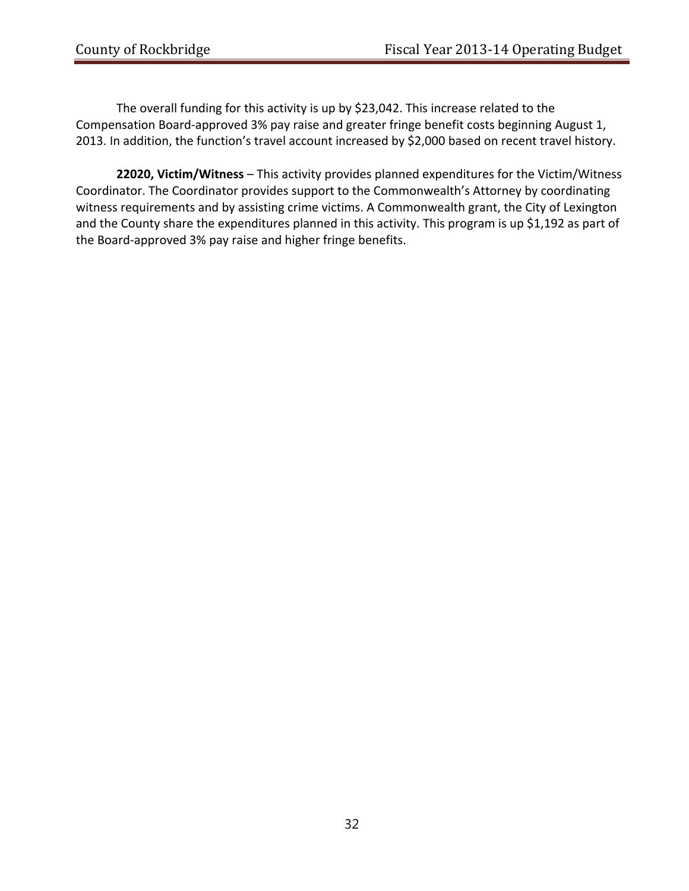The overall funding for this activity is up by $23,042. This increase related to the Compensation Board-approved 3% pay raise and greater fringe benefit costs beginning August 1, 2013. In addition, the function's travel account increased by $2,000 based on recent travel history.

**22020, Victim/Witness** – This activity provides planned expenditures for the Victim/Witness Coordinator. The Coordinator provides support to the Commonwealth's Attorney by coordinating witness requirements and by assisting crime victims. A Commonwealth grant, the City of Lexington and the County share the expenditures planned in this activity. This program is up $1,192 as part of the Board-approved 3% pay raise and higher fringe benefits.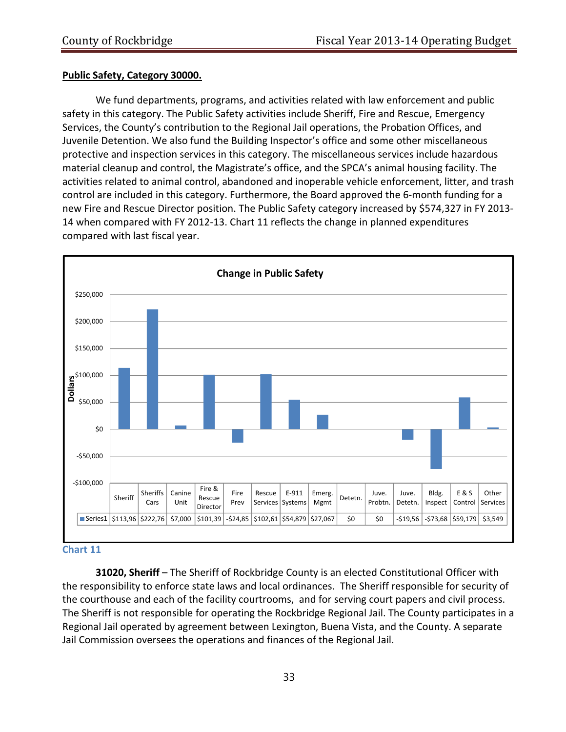**Public Safety, Category 30000.**

We fund departments, programs, and activities related with law enforcement and public safety in this category. The Public Safety activities include Sheriff, Fire and Rescue, Emergency Services, the County's contribution to the Regional Jail operations, the Probation Offices, and Juvenile Detention. We also fund the Building Inspector's office and some other miscellaneous protective and inspection services in this category. The miscellaneous services include hazardous material cleanup and control, the Magistrate's office, and the SPCA's animal housing facility. The activities related to animal control, abandoned and inoperable vehicle enforcement, litter, and trash control are included in this category. Furthermore, the Board approved the 6-month funding for a new Fire and Rescue Director position. The Public Safety category increased by $574,327 in FY 2013-14 when compared with FY 2012-13. Chart 11 reflects the change in planned expenditures compared with last fiscal year.

**Change in Public Safety**

| | Sheriff | Sheriffs Cars | Canine Unit | Fire & Rescue Director | Fire Prev | Rescue Services | E-911 Systems | Emerg. Mgmt | Detetn. | Juve. Probtn. | Juve. Detetn. | Bldg. Inspect | E & S Control | Other Services |
|---|---|---|---|---|---|---|---|---|---|---|---|---|---|---|
| Series1 | $113,96 | $222,76 | $7,000 | $101,39 | -$24,85 | $102,61 | $54,879 | $27,067 | $0 | $0 | -$19,56 | -$73,68 | $59,179 | $3,549 |

Chart 11

**31020, Sheriff** – The Sheriff of Rockbridge County is an elected Constitutional Officer with the responsibility to enforce state laws and local ordinances. The Sheriff responsible for security of the courthouse and each of the facility courtrooms, and for serving court papers and civil process. The Sheriff is not responsible for operating the Rockbridge Regional Jail. The County participates in a Regional Jail operated by agreement between Lexington, Buena Vista, and the County. A separate Jail Commission oversees the operations and finances of the Regional Jail.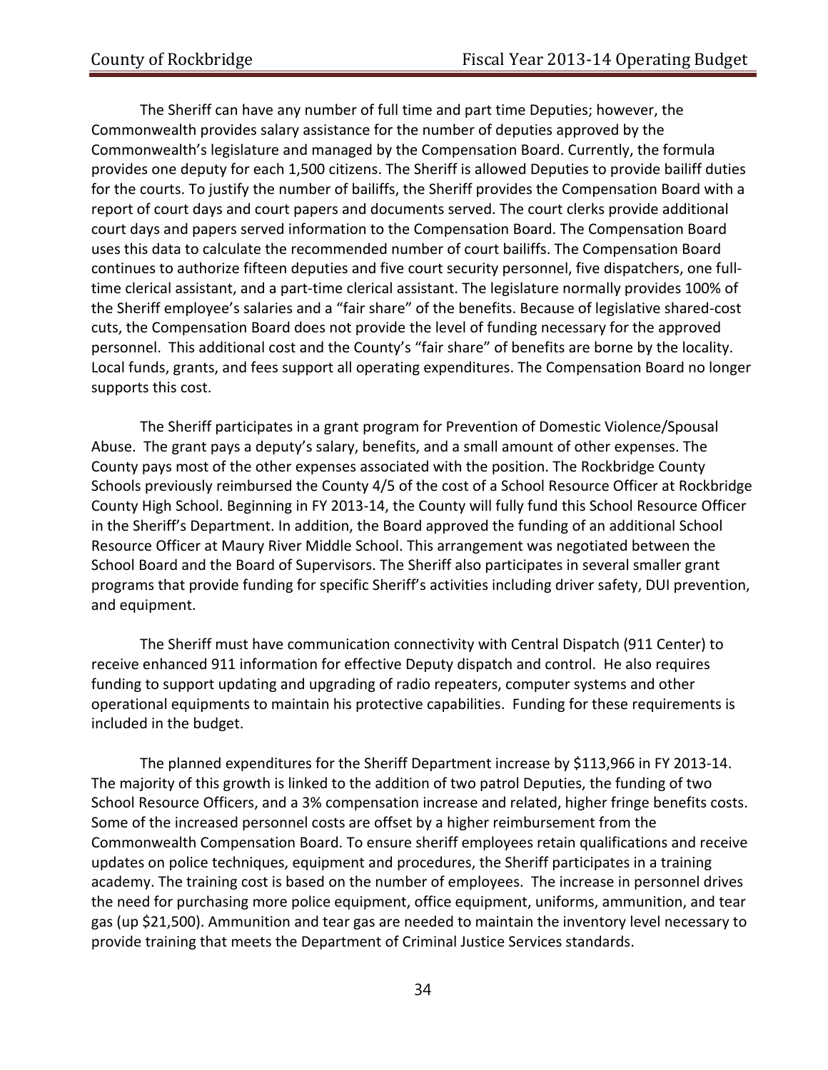The Sheriff can have any number of full time and part time Deputies; however, the Commonwealth provides salary assistance for the number of deputies approved by the Commonwealth's legislature and managed by the Compensation Board. Currently, the formula provides one deputy for each 1,500 citizens. The Sheriff is allowed Deputies to provide bailiff duties for the courts. To justify the number of bailiffs, the Sheriff provides the Compensation Board with a report of court days and court papers and documents served. The court clerks provide additional court days and papers served information to the Compensation Board. The Compensation Board uses this data to calculate the recommended number of court bailiffs. The Compensation Board continues to authorize fifteen deputies and five court security personnel, five dispatchers, one full-time clerical assistant, and a part-time clerical assistant. The legislature normally provides 100% of the Sheriff employee's salaries and a "fair share" of the benefits. Because of legislative shared-cost cuts, the Compensation Board does not provide the level of funding necessary for the approved personnel. This additional cost and the County's "fair share" of benefits are borne by the locality. Local funds, grants, and fees support all operating expenditures. The Compensation Board no longer supports this cost.

The Sheriff participates in a grant program for Prevention of Domestic Violence/Spousal Abuse. The grant pays a deputy's salary, benefits, and a small amount of other expenses. The County pays most of the other expenses associated with the position. The Rockbridge County Schools previously reimbursed the County 4/5 of the cost of a School Resource Officer at Rockbridge County High School. Beginning in FY 2013-14, the County will fully fund this School Resource Officer in the Sheriff's Department. In addition, the Board approved the funding of an additional School Resource Officer at Maury River Middle School. This arrangement was negotiated between the School Board and the Board of Supervisors. The Sheriff also participates in several smaller grant programs that provide funding for specific Sheriff's activities including driver safety, DUI prevention, and equipment.

The Sheriff must have communication connectivity with Central Dispatch (911 Center) to receive enhanced 911 information for effective Deputy dispatch and control. He also requires funding to support updating and upgrading of radio repeaters, computer systems and other operational equipments to maintain his protective capabilities. Funding for these requirements is included in the budget.

The planned expenditures for the Sheriff Department increase by $113,966 in FY 2013-14. The majority of this growth is linked to the addition of two patrol Deputies, the funding of two School Resource Officers, and a 3% compensation increase and related, higher fringe benefits costs. Some of the increased personnel costs are offset by a higher reimbursement from the Commonwealth Compensation Board. To ensure sheriff employees retain qualifications and receive updates on police techniques, equipment and procedures, the Sheriff participates in a training academy. The training cost is based on the number of employees. The increase in personnel drives the need for purchasing more police equipment, office equipment, uniforms, ammunition, and tear gas (up $21,500). Ammunition and tear gas are needed to maintain the inventory level necessary to provide training that meets the Department of Criminal Justice Services standards.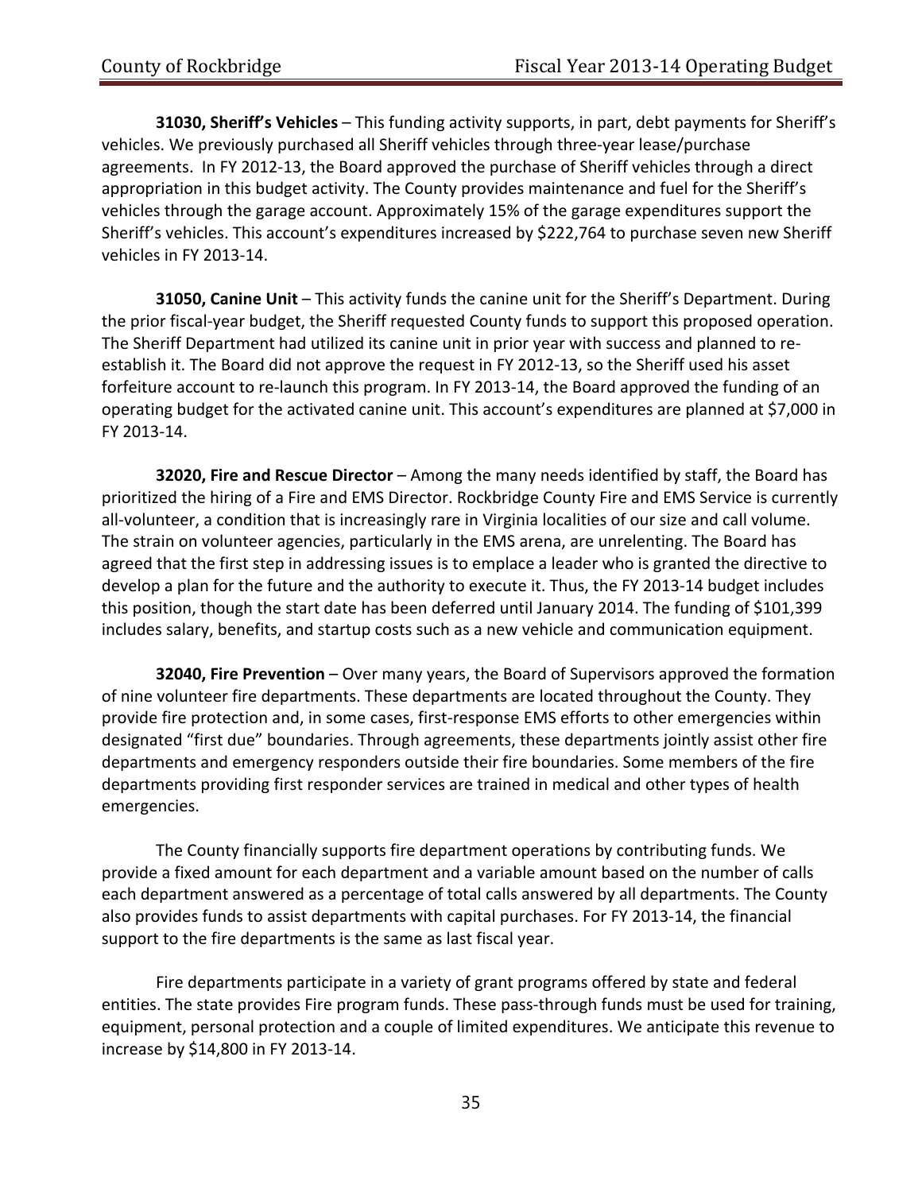**31030, Sheriff's Vehicles** – This funding activity supports, in part, debt payments for Sheriff's vehicles. We previously purchased all Sheriff vehicles through three-year lease/purchase agreements. In FY 2012-13, the Board approved the purchase of Sheriff vehicles through a direct appropriation in this budget activity. The County provides maintenance and fuel for the Sheriff's vehicles through the garage account. Approximately 15% of the garage expenditures support the Sheriff's vehicles. This account's expenditures increased by $222,764 to purchase seven new Sheriff vehicles in FY 2013-14.

**31050, Canine Unit** – This activity funds the canine unit for the Sheriff's Department. During the prior fiscal-year budget, the Sheriff requested County funds to support this proposed operation. The Sheriff Department had utilized its canine unit in prior year with success and planned to re-establish it. The Board did not approve the request in FY 2012-13, so the Sheriff used his asset forfeiture account to re-launch this program. In FY 2013-14, the Board approved the funding of an operating budget for the activated canine unit. This account's expenditures are planned at $7,000 in FY 2013-14.

**32020, Fire and Rescue Director** – Among the many needs identified by staff, the Board has prioritized the hiring of a Fire and EMS Director. Rockbridge County Fire and EMS Service is currently all-volunteer, a condition that is increasingly rare in Virginia localities of our size and call volume. The strain on volunteer agencies, particularly in the EMS arena, are unrelenting. The Board has agreed that the first step in addressing issues is to emplace a leader who is granted the directive to develop a plan for the future and the authority to execute it. Thus, the FY 2013-14 budget includes this position, though the start date has been deferred until January 2014. The funding of $101,399 includes salary, benefits, and startup costs such as a new vehicle and communication equipment.

**32040, Fire Prevention** – Over many years, the Board of Supervisors approved the formation of nine volunteer fire departments. These departments are located throughout the County. They provide fire protection and, in some cases, first-response EMS efforts to other emergencies within designated "first due" boundaries. Through agreements, these departments jointly assist other fire departments and emergency responders outside their fire boundaries. Some members of the fire departments providing first responder services are trained in medical and other types of health emergencies.

The County financially supports fire department operations by contributing funds. We provide a fixed amount for each department and a variable amount based on the number of calls each department answered as a percentage of total calls answered by all departments. The County also provides funds to assist departments with capital purchases. For FY 2013-14, the financial support to the fire departments is the same as last fiscal year.

Fire departments participate in a variety of grant programs offered by state and federal entities. The state provides Fire program funds. These pass-through funds must be used for training, equipment, personal protection and a couple of limited expenditures. We anticipate this revenue to increase by $14,800 in FY 2013-14.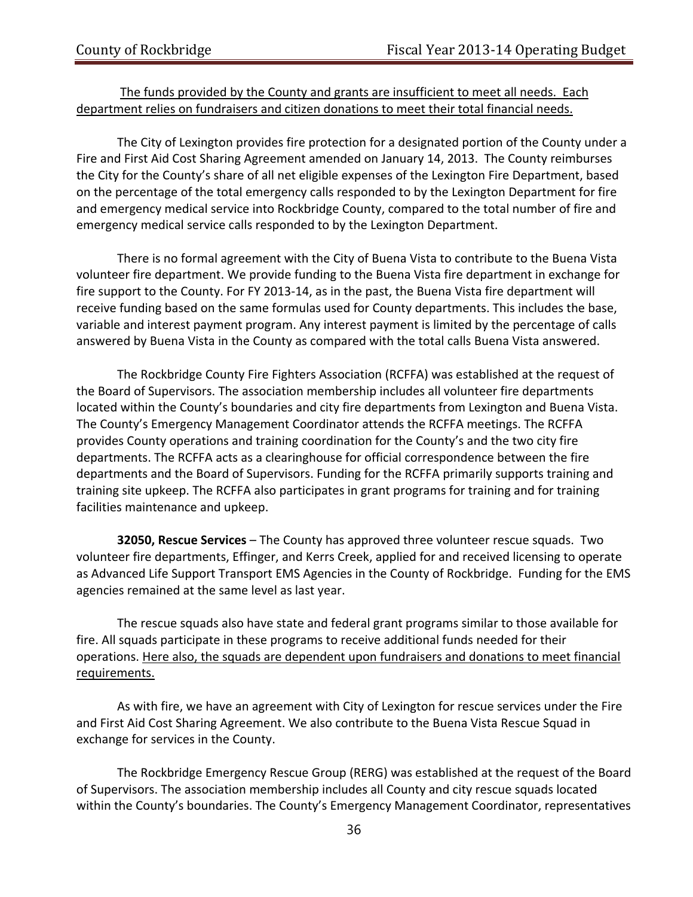The funds provided by the County and grants are insufficient to meet all needs. Each department relies on fundraisers and citizen donations to meet their total financial needs.

The City of Lexington provides fire protection for a designated portion of the County under a Fire and First Aid Cost Sharing Agreement amended on January 14, 2013. The County reimburses the City for the County's share of all net eligible expenses of the Lexington Fire Department, based on the percentage of the total emergency calls responded to by the Lexington Department for fire and emergency medical service into Rockbridge County, compared to the total number of fire and emergency medical service calls responded to by the Lexington Department.

There is no formal agreement with the City of Buena Vista to contribute to the Buena Vista volunteer fire department. We provide funding to the Buena Vista fire department in exchange for fire support to the County. For FY 2013-14, as in the past, the Buena Vista fire department will receive funding based on the same formulas used for County departments. This includes the base, variable and interest payment program. Any interest payment is limited by the percentage of calls answered by Buena Vista in the County as compared with the total calls Buena Vista answered.

The Rockbridge County Fire Fighters Association (RCFFA) was established at the request of the Board of Supervisors. The association membership includes all volunteer fire departments located within the County's boundaries and city fire departments from Lexington and Buena Vista. The County's Emergency Management Coordinator attends the RCFFA meetings. The RCFFA provides County operations and training coordination for the County's and the two city fire departments. The RCFFA acts as a clearinghouse for official correspondence between the fire departments and the Board of Supervisors. Funding for the RCFFA primarily supports training and training site upkeep. The RCFFA also participates in grant programs for training and for training facilities maintenance and upkeep.

**32050, Rescue Services** – The County has approved three volunteer rescue squads. Two volunteer fire departments, Effinger, and Kerrs Creek, applied for and received licensing to operate as Advanced Life Support Transport EMS Agencies in the County of Rockbridge. Funding for the EMS agencies remained at the same level as last year.

The rescue squads also have state and federal grant programs similar to those available for fire. All squads participate in these programs to receive additional funds needed for their operations. Here also, the squads are dependent upon fundraisers and donations to meet financial requirements.

As with fire, we have an agreement with City of Lexington for rescue services under the Fire and First Aid Cost Sharing Agreement. We also contribute to the Buena Vista Rescue Squad in exchange for services in the County.

The Rockbridge Emergency Rescue Group (RERG) was established at the request of the Board of Supervisors. The association membership includes all County and city rescue squads located within the County's boundaries. The County's Emergency Management Coordinator, representatives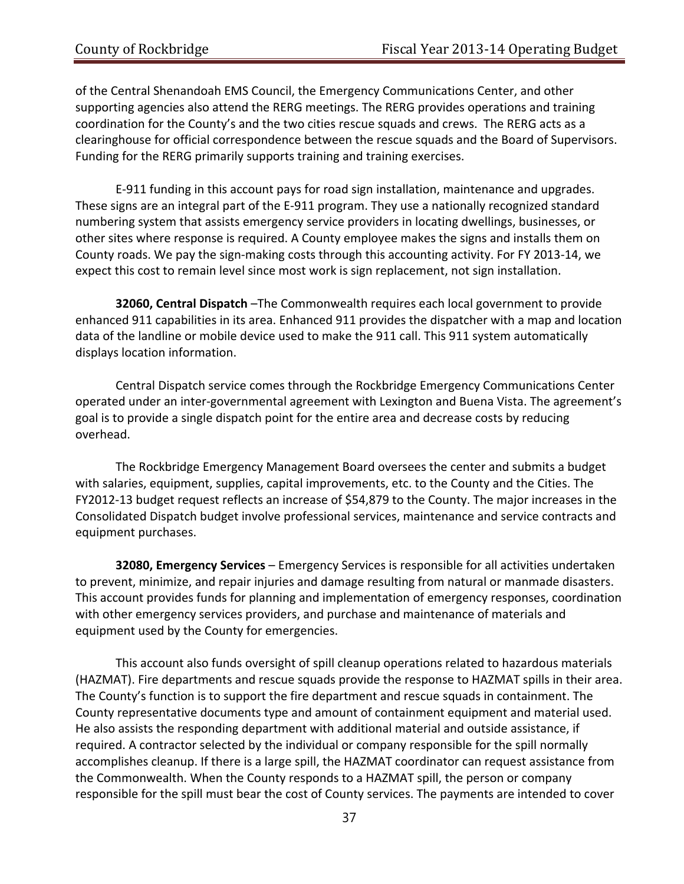of the Central Shenandoah EMS Council, the Emergency Communications Center, and other supporting agencies also attend the RERG meetings. The RERG provides operations and training coordination for the County's and the two cities rescue squads and crews. The RERG acts as a clearinghouse for official correspondence between the rescue squads and the Board of Supervisors. Funding for the RERG primarily supports training and training exercises.

E-911 funding in this account pays for road sign installation, maintenance and upgrades. These signs are an integral part of the E-911 program. They use a nationally recognized standard numbering system that assists emergency service providers in locating dwellings, businesses, or other sites where response is required. A County employee makes the signs and installs them on County roads. We pay the sign-making costs through this accounting activity. For FY 2013-14, we expect this cost to remain level since most work is sign replacement, not sign installation.

**32060, Central Dispatch** –The Commonwealth requires each local government to provide enhanced 911 capabilities in its area. Enhanced 911 provides the dispatcher with a map and location data of the landline or mobile device used to make the 911 call. This 911 system automatically displays location information.

Central Dispatch service comes through the Rockbridge Emergency Communications Center operated under an inter-governmental agreement with Lexington and Buena Vista. The agreement's goal is to provide a single dispatch point for the entire area and decrease costs by reducing overhead.

The Rockbridge Emergency Management Board oversees the center and submits a budget with salaries, equipment, supplies, capital improvements, etc. to the County and the Cities. The FY2012-13 budget request reflects an increase of $54,879 to the County. The major increases in the Consolidated Dispatch budget involve professional services, maintenance and service contracts and equipment purchases.

**32080, Emergency Services** – Emergency Services is responsible for all activities undertaken to prevent, minimize, and repair injuries and damage resulting from natural or manmade disasters. This account provides funds for planning and implementation of emergency responses, coordination with other emergency services providers, and purchase and maintenance of materials and equipment used by the County for emergencies.

This account also funds oversight of spill cleanup operations related to hazardous materials (HAZMAT). Fire departments and rescue squads provide the response to HAZMAT spills in their area. The County's function is to support the fire department and rescue squads in containment. The County representative documents type and amount of containment equipment and material used. He also assists the responding department with additional material and outside assistance, if required. A contractor selected by the individual or company responsible for the spill normally accomplishes cleanup. If there is a large spill, the HAZMAT coordinator can request assistance from the Commonwealth. When the County responds to a HAZMAT spill, the person or company responsible for the spill must bear the cost of County services. The payments are intended to cover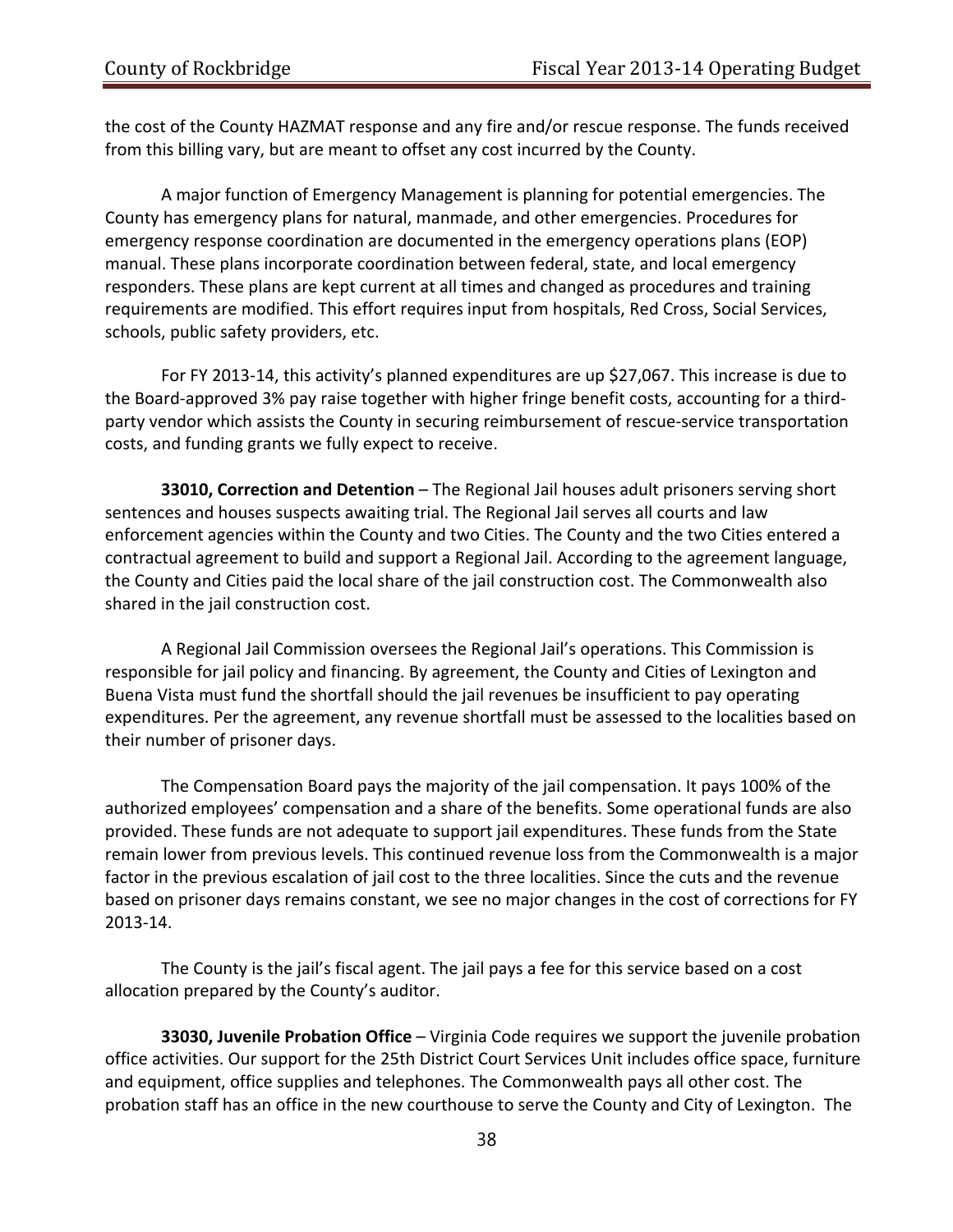the cost of the County HAZMAT response and any fire and/or rescue response. The funds received from this billing vary, but are meant to offset any cost incurred by the County.

A major function of Emergency Management is planning for potential emergencies. The County has emergency plans for natural, manmade, and other emergencies. Procedures for emergency response coordination are documented in the emergency operations plans (EOP) manual. These plans incorporate coordination between federal, state, and local emergency responders. These plans are kept current at all times and changed as procedures and training requirements are modified. This effort requires input from hospitals, Red Cross, Social Services, schools, public safety providers, etc.

For FY 2013-14, this activity's planned expenditures are up $27,067. This increase is due to the Board-approved 3% pay raise together with higher fringe benefit costs, accounting for a third-party vendor which assists the County in securing reimbursement of rescue-service transportation costs, and funding grants we fully expect to receive.

**33010, Correction and Detention** – The Regional Jail houses adult prisoners serving short sentences and houses suspects awaiting trial. The Regional Jail serves all courts and law enforcement agencies within the County and two Cities. The County and the two Cities entered a contractual agreement to build and support a Regional Jail. According to the agreement language, the County and Cities paid the local share of the jail construction cost. The Commonwealth also shared in the jail construction cost.

A Regional Jail Commission oversees the Regional Jail's operations. This Commission is responsible for jail policy and financing. By agreement, the County and Cities of Lexington and Buena Vista must fund the shortfall should the jail revenues be insufficient to pay operating expenditures. Per the agreement, any revenue shortfall must be assessed to the localities based on their number of prisoner days.

The Compensation Board pays the majority of the jail compensation. It pays 100% of the authorized employees' compensation and a share of the benefits. Some operational funds are also provided. These funds are not adequate to support jail expenditures. These funds from the State remain lower from previous levels. This continued revenue loss from the Commonwealth is a major factor in the previous escalation of jail cost to the three localities. Since the cuts and the revenue based on prisoner days remains constant, we see no major changes in the cost of corrections for FY 2013-14.

The County is the jail's fiscal agent. The jail pays a fee for this service based on a cost allocation prepared by the County's auditor.

**33030, Juvenile Probation Office** – Virginia Code requires we support the juvenile probation office activities. Our support for the 25th District Court Services Unit includes office space, furniture and equipment, office supplies and telephones. The Commonwealth pays all other cost. The probation staff has an office in the new courthouse to serve the County and City of Lexington. The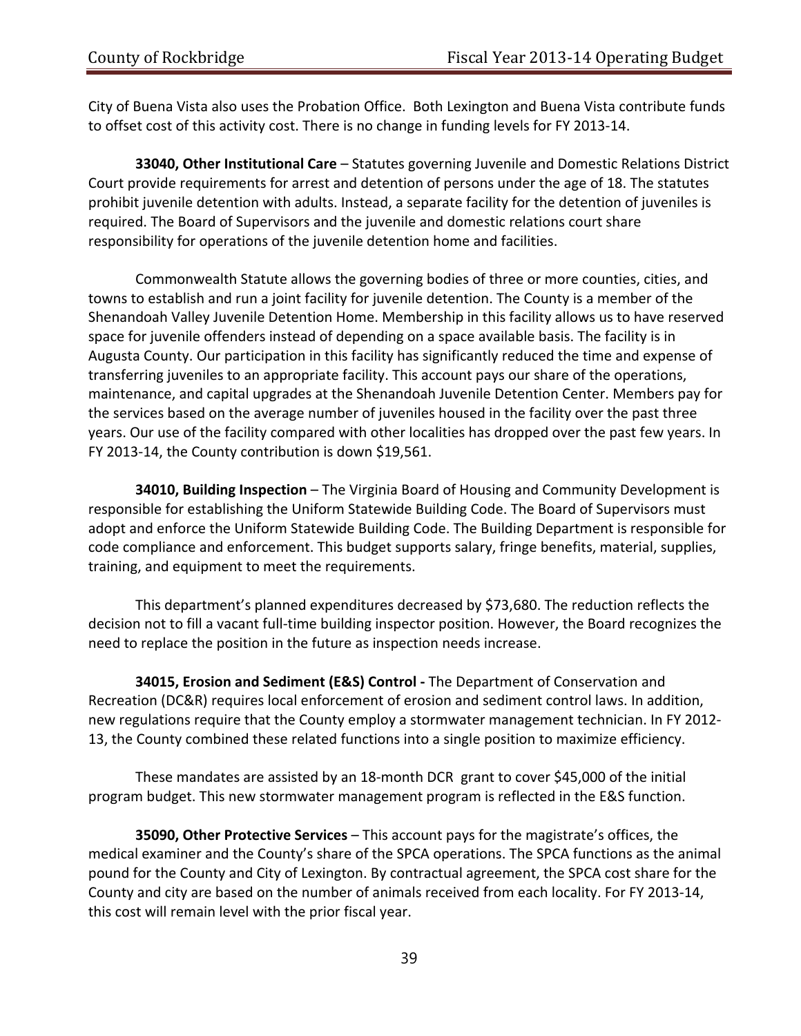City of Buena Vista also uses the Probation Office. Both Lexington and Buena Vista contribute funds to offset cost of this activity cost. There is no change in funding levels for FY 2013-14.

**33040, Other Institutional Care** – Statutes governing Juvenile and Domestic Relations District Court provide requirements for arrest and detention of persons under the age of 18. The statutes prohibit juvenile detention with adults. Instead, a separate facility for the detention of juveniles is required. The Board of Supervisors and the juvenile and domestic relations court share responsibility for operations of the juvenile detention home and facilities.

Commonwealth Statute allows the governing bodies of three or more counties, cities, and towns to establish and run a joint facility for juvenile detention. The County is a member of the Shenandoah Valley Juvenile Detention Home. Membership in this facility allows us to have reserved space for juvenile offenders instead of depending on a space available basis. The facility is in Augusta County. Our participation in this facility has significantly reduced the time and expense of transferring juveniles to an appropriate facility. This account pays our share of the operations, maintenance, and capital upgrades at the Shenandoah Juvenile Detention Center. Members pay for the services based on the average number of juveniles housed in the facility over the past three years. Our use of the facility compared with other localities has dropped over the past few years. In FY 2013-14, the County contribution is down $19,561.

**34010, Building Inspection** – The Virginia Board of Housing and Community Development is responsible for establishing the Uniform Statewide Building Code. The Board of Supervisors must adopt and enforce the Uniform Statewide Building Code. The Building Department is responsible for code compliance and enforcement. This budget supports salary, fringe benefits, material, supplies, training, and equipment to meet the requirements.

This department's planned expenditures decreased by $73,680. The reduction reflects the decision not to fill a vacant full-time building inspector position. However, the Board recognizes the need to replace the position in the future as inspection needs increase.

**34015, Erosion and Sediment (E&S) Control -** The Department of Conservation and Recreation (DC&R) requires local enforcement of erosion and sediment control laws. In addition, new regulations require that the County employ a stormwater management technician. In FY 2012-13, the County combined these related functions into a single position to maximize efficiency.

These mandates are assisted by an 18-month DCR grant to cover $45,000 of the initial program budget. This new stormwater management program is reflected in the E&S function.

**35090, Other Protective Services** – This account pays for the magistrate's offices, the medical examiner and the County's share of the SPCA operations. The SPCA functions as the animal pound for the County and City of Lexington. By contractual agreement, the SPCA cost share for the County and city are based on the number of animals received from each locality. For FY 2013-14, this cost will remain level with the prior fiscal year.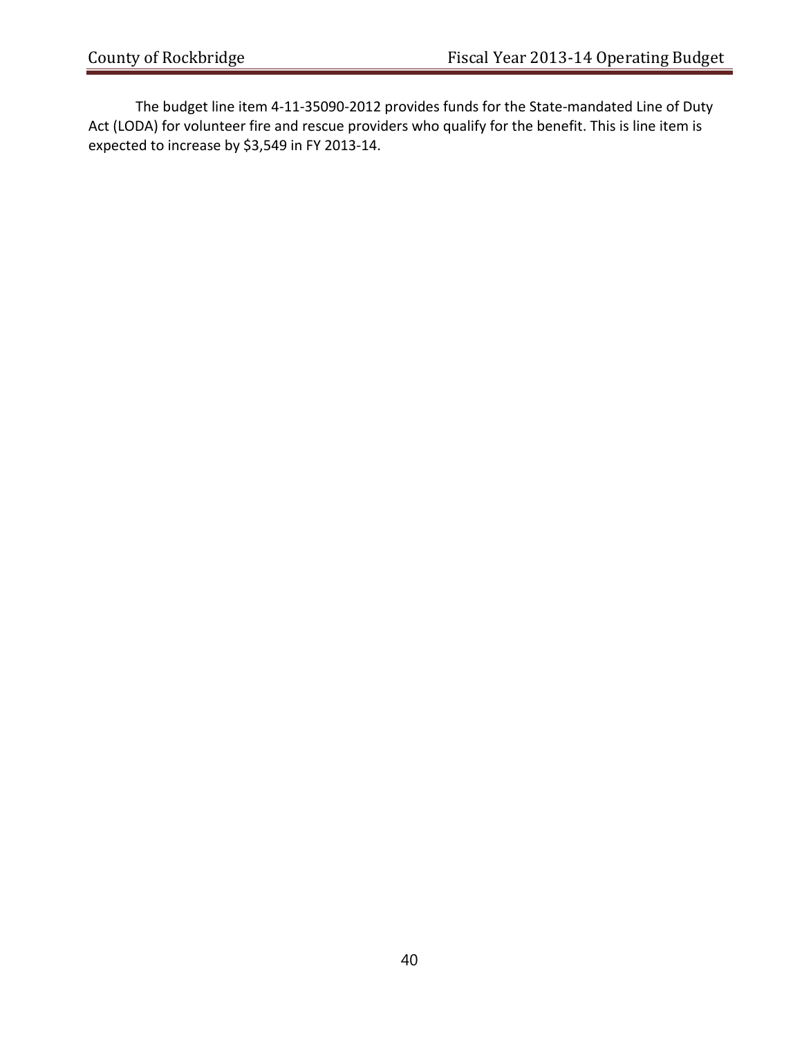The budget line item 4-11-35090-2012 provides funds for the State-mandated Line of Duty Act (LODA) for volunteer fire and rescue providers who qualify for the benefit. This is line item is expected to increase by $3,549 in FY 2013-14.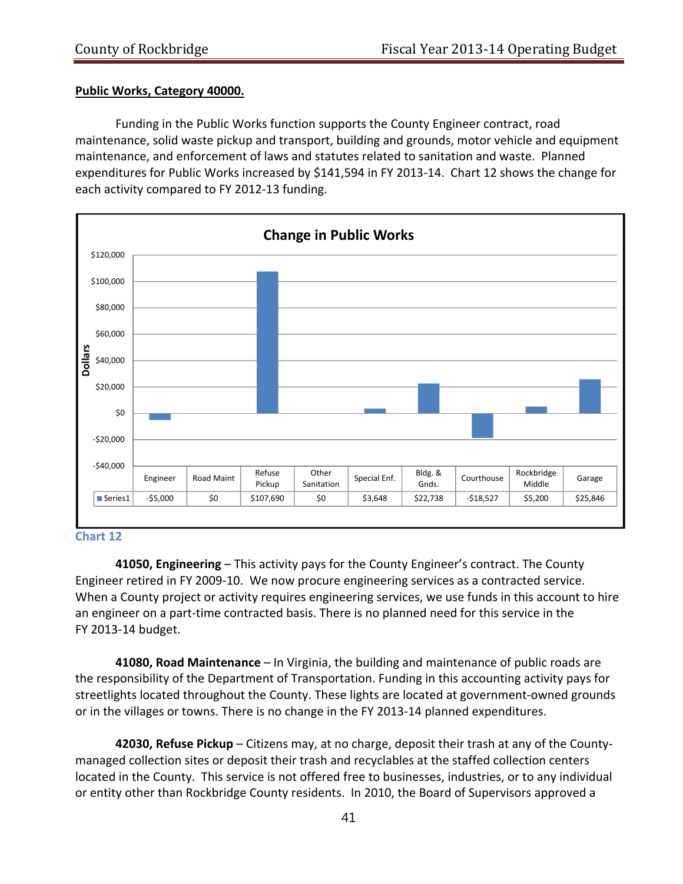## Public Works, Category 40000.

Funding in the Public Works function supports the County Engineer contract, road maintenance, solid waste pickup and transport, building and grounds, motor vehicle and equipment maintenance, and enforcement of laws and statutes related to sanitation and waste. Planned expenditures for Public Works increased by $141,594 in FY 2013-14. Chart 12 shows the change for each activity compared to FY 2012-13 funding.

**Change in Public Works**

| | Engineer | Road Maint | Refuse Pickup | Other Sanitation | Special Enf. | Bldg. & Gnds. | Courthouse | Rockbridge Middle | Garage |
|---|---|---|---|---|---|---|---|---|---|
| Series1 | -$5,000 | $0 | $107,690 | $0 | $3,648 | $22,738 | -$18,527 | $5,200 | $25,846 |

Chart 12

**41050, Engineering** – This activity pays for the County Engineer's contract. The County Engineer retired in FY 2009-10. We now procure engineering services as a contracted service. When a County project or activity requires engineering services, we use funds in this account to hire an engineer on a part-time contracted basis. There is no planned need for this service in the FY 2013-14 budget.

**41080, Road Maintenance** – In Virginia, the building and maintenance of public roads are the responsibility of the Department of Transportation. Funding in this accounting activity pays for streetlights located throughout the County. These lights are located at government-owned grounds or in the villages or towns. There is no change in the FY 2013-14 planned expenditures.

**42030, Refuse Pickup** – Citizens may, at no charge, deposit their trash at any of the County-managed collection sites or deposit their trash and recyclables at the staffed collection centers located in the County. This service is not offered free to businesses, industries, or to any individual or entity other than Rockbridge County residents. In 2010, the Board of Supervisors approved a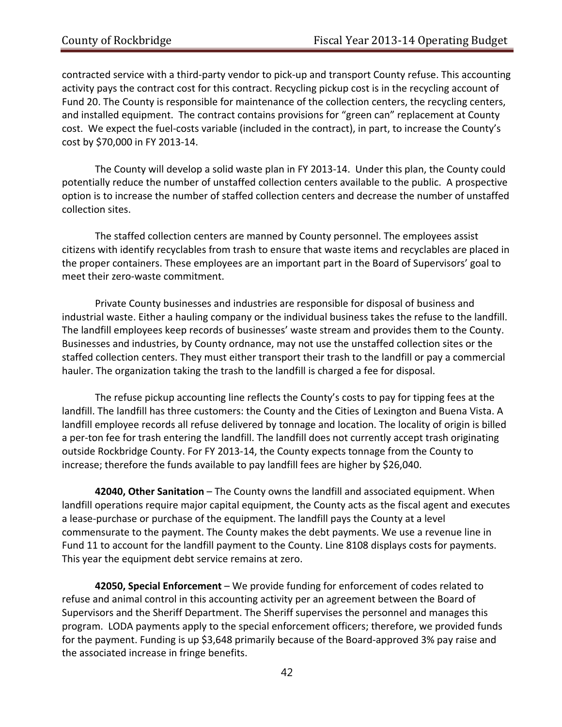contracted service with a third-party vendor to pick-up and transport County refuse. This accounting activity pays the contract cost for this contract. Recycling pickup cost is in the recycling account of Fund 20. The County is responsible for maintenance of the collection centers, the recycling centers, and installed equipment. The contract contains provisions for "green can" replacement at County cost. We expect the fuel-costs variable (included in the contract), in part, to increase the County's cost by $70,000 in FY 2013-14.

The County will develop a solid waste plan in FY 2013-14. Under this plan, the County could potentially reduce the number of unstaffed collection centers available to the public. A prospective option is to increase the number of staffed collection centers and decrease the number of unstaffed collection sites.

The staffed collection centers are manned by County personnel. The employees assist citizens with identify recyclables from trash to ensure that waste items and recyclables are placed in the proper containers. These employees are an important part in the Board of Supervisors' goal to meet their zero-waste commitment.

Private County businesses and industries are responsible for disposal of business and industrial waste. Either a hauling company or the individual business takes the refuse to the landfill. The landfill employees keep records of businesses' waste stream and provides them to the County. Businesses and industries, by County ordnance, may not use the unstaffed collection sites or the staffed collection centers. They must either transport their trash to the landfill or pay a commercial hauler. The organization taking the trash to the landfill is charged a fee for disposal.

The refuse pickup accounting line reflects the County's costs to pay for tipping fees at the landfill. The landfill has three customers: the County and the Cities of Lexington and Buena Vista. A landfill employee records all refuse delivered by tonnage and location. The locality of origin is billed a per-ton fee for trash entering the landfill. The landfill does not currently accept trash originating outside Rockbridge County. For FY 2013-14, the County expects tonnage from the County to increase; therefore the funds available to pay landfill fees are higher by $26,040.

**42040, Other Sanitation** – The County owns the landfill and associated equipment. When landfill operations require major capital equipment, the County acts as the fiscal agent and executes a lease-purchase or purchase of the equipment. The landfill pays the County at a level commensurate to the payment. The County makes the debt payments. We use a revenue line in Fund 11 to account for the landfill payment to the County. Line 8108 displays costs for payments. This year the equipment debt service remains at zero.

**42050, Special Enforcement** – We provide funding for enforcement of codes related to refuse and animal control in this accounting activity per an agreement between the Board of Supervisors and the Sheriff Department. The Sheriff supervises the personnel and manages this program. LODA payments apply to the special enforcement officers; therefore, we provided funds for the payment. Funding is up $3,648 primarily because of the Board-approved 3% pay raise and the associated increase in fringe benefits.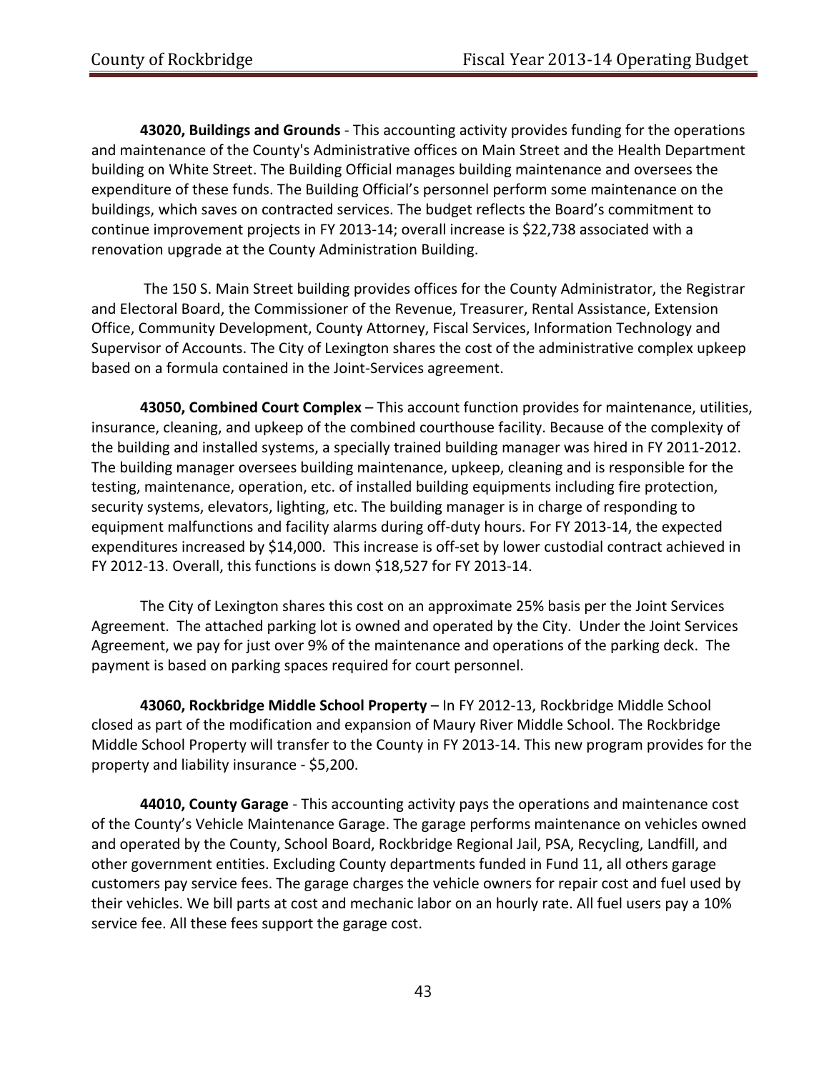**43020, Buildings and Grounds** - This accounting activity provides funding for the operations and maintenance of the County's Administrative offices on Main Street and the Health Department building on White Street. The Building Official manages building maintenance and oversees the expenditure of these funds. The Building Official's personnel perform some maintenance on the buildings, which saves on contracted services. The budget reflects the Board's commitment to continue improvement projects in FY 2013-14; overall increase is $22,738 associated with a renovation upgrade at the County Administration Building.

The 150 S. Main Street building provides offices for the County Administrator, the Registrar and Electoral Board, the Commissioner of the Revenue, Treasurer, Rental Assistance, Extension Office, Community Development, County Attorney, Fiscal Services, Information Technology and Supervisor of Accounts. The City of Lexington shares the cost of the administrative complex upkeep based on a formula contained in the Joint-Services agreement.

**43050, Combined Court Complex** – This account function provides for maintenance, utilities, insurance, cleaning, and upkeep of the combined courthouse facility. Because of the complexity of the building and installed systems, a specially trained building manager was hired in FY 2011-2012. The building manager oversees building maintenance, upkeep, cleaning and is responsible for the testing, maintenance, operation, etc. of installed building equipments including fire protection, security systems, elevators, lighting, etc. The building manager is in charge of responding to equipment malfunctions and facility alarms during off-duty hours. For FY 2013-14, the expected expenditures increased by $14,000. This increase is off-set by lower custodial contract achieved in FY 2012-13. Overall, this functions is down $18,527 for FY 2013-14.

The City of Lexington shares this cost on an approximate 25% basis per the Joint Services Agreement. The attached parking lot is owned and operated by the City. Under the Joint Services Agreement, we pay for just over 9% of the maintenance and operations of the parking deck. The payment is based on parking spaces required for court personnel.

**43060, Rockbridge Middle School Property** – In FY 2012-13, Rockbridge Middle School closed as part of the modification and expansion of Maury River Middle School. The Rockbridge Middle School Property will transfer to the County in FY 2013-14. This new program provides for the property and liability insurance - $5,200.

**44010, County Garage** - This accounting activity pays the operations and maintenance cost of the County's Vehicle Maintenance Garage. The garage performs maintenance on vehicles owned and operated by the County, School Board, Rockbridge Regional Jail, PSA, Recycling, Landfill, and other government entities. Excluding County departments funded in Fund 11, all others garage customers pay service fees. The garage charges the vehicle owners for repair cost and fuel used by their vehicles. We bill parts at cost and mechanic labor on an hourly rate. All fuel users pay a 10% service fee. All these fees support the garage cost.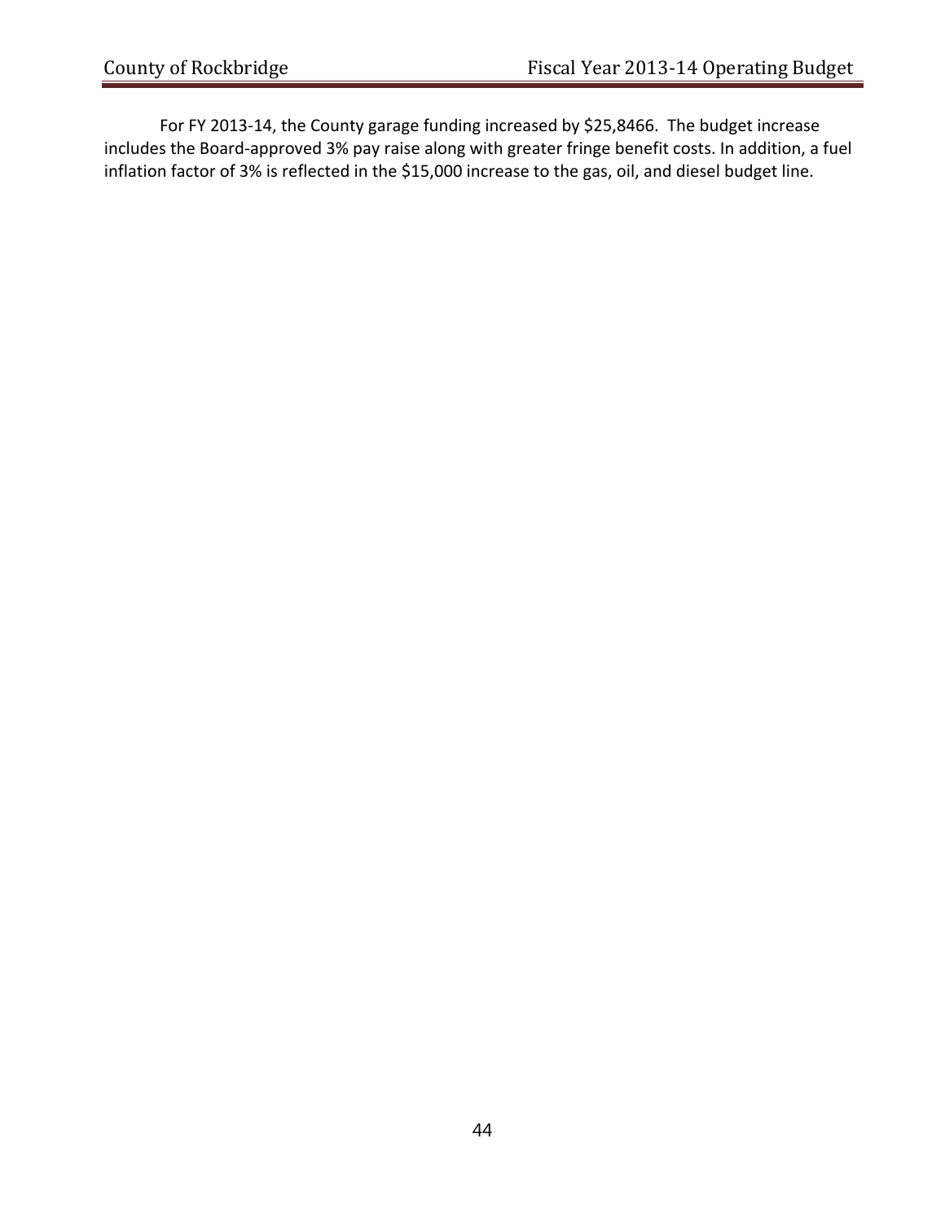For FY 2013-14, the County garage funding increased by $25,8466. The budget increase includes the Board-approved 3% pay raise along with greater fringe benefit costs. In addition, a fuel inflation factor of 3% is reflected in the $15,000 increase to the gas, oil, and diesel budget line.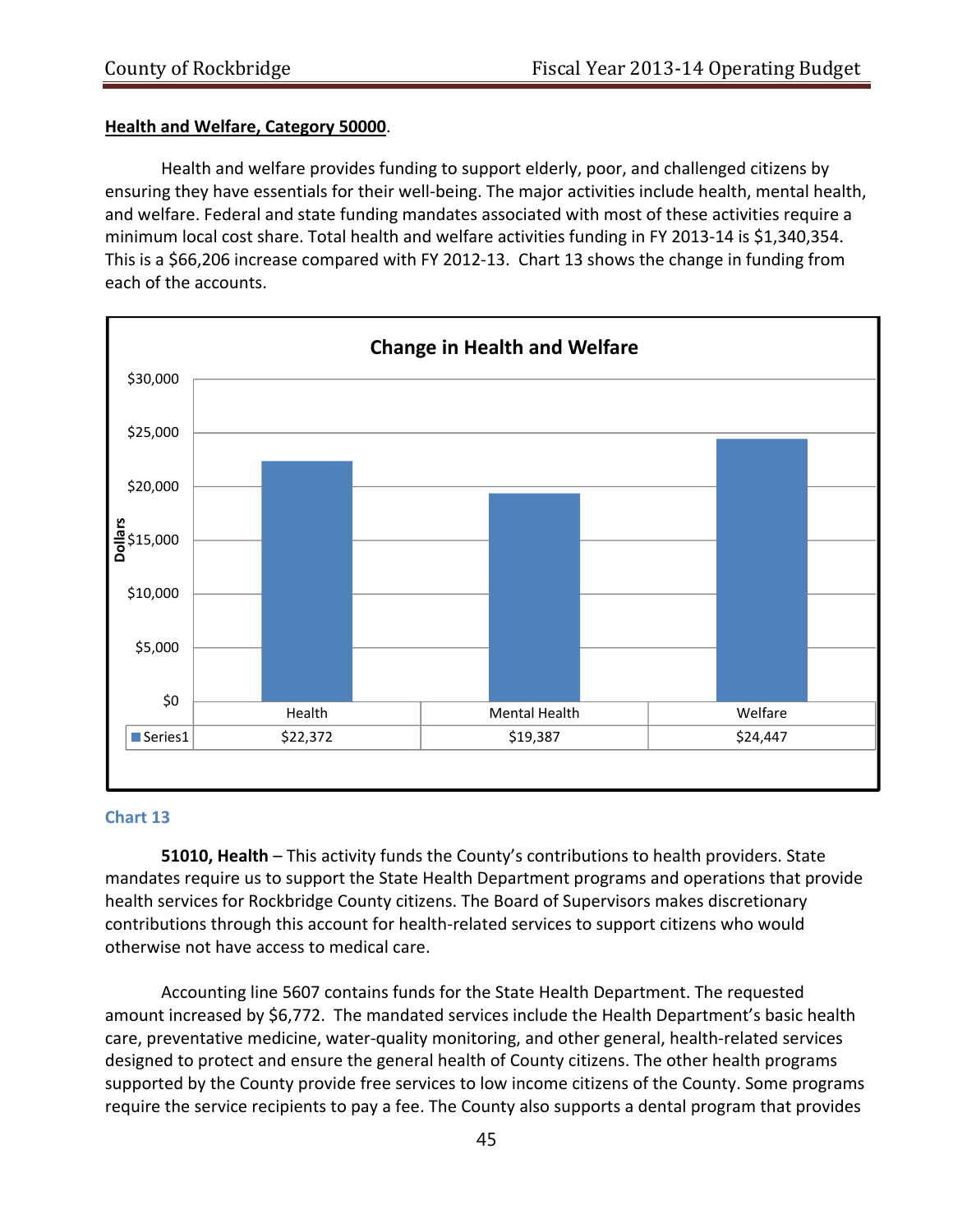**Health and Welfare, Category 50000**.

Health and welfare provides funding to support elderly, poor, and challenged citizens by ensuring they have essentials for their well-being. The major activities include health, mental health, and welfare. Federal and state funding mandates associated with most of these activities require a minimum local cost share. Total health and welfare activities funding in FY 2013-14 is $1,340,354. This is a $66,206 increase compared with FY 2012-13. Chart 13 shows the change in funding from each of the accounts.

**Change in Health and Welfare**

| | Health | Mental Health | Welfare |
|---|---|---|---|
| Series1 | $22,372 | $19,387 | $24,447 |

Chart 13

**51010, Health** – This activity funds the County's contributions to health providers. State mandates require us to support the State Health Department programs and operations that provide health services for Rockbridge County citizens. The Board of Supervisors makes discretionary contributions through this account for health-related services to support citizens who would otherwise not have access to medical care.

Accounting line 5607 contains funds for the State Health Department. The requested amount increased by $6,772. The mandated services include the Health Department's basic health care, preventative medicine, water-quality monitoring, and other general, health-related services designed to protect and ensure the general health of County citizens. The other health programs supported by the County provide free services to low income citizens of the County. Some programs require the service recipients to pay a fee. The County also supports a dental program that provides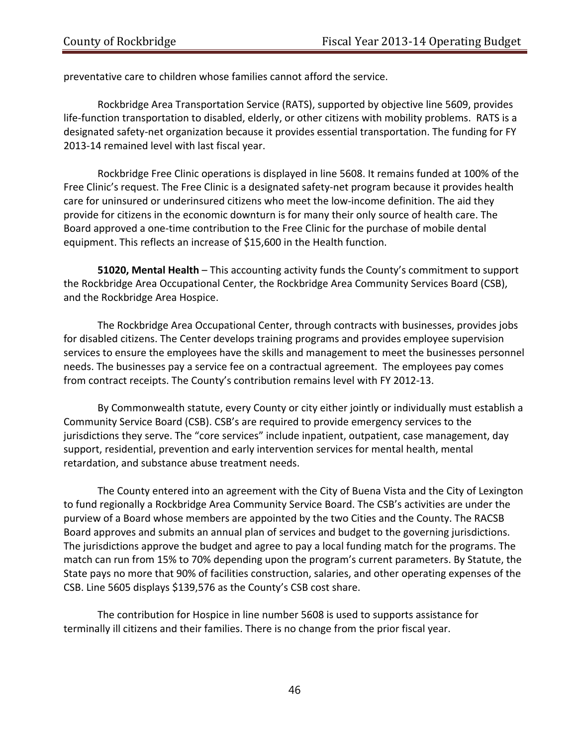preventative care to children whose families cannot afford the service.

Rockbridge Area Transportation Service (RATS), supported by objective line 5609, provides life-function transportation to disabled, elderly, or other citizens with mobility problems. RATS is a designated safety-net organization because it provides essential transportation. The funding for FY 2013-14 remained level with last fiscal year.

Rockbridge Free Clinic operations is displayed in line 5608. It remains funded at 100% of the Free Clinic's request. The Free Clinic is a designated safety-net program because it provides health care for uninsured or underinsured citizens who meet the low-income definition. The aid they provide for citizens in the economic downturn is for many their only source of health care. The Board approved a one-time contribution to the Free Clinic for the purchase of mobile dental equipment. This reflects an increase of $15,600 in the Health function.

**51020, Mental Health** – This accounting activity funds the County's commitment to support the Rockbridge Area Occupational Center, the Rockbridge Area Community Services Board (CSB), and the Rockbridge Area Hospice.

The Rockbridge Area Occupational Center, through contracts with businesses, provides jobs for disabled citizens. The Center develops training programs and provides employee supervision services to ensure the employees have the skills and management to meet the businesses personnel needs. The businesses pay a service fee on a contractual agreement. The employees pay comes from contract receipts. The County's contribution remains level with FY 2012-13.

By Commonwealth statute, every County or city either jointly or individually must establish a Community Service Board (CSB). CSB's are required to provide emergency services to the jurisdictions they serve. The "core services" include inpatient, outpatient, case management, day support, residential, prevention and early intervention services for mental health, mental retardation, and substance abuse treatment needs.

The County entered into an agreement with the City of Buena Vista and the City of Lexington to fund regionally a Rockbridge Area Community Service Board. The CSB's activities are under the purview of a Board whose members are appointed by the two Cities and the County. The RACSB Board approves and submits an annual plan of services and budget to the governing jurisdictions. The jurisdictions approve the budget and agree to pay a local funding match for the programs. The match can run from 15% to 70% depending upon the program's current parameters. By Statute, the State pays no more that 90% of facilities construction, salaries, and other operating expenses of the CSB. Line 5605 displays $139,576 as the County's CSB cost share.

The contribution for Hospice in line number 5608 is used to supports assistance for terminally ill citizens and their families. There is no change from the prior fiscal year.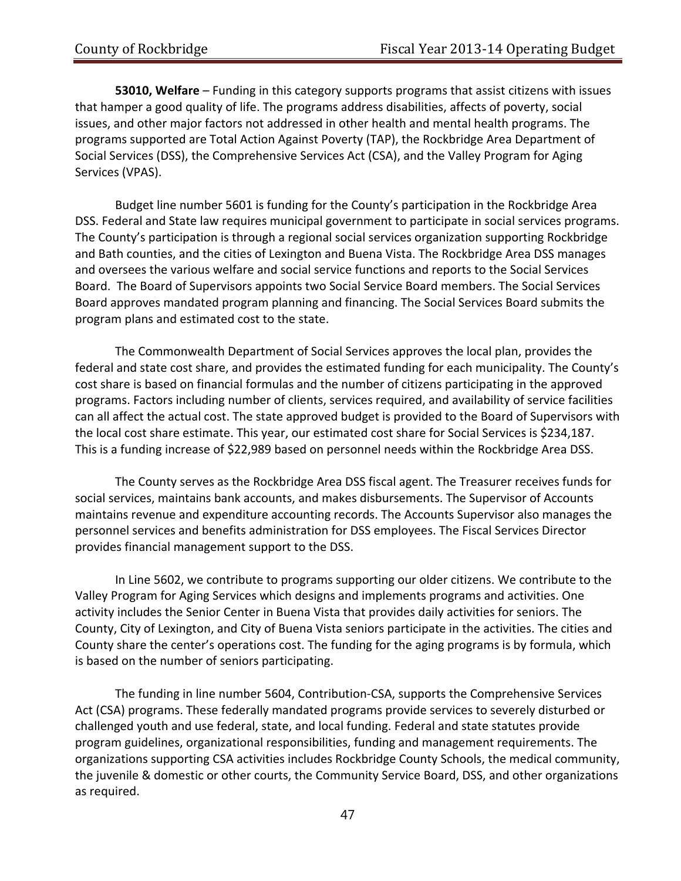**53010, Welfare** – Funding in this category supports programs that assist citizens with issues that hamper a good quality of life. The programs address disabilities, affects of poverty, social issues, and other major factors not addressed in other health and mental health programs. The programs supported are Total Action Against Poverty (TAP), the Rockbridge Area Department of Social Services (DSS), the Comprehensive Services Act (CSA), and the Valley Program for Aging Services (VPAS).

Budget line number 5601 is funding for the County's participation in the Rockbridge Area DSS. Federal and State law requires municipal government to participate in social services programs. The County's participation is through a regional social services organization supporting Rockbridge and Bath counties, and the cities of Lexington and Buena Vista. The Rockbridge Area DSS manages and oversees the various welfare and social service functions and reports to the Social Services Board. The Board of Supervisors appoints two Social Service Board members. The Social Services Board approves mandated program planning and financing. The Social Services Board submits the program plans and estimated cost to the state.

The Commonwealth Department of Social Services approves the local plan, provides the federal and state cost share, and provides the estimated funding for each municipality. The County's cost share is based on financial formulas and the number of citizens participating in the approved programs. Factors including number of clients, services required, and availability of service facilities can all affect the actual cost. The state approved budget is provided to the Board of Supervisors with the local cost share estimate. This year, our estimated cost share for Social Services is $234,187. This is a funding increase of $22,989 based on personnel needs within the Rockbridge Area DSS.

The County serves as the Rockbridge Area DSS fiscal agent. The Treasurer receives funds for social services, maintains bank accounts, and makes disbursements. The Supervisor of Accounts maintains revenue and expenditure accounting records. The Accounts Supervisor also manages the personnel services and benefits administration for DSS employees. The Fiscal Services Director provides financial management support to the DSS.

In Line 5602, we contribute to programs supporting our older citizens. We contribute to the Valley Program for Aging Services which designs and implements programs and activities. One activity includes the Senior Center in Buena Vista that provides daily activities for seniors. The County, City of Lexington, and City of Buena Vista seniors participate in the activities. The cities and County share the center's operations cost. The funding for the aging programs is by formula, which is based on the number of seniors participating.

The funding in line number 5604, Contribution-CSA, supports the Comprehensive Services Act (CSA) programs. These federally mandated programs provide services to severely disturbed or challenged youth and use federal, state, and local funding. Federal and state statutes provide program guidelines, organizational responsibilities, funding and management requirements. The organizations supporting CSA activities includes Rockbridge County Schools, the medical community, the juvenile & domestic or other courts, the Community Service Board, DSS, and other organizations as required.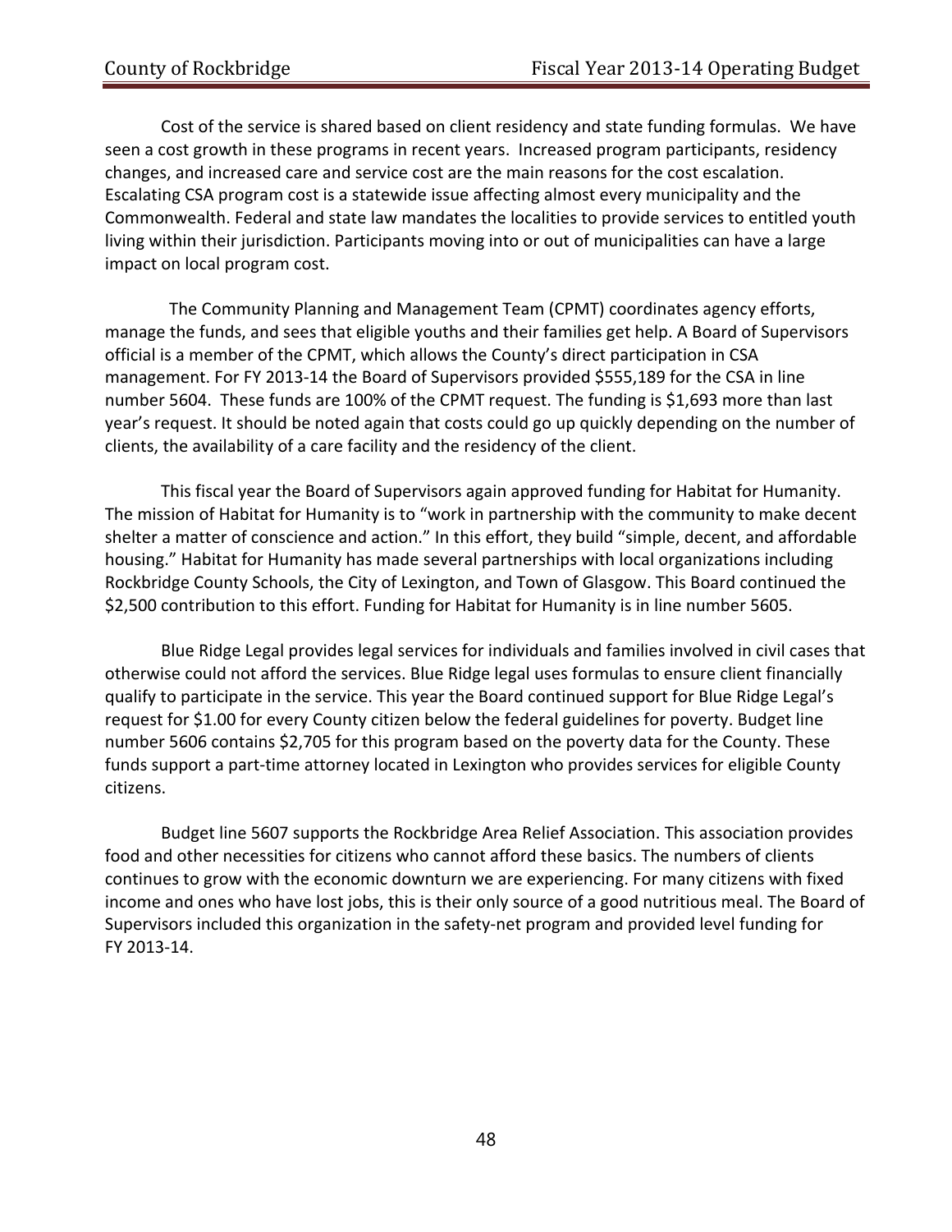Cost of the service is shared based on client residency and state funding formulas. We have seen a cost growth in these programs in recent years. Increased program participants, residency changes, and increased care and service cost are the main reasons for the cost escalation. Escalating CSA program cost is a statewide issue affecting almost every municipality and the Commonwealth. Federal and state law mandates the localities to provide services to entitled youth living within their jurisdiction. Participants moving into or out of municipalities can have a large impact on local program cost.

The Community Planning and Management Team (CPMT) coordinates agency efforts, manage the funds, and sees that eligible youths and their families get help. A Board of Supervisors official is a member of the CPMT, which allows the County's direct participation in CSA management. For FY 2013-14 the Board of Supervisors provided $555,189 for the CSA in line number 5604. These funds are 100% of the CPMT request. The funding is $1,693 more than last year's request. It should be noted again that costs could go up quickly depending on the number of clients, the availability of a care facility and the residency of the client.

This fiscal year the Board of Supervisors again approved funding for Habitat for Humanity. The mission of Habitat for Humanity is to "work in partnership with the community to make decent shelter a matter of conscience and action." In this effort, they build "simple, decent, and affordable housing." Habitat for Humanity has made several partnerships with local organizations including Rockbridge County Schools, the City of Lexington, and Town of Glasgow. This Board continued the $2,500 contribution to this effort. Funding for Habitat for Humanity is in line number 5605.

Blue Ridge Legal provides legal services for individuals and families involved in civil cases that otherwise could not afford the services. Blue Ridge legal uses formulas to ensure client financially qualify to participate in the service. This year the Board continued support for Blue Ridge Legal's request for $1.00 for every County citizen below the federal guidelines for poverty. Budget line number 5606 contains $2,705 for this program based on the poverty data for the County. These funds support a part-time attorney located in Lexington who provides services for eligible County citizens.

Budget line 5607 supports the Rockbridge Area Relief Association. This association provides food and other necessities for citizens who cannot afford these basics. The numbers of clients continues to grow with the economic downturn we are experiencing. For many citizens with fixed income and ones who have lost jobs, this is their only source of a good nutritious meal. The Board of Supervisors included this organization in the safety-net program and provided level funding for FY 2013-14.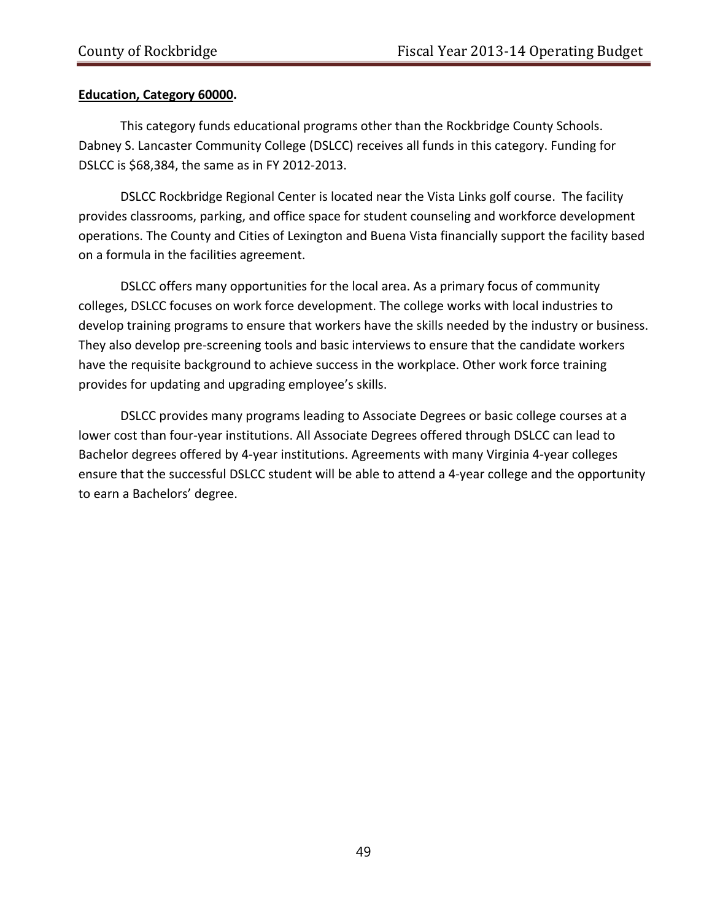**<u>Education, Category 60000</u>.**

This category funds educational programs other than the Rockbridge County Schools. Dabney S. Lancaster Community College (DSLCC) receives all funds in this category. Funding for DSLCC is $68,384, the same as in FY 2012-2013.

DSLCC Rockbridge Regional Center is located near the Vista Links golf course. The facility provides classrooms, parking, and office space for student counseling and workforce development operations. The County and Cities of Lexington and Buena Vista financially support the facility based on a formula in the facilities agreement.

DSLCC offers many opportunities for the local area. As a primary focus of community colleges, DSLCC focuses on work force development. The college works with local industries to develop training programs to ensure that workers have the skills needed by the industry or business. They also develop pre-screening tools and basic interviews to ensure that the candidate workers have the requisite background to achieve success in the workplace. Other work force training provides for updating and upgrading employee's skills.

DSLCC provides many programs leading to Associate Degrees or basic college courses at a lower cost than four-year institutions. All Associate Degrees offered through DSLCC can lead to Bachelor degrees offered by 4-year institutions. Agreements with many Virginia 4-year colleges ensure that the successful DSLCC student will be able to attend a 4-year college and the opportunity to earn a Bachelors' degree.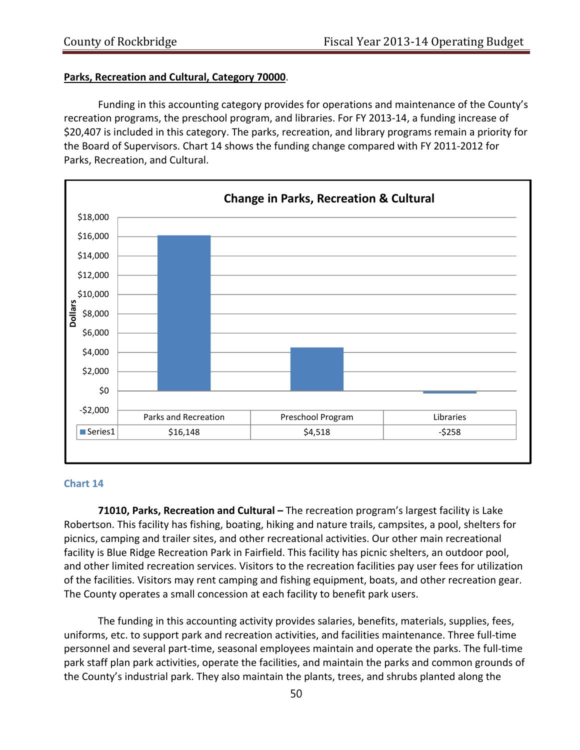**Parks, Recreation and Cultural, Category 70000**.

Funding in this accounting category provides for operations and maintenance of the County's recreation programs, the preschool program, and libraries. For FY 2013-14, a funding increase of $20,407 is included in this category. The parks, recreation, and library programs remain a priority for the Board of Supervisors. Chart 14 shows the funding change compared with FY 2011-2012 for Parks, Recreation, and Cultural.

**Change in Parks, Recreation & Cultural**

| | Parks and Recreation | Preschool Program | Libraries |
|---|---|---|---|
| Series1 | $16,148 | $4,518 | -$258 |

Chart 14

**71010, Parks, Recreation and Cultural –** The recreation program's largest facility is Lake Robertson. This facility has fishing, boating, hiking and nature trails, campsites, a pool, shelters for picnics, camping and trailer sites, and other recreational activities. Our other main recreational facility is Blue Ridge Recreation Park in Fairfield. This facility has picnic shelters, an outdoor pool, and other limited recreation services. Visitors to the recreation facilities pay user fees for utilization of the facilities. Visitors may rent camping and fishing equipment, boats, and other recreation gear. The County operates a small concession at each facility to benefit park users.

The funding in this accounting activity provides salaries, benefits, materials, supplies, fees, uniforms, etc. to support park and recreation activities, and facilities maintenance. Three full-time personnel and several part-time, seasonal employees maintain and operate the parks. The full-time park staff plan park activities, operate the facilities, and maintain the parks and common grounds of the County's industrial park. They also maintain the plants, trees, and shrubs planted along the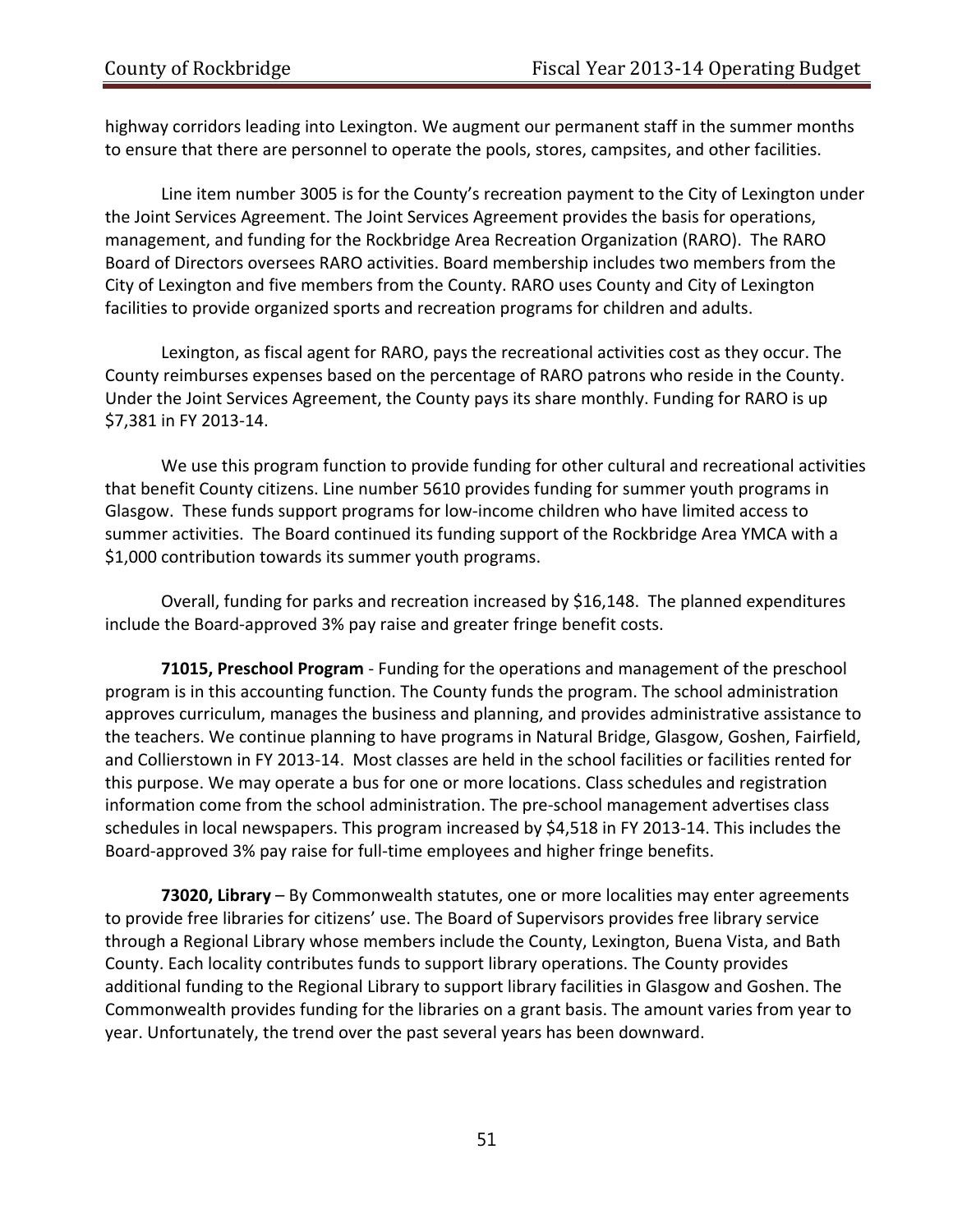highway corridors leading into Lexington. We augment our permanent staff in the summer months to ensure that there are personnel to operate the pools, stores, campsites, and other facilities.

Line item number 3005 is for the County's recreation payment to the City of Lexington under the Joint Services Agreement. The Joint Services Agreement provides the basis for operations, management, and funding for the Rockbridge Area Recreation Organization (RARO). The RARO Board of Directors oversees RARO activities. Board membership includes two members from the City of Lexington and five members from the County. RARO uses County and City of Lexington facilities to provide organized sports and recreation programs for children and adults.

Lexington, as fiscal agent for RARO, pays the recreational activities cost as they occur. The County reimburses expenses based on the percentage of RARO patrons who reside in the County. Under the Joint Services Agreement, the County pays its share monthly. Funding for RARO is up $7,381 in FY 2013-14.

We use this program function to provide funding for other cultural and recreational activities that benefit County citizens. Line number 5610 provides funding for summer youth programs in Glasgow. These funds support programs for low-income children who have limited access to summer activities. The Board continued its funding support of the Rockbridge Area YMCA with a $1,000 contribution towards its summer youth programs.

Overall, funding for parks and recreation increased by $16,148. The planned expenditures include the Board-approved 3% pay raise and greater fringe benefit costs.

**71015, Preschool Program** - Funding for the operations and management of the preschool program is in this accounting function. The County funds the program. The school administration approves curriculum, manages the business and planning, and provides administrative assistance to the teachers. We continue planning to have programs in Natural Bridge, Glasgow, Goshen, Fairfield, and Collierstown in FY 2013-14. Most classes are held in the school facilities or facilities rented for this purpose. We may operate a bus for one or more locations. Class schedules and registration information come from the school administration. The pre-school management advertises class schedules in local newspapers. This program increased by $4,518 in FY 2013-14. This includes the Board-approved 3% pay raise for full-time employees and higher fringe benefits.

**73020, Library** – By Commonwealth statutes, one or more localities may enter agreements to provide free libraries for citizens' use. The Board of Supervisors provides free library service through a Regional Library whose members include the County, Lexington, Buena Vista, and Bath County. Each locality contributes funds to support library operations. The County provides additional funding to the Regional Library to support library facilities in Glasgow and Goshen. The Commonwealth provides funding for the libraries on a grant basis. The amount varies from year to year. Unfortunately, the trend over the past several years has been downward.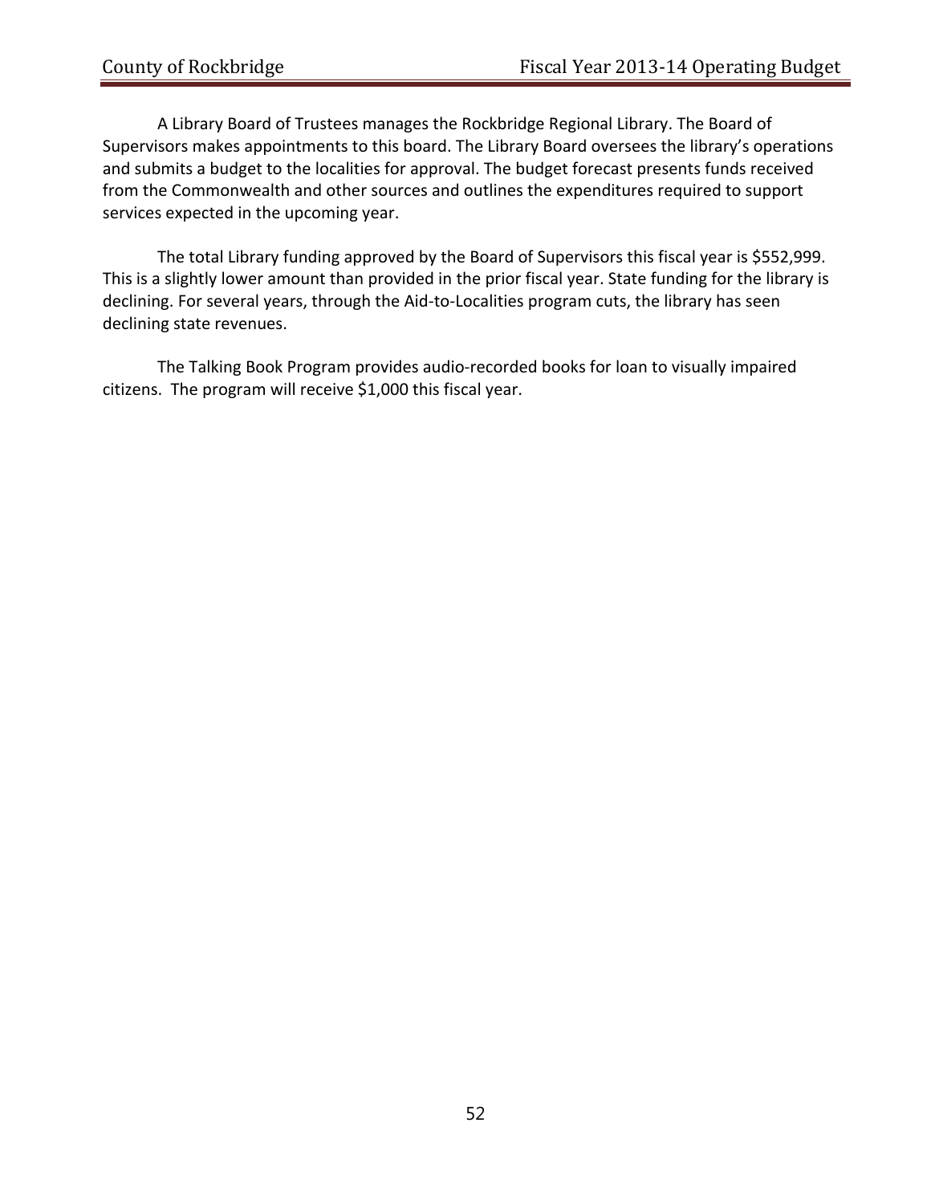A Library Board of Trustees manages the Rockbridge Regional Library. The Board of Supervisors makes appointments to this board. The Library Board oversees the library's operations and submits a budget to the localities for approval. The budget forecast presents funds received from the Commonwealth and other sources and outlines the expenditures required to support services expected in the upcoming year.

The total Library funding approved by the Board of Supervisors this fiscal year is $552,999. This is a slightly lower amount than provided in the prior fiscal year. State funding for the library is declining. For several years, through the Aid-to-Localities program cuts, the library has seen declining state revenues.

The Talking Book Program provides audio-recorded books for loan to visually impaired citizens. The program will receive $1,000 this fiscal year.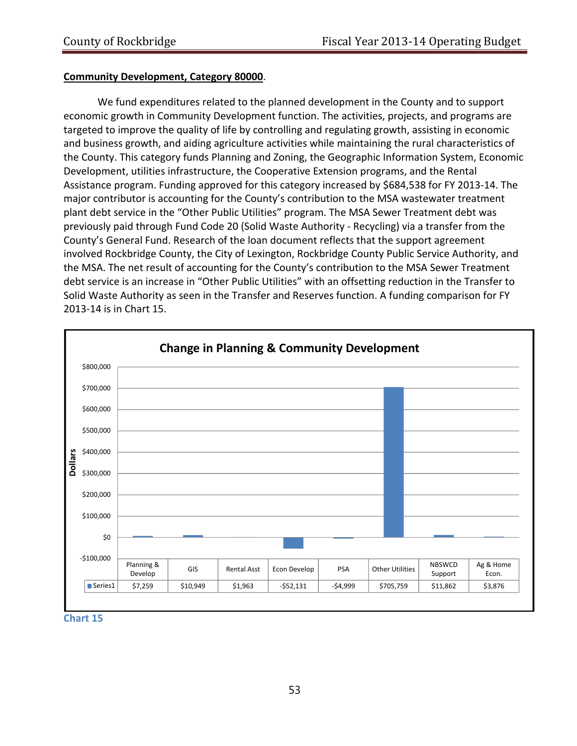**Community Development, Category 80000**.

We fund expenditures related to the planned development in the County and to support economic growth in Community Development function. The activities, projects, and programs are targeted to improve the quality of life by controlling and regulating growth, assisting in economic and business growth, and aiding agriculture activities while maintaining the rural characteristics of the County. This category funds Planning and Zoning, the Geographic Information System, Economic Development, utilities infrastructure, the Cooperative Extension programs, and the Rental Assistance program. Funding approved for this category increased by $684,538 for FY 2013-14. The major contributor is accounting for the County's contribution to the MSA wastewater treatment plant debt service in the "Other Public Utilities" program. The MSA Sewer Treatment debt was previously paid through Fund Code 20 (Solid Waste Authority - Recycling) via a transfer from the County's General Fund. Research of the loan document reflects that the support agreement involved Rockbridge County, the City of Lexington, Rockbridge County Public Service Authority, and the MSA. The net result of accounting for the County's contribution to the MSA Sewer Treatment debt service is an increase in "Other Public Utilities" with an offsetting reduction in the Transfer to Solid Waste Authority as seen in the Transfer and Reserves function. A funding comparison for FY 2013-14 is in Chart 15.

**Change in Planning & Community Development**

| | Planning & Develop | GIS | Rental Asst | Econ Develop | PSA | Other Utilities | NBSWCD Support | Ag & Home Econ. |
|---|---|---|---|---|---|---|---|---|
| Series1 | $7,259 | $10,949 | $1,963 | -$52,131 | -$4,999 | $705,759 | $11,862 | $3,876 |

Chart 15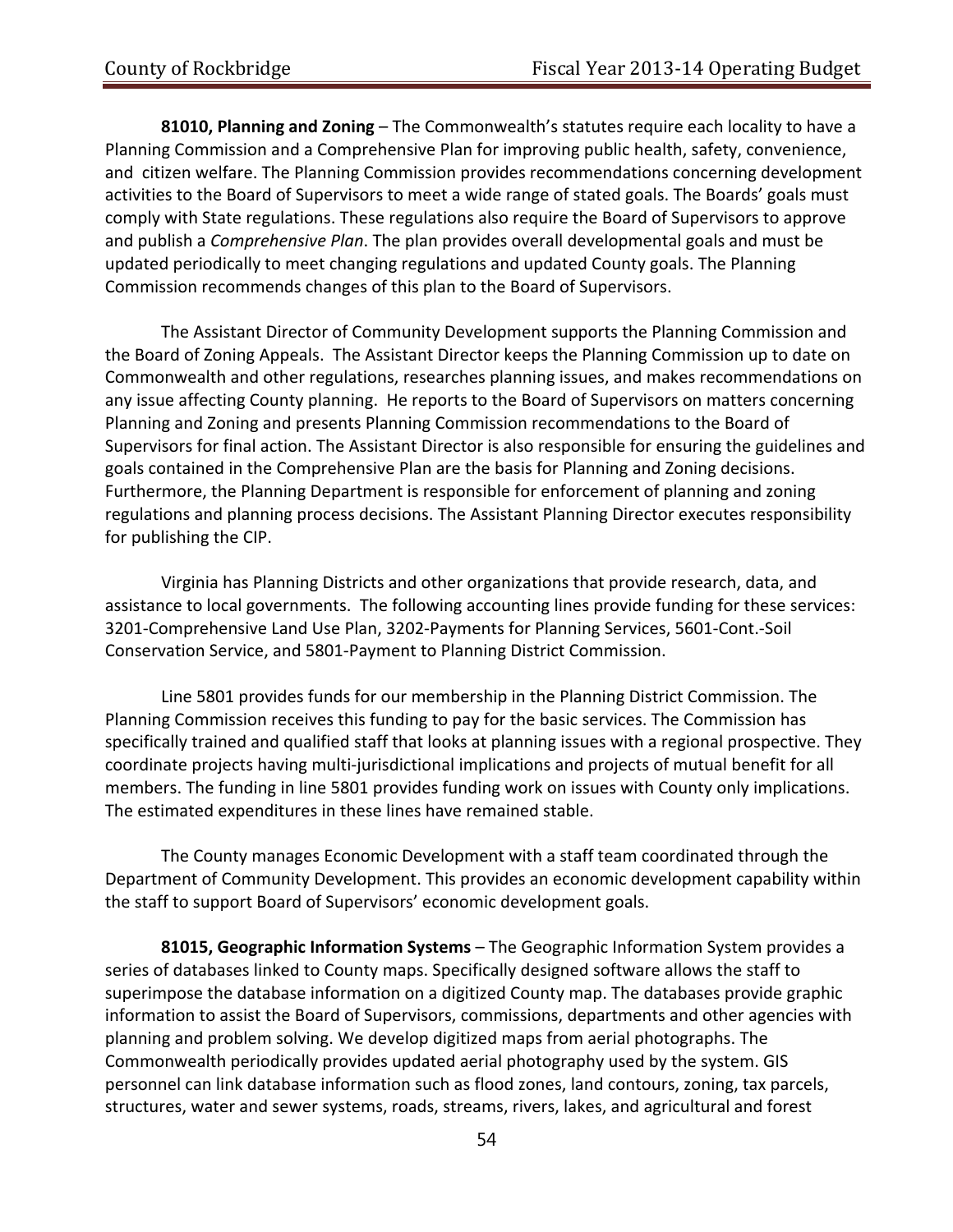**81010, Planning and Zoning** – The Commonwealth's statutes require each locality to have a Planning Commission and a Comprehensive Plan for improving public health, safety, convenience, and citizen welfare. The Planning Commission provides recommendations concerning development activities to the Board of Supervisors to meet a wide range of stated goals. The Boards' goals must comply with State regulations. These regulations also require the Board of Supervisors to approve and publish a *Comprehensive Plan*. The plan provides overall developmental goals and must be updated periodically to meet changing regulations and updated County goals. The Planning Commission recommends changes of this plan to the Board of Supervisors.

The Assistant Director of Community Development supports the Planning Commission and the Board of Zoning Appeals. The Assistant Director keeps the Planning Commission up to date on Commonwealth and other regulations, researches planning issues, and makes recommendations on any issue affecting County planning. He reports to the Board of Supervisors on matters concerning Planning and Zoning and presents Planning Commission recommendations to the Board of Supervisors for final action. The Assistant Director is also responsible for ensuring the guidelines and goals contained in the Comprehensive Plan are the basis for Planning and Zoning decisions. Furthermore, the Planning Department is responsible for enforcement of planning and zoning regulations and planning process decisions. The Assistant Planning Director executes responsibility for publishing the CIP.

Virginia has Planning Districts and other organizations that provide research, data, and assistance to local governments. The following accounting lines provide funding for these services: 3201-Comprehensive Land Use Plan, 3202-Payments for Planning Services, 5601-Cont.-Soil Conservation Service, and 5801-Payment to Planning District Commission.

Line 5801 provides funds for our membership in the Planning District Commission. The Planning Commission receives this funding to pay for the basic services. The Commission has specifically trained and qualified staff that looks at planning issues with a regional prospective. They coordinate projects having multi-jurisdictional implications and projects of mutual benefit for all members. The funding in line 5801 provides funding work on issues with County only implications. The estimated expenditures in these lines have remained stable.

The County manages Economic Development with a staff team coordinated through the Department of Community Development. This provides an economic development capability within the staff to support Board of Supervisors' economic development goals.

**81015, Geographic Information Systems** – The Geographic Information System provides a series of databases linked to County maps. Specifically designed software allows the staff to superimpose the database information on a digitized County map. The databases provide graphic information to assist the Board of Supervisors, commissions, departments and other agencies with planning and problem solving. We develop digitized maps from aerial photographs. The Commonwealth periodically provides updated aerial photography used by the system. GIS personnel can link database information such as flood zones, land contours, zoning, tax parcels, structures, water and sewer systems, roads, streams, rivers, lakes, and agricultural and forest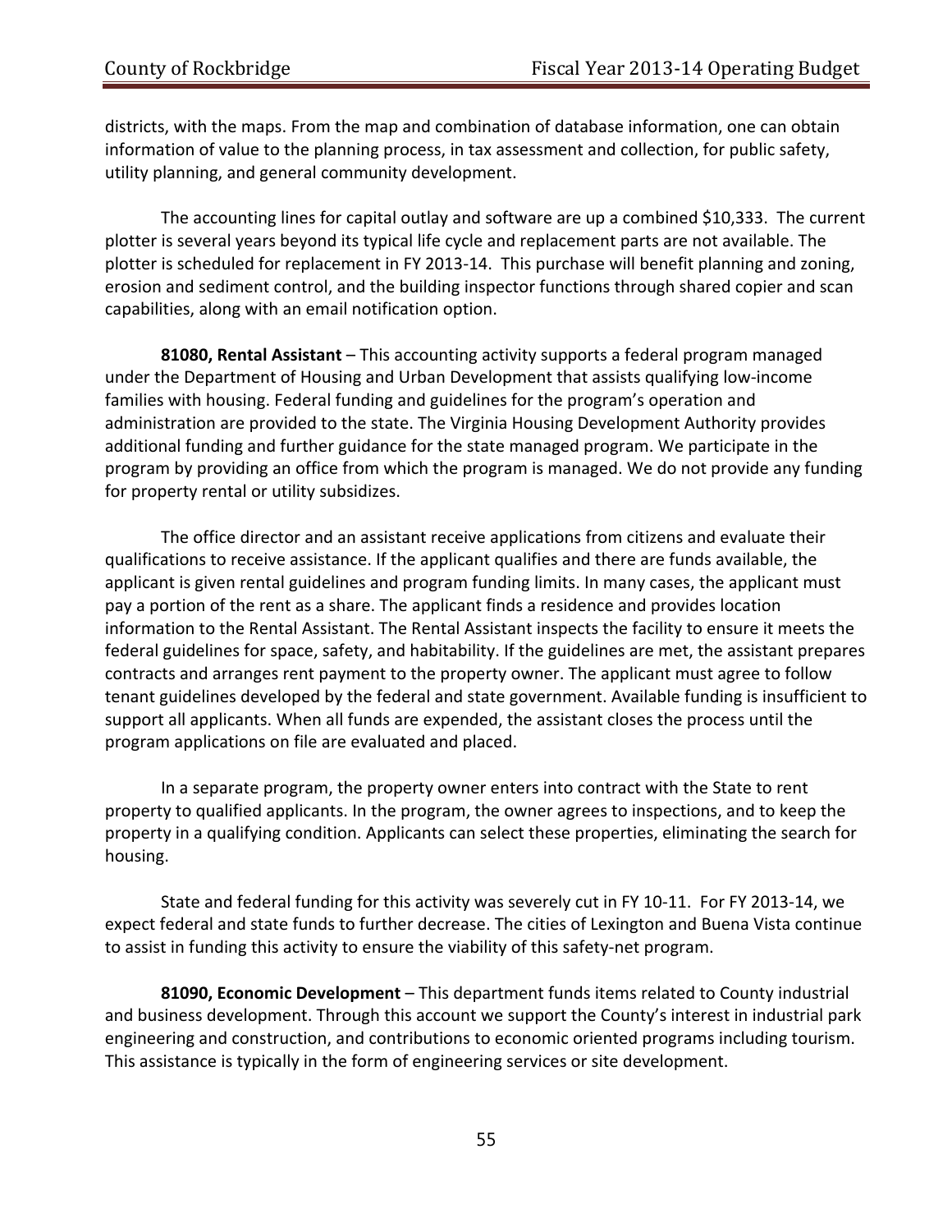districts, with the maps. From the map and combination of database information, one can obtain information of value to the planning process, in tax assessment and collection, for public safety, utility planning, and general community development.

The accounting lines for capital outlay and software are up a combined $10,333. The current plotter is several years beyond its typical life cycle and replacement parts are not available. The plotter is scheduled for replacement in FY 2013-14. This purchase will benefit planning and zoning, erosion and sediment control, and the building inspector functions through shared copier and scan capabilities, along with an email notification option.

**81080, Rental Assistant** – This accounting activity supports a federal program managed under the Department of Housing and Urban Development that assists qualifying low-income families with housing. Federal funding and guidelines for the program's operation and administration are provided to the state. The Virginia Housing Development Authority provides additional funding and further guidance for the state managed program. We participate in the program by providing an office from which the program is managed. We do not provide any funding for property rental or utility subsidizes.

The office director and an assistant receive applications from citizens and evaluate their qualifications to receive assistance. If the applicant qualifies and there are funds available, the applicant is given rental guidelines and program funding limits. In many cases, the applicant must pay a portion of the rent as a share. The applicant finds a residence and provides location information to the Rental Assistant. The Rental Assistant inspects the facility to ensure it meets the federal guidelines for space, safety, and habitability. If the guidelines are met, the assistant prepares contracts and arranges rent payment to the property owner. The applicant must agree to follow tenant guidelines developed by the federal and state government. Available funding is insufficient to support all applicants. When all funds are expended, the assistant closes the process until the program applications on file are evaluated and placed.

In a separate program, the property owner enters into contract with the State to rent property to qualified applicants. In the program, the owner agrees to inspections, and to keep the property in a qualifying condition. Applicants can select these properties, eliminating the search for housing.

State and federal funding for this activity was severely cut in FY 10-11. For FY 2013-14, we expect federal and state funds to further decrease. The cities of Lexington and Buena Vista continue to assist in funding this activity to ensure the viability of this safety-net program.

**81090, Economic Development** – This department funds items related to County industrial and business development. Through this account we support the County's interest in industrial park engineering and construction, and contributions to economic oriented programs including tourism. This assistance is typically in the form of engineering services or site development.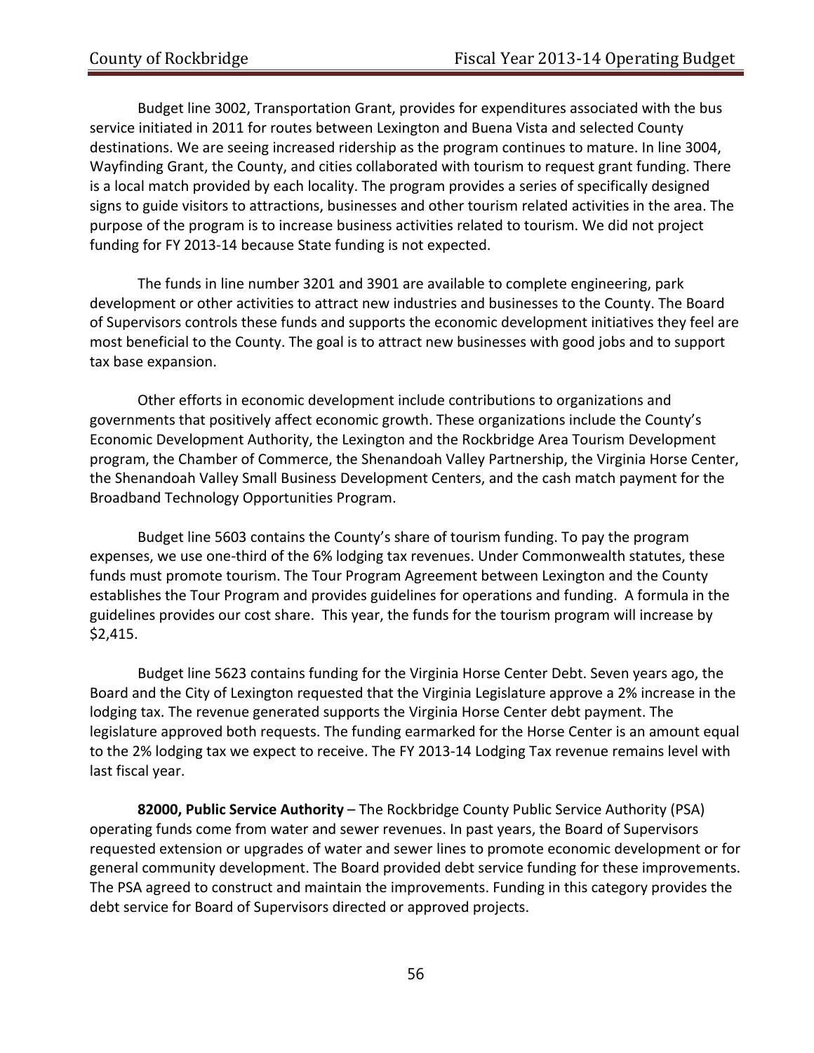Budget line 3002, Transportation Grant, provides for expenditures associated with the bus service initiated in 2011 for routes between Lexington and Buena Vista and selected County destinations. We are seeing increased ridership as the program continues to mature. In line 3004, Wayfinding Grant, the County, and cities collaborated with tourism to request grant funding. There is a local match provided by each locality. The program provides a series of specifically designed signs to guide visitors to attractions, businesses and other tourism related activities in the area. The purpose of the program is to increase business activities related to tourism. We did not project funding for FY 2013-14 because State funding is not expected.

The funds in line number 3201 and 3901 are available to complete engineering, park development or other activities to attract new industries and businesses to the County. The Board of Supervisors controls these funds and supports the economic development initiatives they feel are most beneficial to the County. The goal is to attract new businesses with good jobs and to support tax base expansion.

Other efforts in economic development include contributions to organizations and governments that positively affect economic growth. These organizations include the County's Economic Development Authority, the Lexington and the Rockbridge Area Tourism Development program, the Chamber of Commerce, the Shenandoah Valley Partnership, the Virginia Horse Center, the Shenandoah Valley Small Business Development Centers, and the cash match payment for the Broadband Technology Opportunities Program.

Budget line 5603 contains the County's share of tourism funding. To pay the program expenses, we use one-third of the 6% lodging tax revenues. Under Commonwealth statutes, these funds must promote tourism. The Tour Program Agreement between Lexington and the County establishes the Tour Program and provides guidelines for operations and funding. A formula in the guidelines provides our cost share. This year, the funds for the tourism program will increase by $2,415.

Budget line 5623 contains funding for the Virginia Horse Center Debt. Seven years ago, the Board and the City of Lexington requested that the Virginia Legislature approve a 2% increase in the lodging tax. The revenue generated supports the Virginia Horse Center debt payment. The legislature approved both requests. The funding earmarked for the Horse Center is an amount equal to the 2% lodging tax we expect to receive. The FY 2013-14 Lodging Tax revenue remains level with last fiscal year.

**82000, Public Service Authority** – The Rockbridge County Public Service Authority (PSA) operating funds come from water and sewer revenues. In past years, the Board of Supervisors requested extension or upgrades of water and sewer lines to promote economic development or for general community development. The Board provided debt service funding for these improvements. The PSA agreed to construct and maintain the improvements. Funding in this category provides the debt service for Board of Supervisors directed or approved projects.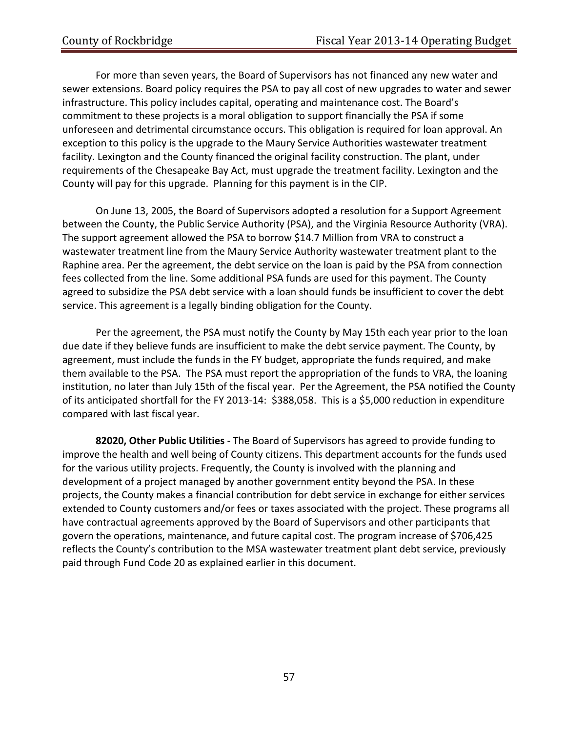For more than seven years, the Board of Supervisors has not financed any new water and sewer extensions. Board policy requires the PSA to pay all cost of new upgrades to water and sewer infrastructure. This policy includes capital, operating and maintenance cost. The Board's commitment to these projects is a moral obligation to support financially the PSA if some unforeseen and detrimental circumstance occurs. This obligation is required for loan approval. An exception to this policy is the upgrade to the Maury Service Authorities wastewater treatment facility. Lexington and the County financed the original facility construction. The plant, under requirements of the Chesapeake Bay Act, must upgrade the treatment facility. Lexington and the County will pay for this upgrade. Planning for this payment is in the CIP.

On June 13, 2005, the Board of Supervisors adopted a resolution for a Support Agreement between the County, the Public Service Authority (PSA), and the Virginia Resource Authority (VRA). The support agreement allowed the PSA to borrow $14.7 Million from VRA to construct a wastewater treatment line from the Maury Service Authority wastewater treatment plant to the Raphine area. Per the agreement, the debt service on the loan is paid by the PSA from connection fees collected from the line. Some additional PSA funds are used for this payment. The County agreed to subsidize the PSA debt service with a loan should funds be insufficient to cover the debt service. This agreement is a legally binding obligation for the County.

Per the agreement, the PSA must notify the County by May 15th each year prior to the loan due date if they believe funds are insufficient to make the debt service payment. The County, by agreement, must include the funds in the FY budget, appropriate the funds required, and make them available to the PSA. The PSA must report the appropriation of the funds to VRA, the loaning institution, no later than July 15th of the fiscal year. Per the Agreement, the PSA notified the County of its anticipated shortfall for the FY 2013-14: $388,058. This is a $5,000 reduction in expenditure compared with last fiscal year.

**82020, Other Public Utilities** - The Board of Supervisors has agreed to provide funding to improve the health and well being of County citizens. This department accounts for the funds used for the various utility projects. Frequently, the County is involved with the planning and development of a project managed by another government entity beyond the PSA. In these projects, the County makes a financial contribution for debt service in exchange for either services extended to County customers and/or fees or taxes associated with the project. These programs all have contractual agreements approved by the Board of Supervisors and other participants that govern the operations, maintenance, and future capital cost. The program increase of $706,425 reflects the County's contribution to the MSA wastewater treatment plant debt service, previously paid through Fund Code 20 as explained earlier in this document.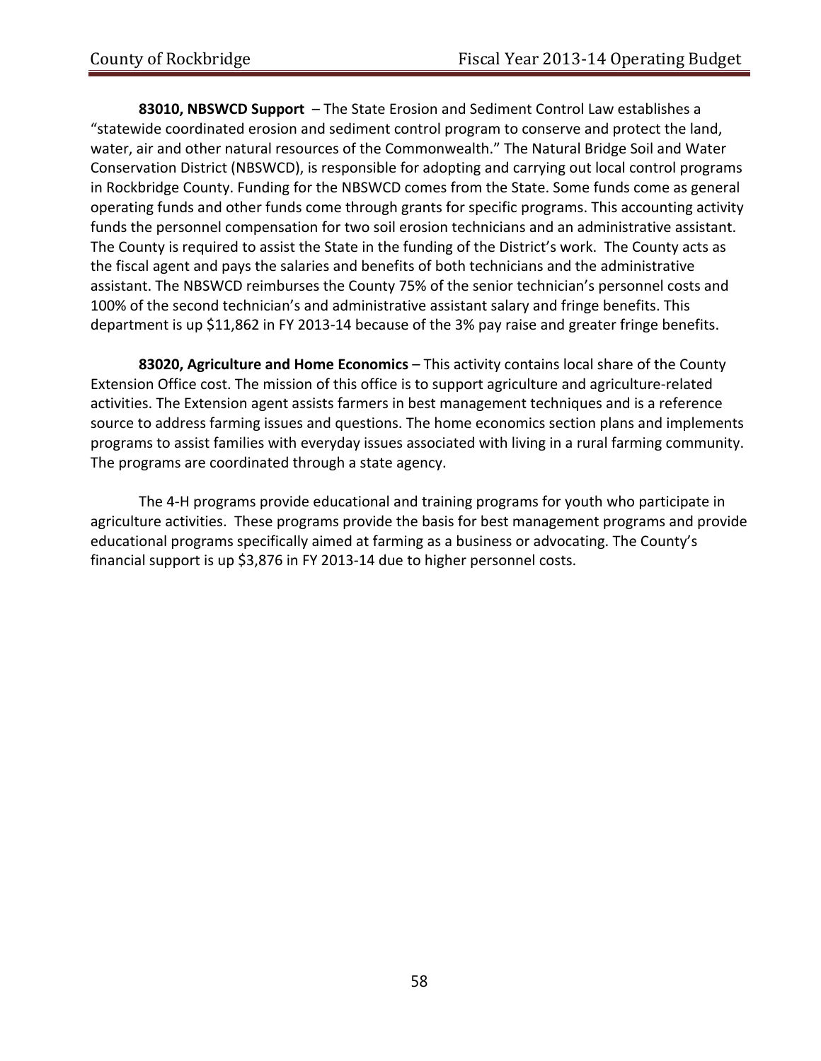**83010, NBSWCD Support** – The State Erosion and Sediment Control Law establishes a "statewide coordinated erosion and sediment control program to conserve and protect the land, water, air and other natural resources of the Commonwealth." The Natural Bridge Soil and Water Conservation District (NBSWCD), is responsible for adopting and carrying out local control programs in Rockbridge County. Funding for the NBSWCD comes from the State. Some funds come as general operating funds and other funds come through grants for specific programs. This accounting activity funds the personnel compensation for two soil erosion technicians and an administrative assistant. The County is required to assist the State in the funding of the District's work. The County acts as the fiscal agent and pays the salaries and benefits of both technicians and the administrative assistant. The NBSWCD reimburses the County 75% of the senior technician's personnel costs and 100% of the second technician's and administrative assistant salary and fringe benefits. This department is up $11,862 in FY 2013-14 because of the 3% pay raise and greater fringe benefits.

**83020, Agriculture and Home Economics** – This activity contains local share of the County Extension Office cost. The mission of this office is to support agriculture and agriculture-related activities. The Extension agent assists farmers in best management techniques and is a reference source to address farming issues and questions. The home economics section plans and implements programs to assist families with everyday issues associated with living in a rural farming community. The programs are coordinated through a state agency.

The 4-H programs provide educational and training programs for youth who participate in agriculture activities. These programs provide the basis for best management programs and provide educational programs specifically aimed at farming as a business or advocating. The County's financial support is up $3,876 in FY 2013-14 due to higher personnel costs.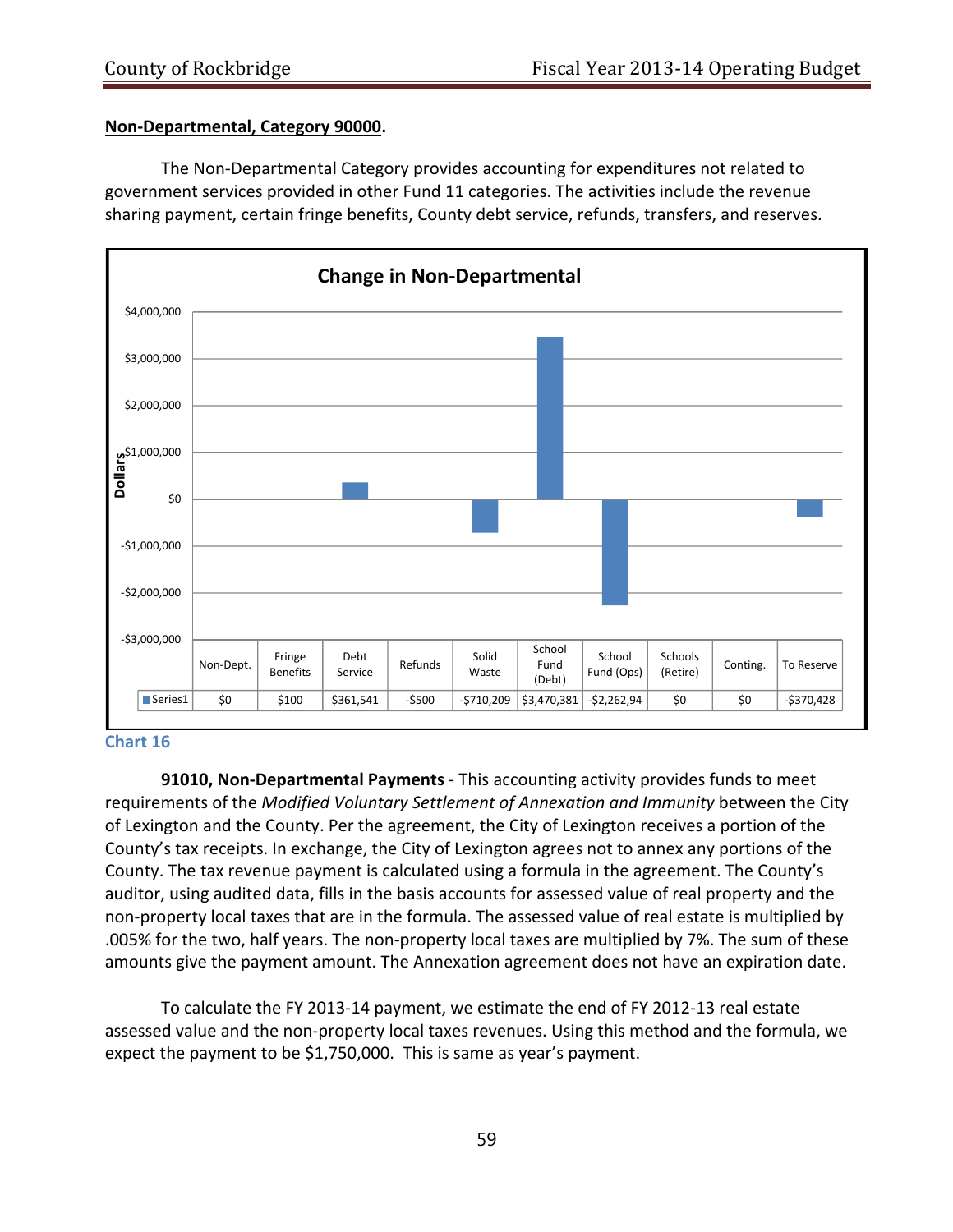**Non-Departmental, Category 90000.**

The Non-Departmental Category provides accounting for expenditures not related to government services provided in other Fund 11 categories. The activities include the revenue sharing payment, certain fringe benefits, County debt service, refunds, transfers, and reserves.

**Change in Non-Departmental**

| | Non-Dept. | Fringe Benefits | Debt Service | Refunds | Solid Waste | School Fund (Debt) | School Fund (Ops) | Schools (Retire) | Conting. | To Reserve |
|---|---|---|---|---|---|---|---|---|---|---|
| Series1 | $0 | $100 | $361,541 | -$500 | -$710,209 | $3,470,381 | -$2,262,94 | $0 | $0 | -$370,428 |

Chart 16

**91010, Non-Departmental Payments** - This accounting activity provides funds to meet requirements of the *Modified Voluntary Settlement of Annexation and Immunity* between the City of Lexington and the County. Per the agreement, the City of Lexington receives a portion of the County's tax receipts. In exchange, the City of Lexington agrees not to annex any portions of the County. The tax revenue payment is calculated using a formula in the agreement. The County's auditor, using audited data, fills in the basis accounts for assessed value of real property and the non-property local taxes that are in the formula. The assessed value of real estate is multiplied by .005% for the two, half years. The non-property local taxes are multiplied by 7%. The sum of these amounts give the payment amount. The Annexation agreement does not have an expiration date.

To calculate the FY 2013-14 payment, we estimate the end of FY 2012-13 real estate assessed value and the non-property local taxes revenues. Using this method and the formula, we expect the payment to be $1,750,000. This is same as year's payment.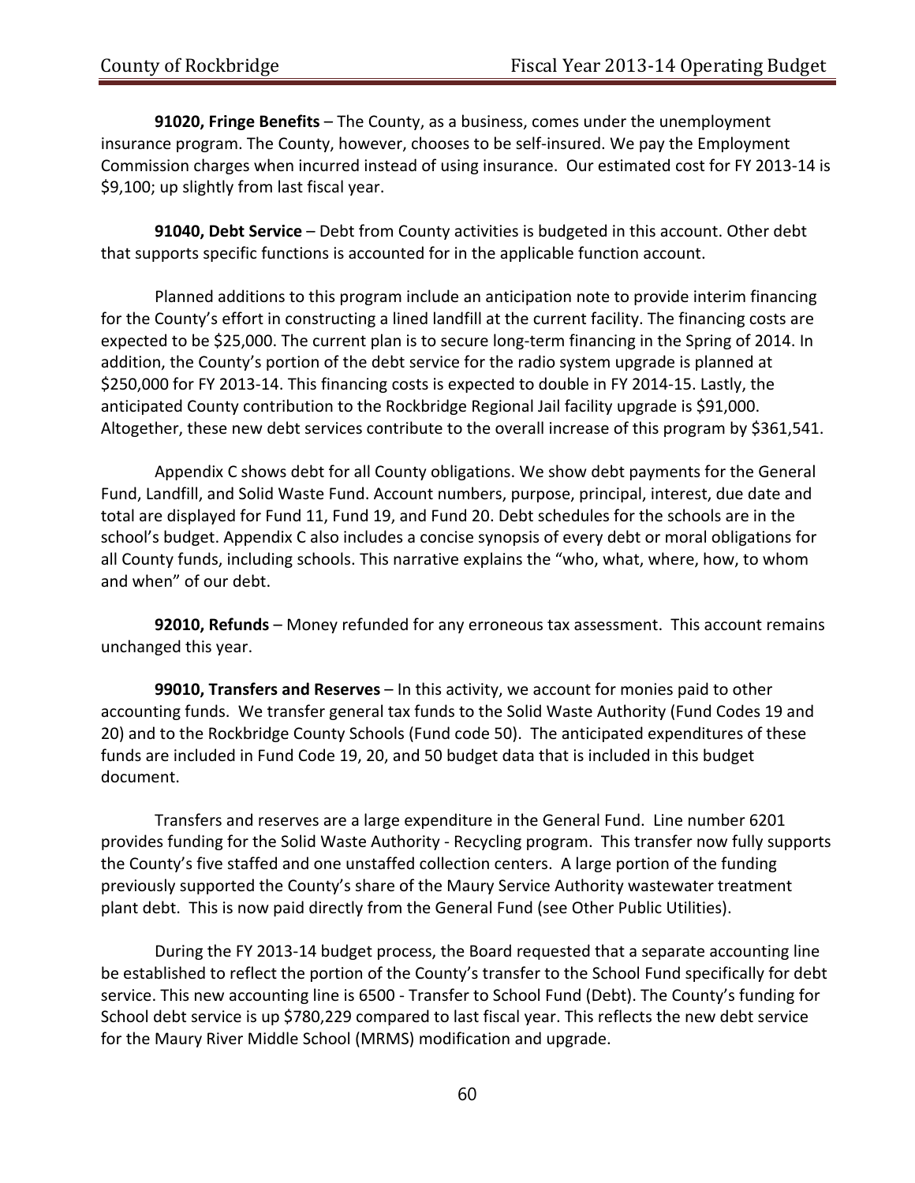**91020, Fringe Benefits** – The County, as a business, comes under the unemployment insurance program. The County, however, chooses to be self-insured. We pay the Employment Commission charges when incurred instead of using insurance. Our estimated cost for FY 2013-14 is $9,100; up slightly from last fiscal year.

**91040, Debt Service** – Debt from County activities is budgeted in this account. Other debt that supports specific functions is accounted for in the applicable function account.

Planned additions to this program include an anticipation note to provide interim financing for the County's effort in constructing a lined landfill at the current facility. The financing costs are expected to be $25,000. The current plan is to secure long-term financing in the Spring of 2014. In addition, the County's portion of the debt service for the radio system upgrade is planned at $250,000 for FY 2013-14. This financing costs is expected to double in FY 2014-15. Lastly, the anticipated County contribution to the Rockbridge Regional Jail facility upgrade is $91,000. Altogether, these new debt services contribute to the overall increase of this program by $361,541.

Appendix C shows debt for all County obligations. We show debt payments for the General Fund, Landfill, and Solid Waste Fund. Account numbers, purpose, principal, interest, due date and total are displayed for Fund 11, Fund 19, and Fund 20. Debt schedules for the schools are in the school's budget. Appendix C also includes a concise synopsis of every debt or moral obligations for all County funds, including schools. This narrative explains the "who, what, where, how, to whom and when" of our debt.

**92010, Refunds** – Money refunded for any erroneous tax assessment. This account remains unchanged this year.

**99010, Transfers and Reserves** – In this activity, we account for monies paid to other accounting funds. We transfer general tax funds to the Solid Waste Authority (Fund Codes 19 and 20) and to the Rockbridge County Schools (Fund code 50). The anticipated expenditures of these funds are included in Fund Code 19, 20, and 50 budget data that is included in this budget document.

Transfers and reserves are a large expenditure in the General Fund. Line number 6201 provides funding for the Solid Waste Authority - Recycling program. This transfer now fully supports the County's five staffed and one unstaffed collection centers. A large portion of the funding previously supported the County's share of the Maury Service Authority wastewater treatment plant debt. This is now paid directly from the General Fund (see Other Public Utilities).

During the FY 2013-14 budget process, the Board requested that a separate accounting line be established to reflect the portion of the County's transfer to the School Fund specifically for debt service. This new accounting line is 6500 - Transfer to School Fund (Debt). The County's funding for School debt service is up $780,229 compared to last fiscal year. This reflects the new debt service for the Maury River Middle School (MRMS) modification and upgrade.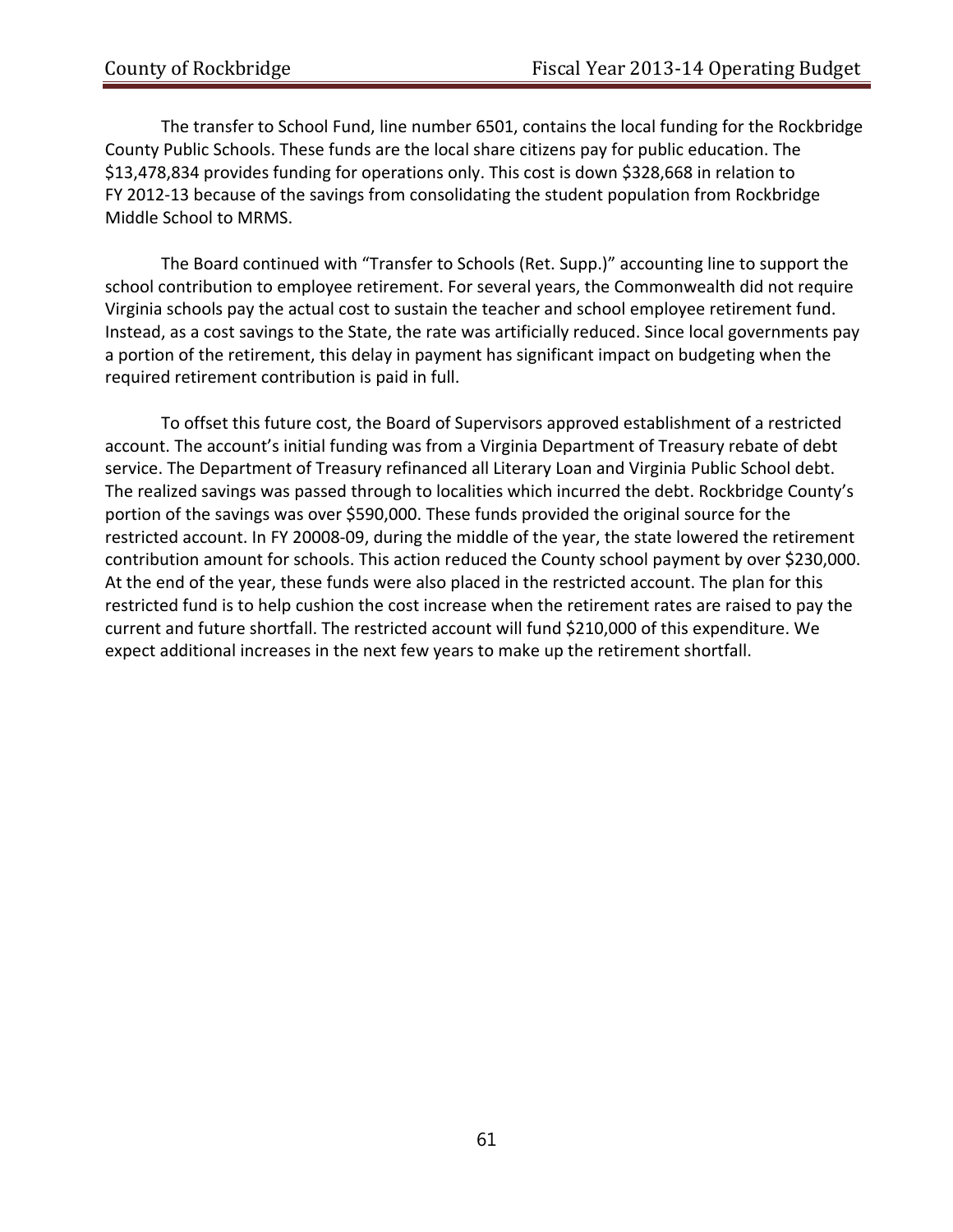The transfer to School Fund, line number 6501, contains the local funding for the Rockbridge County Public Schools. These funds are the local share citizens pay for public education. The $13,478,834 provides funding for operations only. This cost is down $328,668 in relation to FY 2012-13 because of the savings from consolidating the student population from Rockbridge Middle School to MRMS.

The Board continued with "Transfer to Schools (Ret. Supp.)" accounting line to support the school contribution to employee retirement. For several years, the Commonwealth did not require Virginia schools pay the actual cost to sustain the teacher and school employee retirement fund. Instead, as a cost savings to the State, the rate was artificially reduced. Since local governments pay a portion of the retirement, this delay in payment has significant impact on budgeting when the required retirement contribution is paid in full.

To offset this future cost, the Board of Supervisors approved establishment of a restricted account. The account's initial funding was from a Virginia Department of Treasury rebate of debt service. The Department of Treasury refinanced all Literary Loan and Virginia Public School debt. The realized savings was passed through to localities which incurred the debt. Rockbridge County's portion of the savings was over $590,000. These funds provided the original source for the restricted account. In FY 20008-09, during the middle of the year, the state lowered the retirement contribution amount for schools. This action reduced the County school payment by over $230,000. At the end of the year, these funds were also placed in the restricted account. The plan for this restricted fund is to help cushion the cost increase when the retirement rates are raised to pay the current and future shortfall. The restricted account will fund $210,000 of this expenditure. We expect additional increases in the next few years to make up the retirement shortfall.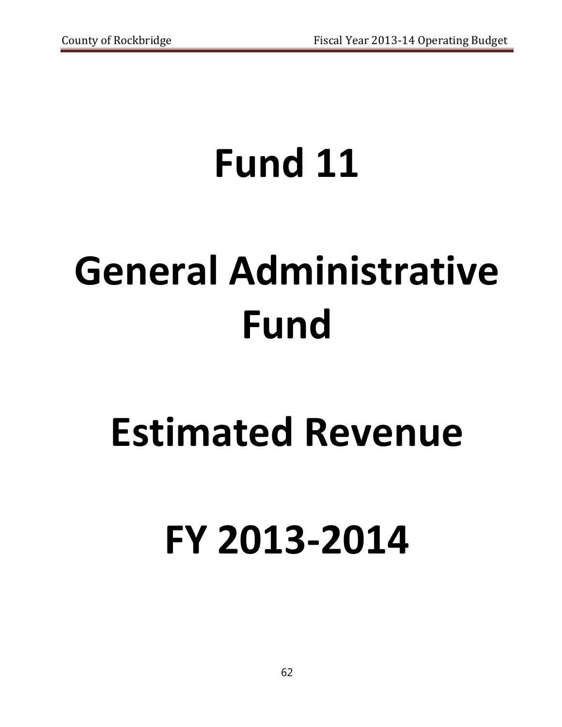# Fund 11

# General Administrative Fund

# Estimated Revenue

# FY 2013-2014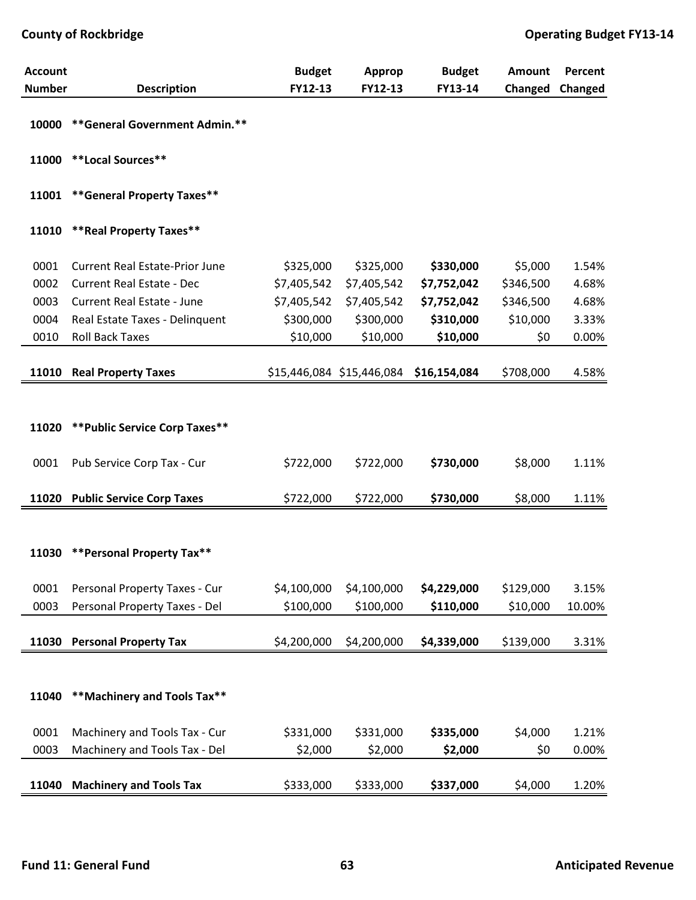| Account Number | Description | Budget FY12-13 | Approp FY12-13 | Budget FY13-14 | Amount Changed | Percent Changed |
|---|---|---|---|---|---|---|
| 10000 | **General Government Admin.** | | | | | |
| 11000 | **Local Sources** | | | | | |
| 11001 | **General Property Taxes** | | | | | |
| 11010 | **Real Property Taxes** | | | | | |
| 0001 | Current Real Estate-Prior June | $325,000 | $325,000 | **$330,000** | $5,000 | 1.54% |
| 0002 | Current Real Estate - Dec | $7,405,542 | $7,405,542 | **$7,752,042** | $346,500 | 4.68% |
| 0003 | Current Real Estate - June | $7,405,542 | $7,405,542 | **$7,752,042** | $346,500 | 4.68% |
| 0004 | Real Estate Taxes - Delinquent | $300,000 | $300,000 | **$310,000** | $10,000 | 3.33% |
| 0010 | Roll Back Taxes | $10,000 | $10,000 | **$10,000** | $0 | 0.00% |
| **11010** | **Real Property Taxes** | $15,446,084 | $15,446,084 | **$16,154,084** | $708,000 | 4.58% |
| 11020 | **Public Service Corp Taxes** | | | | | |
| 0001 | Pub Service Corp Tax - Cur | $722,000 | $722,000 | **$730,000** | $8,000 | 1.11% |
| **11020** | **Public Service Corp Taxes** | $722,000 | $722,000 | **$730,000** | $8,000 | 1.11% |
| 11030 | **Personal Property Tax** | | | | | |
| 0001 | Personal Property Taxes - Cur | $4,100,000 | $4,100,000 | **$4,229,000** | $129,000 | 3.15% |
| 0003 | Personal Property Taxes - Del | $100,000 | $100,000 | **$110,000** | $10,000 | 10.00% |
| **11030** | **Personal Property Tax** | $4,200,000 | $4,200,000 | **$4,339,000** | $139,000 | 3.31% |
| 11040 | **Machinery and Tools Tax** | | | | | |
| 0001 | Machinery and Tools Tax - Cur | $331,000 | $331,000 | **$335,000** | $4,000 | 1.21% |
| 0003 | Machinery and Tools Tax - Del | $2,000 | $2,000 | **$2,000** | $0 | 0.00% |
| **11040** | **Machinery and Tools Tax** | $333,000 | $333,000 | **$337,000** | $4,000 | 1.20% |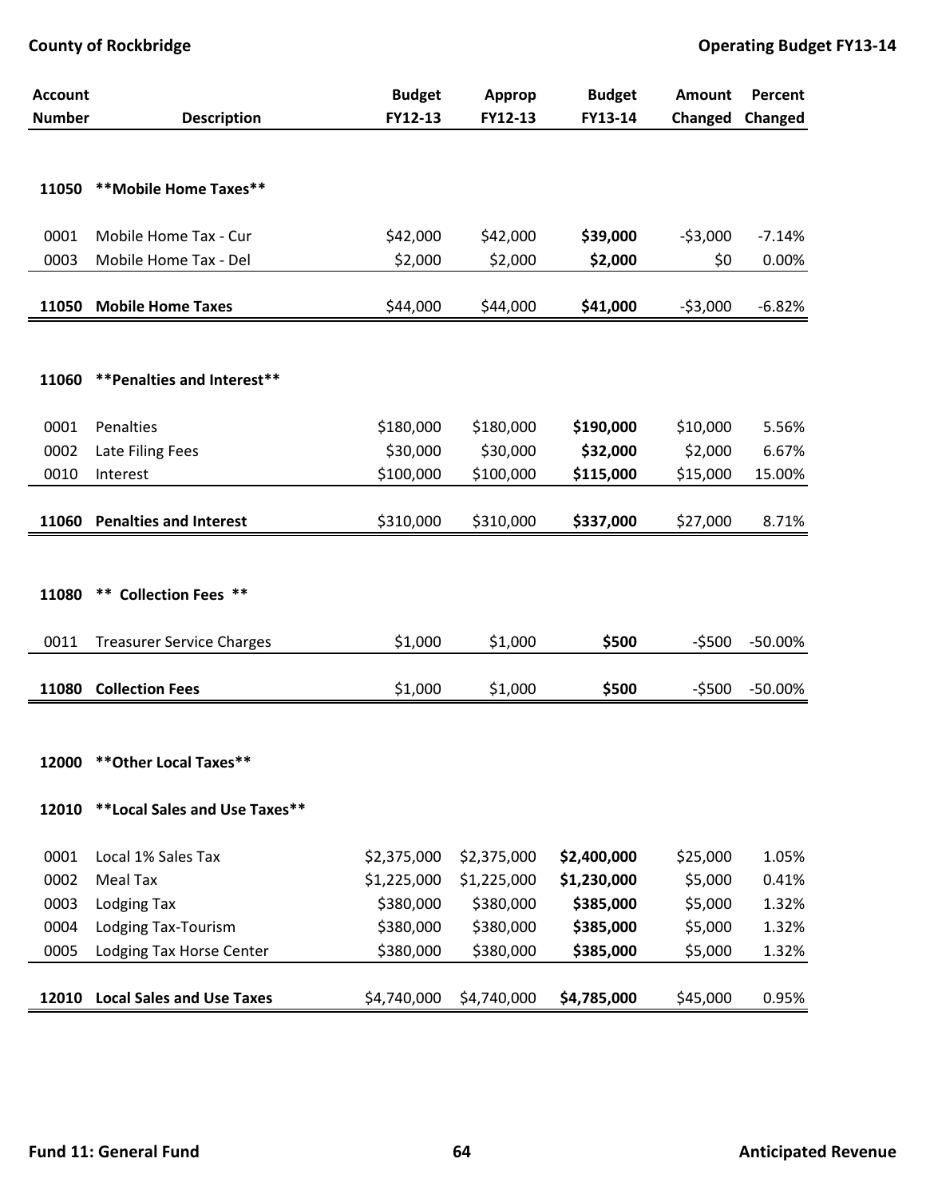| Account Number | Description | Budget FY12-13 | Approp FY12-13 | Budget FY13-14 | Amount Changed | Percent Changed |
|---|---|---|---|---|---|---|
| 11050 | **Mobile Home Taxes** | | | | | |
| 0001 | Mobile Home Tax - Cur | $42,000 | $42,000 | **$39,000** | -$3,000 | -7.14% |
| 0003 | Mobile Home Tax - Del | $2,000 | $2,000 | **$2,000** | $0 | 0.00% |
| **11050** | **Mobile Home Taxes** | $44,000 | $44,000 | **$41,000** | -$3,000 | -6.82% |
| 11060 | **Penalties and Interest** | | | | | |
| 0001 | Penalties | $180,000 | $180,000 | **$190,000** | $10,000 | 5.56% |
| 0002 | Late Filing Fees | $30,000 | $30,000 | **$32,000** | $2,000 | 6.67% |
| 0010 | Interest | $100,000 | $100,000 | **$115,000** | $15,000 | 15.00% |
| **11060** | **Penalties and Interest** | $310,000 | $310,000 | **$337,000** | $27,000 | 8.71% |
| 11080 | **Collection Fees** | | | | | |
| 0011 | Treasurer Service Charges | $1,000 | $1,000 | **$500** | -$500 | -50.00% |
| **11080** | **Collection Fees** | $1,000 | $1,000 | **$500** | -$500 | -50.00% |
| 12000 | **Other Local Taxes** | | | | | |
| 12010 | **Local Sales and Use Taxes** | | | | | |
| 0001 | Local 1% Sales Tax | $2,375,000 | $2,375,000 | **$2,400,000** | $25,000 | 1.05% |
| 0002 | Meal Tax | $1,225,000 | $1,225,000 | **$1,230,000** | $5,000 | 0.41% |
| 0003 | Lodging Tax | $380,000 | $380,000 | **$385,000** | $5,000 | 1.32% |
| 0004 | Lodging Tax-Tourism | $380,000 | $380,000 | **$385,000** | $5,000 | 1.32% |
| 0005 | Lodging Tax Horse Center | $380,000 | $380,000 | **$385,000** | $5,000 | 1.32% |
| **12010** | **Local Sales and Use Taxes** | $4,740,000 | $4,740,000 | **$4,785,000** | $45,000 | 0.95% |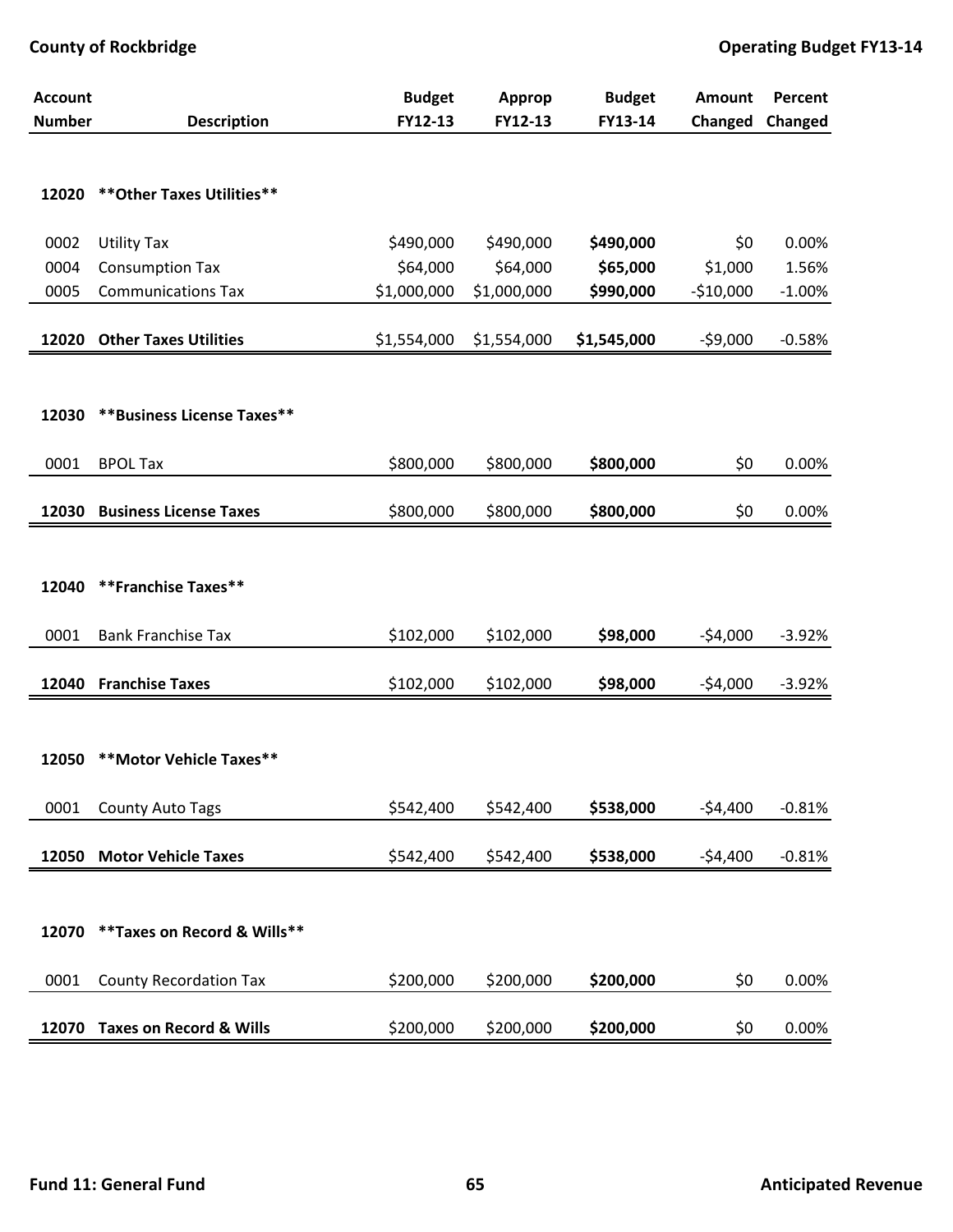| Account Number | Description | Budget FY12-13 | Approp FY12-13 | Budget FY13-14 | Amount Changed | Percent Changed |
|---|---|---|---|---|---|---|
| **12020** | **\*\*Other Taxes Utilities\*\*** | | | | | |
| 0002 | Utility Tax | $490,000 | $490,000 | **$490,000** | $0 | 0.00% |
| 0004 | Consumption Tax | $64,000 | $64,000 | **$65,000** | $1,000 | 1.56% |
| 0005 | Communications Tax | $1,000,000 | $1,000,000 | **$990,000** | -$10,000 | -1.00% |
| **12020** | **Other Taxes Utilities** | $1,554,000 | $1,554,000 | **$1,545,000** | -$9,000 | -0.58% |
| **12030** | **\*\*Business License Taxes\*\*** | | | | | |
| 0001 | BPOL Tax | $800,000 | $800,000 | **$800,000** | $0 | 0.00% |
| **12030** | **Business License Taxes** | $800,000 | $800,000 | **$800,000** | $0 | 0.00% |
| **12040** | **\*\*Franchise Taxes\*\*** | | | | | |
| 0001 | Bank Franchise Tax | $102,000 | $102,000 | **$98,000** | -$4,000 | -3.92% |
| **12040** | **Franchise Taxes** | $102,000 | $102,000 | **$98,000** | -$4,000 | -3.92% |
| **12050** | **\*\*Motor Vehicle Taxes\*\*** | | | | | |
| 0001 | County Auto Tags | $542,400 | $542,400 | **$538,000** | -$4,400 | -0.81% |
| **12050** | **Motor Vehicle Taxes** | $542,400 | $542,400 | **$538,000** | -$4,400 | -0.81% |
| **12070** | **\*\*Taxes on Record & Wills\*\*** | | | | | |
| 0001 | County Recordation Tax | $200,000 | $200,000 | **$200,000** | $0 | 0.00% |
| **12070** | **Taxes on Record & Wills** | $200,000 | $200,000 | **$200,000** | $0 | 0.00% |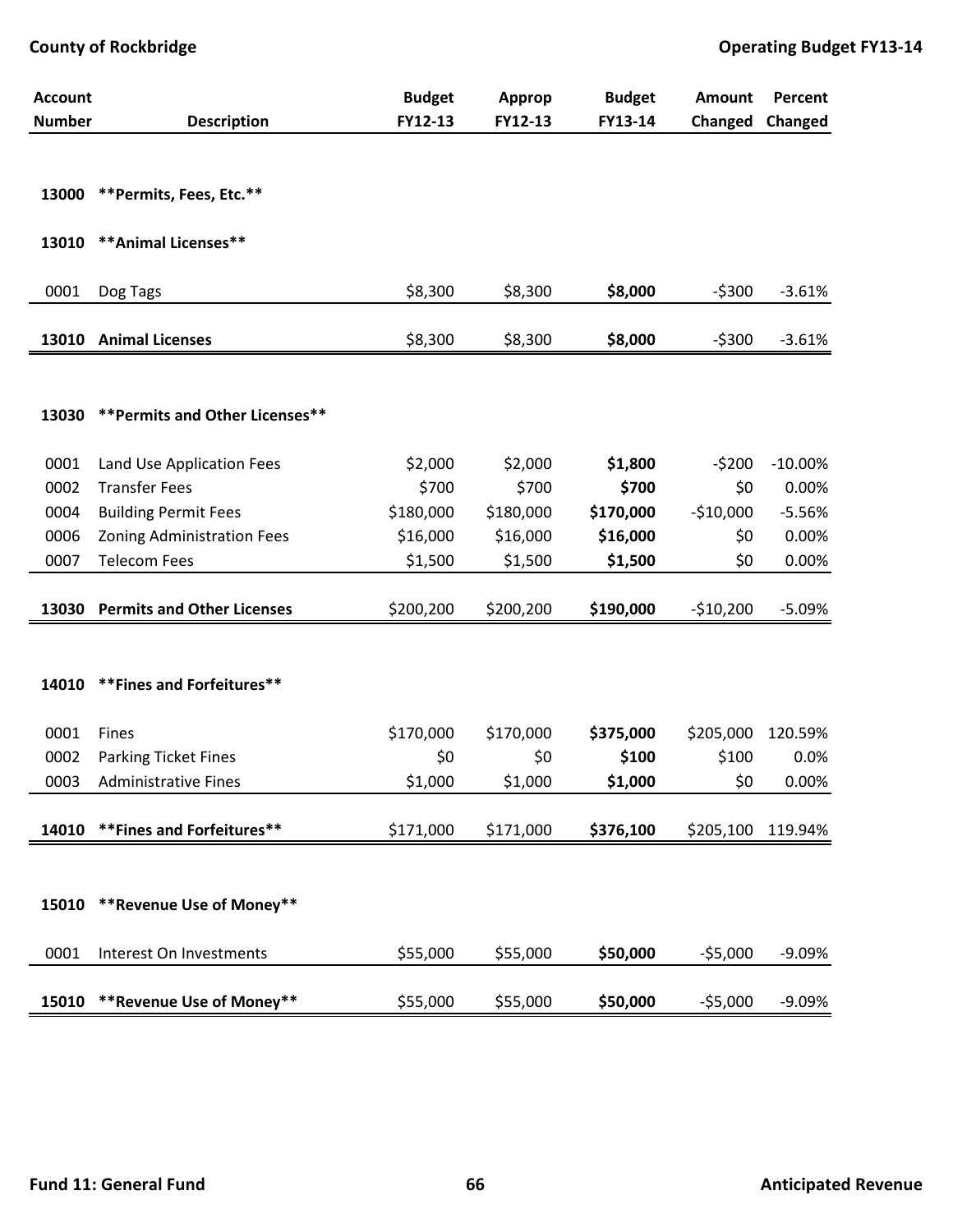| Account Number | Description | Budget FY12-13 | Approp FY12-13 | Budget FY13-14 | Amount Changed | Percent Changed |
|---|---|---|---|---|---|---|
| 13000 | **Permits, Fees, Etc.** | | | | | |
| 13010 | **Animal Licenses** | | | | | |
| 0001 | Dog Tags | $8,300 | $8,300 | **$8,000** | -$300 | -3.61% |
| **13010** | **Animal Licenses** | $8,300 | $8,300 | **$8,000** | -$300 | -3.61% |
| 13030 | **Permits and Other Licenses** | | | | | |
| 0001 | Land Use Application Fees | $2,000 | $2,000 | **$1,800** | -$200 | -10.00% |
| 0002 | Transfer Fees | $700 | $700 | **$700** | $0 | 0.00% |
| 0004 | Building Permit Fees | $180,000 | $180,000 | **$170,000** | -$10,000 | -5.56% |
| 0006 | Zoning Administration Fees | $16,000 | $16,000 | **$16,000** | $0 | 0.00% |
| 0007 | Telecom Fees | $1,500 | $1,500 | **$1,500** | $0 | 0.00% |
| **13030** | **Permits and Other Licenses** | $200,200 | $200,200 | **$190,000** | -$10,200 | -5.09% |
| 14010 | **Fines and Forfeitures** | | | | | |
| 0001 | Fines | $170,000 | $170,000 | **$375,000** | $205,000 | 120.59% |
| 0002 | Parking Ticket Fines | $0 | $0 | **$100** | $100 | 0.0% |
| 0003 | Administrative Fines | $1,000 | $1,000 | **$1,000** | $0 | 0.00% |
| **14010** | **Fines and Forfeitures** | $171,000 | $171,000 | **$376,100** | $205,100 | 119.94% |
| 15010 | **Revenue Use of Money** | | | | | |
| 0001 | Interest On Investments | $55,000 | $55,000 | **$50,000** | -$5,000 | -9.09% |
| **15010** | **Revenue Use of Money** | $55,000 | $55,000 | **$50,000** | -$5,000 | -9.09% |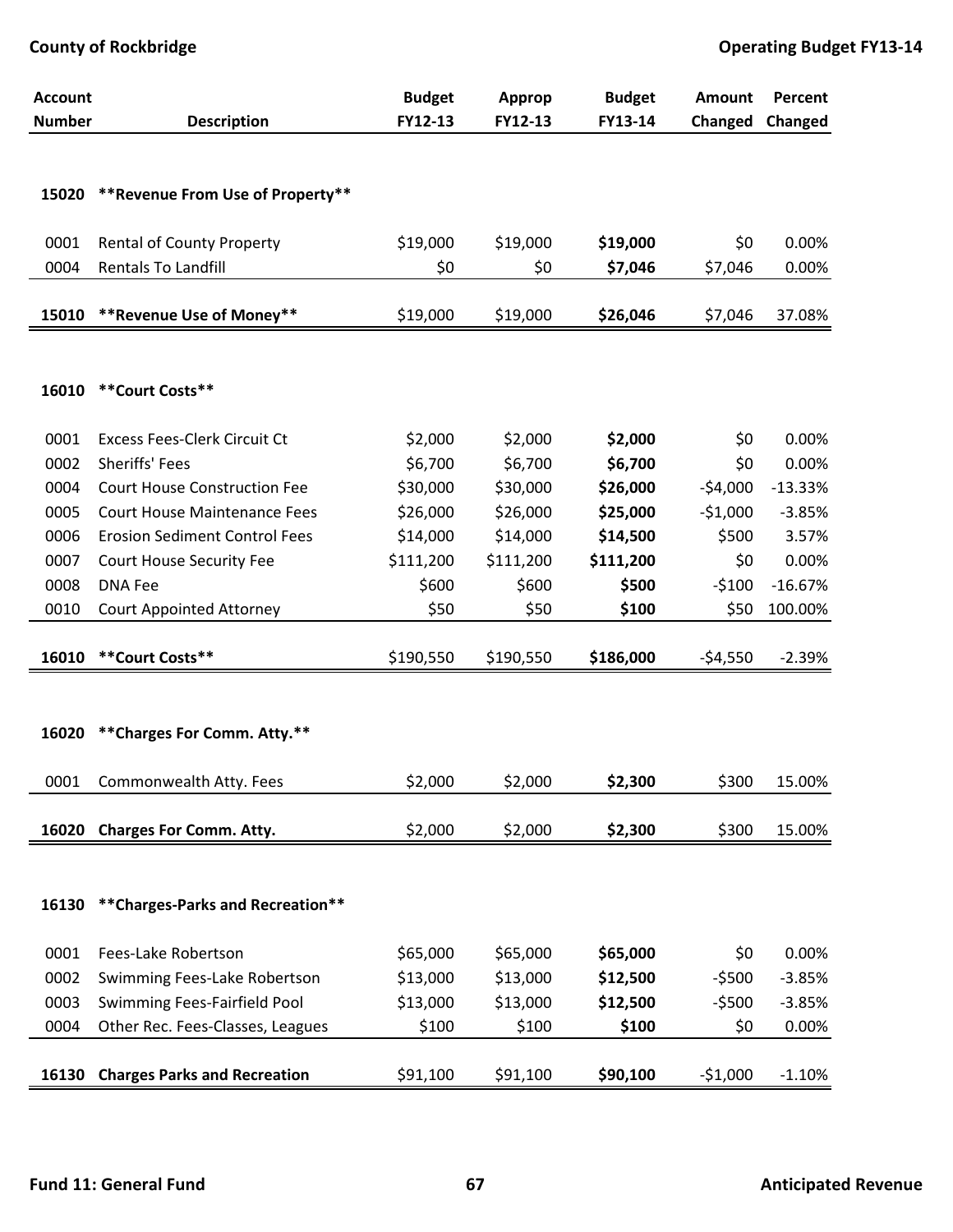| Account Number | Description | Budget FY12-13 | Approp FY12-13 | Budget FY13-14 | Amount Changed | Percent Changed |
|---|---|---|---|---|---|---|
| **15020** | **\*\*Revenue From Use of Property\*\*** | | | | | |
| 0001 | Rental of County Property | $19,000 | $19,000 | **$19,000** | $0 | 0.00% |
| 0004 | Rentals To Landfill | $0 | $0 | **$7,046** | $7,046 | 0.00% |
| **15010** | **\*\*Revenue Use of Money\*\*** | $19,000 | $19,000 | **$26,046** | $7,046 | 37.08% |
| **16010** | **\*\*Court Costs\*\*** | | | | | |
| 0001 | Excess Fees-Clerk Circuit Ct | $2,000 | $2,000 | **$2,000** | $0 | 0.00% |
| 0002 | Sheriffs' Fees | $6,700 | $6,700 | **$6,700** | $0 | 0.00% |
| 0004 | Court House Construction Fee | $30,000 | $30,000 | **$26,000** | -$4,000 | -13.33% |
| 0005 | Court House Maintenance Fees | $26,000 | $26,000 | **$25,000** | -$1,000 | -3.85% |
| 0006 | Erosion Sediment Control Fees | $14,000 | $14,000 | **$14,500** | $500 | 3.57% |
| 0007 | Court House Security Fee | $111,200 | $111,200 | **$111,200** | $0 | 0.00% |
| 0008 | DNA Fee | $600 | $600 | **$500** | -$100 | -16.67% |
| 0010 | Court Appointed Attorney | $50 | $50 | **$100** | $50 | 100.00% |
| **16010** | **\*\*Court Costs\*\*** | $190,550 | $190,550 | **$186,000** | -$4,550 | -2.39% |
| **16020** | **\*\*Charges For Comm. Atty.\*\*** | | | | | |
| 0001 | Commonwealth Atty. Fees | $2,000 | $2,000 | **$2,300** | $300 | 15.00% |
| **16020** | **Charges For Comm. Atty.** | $2,000 | $2,000 | **$2,300** | $300 | 15.00% |
| **16130** | **\*\*Charges-Parks and Recreation\*\*** | | | | | |
| 0001 | Fees-Lake Robertson | $65,000 | $65,000 | **$65,000** | $0 | 0.00% |
| 0002 | Swimming Fees-Lake Robertson | $13,000 | $13,000 | **$12,500** | -$500 | -3.85% |
| 0003 | Swimming Fees-Fairfield Pool | $13,000 | $13,000 | **$12,500** | -$500 | -3.85% |
| 0004 | Other Rec. Fees-Classes, Leagues | $100 | $100 | **$100** | $0 | 0.00% |
| **16130** | **Charges Parks and Recreation** | $91,100 | $91,100 | **$90,100** | -$1,000 | -1.10% |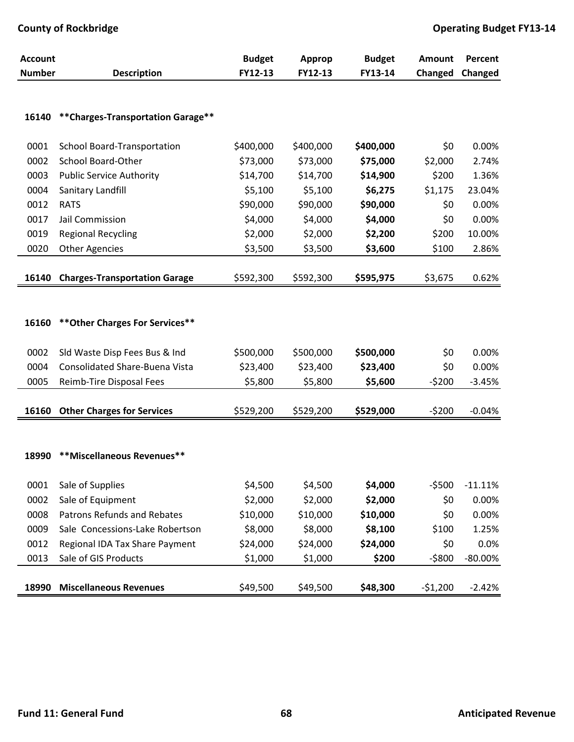| Account Number | Description | Budget FY12-13 | Approp FY12-13 | Budget FY13-14 | Amount Changed | Percent Changed |
|---|---|---|---|---|---|---|
| **16140** | **\*\*Charges-Transportation Garage\*\*** | | | | | |
| 0001 | School Board-Transportation | $400,000 | $400,000 | **$400,000** | $0 | 0.00% |
| 0002 | School Board-Other | $73,000 | $73,000 | **$75,000** | $2,000 | 2.74% |
| 0003 | Public Service Authority | $14,700 | $14,700 | **$14,900** | $200 | 1.36% |
| 0004 | Sanitary Landfill | $5,100 | $5,100 | **$6,275** | $1,175 | 23.04% |
| 0012 | RATS | $90,000 | $90,000 | **$90,000** | $0 | 0.00% |
| 0017 | Jail Commission | $4,000 | $4,000 | **$4,000** | $0 | 0.00% |
| 0019 | Regional Recycling | $2,000 | $2,000 | **$2,200** | $200 | 10.00% |
| 0020 | Other Agencies | $3,500 | $3,500 | **$3,600** | $100 | 2.86% |
| **16140** | **Charges-Transportation Garage** | $592,300 | $592,300 | **$595,975** | $3,675 | 0.62% |
| **16160** | **\*\*Other Charges For Services\*\*** | | | | | |
| 0002 | Sld Waste Disp Fees Bus & Ind | $500,000 | $500,000 | **$500,000** | $0 | 0.00% |
| 0004 | Consolidated Share-Buena Vista | $23,400 | $23,400 | **$23,400** | $0 | 0.00% |
| 0005 | Reimb-Tire Disposal Fees | $5,800 | $5,800 | **$5,600** | -$200 | -3.45% |
| **16160** | **Other Charges for Services** | $529,200 | $529,200 | **$529,000** | -$200 | -0.04% |
| **18990** | **\*\*Miscellaneous Revenues\*\*** | | | | | |
| 0001 | Sale of Supplies | $4,500 | $4,500 | **$4,000** | -$500 | -11.11% |
| 0002 | Sale of Equipment | $2,000 | $2,000 | **$2,000** | $0 | 0.00% |
| 0008 | Patrons Refunds and Rebates | $10,000 | $10,000 | **$10,000** | $0 | 0.00% |
| 0009 | Sale Concessions-Lake Robertson | $8,000 | $8,000 | **$8,100** | $100 | 1.25% |
| 0012 | Regional IDA Tax Share Payment | $24,000 | $24,000 | **$24,000** | $0 | 0.0% |
| 0013 | Sale of GIS Products | $1,000 | $1,000 | **$200** | -$800 | -80.00% |
| **18990** | **Miscellaneous Revenues** | $49,500 | $49,500 | **$48,300** | -$1,200 | -2.42% |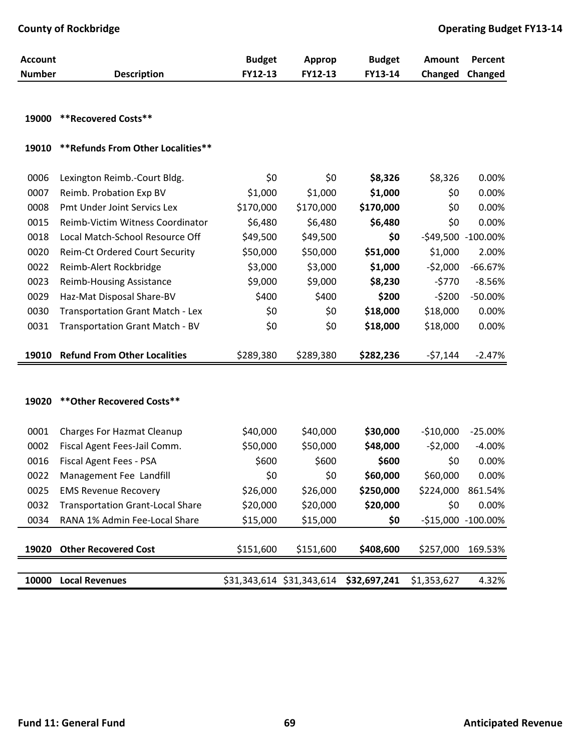| Account Number | Description | Budget FY12-13 | Approp FY12-13 | Budget FY13-14 | Amount Changed | Percent Changed |
|---|---|---|---|---|---|---|
| **19000** | **\*\*Recovered Costs\*\*** | | | | | |
| **19010** | **\*\*Refunds From Other Localities\*\*** | | | | | |
| 0006 | Lexington Reimb.-Court Bldg. | $0 | $0 | **$8,326** | $8,326 | 0.00% |
| 0007 | Reimb. Probation Exp BV | $1,000 | $1,000 | **$1,000** | $0 | 0.00% |
| 0008 | Pmt Under Joint Servics Lex | $170,000 | $170,000 | **$170,000** | $0 | 0.00% |
| 0015 | Reimb-Victim Witness Coordinator | $6,480 | $6,480 | **$6,480** | $0 | 0.00% |
| 0018 | Local Match-School Resource Off | $49,500 | $49,500 | **$0** | -$49,500 | -100.00% |
| 0020 | Reim-Ct Ordered Court Security | $50,000 | $50,000 | **$51,000** | $1,000 | 2.00% |
| 0022 | Reimb-Alert Rockbridge | $3,000 | $3,000 | **$1,000** | -$2,000 | -66.67% |
| 0023 | Reimb-Housing Assistance | $9,000 | $9,000 | **$8,230** | -$770 | -8.56% |
| 0029 | Haz-Mat Disposal Share-BV | $400 | $400 | **$200** | -$200 | -50.00% |
| 0030 | Transportation Grant Match - Lex | $0 | $0 | **$18,000** | $18,000 | 0.00% |
| 0031 | Transportation Grant Match - BV | $0 | $0 | **$18,000** | $18,000 | 0.00% |
| **19010** | **Refund From Other Localities** | $289,380 | $289,380 | **$282,236** | -$7,144 | -2.47% |
| **19020** | **\*\*Other Recovered Costs\*\*** | | | | | |
| 0001 | Charges For Hazmat Cleanup | $40,000 | $40,000 | **$30,000** | -$10,000 | -25.00% |
| 0002 | Fiscal Agent Fees-Jail Comm. | $50,000 | $50,000 | **$48,000** | -$2,000 | -4.00% |
| 0016 | Fiscal Agent Fees - PSA | $600 | $600 | **$600** | $0 | 0.00% |
| 0022 | Management Fee Landfill | $0 | $0 | **$60,000** | $60,000 | 0.00% |
| 0025 | EMS Revenue Recovery | $26,000 | $26,000 | **$250,000** | $224,000 | 861.54% |
| 0032 | Transportation Grant-Local Share | $20,000 | $20,000 | **$20,000** | $0 | 0.00% |
| 0034 | RANA 1% Admin Fee-Local Share | $15,000 | $15,000 | **$0** | -$15,000 | -100.00% |
| **19020** | **Other Recovered Cost** | $151,600 | $151,600 | **$408,600** | $257,000 | 169.53% |
| **10000** | **Local Revenues** | $31,343,614 | $31,343,614 | **$32,697,241** | $1,353,627 | 4.32% |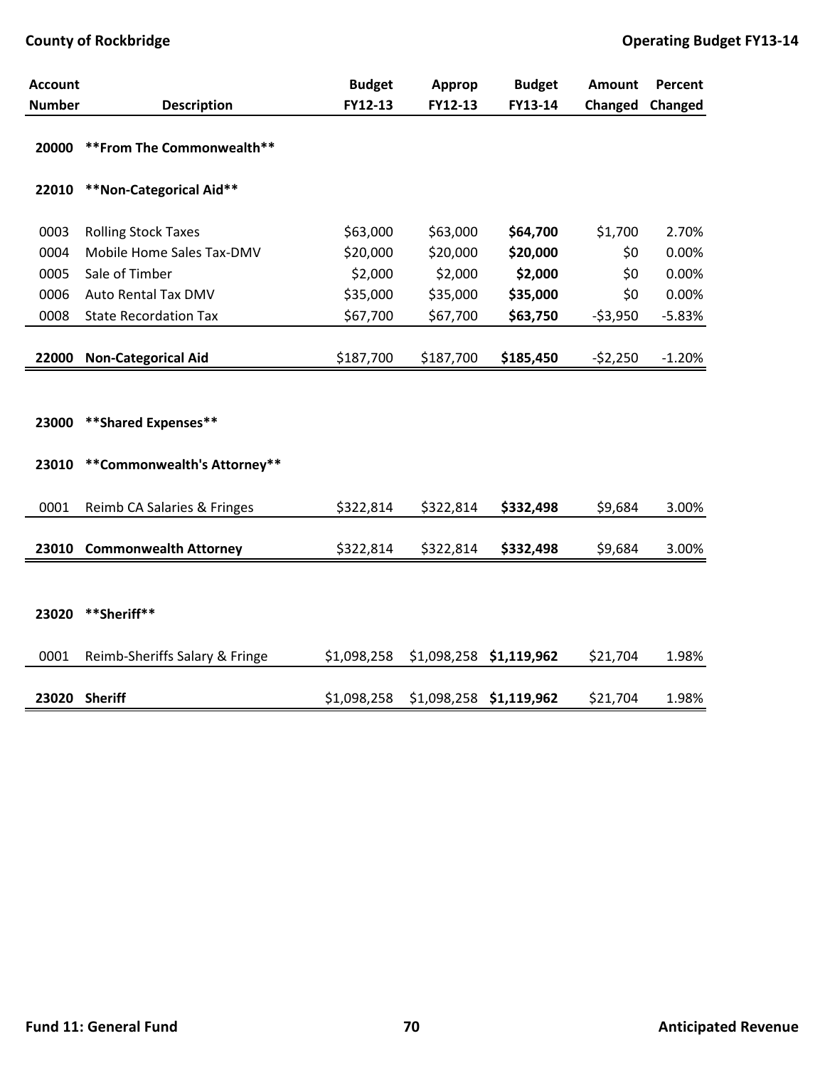| Account Number | Description | Budget FY12-13 | Approp FY12-13 | Budget FY13-14 | Amount Changed | Percent Changed |
|---|---|---|---|---|---|---|
| **20000** | **\*\*From The Commonwealth\*\*** | | | | | |
| **22010** | **\*\*Non-Categorical Aid\*\*** | | | | | |
| 0003 | Rolling Stock Taxes | $63,000 | $63,000 | **$64,700** | $1,700 | 2.70% |
| 0004 | Mobile Home Sales Tax-DMV | $20,000 | $20,000 | **$20,000** | $0 | 0.00% |
| 0005 | Sale of Timber | $2,000 | $2,000 | **$2,000** | $0 | 0.00% |
| 0006 | Auto Rental Tax DMV | $35,000 | $35,000 | **$35,000** | $0 | 0.00% |
| 0008 | State Recordation Tax | $67,700 | $67,700 | **$63,750** | -$3,950 | -5.83% |
| **22000** | **Non-Categorical Aid** | $187,700 | $187,700 | **$185,450** | -$2,250 | -1.20% |
| **23000** | **\*\*Shared Expenses\*\*** | | | | | |
| **23010** | **\*\*Commonwealth's Attorney\*\*** | | | | | |
| 0001 | Reimb CA Salaries & Fringes | $322,814 | $322,814 | **$332,498** | $9,684 | 3.00% |
| **23010** | **Commonwealth Attorney** | $322,814 | $322,814 | **$332,498** | $9,684 | 3.00% |
| **23020** | **\*\*Sheriff\*\*** | | | | | |
| 0001 | Reimb-Sheriffs Salary & Fringe | $1,098,258 | $1,098,258 | **$1,119,962** | $21,704 | 1.98% |
| **23020** | **Sheriff** | $1,098,258 | $1,098,258 | **$1,119,962** | $21,704 | 1.98% |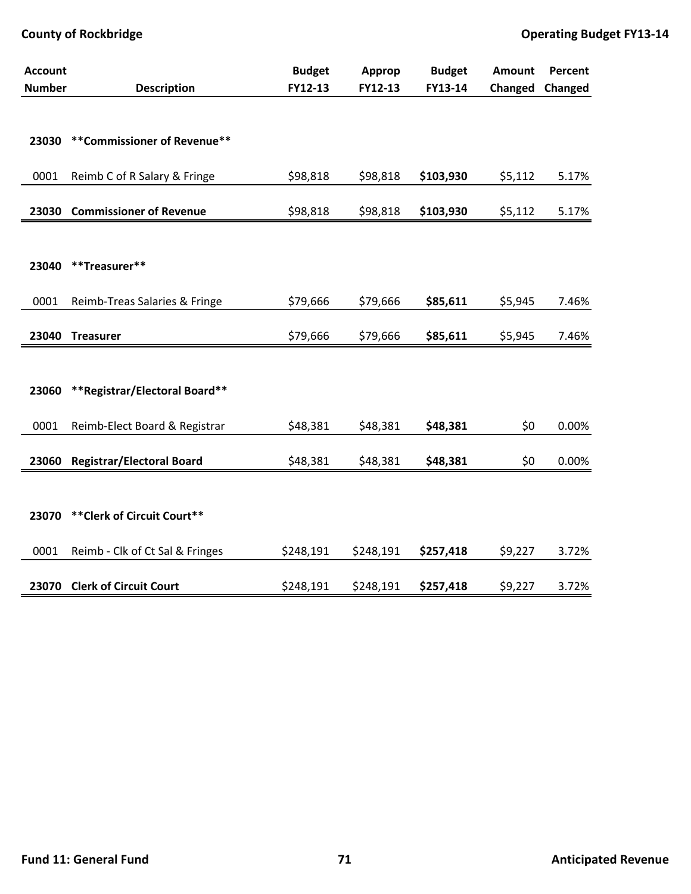| Account Number | Description | Budget FY12-13 | Approp FY12-13 | Budget FY13-14 | Amount Changed | Percent Changed |
|---|---|---|---|---|---|---|
| 23030 | **Commissioner of Revenue** | | | | | |
| 0001 | Reimb C of R Salary & Fringe | $98,818 | $98,818 | **$103,930** | $5,112 | 5.17% |
| **23030** | **Commissioner of Revenue** | $98,818 | $98,818 | **$103,930** | $5,112 | 5.17% |
| 23040 | **Treasurer** | | | | | |
| 0001 | Reimb-Treas Salaries & Fringe | $79,666 | $79,666 | **$85,611** | $5,945 | 7.46% |
| **23040** | **Treasurer** | $79,666 | $79,666 | **$85,611** | $5,945 | 7.46% |
| 23060 | **Registrar/Electoral Board** | | | | | |
| 0001 | Reimb-Elect Board & Registrar | $48,381 | $48,381 | **$48,381** | $0 | 0.00% |
| **23060** | **Registrar/Electoral Board** | $48,381 | $48,381 | **$48,381** | $0 | 0.00% |
| 23070 | **Clerk of Circuit Court** | | | | | |
| 0001 | Reimb - Clk of Ct Sal & Fringes | $248,191 | $248,191 | **$257,418** | $9,227 | 3.72% |
| **23070** | **Clerk of Circuit Court** | $248,191 | $248,191 | **$257,418** | $9,227 | 3.72% |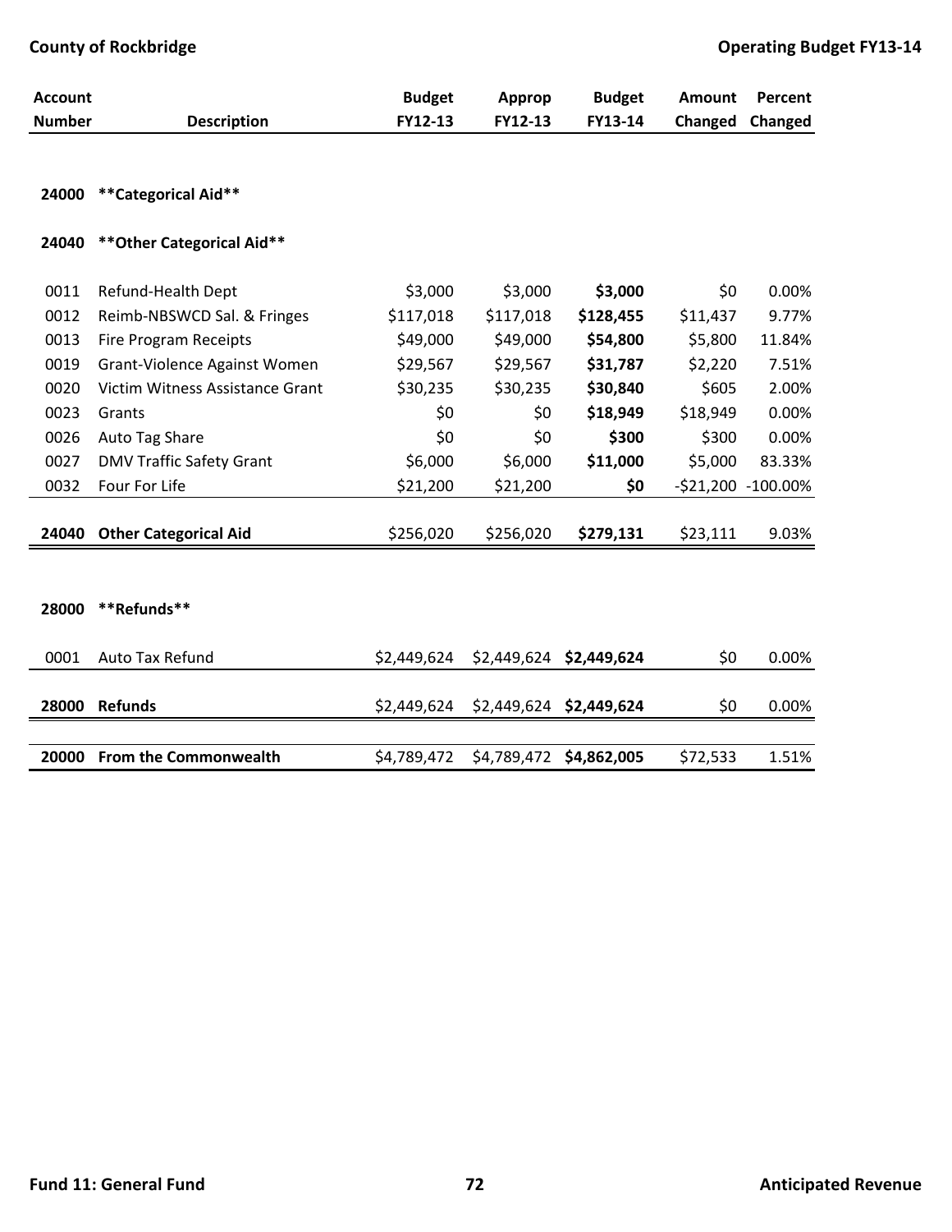| Account Number | Description | Budget FY12-13 | Approp FY12-13 | Budget FY13-14 | Amount Changed | Percent Changed |
|---|---|---|---|---|---|---|
| 24000 | **Categorical Aid** | | | | | |
| 24040 | **Other Categorical Aid** | | | | | |
| 0011 | Refund-Health Dept | $3,000 | $3,000 | **$3,000** | $0 | 0.00% |
| 0012 | Reimb-NBSWCD Sal. & Fringes | $117,018 | $117,018 | **$128,455** | $11,437 | 9.77% |
| 0013 | Fire Program Receipts | $49,000 | $49,000 | **$54,800** | $5,800 | 11.84% |
| 0019 | Grant-Violence Against Women | $29,567 | $29,567 | **$31,787** | $2,220 | 7.51% |
| 0020 | Victim Witness Assistance Grant | $30,235 | $30,235 | **$30,840** | $605 | 2.00% |
| 0023 | Grants | $0 | $0 | **$18,949** | $18,949 | 0.00% |
| 0026 | Auto Tag Share | $0 | $0 | **$300** | $300 | 0.00% |
| 0027 | DMV Traffic Safety Grant | $6,000 | $6,000 | **$11,000** | $5,000 | 83.33% |
| 0032 | Four For Life | $21,200 | $21,200 | **$0** | -$21,200 | -100.00% |
| **24040** | **Other Categorical Aid** | $256,020 | $256,020 | **$279,131** | $23,111 | 9.03% |
| 28000 | **Refunds** | | | | | |
| 0001 | Auto Tax Refund | $2,449,624 | $2,449,624 | **$2,449,624** | $0 | 0.00% |
| **28000** | **Refunds** | $2,449,624 | $2,449,624 | **$2,449,624** | $0 | 0.00% |
| **20000** | **From the Commonwealth** | $4,789,472 | $4,789,472 | **$4,862,005** | $72,533 | 1.51% |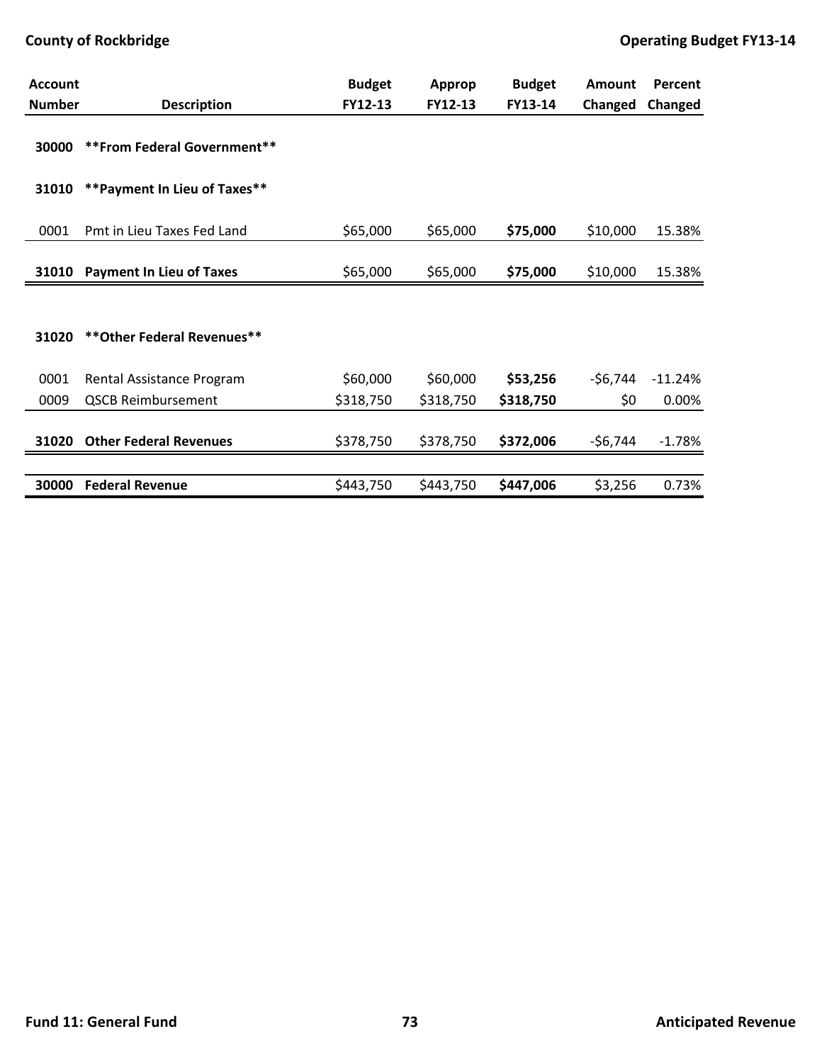| Account Number | Description | Budget FY12-13 | Approp FY12-13 | Budget FY13-14 | Amount Changed | Percent Changed |
|---|---|---|---|---|---|---|
| 30000 | **From Federal Government** | | | | | |
| 31010 | **Payment In Lieu of Taxes** | | | | | |
| 0001 | Pmt in Lieu Taxes Fed Land | $65,000 | $65,000 | **$75,000** | $10,000 | 15.38% |
| **31010** | **Payment In Lieu of Taxes** | $65,000 | $65,000 | **$75,000** | $10,000 | 15.38% |
| 31020 | **Other Federal Revenues** | | | | | |
| 0001 | Rental Assistance Program | $60,000 | $60,000 | **$53,256** | -$6,744 | -11.24% |
| 0009 | QSCB Reimbursement | $318,750 | $318,750 | **$318,750** | $0 | 0.00% |
| **31020** | **Other Federal Revenues** | $378,750 | $378,750 | **$372,006** | -$6,744 | -1.78% |
| **30000** | **Federal Revenue** | $443,750 | $443,750 | **$447,006** | $3,256 | 0.73% |

Fund 11: General Fund — Anticipated Revenue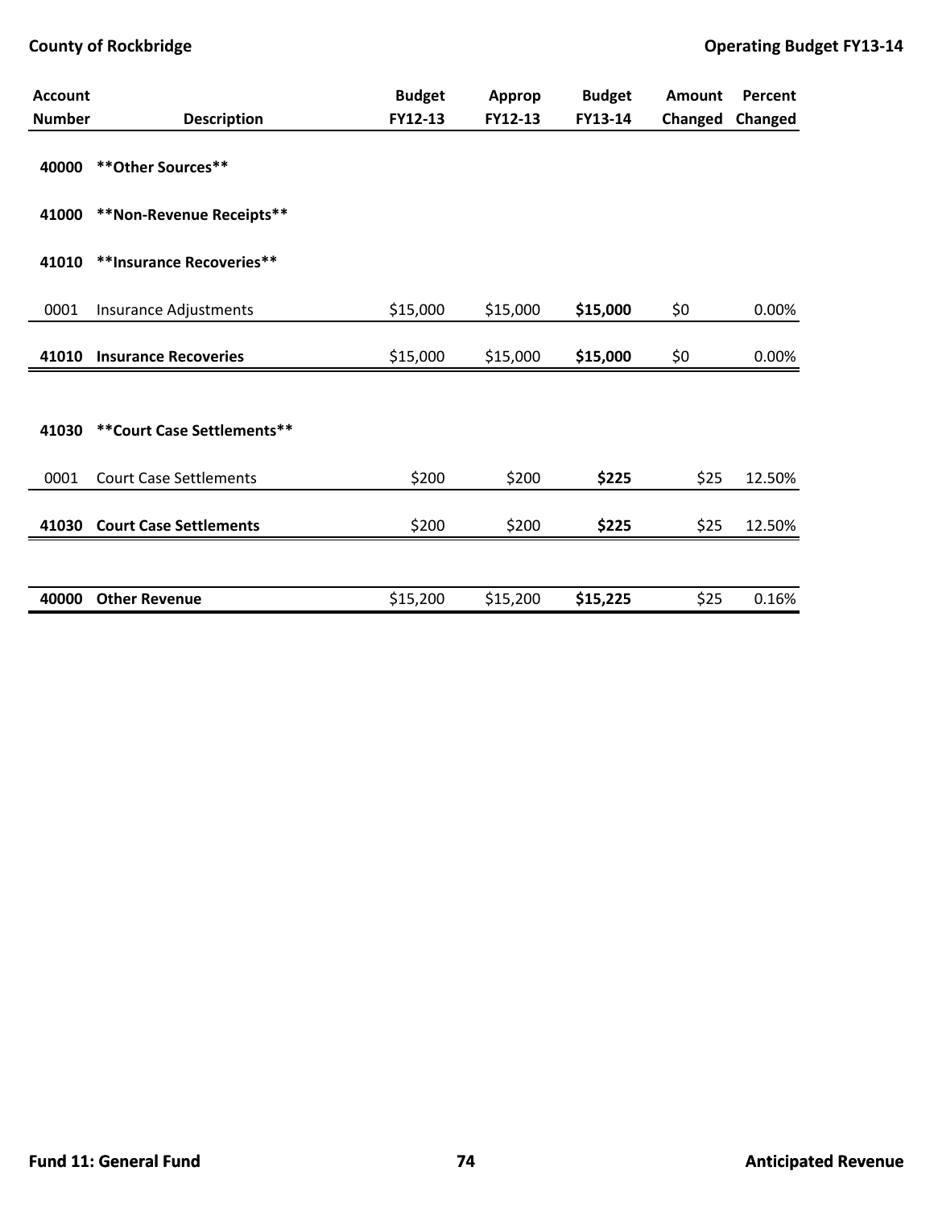| Account Number | Description | Budget FY12-13 | Approp FY12-13 | Budget FY13-14 | Amount Changed | Percent Changed |
|---|---|---|---|---|---|---|
| **40000** | **\*\*Other Sources\*\*** | | | | | |
| **41000** | **\*\*Non-Revenue Receipts\*\*** | | | | | |
| **41010** | **\*\*Insurance Recoveries\*\*** | | | | | |
| 0001 | Insurance Adjustments | $15,000 | $15,000 | **$15,000** | $0 | 0.00% |
| **41010** | **Insurance Recoveries** | $15,000 | $15,000 | **$15,000** | $0 | 0.00% |
| **41030** | **\*\*Court Case Settlements\*\*** | | | | | |
| 0001 | Court Case Settlements | $200 | $200 | **$225** | $25 | 12.50% |
| **41030** | **Court Case Settlements** | $200 | $200 | **$225** | $25 | 12.50% |
| **40000** | **Other Revenue** | $15,200 | $15,200 | **$15,225** | $25 | 0.16% |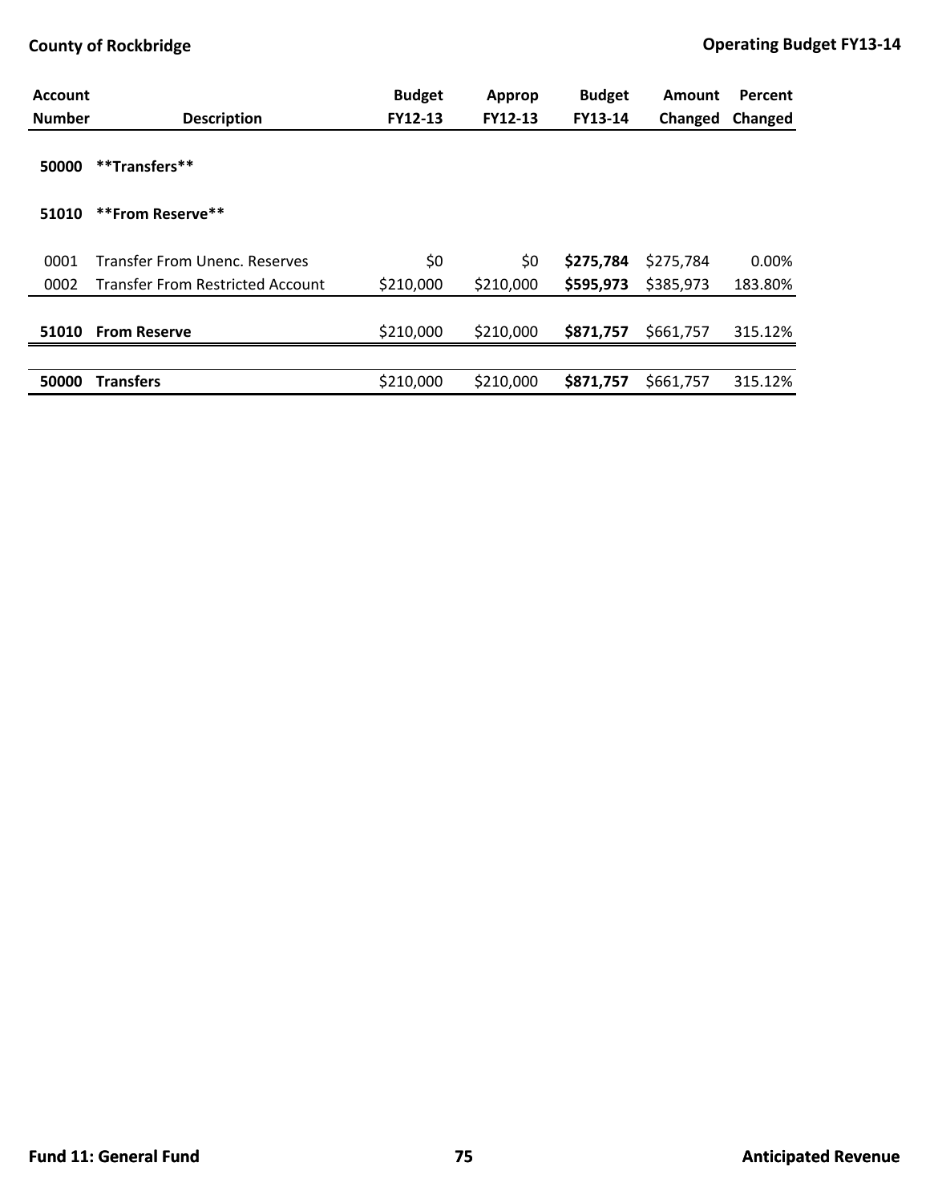| Account Number | Description | Budget FY12-13 | Approp FY12-13 | Budget FY13-14 | Amount Changed | Percent Changed |
|---|---|---|---|---|---|---|
| **50000** | **\*\*Transfers\*\*** | | | | | |
| **51010** | **\*\*From Reserve\*\*** | | | | | |
| 0001 | Transfer From Unenc. Reserves | $0 | $0 | **$275,784** | $275,784 | 0.00% |
| 0002 | Transfer From Restricted Account | $210,000 | $210,000 | **$595,973** | $385,973 | 183.80% |
| **51010** | **From Reserve** | $210,000 | $210,000 | **$871,757** | $661,757 | 315.12% |
| **50000** | **Transfers** | $210,000 | $210,000 | **$871,757** | $661,757 | 315.12% |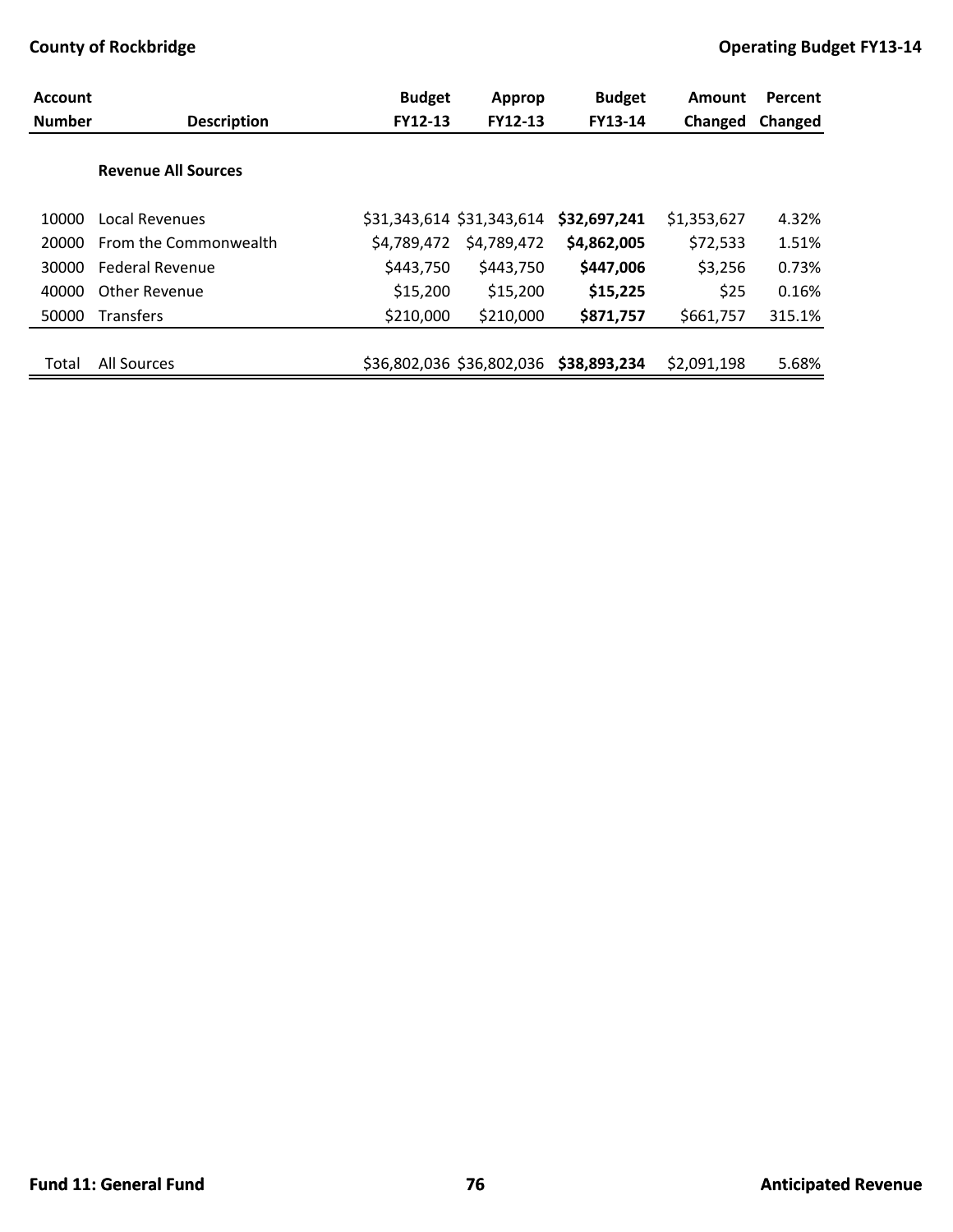| Account Number | Description | Budget FY12-13 | Approp FY12-13 | Budget FY13-14 | Amount Changed | Percent Changed |
|---|---|---|---|---|---|---|
| | **Revenue All Sources** | | | | | |
| 10000 | Local Revenues | $31,343,614 | $31,343,614 | **$32,697,241** | $1,353,627 | 4.32% |
| 20000 | From the Commonwealth | $4,789,472 | $4,789,472 | **$4,862,005** | $72,533 | 1.51% |
| 30000 | Federal Revenue | $443,750 | $443,750 | **$447,006** | $3,256 | 0.73% |
| 40000 | Other Revenue | $15,200 | $15,200 | **$15,225** | $25 | 0.16% |
| 50000 | Transfers | $210,000 | $210,000 | **$871,757** | $661,757 | 315.1% |
| Total | All Sources | $36,802,036 | $36,802,036 | **$38,893,234** | $2,091,198 | 5.68% |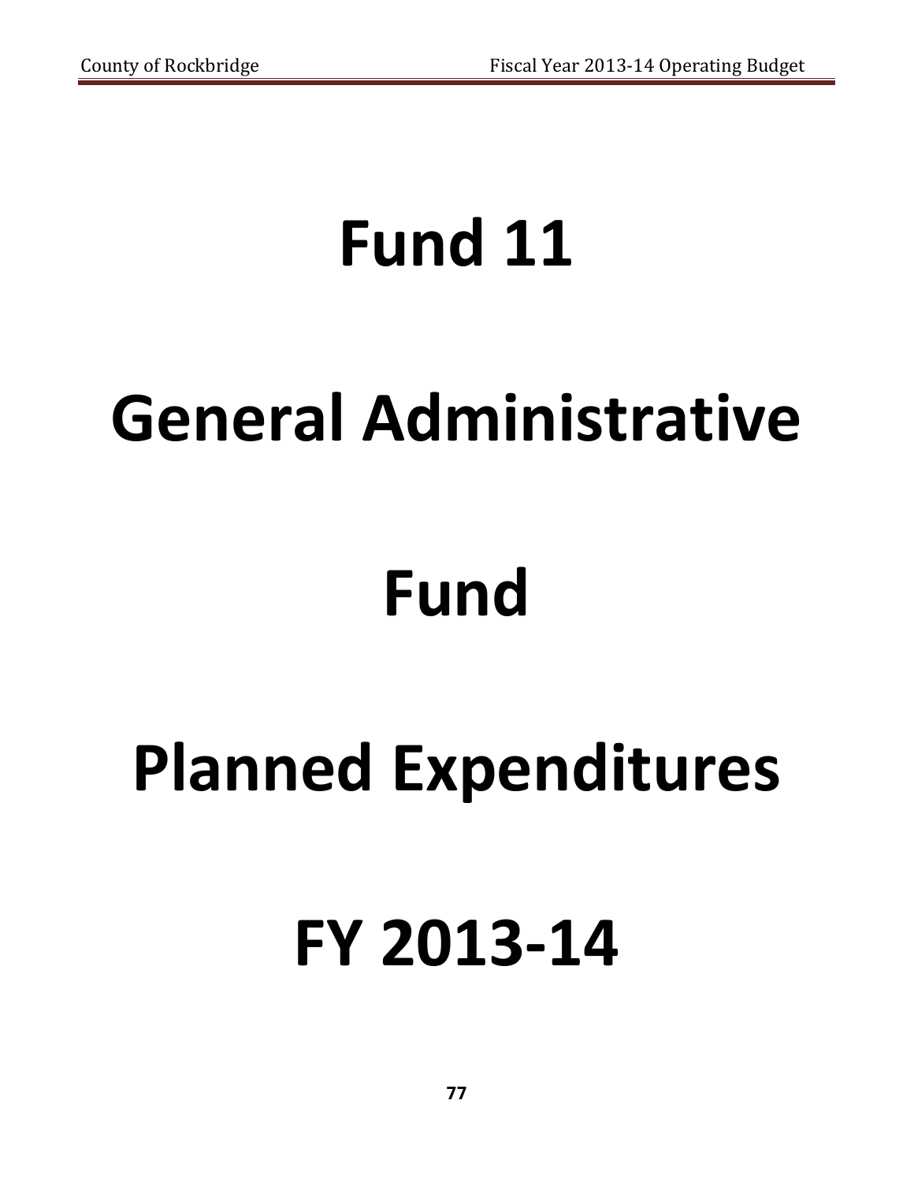# Fund 11

# General Administrative

# Fund

# Planned Expenditures

# FY 2013-14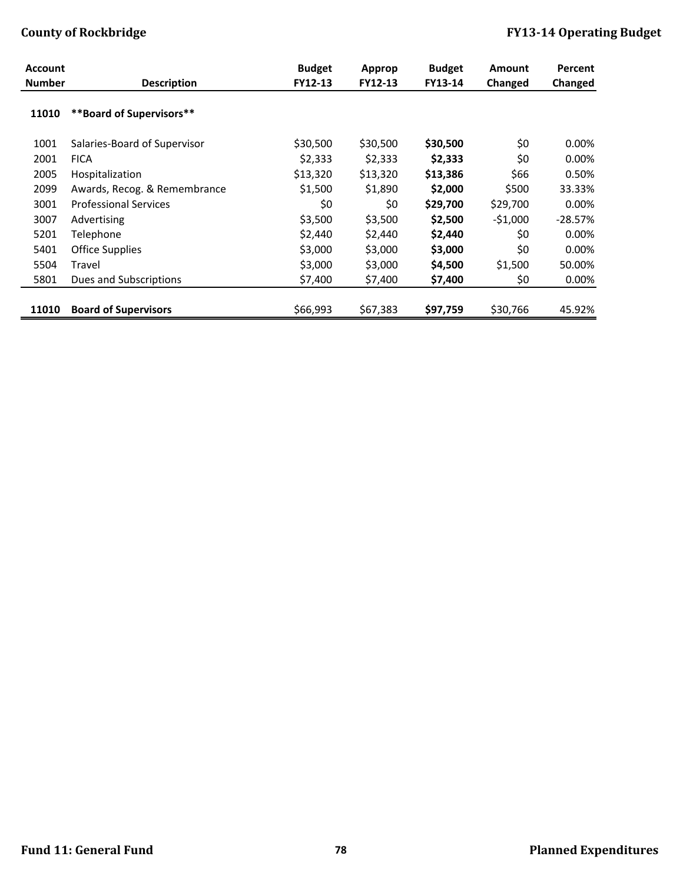| Account Number | Description | Budget FY12-13 | Approp FY12-13 | Budget FY13-14 | Amount Changed | Percent Changed |
|---|---|---|---|---|---|---|
| **11010** | **\*\*Board of Supervisors\*\*** | | | | | |
| 1001 | Salaries-Board of Supervisor | $30,500 | $30,500 | **$30,500** | $0 | 0.00% |
| 2001 | FICA | $2,333 | $2,333 | **$2,333** | $0 | 0.00% |
| 2005 | Hospitalization | $13,320 | $13,320 | **$13,386** | $66 | 0.50% |
| 2099 | Awards, Recog. & Remembrance | $1,500 | $1,890 | **$2,000** | $500 | 33.33% |
| 3001 | Professional Services | $0 | $0 | **$29,700** | $29,700 | 0.00% |
| 3007 | Advertising | $3,500 | $3,500 | **$2,500** | -$1,000 | -28.57% |
| 5201 | Telephone | $2,440 | $2,440 | **$2,440** | $0 | 0.00% |
| 5401 | Office Supplies | $3,000 | $3,000 | **$3,000** | $0 | 0.00% |
| 5504 | Travel | $3,000 | $3,000 | **$4,500** | $1,500 | 50.00% |
| 5801 | Dues and Subscriptions | $7,400 | $7,400 | **$7,400** | $0 | 0.00% |
| **11010** | **Board of Supervisors** | $66,993 | $67,383 | **$97,759** | $30,766 | 45.92% |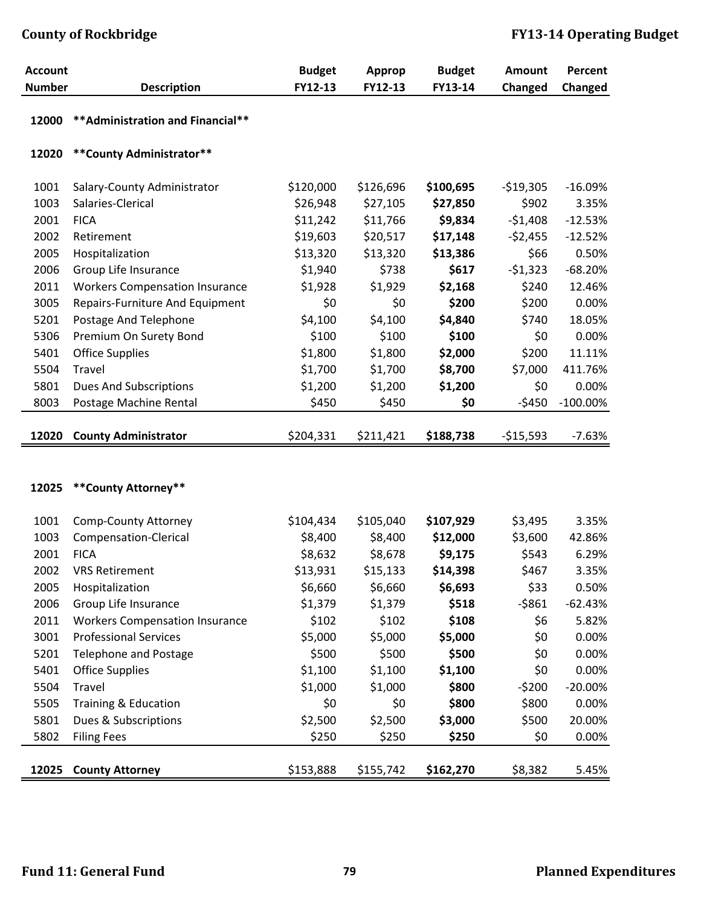| Account Number | Description | Budget FY12-13 | Approp FY12-13 | Budget FY13-14 | Amount Changed | Percent Changed |
|---|---|---|---|---|---|---|
| 12000 | **Administration and Financial** | | | | | |
| 12020 | **County Administrator** | | | | | |
| 1001 | Salary-County Administrator | $120,000 | $126,696 | **$100,695** | -$19,305 | -16.09% |
| 1003 | Salaries-Clerical | $26,948 | $27,105 | **$27,850** | $902 | 3.35% |
| 2001 | FICA | $11,242 | $11,766 | **$9,834** | -$1,408 | -12.53% |
| 2002 | Retirement | $19,603 | $20,517 | **$17,148** | -$2,455 | -12.52% |
| 2005 | Hospitalization | $13,320 | $13,320 | **$13,386** | $66 | 0.50% |
| 2006 | Group Life Insurance | $1,940 | $738 | **$617** | -$1,323 | -68.20% |
| 2011 | Workers Compensation Insurance | $1,928 | $1,929 | **$2,168** | $240 | 12.46% |
| 3005 | Repairs-Furniture And Equipment | $0 | $0 | **$200** | $200 | 0.00% |
| 5201 | Postage And Telephone | $4,100 | $4,100 | **$4,840** | $740 | 18.05% |
| 5306 | Premium On Surety Bond | $100 | $100 | **$100** | $0 | 0.00% |
| 5401 | Office Supplies | $1,800 | $1,800 | **$2,000** | $200 | 11.11% |
| 5504 | Travel | $1,700 | $1,700 | **$8,700** | $7,000 | 411.76% |
| 5801 | Dues And Subscriptions | $1,200 | $1,200 | **$1,200** | $0 | 0.00% |
| 8003 | Postage Machine Rental | $450 | $450 | **$0** | -$450 | -100.00% |
| **12020** | **County Administrator** | $204,331 | $211,421 | **$188,738** | -$15,593 | -7.63% |
| 12025 | **County Attorney** | | | | | |
| 1001 | Comp-County Attorney | $104,434 | $105,040 | **$107,929** | $3,495 | 3.35% |
| 1003 | Compensation-Clerical | $8,400 | $8,400 | **$12,000** | $3,600 | 42.86% |
| 2001 | FICA | $8,632 | $8,678 | **$9,175** | $543 | 6.29% |
| 2002 | VRS Retirement | $13,931 | $15,133 | **$14,398** | $467 | 3.35% |
| 2005 | Hospitalization | $6,660 | $6,660 | **$6,693** | $33 | 0.50% |
| 2006 | Group Life Insurance | $1,379 | $1,379 | **$518** | -$861 | -62.43% |
| 2011 | Workers Compensation Insurance | $102 | $102 | **$108** | $6 | 5.82% |
| 3001 | Professional Services | $5,000 | $5,000 | **$5,000** | $0 | 0.00% |
| 5201 | Telephone and Postage | $500 | $500 | **$500** | $0 | 0.00% |
| 5401 | Office Supplies | $1,100 | $1,100 | **$1,100** | $0 | 0.00% |
| 5504 | Travel | $1,000 | $1,000 | **$800** | -$200 | -20.00% |
| 5505 | Training & Education | $0 | $0 | **$800** | $800 | 0.00% |
| 5801 | Dues & Subscriptions | $2,500 | $2,500 | **$3,000** | $500 | 20.00% |
| 5802 | Filing Fees | $250 | $250 | **$250** | $0 | 0.00% |
| **12025** | **County Attorney** | $153,888 | $155,742 | **$162,270** | $8,382 | 5.45% |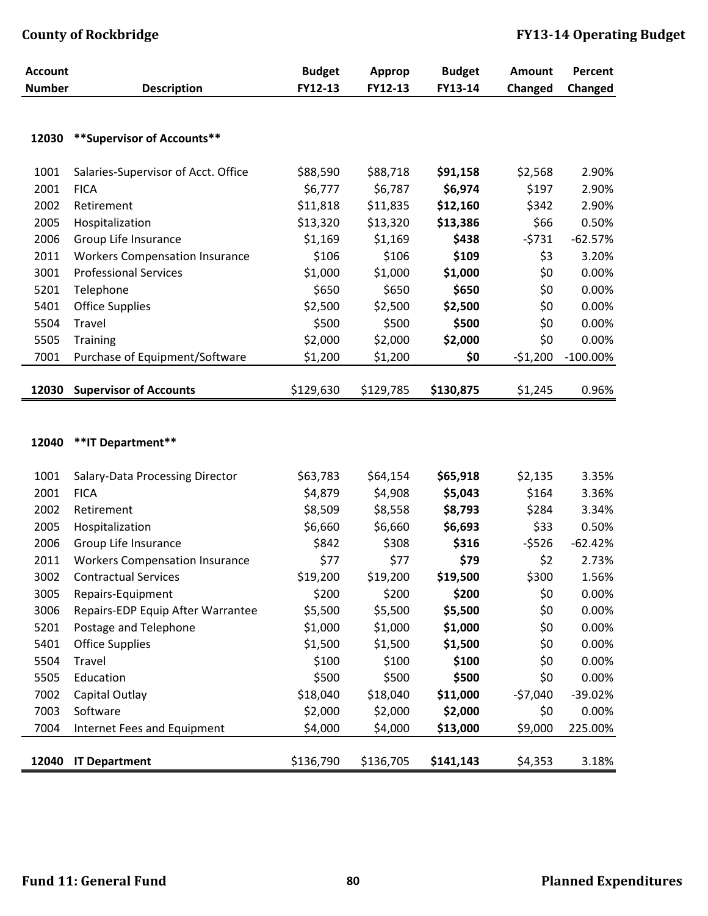| Account Number | Description | Budget FY12-13 | Approp FY12-13 | Budget FY13-14 | Amount Changed | Percent Changed |
|---|---|---|---|---|---|---|
| **12030** | **\*\*Supervisor of Accounts\*\*** | | | | | |
| 1001 | Salaries-Supervisor of Acct. Office | $88,590 | $88,718 | **$91,158** | $2,568 | 2.90% |
| 2001 | FICA | $6,777 | $6,787 | **$6,974** | $197 | 2.90% |
| 2002 | Retirement | $11,818 | $11,835 | **$12,160** | $342 | 2.90% |
| 2005 | Hospitalization | $13,320 | $13,320 | **$13,386** | $66 | 0.50% |
| 2006 | Group Life Insurance | $1,169 | $1,169 | **$438** | -$731 | -62.57% |
| 2011 | Workers Compensation Insurance | $106 | $106 | **$109** | $3 | 3.20% |
| 3001 | Professional Services | $1,000 | $1,000 | **$1,000** | $0 | 0.00% |
| 5201 | Telephone | $650 | $650 | **$650** | $0 | 0.00% |
| 5401 | Office Supplies | $2,500 | $2,500 | **$2,500** | $0 | 0.00% |
| 5504 | Travel | $500 | $500 | **$500** | $0 | 0.00% |
| 5505 | Training | $2,000 | $2,000 | **$2,000** | $0 | 0.00% |
| 7001 | Purchase of Equipment/Software | $1,200 | $1,200 | **$0** | -$1,200 | -100.00% |
| **12030** | **Supervisor of Accounts** | $129,630 | $129,785 | **$130,875** | $1,245 | 0.96% |
| **12040** | **\*\*IT Department\*\*** | | | | | |
| 1001 | Salary-Data Processing Director | $63,783 | $64,154 | **$65,918** | $2,135 | 3.35% |
| 2001 | FICA | $4,879 | $4,908 | **$5,043** | $164 | 3.36% |
| 2002 | Retirement | $8,509 | $8,558 | **$8,793** | $284 | 3.34% |
| 2005 | Hospitalization | $6,660 | $6,660 | **$6,693** | $33 | 0.50% |
| 2006 | Group Life Insurance | $842 | $308 | **$316** | -$526 | -62.42% |
| 2011 | Workers Compensation Insurance | $77 | $77 | **$79** | $2 | 2.73% |
| 3002 | Contractual Services | $19,200 | $19,200 | **$19,500** | $300 | 1.56% |
| 3005 | Repairs-Equipment | $200 | $200 | **$200** | $0 | 0.00% |
| 3006 | Repairs-EDP Equip After Warrantee | $5,500 | $5,500 | **$5,500** | $0 | 0.00% |
| 5201 | Postage and Telephone | $1,000 | $1,000 | **$1,000** | $0 | 0.00% |
| 5401 | Office Supplies | $1,500 | $1,500 | **$1,500** | $0 | 0.00% |
| 5504 | Travel | $100 | $100 | **$100** | $0 | 0.00% |
| 5505 | Education | $500 | $500 | **$500** | $0 | 0.00% |
| 7002 | Capital Outlay | $18,040 | $18,040 | **$11,000** | -$7,040 | -39.02% |
| 7003 | Software | $2,000 | $2,000 | **$2,000** | $0 | 0.00% |
| 7004 | Internet Fees and Equipment | $4,000 | $4,000 | **$13,000** | $9,000 | 225.00% |
| **12040** | **IT Department** | $136,790 | $136,705 | **$141,143** | $4,353 | 3.18% |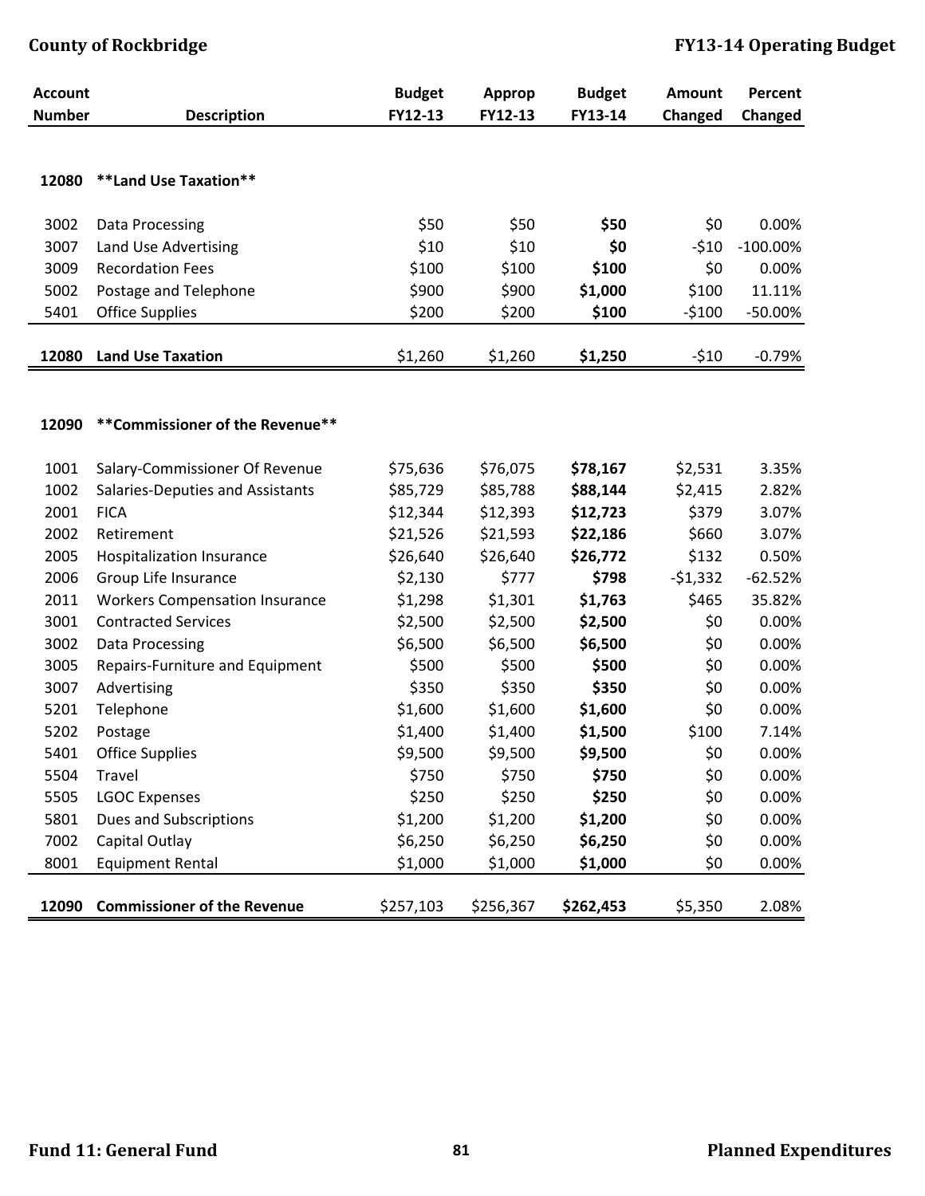| Account Number | Description | Budget FY12-13 | Approp FY12-13 | Budget FY13-14 | Amount Changed | Percent Changed |
|---|---|---|---|---|---|---|
| **12080** | **\*\*Land Use Taxation\*\*** | | | | | |
| 3002 | Data Processing | $50 | $50 | **$50** | $0 | 0.00% |
| 3007 | Land Use Advertising | $10 | $10 | **$0** | -$10 | -100.00% |
| 3009 | Recordation Fees | $100 | $100 | **$100** | $0 | 0.00% |
| 5002 | Postage and Telephone | $900 | $900 | **$1,000** | $100 | 11.11% |
| 5401 | Office Supplies | $200 | $200 | **$100** | -$100 | -50.00% |
| **12080** | **Land Use Taxation** | $1,260 | $1,260 | **$1,250** | -$10 | -0.79% |
| **12090** | **\*\*Commissioner of the Revenue\*\*** | | | | | |
| 1001 | Salary-Commissioner Of Revenue | $75,636 | $76,075 | **$78,167** | $2,531 | 3.35% |
| 1002 | Salaries-Deputies and Assistants | $85,729 | $85,788 | **$88,144** | $2,415 | 2.82% |
| 2001 | FICA | $12,344 | $12,393 | **$12,723** | $379 | 3.07% |
| 2002 | Retirement | $21,526 | $21,593 | **$22,186** | $660 | 3.07% |
| 2005 | Hospitalization Insurance | $26,640 | $26,640 | **$26,772** | $132 | 0.50% |
| 2006 | Group Life Insurance | $2,130 | $777 | **$798** | -$1,332 | -62.52% |
| 2011 | Workers Compensation Insurance | $1,298 | $1,301 | **$1,763** | $465 | 35.82% |
| 3001 | Contracted Services | $2,500 | $2,500 | **$2,500** | $0 | 0.00% |
| 3002 | Data Processing | $6,500 | $6,500 | **$6,500** | $0 | 0.00% |
| 3005 | Repairs-Furniture and Equipment | $500 | $500 | **$500** | $0 | 0.00% |
| 3007 | Advertising | $350 | $350 | **$350** | $0 | 0.00% |
| 5201 | Telephone | $1,600 | $1,600 | **$1,600** | $0 | 0.00% |
| 5202 | Postage | $1,400 | $1,400 | **$1,500** | $100 | 7.14% |
| 5401 | Office Supplies | $9,500 | $9,500 | **$9,500** | $0 | 0.00% |
| 5504 | Travel | $750 | $750 | **$750** | $0 | 0.00% |
| 5505 | LGOC Expenses | $250 | $250 | **$250** | $0 | 0.00% |
| 5801 | Dues and Subscriptions | $1,200 | $1,200 | **$1,200** | $0 | 0.00% |
| 7002 | Capital Outlay | $6,250 | $6,250 | **$6,250** | $0 | 0.00% |
| 8001 | Equipment Rental | $1,000 | $1,000 | **$1,000** | $0 | 0.00% |
| **12090** | **Commissioner of the Revenue** | $257,103 | $256,367 | **$262,453** | $5,350 | 2.08% |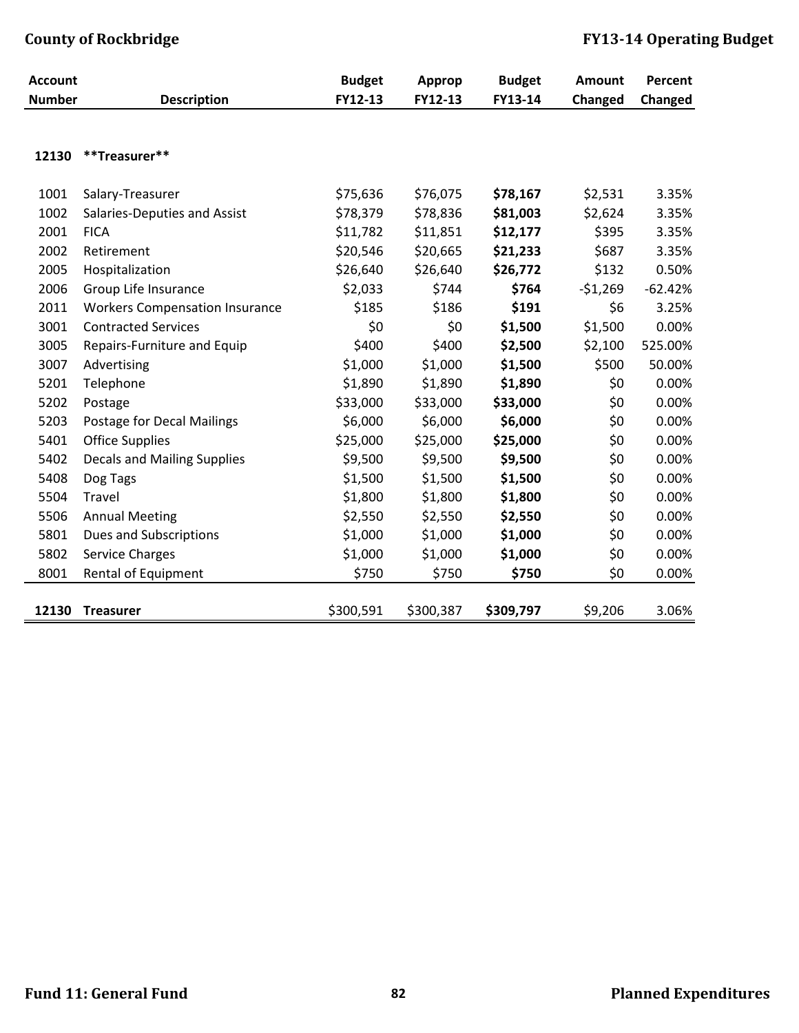| Account Number | Description | Budget FY12-13 | Approp FY12-13 | Budget FY13-14 | Amount Changed | Percent Changed |
|---|---|---|---|---|---|---|
| **12130** | **\*\*Treasurer\*\*** | | | | | |
| 1001 | Salary-Treasurer | $75,636 | $76,075 | **$78,167** | $2,531 | 3.35% |
| 1002 | Salaries-Deputies and Assist | $78,379 | $78,836 | **$81,003** | $2,624 | 3.35% |
| 2001 | FICA | $11,782 | $11,851 | **$12,177** | $395 | 3.35% |
| 2002 | Retirement | $20,546 | $20,665 | **$21,233** | $687 | 3.35% |
| 2005 | Hospitalization | $26,640 | $26,640 | **$26,772** | $132 | 0.50% |
| 2006 | Group Life Insurance | $2,033 | $744 | **$764** | -$1,269 | -62.42% |
| 2011 | Workers Compensation Insurance | $185 | $186 | **$191** | $6 | 3.25% |
| 3001 | Contracted Services | $0 | $0 | **$1,500** | $1,500 | 0.00% |
| 3005 | Repairs-Furniture and Equip | $400 | $400 | **$2,500** | $2,100 | 525.00% |
| 3007 | Advertising | $1,000 | $1,000 | **$1,500** | $500 | 50.00% |
| 5201 | Telephone | $1,890 | $1,890 | **$1,890** | $0 | 0.00% |
| 5202 | Postage | $33,000 | $33,000 | **$33,000** | $0 | 0.00% |
| 5203 | Postage for Decal Mailings | $6,000 | $6,000 | **$6,000** | $0 | 0.00% |
| 5401 | Office Supplies | $25,000 | $25,000 | **$25,000** | $0 | 0.00% |
| 5402 | Decals and Mailing Supplies | $9,500 | $9,500 | **$9,500** | $0 | 0.00% |
| 5408 | Dog Tags | $1,500 | $1,500 | **$1,500** | $0 | 0.00% |
| 5504 | Travel | $1,800 | $1,800 | **$1,800** | $0 | 0.00% |
| 5506 | Annual Meeting | $2,550 | $2,550 | **$2,550** | $0 | 0.00% |
| 5801 | Dues and Subscriptions | $1,000 | $1,000 | **$1,000** | $0 | 0.00% |
| 5802 | Service Charges | $1,000 | $1,000 | **$1,000** | $0 | 0.00% |
| 8001 | Rental of Equipment | $750 | $750 | **$750** | $0 | 0.00% |
| **12130** | **Treasurer** | $300,591 | $300,387 | **$309,797** | $9,206 | 3.06% |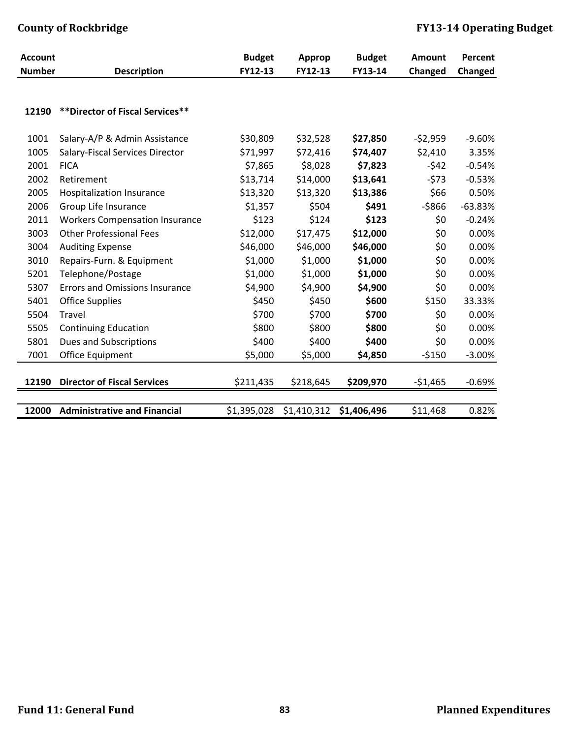| Account Number | Description | Budget FY12-13 | Approp FY12-13 | Budget FY13-14 | Amount Changed | Percent Changed |
|---|---|---|---|---|---|---|
| **12190** | **\*\*Director of Fiscal Services\*\*** | | | | | |
| 1001 | Salary-A/P & Admin Assistance | $30,809 | $32,528 | **$27,850** | -$2,959 | -9.60% |
| 1005 | Salary-Fiscal Services Director | $71,997 | $72,416 | **$74,407** | $2,410 | 3.35% |
| 2001 | FICA | $7,865 | $8,028 | **$7,823** | -$42 | -0.54% |
| 2002 | Retirement | $13,714 | $14,000 | **$13,641** | -$73 | -0.53% |
| 2005 | Hospitalization Insurance | $13,320 | $13,320 | **$13,386** | $66 | 0.50% |
| 2006 | Group Life Insurance | $1,357 | $504 | **$491** | -$866 | -63.83% |
| 2011 | Workers Compensation Insurance | $123 | $124 | **$123** | $0 | -0.24% |
| 3003 | Other Professional Fees | $12,000 | $17,475 | **$12,000** | $0 | 0.00% |
| 3004 | Auditing Expense | $46,000 | $46,000 | **$46,000** | $0 | 0.00% |
| 3010 | Repairs-Furn. & Equipment | $1,000 | $1,000 | **$1,000** | $0 | 0.00% |
| 5201 | Telephone/Postage | $1,000 | $1,000 | **$1,000** | $0 | 0.00% |
| 5307 | Errors and Omissions Insurance | $4,900 | $4,900 | **$4,900** | $0 | 0.00% |
| 5401 | Office Supplies | $450 | $450 | **$600** | $150 | 33.33% |
| 5504 | Travel | $700 | $700 | **$700** | $0 | 0.00% |
| 5505 | Continuing Education | $800 | $800 | **$800** | $0 | 0.00% |
| 5801 | Dues and Subscriptions | $400 | $400 | **$400** | $0 | 0.00% |
| 7001 | Office Equipment | $5,000 | $5,000 | **$4,850** | -$150 | -3.00% |
| **12190** | **Director of Fiscal Services** | $211,435 | $218,645 | **$209,970** | -$1,465 | -0.69% |
| **12000** | **Administrative and Financial** | $1,395,028 | $1,410,312 | **$1,406,496** | $11,468 | 0.82% |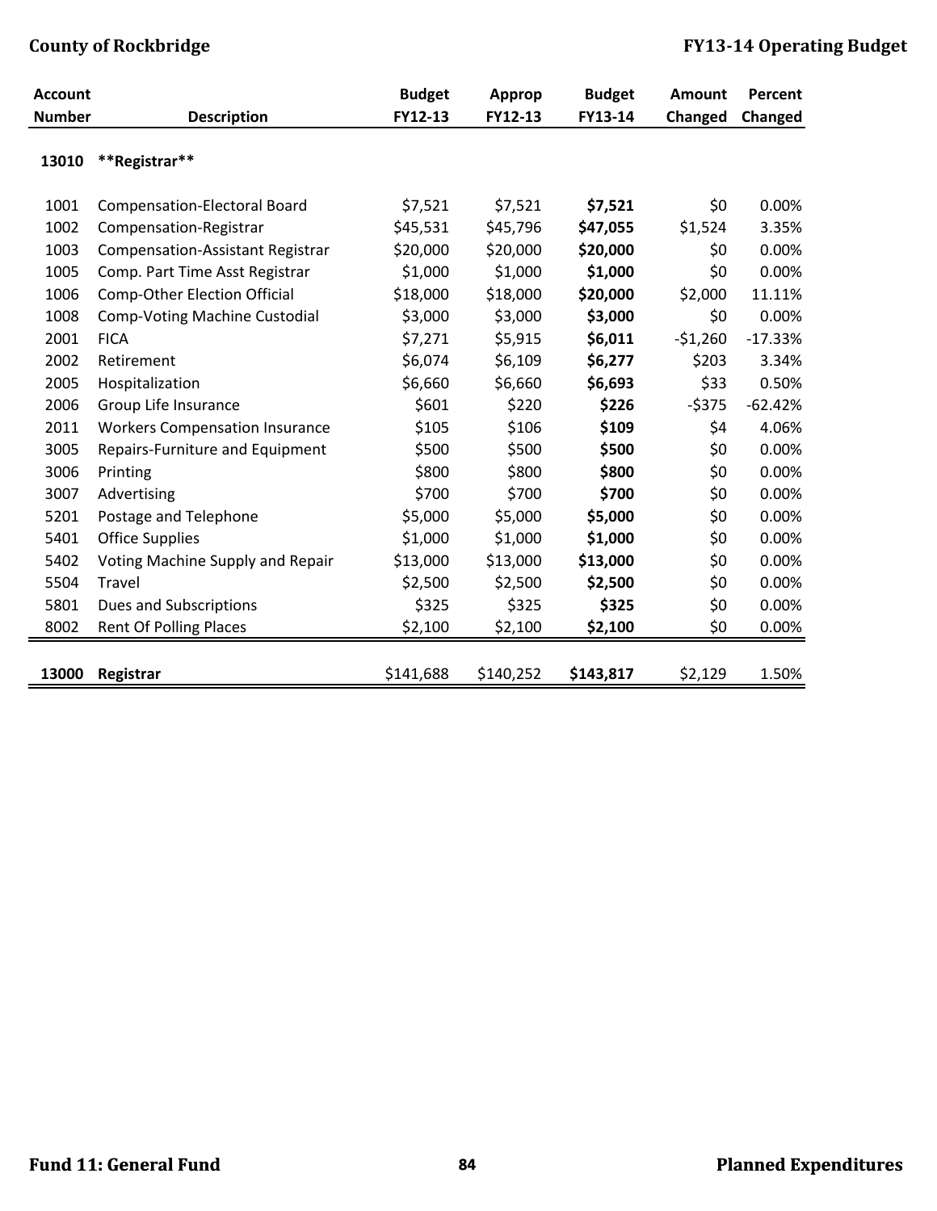| Account Number | Description | Budget FY12-13 | Approp FY12-13 | Budget FY13-14 | Amount Changed | Percent Changed |
|---|---|---|---|---|---|---|
| **13010** | **\*\*Registrar\*\*** | | | | | |
| 1001 | Compensation-Electoral Board | $7,521 | $7,521 | **$7,521** | $0 | 0.00% |
| 1002 | Compensation-Registrar | $45,531 | $45,796 | **$47,055** | $1,524 | 3.35% |
| 1003 | Compensation-Assistant Registrar | $20,000 | $20,000 | **$20,000** | $0 | 0.00% |
| 1005 | Comp. Part Time Asst Registrar | $1,000 | $1,000 | **$1,000** | $0 | 0.00% |
| 1006 | Comp-Other Election Official | $18,000 | $18,000 | **$20,000** | $2,000 | 11.11% |
| 1008 | Comp-Voting Machine Custodial | $3,000 | $3,000 | **$3,000** | $0 | 0.00% |
| 2001 | FICA | $7,271 | $5,915 | **$6,011** | -$1,260 | -17.33% |
| 2002 | Retirement | $6,074 | $6,109 | **$6,277** | $203 | 3.34% |
| 2005 | Hospitalization | $6,660 | $6,660 | **$6,693** | $33 | 0.50% |
| 2006 | Group Life Insurance | $601 | $220 | **$226** | -$375 | -62.42% |
| 2011 | Workers Compensation Insurance | $105 | $106 | **$109** | $4 | 4.06% |
| 3005 | Repairs-Furniture and Equipment | $500 | $500 | **$500** | $0 | 0.00% |
| 3006 | Printing | $800 | $800 | **$800** | $0 | 0.00% |
| 3007 | Advertising | $700 | $700 | **$700** | $0 | 0.00% |
| 5201 | Postage and Telephone | $5,000 | $5,000 | **$5,000** | $0 | 0.00% |
| 5401 | Office Supplies | $1,000 | $1,000 | **$1,000** | $0 | 0.00% |
| 5402 | Voting Machine Supply and Repair | $13,000 | $13,000 | **$13,000** | $0 | 0.00% |
| 5504 | Travel | $2,500 | $2,500 | **$2,500** | $0 | 0.00% |
| 5801 | Dues and Subscriptions | $325 | $325 | **$325** | $0 | 0.00% |
| 8002 | Rent Of Polling Places | $2,100 | $2,100 | **$2,100** | $0 | 0.00% |
| **13000** | **Registrar** | $141,688 | $140,252 | **$143,817** | $2,129 | 1.50% |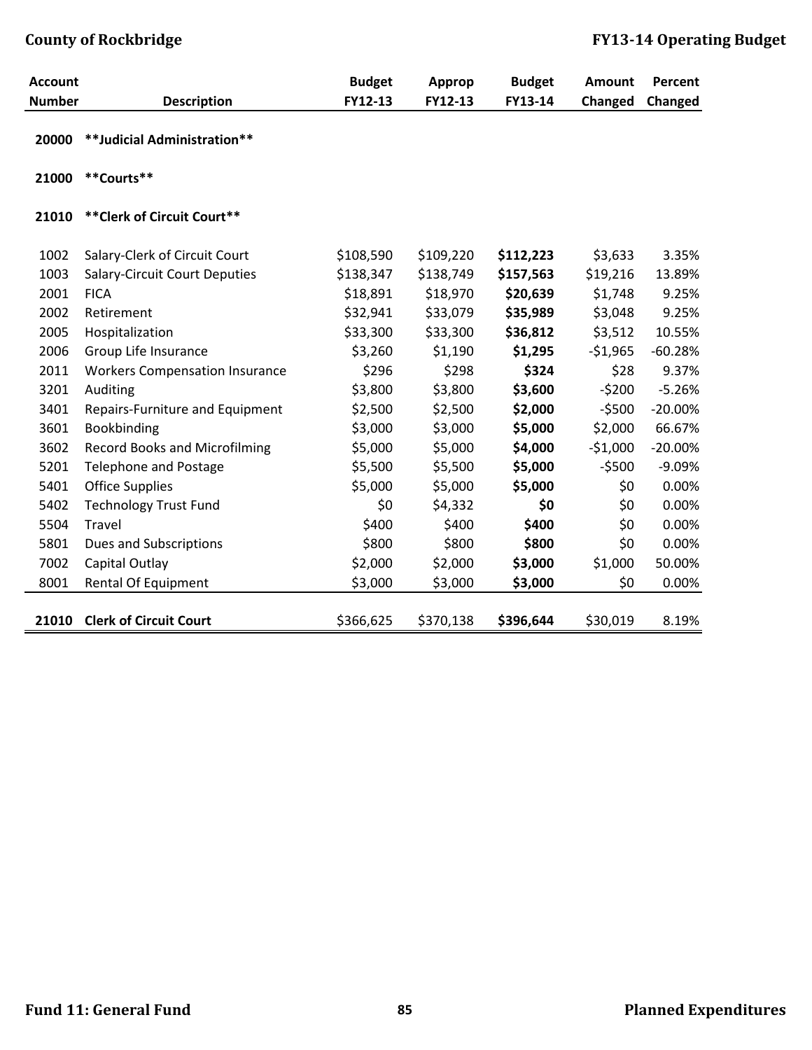| Account Number | Description | Budget FY12-13 | Approp FY12-13 | Budget FY13-14 | Amount Changed | Percent Changed |
|---|---|---|---|---|---|---|
| 20000 | **Judicial Administration** | | | | | |
| 21000 | **Courts** | | | | | |
| 21010 | **Clerk of Circuit Court** | | | | | |
| 1002 | Salary-Clerk of Circuit Court | $108,590 | $109,220 | **$112,223** | $3,633 | 3.35% |
| 1003 | Salary-Circuit Court Deputies | $138,347 | $138,749 | **$157,563** | $19,216 | 13.89% |
| 2001 | FICA | $18,891 | $18,970 | **$20,639** | $1,748 | 9.25% |
| 2002 | Retirement | $32,941 | $33,079 | **$35,989** | $3,048 | 9.25% |
| 2005 | Hospitalization | $33,300 | $33,300 | **$36,812** | $3,512 | 10.55% |
| 2006 | Group Life Insurance | $3,260 | $1,190 | **$1,295** | -$1,965 | -60.28% |
| 2011 | Workers Compensation Insurance | $296 | $298 | **$324** | $28 | 9.37% |
| 3201 | Auditing | $3,800 | $3,800 | **$3,600** | -$200 | -5.26% |
| 3401 | Repairs-Furniture and Equipment | $2,500 | $2,500 | **$2,000** | -$500 | -20.00% |
| 3601 | Bookbinding | $3,000 | $3,000 | **$5,000** | $2,000 | 66.67% |
| 3602 | Record Books and Microfilming | $5,000 | $5,000 | **$4,000** | -$1,000 | -20.00% |
| 5201 | Telephone and Postage | $5,500 | $5,500 | **$5,000** | -$500 | -9.09% |
| 5401 | Office Supplies | $5,000 | $5,000 | **$5,000** | $0 | 0.00% |
| 5402 | Technology Trust Fund | $0 | $4,332 | **$0** | $0 | 0.00% |
| 5504 | Travel | $400 | $400 | **$400** | $0 | 0.00% |
| 5801 | Dues and Subscriptions | $800 | $800 | **$800** | $0 | 0.00% |
| 7002 | Capital Outlay | $2,000 | $2,000 | **$3,000** | $1,000 | 50.00% |
| 8001 | Rental Of Equipment | $3,000 | $3,000 | **$3,000** | $0 | 0.00% |
| **21010** | **Clerk of Circuit Court** | $366,625 | $370,138 | **$396,644** | $30,019 | 8.19% |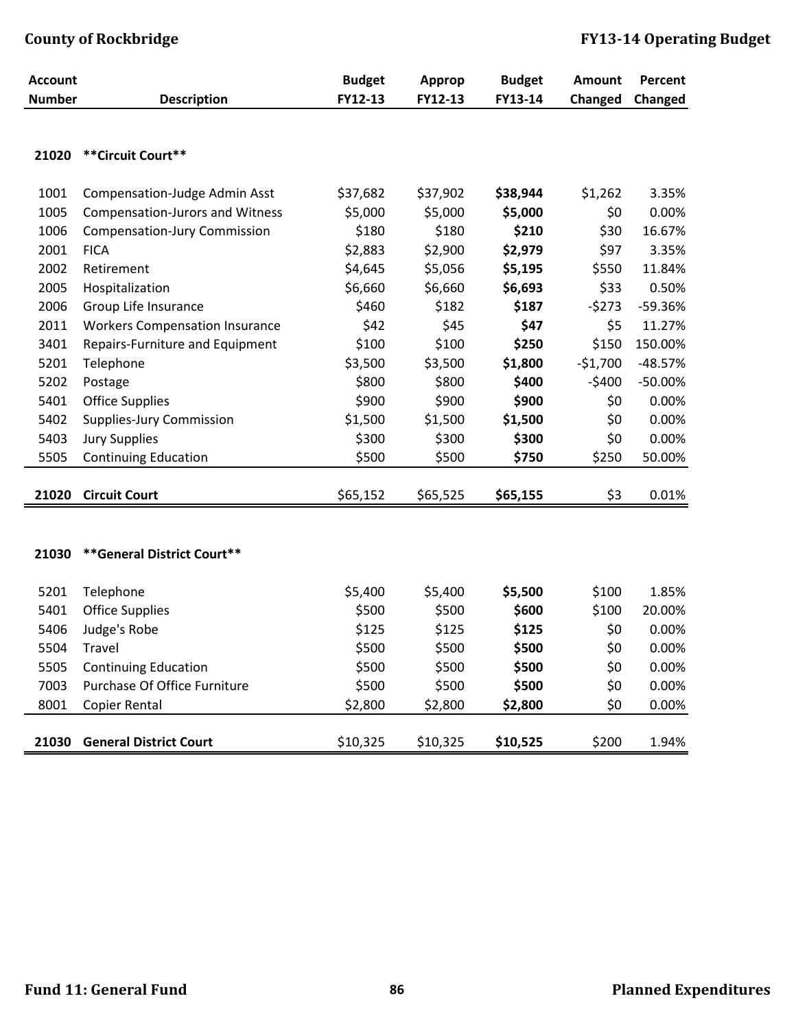| Account Number | Description | Budget FY12-13 | Approp FY12-13 | Budget FY13-14 | Amount Changed | Percent Changed |
|---|---|---|---|---|---|---|
| **21020** | **\*\*Circuit Court\*\*** | | | | | |
| 1001 | Compensation-Judge Admin Asst | $37,682 | $37,902 | **$38,944** | $1,262 | 3.35% |
| 1005 | Compensation-Jurors and Witness | $5,000 | $5,000 | **$5,000** | $0 | 0.00% |
| 1006 | Compensation-Jury Commission | $180 | $180 | **$210** | $30 | 16.67% |
| 2001 | FICA | $2,883 | $2,900 | **$2,979** | $97 | 3.35% |
| 2002 | Retirement | $4,645 | $5,056 | **$5,195** | $550 | 11.84% |
| 2005 | Hospitalization | $6,660 | $6,660 | **$6,693** | $33 | 0.50% |
| 2006 | Group Life Insurance | $460 | $182 | **$187** | -$273 | -59.36% |
| 2011 | Workers Compensation Insurance | $42 | $45 | **$47** | $5 | 11.27% |
| 3401 | Repairs-Furniture and Equipment | $100 | $100 | **$250** | $150 | 150.00% |
| 5201 | Telephone | $3,500 | $3,500 | **$1,800** | -$1,700 | -48.57% |
| 5202 | Postage | $800 | $800 | **$400** | -$400 | -50.00% |
| 5401 | Office Supplies | $900 | $900 | **$900** | $0 | 0.00% |
| 5402 | Supplies-Jury Commission | $1,500 | $1,500 | **$1,500** | $0 | 0.00% |
| 5403 | Jury Supplies | $300 | $300 | **$300** | $0 | 0.00% |
| 5505 | Continuing Education | $500 | $500 | **$750** | $250 | 50.00% |
| **21020** | **Circuit Court** | $65,152 | $65,525 | **$65,155** | $3 | 0.01% |
| **21030** | **\*\*General District Court\*\*** | | | | | |
| 5201 | Telephone | $5,400 | $5,400 | **$5,500** | $100 | 1.85% |
| 5401 | Office Supplies | $500 | $500 | **$600** | $100 | 20.00% |
| 5406 | Judge's Robe | $125 | $125 | **$125** | $0 | 0.00% |
| 5504 | Travel | $500 | $500 | **$500** | $0 | 0.00% |
| 5505 | Continuing Education | $500 | $500 | **$500** | $0 | 0.00% |
| 7003 | Purchase Of Office Furniture | $500 | $500 | **$500** | $0 | 0.00% |
| 8001 | Copier Rental | $2,800 | $2,800 | **$2,800** | $0 | 0.00% |
| **21030** | **General District Court** | $10,325 | $10,325 | **$10,525** | $200 | 1.94% |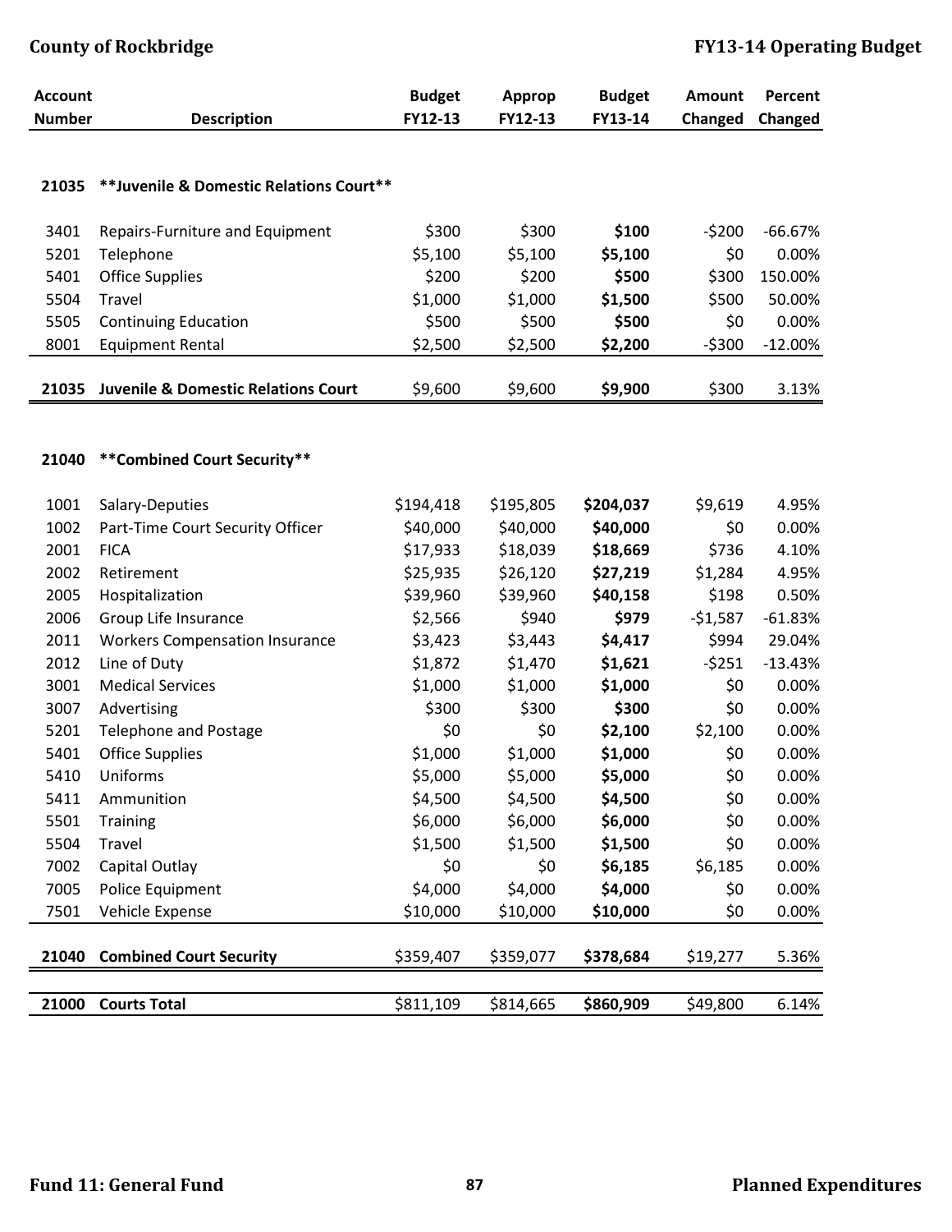| Account Number | Description | Budget FY12-13 | Approp FY12-13 | Budget FY13-14 | Amount Changed | Percent Changed |
|---|---|---|---|---|---|---|
| **21035** | **\*\*Juvenile & Domestic Relations Court\*\*** | | | | | |
| 3401 | Repairs-Furniture and Equipment | $300 | $300 | **$100** | -$200 | -66.67% |
| 5201 | Telephone | $5,100 | $5,100 | **$5,100** | $0 | 0.00% |
| 5401 | Office Supplies | $200 | $200 | **$500** | $300 | 150.00% |
| 5504 | Travel | $1,000 | $1,000 | **$1,500** | $500 | 50.00% |
| 5505 | Continuing Education | $500 | $500 | **$500** | $0 | 0.00% |
| 8001 | Equipment Rental | $2,500 | $2,500 | **$2,200** | -$300 | -12.00% |
| **21035** | **Juvenile & Domestic Relations Court** | $9,600 | $9,600 | **$9,900** | $300 | 3.13% |
| **21040** | **\*\*Combined Court Security\*\*** | | | | | |
| 1001 | Salary-Deputies | $194,418 | $195,805 | **$204,037** | $9,619 | 4.95% |
| 1002 | Part-Time Court Security Officer | $40,000 | $40,000 | **$40,000** | $0 | 0.00% |
| 2001 | FICA | $17,933 | $18,039 | **$18,669** | $736 | 4.10% |
| 2002 | Retirement | $25,935 | $26,120 | **$27,219** | $1,284 | 4.95% |
| 2005 | Hospitalization | $39,960 | $39,960 | **$40,158** | $198 | 0.50% |
| 2006 | Group Life Insurance | $2,566 | $940 | **$979** | -$1,587 | -61.83% |
| 2011 | Workers Compensation Insurance | $3,423 | $3,443 | **$4,417** | $994 | 29.04% |
| 2012 | Line of Duty | $1,872 | $1,470 | **$1,621** | -$251 | -13.43% |
| 3001 | Medical Services | $1,000 | $1,000 | **$1,000** | $0 | 0.00% |
| 3007 | Advertising | $300 | $300 | **$300** | $0 | 0.00% |
| 5201 | Telephone and Postage | $0 | $0 | **$2,100** | $2,100 | 0.00% |
| 5401 | Office Supplies | $1,000 | $1,000 | **$1,000** | $0 | 0.00% |
| 5410 | Uniforms | $5,000 | $5,000 | **$5,000** | $0 | 0.00% |
| 5411 | Ammunition | $4,500 | $4,500 | **$4,500** | $0 | 0.00% |
| 5501 | Training | $6,000 | $6,000 | **$6,000** | $0 | 0.00% |
| 5504 | Travel | $1,500 | $1,500 | **$1,500** | $0 | 0.00% |
| 7002 | Capital Outlay | $0 | $0 | **$6,185** | $6,185 | 0.00% |
| 7005 | Police Equipment | $4,000 | $4,000 | **$4,000** | $0 | 0.00% |
| 7501 | Vehicle Expense | $10,000 | $10,000 | **$10,000** | $0 | 0.00% |
| **21040** | **Combined Court Security** | $359,407 | $359,077 | **$378,684** | $19,277 | 5.36% |
| **21000** | **Courts Total** | $811,109 | $814,665 | **$860,909** | $49,800 | 6.14% |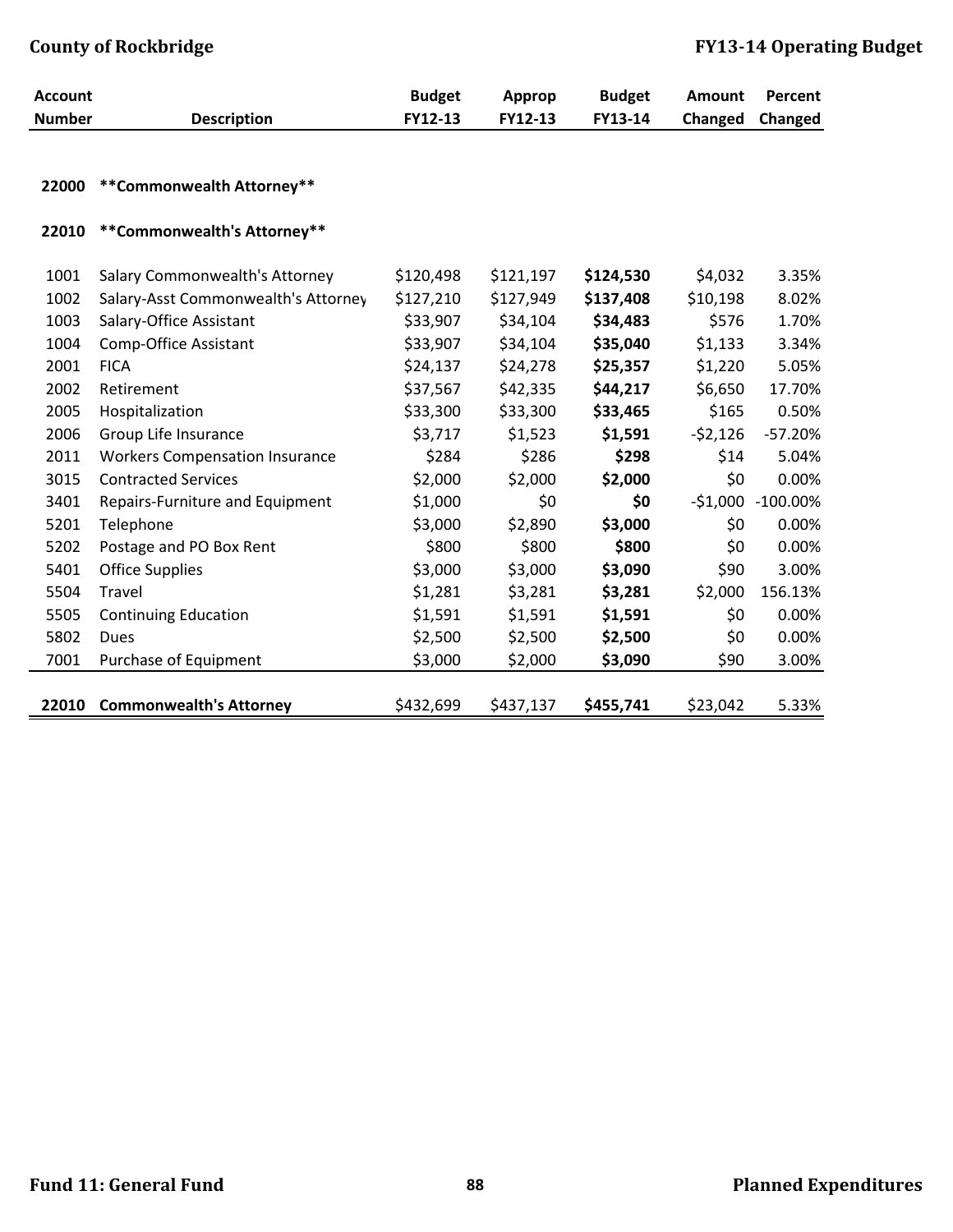| Account Number | Description | Budget FY12-13 | Approp FY12-13 | Budget FY13-14 | Amount Changed | Percent Changed |
|---|---|---|---|---|---|---|
| 22000 | **Commonwealth Attorney** | | | | | |
| 22010 | **Commonwealth's Attorney** | | | | | |
| 1001 | Salary Commonwealth's Attorney | $120,498 | $121,197 | **$124,530** | $4,032 | 3.35% |
| 1002 | Salary-Asst Commonwealth's Attorney | $127,210 | $127,949 | **$137,408** | $10,198 | 8.02% |
| 1003 | Salary-Office Assistant | $33,907 | $34,104 | **$34,483** | $576 | 1.70% |
| 1004 | Comp-Office Assistant | $33,907 | $34,104 | **$35,040** | $1,133 | 3.34% |
| 2001 | FICA | $24,137 | $24,278 | **$25,357** | $1,220 | 5.05% |
| 2002 | Retirement | $37,567 | $42,335 | **$44,217** | $6,650 | 17.70% |
| 2005 | Hospitalization | $33,300 | $33,300 | **$33,465** | $165 | 0.50% |
| 2006 | Group Life Insurance | $3,717 | $1,523 | **$1,591** | -$2,126 | -57.20% |
| 2011 | Workers Compensation Insurance | $284 | $286 | **$298** | $14 | 5.04% |
| 3015 | Contracted Services | $2,000 | $2,000 | **$2,000** | $0 | 0.00% |
| 3401 | Repairs-Furniture and Equipment | $1,000 | $0 | **$0** | -$1,000 | -100.00% |
| 5201 | Telephone | $3,000 | $2,890 | **$3,000** | $0 | 0.00% |
| 5202 | Postage and PO Box Rent | $800 | $800 | **$800** | $0 | 0.00% |
| 5401 | Office Supplies | $3,000 | $3,000 | **$3,090** | $90 | 3.00% |
| 5504 | Travel | $1,281 | $3,281 | **$3,281** | $2,000 | 156.13% |
| 5505 | Continuing Education | $1,591 | $1,591 | **$1,591** | $0 | 0.00% |
| 5802 | Dues | $2,500 | $2,500 | **$2,500** | $0 | 0.00% |
| 7001 | Purchase of Equipment | $3,000 | $2,000 | **$3,090** | $90 | 3.00% |
| **22010** | **Commonwealth's Attorney** | $432,699 | $437,137 | **$455,741** | $23,042 | 5.33% |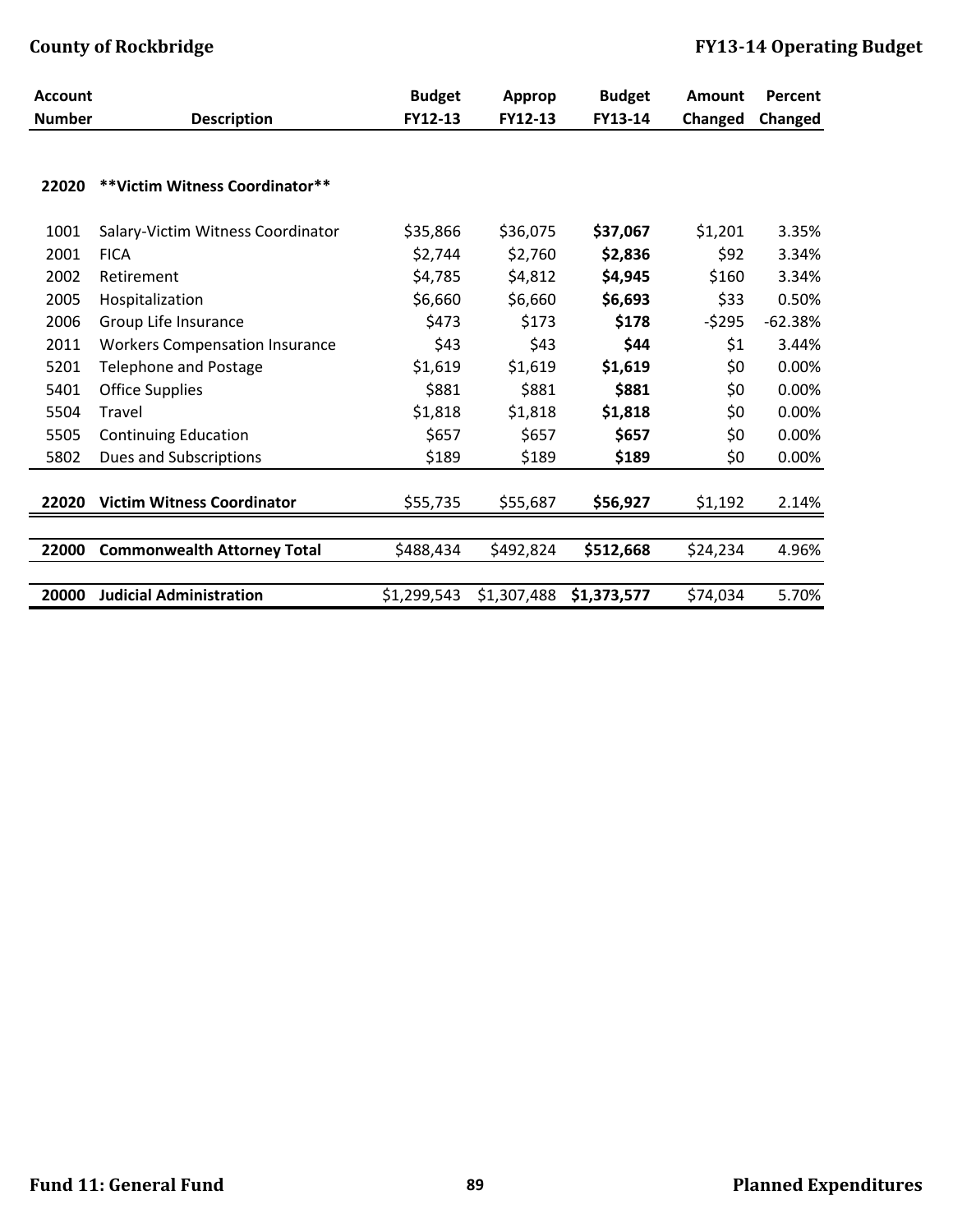| Account Number | Description | Budget FY12-13 | Approp FY12-13 | Budget FY13-14 | Amount Changed | Percent Changed |
|---|---|---|---|---|---|---|
| **22020** | **\*\*Victim Witness Coordinator\*\*** | | | | | |
| 1001 | Salary-Victim Witness Coordinator | $35,866 | $36,075 | **$37,067** | $1,201 | 3.35% |
| 2001 | FICA | $2,744 | $2,760 | **$2,836** | $92 | 3.34% |
| 2002 | Retirement | $4,785 | $4,812 | **$4,945** | $160 | 3.34% |
| 2005 | Hospitalization | $6,660 | $6,660 | **$6,693** | $33 | 0.50% |
| 2006 | Group Life Insurance | $473 | $173 | **$178** | -$295 | -62.38% |
| 2011 | Workers Compensation Insurance | $43 | $43 | **$44** | $1 | 3.44% |
| 5201 | Telephone and Postage | $1,619 | $1,619 | **$1,619** | $0 | 0.00% |
| 5401 | Office Supplies | $881 | $881 | **$881** | $0 | 0.00% |
| 5504 | Travel | $1,818 | $1,818 | **$1,818** | $0 | 0.00% |
| 5505 | Continuing Education | $657 | $657 | **$657** | $0 | 0.00% |
| 5802 | Dues and Subscriptions | $189 | $189 | **$189** | $0 | 0.00% |
| **22020** | **Victim Witness Coordinator** | $55,735 | $55,687 | **$56,927** | $1,192 | 2.14% |
| **22000** | **Commonwealth Attorney Total** | $488,434 | $492,824 | **$512,668** | $24,234 | 4.96% |
| **20000** | **Judicial Administration** | $1,299,543 | $1,307,488 | **$1,373,577** | $74,034 | 5.70% |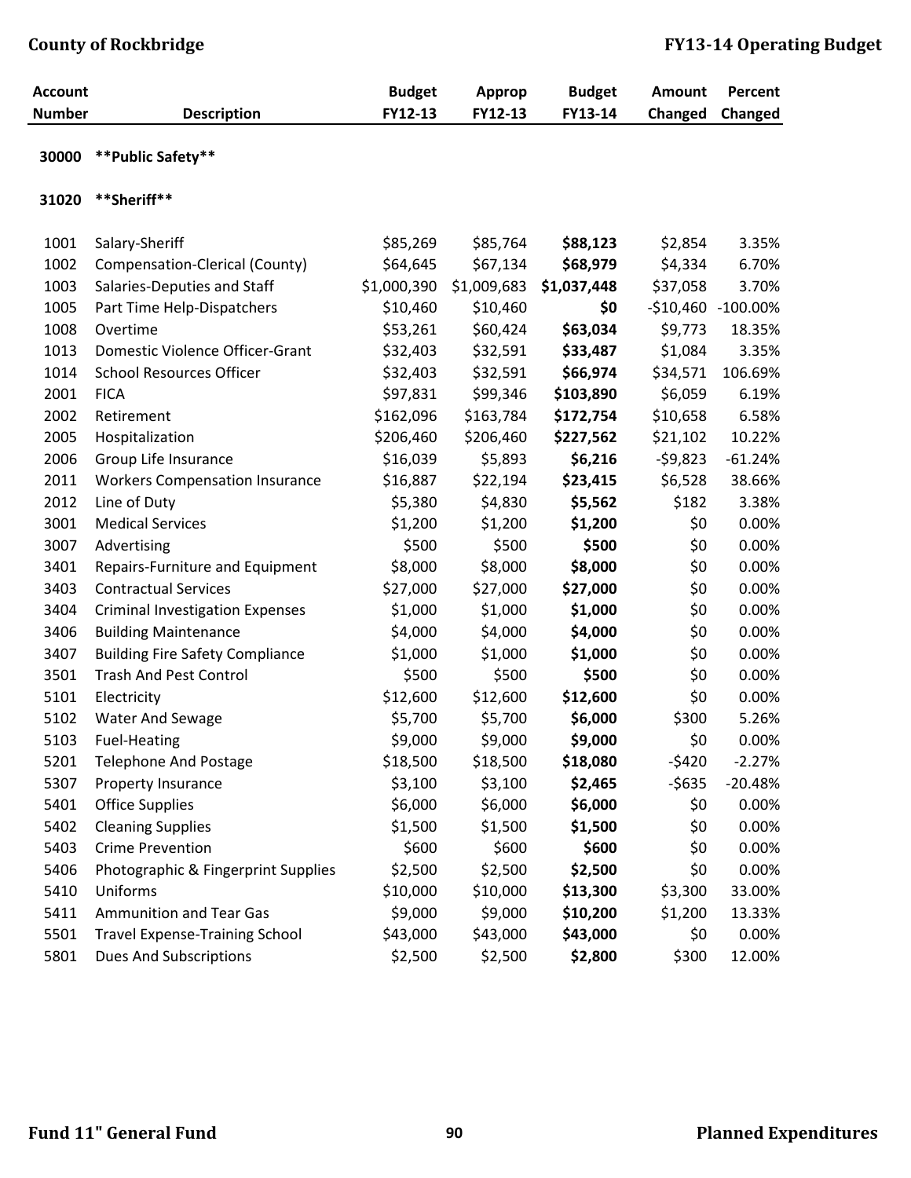| Account Number | Description | Budget FY12-13 | Approp FY12-13 | Budget FY13-14 | Amount Changed | Percent Changed |
|---|---|---|---|---|---|---|
| 30000 | **Public Safety** | | | | | |
| 31020 | **Sheriff** | | | | | |
| 1001 | Salary-Sheriff | $85,269 | $85,764 | **$88,123** | $2,854 | 3.35% |
| 1002 | Compensation-Clerical (County) | $64,645 | $67,134 | **$68,979** | $4,334 | 6.70% |
| 1003 | Salaries-Deputies and Staff | $1,000,390 | $1,009,683 | **$1,037,448** | $37,058 | 3.70% |
| 1005 | Part Time Help-Dispatchers | $10,460 | $10,460 | **$0** | -$10,460 | -100.00% |
| 1008 | Overtime | $53,261 | $60,424 | **$63,034** | $9,773 | 18.35% |
| 1013 | Domestic Violence Officer-Grant | $32,403 | $32,591 | **$33,487** | $1,084 | 3.35% |
| 1014 | School Resources Officer | $32,403 | $32,591 | **$66,974** | $34,571 | 106.69% |
| 2001 | FICA | $97,831 | $99,346 | **$103,890** | $6,059 | 6.19% |
| 2002 | Retirement | $162,096 | $163,784 | **$172,754** | $10,658 | 6.58% |
| 2005 | Hospitalization | $206,460 | $206,460 | **$227,562** | $21,102 | 10.22% |
| 2006 | Group Life Insurance | $16,039 | $5,893 | **$6,216** | -$9,823 | -61.24% |
| 2011 | Workers Compensation Insurance | $16,887 | $22,194 | **$23,415** | $6,528 | 38.66% |
| 2012 | Line of Duty | $5,380 | $4,830 | **$5,562** | $182 | 3.38% |
| 3001 | Medical Services | $1,200 | $1,200 | **$1,200** | $0 | 0.00% |
| 3007 | Advertising | $500 | $500 | **$500** | $0 | 0.00% |
| 3401 | Repairs-Furniture and Equipment | $8,000 | $8,000 | **$8,000** | $0 | 0.00% |
| 3403 | Contractual Services | $27,000 | $27,000 | **$27,000** | $0 | 0.00% |
| 3404 | Criminal Investigation Expenses | $1,000 | $1,000 | **$1,000** | $0 | 0.00% |
| 3406 | Building Maintenance | $4,000 | $4,000 | **$4,000** | $0 | 0.00% |
| 3407 | Building Fire Safety Compliance | $1,000 | $1,000 | **$1,000** | $0 | 0.00% |
| 3501 | Trash And Pest Control | $500 | $500 | **$500** | $0 | 0.00% |
| 5101 | Electricity | $12,600 | $12,600 | **$12,600** | $0 | 0.00% |
| 5102 | Water And Sewage | $5,700 | $5,700 | **$6,000** | $300 | 5.26% |
| 5103 | Fuel-Heating | $9,000 | $9,000 | **$9,000** | $0 | 0.00% |
| 5201 | Telephone And Postage | $18,500 | $18,500 | **$18,080** | -$420 | -2.27% |
| 5307 | Property Insurance | $3,100 | $3,100 | **$2,465** | -$635 | -20.48% |
| 5401 | Office Supplies | $6,000 | $6,000 | **$6,000** | $0 | 0.00% |
| 5402 | Cleaning Supplies | $1,500 | $1,500 | **$1,500** | $0 | 0.00% |
| 5403 | Crime Prevention | $600 | $600 | **$600** | $0 | 0.00% |
| 5406 | Photographic & Fingerprint Supplies | $2,500 | $2,500 | **$2,500** | $0 | 0.00% |
| 5410 | Uniforms | $10,000 | $10,000 | **$13,300** | $3,300 | 33.00% |
| 5411 | Ammunition and Tear Gas | $9,000 | $9,000 | **$10,200** | $1,200 | 13.33% |
| 5501 | Travel Expense-Training School | $43,000 | $43,000 | **$43,000** | $0 | 0.00% |
| 5801 | Dues And Subscriptions | $2,500 | $2,500 | **$2,800** | $300 | 12.00% |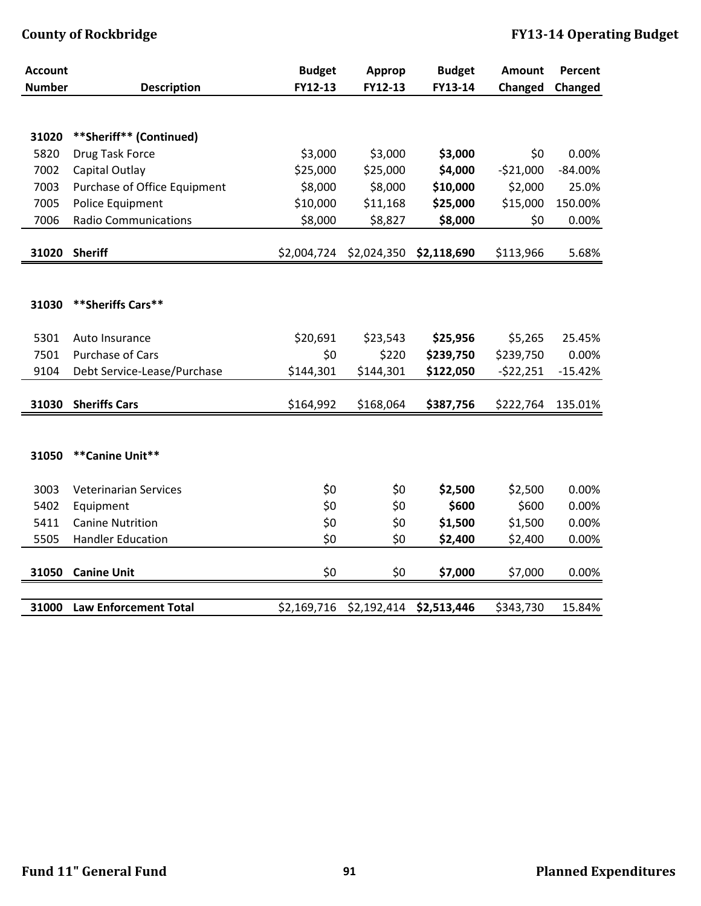| Account Number | Description | Budget FY12-13 | Approp FY12-13 | Budget FY13-14 | Amount Changed | Percent Changed |
|---|---|---|---|---|---|---|
| **31020** | **\*\*Sheriff\*\* (Continued)** | | | | | |
| 5820 | Drug Task Force | $3,000 | $3,000 | **$3,000** | $0 | 0.00% |
| 7002 | Capital Outlay | $25,000 | $25,000 | **$4,000** | -$21,000 | -84.00% |
| 7003 | Purchase of Office Equipment | $8,000 | $8,000 | **$10,000** | $2,000 | 25.0% |
| 7005 | Police Equipment | $10,000 | $11,168 | **$25,000** | $15,000 | 150.00% |
| 7006 | Radio Communications | $8,000 | $8,827 | **$8,000** | $0 | 0.00% |
| **31020** | **Sheriff** | $2,004,724 | $2,024,350 | **$2,118,690** | $113,966 | 5.68% |
| **31030** | **\*\*Sheriffs Cars\*\*** | | | | | |
| 5301 | Auto Insurance | $20,691 | $23,543 | **$25,956** | $5,265 | 25.45% |
| 7501 | Purchase of Cars | $0 | $220 | **$239,750** | $239,750 | 0.00% |
| 9104 | Debt Service-Lease/Purchase | $144,301 | $144,301 | **$122,050** | -$22,251 | -15.42% |
| **31030** | **Sheriffs Cars** | $164,992 | $168,064 | **$387,756** | $222,764 | 135.01% |
| **31050** | **\*\*Canine Unit\*\*** | | | | | |
| 3003 | Veterinarian Services | $0 | $0 | **$2,500** | $2,500 | 0.00% |
| 5402 | Equipment | $0 | $0 | **$600** | $600 | 0.00% |
| 5411 | Canine Nutrition | $0 | $0 | **$1,500** | $1,500 | 0.00% |
| 5505 | Handler Education | $0 | $0 | **$2,400** | $2,400 | 0.00% |
| **31050** | **Canine Unit** | $0 | $0 | **$7,000** | $7,000 | 0.00% |
| **31000** | **Law Enforcement Total** | $2,169,716 | $2,192,414 | **$2,513,446** | $343,730 | 15.84% |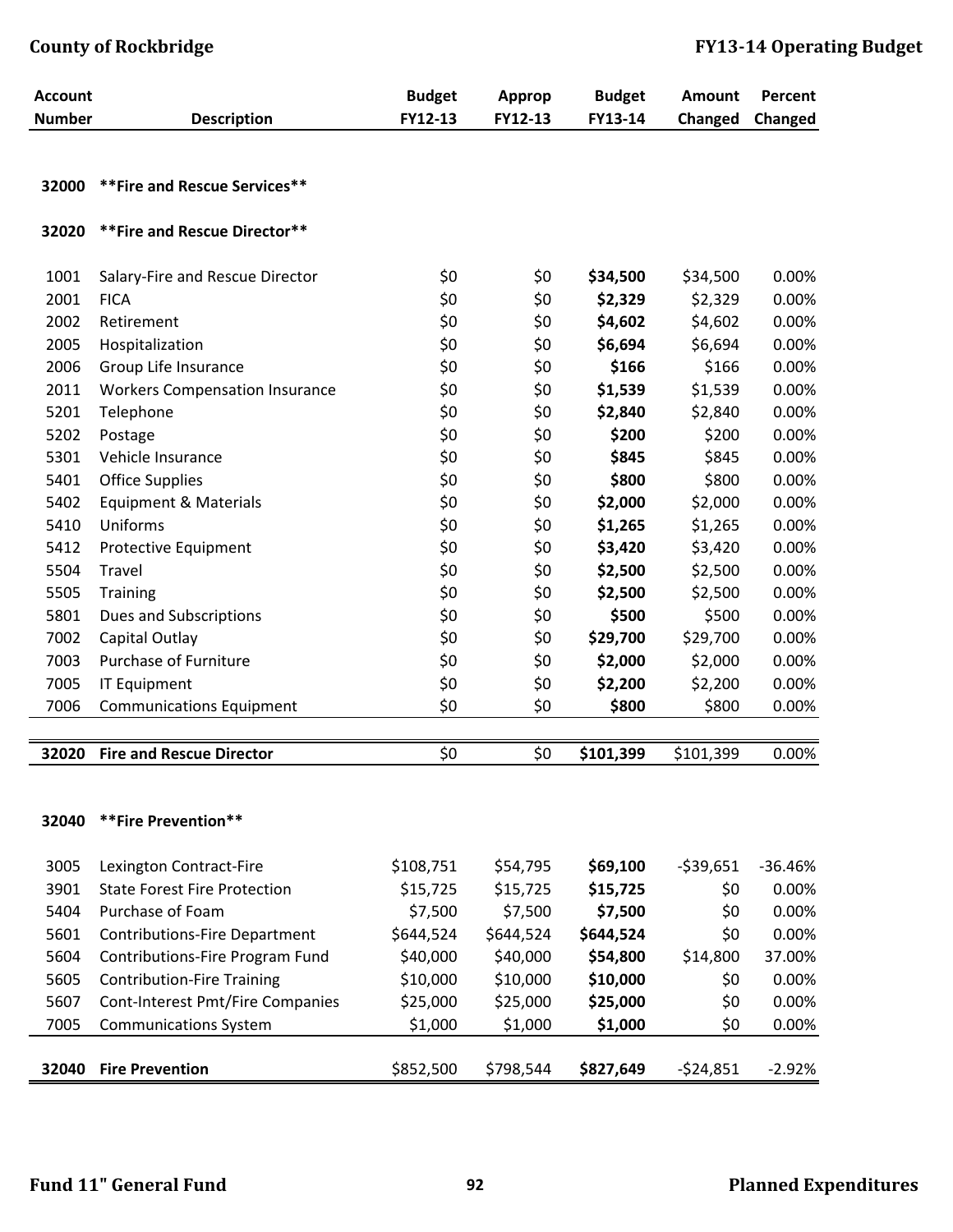| Account Number | Description | Budget FY12-13 | Approp FY12-13 | Budget FY13-14 | Amount Changed | Percent Changed |
|---|---|---|---|---|---|---|
| 32000 | **Fire and Rescue Services** | | | | | |
| 32020 | **Fire and Rescue Director** | | | | | |
| 1001 | Salary-Fire and Rescue Director | $0 | $0 | **$34,500** | $34,500 | 0.00% |
| 2001 | FICA | $0 | $0 | **$2,329** | $2,329 | 0.00% |
| 2002 | Retirement | $0 | $0 | **$4,602** | $4,602 | 0.00% |
| 2005 | Hospitalization | $0 | $0 | **$6,694** | $6,694 | 0.00% |
| 2006 | Group Life Insurance | $0 | $0 | **$166** | $166 | 0.00% |
| 2011 | Workers Compensation Insurance | $0 | $0 | **$1,539** | $1,539 | 0.00% |
| 5201 | Telephone | $0 | $0 | **$2,840** | $2,840 | 0.00% |
| 5202 | Postage | $0 | $0 | **$200** | $200 | 0.00% |
| 5301 | Vehicle Insurance | $0 | $0 | **$845** | $845 | 0.00% |
| 5401 | Office Supplies | $0 | $0 | **$800** | $800 | 0.00% |
| 5402 | Equipment & Materials | $0 | $0 | **$2,000** | $2,000 | 0.00% |
| 5410 | Uniforms | $0 | $0 | **$1,265** | $1,265 | 0.00% |
| 5412 | Protective Equipment | $0 | $0 | **$3,420** | $3,420 | 0.00% |
| 5504 | Travel | $0 | $0 | **$2,500** | $2,500 | 0.00% |
| 5505 | Training | $0 | $0 | **$2,500** | $2,500 | 0.00% |
| 5801 | Dues and Subscriptions | $0 | $0 | **$500** | $500 | 0.00% |
| 7002 | Capital Outlay | $0 | $0 | **$29,700** | $29,700 | 0.00% |
| 7003 | Purchase of Furniture | $0 | $0 | **$2,000** | $2,000 | 0.00% |
| 7005 | IT Equipment | $0 | $0 | **$2,200** | $2,200 | 0.00% |
| 7006 | Communications Equipment | $0 | $0 | **$800** | $800 | 0.00% |
| **32020** | **Fire and Rescue Director** | $0 | $0 | **$101,399** | $101,399 | 0.00% |
| 32040 | **Fire Prevention** | | | | | |
| 3005 | Lexington Contract-Fire | $108,751 | $54,795 | **$69,100** | -$39,651 | -36.46% |
| 3901 | State Forest Fire Protection | $15,725 | $15,725 | **$15,725** | $0 | 0.00% |
| 5404 | Purchase of Foam | $7,500 | $7,500 | **$7,500** | $0 | 0.00% |
| 5601 | Contributions-Fire Department | $644,524 | $644,524 | **$644,524** | $0 | 0.00% |
| 5604 | Contributions-Fire Program Fund | $40,000 | $40,000 | **$54,800** | $14,800 | 37.00% |
| 5605 | Contribution-Fire Training | $10,000 | $10,000 | **$10,000** | $0 | 0.00% |
| 5607 | Cont-Interest Pmt/Fire Companies | $25,000 | $25,000 | **$25,000** | $0 | 0.00% |
| 7005 | Communications System | $1,000 | $1,000 | **$1,000** | $0 | 0.00% |
| **32040** | **Fire Prevention** | $852,500 | $798,544 | **$827,649** | -$24,851 | -2.92% |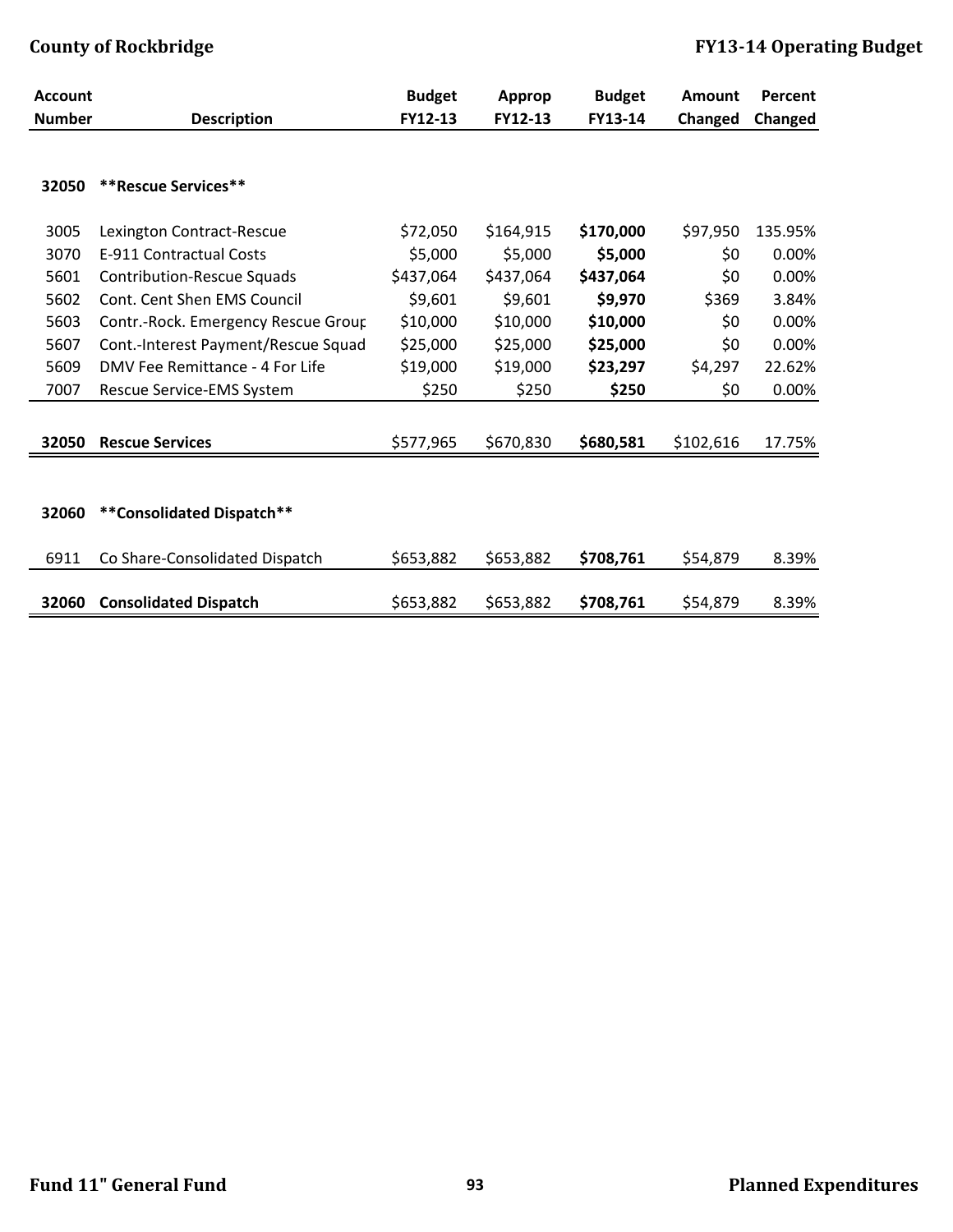| Account Number | Description | Budget FY12-13 | Approp FY12-13 | Budget FY13-14 | Amount Changed | Percent Changed |
|---|---|---|---|---|---|---|
| **32050** | **\*\*Rescue Services\*\*** | | | | | |
| 3005 | Lexington Contract-Rescue | $72,050 | $164,915 | **$170,000** | $97,950 | 135.95% |
| 3070 | E-911 Contractual Costs | $5,000 | $5,000 | **$5,000** | $0 | 0.00% |
| 5601 | Contribution-Rescue Squads | $437,064 | $437,064 | **$437,064** | $0 | 0.00% |
| 5602 | Cont. Cent Shen EMS Council | $9,601 | $9,601 | **$9,970** | $369 | 3.84% |
| 5603 | Contr.-Rock. Emergency Rescue Group | $10,000 | $10,000 | **$10,000** | $0 | 0.00% |
| 5607 | Cont.-Interest Payment/Rescue Squad | $25,000 | $25,000 | **$25,000** | $0 | 0.00% |
| 5609 | DMV Fee Remittance - 4 For Life | $19,000 | $19,000 | **$23,297** | $4,297 | 22.62% |
| 7007 | Rescue Service-EMS System | $250 | $250 | **$250** | $0 | 0.00% |
| **32050** | **Rescue Services** | $577,965 | $670,830 | **$680,581** | $102,616 | 17.75% |
| **32060** | **\*\*Consolidated Dispatch\*\*** | | | | | |
| 6911 | Co Share-Consolidated Dispatch | $653,882 | $653,882 | **$708,761** | $54,879 | 8.39% |
| **32060** | **Consolidated Dispatch** | $653,882 | $653,882 | **$708,761** | $54,879 | 8.39% |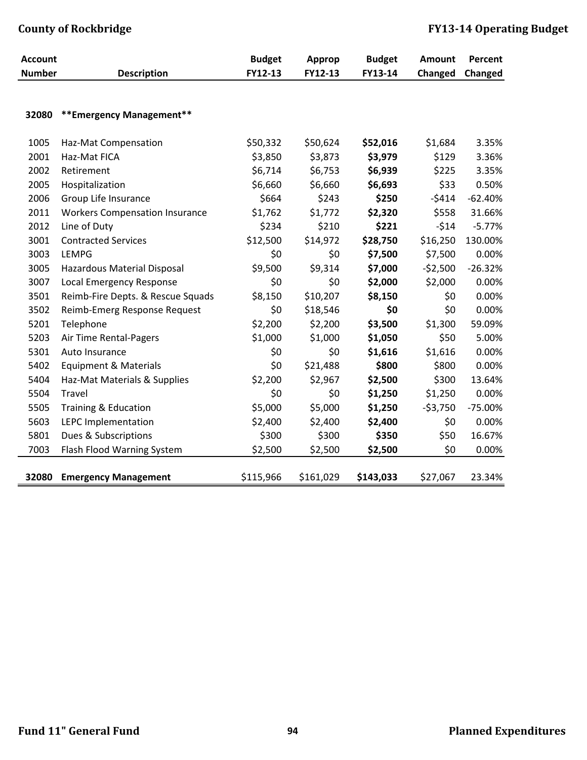| Account Number | Description | Budget FY12-13 | Approp FY12-13 | Budget FY13-14 | Amount Changed | Percent Changed |
|---|---|---|---|---|---|---|
| **32080** | **\*\*Emergency Management\*\*** | | | | | |
| 1005 | Haz-Mat Compensation | $50,332 | $50,624 | **$52,016** | $1,684 | 3.35% |
| 2001 | Haz-Mat FICA | $3,850 | $3,873 | **$3,979** | $129 | 3.36% |
| 2002 | Retirement | $6,714 | $6,753 | **$6,939** | $225 | 3.35% |
| 2005 | Hospitalization | $6,660 | $6,660 | **$6,693** | $33 | 0.50% |
| 2006 | Group Life Insurance | $664 | $243 | **$250** | -$414 | -62.40% |
| 2011 | Workers Compensation Insurance | $1,762 | $1,772 | **$2,320** | $558 | 31.66% |
| 2012 | Line of Duty | $234 | $210 | **$221** | -$14 | -5.77% |
| 3001 | Contracted Services | $12,500 | $14,972 | **$28,750** | $16,250 | 130.00% |
| 3003 | LEMPG | $0 | $0 | **$7,500** | $7,500 | 0.00% |
| 3005 | Hazardous Material Disposal | $9,500 | $9,314 | **$7,000** | -$2,500 | -26.32% |
| 3007 | Local Emergency Response | $0 | $0 | **$2,000** | $2,000 | 0.00% |
| 3501 | Reimb-Fire Depts. & Rescue Squads | $8,150 | $10,207 | **$8,150** | $0 | 0.00% |
| 3502 | Reimb-Emerg Response Request | $0 | $18,546 | **$0** | $0 | 0.00% |
| 5201 | Telephone | $2,200 | $2,200 | **$3,500** | $1,300 | 59.09% |
| 5203 | Air Time Rental-Pagers | $1,000 | $1,000 | **$1,050** | $50 | 5.00% |
| 5301 | Auto Insurance | $0 | $0 | **$1,616** | $1,616 | 0.00% |
| 5402 | Equipment & Materials | $0 | $21,488 | **$800** | $800 | 0.00% |
| 5404 | Haz-Mat Materials & Supplies | $2,200 | $2,967 | **$2,500** | $300 | 13.64% |
| 5504 | Travel | $0 | $0 | **$1,250** | $1,250 | 0.00% |
| 5505 | Training & Education | $5,000 | $5,000 | **$1,250** | -$3,750 | -75.00% |
| 5603 | LEPC Implementation | $2,400 | $2,400 | **$2,400** | $0 | 0.00% |
| 5801 | Dues & Subscriptions | $300 | $300 | **$350** | $50 | 16.67% |
| 7003 | Flash Flood Warning System | $2,500 | $2,500 | **$2,500** | $0 | 0.00% |
| **32080** | **Emergency Management** | $115,966 | $161,029 | **$143,033** | $27,067 | 23.34% |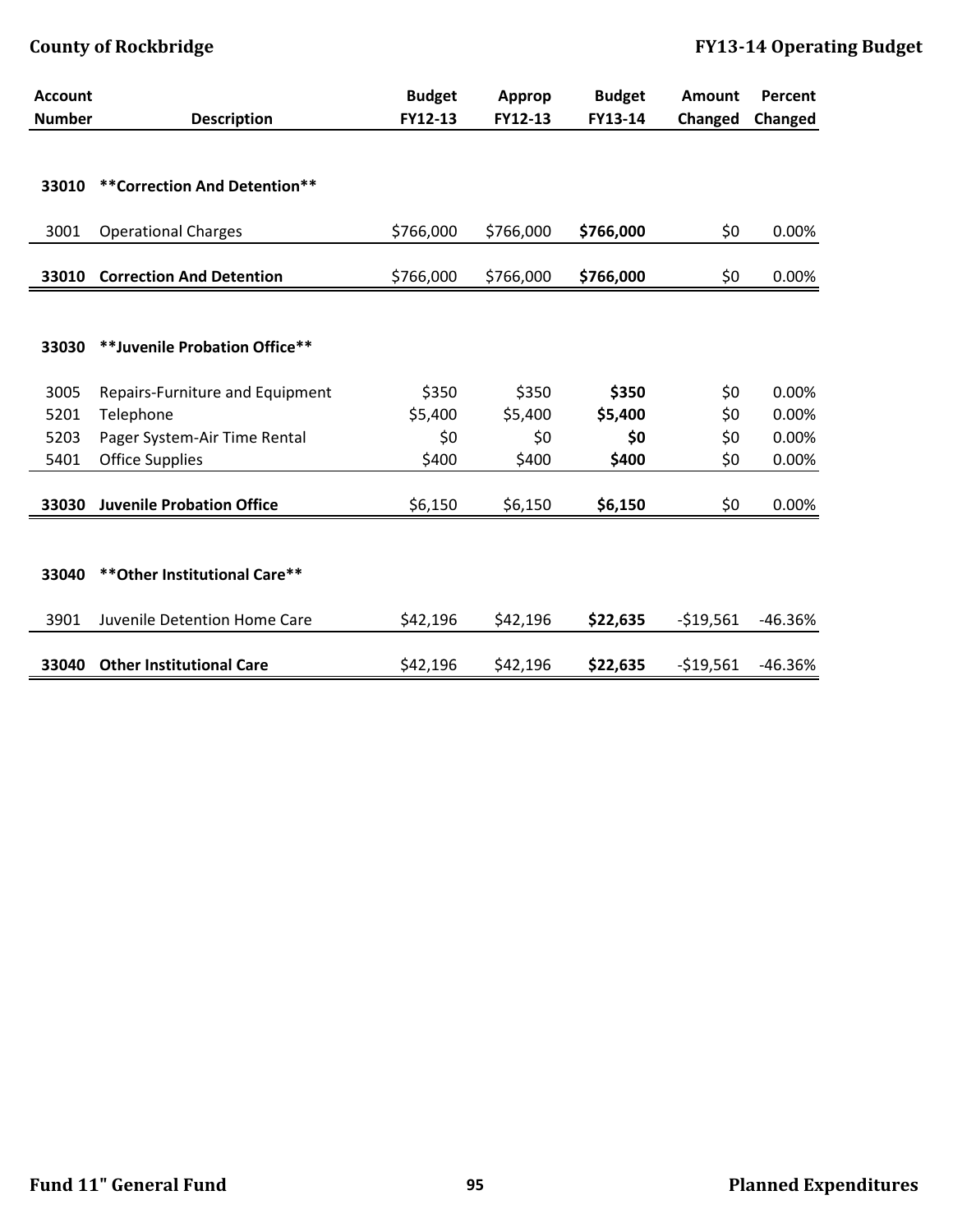| Account Number | Description | Budget FY12-13 | Approp FY12-13 | Budget FY13-14 | Amount Changed | Percent Changed |
|---|---|---|---|---|---|---|
| **33010** | **\*\*Correction And Detention\*\*** | | | | | |
| 3001 | Operational Charges | $766,000 | $766,000 | **$766,000** | $0 | 0.00% |
| **33010** | **Correction And Detention** | $766,000 | $766,000 | **$766,000** | $0 | 0.00% |
| **33030** | **\*\*Juvenile Probation Office\*\*** | | | | | |
| 3005 | Repairs-Furniture and Equipment | $350 | $350 | **$350** | $0 | 0.00% |
| 5201 | Telephone | $5,400 | $5,400 | **$5,400** | $0 | 0.00% |
| 5203 | Pager System-Air Time Rental | $0 | $0 | **$0** | $0 | 0.00% |
| 5401 | Office Supplies | $400 | $400 | **$400** | $0 | 0.00% |
| **33030** | **Juvenile Probation Office** | $6,150 | $6,150 | **$6,150** | $0 | 0.00% |
| **33040** | **\*\*Other Institutional Care\*\*** | | | | | |
| 3901 | Juvenile Detention Home Care | $42,196 | $42,196 | **$22,635** | -$19,561 | -46.36% |
| **33040** | **Other Institutional Care** | $42,196 | $42,196 | **$22,635** | -$19,561 | -46.36% |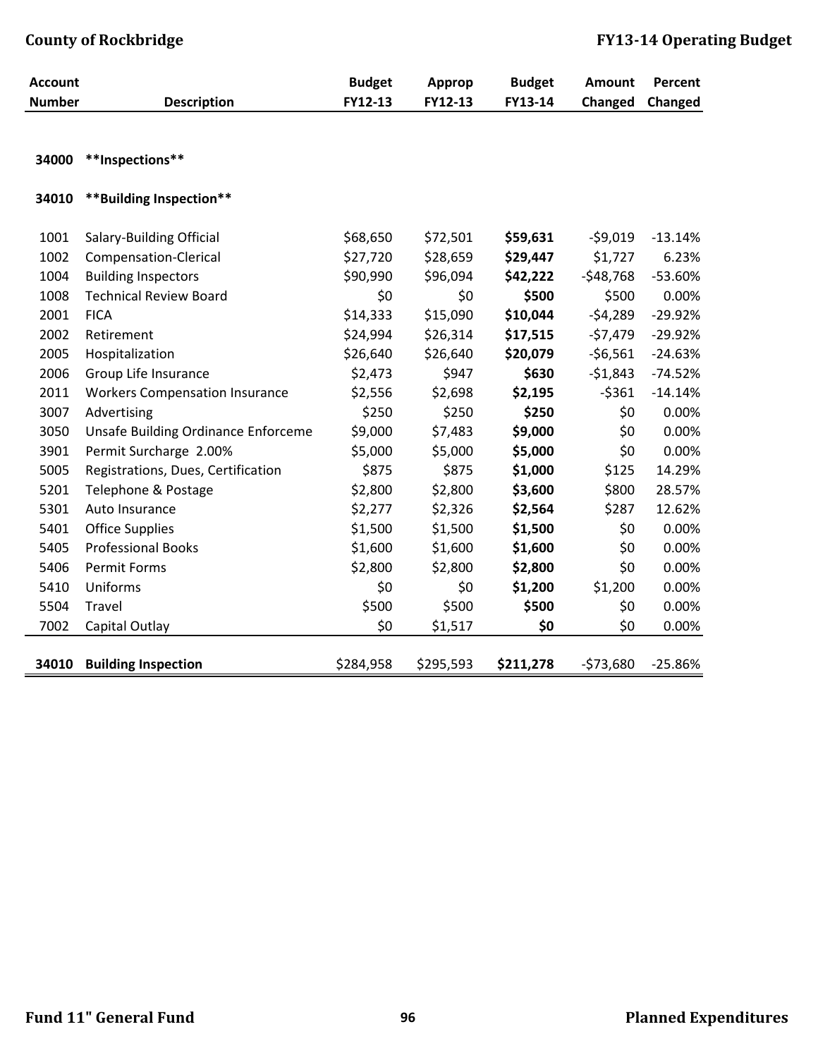| Account Number | Description | Budget FY12-13 | Approp FY12-13 | Budget FY13-14 | Amount Changed | Percent Changed |
|---|---|---|---|---|---|---|
| 34000 | **Inspections** | | | | | |
| 34010 | **Building Inspection** | | | | | |
| 1001 | Salary-Building Official | $68,650 | $72,501 | **$59,631** | -$9,019 | -13.14% |
| 1002 | Compensation-Clerical | $27,720 | $28,659 | **$29,447** | $1,727 | 6.23% |
| 1004 | Building Inspectors | $90,990 | $96,094 | **$42,222** | -$48,768 | -53.60% |
| 1008 | Technical Review Board | $0 | $0 | **$500** | $500 | 0.00% |
| 2001 | FICA | $14,333 | $15,090 | **$10,044** | -$4,289 | -29.92% |
| 2002 | Retirement | $24,994 | $26,314 | **$17,515** | -$7,479 | -29.92% |
| 2005 | Hospitalization | $26,640 | $26,640 | **$20,079** | -$6,561 | -24.63% |
| 2006 | Group Life Insurance | $2,473 | $947 | **$630** | -$1,843 | -74.52% |
| 2011 | Workers Compensation Insurance | $2,556 | $2,698 | **$2,195** | -$361 | -14.14% |
| 3007 | Advertising | $250 | $250 | **$250** | $0 | 0.00% |
| 3050 | Unsafe Building Ordinance Enforceme | $9,000 | $7,483 | **$9,000** | $0 | 0.00% |
| 3901 | Permit Surcharge 2.00% | $5,000 | $5,000 | **$5,000** | $0 | 0.00% |
| 5005 | Registrations, Dues, Certification | $875 | $875 | **$1,000** | $125 | 14.29% |
| 5201 | Telephone & Postage | $2,800 | $2,800 | **$3,600** | $800 | 28.57% |
| 5301 | Auto Insurance | $2,277 | $2,326 | **$2,564** | $287 | 12.62% |
| 5401 | Office Supplies | $1,500 | $1,500 | **$1,500** | $0 | 0.00% |
| 5405 | Professional Books | $1,600 | $1,600 | **$1,600** | $0 | 0.00% |
| 5406 | Permit Forms | $2,800 | $2,800 | **$2,800** | $0 | 0.00% |
| 5410 | Uniforms | $0 | $0 | **$1,200** | $1,200 | 0.00% |
| 5504 | Travel | $500 | $500 | **$500** | $0 | 0.00% |
| 7002 | Capital Outlay | $0 | $1,517 | **$0** | $0 | 0.00% |
| **34010** | **Building Inspection** | $284,958 | $295,593 | **$211,278** | -$73,680 | -25.86% |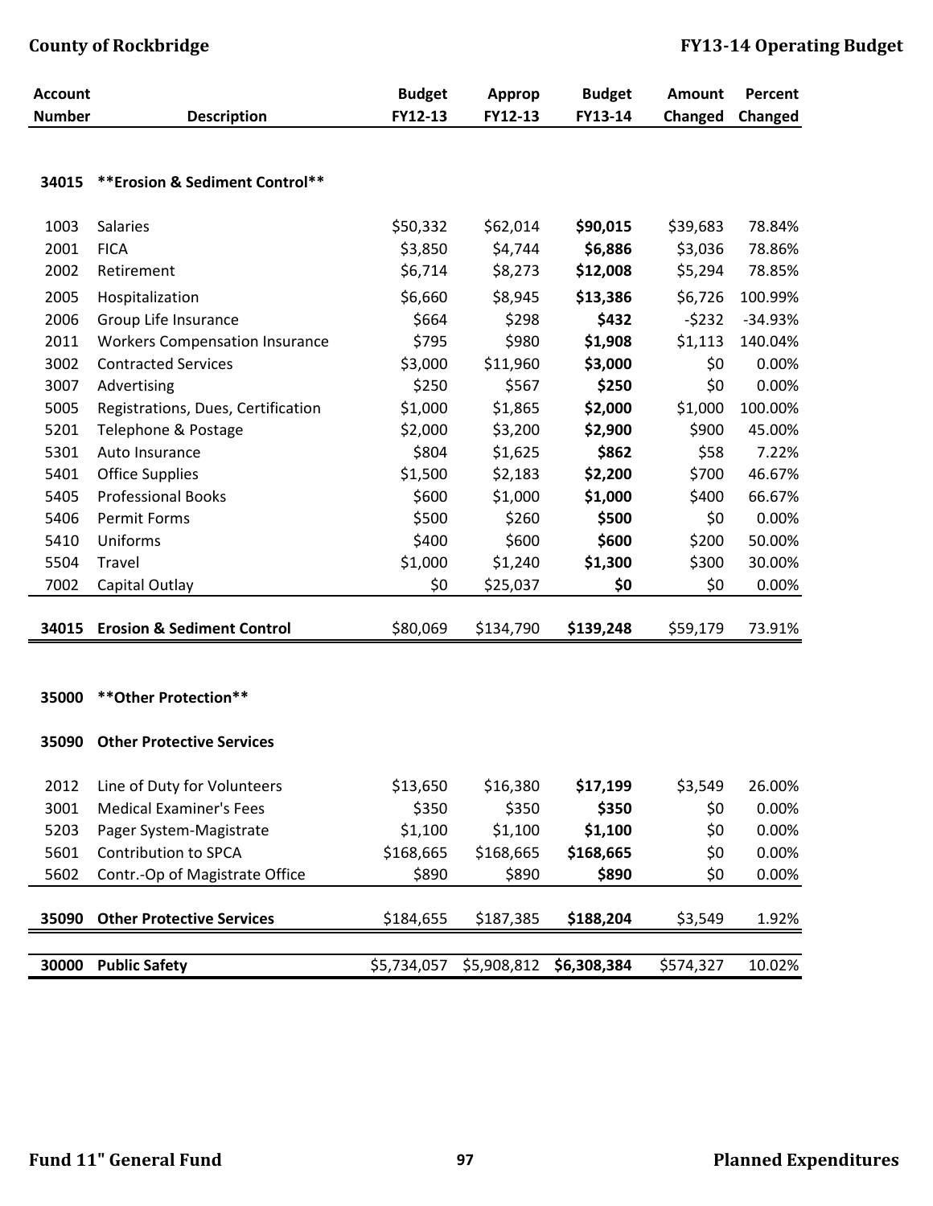| Account Number | Description | Budget FY12-13 | Approp FY12-13 | Budget FY13-14 | Amount Changed | Percent Changed |
|---|---|---|---|---|---|---|
| 34015 | **Erosion & Sediment Control** | | | | | |
| 1003 | Salaries | $50,332 | $62,014 | **$90,015** | $39,683 | 78.84% |
| 2001 | FICA | $3,850 | $4,744 | **$6,886** | $3,036 | 78.86% |
| 2002 | Retirement | $6,714 | $8,273 | **$12,008** | $5,294 | 78.85% |
| 2005 | Hospitalization | $6,660 | $8,945 | **$13,386** | $6,726 | 100.99% |
| 2006 | Group Life Insurance | $664 | $298 | **$432** | -$232 | -34.93% |
| 2011 | Workers Compensation Insurance | $795 | $980 | **$1,908** | $1,113 | 140.04% |
| 3002 | Contracted Services | $3,000 | $11,960 | **$3,000** | $0 | 0.00% |
| 3007 | Advertising | $250 | $567 | **$250** | $0 | 0.00% |
| 5005 | Registrations, Dues, Certification | $1,000 | $1,865 | **$2,000** | $1,000 | 100.00% |
| 5201 | Telephone & Postage | $2,000 | $3,200 | **$2,900** | $900 | 45.00% |
| 5301 | Auto Insurance | $804 | $1,625 | **$862** | $58 | 7.22% |
| 5401 | Office Supplies | $1,500 | $2,183 | **$2,200** | $700 | 46.67% |
| 5405 | Professional Books | $600 | $1,000 | **$1,000** | $400 | 66.67% |
| 5406 | Permit Forms | $500 | $260 | **$500** | $0 | 0.00% |
| 5410 | Uniforms | $400 | $600 | **$600** | $200 | 50.00% |
| 5504 | Travel | $1,000 | $1,240 | **$1,300** | $300 | 30.00% |
| 7002 | Capital Outlay | $0 | $25,037 | **$0** | $0 | 0.00% |
| **34015** | **Erosion & Sediment Control** | $80,069 | $134,790 | **$139,248** | $59,179 | 73.91% |
| 35000 | **Other Protection** | | | | | |
| 35090 | **Other Protective Services** | | | | | |
| 2012 | Line of Duty for Volunteers | $13,650 | $16,380 | **$17,199** | $3,549 | 26.00% |
| 3001 | Medical Examiner's Fees | $350 | $350 | **$350** | $0 | 0.00% |
| 5203 | Pager System-Magistrate | $1,100 | $1,100 | **$1,100** | $0 | 0.00% |
| 5601 | Contribution to SPCA | $168,665 | $168,665 | **$168,665** | $0 | 0.00% |
| 5602 | Contr.-Op of Magistrate Office | $890 | $890 | **$890** | $0 | 0.00% |
| **35090** | **Other Protective Services** | $184,655 | $187,385 | **$188,204** | $3,549 | 1.92% |
| **30000** | **Public Safety** | $5,734,057 | $5,908,812 | **$6,308,384** | $574,327 | 10.02% |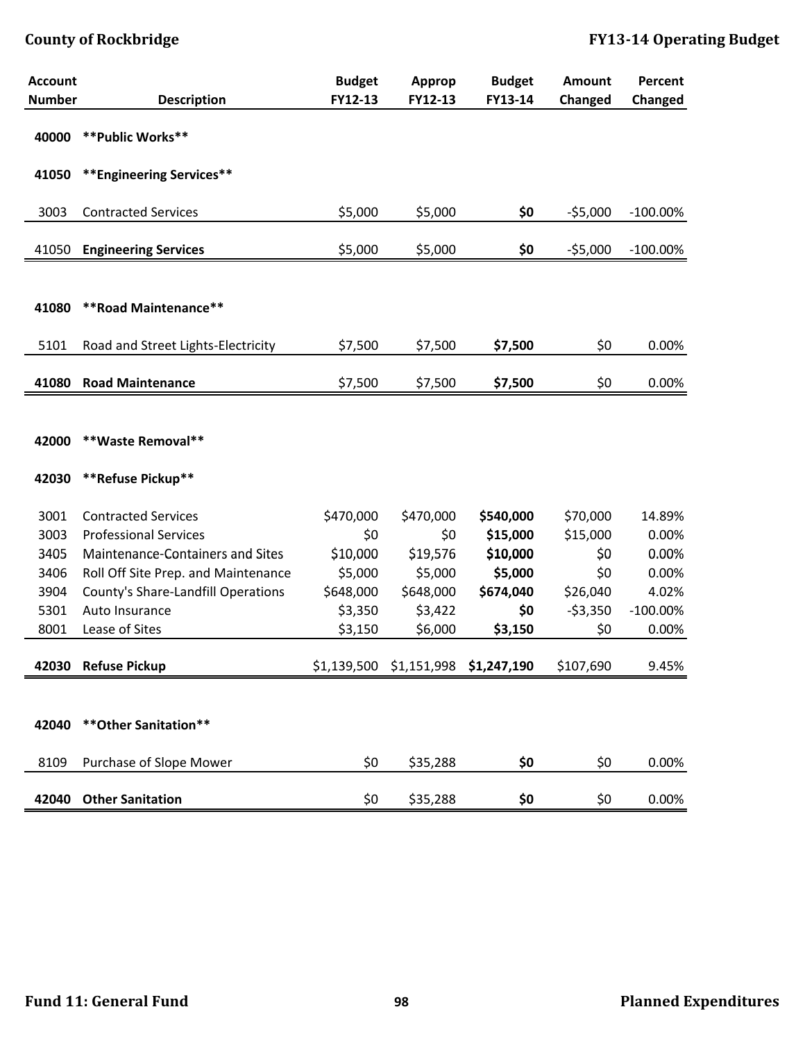| Account Number | Description | Budget FY12-13 | Approp FY12-13 | Budget FY13-14 | Amount Changed | Percent Changed |
|---|---|---|---|---|---|---|
| 40000 | **Public Works** | | | | | |
| 41050 | **Engineering Services** | | | | | |
| 3003 | Contracted Services | $5,000 | $5,000 | **$0** | -$5,000 | -100.00% |
| **41050** | **Engineering Services** | $5,000 | $5,000 | **$0** | -$5,000 | -100.00% |
| 41080 | **Road Maintenance** | | | | | |
| 5101 | Road and Street Lights-Electricity | $7,500 | $7,500 | **$7,500** | $0 | 0.00% |
| **41080** | **Road Maintenance** | $7,500 | $7,500 | **$7,500** | $0 | 0.00% |
| 42000 | **Waste Removal** | | | | | |
| 42030 | **Refuse Pickup** | | | | | |
| 3001 | Contracted Services | $470,000 | $470,000 | **$540,000** | $70,000 | 14.89% |
| 3003 | Professional Services | $0 | $0 | **$15,000** | $15,000 | 0.00% |
| 3405 | Maintenance-Containers and Sites | $10,000 | $19,576 | **$10,000** | $0 | 0.00% |
| 3406 | Roll Off Site Prep. and Maintenance | $5,000 | $5,000 | **$5,000** | $0 | 0.00% |
| 3904 | County's Share-Landfill Operations | $648,000 | $648,000 | **$674,040** | $26,040 | 4.02% |
| 5301 | Auto Insurance | $3,350 | $3,422 | **$0** | -$3,350 | -100.00% |
| 8001 | Lease of Sites | $3,150 | $6,000 | **$3,150** | $0 | 0.00% |
| **42030** | **Refuse Pickup** | $1,139,500 | $1,151,998 | **$1,247,190** | $107,690 | 9.45% |
| 42040 | **Other Sanitation** | | | | | |
| 8109 | Purchase of Slope Mower | $0 | $35,288 | **$0** | $0 | 0.00% |
| **42040** | **Other Sanitation** | $0 | $35,288 | **$0** | $0 | 0.00% |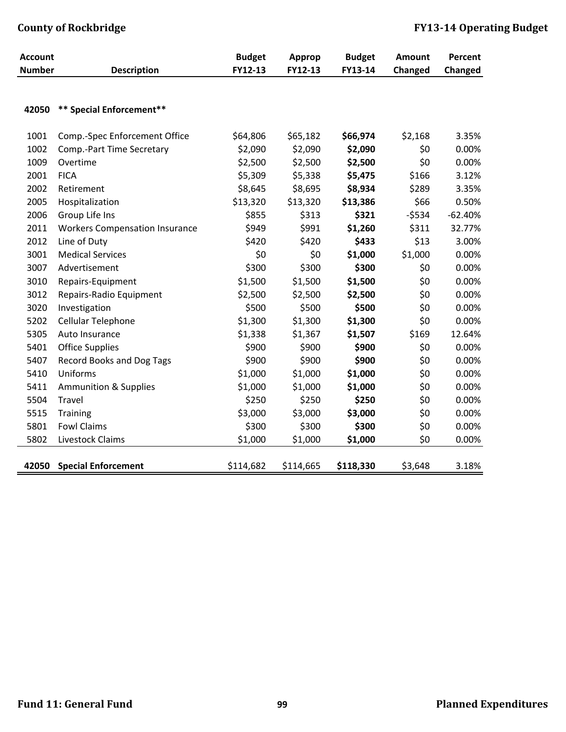| Account Number | Description | Budget FY12-13 | Approp FY12-13 | Budget FY13-14 | Amount Changed | Percent Changed |
|---|---|---|---|---|---|---|
| **42050** | **** Special Enforcement**** | | | | | |
| 1001 | Comp.-Spec Enforcement Office | $64,806 | $65,182 | **$66,974** | $2,168 | 3.35% |
| 1002 | Comp.-Part Time Secretary | $2,090 | $2,090 | **$2,090** | $0 | 0.00% |
| 1009 | Overtime | $2,500 | $2,500 | **$2,500** | $0 | 0.00% |
| 2001 | FICA | $5,309 | $5,338 | **$5,475** | $166 | 3.12% |
| 2002 | Retirement | $8,645 | $8,695 | **$8,934** | $289 | 3.35% |
| 2005 | Hospitalization | $13,320 | $13,320 | **$13,386** | $66 | 0.50% |
| 2006 | Group Life Ins | $855 | $313 | **$321** | -$534 | -62.40% |
| 2011 | Workers Compensation Insurance | $949 | $991 | **$1,260** | $311 | 32.77% |
| 2012 | Line of Duty | $420 | $420 | **$433** | $13 | 3.00% |
| 3001 | Medical Services | $0 | $0 | **$1,000** | $1,000 | 0.00% |
| 3007 | Advertisement | $300 | $300 | **$300** | $0 | 0.00% |
| 3010 | Repairs-Equipment | $1,500 | $1,500 | **$1,500** | $0 | 0.00% |
| 3012 | Repairs-Radio Equipment | $2,500 | $2,500 | **$2,500** | $0 | 0.00% |
| 3020 | Investigation | $500 | $500 | **$500** | $0 | 0.00% |
| 5202 | Cellular Telephone | $1,300 | $1,300 | **$1,300** | $0 | 0.00% |
| 5305 | Auto Insurance | $1,338 | $1,367 | **$1,507** | $169 | 12.64% |
| 5401 | Office Supplies | $900 | $900 | **$900** | $0 | 0.00% |
| 5407 | Record Books and Dog Tags | $900 | $900 | **$900** | $0 | 0.00% |
| 5410 | Uniforms | $1,000 | $1,000 | **$1,000** | $0 | 0.00% |
| 5411 | Ammunition & Supplies | $1,000 | $1,000 | **$1,000** | $0 | 0.00% |
| 5504 | Travel | $250 | $250 | **$250** | $0 | 0.00% |
| 5515 | Training | $3,000 | $3,000 | **$3,000** | $0 | 0.00% |
| 5801 | Fowl Claims | $300 | $300 | **$300** | $0 | 0.00% |
| 5802 | Livestock Claims | $1,000 | $1,000 | **$1,000** | $0 | 0.00% |
| **42050** | **Special Enforcement** | $114,682 | $114,665 | **$118,330** | $3,648 | 3.18% |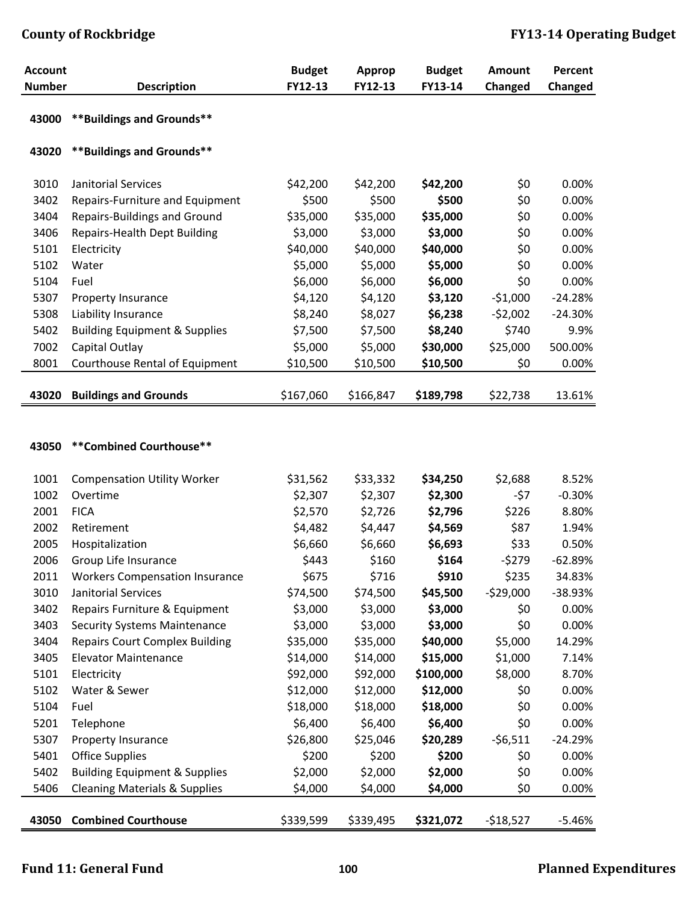| Account Number | Description | Budget FY12-13 | Approp FY12-13 | Budget FY13-14 | Amount Changed | Percent Changed |
|---|---|---|---|---|---|---|
| 43000 | **Buildings and Grounds** | | | | | |
| 43020 | **Buildings and Grounds** | | | | | |
| 3010 | Janitorial Services | $42,200 | $42,200 | **$42,200** | $0 | 0.00% |
| 3402 | Repairs-Furniture and Equipment | $500 | $500 | **$500** | $0 | 0.00% |
| 3404 | Repairs-Buildings and Ground | $35,000 | $35,000 | **$35,000** | $0 | 0.00% |
| 3406 | Repairs-Health Dept Building | $3,000 | $3,000 | **$3,000** | $0 | 0.00% |
| 5101 | Electricity | $40,000 | $40,000 | **$40,000** | $0 | 0.00% |
| 5102 | Water | $5,000 | $5,000 | **$5,000** | $0 | 0.00% |
| 5104 | Fuel | $6,000 | $6,000 | **$6,000** | $0 | 0.00% |
| 5307 | Property Insurance | $4,120 | $4,120 | **$3,120** | -$1,000 | -24.28% |
| 5308 | Liability Insurance | $8,240 | $8,027 | **$6,238** | -$2,002 | -24.30% |
| 5402 | Building Equipment & Supplies | $7,500 | $7,500 | **$8,240** | $740 | 9.9% |
| 7002 | Capital Outlay | $5,000 | $5,000 | **$30,000** | $25,000 | 500.00% |
| 8001 | Courthouse Rental of Equipment | $10,500 | $10,500 | **$10,500** | $0 | 0.00% |
| **43020** | **Buildings and Grounds** | $167,060 | $166,847 | **$189,798** | $22,738 | 13.61% |
| 43050 | **Combined Courthouse** | | | | | |
| 1001 | Compensation Utility Worker | $31,562 | $33,332 | **$34,250** | $2,688 | 8.52% |
| 1002 | Overtime | $2,307 | $2,307 | **$2,300** | -$7 | -0.30% |
| 2001 | FICA | $2,570 | $2,726 | **$2,796** | $226 | 8.80% |
| 2002 | Retirement | $4,482 | $4,447 | **$4,569** | $87 | 1.94% |
| 2005 | Hospitalization | $6,660 | $6,660 | **$6,693** | $33 | 0.50% |
| 2006 | Group Life Insurance | $443 | $160 | **$164** | -$279 | -62.89% |
| 2011 | Workers Compensation Insurance | $675 | $716 | **$910** | $235 | 34.83% |
| 3010 | Janitorial Services | $74,500 | $74,500 | **$45,500** | -$29,000 | -38.93% |
| 3402 | Repairs Furniture & Equipment | $3,000 | $3,000 | **$3,000** | $0 | 0.00% |
| 3403 | Security Systems Maintenance | $3,000 | $3,000 | **$3,000** | $0 | 0.00% |
| 3404 | Repairs Court Complex Building | $35,000 | $35,000 | **$40,000** | $5,000 | 14.29% |
| 3405 | Elevator Maintenance | $14,000 | $14,000 | **$15,000** | $1,000 | 7.14% |
| 5101 | Electricity | $92,000 | $92,000 | **$100,000** | $8,000 | 8.70% |
| 5102 | Water & Sewer | $12,000 | $12,000 | **$12,000** | $0 | 0.00% |
| 5104 | Fuel | $18,000 | $18,000 | **$18,000** | $0 | 0.00% |
| 5201 | Telephone | $6,400 | $6,400 | **$6,400** | $0 | 0.00% |
| 5307 | Property Insurance | $26,800 | $25,046 | **$20,289** | -$6,511 | -24.29% |
| 5401 | Office Supplies | $200 | $200 | **$200** | $0 | 0.00% |
| 5402 | Building Equipment & Supplies | $2,000 | $2,000 | **$2,000** | $0 | 0.00% |
| 5406 | Cleaning Materials & Supplies | $4,000 | $4,000 | **$4,000** | $0 | 0.00% |
| **43050** | **Combined Courthouse** | $339,599 | $339,495 | **$321,072** | -$18,527 | -5.46% |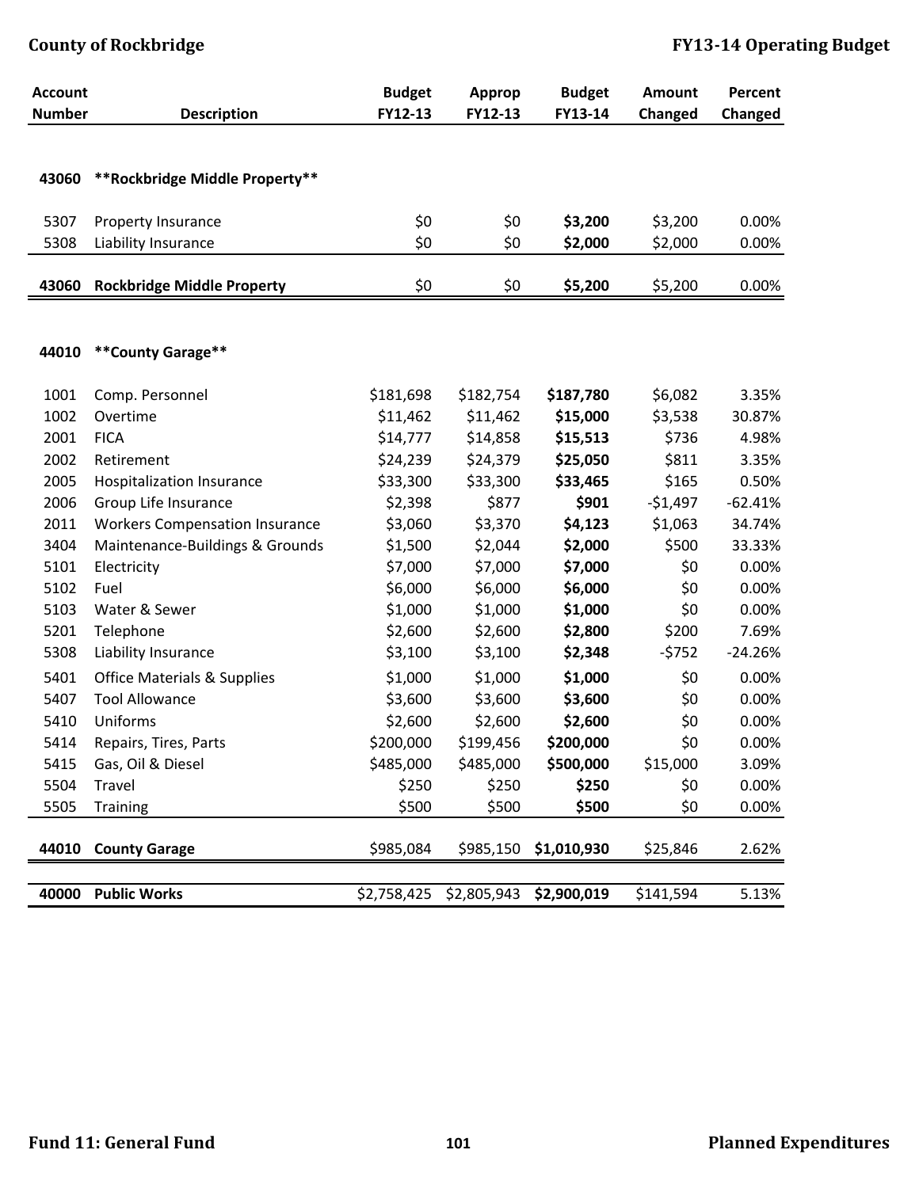| Account Number | Description | Budget FY12-13 | Approp FY12-13 | Budget FY13-14 | Amount Changed | Percent Changed |
|---|---|---|---|---|---|---|
| **43060** | **\*\*Rockbridge Middle Property\*\*** | | | | | |
| 5307 | Property Insurance | $0 | $0 | **$3,200** | $3,200 | 0.00% |
| 5308 | Liability Insurance | $0 | $0 | **$2,000** | $2,000 | 0.00% |
| **43060** | **Rockbridge Middle Property** | $0 | $0 | **$5,200** | $5,200 | 0.00% |
| **44010** | **\*\*County Garage\*\*** | | | | | |
| 1001 | Comp. Personnel | $181,698 | $182,754 | **$187,780** | $6,082 | 3.35% |
| 1002 | Overtime | $11,462 | $11,462 | **$15,000** | $3,538 | 30.87% |
| 2001 | FICA | $14,777 | $14,858 | **$15,513** | $736 | 4.98% |
| 2002 | Retirement | $24,239 | $24,379 | **$25,050** | $811 | 3.35% |
| 2005 | Hospitalization Insurance | $33,300 | $33,300 | **$33,465** | $165 | 0.50% |
| 2006 | Group Life Insurance | $2,398 | $877 | **$901** | -$1,497 | -62.41% |
| 2011 | Workers Compensation Insurance | $3,060 | $3,370 | **$4,123** | $1,063 | 34.74% |
| 3404 | Maintenance-Buildings & Grounds | $1,500 | $2,044 | **$2,000** | $500 | 33.33% |
| 5101 | Electricity | $7,000 | $7,000 | **$7,000** | $0 | 0.00% |
| 5102 | Fuel | $6,000 | $6,000 | **$6,000** | $0 | 0.00% |
| 5103 | Water & Sewer | $1,000 | $1,000 | **$1,000** | $0 | 0.00% |
| 5201 | Telephone | $2,600 | $2,600 | **$2,800** | $200 | 7.69% |
| 5308 | Liability Insurance | $3,100 | $3,100 | **$2,348** | -$752 | -24.26% |
| 5401 | Office Materials & Supplies | $1,000 | $1,000 | **$1,000** | $0 | 0.00% |
| 5407 | Tool Allowance | $3,600 | $3,600 | **$3,600** | $0 | 0.00% |
| 5410 | Uniforms | $2,600 | $2,600 | **$2,600** | $0 | 0.00% |
| 5414 | Repairs, Tires, Parts | $200,000 | $199,456 | **$200,000** | $0 | 0.00% |
| 5415 | Gas, Oil & Diesel | $485,000 | $485,000 | **$500,000** | $15,000 | 3.09% |
| 5504 | Travel | $250 | $250 | **$250** | $0 | 0.00% |
| 5505 | Training | $500 | $500 | **$500** | $0 | 0.00% |
| **44010** | **County Garage** | $985,084 | $985,150 | **$1,010,930** | $25,846 | 2.62% |
| **40000** | **Public Works** | $2,758,425 | $2,805,943 | **$2,900,019** | $141,594 | 5.13% |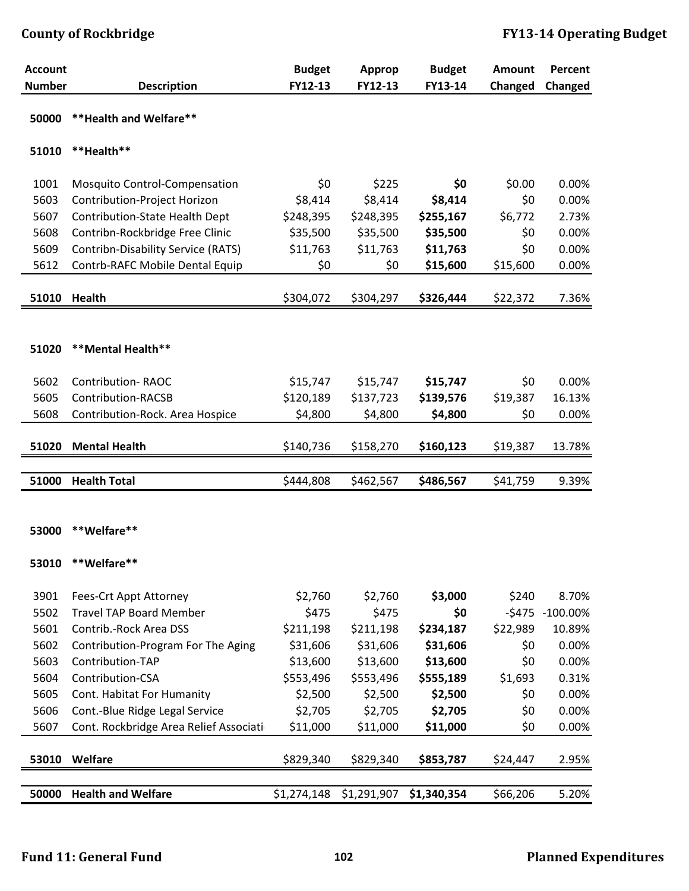| Account Number | Description | Budget FY12-13 | Approp FY12-13 | Budget FY13-14 | Amount Changed | Percent Changed |
|---|---|---|---|---|---|---|
| 50000 | **Health and Welfare** | | | | | |
| 51010 | **Health** | | | | | |
| 1001 | Mosquito Control-Compensation | $0 | $225 | **$0** | $0.00 | 0.00% |
| 5603 | Contribution-Project Horizon | $8,414 | $8,414 | **$8,414** | $0 | 0.00% |
| 5607 | Contribution-State Health Dept | $248,395 | $248,395 | **$255,167** | $6,772 | 2.73% |
| 5608 | Contribn-Rockbridge Free Clinic | $35,500 | $35,500 | **$35,500** | $0 | 0.00% |
| 5609 | Contribn-Disability Service (RATS) | $11,763 | $11,763 | **$11,763** | $0 | 0.00% |
| 5612 | Contrb-RAFC Mobile Dental Equip | $0 | $0 | **$15,600** | $15,600 | 0.00% |
| **51010** | **Health** | $304,072 | $304,297 | **$326,444** | $22,372 | 7.36% |
| 51020 | **Mental Health** | | | | | |
| 5602 | Contribution- RAOC | $15,747 | $15,747 | **$15,747** | $0 | 0.00% |
| 5605 | Contribution-RACSB | $120,189 | $137,723 | **$139,576** | $19,387 | 16.13% |
| 5608 | Contribution-Rock. Area Hospice | $4,800 | $4,800 | **$4,800** | $0 | 0.00% |
| **51020** | **Mental Health** | $140,736 | $158,270 | **$160,123** | $19,387 | 13.78% |
| **51000** | **Health Total** | $444,808 | $462,567 | **$486,567** | $41,759 | 9.39% |
| 53000 | **Welfare** | | | | | |
| 53010 | **Welfare** | | | | | |
| 3901 | Fees-Crt Appt Attorney | $2,760 | $2,760 | **$3,000** | $240 | 8.70% |
| 5502 | Travel TAP Board Member | $475 | $475 | **$0** | -$475 | -100.00% |
| 5601 | Contrib.-Rock Area DSS | $211,198 | $211,198 | **$234,187** | $22,989 | 10.89% |
| 5602 | Contribution-Program For The Aging | $31,606 | $31,606 | **$31,606** | $0 | 0.00% |
| 5603 | Contribution-TAP | $13,600 | $13,600 | **$13,600** | $0 | 0.00% |
| 5604 | Contribution-CSA | $553,496 | $553,496 | **$555,189** | $1,693 | 0.31% |
| 5605 | Cont. Habitat For Humanity | $2,500 | $2,500 | **$2,500** | $0 | 0.00% |
| 5606 | Cont.-Blue Ridge Legal Service | $2,705 | $2,705 | **$2,705** | $0 | 0.00% |
| 5607 | Cont. Rockbridge Area Relief Associati | $11,000 | $11,000 | **$11,000** | $0 | 0.00% |
| **53010** | **Welfare** | $829,340 | $829,340 | **$853,787** | $24,447 | 2.95% |
| **50000** | **Health and Welfare** | $1,274,148 | $1,291,907 | **$1,340,354** | $66,206 | 5.20% |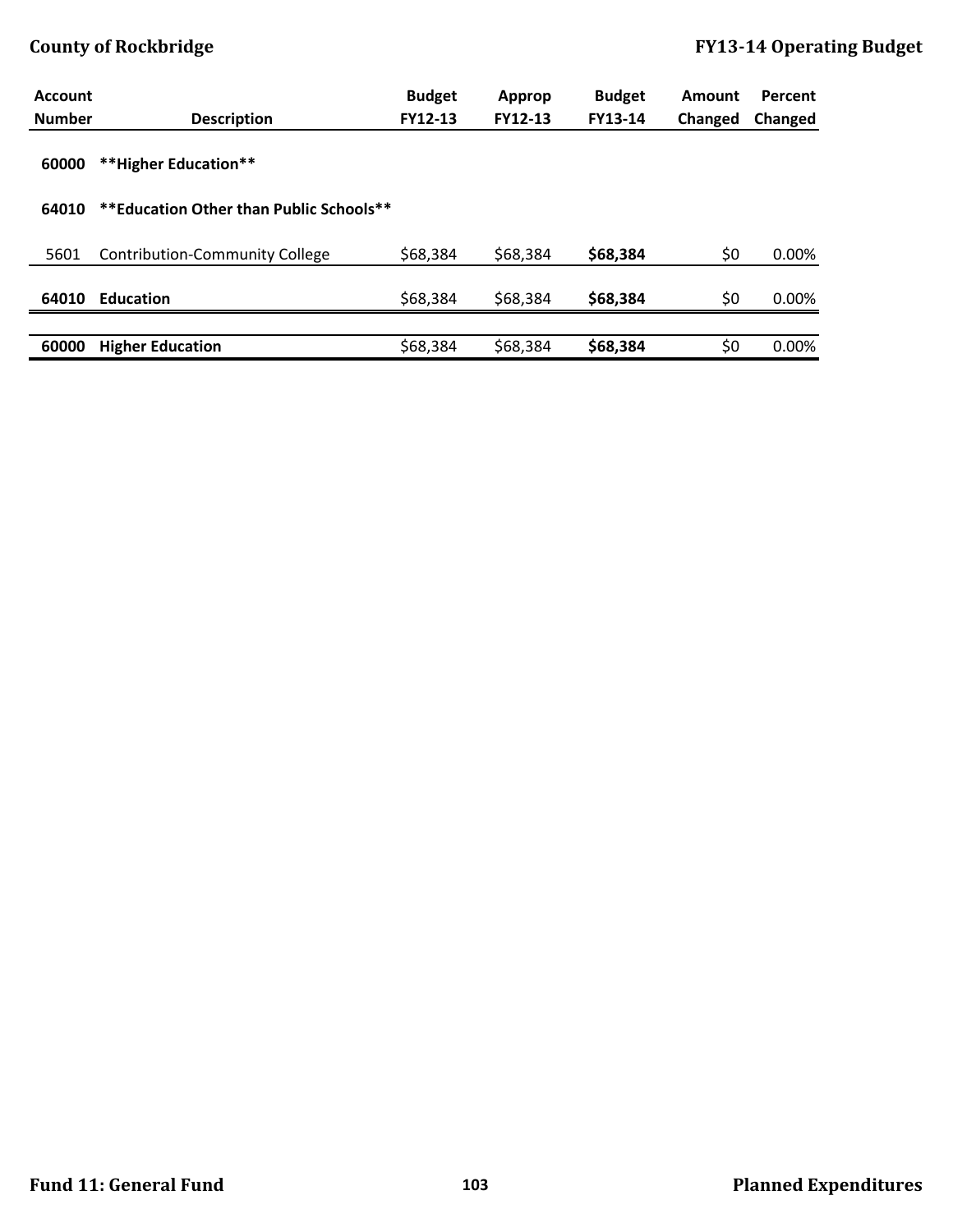| Account Number | Description | Budget FY12-13 | Approp FY12-13 | Budget FY13-14 | Amount Changed | Percent Changed |
|---|---|---|---|---|---|---|
| **60000** | **\*\*Higher Education\*\*** | | | | | |
| **64010** | **\*\*Education Other than Public Schools\*\*** | | | | | |
| 5601 | Contribution-Community College | $68,384 | $68,384 | **$68,384** | $0 | 0.00% |
| **64010** | **Education** | $68,384 | $68,384 | **$68,384** | $0 | 0.00% |
| **60000** | **Higher Education** | $68,384 | $68,384 | **$68,384** | $0 | 0.00% |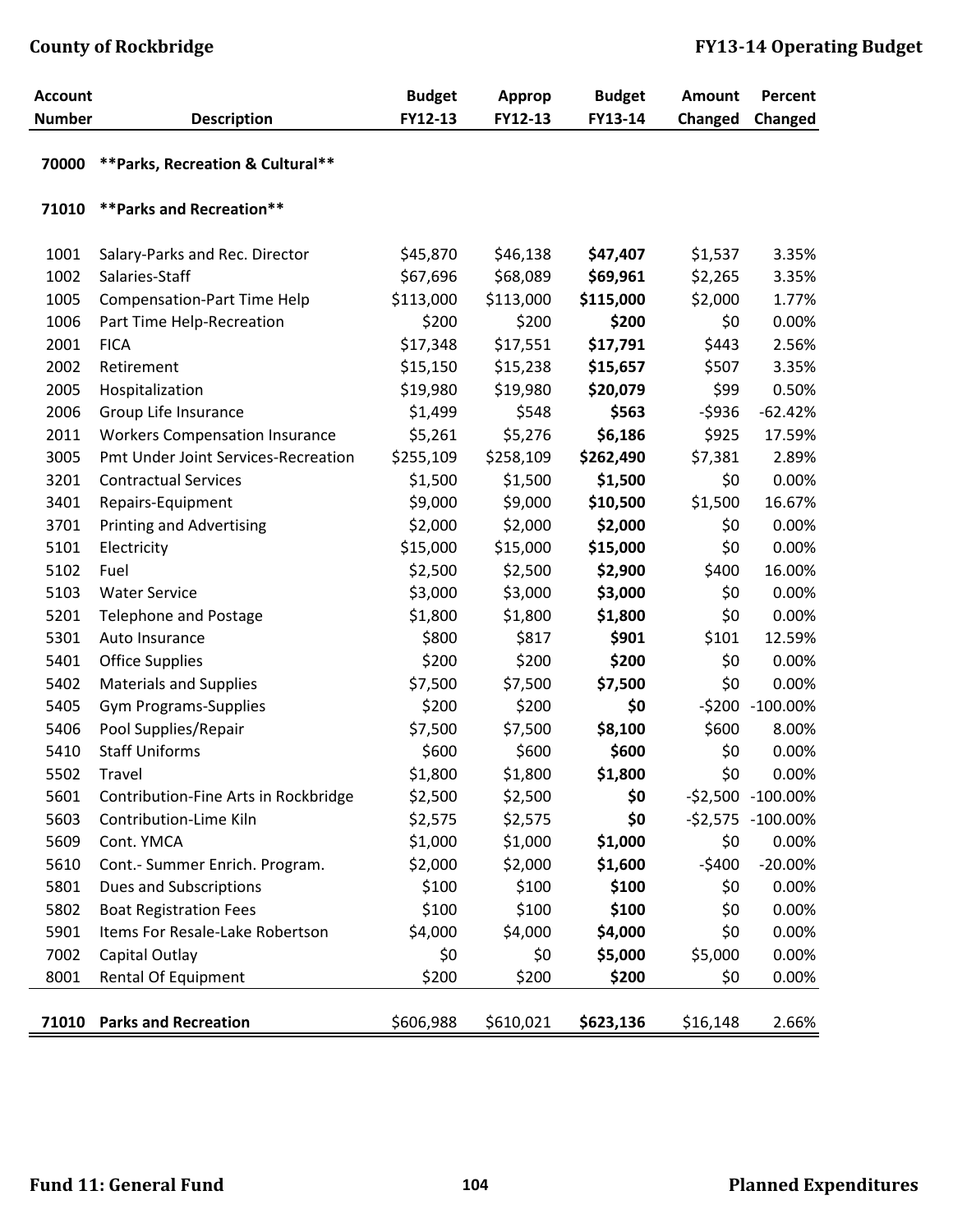| Account Number | Description | Budget FY12-13 | Approp FY12-13 | Budget FY13-14 | Amount Changed | Percent Changed |
|---|---|---|---|---|---|---|
| **70000** | **\*\*Parks, Recreation & Cultural\*\*** | | | | | |
| **71010** | **\*\*Parks and Recreation\*\*** | | | | | |
| 1001 | Salary-Parks and Rec. Director | $45,870 | $46,138 | **$47,407** | $1,537 | 3.35% |
| 1002 | Salaries-Staff | $67,696 | $68,089 | **$69,961** | $2,265 | 3.35% |
| 1005 | Compensation-Part Time Help | $113,000 | $113,000 | **$115,000** | $2,000 | 1.77% |
| 1006 | Part Time Help-Recreation | $200 | $200 | **$200** | $0 | 0.00% |
| 2001 | FICA | $17,348 | $17,551 | **$17,791** | $443 | 2.56% |
| 2002 | Retirement | $15,150 | $15,238 | **$15,657** | $507 | 3.35% |
| 2005 | Hospitalization | $19,980 | $19,980 | **$20,079** | $99 | 0.50% |
| 2006 | Group Life Insurance | $1,499 | $548 | **$563** | -$936 | -62.42% |
| 2011 | Workers Compensation Insurance | $5,261 | $5,276 | **$6,186** | $925 | 17.59% |
| 3005 | Pmt Under Joint Services-Recreation | $255,109 | $258,109 | **$262,490** | $7,381 | 2.89% |
| 3201 | Contractual Services | $1,500 | $1,500 | **$1,500** | $0 | 0.00% |
| 3401 | Repairs-Equipment | $9,000 | $9,000 | **$10,500** | $1,500 | 16.67% |
| 3701 | Printing and Advertising | $2,000 | $2,000 | **$2,000** | $0 | 0.00% |
| 5101 | Electricity | $15,000 | $15,000 | **$15,000** | $0 | 0.00% |
| 5102 | Fuel | $2,500 | $2,500 | **$2,900** | $400 | 16.00% |
| 5103 | Water Service | $3,000 | $3,000 | **$3,000** | $0 | 0.00% |
| 5201 | Telephone and Postage | $1,800 | $1,800 | **$1,800** | $0 | 0.00% |
| 5301 | Auto Insurance | $800 | $817 | **$901** | $101 | 12.59% |
| 5401 | Office Supplies | $200 | $200 | **$200** | $0 | 0.00% |
| 5402 | Materials and Supplies | $7,500 | $7,500 | **$7,500** | $0 | 0.00% |
| 5405 | Gym Programs-Supplies | $200 | $200 | **$0** | -$200 | -100.00% |
| 5406 | Pool Supplies/Repair | $7,500 | $7,500 | **$8,100** | $600 | 8.00% |
| 5410 | Staff Uniforms | $600 | $600 | **$600** | $0 | 0.00% |
| 5502 | Travel | $1,800 | $1,800 | **$1,800** | $0 | 0.00% |
| 5601 | Contribution-Fine Arts in Rockbridge | $2,500 | $2,500 | **$0** | -$2,500 | -100.00% |
| 5603 | Contribution-Lime Kiln | $2,575 | $2,575 | **$0** | -$2,575 | -100.00% |
| 5609 | Cont. YMCA | $1,000 | $1,000 | **$1,000** | $0 | 0.00% |
| 5610 | Cont.- Summer Enrich. Program. | $2,000 | $2,000 | **$1,600** | -$400 | -20.00% |
| 5801 | Dues and Subscriptions | $100 | $100 | **$100** | $0 | 0.00% |
| 5802 | Boat Registration Fees | $100 | $100 | **$100** | $0 | 0.00% |
| 5901 | Items For Resale-Lake Robertson | $4,000 | $4,000 | **$4,000** | $0 | 0.00% |
| 7002 | Capital Outlay | $0 | $0 | **$5,000** | $5,000 | 0.00% |
| 8001 | Rental Of Equipment | $200 | $200 | **$200** | $0 | 0.00% |
| **71010** | **Parks and Recreation** | $606,988 | $610,021 | **$623,136** | $16,148 | 2.66% |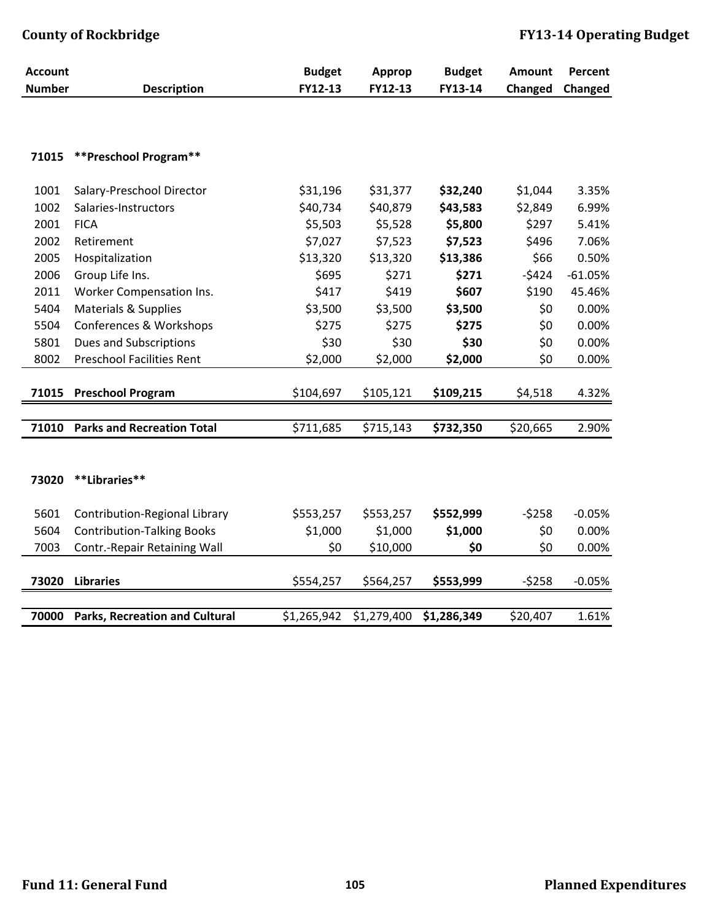| Account Number | Description | Budget FY12-13 | Approp FY12-13 | Budget FY13-14 | Amount Changed | Percent Changed |
|---|---|---|---|---|---|---|
| **71015** | **\*\*Preschool Program\*\*** | | | | | |
| 1001 | Salary-Preschool Director | $31,196 | $31,377 | **$32,240** | $1,044 | 3.35% |
| 1002 | Salaries-Instructors | $40,734 | $40,879 | **$43,583** | $2,849 | 6.99% |
| 2001 | FICA | $5,503 | $5,528 | **$5,800** | $297 | 5.41% |
| 2002 | Retirement | $7,027 | $7,523 | **$7,523** | $496 | 7.06% |
| 2005 | Hospitalization | $13,320 | $13,320 | **$13,386** | $66 | 0.50% |
| 2006 | Group Life Ins. | $695 | $271 | **$271** | -$424 | -61.05% |
| 2011 | Worker Compensation Ins. | $417 | $419 | **$607** | $190 | 45.46% |
| 5404 | Materials & Supplies | $3,500 | $3,500 | **$3,500** | $0 | 0.00% |
| 5504 | Conferences & Workshops | $275 | $275 | **$275** | $0 | 0.00% |
| 5801 | Dues and Subscriptions | $30 | $30 | **$30** | $0 | 0.00% |
| 8002 | Preschool Facilities Rent | $2,000 | $2,000 | **$2,000** | $0 | 0.00% |
| **71015** | **Preschool Program** | $104,697 | $105,121 | **$109,215** | $4,518 | 4.32% |
| **71010** | **Parks and Recreation Total** | $711,685 | $715,143 | **$732,350** | $20,665 | 2.90% |
| **73020** | **\*\*Libraries\*\*** | | | | | |
| 5601 | Contribution-Regional Library | $553,257 | $553,257 | **$552,999** | -$258 | -0.05% |
| 5604 | Contribution-Talking Books | $1,000 | $1,000 | **$1,000** | $0 | 0.00% |
| 7003 | Contr.-Repair Retaining Wall | $0 | $10,000 | **$0** | $0 | 0.00% |
| **73020** | **Libraries** | $554,257 | $564,257 | **$553,999** | -$258 | -0.05% |
| **70000** | **Parks, Recreation and Cultural** | $1,265,942 | $1,279,400 | **$1,286,349** | $20,407 | 1.61% |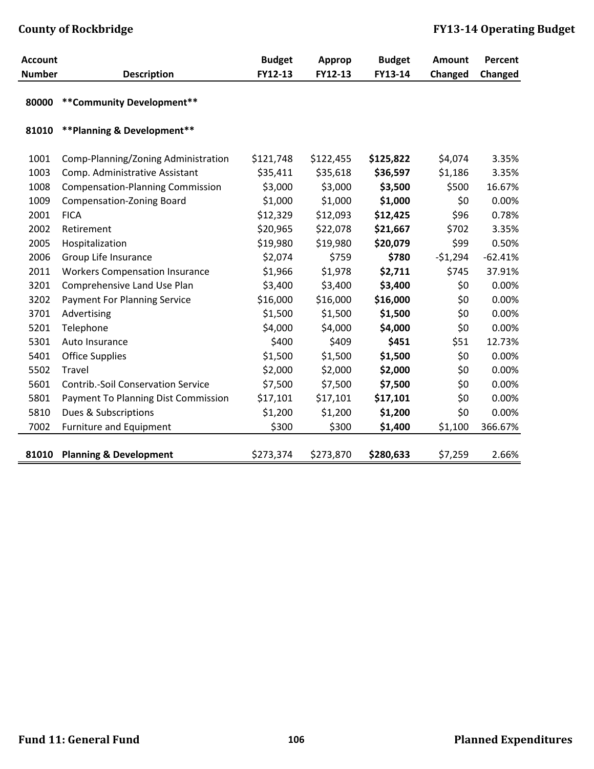| Account Number | Description | Budget FY12-13 | Approp FY12-13 | Budget FY13-14 | Amount Changed | Percent Changed |
|---|---|---|---|---|---|---|
| **80000** | **\*\*Community Development\*\*** | | | | | |
| **81010** | **\*\*Planning & Development\*\*** | | | | | |
| 1001 | Comp-Planning/Zoning Administration | $121,748 | $122,455 | **$125,822** | $4,074 | 3.35% |
| 1003 | Comp. Administrative Assistant | $35,411 | $35,618 | **$36,597** | $1,186 | 3.35% |
| 1008 | Compensation-Planning Commission | $3,000 | $3,000 | **$3,500** | $500 | 16.67% |
| 1009 | Compensation-Zoning Board | $1,000 | $1,000 | **$1,000** | $0 | 0.00% |
| 2001 | FICA | $12,329 | $12,093 | **$12,425** | $96 | 0.78% |
| 2002 | Retirement | $20,965 | $22,078 | **$21,667** | $702 | 3.35% |
| 2005 | Hospitalization | $19,980 | $19,980 | **$20,079** | $99 | 0.50% |
| 2006 | Group Life Insurance | $2,074 | $759 | **$780** | -$1,294 | -62.41% |
| 2011 | Workers Compensation Insurance | $1,966 | $1,978 | **$2,711** | $745 | 37.91% |
| 3201 | Comprehensive Land Use Plan | $3,400 | $3,400 | **$3,400** | $0 | 0.00% |
| 3202 | Payment For Planning Service | $16,000 | $16,000 | **$16,000** | $0 | 0.00% |
| 3701 | Advertising | $1,500 | $1,500 | **$1,500** | $0 | 0.00% |
| 5201 | Telephone | $4,000 | $4,000 | **$4,000** | $0 | 0.00% |
| 5301 | Auto Insurance | $400 | $409 | **$451** | $51 | 12.73% |
| 5401 | Office Supplies | $1,500 | $1,500 | **$1,500** | $0 | 0.00% |
| 5502 | Travel | $2,000 | $2,000 | **$2,000** | $0 | 0.00% |
| 5601 | Contrib.-Soil Conservation Service | $7,500 | $7,500 | **$7,500** | $0 | 0.00% |
| 5801 | Payment To Planning Dist Commission | $17,101 | $17,101 | **$17,101** | $0 | 0.00% |
| 5810 | Dues & Subscriptions | $1,200 | $1,200 | **$1,200** | $0 | 0.00% |
| 7002 | Furniture and Equipment | $300 | $300 | **$1,400** | $1,100 | 366.67% |
| **81010** | **Planning & Development** | $273,374 | $273,870 | **$280,633** | $7,259 | 2.66% |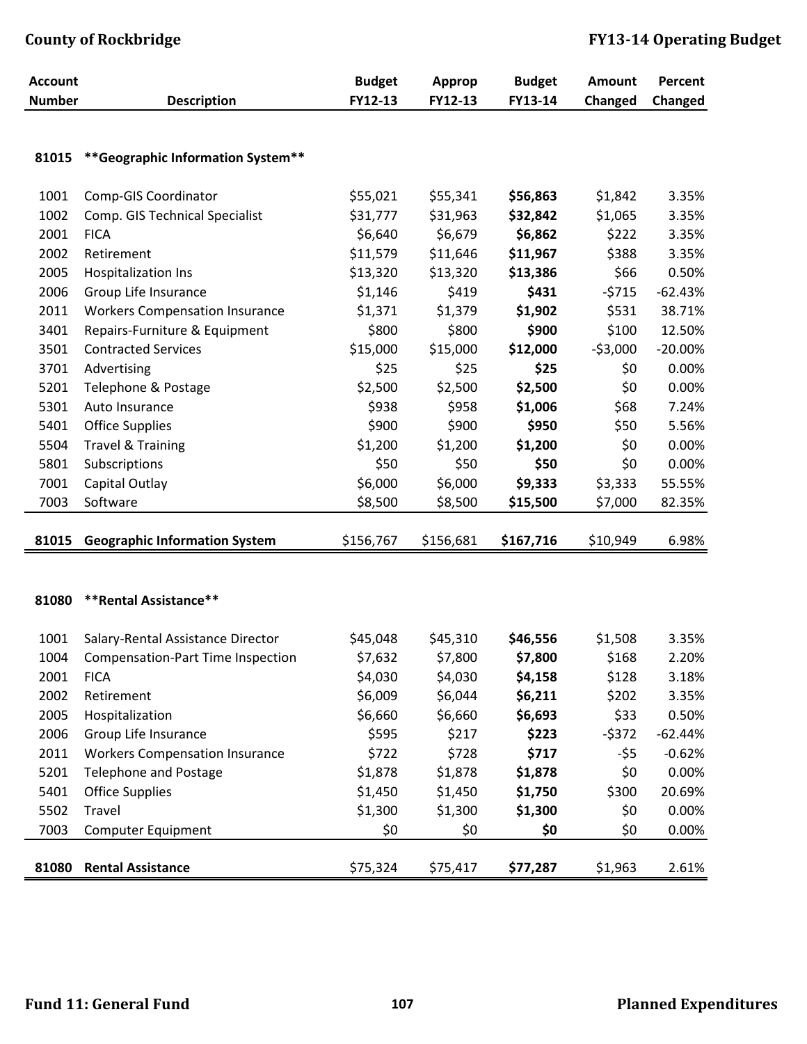| Account Number | Description | Budget FY12-13 | Approp FY12-13 | Budget FY13-14 | Amount Changed | Percent Changed |
|---|---|---|---|---|---|---|
| **81015** | **\*\*Geographic Information System\*\*** | | | | | |
| 1001 | Comp-GIS Coordinator | $55,021 | $55,341 | **$56,863** | $1,842 | 3.35% |
| 1002 | Comp. GIS Technical Specialist | $31,777 | $31,963 | **$32,842** | $1,065 | 3.35% |
| 2001 | FICA | $6,640 | $6,679 | **$6,862** | $222 | 3.35% |
| 2002 | Retirement | $11,579 | $11,646 | **$11,967** | $388 | 3.35% |
| 2005 | Hospitalization Ins | $13,320 | $13,320 | **$13,386** | $66 | 0.50% |
| 2006 | Group Life Insurance | $1,146 | $419 | **$431** | -$715 | -62.43% |
| 2011 | Workers Compensation Insurance | $1,371 | $1,379 | **$1,902** | $531 | 38.71% |
| 3401 | Repairs-Furniture & Equipment | $800 | $800 | **$900** | $100 | 12.50% |
| 3501 | Contracted Services | $15,000 | $15,000 | **$12,000** | -$3,000 | -20.00% |
| 3701 | Advertising | $25 | $25 | **$25** | $0 | 0.00% |
| 5201 | Telephone & Postage | $2,500 | $2,500 | **$2,500** | $0 | 0.00% |
| 5301 | Auto Insurance | $938 | $958 | **$1,006** | $68 | 7.24% |
| 5401 | Office Supplies | $900 | $900 | **$950** | $50 | 5.56% |
| 5504 | Travel & Training | $1,200 | $1,200 | **$1,200** | $0 | 0.00% |
| 5801 | Subscriptions | $50 | $50 | **$50** | $0 | 0.00% |
| 7001 | Capital Outlay | $6,000 | $6,000 | **$9,333** | $3,333 | 55.55% |
| 7003 | Software | $8,500 | $8,500 | **$15,500** | $7,000 | 82.35% |
| **81015** | **Geographic Information System** | $156,767 | $156,681 | **$167,716** | $10,949 | 6.98% |

| Account Number | Description | Budget FY12-13 | Approp FY12-13 | Budget FY13-14 | Amount Changed | Percent Changed |
|---|---|---|---|---|---|---|
| **81080** | **\*\*Rental Assistance\*\*** | | | | | |
| 1001 | Salary-Rental Assistance Director | $45,048 | $45,310 | **$46,556** | $1,508 | 3.35% |
| 1004 | Compensation-Part Time Inspection | $7,632 | $7,800 | **$7,800** | $168 | 2.20% |
| 2001 | FICA | $4,030 | $4,030 | **$4,158** | $128 | 3.18% |
| 2002 | Retirement | $6,009 | $6,044 | **$6,211** | $202 | 3.35% |
| 2005 | Hospitalization | $6,660 | $6,660 | **$6,693** | $33 | 0.50% |
| 2006 | Group Life Insurance | $595 | $217 | **$223** | -$372 | -62.44% |
| 2011 | Workers Compensation Insurance | $722 | $728 | **$717** | -$5 | -0.62% |
| 5201 | Telephone and Postage | $1,878 | $1,878 | **$1,878** | $0 | 0.00% |
| 5401 | Office Supplies | $1,450 | $1,450 | **$1,750** | $300 | 20.69% |
| 5502 | Travel | $1,300 | $1,300 | **$1,300** | $0 | 0.00% |
| 7003 | Computer Equipment | $0 | $0 | **$0** | $0 | 0.00% |
| **81080** | **Rental Assistance** | $75,324 | $75,417 | **$77,287** | $1,963 | 2.61% |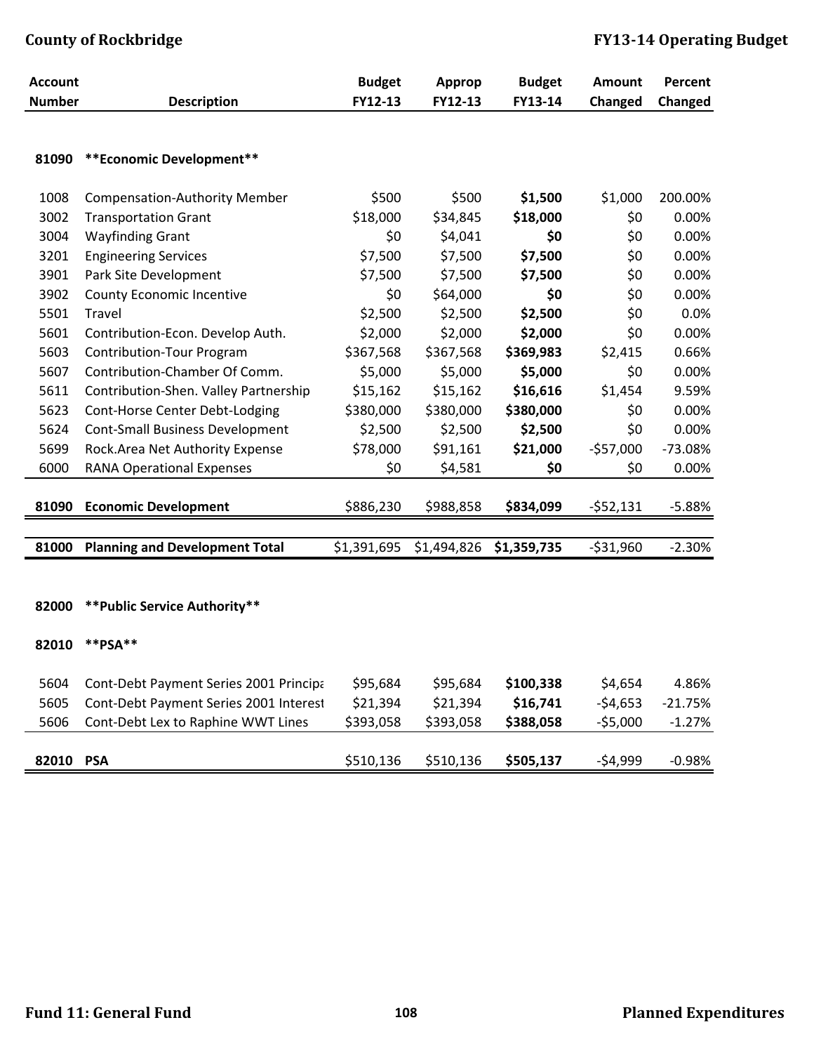| Account Number | Description | Budget FY12-13 | Approp FY12-13 | Budget FY13-14 | Amount Changed | Percent Changed |
|---|---|---|---|---|---|---|
| **81090** | **\*\*Economic Development\*\*** | | | | | |
| 1008 | Compensation-Authority Member | $500 | $500 | **$1,500** | $1,000 | 200.00% |
| 3002 | Transportation Grant | $18,000 | $34,845 | **$18,000** | $0 | 0.00% |
| 3004 | Wayfinding Grant | $0 | $4,041 | **$0** | $0 | 0.00% |
| 3201 | Engineering Services | $7,500 | $7,500 | **$7,500** | $0 | 0.00% |
| 3901 | Park Site Development | $7,500 | $7,500 | **$7,500** | $0 | 0.00% |
| 3902 | County Economic Incentive | $0 | $64,000 | **$0** | $0 | 0.00% |
| 5501 | Travel | $2,500 | $2,500 | **$2,500** | $0 | 0.0% |
| 5601 | Contribution-Econ. Develop Auth. | $2,000 | $2,000 | **$2,000** | $0 | 0.00% |
| 5603 | Contribution-Tour Program | $367,568 | $367,568 | **$369,983** | $2,415 | 0.66% |
| 5607 | Contribution-Chamber Of Comm. | $5,000 | $5,000 | **$5,000** | $0 | 0.00% |
| 5611 | Contribution-Shen. Valley Partnership | $15,162 | $15,162 | **$16,616** | $1,454 | 9.59% |
| 5623 | Cont-Horse Center Debt-Lodging | $380,000 | $380,000 | **$380,000** | $0 | 0.00% |
| 5624 | Cont-Small Business Development | $2,500 | $2,500 | **$2,500** | $0 | 0.00% |
| 5699 | Rock.Area Net Authority Expense | $78,000 | $91,161 | **$21,000** | -$57,000 | -73.08% |
| 6000 | RANA Operational Expenses | $0 | $4,581 | **$0** | $0 | 0.00% |
| **81090** | **Economic Development** | $886,230 | $988,858 | **$834,099** | -$52,131 | -5.88% |
| **81000** | **Planning and Development Total** | $1,391,695 | $1,494,826 | **$1,359,735** | -$31,960 | -2.30% |
| **82000** | **\*\*Public Service Authority\*\*** | | | | | |
| **82010** | **\*\*PSA\*\*** | | | | | |
| 5604 | Cont-Debt Payment Series 2001 Principa | $95,684 | $95,684 | **$100,338** | $4,654 | 4.86% |
| 5605 | Cont-Debt Payment Series 2001 Interest | $21,394 | $21,394 | **$16,741** | -$4,653 | -21.75% |
| 5606 | Cont-Debt Lex to Raphine WWT Lines | $393,058 | $393,058 | **$388,058** | -$5,000 | -1.27% |
| **82010** | **PSA** | $510,136 | $510,136 | **$505,137** | -$4,999 | -0.98% |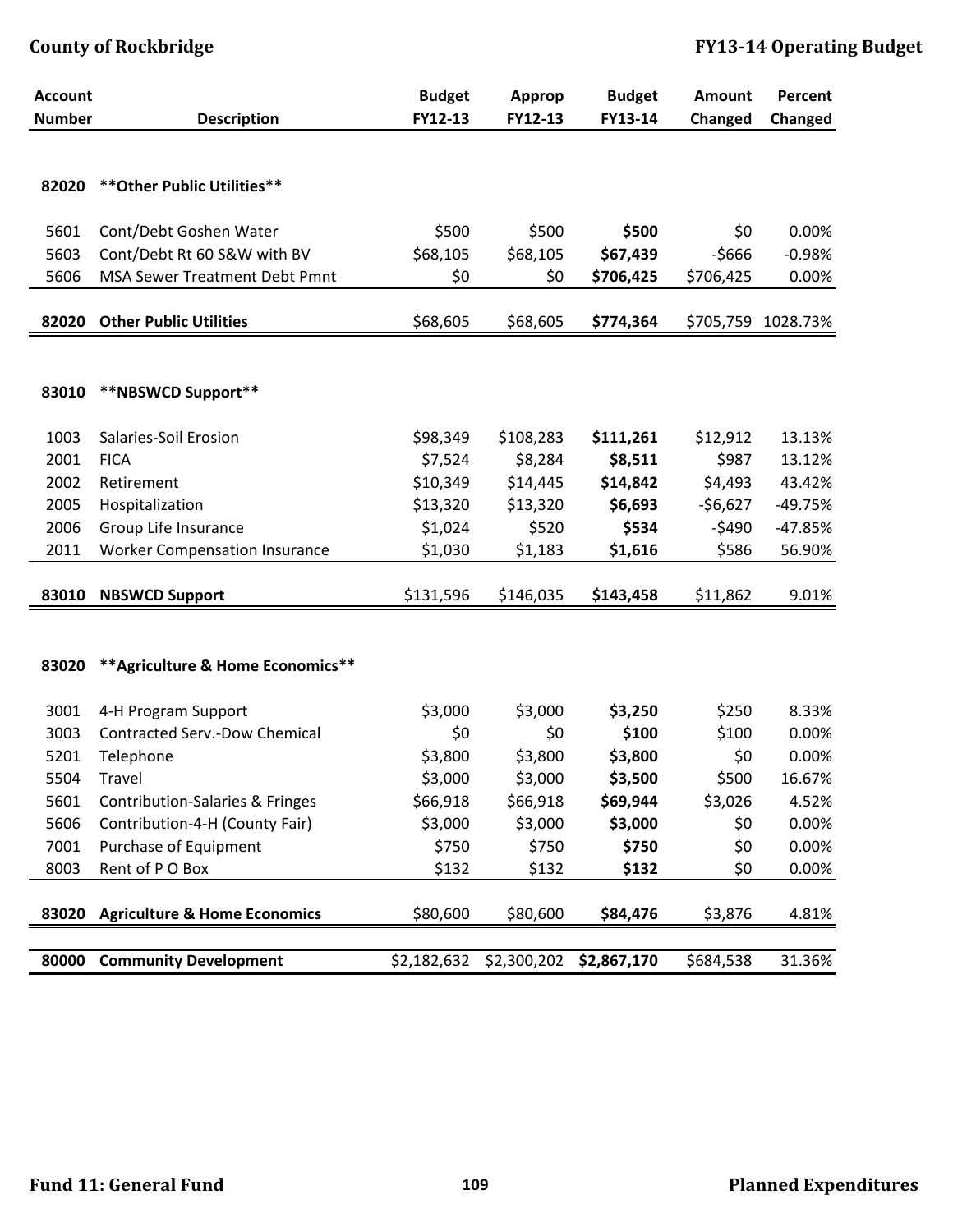| Account Number | Description | Budget FY12-13 | Approp FY12-13 | Budget FY13-14 | Amount Changed | Percent Changed |
|---|---|---|---|---|---|---|
| 82020 | **Other Public Utilities** | | | | | |
| 5601 | Cont/Debt Goshen Water | $500 | $500 | **$500** | $0 | 0.00% |
| 5603 | Cont/Debt Rt 60 S&W with BV | $68,105 | $68,105 | **$67,439** | -$666 | -0.98% |
| 5606 | MSA Sewer Treatment Debt Pmnt | $0 | $0 | **$706,425** | $706,425 | 0.00% |
| **82020** | **Other Public Utilities** | $68,605 | $68,605 | **$774,364** | $705,759 | 1028.73% |
| 83010 | **NBSWCD Support** | | | | | |
| 1003 | Salaries-Soil Erosion | $98,349 | $108,283 | **$111,261** | $12,912 | 13.13% |
| 2001 | FICA | $7,524 | $8,284 | **$8,511** | $987 | 13.12% |
| 2002 | Retirement | $10,349 | $14,445 | **$14,842** | $4,493 | 43.42% |
| 2005 | Hospitalization | $13,320 | $13,320 | **$6,693** | -$6,627 | -49.75% |
| 2006 | Group Life Insurance | $1,024 | $520 | **$534** | -$490 | -47.85% |
| 2011 | Worker Compensation Insurance | $1,030 | $1,183 | **$1,616** | $586 | 56.90% |
| **83010** | **NBSWCD Support** | $131,596 | $146,035 | **$143,458** | $11,862 | 9.01% |
| 83020 | **Agriculture & Home Economics** | | | | | |
| 3001 | 4-H Program Support | $3,000 | $3,000 | **$3,250** | $250 | 8.33% |
| 3003 | Contracted Serv.-Dow Chemical | $0 | $0 | **$100** | $100 | 0.00% |
| 5201 | Telephone | $3,800 | $3,800 | **$3,800** | $0 | 0.00% |
| 5504 | Travel | $3,000 | $3,000 | **$3,500** | $500 | 16.67% |
| 5601 | Contribution-Salaries & Fringes | $66,918 | $66,918 | **$69,944** | $3,026 | 4.52% |
| 5606 | Contribution-4-H (County Fair) | $3,000 | $3,000 | **$3,000** | $0 | 0.00% |
| 7001 | Purchase of Equipment | $750 | $750 | **$750** | $0 | 0.00% |
| 8003 | Rent of P O Box | $132 | $132 | **$132** | $0 | 0.00% |
| **83020** | **Agriculture & Home Economics** | $80,600 | $80,600 | **$84,476** | $3,876 | 4.81% |
| **80000** | **Community Development** | $2,182,632 | $2,300,202 | **$2,867,170** | $684,538 | 31.36% |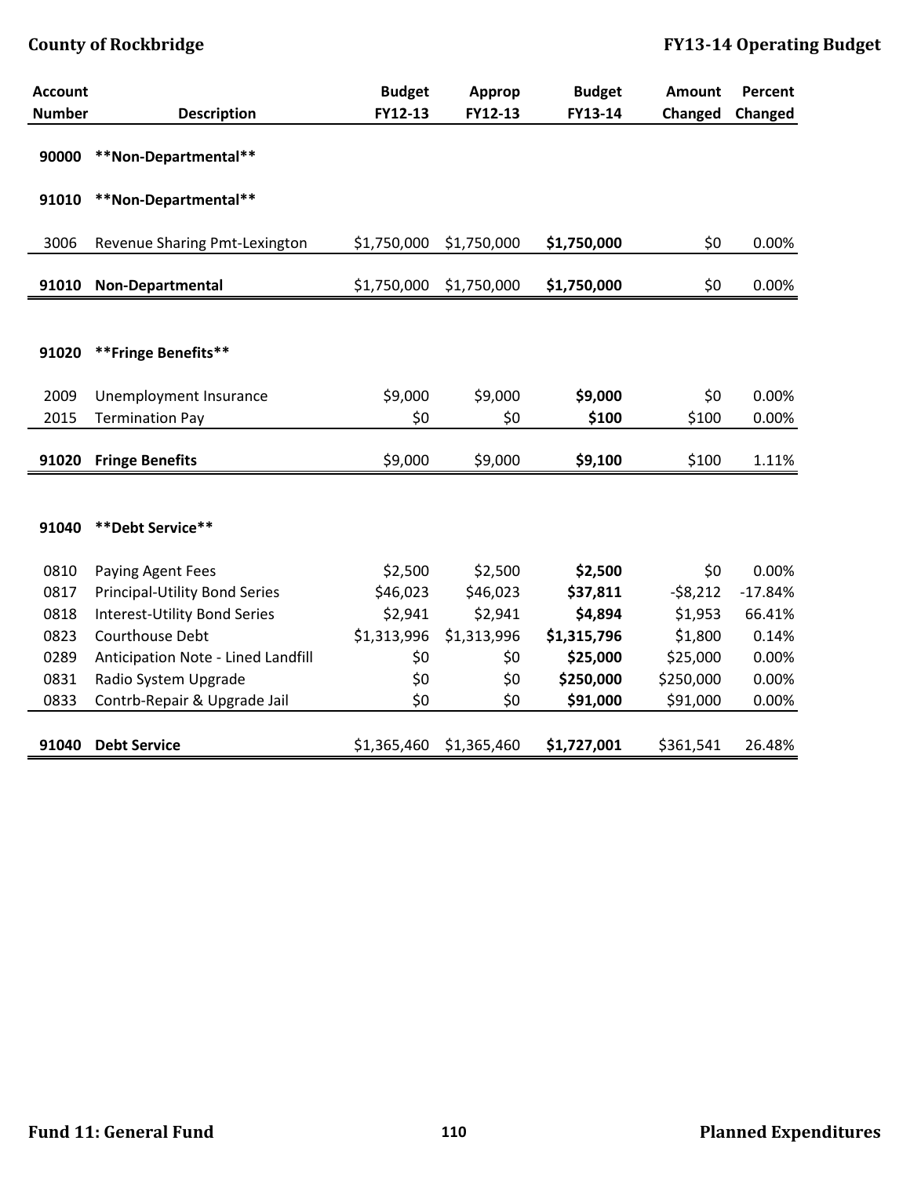| Account Number | Description | Budget FY12-13 | Approp FY12-13 | Budget FY13-14 | Amount Changed | Percent Changed |
|---|---|---|---|---|---|---|
| 90000 | **Non-Departmental** | | | | | |
| 91010 | **Non-Departmental** | | | | | |
| 3006 | Revenue Sharing Pmt-Lexington | $1,750,000 | $1,750,000 | **$1,750,000** | $0 | 0.00% |
| **91010** | **Non-Departmental** | $1,750,000 | $1,750,000 | **$1,750,000** | $0 | 0.00% |
| 91020 | **Fringe Benefits** | | | | | |
| 2009 | Unemployment Insurance | $9,000 | $9,000 | **$9,000** | $0 | 0.00% |
| 2015 | Termination Pay | $0 | $0 | **$100** | $100 | 0.00% |
| **91020** | **Fringe Benefits** | $9,000 | $9,000 | **$9,100** | $100 | 1.11% |
| 91040 | **Debt Service** | | | | | |
| 0810 | Paying Agent Fees | $2,500 | $2,500 | **$2,500** | $0 | 0.00% |
| 0817 | Principal-Utility Bond Series | $46,023 | $46,023 | **$37,811** | -$8,212 | -17.84% |
| 0818 | Interest-Utility Bond Series | $2,941 | $2,941 | **$4,894** | $1,953 | 66.41% |
| 0823 | Courthouse Debt | $1,313,996 | $1,313,996 | **$1,315,796** | $1,800 | 0.14% |
| 0289 | Anticipation Note - Lined Landfill | $0 | $0 | **$25,000** | $25,000 | 0.00% |
| 0831 | Radio System Upgrade | $0 | $0 | **$250,000** | $250,000 | 0.00% |
| 0833 | Contrb-Repair & Upgrade Jail | $0 | $0 | **$91,000** | $91,000 | 0.00% |
| **91040** | **Debt Service** | $1,365,460 | $1,365,460 | **$1,727,001** | $361,541 | 26.48% |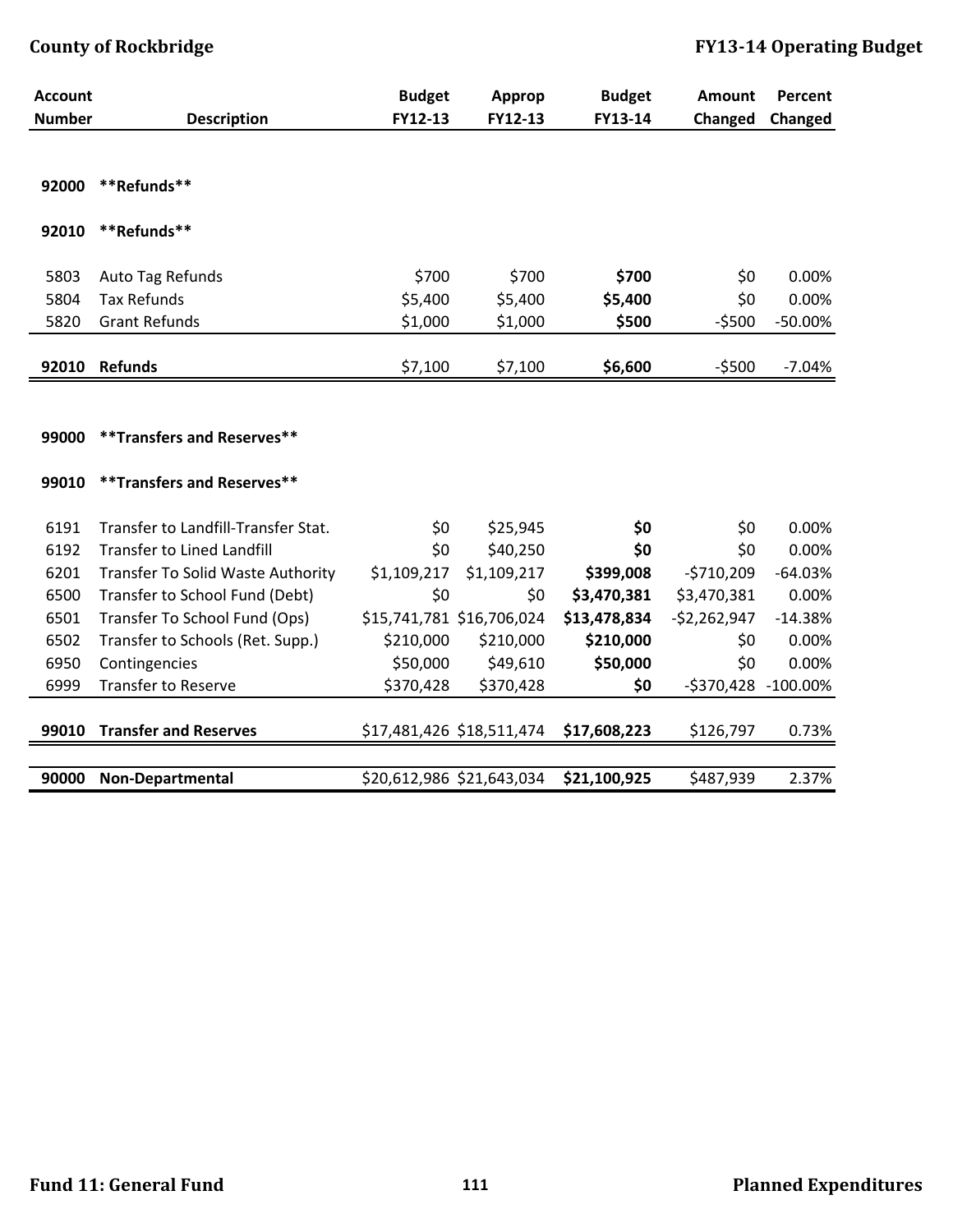| Account Number | Description | Budget FY12-13 | Approp FY12-13 | Budget FY13-14 | Amount Changed | Percent Changed |
|---|---|---|---|---|---|---|
| 92000 | **Refunds** | | | | | |
| 92010 | **Refunds** | | | | | |
| 5803 | Auto Tag Refunds | $700 | $700 | **$700** | $0 | 0.00% |
| 5804 | Tax Refunds | $5,400 | $5,400 | **$5,400** | $0 | 0.00% |
| 5820 | Grant Refunds | $1,000 | $1,000 | **$500** | -$500 | -50.00% |
| **92010** | **Refunds** | $7,100 | $7,100 | **$6,600** | -$500 | -7.04% |
| 99000 | **Transfers and Reserves** | | | | | |
| 99010 | **Transfers and Reserves** | | | | | |
| 6191 | Transfer to Landfill-Transfer Stat. | $0 | $25,945 | **$0** | $0 | 0.00% |
| 6192 | Transfer to Lined Landfill | $0 | $40,250 | **$0** | $0 | 0.00% |
| 6201 | Transfer To Solid Waste Authority | $1,109,217 | $1,109,217 | **$399,008** | -$710,209 | -64.03% |
| 6500 | Transfer to School Fund (Debt) | $0 | $0 | **$3,470,381** | $3,470,381 | 0.00% |
| 6501 | Transfer To School Fund (Ops) | $15,741,781 | $16,706,024 | **$13,478,834** | -$2,262,947 | -14.38% |
| 6502 | Transfer to Schools (Ret. Supp.) | $210,000 | $210,000 | **$210,000** | $0 | 0.00% |
| 6950 | Contingencies | $50,000 | $49,610 | **$50,000** | $0 | 0.00% |
| 6999 | Transfer to Reserve | $370,428 | $370,428 | **$0** | -$370,428 | -100.00% |
| **99010** | **Transfer and Reserves** | $17,481,426 | $18,511,474 | **$17,608,223** | $126,797 | 0.73% |
| **90000** | **Non-Departmental** | $20,612,986 | $21,643,034 | **$21,100,925** | $487,939 | 2.37% |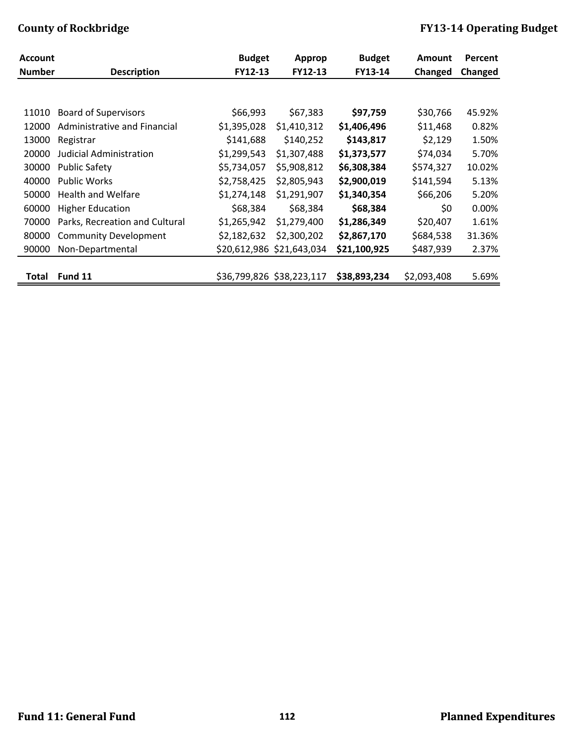| Account Number | Description | Budget FY12-13 | Approp FY12-13 | Budget FY13-14 | Amount Changed | Percent Changed |
|---|---|---|---|---|---|---|
| 11010 | Board of Supervisors | $66,993 | $67,383 | **$97,759** | $30,766 | 45.92% |
| 12000 | Administrative and Financial | $1,395,028 | $1,410,312 | **$1,406,496** | $11,468 | 0.82% |
| 13000 | Registrar | $141,688 | $140,252 | **$143,817** | $2,129 | 1.50% |
| 20000 | Judicial Administration | $1,299,543 | $1,307,488 | **$1,373,577** | $74,034 | 5.70% |
| 30000 | Public Safety | $5,734,057 | $5,908,812 | **$6,308,384** | $574,327 | 10.02% |
| 40000 | Public Works | $2,758,425 | $2,805,943 | **$2,900,019** | $141,594 | 5.13% |
| 50000 | Health and Welfare | $1,274,148 | $1,291,907 | **$1,340,354** | $66,206 | 5.20% |
| 60000 | Higher Education | $68,384 | $68,384 | **$68,384** | $0 | 0.00% |
| 70000 | Parks, Recreation and Cultural | $1,265,942 | $1,279,400 | **$1,286,349** | $20,407 | 1.61% |
| 80000 | Community Development | $2,182,632 | $2,300,202 | **$2,867,170** | $684,538 | 31.36% |
| 90000 | Non-Departmental | $20,612,986 | $21,643,034 | **$21,100,925** | $487,939 | 2.37% |
| **Total** | **Fund 11** | $36,799,826 | $38,223,117 | **$38,893,234** | $2,093,408 | 5.69% |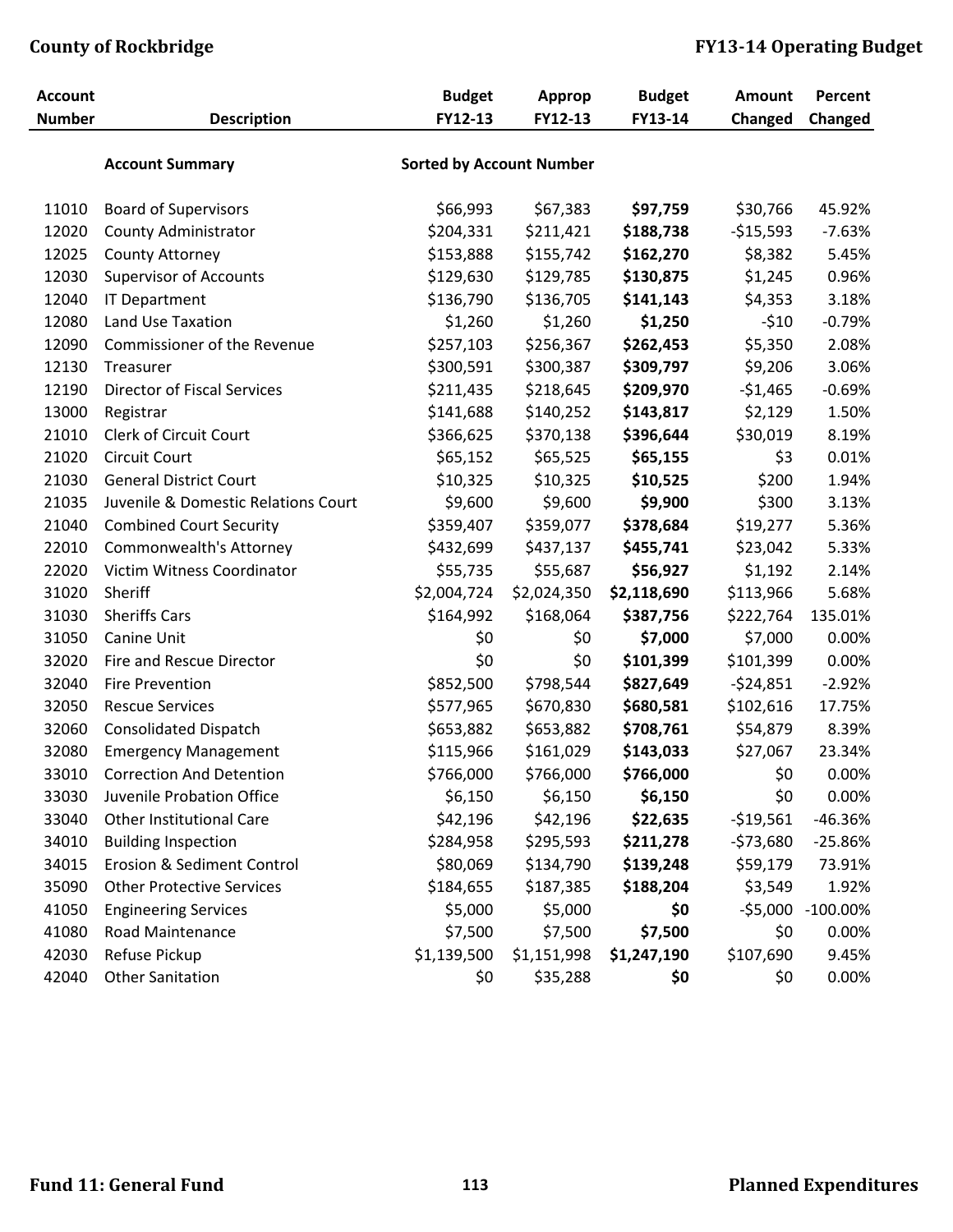| Account Number | Description | Budget FY12-13 | Approp FY12-13 | Budget FY13-14 | Amount Changed | Percent Changed |
|---|---|---|---|---|---|---|
| | **Account Summary** | **Sorted by Account Number** | | | | |
| 11010 | Board of Supervisors | $66,993 | $67,383 | **$97,759** | $30,766 | 45.92% |
| 12020 | County Administrator | $204,331 | $211,421 | **$188,738** | -$15,593 | -7.63% |
| 12025 | County Attorney | $153,888 | $155,742 | **$162,270** | $8,382 | 5.45% |
| 12030 | Supervisor of Accounts | $129,630 | $129,785 | **$130,875** | $1,245 | 0.96% |
| 12040 | IT Department | $136,790 | $136,705 | **$141,143** | $4,353 | 3.18% |
| 12080 | Land Use Taxation | $1,260 | $1,260 | **$1,250** | -$10 | -0.79% |
| 12090 | Commissioner of the Revenue | $257,103 | $256,367 | **$262,453** | $5,350 | 2.08% |
| 12130 | Treasurer | $300,591 | $300,387 | **$309,797** | $9,206 | 3.06% |
| 12190 | Director of Fiscal Services | $211,435 | $218,645 | **$209,970** | -$1,465 | -0.69% |
| 13000 | Registrar | $141,688 | $140,252 | **$143,817** | $2,129 | 1.50% |
| 21010 | Clerk of Circuit Court | $366,625 | $370,138 | **$396,644** | $30,019 | 8.19% |
| 21020 | Circuit Court | $65,152 | $65,525 | **$65,155** | $3 | 0.01% |
| 21030 | General District Court | $10,325 | $10,325 | **$10,525** | $200 | 1.94% |
| 21035 | Juvenile & Domestic Relations Court | $9,600 | $9,600 | **$9,900** | $300 | 3.13% |
| 21040 | Combined Court Security | $359,407 | $359,077 | **$378,684** | $19,277 | 5.36% |
| 22010 | Commonwealth's Attorney | $432,699 | $437,137 | **$455,741** | $23,042 | 5.33% |
| 22020 | Victim Witness Coordinator | $55,735 | $55,687 | **$56,927** | $1,192 | 2.14% |
| 31020 | Sheriff | $2,004,724 | $2,024,350 | **$2,118,690** | $113,966 | 5.68% |
| 31030 | Sheriffs Cars | $164,992 | $168,064 | **$387,756** | $222,764 | 135.01% |
| 31050 | Canine Unit | $0 | $0 | **$7,000** | $7,000 | 0.00% |
| 32020 | Fire and Rescue Director | $0 | $0 | **$101,399** | $101,399 | 0.00% |
| 32040 | Fire Prevention | $852,500 | $798,544 | **$827,649** | -$24,851 | -2.92% |
| 32050 | Rescue Services | $577,965 | $670,830 | **$680,581** | $102,616 | 17.75% |
| 32060 | Consolidated Dispatch | $653,882 | $653,882 | **$708,761** | $54,879 | 8.39% |
| 32080 | Emergency Management | $115,966 | $161,029 | **$143,033** | $27,067 | 23.34% |
| 33010 | Correction And Detention | $766,000 | $766,000 | **$766,000** | $0 | 0.00% |
| 33030 | Juvenile Probation Office | $6,150 | $6,150 | **$6,150** | $0 | 0.00% |
| 33040 | Other Institutional Care | $42,196 | $42,196 | **$22,635** | -$19,561 | -46.36% |
| 34010 | Building Inspection | $284,958 | $295,593 | **$211,278** | -$73,680 | -25.86% |
| 34015 | Erosion & Sediment Control | $80,069 | $134,790 | **$139,248** | $59,179 | 73.91% |
| 35090 | Other Protective Services | $184,655 | $187,385 | **$188,204** | $3,549 | 1.92% |
| 41050 | Engineering Services | $5,000 | $5,000 | **$0** | -$5,000 | -100.00% |
| 41080 | Road Maintenance | $7,500 | $7,500 | **$7,500** | $0 | 0.00% |
| 42030 | Refuse Pickup | $1,139,500 | $1,151,998 | **$1,247,190** | $107,690 | 9.45% |
| 42040 | Other Sanitation | $0 | $35,288 | **$0** | $0 | 0.00% |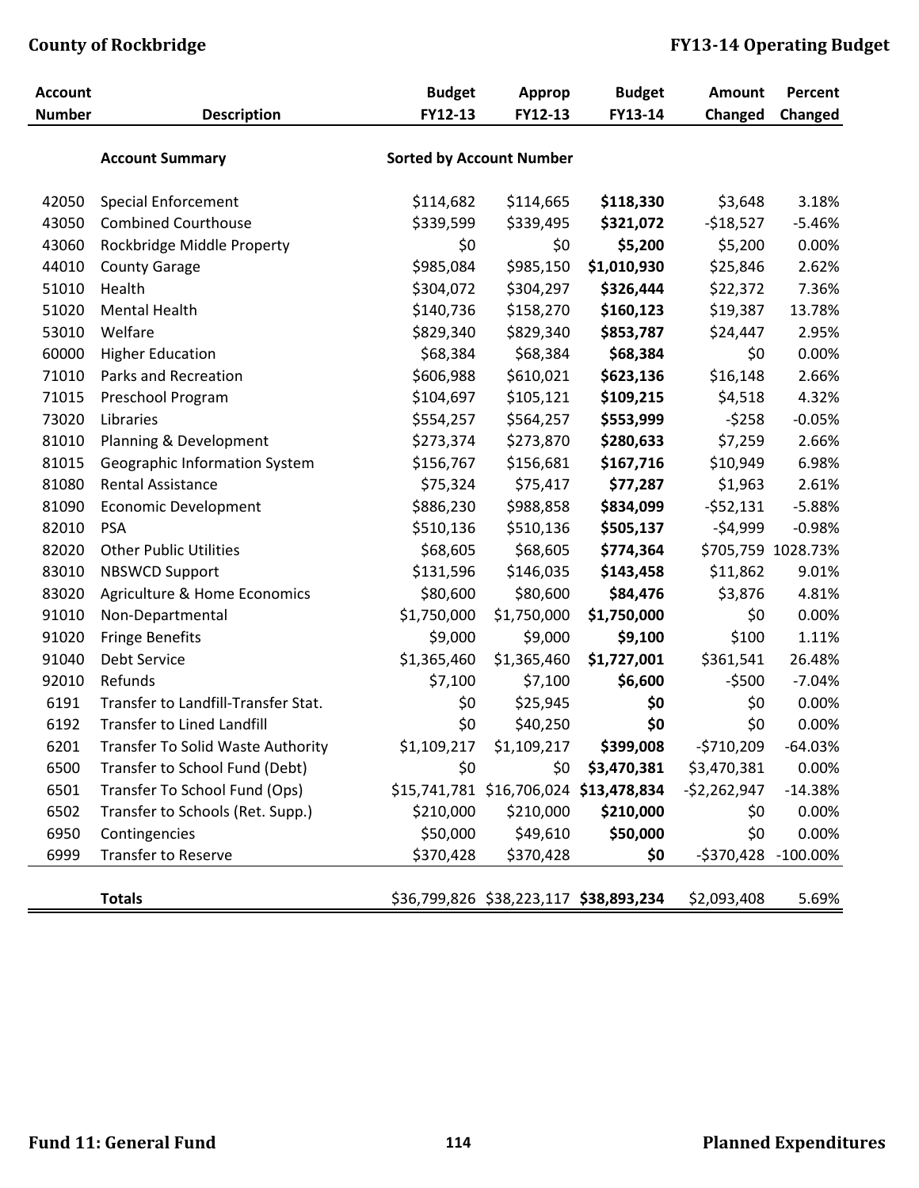| Account Number | Description | Budget FY12-13 | Approp FY12-13 | Budget FY13-14 | Amount Changed | Percent Changed |
|---|---|---|---|---|---|---|
| | **Account Summary** | **Sorted by Account Number** | | | | |
| 42050 | Special Enforcement | $114,682 | $114,665 | **$118,330** | $3,648 | 3.18% |
| 43050 | Combined Courthouse | $339,599 | $339,495 | **$321,072** | -$18,527 | -5.46% |
| 43060 | Rockbridge Middle Property | $0 | $0 | **$5,200** | $5,200 | 0.00% |
| 44010 | County Garage | $985,084 | $985,150 | **$1,010,930** | $25,846 | 2.62% |
| 51010 | Health | $304,072 | $304,297 | **$326,444** | $22,372 | 7.36% |
| 51020 | Mental Health | $140,736 | $158,270 | **$160,123** | $19,387 | 13.78% |
| 53010 | Welfare | $829,340 | $829,340 | **$853,787** | $24,447 | 2.95% |
| 60000 | Higher Education | $68,384 | $68,384 | **$68,384** | $0 | 0.00% |
| 71010 | Parks and Recreation | $606,988 | $610,021 | **$623,136** | $16,148 | 2.66% |
| 71015 | Preschool Program | $104,697 | $105,121 | **$109,215** | $4,518 | 4.32% |
| 73020 | Libraries | $554,257 | $564,257 | **$553,999** | -$258 | -0.05% |
| 81010 | Planning & Development | $273,374 | $273,870 | **$280,633** | $7,259 | 2.66% |
| 81015 | Geographic Information System | $156,767 | $156,681 | **$167,716** | $10,949 | 6.98% |
| 81080 | Rental Assistance | $75,324 | $75,417 | **$77,287** | $1,963 | 2.61% |
| 81090 | Economic Development | $886,230 | $988,858 | **$834,099** | -$52,131 | -5.88% |
| 82010 | PSA | $510,136 | $510,136 | **$505,137** | -$4,999 | -0.98% |
| 82020 | Other Public Utilities | $68,605 | $68,605 | **$774,364** | $705,759 | 1028.73% |
| 83010 | NBSWCD Support | $131,596 | $146,035 | **$143,458** | $11,862 | 9.01% |
| 83020 | Agriculture & Home Economics | $80,600 | $80,600 | **$84,476** | $3,876 | 4.81% |
| 91010 | Non-Departmental | $1,750,000 | $1,750,000 | **$1,750,000** | $0 | 0.00% |
| 91020 | Fringe Benefits | $9,000 | $9,000 | **$9,100** | $100 | 1.11% |
| 91040 | Debt Service | $1,365,460 | $1,365,460 | **$1,727,001** | $361,541 | 26.48% |
| 92010 | Refunds | $7,100 | $7,100 | **$6,600** | -$500 | -7.04% |
| 6191 | Transfer to Landfill-Transfer Stat. | $0 | $25,945 | **$0** | $0 | 0.00% |
| 6192 | Transfer to Lined Landfill | $0 | $40,250 | **$0** | $0 | 0.00% |
| 6201 | Transfer To Solid Waste Authority | $1,109,217 | $1,109,217 | **$399,008** | -$710,209 | -64.03% |
| 6500 | Transfer to School Fund (Debt) | $0 | $0 | **$3,470,381** | $3,470,381 | 0.00% |
| 6501 | Transfer To School Fund (Ops) | $15,741,781 | $16,706,024 | **$13,478,834** | -$2,262,947 | -14.38% |
| 6502 | Transfer to Schools (Ret. Supp.) | $210,000 | $210,000 | **$210,000** | $0 | 0.00% |
| 6950 | Contingencies | $50,000 | $49,610 | **$50,000** | $0 | 0.00% |
| 6999 | Transfer to Reserve | $370,428 | $370,428 | **$0** | -$370,428 | -100.00% |
| | **Totals** | $36,799,826 | $38,223,117 | **$38,893,234** | $2,093,408 | 5.69% |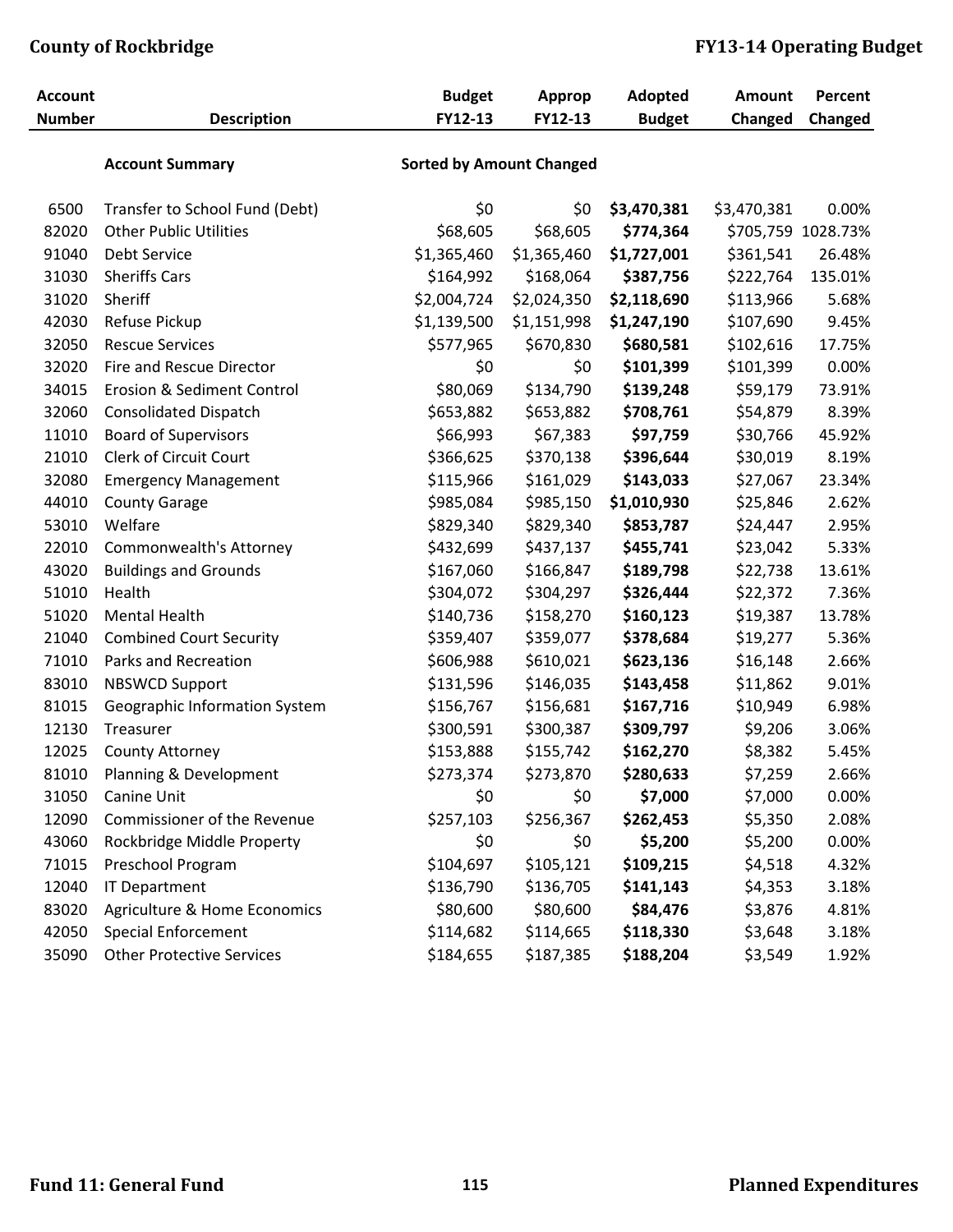| Account Number | Description | Budget FY12-13 | Approp FY12-13 | Adopted Budget | Amount Changed | Percent Changed |
|---|---|---|---|---|---|---|
| | **Account Summary** | **Sorted by Amount Changed** | | | | |
| 6500 | Transfer to School Fund (Debt) | $0 | $0 | **$3,470,381** | $3,470,381 | 0.00% |
| 82020 | Other Public Utilities | $68,605 | $68,605 | **$774,364** | $705,759 | 1028.73% |
| 91040 | Debt Service | $1,365,460 | $1,365,460 | **$1,727,001** | $361,541 | 26.48% |
| 31030 | Sheriffs Cars | $164,992 | $168,064 | **$387,756** | $222,764 | 135.01% |
| 31020 | Sheriff | $2,004,724 | $2,024,350 | **$2,118,690** | $113,966 | 5.68% |
| 42030 | Refuse Pickup | $1,139,500 | $1,151,998 | **$1,247,190** | $107,690 | 9.45% |
| 32050 | Rescue Services | $577,965 | $670,830 | **$680,581** | $102,616 | 17.75% |
| 32020 | Fire and Rescue Director | $0 | $0 | **$101,399** | $101,399 | 0.00% |
| 34015 | Erosion & Sediment Control | $80,069 | $134,790 | **$139,248** | $59,179 | 73.91% |
| 32060 | Consolidated Dispatch | $653,882 | $653,882 | **$708,761** | $54,879 | 8.39% |
| 11010 | Board of Supervisors | $66,993 | $67,383 | **$97,759** | $30,766 | 45.92% |
| 21010 | Clerk of Circuit Court | $366,625 | $370,138 | **$396,644** | $30,019 | 8.19% |
| 32080 | Emergency Management | $115,966 | $161,029 | **$143,033** | $27,067 | 23.34% |
| 44010 | County Garage | $985,084 | $985,150 | **$1,010,930** | $25,846 | 2.62% |
| 53010 | Welfare | $829,340 | $829,340 | **$853,787** | $24,447 | 2.95% |
| 22010 | Commonwealth's Attorney | $432,699 | $437,137 | **$455,741** | $23,042 | 5.33% |
| 43020 | Buildings and Grounds | $167,060 | $166,847 | **$189,798** | $22,738 | 13.61% |
| 51010 | Health | $304,072 | $304,297 | **$326,444** | $22,372 | 7.36% |
| 51020 | Mental Health | $140,736 | $158,270 | **$160,123** | $19,387 | 13.78% |
| 21040 | Combined Court Security | $359,407 | $359,077 | **$378,684** | $19,277 | 5.36% |
| 71010 | Parks and Recreation | $606,988 | $610,021 | **$623,136** | $16,148 | 2.66% |
| 83010 | NBSWCD Support | $131,596 | $146,035 | **$143,458** | $11,862 | 9.01% |
| 81015 | Geographic Information System | $156,767 | $156,681 | **$167,716** | $10,949 | 6.98% |
| 12130 | Treasurer | $300,591 | $300,387 | **$309,797** | $9,206 | 3.06% |
| 12025 | County Attorney | $153,888 | $155,742 | **$162,270** | $8,382 | 5.45% |
| 81010 | Planning & Development | $273,374 | $273,870 | **$280,633** | $7,259 | 2.66% |
| 31050 | Canine Unit | $0 | $0 | **$7,000** | $7,000 | 0.00% |
| 12090 | Commissioner of the Revenue | $257,103 | $256,367 | **$262,453** | $5,350 | 2.08% |
| 43060 | Rockbridge Middle Property | $0 | $0 | **$5,200** | $5,200 | 0.00% |
| 71015 | Preschool Program | $104,697 | $105,121 | **$109,215** | $4,518 | 4.32% |
| 12040 | IT Department | $136,790 | $136,705 | **$141,143** | $4,353 | 3.18% |
| 83020 | Agriculture & Home Economics | $80,600 | $80,600 | **$84,476** | $3,876 | 4.81% |
| 42050 | Special Enforcement | $114,682 | $114,665 | **$118,330** | $3,648 | 3.18% |
| 35090 | Other Protective Services | $184,655 | $187,385 | **$188,204** | $3,549 | 1.92% |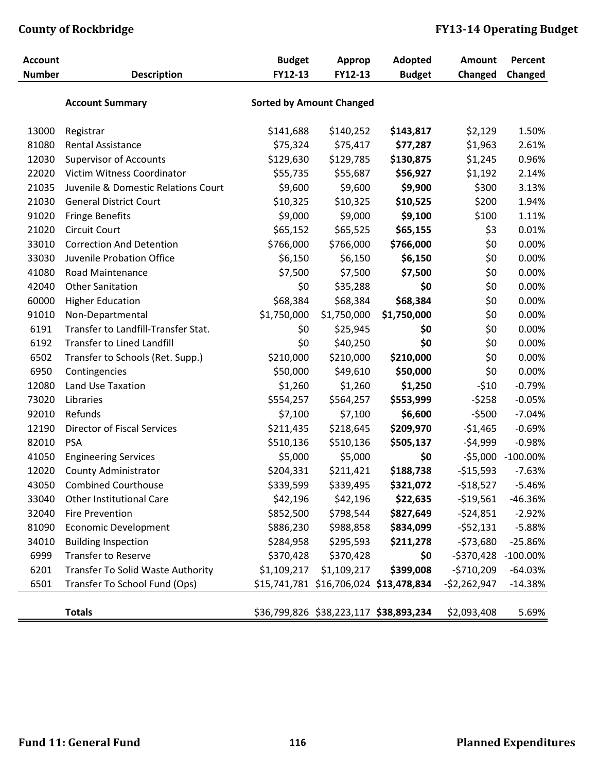| Account Number | Description | Budget FY12-13 | Approp FY12-13 | Adopted Budget | Amount Changed | Percent Changed |
|---|---|---|---|---|---|---|
| | **Account Summary** | **Sorted by Amount Changed** | | | | |
| 13000 | Registrar | $141,688 | $140,252 | **$143,817** | $2,129 | 1.50% |
| 81080 | Rental Assistance | $75,324 | $75,417 | **$77,287** | $1,963 | 2.61% |
| 12030 | Supervisor of Accounts | $129,630 | $129,785 | **$130,875** | $1,245 | 0.96% |
| 22020 | Victim Witness Coordinator | $55,735 | $55,687 | **$56,927** | $1,192 | 2.14% |
| 21035 | Juvenile & Domestic Relations Court | $9,600 | $9,600 | **$9,900** | $300 | 3.13% |
| 21030 | General District Court | $10,325 | $10,325 | **$10,525** | $200 | 1.94% |
| 91020 | Fringe Benefits | $9,000 | $9,000 | **$9,100** | $100 | 1.11% |
| 21020 | Circuit Court | $65,152 | $65,525 | **$65,155** | $3 | 0.01% |
| 33010 | Correction And Detention | $766,000 | $766,000 | **$766,000** | $0 | 0.00% |
| 33030 | Juvenile Probation Office | $6,150 | $6,150 | **$6,150** | $0 | 0.00% |
| 41080 | Road Maintenance | $7,500 | $7,500 | **$7,500** | $0 | 0.00% |
| 42040 | Other Sanitation | $0 | $35,288 | **$0** | $0 | 0.00% |
| 60000 | Higher Education | $68,384 | $68,384 | **$68,384** | $0 | 0.00% |
| 91010 | Non-Departmental | $1,750,000 | $1,750,000 | **$1,750,000** | $0 | 0.00% |
| 6191 | Transfer to Landfill-Transfer Stat. | $0 | $25,945 | **$0** | $0 | 0.00% |
| 6192 | Transfer to Lined Landfill | $0 | $40,250 | **$0** | $0 | 0.00% |
| 6502 | Transfer to Schools (Ret. Supp.) | $210,000 | $210,000 | **$210,000** | $0 | 0.00% |
| 6950 | Contingencies | $50,000 | $49,610 | **$50,000** | $0 | 0.00% |
| 12080 | Land Use Taxation | $1,260 | $1,260 | **$1,250** | -$10 | -0.79% |
| 73020 | Libraries | $554,257 | $564,257 | **$553,999** | -$258 | -0.05% |
| 92010 | Refunds | $7,100 | $7,100 | **$6,600** | -$500 | -7.04% |
| 12190 | Director of Fiscal Services | $211,435 | $218,645 | **$209,970** | -$1,465 | -0.69% |
| 82010 | PSA | $510,136 | $510,136 | **$505,137** | -$4,999 | -0.98% |
| 41050 | Engineering Services | $5,000 | $5,000 | **$0** | -$5,000 | -100.00% |
| 12020 | County Administrator | $204,331 | $211,421 | **$188,738** | -$15,593 | -7.63% |
| 43050 | Combined Courthouse | $339,599 | $339,495 | **$321,072** | -$18,527 | -5.46% |
| 33040 | Other Institutional Care | $42,196 | $42,196 | **$22,635** | -$19,561 | -46.36% |
| 32040 | Fire Prevention | $852,500 | $798,544 | **$827,649** | -$24,851 | -2.92% |
| 81090 | Economic Development | $886,230 | $988,858 | **$834,099** | -$52,131 | -5.88% |
| 34010 | Building Inspection | $284,958 | $295,593 | **$211,278** | -$73,680 | -25.86% |
| 6999 | Transfer to Reserve | $370,428 | $370,428 | **$0** | -$370,428 | -100.00% |
| 6201 | Transfer To Solid Waste Authority | $1,109,217 | $1,109,217 | **$399,008** | -$710,209 | -64.03% |
| 6501 | Transfer To School Fund (Ops) | $15,741,781 | $16,706,024 | **$13,478,834** | -$2,262,947 | -14.38% |
| | **Totals** | $36,799,826 | $38,223,117 | **$38,893,234** | $2,093,408 | 5.69% |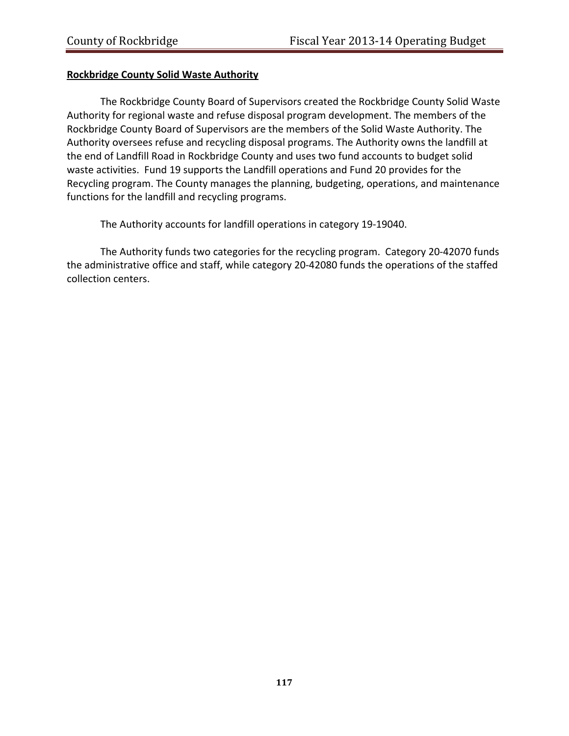**Rockbridge County Solid Waste Authority**

The Rockbridge County Board of Supervisors created the Rockbridge County Solid Waste Authority for regional waste and refuse disposal program development. The members of the Rockbridge County Board of Supervisors are the members of the Solid Waste Authority. The Authority oversees refuse and recycling disposal programs. The Authority owns the landfill at the end of Landfill Road in Rockbridge County and uses two fund accounts to budget solid waste activities. Fund 19 supports the Landfill operations and Fund 20 provides for the Recycling program. The County manages the planning, budgeting, operations, and maintenance functions for the landfill and recycling programs.

The Authority accounts for landfill operations in category 19-19040.

The Authority funds two categories for the recycling program. Category 20-42070 funds the administrative office and staff, while category 20-42080 funds the operations of the staffed collection centers.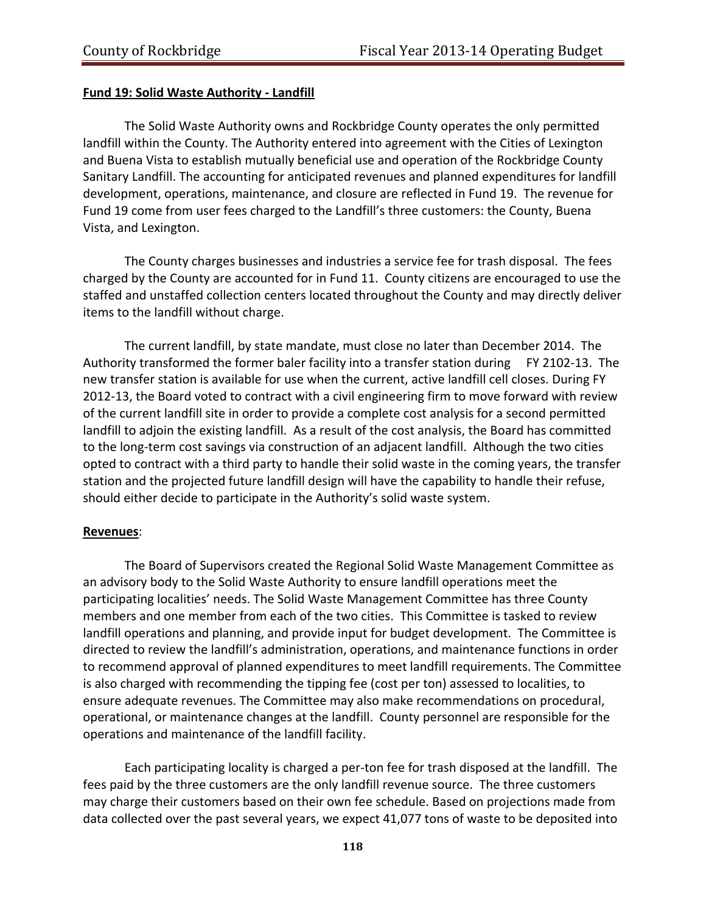**Fund 19: Solid Waste Authority - Landfill**

The Solid Waste Authority owns and Rockbridge County operates the only permitted landfill within the County. The Authority entered into agreement with the Cities of Lexington and Buena Vista to establish mutually beneficial use and operation of the Rockbridge County Sanitary Landfill. The accounting for anticipated revenues and planned expenditures for landfill development, operations, maintenance, and closure are reflected in Fund 19. The revenue for Fund 19 come from user fees charged to the Landfill's three customers: the County, Buena Vista, and Lexington.

The County charges businesses and industries a service fee for trash disposal. The fees charged by the County are accounted for in Fund 11. County citizens are encouraged to use the staffed and unstaffed collection centers located throughout the County and may directly deliver items to the landfill without charge.

The current landfill, by state mandate, must close no later than December 2014. The Authority transformed the former baler facility into a transfer station during FY 2102-13. The new transfer station is available for use when the current, active landfill cell closes. During FY 2012-13, the Board voted to contract with a civil engineering firm to move forward with review of the current landfill site in order to provide a complete cost analysis for a second permitted landfill to adjoin the existing landfill. As a result of the cost analysis, the Board has committed to the long-term cost savings via construction of an adjacent landfill. Although the two cities opted to contract with a third party to handle their solid waste in the coming years, the transfer station and the projected future landfill design will have the capability to handle their refuse, should either decide to participate in the Authority's solid waste system.

**Revenues**:

The Board of Supervisors created the Regional Solid Waste Management Committee as an advisory body to the Solid Waste Authority to ensure landfill operations meet the participating localities' needs. The Solid Waste Management Committee has three County members and one member from each of the two cities. This Committee is tasked to review landfill operations and planning, and provide input for budget development. The Committee is directed to review the landfill's administration, operations, and maintenance functions in order to recommend approval of planned expenditures to meet landfill requirements. The Committee is also charged with recommending the tipping fee (cost per ton) assessed to localities, to ensure adequate revenues. The Committee may also make recommendations on procedural, operational, or maintenance changes at the landfill. County personnel are responsible for the operations and maintenance of the landfill facility.

Each participating locality is charged a per-ton fee for trash disposed at the landfill. The fees paid by the three customers are the only landfill revenue source. The three customers may charge their customers based on their own fee schedule. Based on projections made from data collected over the past several years, we expect 41,077 tons of waste to be deposited into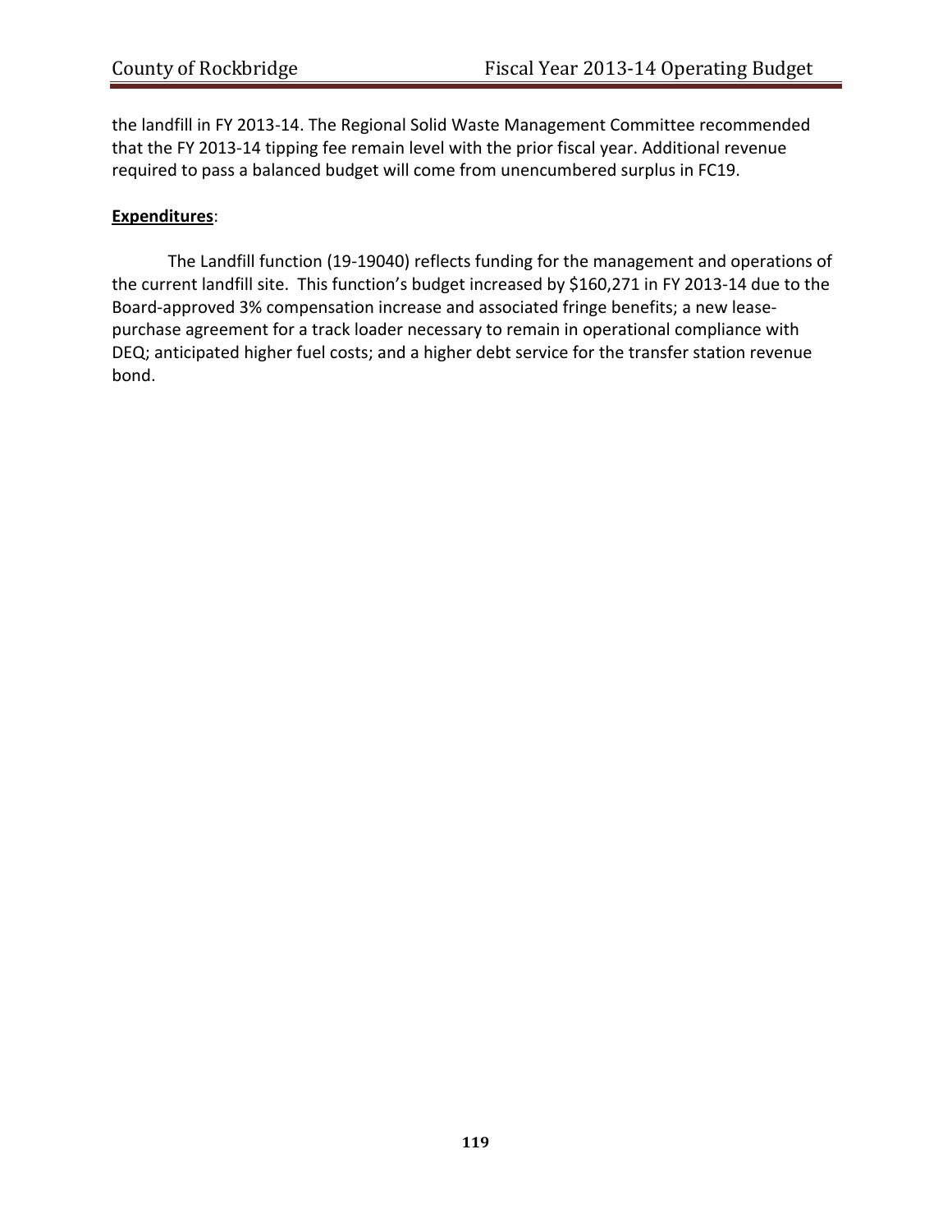the landfill in FY 2013-14. The Regional Solid Waste Management Committee recommended that the FY 2013-14 tipping fee remain level with the prior fiscal year. Additional revenue required to pass a balanced budget will come from unencumbered surplus in FC19.

**Expenditures**:

The Landfill function (19-19040) reflects funding for the management and operations of the current landfill site. This function's budget increased by $160,271 in FY 2013-14 due to the Board-approved 3% compensation increase and associated fringe benefits; a new lease-purchase agreement for a track loader necessary to remain in operational compliance with DEQ; anticipated higher fuel costs; and a higher debt service for the transfer station revenue bond.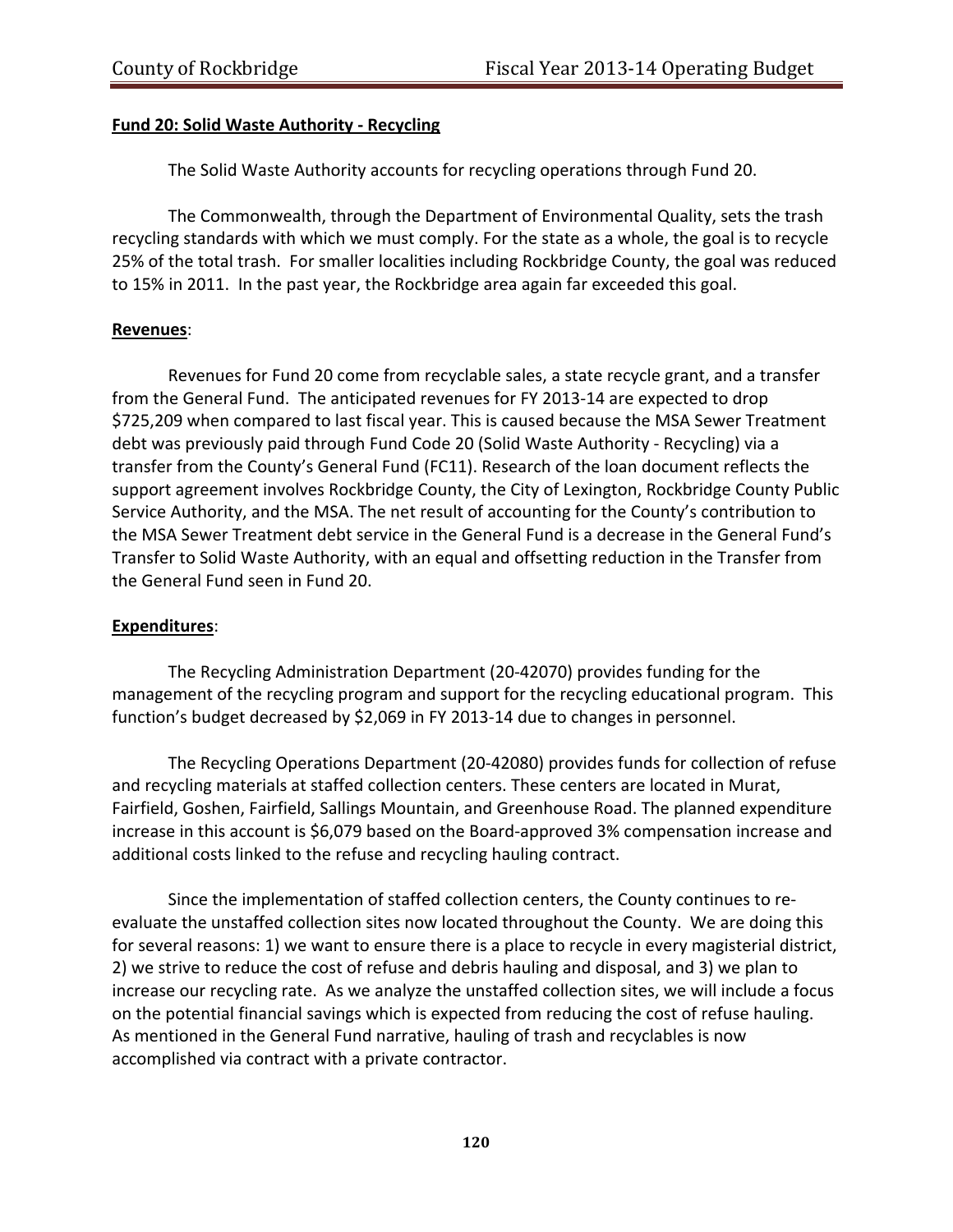**Fund 20: Solid Waste Authority - Recycling**

The Solid Waste Authority accounts for recycling operations through Fund 20.

The Commonwealth, through the Department of Environmental Quality, sets the trash recycling standards with which we must comply. For the state as a whole, the goal is to recycle 25% of the total trash. For smaller localities including Rockbridge County, the goal was reduced to 15% in 2011. In the past year, the Rockbridge area again far exceeded this goal.

**Revenues**:

Revenues for Fund 20 come from recyclable sales, a state recycle grant, and a transfer from the General Fund. The anticipated revenues for FY 2013-14 are expected to drop $725,209 when compared to last fiscal year. This is caused because the MSA Sewer Treatment debt was previously paid through Fund Code 20 (Solid Waste Authority - Recycling) via a transfer from the County's General Fund (FC11). Research of the loan document reflects the support agreement involves Rockbridge County, the City of Lexington, Rockbridge County Public Service Authority, and the MSA. The net result of accounting for the County's contribution to the MSA Sewer Treatment debt service in the General Fund is a decrease in the General Fund's Transfer to Solid Waste Authority, with an equal and offsetting reduction in the Transfer from the General Fund seen in Fund 20.

**Expenditures**:

The Recycling Administration Department (20-42070) provides funding for the management of the recycling program and support for the recycling educational program. This function's budget decreased by $2,069 in FY 2013-14 due to changes in personnel.

The Recycling Operations Department (20-42080) provides funds for collection of refuse and recycling materials at staffed collection centers. These centers are located in Murat, Fairfield, Goshen, Fairfield, Sallings Mountain, and Greenhouse Road. The planned expenditure increase in this account is $6,079 based on the Board-approved 3% compensation increase and additional costs linked to the refuse and recycling hauling contract.

Since the implementation of staffed collection centers, the County continues to re-evaluate the unstaffed collection sites now located throughout the County. We are doing this for several reasons: 1) we want to ensure there is a place to recycle in every magisterial district, 2) we strive to reduce the cost of refuse and debris hauling and disposal, and 3) we plan to increase our recycling rate. As we analyze the unstaffed collection sites, we will include a focus on the potential financial savings which is expected from reducing the cost of refuse hauling. As mentioned in the General Fund narrative, hauling of trash and recyclables is now accomplished via contract with a private contractor.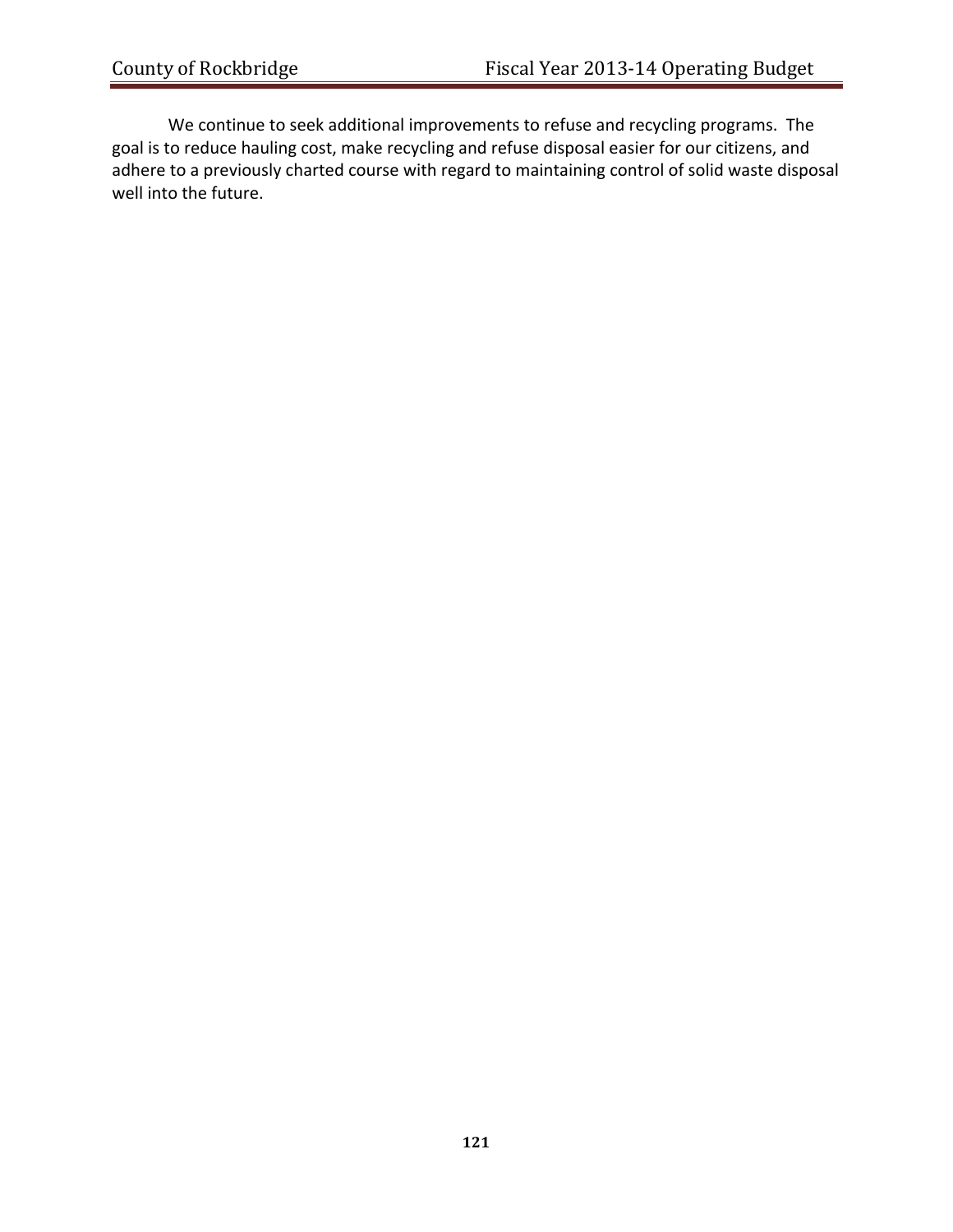We continue to seek additional improvements to refuse and recycling programs. The goal is to reduce hauling cost, make recycling and refuse disposal easier for our citizens, and adhere to a previously charted course with regard to maintaining control of solid waste disposal well into the future.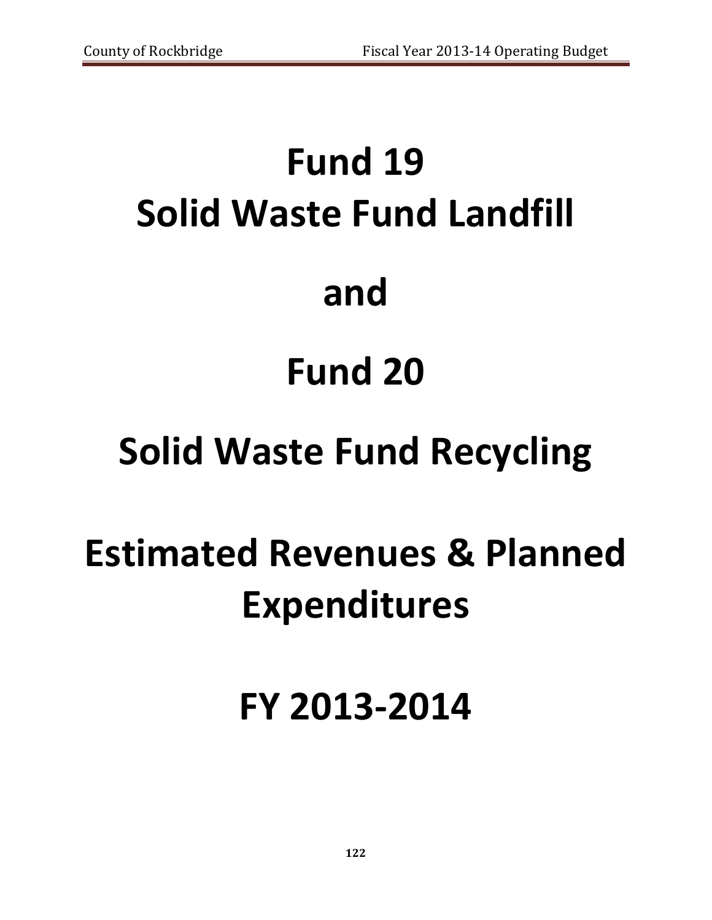# Fund 19
# Solid Waste Fund Landfill

# and

# Fund 20

# Solid Waste Fund Recycling

# Estimated Revenues & Planned Expenditures

# FY 2013-2014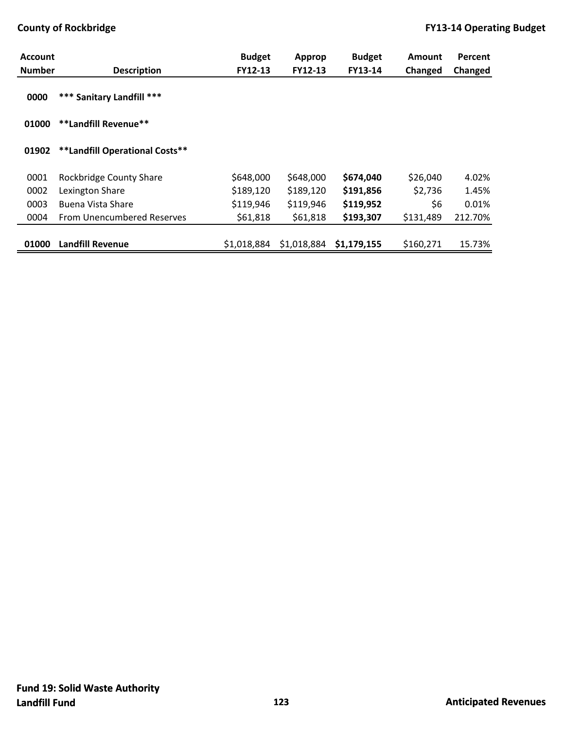| Account Number | Description | Budget FY12-13 | Approp FY12-13 | Budget FY13-14 | Amount Changed | Percent Changed |
|---|---|---|---|---|---|---|
| **0000** | **\*\*\* Sanitary Landfill \*\*\*** | | | | | |
| **01000** | **\*\*Landfill Revenue\*\*** | | | | | |
| **01902** | **\*\*Landfill Operational Costs\*\*** | | | | | |
| 0001 | Rockbridge County Share | $648,000 | $648,000 | **$674,040** | $26,040 | 4.02% |
| 0002 | Lexington Share | $189,120 | $189,120 | **$191,856** | $2,736 | 1.45% |
| 0003 | Buena Vista Share | $119,946 | $119,946 | **$119,952** | $6 | 0.01% |
| 0004 | From Unencumbered Reserves | $61,818 | $61,818 | **$193,307** | $131,489 | 212.70% |
| **01000** | **Landfill Revenue** | $1,018,884 | $1,018,884 | **$1,179,155** | $160,271 | 15.73% |

**Fund 19: Solid Waste Authority Landfill Fund**

**Anticipated Revenues**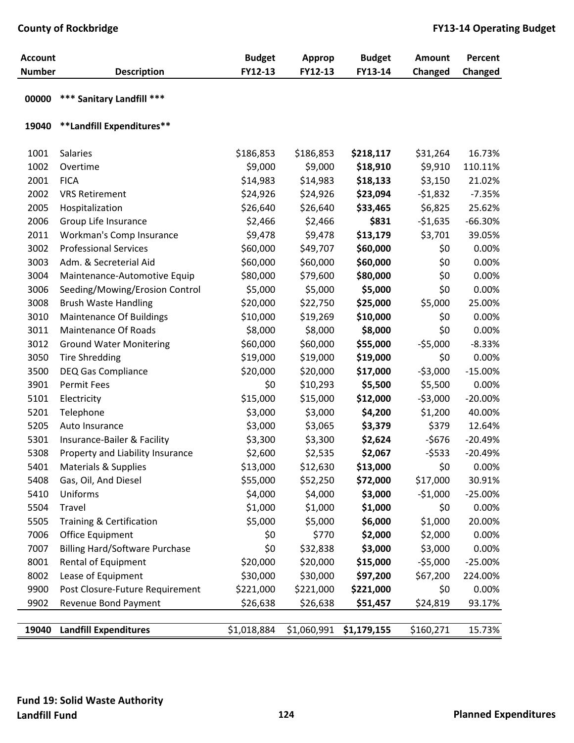| Account Number | Description | Budget FY12-13 | Approp FY12-13 | Budget FY13-14 | Amount Changed | Percent Changed |
|---|---|---|---|---|---|---|
| 00000 | *** Sanitary Landfill *** | | | | | |
| 19040 | **Landfill Expenditures** | | | | | |
| 1001 | Salaries | $186,853 | $186,853 | **$218,117** | $31,264 | 16.73% |
| 1002 | Overtime | $9,000 | $9,000 | **$18,910** | $9,910 | 110.11% |
| 2001 | FICA | $14,983 | $14,983 | **$18,133** | $3,150 | 21.02% |
| 2002 | VRS Retirement | $24,926 | $24,926 | **$23,094** | -$1,832 | -7.35% |
| 2005 | Hospitalization | $26,640 | $26,640 | **$33,465** | $6,825 | 25.62% |
| 2006 | Group Life Insurance | $2,466 | $2,466 | **$831** | -$1,635 | -66.30% |
| 2011 | Workman's Comp Insurance | $9,478 | $9,478 | **$13,179** | $3,701 | 39.05% |
| 3002 | Professional Services | $60,000 | $49,707 | **$60,000** | $0 | 0.00% |
| 3003 | Adm. & Secreterial Aid | $60,000 | $60,000 | **$60,000** | $0 | 0.00% |
| 3004 | Maintenance-Automotive Equip | $80,000 | $79,600 | **$80,000** | $0 | 0.00% |
| 3006 | Seeding/Mowing/Erosion Control | $5,000 | $5,000 | **$5,000** | $0 | 0.00% |
| 3008 | Brush Waste Handling | $20,000 | $22,750 | **$25,000** | $5,000 | 25.00% |
| 3010 | Maintenance Of Buildings | $10,000 | $19,269 | **$10,000** | $0 | 0.00% |
| 3011 | Maintenance Of Roads | $8,000 | $8,000 | **$8,000** | $0 | 0.00% |
| 3012 | Ground Water Monitering | $60,000 | $60,000 | **$55,000** | -$5,000 | -8.33% |
| 3050 | Tire Shredding | $19,000 | $19,000 | **$19,000** | $0 | 0.00% |
| 3500 | DEQ Gas Compliance | $20,000 | $20,000 | **$17,000** | -$3,000 | -15.00% |
| 3901 | Permit Fees | $0 | $10,293 | **$5,500** | $5,500 | 0.00% |
| 5101 | Electricity | $15,000 | $15,000 | **$12,000** | -$3,000 | -20.00% |
| 5201 | Telephone | $3,000 | $3,000 | **$4,200** | $1,200 | 40.00% |
| 5205 | Auto Insurance | $3,000 | $3,065 | **$3,379** | $379 | 12.64% |
| 5301 | Insurance-Bailer & Facility | $3,300 | $3,300 | **$2,624** | -$676 | -20.49% |
| 5308 | Property and Liability Insurance | $2,600 | $2,535 | **$2,067** | -$533 | -20.49% |
| 5401 | Materials & Supplies | $13,000 | $12,630 | **$13,000** | $0 | 0.00% |
| 5408 | Gas, Oil, And Diesel | $55,000 | $52,250 | **$72,000** | $17,000 | 30.91% |
| 5410 | Uniforms | $4,000 | $4,000 | **$3,000** | -$1,000 | -25.00% |
| 5504 | Travel | $1,000 | $1,000 | **$1,000** | $0 | 0.00% |
| 5505 | Training & Certification | $5,000 | $5,000 | **$6,000** | $1,000 | 20.00% |
| 7006 | Office Equipment | $0 | $770 | **$2,000** | $2,000 | 0.00% |
| 7007 | Billing Hard/Software Purchase | $0 | $32,838 | **$3,000** | $3,000 | 0.00% |
| 8001 | Rental of Equipment | $20,000 | $20,000 | **$15,000** | -$5,000 | -25.00% |
| 8002 | Lease of Equipment | $30,000 | $30,000 | **$97,200** | $67,200 | 224.00% |
| 9900 | Post Closure-Future Requirement | $221,000 | $221,000 | **$221,000** | $0 | 0.00% |
| 9902 | Revenue Bond Payment | $26,638 | $26,638 | **$51,457** | $24,819 | 93.17% |
| **19040** | **Landfill Expenditures** | $1,018,884 | $1,060,991 | **$1,179,155** | $160,271 | 15.73% |

**Fund 19: Solid Waste Authority Landfill Fund**

**Planned Expenditures**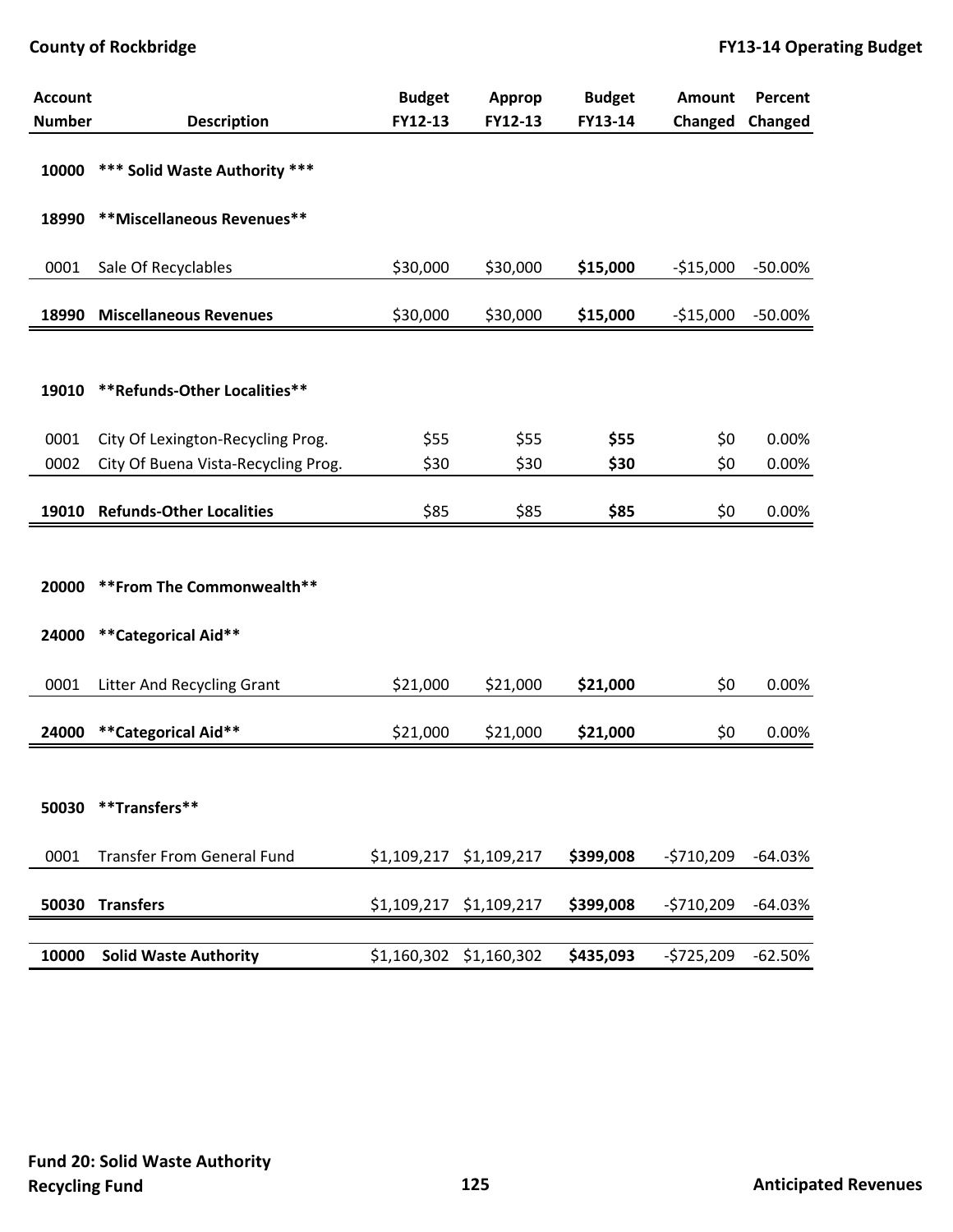| Account Number | Description | Budget FY12-13 | Approp FY12-13 | Budget FY13-14 | Amount Changed | Percent Changed |
|---|---|---|---|---|---|---|
| **10000** | **\*\*\* Solid Waste Authority \*\*\*** | | | | | |
| **18990** | **\*\*Miscellaneous Revenues\*\*** | | | | | |
| 0001 | Sale Of Recyclables | $30,000 | $30,000 | **$15,000** | -$15,000 | -50.00% |
| **18990** | **Miscellaneous Revenues** | $30,000 | $30,000 | **$15,000** | -$15,000 | -50.00% |
| **19010** | **\*\*Refunds-Other Localities\*\*** | | | | | |
| 0001 | City Of Lexington-Recycling Prog. | $55 | $55 | **$55** | $0 | 0.00% |
| 0002 | City Of Buena Vista-Recycling Prog. | $30 | $30 | **$30** | $0 | 0.00% |
| **19010** | **Refunds-Other Localities** | $85 | $85 | **$85** | $0 | 0.00% |
| **20000** | **\*\*From The Commonwealth\*\*** | | | | | |
| **24000** | **\*\*Categorical Aid\*\*** | | | | | |
| 0001 | Litter And Recycling Grant | $21,000 | $21,000 | **$21,000** | $0 | 0.00% |
| **24000** | **\*\*Categorical Aid\*\*** | $21,000 | $21,000 | **$21,000** | $0 | 0.00% |
| **50030** | **\*\*Transfers\*\*** | | | | | |
| 0001 | Transfer From General Fund | $1,109,217 | $1,109,217 | **$399,008** | -$710,209 | -64.03% |
| **50030** | **Transfers** | $1,109,217 | $1,109,217 | **$399,008** | -$710,209 | -64.03% |
| **10000** | **Solid Waste Authority** | $1,160,302 | $1,160,302 | **$435,093** | -$725,209 | -62.50% |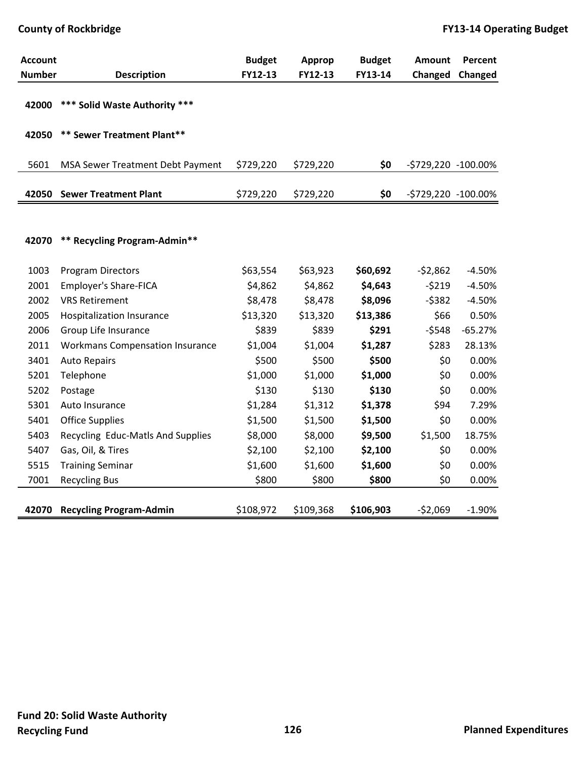| Account Number | Description | Budget FY12-13 | Approp FY12-13 | Budget FY13-14 | Amount Changed | Percent Changed |
|---|---|---|---|---|---|---|
| 42000 | *** Solid Waste Authority *** | | | | | |
| 42050 | ** Sewer Treatment Plant** | | | | | |
| 5601 | MSA Sewer Treatment Debt Payment | $729,220 | $729,220 | **$0** | -$729,220 | -100.00% |
| **42050** | **Sewer Treatment Plant** | $729,220 | $729,220 | **$0** | -$729,220 | -100.00% |
| 42070 | ** Recycling Program-Admin** | | | | | |
| 1003 | Program Directors | $63,554 | $63,923 | **$60,692** | -$2,862 | -4.50% |
| 2001 | Employer's Share-FICA | $4,862 | $4,862 | **$4,643** | -$219 | -4.50% |
| 2002 | VRS Retirement | $8,478 | $8,478 | **$8,096** | -$382 | -4.50% |
| 2005 | Hospitalization Insurance | $13,320 | $13,320 | **$13,386** | $66 | 0.50% |
| 2006 | Group Life Insurance | $839 | $839 | **$291** | -$548 | -65.27% |
| 2011 | Workmans Compensation Insurance | $1,004 | $1,004 | **$1,287** | $283 | 28.13% |
| 3401 | Auto Repairs | $500 | $500 | **$500** | $0 | 0.00% |
| 5201 | Telephone | $1,000 | $1,000 | **$1,000** | $0 | 0.00% |
| 5202 | Postage | $130 | $130 | **$130** | $0 | 0.00% |
| 5301 | Auto Insurance | $1,284 | $1,312 | **$1,378** | $94 | 7.29% |
| 5401 | Office Supplies | $1,500 | $1,500 | **$1,500** | $0 | 0.00% |
| 5403 | Recycling Educ-Matls And Supplies | $8,000 | $8,000 | **$9,500** | $1,500 | 18.75% |
| 5407 | Gas, Oil, & Tires | $2,100 | $2,100 | **$2,100** | $0 | 0.00% |
| 5515 | Training Seminar | $1,600 | $1,600 | **$1,600** | $0 | 0.00% |
| 7001 | Recycling Bus | $800 | $800 | **$800** | $0 | 0.00% |
| **42070** | **Recycling Program-Admin** | $108,972 | $109,368 | **$106,903** | -$2,069 | -1.90% |

**Fund 20: Solid Waste Authority**
**Recycling Fund**

**Planned Expenditures**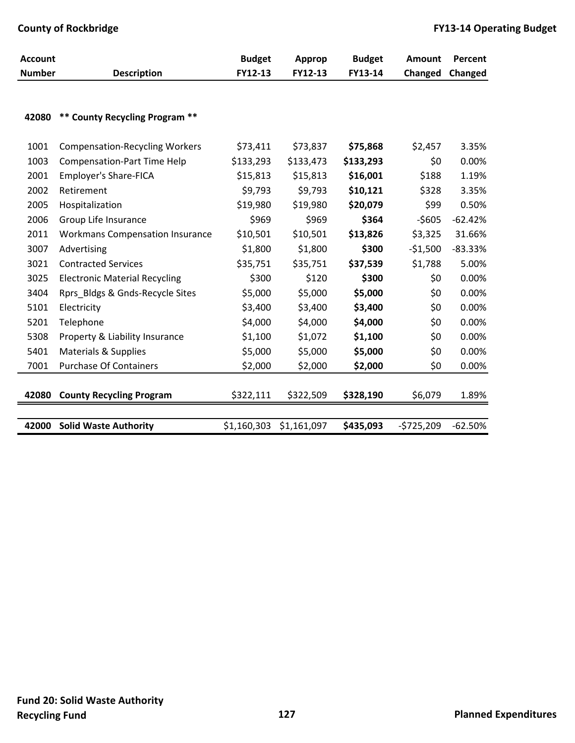| Account Number | Description | Budget FY12-13 | Approp FY12-13 | Budget FY13-14 | Amount Changed | Percent Changed |
|---|---|---|---|---|---|---|
| **42080** | **\*\* County Recycling Program \*\*** | | | | | |
| 1001 | Compensation-Recycling Workers | $73,411 | $73,837 | **$75,868** | $2,457 | 3.35% |
| 1003 | Compensation-Part Time Help | $133,293 | $133,473 | **$133,293** | $0 | 0.00% |
| 2001 | Employer's Share-FICA | $15,813 | $15,813 | **$16,001** | $188 | 1.19% |
| 2002 | Retirement | $9,793 | $9,793 | **$10,121** | $328 | 3.35% |
| 2005 | Hospitalization | $19,980 | $19,980 | **$20,079** | $99 | 0.50% |
| 2006 | Group Life Insurance | $969 | $969 | **$364** | -$605 | -62.42% |
| 2011 | Workmans Compensation Insurance | $10,501 | $10,501 | **$13,826** | $3,325 | 31.66% |
| 3007 | Advertising | $1,800 | $1,800 | **$300** | -$1,500 | -83.33% |
| 3021 | Contracted Services | $35,751 | $35,751 | **$37,539** | $1,788 | 5.00% |
| 3025 | Electronic Material Recycling | $300 | $120 | **$300** | $0 | 0.00% |
| 3404 | Rprs_Bldgs & Gnds-Recycle Sites | $5,000 | $5,000 | **$5,000** | $0 | 0.00% |
| 5101 | Electricity | $3,400 | $3,400 | **$3,400** | $0 | 0.00% |
| 5201 | Telephone | $4,000 | $4,000 | **$4,000** | $0 | 0.00% |
| 5308 | Property & Liability Insurance | $1,100 | $1,072 | **$1,100** | $0 | 0.00% |
| 5401 | Materials & Supplies | $5,000 | $5,000 | **$5,000** | $0 | 0.00% |
| 7001 | Purchase Of Containers | $2,000 | $2,000 | **$2,000** | $0 | 0.00% |
| **42080** | **County Recycling Program** | $322,111 | $322,509 | **$328,190** | $6,079 | 1.89% |
| **42000** | **Solid Waste Authority** | $1,160,303 | $1,161,097 | **$435,093** | -$725,209 | -62.50% |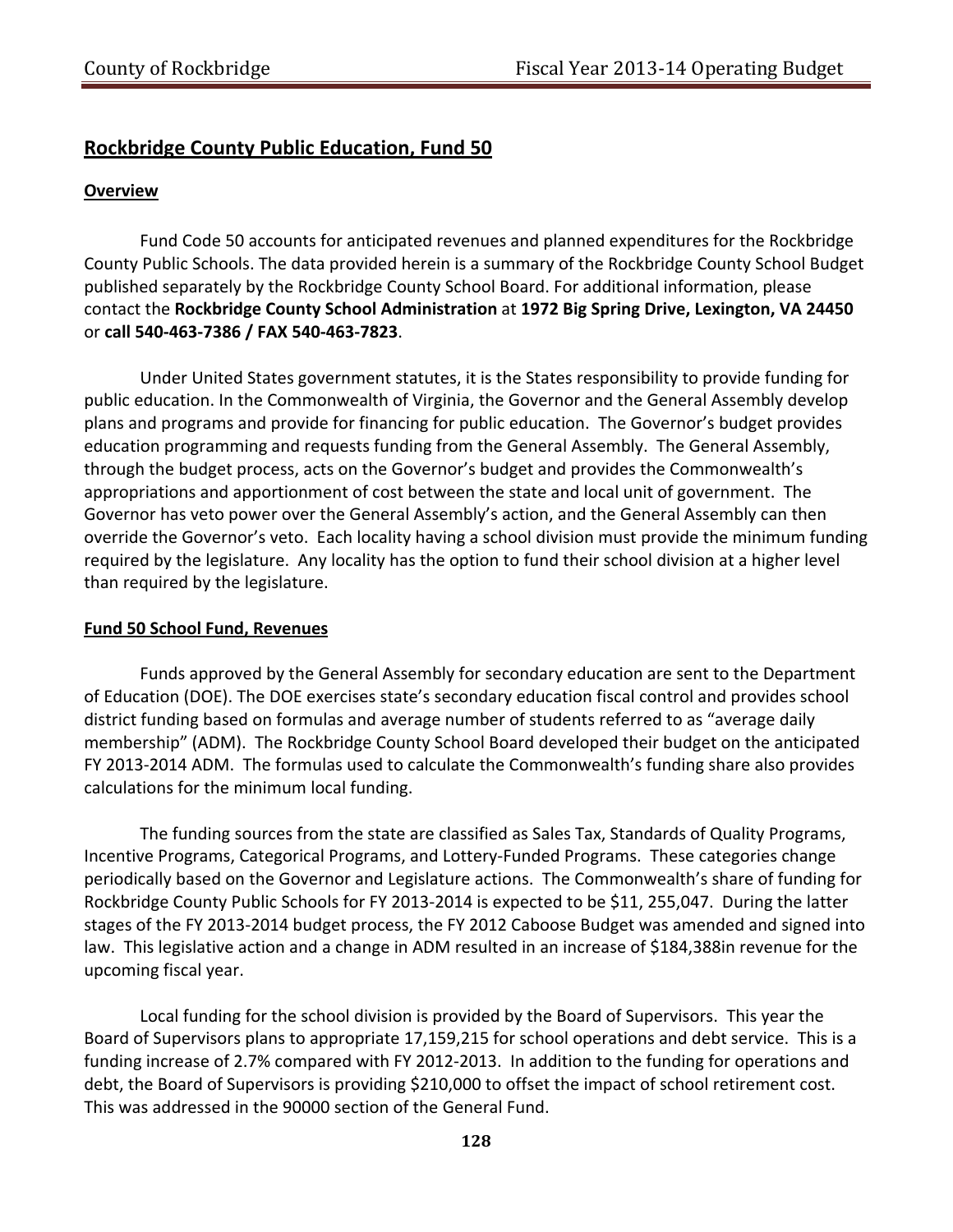## Rockbridge County Public Education, Fund 50

### Overview

Fund Code 50 accounts for anticipated revenues and planned expenditures for the Rockbridge County Public Schools. The data provided herein is a summary of the Rockbridge County School Budget published separately by the Rockbridge County School Board. For additional information, please contact the **Rockbridge County School Administration** at **1972 Big Spring Drive, Lexington, VA 24450** or **call 540-463-7386 / FAX 540-463-7823**.

Under United States government statutes, it is the States responsibility to provide funding for public education. In the Commonwealth of Virginia, the Governor and the General Assembly develop plans and programs and provide for financing for public education. The Governor's budget provides education programming and requests funding from the General Assembly. The General Assembly, through the budget process, acts on the Governor's budget and provides the Commonwealth's appropriations and apportionment of cost between the state and local unit of government. The Governor has veto power over the General Assembly's action, and the General Assembly can then override the Governor's veto. Each locality having a school division must provide the minimum funding required by the legislature. Any locality has the option to fund their school division at a higher level than required by the legislature.

### Fund 50 School Fund, Revenues

Funds approved by the General Assembly for secondary education are sent to the Department of Education (DOE). The DOE exercises state's secondary education fiscal control and provides school district funding based on formulas and average number of students referred to as "average daily membership" (ADM). The Rockbridge County School Board developed their budget on the anticipated FY 2013-2014 ADM. The formulas used to calculate the Commonwealth's funding share also provides calculations for the minimum local funding.

The funding sources from the state are classified as Sales Tax, Standards of Quality Programs, Incentive Programs, Categorical Programs, and Lottery-Funded Programs. These categories change periodically based on the Governor and Legislature actions. The Commonwealth's share of funding for Rockbridge County Public Schools for FY 2013-2014 is expected to be $11, 255,047. During the latter stages of the FY 2013-2014 budget process, the FY 2012 Caboose Budget was amended and signed into law. This legislative action and a change in ADM resulted in an increase of $184,388in revenue for the upcoming fiscal year.

Local funding for the school division is provided by the Board of Supervisors. This year the Board of Supervisors plans to appropriate 17,159,215 for school operations and debt service. This is a funding increase of 2.7% compared with FY 2012-2013. In addition to the funding for operations and debt, the Board of Supervisors is providing $210,000 to offset the impact of school retirement cost. This was addressed in the 90000 section of the General Fund.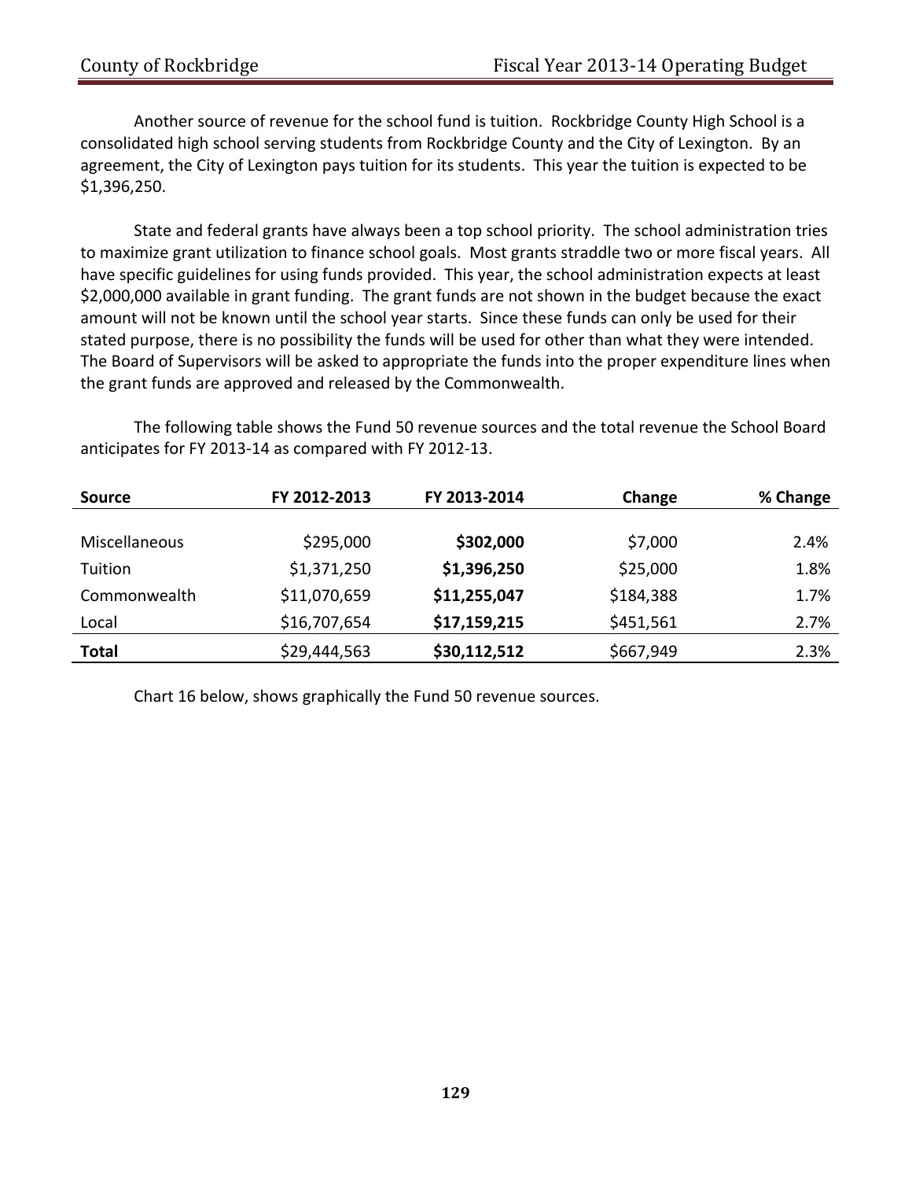Another source of revenue for the school fund is tuition. Rockbridge County High School is a consolidated high school serving students from Rockbridge County and the City of Lexington. By an agreement, the City of Lexington pays tuition for its students. This year the tuition is expected to be $1,396,250.

State and federal grants have always been a top school priority. The school administration tries to maximize grant utilization to finance school goals. Most grants straddle two or more fiscal years. All have specific guidelines for using funds provided. This year, the school administration expects at least $2,000,000 available in grant funding. The grant funds are not shown in the budget because the exact amount will not be known until the school year starts. Since these funds can only be used for their stated purpose, there is no possibility the funds will be used for other than what they were intended. The Board of Supervisors will be asked to appropriate the funds into the proper expenditure lines when the grant funds are approved and released by the Commonwealth.

The following table shows the Fund 50 revenue sources and the total revenue the School Board anticipates for FY 2013-14 as compared with FY 2012-13.

| **Source** | **FY 2012-2013** | **FY 2013-2014** | **Change** | **% Change** |
|---|---:|---:|---:|---:|
| Miscellaneous | $295,000 | **$302,000** | $7,000 | 2.4% |
| Tuition | $1,371,250 | **$1,396,250** | $25,000 | 1.8% |
| Commonwealth | $11,070,659 | **$11,255,047** | $184,388 | 1.7% |
| Local | $16,707,654 | **$17,159,215** | $451,561 | 2.7% |
| **Total** | $29,444,563 | **$30,112,512** | $667,949 | 2.3% |

Chart 16 below, shows graphically the Fund 50 revenue sources.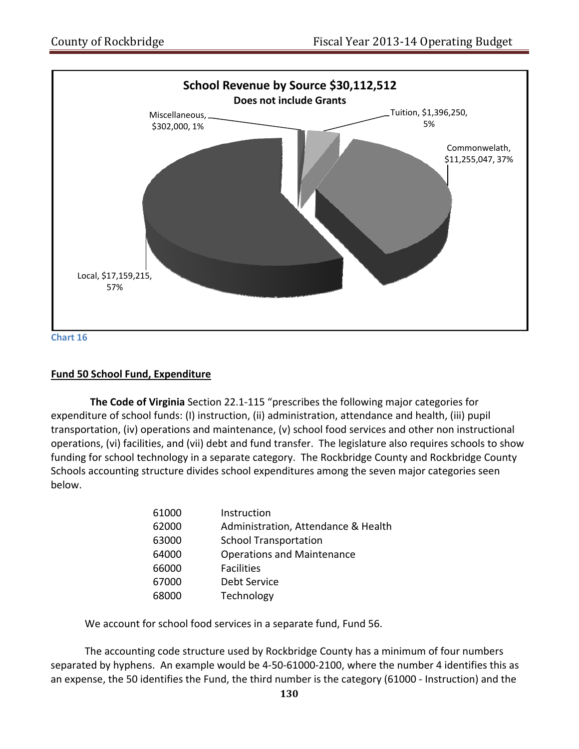**School Revenue by Source $30,112,512**

**Does not include Grants**

Miscellaneous, $302,000, 1%

Tuition, $1,396,250, 5%

Commonwelath, $11,255,047, 37%

Local, $17,159,215, 57%

Chart 16

**Fund 50 School Fund, Expenditure**

**The Code of Virginia** Section 22.1-115 "prescribes the following major categories for expenditure of school funds: (I) instruction, (ii) administration, attendance and health, (iii) pupil transportation, (iv) operations and maintenance, (v) school food services and other non instructional operations, (vi) facilities, and (vii) debt and fund transfer. The legislature also requires schools to show funding for school technology in a separate category. The Rockbridge County and Rockbridge County Schools accounting structure divides school expenditures among the seven major categories seen below.

| | |
|---|---|
| 61000 | Instruction |
| 62000 | Administration, Attendance & Health |
| 63000 | School Transportation |
| 64000 | Operations and Maintenance |
| 66000 | Facilities |
| 67000 | Debt Service |
| 68000 | Technology |

We account for school food services in a separate fund, Fund 56.

The accounting code structure used by Rockbridge County has a minimum of four numbers separated by hyphens. An example would be 4-50-61000-2100, where the number 4 identifies this as an expense, the 50 identifies the Fund, the third number is the category (61000 - Instruction) and the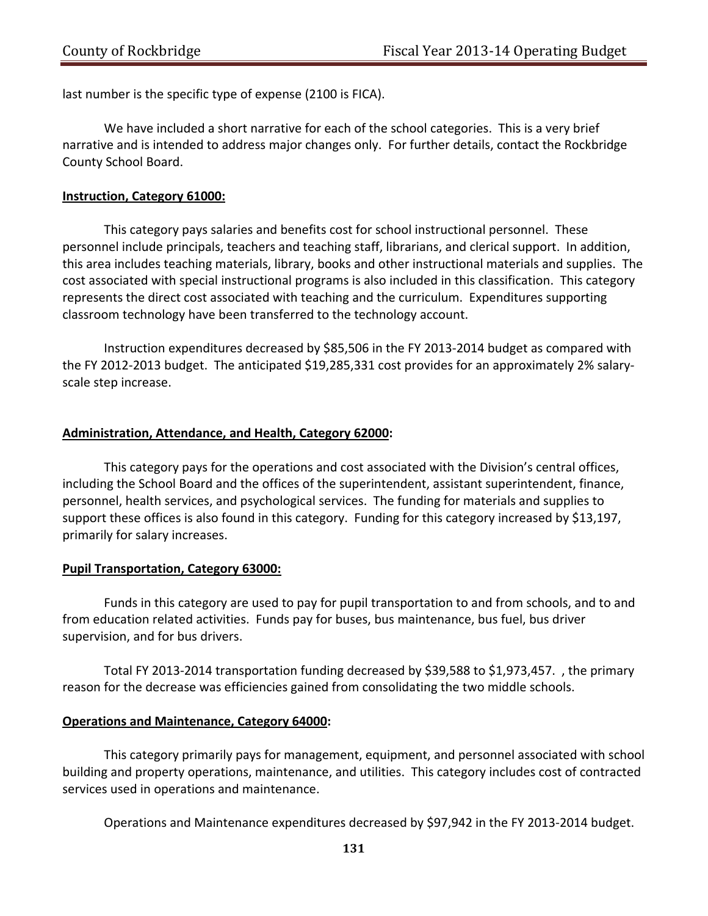last number is the specific type of expense (2100 is FICA).

We have included a short narrative for each of the school categories. This is a very brief narrative and is intended to address major changes only. For further details, contact the Rockbridge County School Board.

**Instruction, Category 61000:**

This category pays salaries and benefits cost for school instructional personnel. These personnel include principals, teachers and teaching staff, librarians, and clerical support. In addition, this area includes teaching materials, library, books and other instructional materials and supplies. The cost associated with special instructional programs is also included in this classification. This category represents the direct cost associated with teaching and the curriculum. Expenditures supporting classroom technology have been transferred to the technology account.

Instruction expenditures decreased by $85,506 in the FY 2013-2014 budget as compared with the FY 2012-2013 budget. The anticipated $19,285,331 cost provides for an approximately 2% salary-scale step increase.

**Administration, Attendance, and Health, Category 62000:**

This category pays for the operations and cost associated with the Division's central offices, including the School Board and the offices of the superintendent, assistant superintendent, finance, personnel, health services, and psychological services. The funding for materials and supplies to support these offices is also found in this category. Funding for this category increased by $13,197, primarily for salary increases.

**Pupil Transportation, Category 63000:**

Funds in this category are used to pay for pupil transportation to and from schools, and to and from education related activities. Funds pay for buses, bus maintenance, bus fuel, bus driver supervision, and for bus drivers.

Total FY 2013-2014 transportation funding decreased by $39,588 to $1,973,457. , the primary reason for the decrease was efficiencies gained from consolidating the two middle schools.

**Operations and Maintenance, Category 64000:**

This category primarily pays for management, equipment, and personnel associated with school building and property operations, maintenance, and utilities. This category includes cost of contracted services used in operations and maintenance.

Operations and Maintenance expenditures decreased by $97,942 in the FY 2013-2014 budget.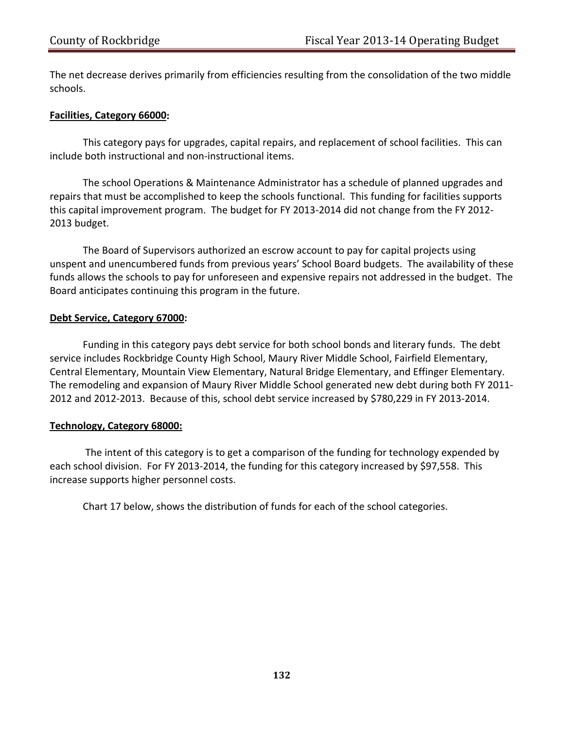The net decrease derives primarily from efficiencies resulting from the consolidation of the two middle schools.

**Facilities, Category 66000:**

This category pays for upgrades, capital repairs, and replacement of school facilities. This can include both instructional and non-instructional items.

The school Operations & Maintenance Administrator has a schedule of planned upgrades and repairs that must be accomplished to keep the schools functional. This funding for facilities supports this capital improvement program. The budget for FY 2013-2014 did not change from the FY 2012-2013 budget.

The Board of Supervisors authorized an escrow account to pay for capital projects using unspent and unencumbered funds from previous years' School Board budgets. The availability of these funds allows the schools to pay for unforeseen and expensive repairs not addressed in the budget. The Board anticipates continuing this program in the future.

**Debt Service, Category 67000:**

Funding in this category pays debt service for both school bonds and literary funds. The debt service includes Rockbridge County High School, Maury River Middle School, Fairfield Elementary, Central Elementary, Mountain View Elementary, Natural Bridge Elementary, and Effinger Elementary. The remodeling and expansion of Maury River Middle School generated new debt during both FY 2011-2012 and 2012-2013. Because of this, school debt service increased by $780,229 in FY 2013-2014.

**Technology, Category 68000:**

The intent of this category is to get a comparison of the funding for technology expended by each school division. For FY 2013-2014, the funding for this category increased by $97,558. This increase supports higher personnel costs.

Chart 17 below, shows the distribution of funds for each of the school categories.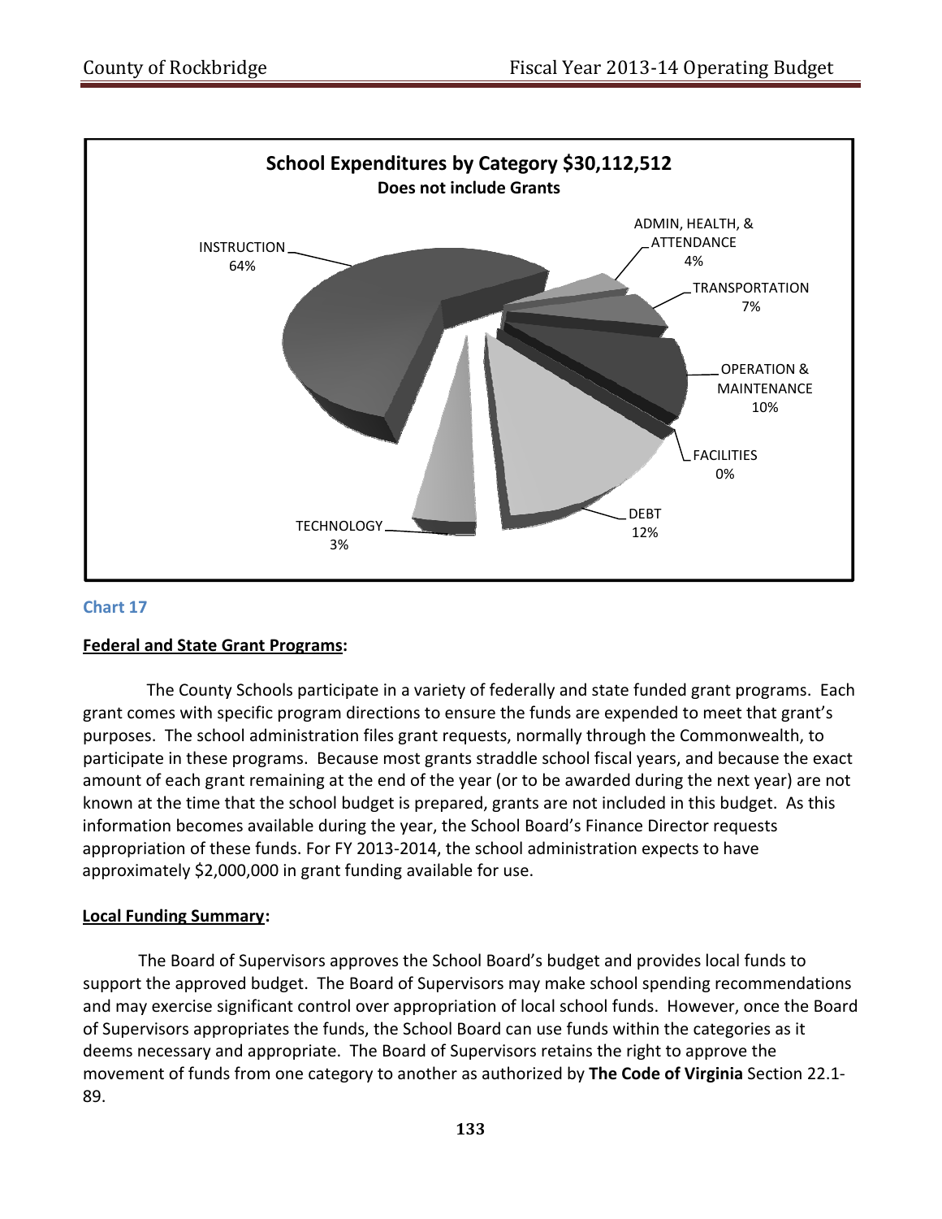**School Expenditures by Category $30,112,512**

**Does not include Grants**

| Category | Percent |
|---|---|
| INSTRUCTION | 64% |
| ADMIN, HEALTH, & ATTENDANCE | 4% |
| TRANSPORTATION | 7% |
| OPERATION & MAINTENANCE | 10% |
| FACILITIES | 0% |
| DEBT | 12% |
| TECHNOLOGY | 3% |

**Chart 17**

**Federal and State Grant Programs:**

The County Schools participate in a variety of federally and state funded grant programs. Each grant comes with specific program directions to ensure the funds are expended to meet that grant's purposes. The school administration files grant requests, normally through the Commonwealth, to participate in these programs. Because most grants straddle school fiscal years, and because the exact amount of each grant remaining at the end of the year (or to be awarded during the next year) are not known at the time that the school budget is prepared, grants are not included in this budget. As this information becomes available during the year, the School Board's Finance Director requests appropriation of these funds. For FY 2013-2014, the school administration expects to have approximately $2,000,000 in grant funding available for use.

**Local Funding Summary:**

The Board of Supervisors approves the School Board's budget and provides local funds to support the approved budget. The Board of Supervisors may make school spending recommendations and may exercise significant control over appropriation of local school funds. However, once the Board of Supervisors appropriates the funds, the School Board can use funds within the categories as it deems necessary and appropriate. The Board of Supervisors retains the right to approve the movement of funds from one category to another as authorized by **The Code of Virginia** Section 22.1-89.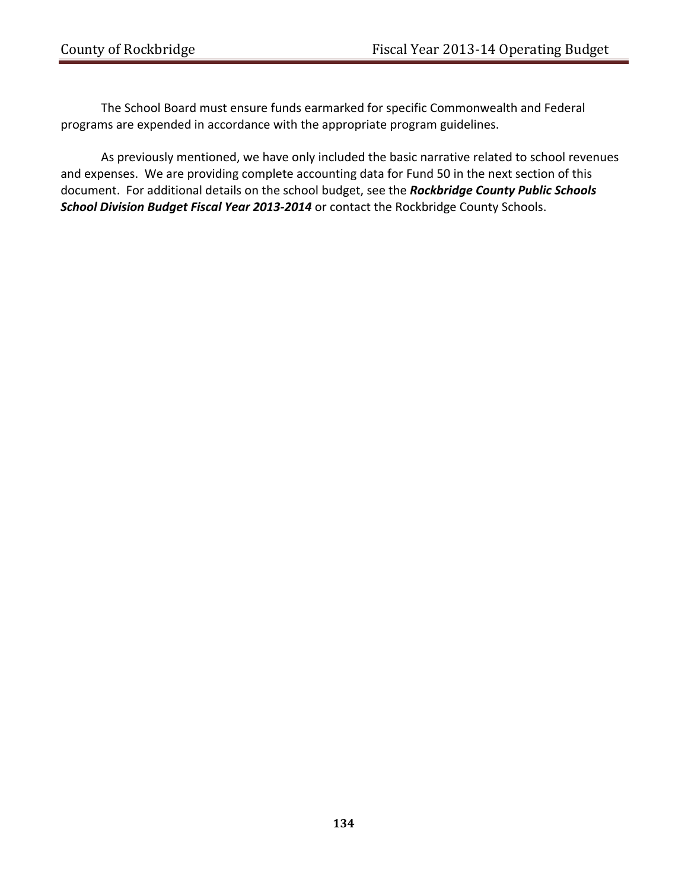The School Board must ensure funds earmarked for specific Commonwealth and Federal programs are expended in accordance with the appropriate program guidelines.

As previously mentioned, we have only included the basic narrative related to school revenues and expenses. We are providing complete accounting data for Fund 50 in the next section of this document. For additional details on the school budget, see the ***Rockbridge County Public Schools School Division Budget Fiscal Year 2013-2014*** or contact the Rockbridge County Schools.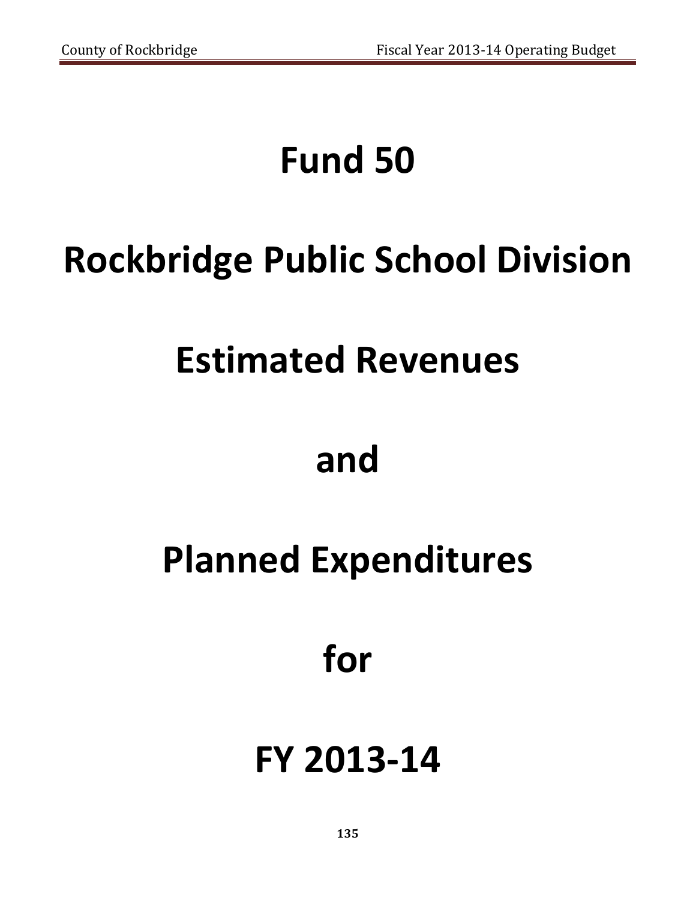# Fund 50

# Rockbridge Public School Division

# Estimated Revenues

# and

# Planned Expenditures

# for

# FY 2013-14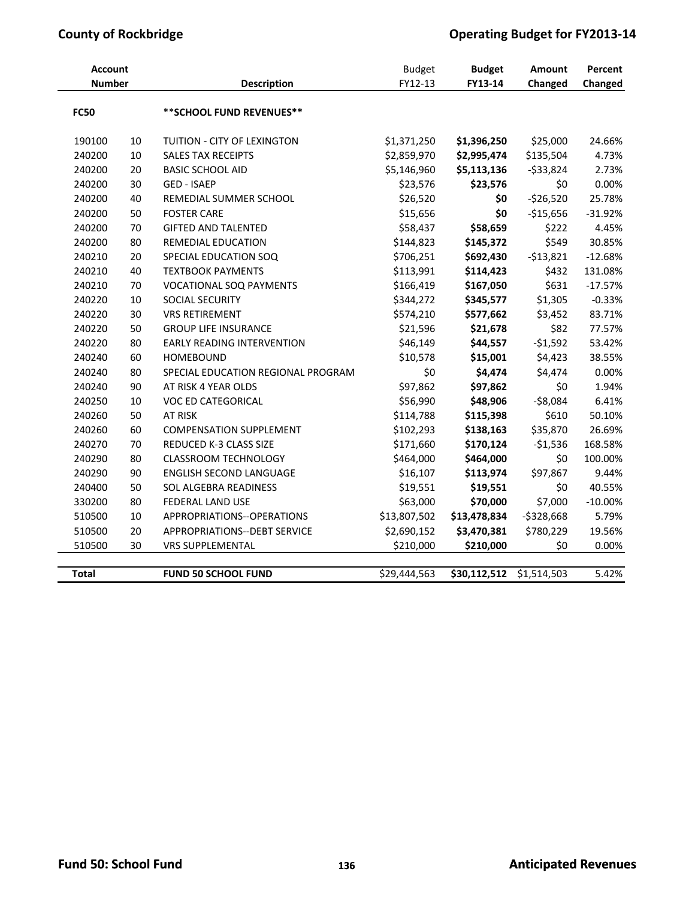| Account Number | | Description | Budget FY12-13 | Budget FY13-14 | Amount Changed | Percent Changed |
|---|---|---|---|---|---|---|
| **FC50** | | **SCHOOL FUND REVENUES** | | | | |
| 190100 | 10 | TUITION - CITY OF LEXINGTON | $1,371,250 | **$1,396,250** | $25,000 | 24.66% |
| 240200 | 10 | SALES TAX RECEIPTS | $2,859,970 | **$2,995,474** | $135,504 | 4.73% |
| 240200 | 20 | BASIC SCHOOL AID | $5,146,960 | **$5,113,136** | -$33,824 | 2.73% |
| 240200 | 30 | GED - ISAEP | $23,576 | **$23,576** | $0 | 0.00% |
| 240200 | 40 | REMEDIAL SUMMER SCHOOL | $26,520 | **$0** | -$26,520 | 25.78% |
| 240200 | 50 | FOSTER CARE | $15,656 | **$0** | -$15,656 | -31.92% |
| 240200 | 70 | GIFTED AND TALENTED | $58,437 | **$58,659** | $222 | 4.45% |
| 240200 | 80 | REMEDIAL EDUCATION | $144,823 | **$145,372** | $549 | 30.85% |
| 240210 | 20 | SPECIAL EDUCATION SOQ | $706,251 | **$692,430** | -$13,821 | -12.68% |
| 240210 | 40 | TEXTBOOK PAYMENTS | $113,991 | **$114,423** | $432 | 131.08% |
| 240210 | 70 | VOCATIONAL SOQ PAYMENTS | $166,419 | **$167,050** | $631 | -17.57% |
| 240220 | 10 | SOCIAL SECURITY | $344,272 | **$345,577** | $1,305 | -0.33% |
| 240220 | 30 | VRS RETIREMENT | $574,210 | **$577,662** | $3,452 | 83.71% |
| 240220 | 50 | GROUP LIFE INSURANCE | $21,596 | **$21,678** | $82 | 77.57% |
| 240220 | 80 | EARLY READING INTERVENTION | $46,149 | **$44,557** | -$1,592 | 53.42% |
| 240240 | 60 | HOMEBOUND | $10,578 | **$15,001** | $4,423 | 38.55% |
| 240240 | 80 | SPECIAL EDUCATION REGIONAL PROGRAM | $0 | **$4,474** | $4,474 | 0.00% |
| 240240 | 90 | AT RISK 4 YEAR OLDS | $97,862 | **$97,862** | $0 | 1.94% |
| 240250 | 10 | VOC ED CATEGORICAL | $56,990 | **$48,906** | -$8,084 | 6.41% |
| 240260 | 50 | AT RISK | $114,788 | **$115,398** | $610 | 50.10% |
| 240260 | 60 | COMPENSATION SUPPLEMENT | $102,293 | **$138,163** | $35,870 | 26.69% |
| 240270 | 70 | REDUCED K-3 CLASS SIZE | $171,660 | **$170,124** | -$1,536 | 168.58% |
| 240290 | 80 | CLASSROOM TECHNOLOGY | $464,000 | **$464,000** | $0 | 100.00% |
| 240290 | 90 | ENGLISH SECOND LANGUAGE | $16,107 | **$113,974** | $97,867 | 9.44% |
| 240400 | 50 | SOL ALGEBRA READINESS | $19,551 | **$19,551** | $0 | 40.55% |
| 330200 | 80 | FEDERAL LAND USE | $63,000 | **$70,000** | $7,000 | -10.00% |
| 510500 | 10 | APPROPRIATIONS--OPERATIONS | $13,807,502 | **$13,478,834** | -$328,668 | 5.79% |
| 510500 | 20 | APPROPRIATIONS--DEBT SERVICE | $2,690,152 | **$3,470,381** | $780,229 | 19.56% |
| 510500 | 30 | VRS SUPPLEMENTAL | $210,000 | **$210,000** | $0 | 0.00% |
| **Total** | | **FUND 50 SCHOOL FUND** | $29,444,563 | **$30,112,512** | $1,514,503 | 5.42% |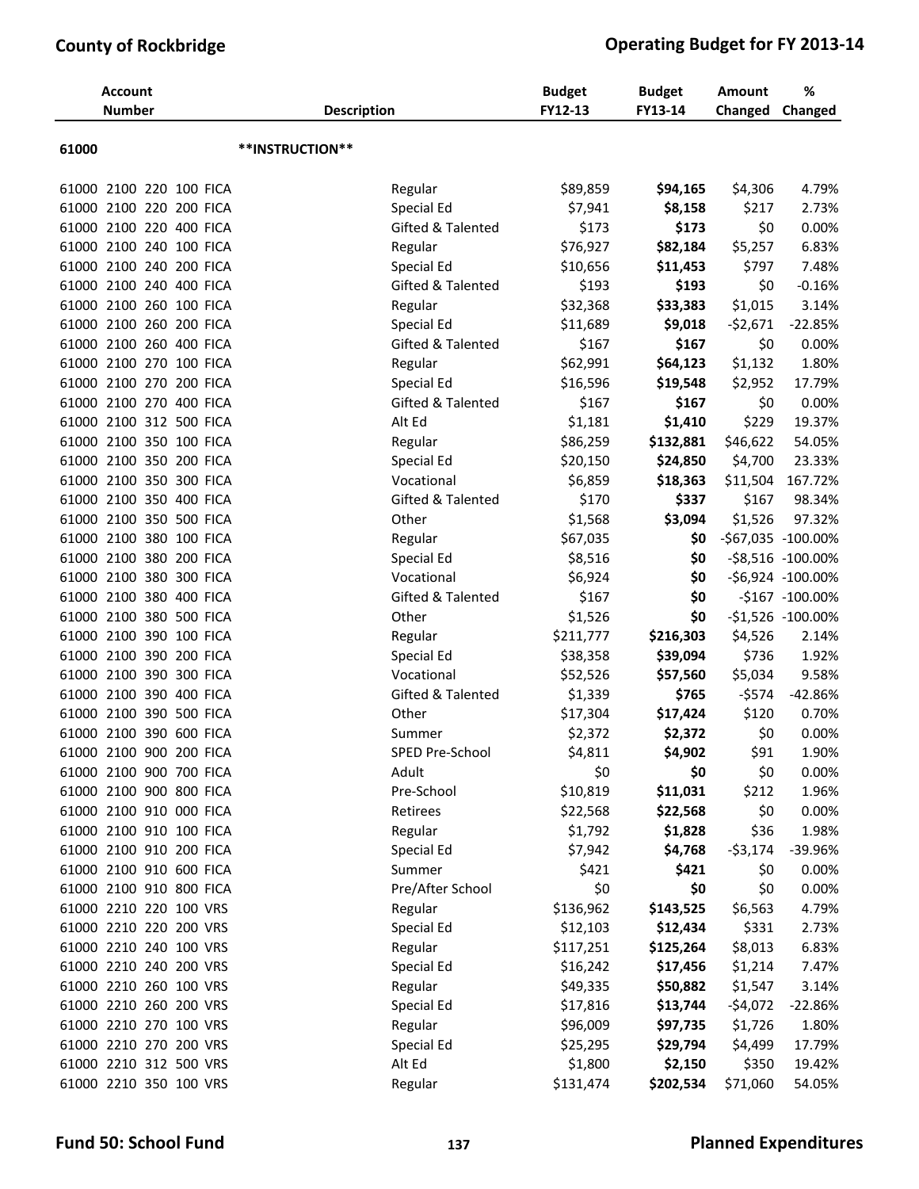| Account Number | Description | | Budget FY12-13 | Budget FY13-14 | Amount Changed | % Changed |
|---|---|---|---|---|---|---|
| 61000 | **INSTRUCTION** | | | | | |
| 61000 2100 220 100 FICA | | Regular | $89,859 | **$94,165** | $4,306 | 4.79% |
| 61000 2100 220 200 FICA | | Special Ed | $7,941 | **$8,158** | $217 | 2.73% |
| 61000 2100 220 400 FICA | | Gifted & Talented | $173 | **$173** | $0 | 0.00% |
| 61000 2100 240 100 FICA | | Regular | $76,927 | **$82,184** | $5,257 | 6.83% |
| 61000 2100 240 200 FICA | | Special Ed | $10,656 | **$11,453** | $797 | 7.48% |
| 61000 2100 240 400 FICA | | Gifted & Talented | $193 | **$193** | $0 | -0.16% |
| 61000 2100 260 100 FICA | | Regular | $32,368 | **$33,383** | $1,015 | 3.14% |
| 61000 2100 260 200 FICA | | Special Ed | $11,689 | **$9,018** | -$2,671 | -22.85% |
| 61000 2100 260 400 FICA | | Gifted & Talented | $167 | **$167** | $0 | 0.00% |
| 61000 2100 270 100 FICA | | Regular | $62,991 | **$64,123** | $1,132 | 1.80% |
| 61000 2100 270 200 FICA | | Special Ed | $16,596 | **$19,548** | $2,952 | 17.79% |
| 61000 2100 270 400 FICA | | Gifted & Talented | $167 | **$167** | $0 | 0.00% |
| 61000 2100 312 500 FICA | | Alt Ed | $1,181 | **$1,410** | $229 | 19.37% |
| 61000 2100 350 100 FICA | | Regular | $86,259 | **$132,881** | $46,622 | 54.05% |
| 61000 2100 350 200 FICA | | Special Ed | $20,150 | **$24,850** | $4,700 | 23.33% |
| 61000 2100 350 300 FICA | | Vocational | $6,859 | **$18,363** | $11,504 | 167.72% |
| 61000 2100 350 400 FICA | | Gifted & Talented | $170 | **$337** | $167 | 98.34% |
| 61000 2100 350 500 FICA | | Other | $1,568 | **$3,094** | $1,526 | 97.32% |
| 61000 2100 380 100 FICA | | Regular | $67,035 | **$0** | -$67,035 | -100.00% |
| 61000 2100 380 200 FICA | | Special Ed | $8,516 | **$0** | -$8,516 | -100.00% |
| 61000 2100 380 300 FICA | | Vocational | $6,924 | **$0** | -$6,924 | -100.00% |
| 61000 2100 380 400 FICA | | Gifted & Talented | $167 | **$0** | -$167 | -100.00% |
| 61000 2100 380 500 FICA | | Other | $1,526 | **$0** | -$1,526 | -100.00% |
| 61000 2100 390 100 FICA | | Regular | $211,777 | **$216,303** | $4,526 | 2.14% |
| 61000 2100 390 200 FICA | | Special Ed | $38,358 | **$39,094** | $736 | 1.92% |
| 61000 2100 390 300 FICA | | Vocational | $52,526 | **$57,560** | $5,034 | 9.58% |
| 61000 2100 390 400 FICA | | Gifted & Talented | $1,339 | **$765** | -$574 | -42.86% |
| 61000 2100 390 500 FICA | | Other | $17,304 | **$17,424** | $120 | 0.70% |
| 61000 2100 390 600 FICA | | Summer | $2,372 | **$2,372** | $0 | 0.00% |
| 61000 2100 900 200 FICA | | SPED Pre-School | $4,811 | **$4,902** | $91 | 1.90% |
| 61000 2100 900 700 FICA | | Adult | $0 | **$0** | $0 | 0.00% |
| 61000 2100 900 800 FICA | | Pre-School | $10,819 | **$11,031** | $212 | 1.96% |
| 61000 2100 910 000 FICA | | Retirees | $22,568 | **$22,568** | $0 | 0.00% |
| 61000 2100 910 100 FICA | | Regular | $1,792 | **$1,828** | $36 | 1.98% |
| 61000 2100 910 200 FICA | | Special Ed | $7,942 | **$4,768** | -$3,174 | -39.96% |
| 61000 2100 910 600 FICA | | Summer | $421 | **$421** | $0 | 0.00% |
| 61000 2100 910 800 FICA | | Pre/After School | $0 | **$0** | $0 | 0.00% |
| 61000 2210 220 100 VRS | | Regular | $136,962 | **$143,525** | $6,563 | 4.79% |
| 61000 2210 220 200 VRS | | Special Ed | $12,103 | **$12,434** | $331 | 2.73% |
| 61000 2210 240 100 VRS | | Regular | $117,251 | **$125,264** | $8,013 | 6.83% |
| 61000 2210 240 200 VRS | | Special Ed | $16,242 | **$17,456** | $1,214 | 7.47% |
| 61000 2210 260 100 VRS | | Regular | $49,335 | **$50,882** | $1,547 | 3.14% |
| 61000 2210 260 200 VRS | | Special Ed | $17,816 | **$13,744** | -$4,072 | -22.86% |
| 61000 2210 270 100 VRS | | Regular | $96,009 | **$97,735** | $1,726 | 1.80% |
| 61000 2210 270 200 VRS | | Special Ed | $25,295 | **$29,794** | $4,499 | 17.79% |
| 61000 2210 312 500 VRS | | Alt Ed | $1,800 | **$2,150** | $350 | 19.42% |
| 61000 2210 350 100 VRS | | Regular | $131,474 | **$202,534** | $71,060 | 54.05% |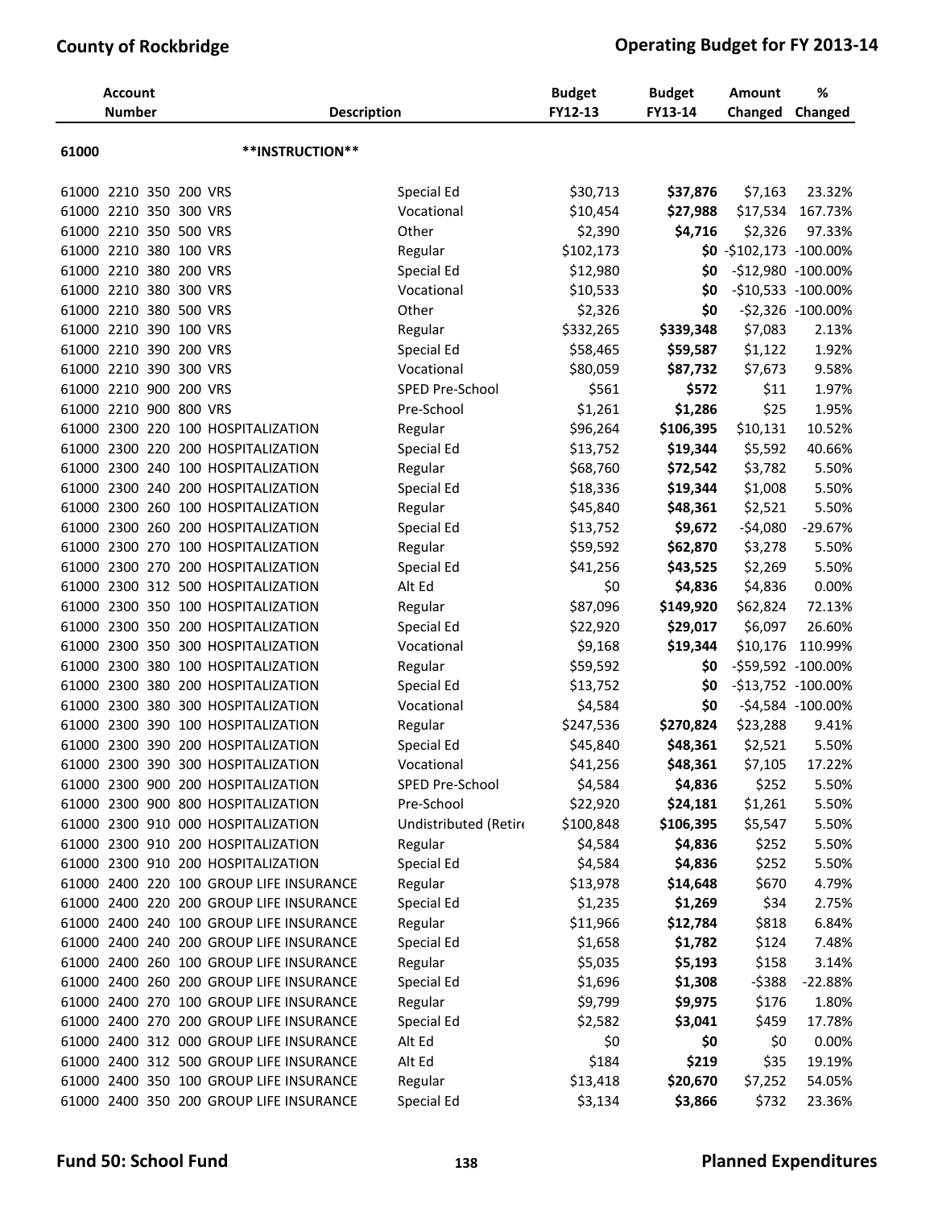| Account Number | Description | | Budget FY12-13 | Budget FY13-14 | Amount Changed | % Changed |
|---|---|---|---|---|---|---|
| **61000** | **\*\*INSTRUCTION\*\*** | | | | | |
| 61000 2210 350 200 VRS | | Special Ed | $30,713 | **$37,876** | $7,163 | 23.32% |
| 61000 2210 350 300 VRS | | Vocational | $10,454 | **$27,988** | $17,534 | 167.73% |
| 61000 2210 350 500 VRS | | Other | $2,390 | **$4,716** | $2,326 | 97.33% |
| 61000 2210 380 100 VRS | | Regular | $102,173 | **$0** | -$102,173 | -100.00% |
| 61000 2210 380 200 VRS | | Special Ed | $12,980 | **$0** | -$12,980 | -100.00% |
| 61000 2210 380 300 VRS | | Vocational | $10,533 | **$0** | -$10,533 | -100.00% |
| 61000 2210 380 500 VRS | | Other | $2,326 | **$0** | -$2,326 | -100.00% |
| 61000 2210 390 100 VRS | | Regular | $332,265 | **$339,348** | $7,083 | 2.13% |
| 61000 2210 390 200 VRS | | Special Ed | $58,465 | **$59,587** | $1,122 | 1.92% |
| 61000 2210 390 300 VRS | | Vocational | $80,059 | **$87,732** | $7,673 | 9.58% |
| 61000 2210 900 200 VRS | | SPED Pre-School | $561 | **$572** | $11 | 1.97% |
| 61000 2210 900 800 VRS | | Pre-School | $1,261 | **$1,286** | $25 | 1.95% |
| 61000 2300 220 100 HOSPITALIZATION | | Regular | $96,264 | **$106,395** | $10,131 | 10.52% |
| 61000 2300 220 200 HOSPITALIZATION | | Special Ed | $13,752 | **$19,344** | $5,592 | 40.66% |
| 61000 2300 240 100 HOSPITALIZATION | | Regular | $68,760 | **$72,542** | $3,782 | 5.50% |
| 61000 2300 240 200 HOSPITALIZATION | | Special Ed | $18,336 | **$19,344** | $1,008 | 5.50% |
| 61000 2300 260 100 HOSPITALIZATION | | Regular | $45,840 | **$48,361** | $2,521 | 5.50% |
| 61000 2300 260 200 HOSPITALIZATION | | Special Ed | $13,752 | **$9,672** | -$4,080 | -29.67% |
| 61000 2300 270 100 HOSPITALIZATION | | Regular | $59,592 | **$62,870** | $3,278 | 5.50% |
| 61000 2300 270 200 HOSPITALIZATION | | Special Ed | $41,256 | **$43,525** | $2,269 | 5.50% |
| 61000 2300 312 500 HOSPITALIZATION | | Alt Ed | $0 | **$4,836** | $4,836 | 0.00% |
| 61000 2300 350 100 HOSPITALIZATION | | Regular | $87,096 | **$149,920** | $62,824 | 72.13% |
| 61000 2300 350 200 HOSPITALIZATION | | Special Ed | $22,920 | **$29,017** | $6,097 | 26.60% |
| 61000 2300 350 300 HOSPITALIZATION | | Vocational | $9,168 | **$19,344** | $10,176 | 110.99% |
| 61000 2300 380 100 HOSPITALIZATION | | Regular | $59,592 | **$0** | -$59,592 | -100.00% |
| 61000 2300 380 200 HOSPITALIZATION | | Special Ed | $13,752 | **$0** | -$13,752 | -100.00% |
| 61000 2300 380 300 HOSPITALIZATION | | Vocational | $4,584 | **$0** | -$4,584 | -100.00% |
| 61000 2300 390 100 HOSPITALIZATION | | Regular | $247,536 | **$270,824** | $23,288 | 9.41% |
| 61000 2300 390 200 HOSPITALIZATION | | Special Ed | $45,840 | **$48,361** | $2,521 | 5.50% |
| 61000 2300 390 300 HOSPITALIZATION | | Vocational | $41,256 | **$48,361** | $7,105 | 17.22% |
| 61000 2300 900 200 HOSPITALIZATION | | SPED Pre-School | $4,584 | **$4,836** | $252 | 5.50% |
| 61000 2300 900 800 HOSPITALIZATION | | Pre-School | $22,920 | **$24,181** | $1,261 | 5.50% |
| 61000 2300 910 000 HOSPITALIZATION | | Undistributed (Retire | $100,848 | **$106,395** | $5,547 | 5.50% |
| 61000 2300 910 100 HOSPITALIZATION | | Regular | $4,584 | **$4,836** | $252 | 5.50% |
| 61000 2300 910 200 HOSPITALIZATION | | Special Ed | $4,584 | **$4,836** | $252 | 5.50% |
| 61000 2400 220 100 GROUP LIFE INSURANCE | | Regular | $13,978 | **$14,648** | $670 | 4.79% |
| 61000 2400 220 200 GROUP LIFE INSURANCE | | Special Ed | $1,235 | **$1,269** | $34 | 2.75% |
| 61000 2400 240 100 GROUP LIFE INSURANCE | | Regular | $11,966 | **$12,784** | $818 | 6.84% |
| 61000 2400 240 200 GROUP LIFE INSURANCE | | Special Ed | $1,658 | **$1,782** | $124 | 7.48% |
| 61000 2400 260 100 GROUP LIFE INSURANCE | | Regular | $5,035 | **$5,193** | $158 | 3.14% |
| 61000 2400 260 200 GROUP LIFE INSURANCE | | Special Ed | $1,696 | **$1,308** | -$388 | -22.88% |
| 61000 2400 270 100 GROUP LIFE INSURANCE | | Regular | $9,799 | **$9,975** | $176 | 1.80% |
| 61000 2400 270 200 GROUP LIFE INSURANCE | | Special Ed | $2,582 | **$3,041** | $459 | 17.78% |
| 61000 2400 312 000 GROUP LIFE INSURANCE | | Alt Ed | $0 | **$0** | $0 | 0.00% |
| 61000 2400 312 500 GROUP LIFE INSURANCE | | Alt Ed | $184 | **$219** | $35 | 19.19% |
| 61000 2400 350 100 GROUP LIFE INSURANCE | | Regular | $13,418 | **$20,670** | $7,252 | 54.05% |
| 61000 2400 350 200 GROUP LIFE INSURANCE | | Special Ed | $3,134 | **$3,866** | $732 | 23.36% |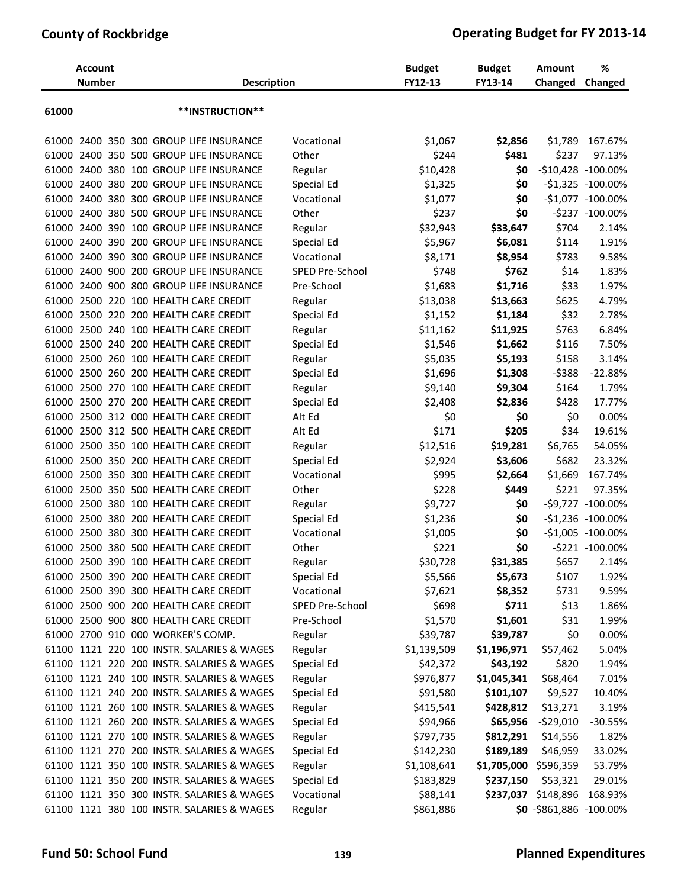| Account Number | Description | | Budget FY12-13 | Budget FY13-14 | Amount Changed | % Changed |
|---|---|---|---|---|---|---|
| **61000** | **\*\*INSTRUCTION\*\*** | | | | | |
| 61000 2400 350 300 | GROUP LIFE INSURANCE | Vocational | $1,067 | **$2,856** | $1,789 | 167.67% |
| 61000 2400 350 500 | GROUP LIFE INSURANCE | Other | $244 | **$481** | $237 | 97.13% |
| 61000 2400 380 100 | GROUP LIFE INSURANCE | Regular | $10,428 | **$0** | -$10,428 | -100.00% |
| 61000 2400 380 200 | GROUP LIFE INSURANCE | Special Ed | $1,325 | **$0** | -$1,325 | -100.00% |
| 61000 2400 380 300 | GROUP LIFE INSURANCE | Vocational | $1,077 | **$0** | -$1,077 | -100.00% |
| 61000 2400 380 500 | GROUP LIFE INSURANCE | Other | $237 | **$0** | -$237 | -100.00% |
| 61000 2400 390 100 | GROUP LIFE INSURANCE | Regular | $32,943 | **$33,647** | $704 | 2.14% |
| 61000 2400 390 200 | GROUP LIFE INSURANCE | Special Ed | $5,967 | **$6,081** | $114 | 1.91% |
| 61000 2400 390 300 | GROUP LIFE INSURANCE | Vocational | $8,171 | **$8,954** | $783 | 9.58% |
| 61000 2400 900 200 | GROUP LIFE INSURANCE | SPED Pre-School | $748 | **$762** | $14 | 1.83% |
| 61000 2400 900 800 | GROUP LIFE INSURANCE | Pre-School | $1,683 | **$1,716** | $33 | 1.97% |
| 61000 2500 220 100 | HEALTH CARE CREDIT | Regular | $13,038 | **$13,663** | $625 | 4.79% |
| 61000 2500 220 200 | HEALTH CARE CREDIT | Special Ed | $1,152 | **$1,184** | $32 | 2.78% |
| 61000 2500 240 100 | HEALTH CARE CREDIT | Regular | $11,162 | **$11,925** | $763 | 6.84% |
| 61000 2500 240 200 | HEALTH CARE CREDIT | Special Ed | $1,546 | **$1,662** | $116 | 7.50% |
| 61000 2500 260 100 | HEALTH CARE CREDIT | Regular | $5,035 | **$5,193** | $158 | 3.14% |
| 61000 2500 260 200 | HEALTH CARE CREDIT | Special Ed | $1,696 | **$1,308** | -$388 | -22.88% |
| 61000 2500 270 100 | HEALTH CARE CREDIT | Regular | $9,140 | **$9,304** | $164 | 1.79% |
| 61000 2500 270 200 | HEALTH CARE CREDIT | Special Ed | $2,408 | **$2,836** | $428 | 17.77% |
| 61000 2500 312 000 | HEALTH CARE CREDIT | Alt Ed | $0 | **$0** | $0 | 0.00% |
| 61000 2500 312 500 | HEALTH CARE CREDIT | Alt Ed | $171 | **$205** | $34 | 19.61% |
| 61000 2500 350 100 | HEALTH CARE CREDIT | Regular | $12,516 | **$19,281** | $6,765 | 54.05% |
| 61000 2500 350 200 | HEALTH CARE CREDIT | Special Ed | $2,924 | **$3,606** | $682 | 23.32% |
| 61000 2500 350 300 | HEALTH CARE CREDIT | Vocational | $995 | **$2,664** | $1,669 | 167.74% |
| 61000 2500 350 500 | HEALTH CARE CREDIT | Other | $228 | **$449** | $221 | 97.35% |
| 61000 2500 380 100 | HEALTH CARE CREDIT | Regular | $9,727 | **$0** | -$9,727 | -100.00% |
| 61000 2500 380 200 | HEALTH CARE CREDIT | Special Ed | $1,236 | **$0** | -$1,236 | -100.00% |
| 61000 2500 380 300 | HEALTH CARE CREDIT | Vocational | $1,005 | **$0** | -$1,005 | -100.00% |
| 61000 2500 380 500 | HEALTH CARE CREDIT | Other | $221 | **$0** | -$221 | -100.00% |
| 61000 2500 390 100 | HEALTH CARE CREDIT | Regular | $30,728 | **$31,385** | $657 | 2.14% |
| 61000 2500 390 200 | HEALTH CARE CREDIT | Special Ed | $5,566 | **$5,673** | $107 | 1.92% |
| 61000 2500 390 300 | HEALTH CARE CREDIT | Vocational | $7,621 | **$8,352** | $731 | 9.59% |
| 61000 2500 900 200 | HEALTH CARE CREDIT | SPED Pre-School | $698 | **$711** | $13 | 1.86% |
| 61000 2500 900 800 | HEALTH CARE CREDIT | Pre-School | $1,570 | **$1,601** | $31 | 1.99% |
| 61000 2700 910 000 | WORKER'S COMP. | Regular | $39,787 | **$39,787** | $0 | 0.00% |
| 61100 1121 220 100 | INSTR. SALARIES & WAGES | Regular | $1,139,509 | **$1,196,971** | $57,462 | 5.04% |
| 61100 1121 220 200 | INSTR. SALARIES & WAGES | Special Ed | $42,372 | **$43,192** | $820 | 1.94% |
| 61100 1121 240 100 | INSTR. SALARIES & WAGES | Regular | $976,877 | **$1,045,341** | $68,464 | 7.01% |
| 61100 1121 240 200 | INSTR. SALARIES & WAGES | Special Ed | $91,580 | **$101,107** | $9,527 | 10.40% |
| 61100 1121 260 100 | INSTR. SALARIES & WAGES | Regular | $415,541 | **$428,812** | $13,271 | 3.19% |
| 61100 1121 260 200 | INSTR. SALARIES & WAGES | Special Ed | $94,966 | **$65,956** | -$29,010 | -30.55% |
| 61100 1121 270 100 | INSTR. SALARIES & WAGES | Regular | $797,735 | **$812,291** | $14,556 | 1.82% |
| 61100 1121 270 200 | INSTR. SALARIES & WAGES | Special Ed | $142,230 | **$189,189** | $46,959 | 33.02% |
| 61100 1121 350 100 | INSTR. SALARIES & WAGES | Regular | $1,108,641 | **$1,705,000** | $596,359 | 53.79% |
| 61100 1121 350 200 | INSTR. SALARIES & WAGES | Special Ed | $183,829 | **$237,150** | $53,321 | 29.01% |
| 61100 1121 350 300 | INSTR. SALARIES & WAGES | Vocational | $88,141 | **$237,037** | $148,896 | 168.93% |
| 61100 1121 380 100 | INSTR. SALARIES & WAGES | Regular | $861,886 | **$0** | -$861,886 | -100.00% |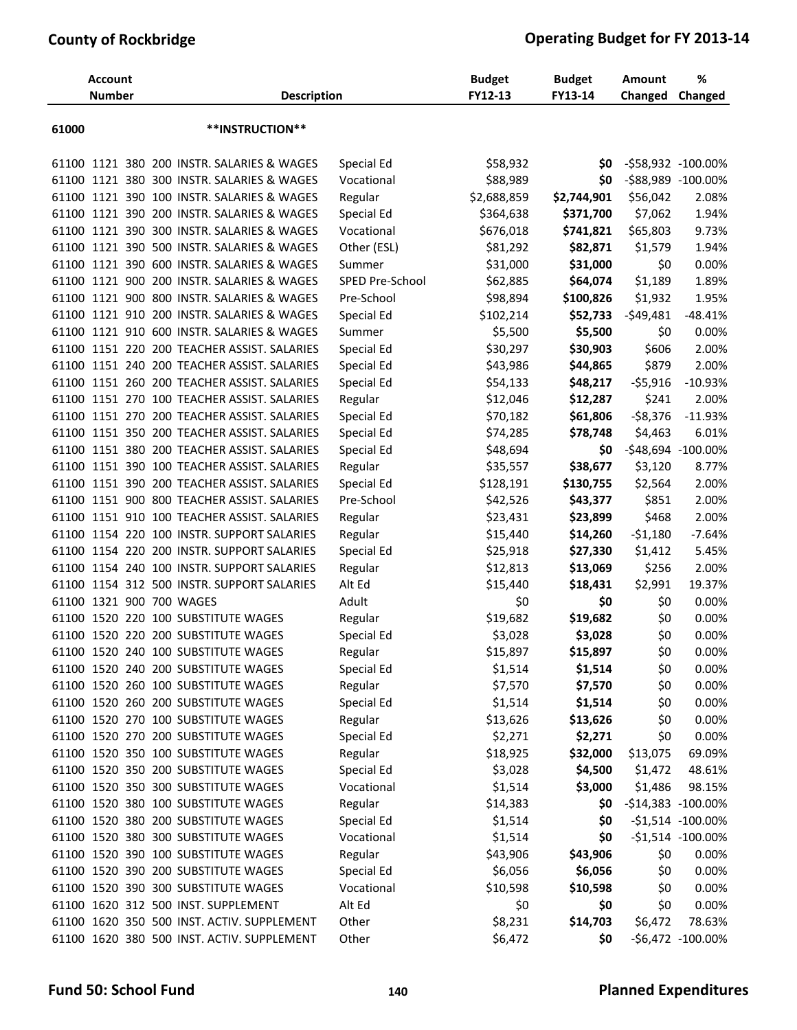| Account Number | Description | | Budget FY12-13 | Budget FY13-14 | Amount Changed | % Changed |
|---|---|---|---|---|---|---|
| 61000 | **\*\*INSTRUCTION\*\*** | | | | | |
| 61100 1121 380 200 | INSTR. SALARIES & WAGES | Special Ed | $58,932 | **$0** | -$58,932 | -100.00% |
| 61100 1121 380 300 | INSTR. SALARIES & WAGES | Vocational | $88,989 | **$0** | -$88,989 | -100.00% |
| 61100 1121 390 100 | INSTR. SALARIES & WAGES | Regular | $2,688,859 | **$2,744,901** | $56,042 | 2.08% |
| 61100 1121 390 200 | INSTR. SALARIES & WAGES | Special Ed | $364,638 | **$371,700** | $7,062 | 1.94% |
| 61100 1121 390 300 | INSTR. SALARIES & WAGES | Vocational | $676,018 | **$741,821** | $65,803 | 9.73% |
| 61100 1121 390 500 | INSTR. SALARIES & WAGES | Other (ESL) | $81,292 | **$82,871** | $1,579 | 1.94% |
| 61100 1121 390 600 | INSTR. SALARIES & WAGES | Summer | $31,000 | **$31,000** | $0 | 0.00% |
| 61100 1121 900 200 | INSTR. SALARIES & WAGES | SPED Pre-School | $62,885 | **$64,074** | $1,189 | 1.89% |
| 61100 1121 900 800 | INSTR. SALARIES & WAGES | Pre-School | $98,894 | **$100,826** | $1,932 | 1.95% |
| 61100 1121 910 200 | INSTR. SALARIES & WAGES | Special Ed | $102,214 | **$52,733** | -$49,481 | -48.41% |
| 61100 1121 910 600 | INSTR. SALARIES & WAGES | Summer | $5,500 | **$5,500** | $0 | 0.00% |
| 61100 1151 220 200 | TEACHER ASSIST. SALARIES | Special Ed | $30,297 | **$30,903** | $606 | 2.00% |
| 61100 1151 240 200 | TEACHER ASSIST. SALARIES | Special Ed | $43,986 | **$44,865** | $879 | 2.00% |
| 61100 1151 260 200 | TEACHER ASSIST. SALARIES | Special Ed | $54,133 | **$48,217** | -$5,916 | -10.93% |
| 61100 1151 270 100 | TEACHER ASSIST. SALARIES | Regular | $12,046 | **$12,287** | $241 | 2.00% |
| 61100 1151 270 200 | TEACHER ASSIST. SALARIES | Special Ed | $70,182 | **$61,806** | -$8,376 | -11.93% |
| 61100 1151 350 200 | TEACHER ASSIST. SALARIES | Special Ed | $74,285 | **$78,748** | $4,463 | 6.01% |
| 61100 1151 380 200 | TEACHER ASSIST. SALARIES | Special Ed | $48,694 | **$0** | -$48,694 | -100.00% |
| 61100 1151 390 100 | TEACHER ASSIST. SALARIES | Regular | $35,557 | **$38,677** | $3,120 | 8.77% |
| 61100 1151 390 200 | TEACHER ASSIST. SALARIES | Special Ed | $128,191 | **$130,755** | $2,564 | 2.00% |
| 61100 1151 900 800 | TEACHER ASSIST. SALARIES | Pre-School | $42,526 | **$43,377** | $851 | 2.00% |
| 61100 1151 910 100 | TEACHER ASSIST. SALARIES | Regular | $23,431 | **$23,899** | $468 | 2.00% |
| 61100 1154 220 100 | INSTR. SUPPORT SALARIES | Regular | $15,440 | **$14,260** | -$1,180 | -7.64% |
| 61100 1154 220 200 | INSTR. SUPPORT SALARIES | Special Ed | $25,918 | **$27,330** | $1,412 | 5.45% |
| 61100 1154 240 100 | INSTR. SUPPORT SALARIES | Regular | $12,813 | **$13,069** | $256 | 2.00% |
| 61100 1154 312 500 | INSTR. SUPPORT SALARIES | Alt Ed | $15,440 | **$18,431** | $2,991 | 19.37% |
| 61100 1321 900 700 | WAGES | Adult | $0 | **$0** | $0 | 0.00% |
| 61100 1520 220 100 | SUBSTITUTE WAGES | Regular | $19,682 | **$19,682** | $0 | 0.00% |
| 61100 1520 220 200 | SUBSTITUTE WAGES | Special Ed | $3,028 | **$3,028** | $0 | 0.00% |
| 61100 1520 240 100 | SUBSTITUTE WAGES | Regular | $15,897 | **$15,897** | $0 | 0.00% |
| 61100 1520 240 200 | SUBSTITUTE WAGES | Special Ed | $1,514 | **$1,514** | $0 | 0.00% |
| 61100 1520 260 100 | SUBSTITUTE WAGES | Regular | $7,570 | **$7,570** | $0 | 0.00% |
| 61100 1520 260 200 | SUBSTITUTE WAGES | Special Ed | $1,514 | **$1,514** | $0 | 0.00% |
| 61100 1520 270 100 | SUBSTITUTE WAGES | Regular | $13,626 | **$13,626** | $0 | 0.00% |
| 61100 1520 270 200 | SUBSTITUTE WAGES | Special Ed | $2,271 | **$2,271** | $0 | 0.00% |
| 61100 1520 350 100 | SUBSTITUTE WAGES | Regular | $18,925 | **$32,000** | $13,075 | 69.09% |
| 61100 1520 350 200 | SUBSTITUTE WAGES | Special Ed | $3,028 | **$4,500** | $1,472 | 48.61% |
| 61100 1520 350 300 | SUBSTITUTE WAGES | Vocational | $1,514 | **$3,000** | $1,486 | 98.15% |
| 61100 1520 380 100 | SUBSTITUTE WAGES | Regular | $14,383 | **$0** | -$14,383 | -100.00% |
| 61100 1520 380 200 | SUBSTITUTE WAGES | Special Ed | $1,514 | **$0** | -$1,514 | -100.00% |
| 61100 1520 380 300 | SUBSTITUTE WAGES | Vocational | $1,514 | **$0** | -$1,514 | -100.00% |
| 61100 1520 390 100 | SUBSTITUTE WAGES | Regular | $43,906 | **$43,906** | $0 | 0.00% |
| 61100 1520 390 200 | SUBSTITUTE WAGES | Special Ed | $6,056 | **$6,056** | $0 | 0.00% |
| 61100 1520 390 300 | SUBSTITUTE WAGES | Vocational | $10,598 | **$10,598** | $0 | 0.00% |
| 61100 1620 312 500 | INST. SUPPLEMENT | Alt Ed | $0 | **$0** | $0 | 0.00% |
| 61100 1620 350 500 | INST. ACTIV. SUPPLEMENT | Other | $8,231 | **$14,703** | $6,472 | 78.63% |
| 61100 1620 380 500 | INST. ACTIV. SUPPLEMENT | Other | $6,472 | **$0** | -$6,472 | -100.00% |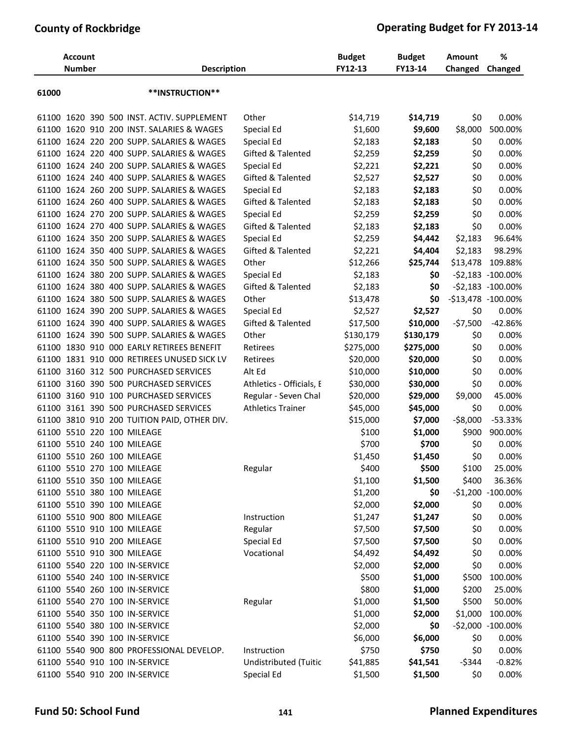| Account Number | Description | | Budget FY12-13 | Budget FY13-14 | Amount Changed | % Changed |
|---|---|---|---|---|---|---|
| **61000** | **\*\*INSTRUCTION\*\*** | | | | | |
| 61100 1620 390 500 | INST. ACTIV. SUPPLEMENT | Other | $14,719 | **$14,719** | $0 | 0.00% |
| 61100 1620 910 200 | INST. SALARIES & WAGES | Special Ed | $1,600 | **$9,600** | $8,000 | 500.00% |
| 61100 1624 220 200 | SUPP. SALARIES & WAGES | Special Ed | $2,183 | **$2,183** | $0 | 0.00% |
| 61100 1624 220 400 | SUPP. SALARIES & WAGES | Gifted & Talented | $2,259 | **$2,259** | $0 | 0.00% |
| 61100 1624 240 200 | SUPP. SALARIES & WAGES | Special Ed | $2,221 | **$2,221** | $0 | 0.00% |
| 61100 1624 240 400 | SUPP. SALARIES & WAGES | Gifted & Talented | $2,527 | **$2,527** | $0 | 0.00% |
| 61100 1624 260 200 | SUPP. SALARIES & WAGES | Special Ed | $2,183 | **$2,183** | $0 | 0.00% |
| 61100 1624 260 400 | SUPP. SALARIES & WAGES | Gifted & Talented | $2,183 | **$2,183** | $0 | 0.00% |
| 61100 1624 270 200 | SUPP. SALARIES & WAGES | Special Ed | $2,259 | **$2,259** | $0 | 0.00% |
| 61100 1624 270 400 | SUPP. SALARIES & WAGES | Gifted & Talented | $2,183 | **$2,183** | $0 | 0.00% |
| 61100 1624 350 200 | SUPP. SALARIES & WAGES | Special Ed | $2,259 | **$4,442** | $2,183 | 96.64% |
| 61100 1624 350 400 | SUPP. SALARIES & WAGES | Gifted & Talented | $2,221 | **$4,404** | $2,183 | 98.29% |
| 61100 1624 350 500 | SUPP. SALARIES & WAGES | Other | $12,266 | **$25,744** | $13,478 | 109.88% |
| 61100 1624 380 200 | SUPP. SALARIES & WAGES | Special Ed | $2,183 | **$0** | -$2,183 | -100.00% |
| 61100 1624 380 400 | SUPP. SALARIES & WAGES | Gifted & Talented | $2,183 | **$0** | -$2,183 | -100.00% |
| 61100 1624 380 500 | SUPP. SALARIES & WAGES | Other | $13,478 | **$0** | -$13,478 | -100.00% |
| 61100 1624 390 200 | SUPP. SALARIES & WAGES | Special Ed | $2,527 | **$2,527** | $0 | 0.00% |
| 61100 1624 390 400 | SUPP. SALARIES & WAGES | Gifted & Talented | $17,500 | **$10,000** | -$7,500 | -42.86% |
| 61100 1624 390 500 | SUPP. SALARIES & WAGES | Other | $130,179 | **$130,179** | $0 | 0.00% |
| 61100 1830 910 000 | EARLY RETIREES BENEFIT | Retirees | $275,000 | **$275,000** | $0 | 0.00% |
| 61100 1831 910 000 | RETIREES UNUSED SICK LV | Retirees | $20,000 | **$20,000** | $0 | 0.00% |
| 61100 3160 312 500 | PURCHASED SERVICES | Alt Ed | $10,000 | **$10,000** | $0 | 0.00% |
| 61100 3160 390 500 | PURCHASED SERVICES | Athletics - Officials, E | $30,000 | **$30,000** | $0 | 0.00% |
| 61100 3160 910 100 | PURCHASED SERVICES | Regular - Seven Chal | $20,000 | **$29,000** | $9,000 | 45.00% |
| 61100 3161 390 500 | PURCHASED SERVICES | Athletics Trainer | $45,000 | **$45,000** | $0 | 0.00% |
| 61100 3810 910 200 | TUITION PAID, OTHER DIV. | | $15,000 | **$7,000** | -$8,000 | -53.33% |
| 61100 5510 220 100 | MILEAGE | | $100 | **$1,000** | $900 | 900.00% |
| 61100 5510 240 100 | MILEAGE | | $700 | **$700** | $0 | 0.00% |
| 61100 5510 260 100 | MILEAGE | | $1,450 | **$1,450** | $0 | 0.00% |
| 61100 5510 270 100 | MILEAGE | Regular | $400 | **$500** | $100 | 25.00% |
| 61100 5510 350 100 | MILEAGE | | $1,100 | **$1,500** | $400 | 36.36% |
| 61100 5510 380 100 | MILEAGE | | $1,200 | **$0** | -$1,200 | -100.00% |
| 61100 5510 390 100 | MILEAGE | | $2,000 | **$2,000** | $0 | 0.00% |
| 61100 5510 900 800 | MILEAGE | Instruction | $1,247 | **$1,247** | $0 | 0.00% |
| 61100 5510 910 100 | MILEAGE | Regular | $7,500 | **$7,500** | $0 | 0.00% |
| 61100 5510 910 200 | MILEAGE | Special Ed | $7,500 | **$7,500** | $0 | 0.00% |
| 61100 5510 910 300 | MILEAGE | Vocational | $4,492 | **$4,492** | $0 | 0.00% |
| 61100 5540 220 100 | IN-SERVICE | | $2,000 | **$2,000** | $0 | 0.00% |
| 61100 5540 240 100 | IN-SERVICE | | $500 | **$1,000** | $500 | 100.00% |
| 61100 5540 260 100 | IN-SERVICE | | $800 | **$1,000** | $200 | 25.00% |
| 61100 5540 270 100 | IN-SERVICE | Regular | $1,000 | **$1,500** | $500 | 50.00% |
| 61100 5540 350 100 | IN-SERVICE | | $1,000 | **$2,000** | $1,000 | 100.00% |
| 61100 5540 380 100 | IN-SERVICE | | $2,000 | **$0** | -$2,000 | -100.00% |
| 61100 5540 390 100 | IN-SERVICE | | $6,000 | **$6,000** | $0 | 0.00% |
| 61100 5540 900 800 | PROFESSIONAL DEVELOP. | Instruction | $750 | **$750** | $0 | 0.00% |
| 61100 5540 910 100 | IN-SERVICE | Undistributed (Tuitic | $41,885 | **$41,541** | -$344 | -0.82% |
| 61100 5540 910 200 | IN-SERVICE | Special Ed | $1,500 | **$1,500** | $0 | 0.00% |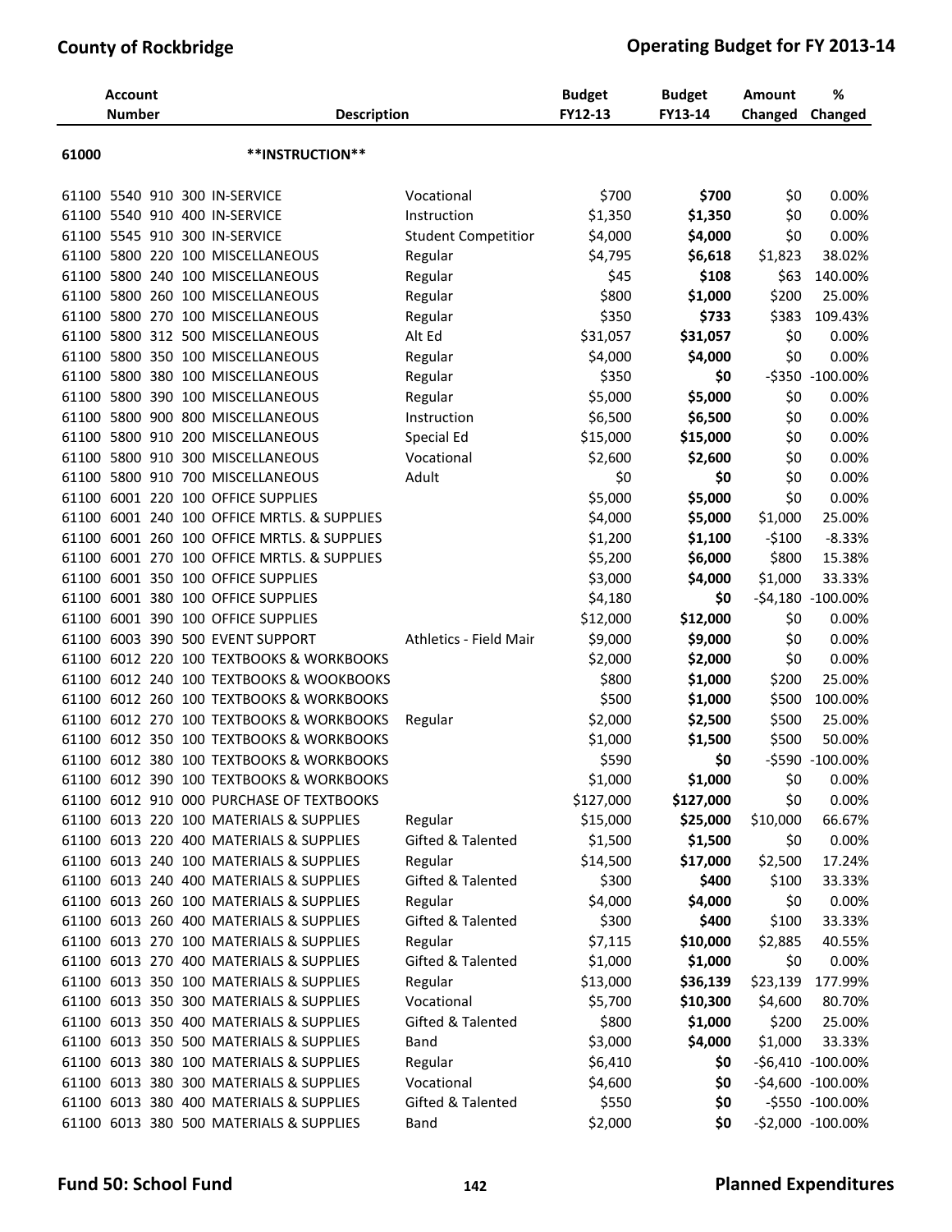| Account Number | Description | | Budget FY12-13 | Budget FY13-14 | Amount Changed | % Changed |
|---|---|---|---|---|---|---|
| **61000** | **INSTRUCTION** | | | | | |
| 61100 5540 910 300 | IN-SERVICE | Vocational | $700 | **$700** | $0 | 0.00% |
| 61100 5540 910 400 | IN-SERVICE | Instruction | $1,350 | **$1,350** | $0 | 0.00% |
| 61100 5545 910 300 | IN-SERVICE | Student Competitior | $4,000 | **$4,000** | $0 | 0.00% |
| 61100 5800 220 100 | MISCELLANEOUS | Regular | $4,795 | **$6,618** | $1,823 | 38.02% |
| 61100 5800 240 100 | MISCELLANEOUS | Regular | $45 | **$108** | $63 | 140.00% |
| 61100 5800 260 100 | MISCELLANEOUS | Regular | $800 | **$1,000** | $200 | 25.00% |
| 61100 5800 270 100 | MISCELLANEOUS | Regular | $350 | **$733** | $383 | 109.43% |
| 61100 5800 312 500 | MISCELLANEOUS | Alt Ed | $31,057 | **$31,057** | $0 | 0.00% |
| 61100 5800 350 100 | MISCELLANEOUS | Regular | $4,000 | **$4,000** | $0 | 0.00% |
| 61100 5800 380 100 | MISCELLANEOUS | Regular | $350 | **$0** | -$350 | -100.00% |
| 61100 5800 390 100 | MISCELLANEOUS | Regular | $5,000 | **$5,000** | $0 | 0.00% |
| 61100 5800 900 800 | MISCELLANEOUS | Instruction | $6,500 | **$6,500** | $0 | 0.00% |
| 61100 5800 910 200 | MISCELLANEOUS | Special Ed | $15,000 | **$15,000** | $0 | 0.00% |
| 61100 5800 910 300 | MISCELLANEOUS | Vocational | $2,600 | **$2,600** | $0 | 0.00% |
| 61100 5800 910 700 | MISCELLANEOUS | Adult | $0 | **$0** | $0 | 0.00% |
| 61100 6001 220 100 | OFFICE SUPPLIES | | $5,000 | **$5,000** | $0 | 0.00% |
| 61100 6001 240 100 | OFFICE MRTLS. & SUPPLIES | | $4,000 | **$5,000** | $1,000 | 25.00% |
| 61100 6001 260 100 | OFFICE MRTLS. & SUPPLIES | | $1,200 | **$1,100** | -$100 | -8.33% |
| 61100 6001 270 100 | OFFICE MRTLS. & SUPPLIES | | $5,200 | **$6,000** | $800 | 15.38% |
| 61100 6001 350 100 | OFFICE SUPPLIES | | $3,000 | **$4,000** | $1,000 | 33.33% |
| 61100 6001 380 100 | OFFICE SUPPLIES | | $4,180 | **$0** | -$4,180 | -100.00% |
| 61100 6001 390 100 | OFFICE SUPPLIES | | $12,000 | **$12,000** | $0 | 0.00% |
| 61100 6003 390 500 | EVENT SUPPORT | Athletics - Field Mair | $9,000 | **$9,000** | $0 | 0.00% |
| 61100 6012 220 100 | TEXTBOOKS & WORKBOOKS | | $2,000 | **$2,000** | $0 | 0.00% |
| 61100 6012 240 100 | TEXTBOOKS & WOOKBOOKS | | $800 | **$1,000** | $200 | 25.00% |
| 61100 6012 260 100 | TEXTBOOKS & WORKBOOKS | | $500 | **$1,000** | $500 | 100.00% |
| 61100 6012 270 100 | TEXTBOOKS & WORKBOOKS | Regular | $2,000 | **$2,500** | $500 | 25.00% |
| 61100 6012 350 100 | TEXTBOOKS & WORKBOOKS | | $1,000 | **$1,500** | $500 | 50.00% |
| 61100 6012 380 100 | TEXTBOOKS & WORKBOOKS | | $590 | **$0** | -$590 | -100.00% |
| 61100 6012 390 100 | TEXTBOOKS & WORKBOOKS | | $1,000 | **$1,000** | $0 | 0.00% |
| 61100 6012 910 000 | PURCHASE OF TEXTBOOKS | | $127,000 | **$127,000** | $0 | 0.00% |
| 61100 6013 220 100 | MATERIALS & SUPPLIES | Regular | $15,000 | **$25,000** | $10,000 | 66.67% |
| 61100 6013 220 400 | MATERIALS & SUPPLIES | Gifted & Talented | $1,500 | **$1,500** | $0 | 0.00% |
| 61100 6013 240 100 | MATERIALS & SUPPLIES | Regular | $14,500 | **$17,000** | $2,500 | 17.24% |
| 61100 6013 240 400 | MATERIALS & SUPPLIES | Gifted & Talented | $300 | **$400** | $100 | 33.33% |
| 61100 6013 260 100 | MATERIALS & SUPPLIES | Regular | $4,000 | **$4,000** | $0 | 0.00% |
| 61100 6013 260 400 | MATERIALS & SUPPLIES | Gifted & Talented | $300 | **$400** | $100 | 33.33% |
| 61100 6013 270 100 | MATERIALS & SUPPLIES | Regular | $7,115 | **$10,000** | $2,885 | 40.55% |
| 61100 6013 270 400 | MATERIALS & SUPPLIES | Gifted & Talented | $1,000 | **$1,000** | $0 | 0.00% |
| 61100 6013 350 100 | MATERIALS & SUPPLIES | Regular | $13,000 | **$36,139** | $23,139 | 177.99% |
| 61100 6013 350 300 | MATERIALS & SUPPLIES | Vocational | $5,700 | **$10,300** | $4,600 | 80.70% |
| 61100 6013 350 400 | MATERIALS & SUPPLIES | Gifted & Talented | $800 | **$1,000** | $200 | 25.00% |
| 61100 6013 350 500 | MATERIALS & SUPPLIES | Band | $3,000 | **$4,000** | $1,000 | 33.33% |
| 61100 6013 380 100 | MATERIALS & SUPPLIES | Regular | $6,410 | **$0** | -$6,410 | -100.00% |
| 61100 6013 380 300 | MATERIALS & SUPPLIES | Vocational | $4,600 | **$0** | -$4,600 | -100.00% |
| 61100 6013 380 400 | MATERIALS & SUPPLIES | Gifted & Talented | $550 | **$0** | -$550 | -100.00% |
| 61100 6013 380 500 | MATERIALS & SUPPLIES | Band | $2,000 | **$0** | -$2,000 | -100.00% |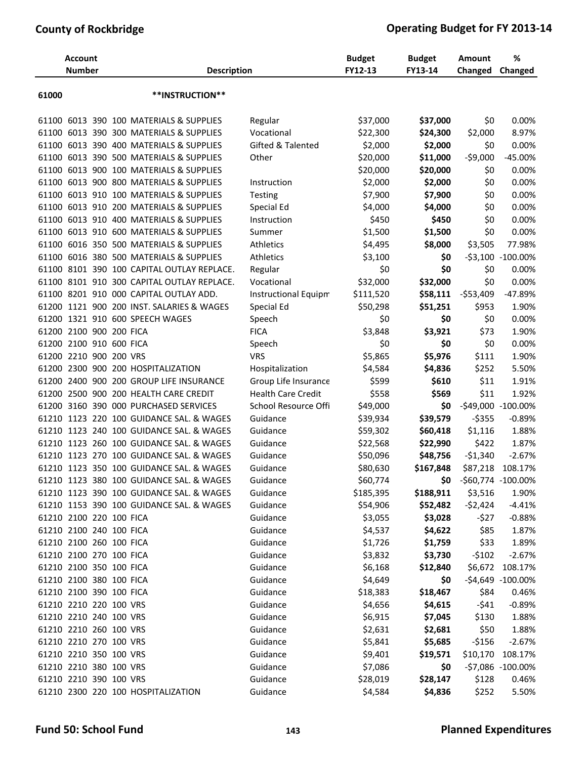| Account Number | Description | | Budget FY12-13 | Budget FY13-14 | Amount Changed | % Changed |
|---|---|---|---|---|---|---|
| 61000 | **INSTRUCTION** | | | | | |
| 61100 6013 390 100 | MATERIALS & SUPPLIES | Regular | $37,000 | **$37,000** | $0 | 0.00% |
| 61100 6013 390 300 | MATERIALS & SUPPLIES | Vocational | $22,300 | **$24,300** | $2,000 | 8.97% |
| 61100 6013 390 400 | MATERIALS & SUPPLIES | Gifted & Talented | $2,000 | **$2,000** | $0 | 0.00% |
| 61100 6013 390 500 | MATERIALS & SUPPLIES | Other | $20,000 | **$11,000** | -$9,000 | -45.00% |
| 61100 6013 900 100 | MATERIALS & SUPPLIES | | $20,000 | **$20,000** | $0 | 0.00% |
| 61100 6013 900 800 | MATERIALS & SUPPLIES | Instruction | $2,000 | **$2,000** | $0 | 0.00% |
| 61100 6013 910 100 | MATERIALS & SUPPLIES | Testing | $7,900 | **$7,900** | $0 | 0.00% |
| 61100 6013 910 200 | MATERIALS & SUPPLIES | Special Ed | $4,000 | **$4,000** | $0 | 0.00% |
| 61100 6013 910 400 | MATERIALS & SUPPLIES | Instruction | $450 | **$450** | $0 | 0.00% |
| 61100 6013 910 600 | MATERIALS & SUPPLIES | Summer | $1,500 | **$1,500** | $0 | 0.00% |
| 61100 6016 350 500 | MATERIALS & SUPPLIES | Athletics | $4,495 | **$8,000** | $3,505 | 77.98% |
| 61100 6016 380 500 | MATERIALS & SUPPLIES | Athletics | $3,100 | **$0** | -$3,100 | -100.00% |
| 61100 8101 390 100 | CAPITAL OUTLAY REPLACE. | Regular | $0 | **$0** | $0 | 0.00% |
| 61100 8101 910 300 | CAPITAL OUTLAY REPLACE. | Vocational | $32,000 | **$32,000** | $0 | 0.00% |
| 61100 8201 910 000 | CAPITAL OUTLAY ADD. | Instructional Equipm | $111,520 | **$58,111** | -$53,409 | -47.89% |
| 61200 1121 900 200 | INST. SALARIES & WAGES | Special Ed | $50,298 | **$51,251** | $953 | 1.90% |
| 61200 1321 910 600 | SPEECH WAGES | Speech | $0 | **$0** | $0 | 0.00% |
| 61200 2100 900 200 | FICA | FICA | $3,848 | **$3,921** | $73 | 1.90% |
| 61200 2100 910 600 | FICA | Speech | $0 | **$0** | $0 | 0.00% |
| 61200 2210 900 200 | VRS | VRS | $5,865 | **$5,976** | $111 | 1.90% |
| 61200 2300 900 200 | HOSPITALIZATION | Hospitalization | $4,584 | **$4,836** | $252 | 5.50% |
| 61200 2400 900 200 | GROUP LIFE INSURANCE | Group Life Insurance | $599 | **$610** | $11 | 1.91% |
| 61200 2500 900 200 | HEALTH CARE CREDIT | Health Care Credit | $558 | **$569** | $11 | 1.92% |
| 61200 3160 390 000 | PURCHASED SERVICES | School Resource Offi | $49,000 | **$0** | -$49,000 | -100.00% |
| 61210 1123 220 100 | GUIDANCE SAL. & WAGES | Guidance | $39,934 | **$39,579** | -$355 | -0.89% |
| 61210 1123 240 100 | GUIDANCE SAL. & WAGES | Guidance | $59,302 | **$60,418** | $1,116 | 1.88% |
| 61210 1123 260 100 | GUIDANCE SAL. & WAGES | Guidance | $22,568 | **$22,990** | $422 | 1.87% |
| 61210 1123 270 100 | GUIDANCE SAL. & WAGES | Guidance | $50,096 | **$48,756** | -$1,340 | -2.67% |
| 61210 1123 350 100 | GUIDANCE SAL. & WAGES | Guidance | $80,630 | **$167,848** | $87,218 | 108.17% |
| 61210 1123 380 100 | GUIDANCE SAL. & WAGES | Guidance | $60,774 | **$0** | -$60,774 | -100.00% |
| 61210 1123 390 100 | GUIDANCE SAL. & WAGES | Guidance | $185,395 | **$188,911** | $3,516 | 1.90% |
| 61210 1153 390 100 | GUIDANCE SAL. & WAGES | Guidance | $54,906 | **$52,482** | -$2,424 | -4.41% |
| 61210 2100 220 100 | FICA | Guidance | $3,055 | **$3,028** | -$27 | -0.88% |
| 61210 2100 240 100 | FICA | Guidance | $4,537 | **$4,622** | $85 | 1.87% |
| 61210 2100 260 100 | FICA | Guidance | $1,726 | **$1,759** | $33 | 1.89% |
| 61210 2100 270 100 | FICA | Guidance | $3,832 | **$3,730** | -$102 | -2.67% |
| 61210 2100 350 100 | FICA | Guidance | $6,168 | **$12,840** | $6,672 | 108.17% |
| 61210 2100 380 100 | FICA | Guidance | $4,649 | **$0** | -$4,649 | -100.00% |
| 61210 2100 390 100 | FICA | Guidance | $18,383 | **$18,467** | $84 | 0.46% |
| 61210 2210 220 100 | VRS | Guidance | $4,656 | **$4,615** | -$41 | -0.89% |
| 61210 2210 240 100 | VRS | Guidance | $6,915 | **$7,045** | $130 | 1.88% |
| 61210 2210 260 100 | VRS | Guidance | $2,631 | **$2,681** | $50 | 1.88% |
| 61210 2210 270 100 | VRS | Guidance | $5,841 | **$5,685** | -$156 | -2.67% |
| 61210 2210 350 100 | VRS | Guidance | $9,401 | **$19,571** | $10,170 | 108.17% |
| 61210 2210 380 100 | VRS | Guidance | $7,086 | **$0** | -$7,086 | -100.00% |
| 61210 2210 390 100 | VRS | Guidance | $28,019 | **$28,147** | $128 | 0.46% |
| 61210 2300 220 100 | HOSPITALIZATION | Guidance | $4,584 | **$4,836** | $252 | 5.50% |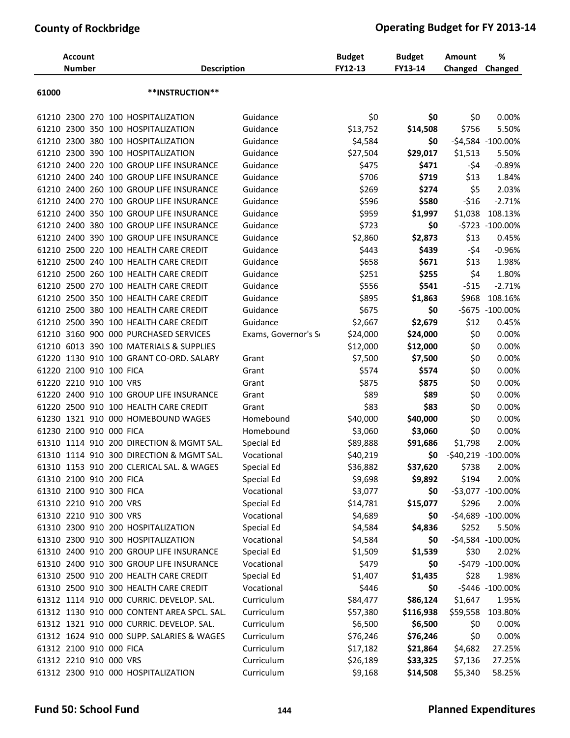| Account Number | Description | | Budget FY12-13 | Budget FY13-14 | Amount Changed | % Changed |
|---|---|---|---|---|---|---|
| 61000 | **INSTRUCTION** | | | | | |
| 61210 2300 270 100 | HOSPITALIZATION | Guidance | $0 | **$0** | $0 | 0.00% |
| 61210 2300 350 100 | HOSPITALIZATION | Guidance | $13,752 | **$14,508** | $756 | 5.50% |
| 61210 2300 380 100 | HOSPITALIZATION | Guidance | $4,584 | **$0** | -$4,584 | -100.00% |
| 61210 2300 390 100 | HOSPITALIZATION | Guidance | $27,504 | **$29,017** | $1,513 | 5.50% |
| 61210 2400 220 100 | GROUP LIFE INSURANCE | Guidance | $475 | **$471** | -$4 | -0.89% |
| 61210 2400 240 100 | GROUP LIFE INSURANCE | Guidance | $706 | **$719** | $13 | 1.84% |
| 61210 2400 260 100 | GROUP LIFE INSURANCE | Guidance | $269 | **$274** | $5 | 2.03% |
| 61210 2400 270 100 | GROUP LIFE INSURANCE | Guidance | $596 | **$580** | -$16 | -2.71% |
| 61210 2400 350 100 | GROUP LIFE INSURANCE | Guidance | $959 | **$1,997** | $1,038 | 108.13% |
| 61210 2400 380 100 | GROUP LIFE INSURANCE | Guidance | $723 | **$0** | -$723 | -100.00% |
| 61210 2400 390 100 | GROUP LIFE INSURANCE | Guidance | $2,860 | **$2,873** | $13 | 0.45% |
| 61210 2500 220 100 | HEALTH CARE CREDIT | Guidance | $443 | **$439** | -$4 | -0.96% |
| 61210 2500 240 100 | HEALTH CARE CREDIT | Guidance | $658 | **$671** | $13 | 1.98% |
| 61210 2500 260 100 | HEALTH CARE CREDIT | Guidance | $251 | **$255** | $4 | 1.80% |
| 61210 2500 270 100 | HEALTH CARE CREDIT | Guidance | $556 | **$541** | -$15 | -2.71% |
| 61210 2500 350 100 | HEALTH CARE CREDIT | Guidance | $895 | **$1,863** | $968 | 108.16% |
| 61210 2500 380 100 | HEALTH CARE CREDIT | Guidance | $675 | **$0** | -$675 | -100.00% |
| 61210 2500 390 100 | HEALTH CARE CREDIT | Guidance | $2,667 | **$2,679** | $12 | 0.45% |
| 61210 3160 900 000 | PURCHASED SERVICES | Exams, Governor's S | $24,000 | **$24,000** | $0 | 0.00% |
| 61210 6013 390 100 | MATERIALS & SUPPLIES | | $12,000 | **$12,000** | $0 | 0.00% |
| 61220 1130 910 100 | GRANT CO-ORD. SALARY | Grant | $7,500 | **$7,500** | $0 | 0.00% |
| 61220 2100 910 100 | FICA | Grant | $574 | **$574** | $0 | 0.00% |
| 61220 2210 910 100 | VRS | Grant | $875 | **$875** | $0 | 0.00% |
| 61220 2400 910 100 | GROUP LIFE INSURANCE | Grant | $89 | **$89** | $0 | 0.00% |
| 61220 2500 910 100 | HEALTH CARE CREDIT | Grant | $83 | **$83** | $0 | 0.00% |
| 61230 1321 910 000 | HOMEBOUND WAGES | Homebound | $40,000 | **$40,000** | $0 | 0.00% |
| 61230 2100 910 000 | FICA | Homebound | $3,060 | **$3,060** | $0 | 0.00% |
| 61310 1114 910 200 | DIRECTION & MGMT SAL. | Special Ed | $89,888 | **$91,686** | $1,798 | 2.00% |
| 61310 1114 910 300 | DIRECTION & MGMT SAL. | Vocational | $40,219 | **$0** | -$40,219 | -100.00% |
| 61310 1153 910 200 | CLERICAL SAL. & WAGES | Special Ed | $36,882 | **$37,620** | $738 | 2.00% |
| 61310 2100 910 200 | FICA | Special Ed | $9,698 | **$9,892** | $194 | 2.00% |
| 61310 2100 910 300 | FICA | Vocational | $3,077 | **$0** | -$3,077 | -100.00% |
| 61310 2210 910 200 | VRS | Special Ed | $14,781 | **$15,077** | $296 | 2.00% |
| 61310 2210 910 300 | VRS | Vocational | $4,689 | **$0** | -$4,689 | -100.00% |
| 61310 2300 910 200 | HOSPITALIZATION | Special Ed | $4,584 | **$4,836** | $252 | 5.50% |
| 61310 2300 910 300 | HOSPITALIZATION | Vocational | $4,584 | **$0** | -$4,584 | -100.00% |
| 61310 2400 910 200 | GROUP LIFE INSURANCE | Special Ed | $1,509 | **$1,539** | $30 | 2.02% |
| 61310 2400 910 300 | GROUP LIFE INSURANCE | Vocational | $479 | **$0** | -$479 | -100.00% |
| 61310 2500 910 200 | HEALTH CARE CREDIT | Special Ed | $1,407 | **$1,435** | $28 | 1.98% |
| 61310 2500 910 300 | HEALTH CARE CREDIT | Vocational | $446 | **$0** | -$446 | -100.00% |
| 61312 1114 910 000 | CURRIC. DEVELOP. SAL. | Curriculum | $84,477 | **$86,124** | $1,647 | 1.95% |
| 61312 1130 910 000 | CONTENT AREA SPCL. SAL. | Curriculum | $57,380 | **$116,938** | $59,558 | 103.80% |
| 61312 1321 910 000 | CURRIC. DEVELOP. SAL. | Curriculum | $6,500 | **$6,500** | $0 | 0.00% |
| 61312 1624 910 000 | SUPP. SALARIES & WAGES | Curriculum | $76,246 | **$76,246** | $0 | 0.00% |
| 61312 2100 910 000 | FICA | Curriculum | $17,182 | **$21,864** | $4,682 | 27.25% |
| 61312 2210 910 000 | VRS | Curriculum | $26,189 | **$33,325** | $7,136 | 27.25% |
| 61312 2300 910 000 | HOSPITALIZATION | Curriculum | $9,168 | **$14,508** | $5,340 | 58.25% |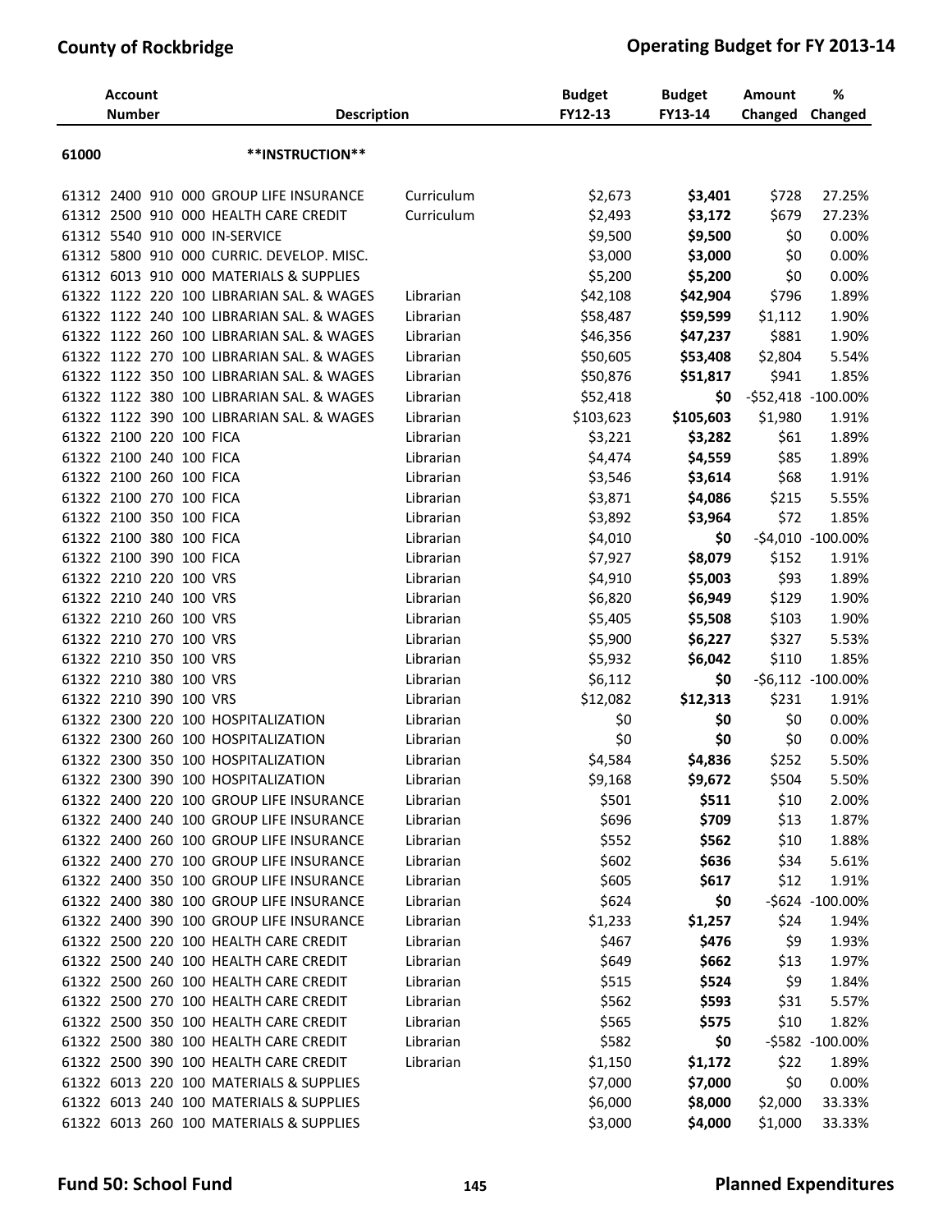| Account Number | Description | | Budget FY12-13 | Budget FY13-14 | Amount Changed | % Changed |
|---|---|---|---|---|---|---|
| **61000** | **\*\*INSTRUCTION\*\*** | | | | | |
| 61312 2400 910 000 | GROUP LIFE INSURANCE | Curriculum | $2,673 | **$3,401** | $728 | 27.25% |
| 61312 2500 910 000 | HEALTH CARE CREDIT | Curriculum | $2,493 | **$3,172** | $679 | 27.23% |
| 61312 5540 910 000 | IN-SERVICE | | $9,500 | **$9,500** | $0 | 0.00% |
| 61312 5800 910 000 | CURRIC. DEVELOP. MISC. | | $3,000 | **$3,000** | $0 | 0.00% |
| 61312 6013 910 000 | MATERIALS & SUPPLIES | | $5,200 | **$5,200** | $0 | 0.00% |
| 61322 1122 220 100 | LIBRARIAN SAL. & WAGES | Librarian | $42,108 | **$42,904** | $796 | 1.89% |
| 61322 1122 240 100 | LIBRARIAN SAL. & WAGES | Librarian | $58,487 | **$59,599** | $1,112 | 1.90% |
| 61322 1122 260 100 | LIBRARIAN SAL. & WAGES | Librarian | $46,356 | **$47,237** | $881 | 1.90% |
| 61322 1122 270 100 | LIBRARIAN SAL. & WAGES | Librarian | $50,605 | **$53,408** | $2,804 | 5.54% |
| 61322 1122 350 100 | LIBRARIAN SAL. & WAGES | Librarian | $50,876 | **$51,817** | $941 | 1.85% |
| 61322 1122 380 100 | LIBRARIAN SAL. & WAGES | Librarian | $52,418 | **$0** | -$52,418 | -100.00% |
| 61322 1122 390 100 | LIBRARIAN SAL. & WAGES | Librarian | $103,623 | **$105,603** | $1,980 | 1.91% |
| 61322 2100 220 100 | FICA | Librarian | $3,221 | **$3,282** | $61 | 1.89% |
| 61322 2100 240 100 | FICA | Librarian | $4,474 | **$4,559** | $85 | 1.89% |
| 61322 2100 260 100 | FICA | Librarian | $3,546 | **$3,614** | $68 | 1.91% |
| 61322 2100 270 100 | FICA | Librarian | $3,871 | **$4,086** | $215 | 5.55% |
| 61322 2100 350 100 | FICA | Librarian | $3,892 | **$3,964** | $72 | 1.85% |
| 61322 2100 380 100 | FICA | Librarian | $4,010 | **$0** | -$4,010 | -100.00% |
| 61322 2100 390 100 | FICA | Librarian | $7,927 | **$8,079** | $152 | 1.91% |
| 61322 2210 220 100 | VRS | Librarian | $4,910 | **$5,003** | $93 | 1.89% |
| 61322 2210 240 100 | VRS | Librarian | $6,820 | **$6,949** | $129 | 1.90% |
| 61322 2210 260 100 | VRS | Librarian | $5,405 | **$5,508** | $103 | 1.90% |
| 61322 2210 270 100 | VRS | Librarian | $5,900 | **$6,227** | $327 | 5.53% |
| 61322 2210 350 100 | VRS | Librarian | $5,932 | **$6,042** | $110 | 1.85% |
| 61322 2210 380 100 | VRS | Librarian | $6,112 | **$0** | -$6,112 | -100.00% |
| 61322 2210 390 100 | VRS | Librarian | $12,082 | **$12,313** | $231 | 1.91% |
| 61322 2300 220 100 | HOSPITALIZATION | Librarian | $0 | **$0** | $0 | 0.00% |
| 61322 2300 260 100 | HOSPITALIZATION | Librarian | $0 | **$0** | $0 | 0.00% |
| 61322 2300 350 100 | HOSPITALIZATION | Librarian | $4,584 | **$4,836** | $252 | 5.50% |
| 61322 2300 390 100 | HOSPITALIZATION | Librarian | $9,168 | **$9,672** | $504 | 5.50% |
| 61322 2400 220 100 | GROUP LIFE INSURANCE | Librarian | $501 | **$511** | $10 | 2.00% |
| 61322 2400 240 100 | GROUP LIFE INSURANCE | Librarian | $696 | **$709** | $13 | 1.87% |
| 61322 2400 260 100 | GROUP LIFE INSURANCE | Librarian | $552 | **$562** | $10 | 1.88% |
| 61322 2400 270 100 | GROUP LIFE INSURANCE | Librarian | $602 | **$636** | $34 | 5.61% |
| 61322 2400 350 100 | GROUP LIFE INSURANCE | Librarian | $605 | **$617** | $12 | 1.91% |
| 61322 2400 380 100 | GROUP LIFE INSURANCE | Librarian | $624 | **$0** | -$624 | -100.00% |
| 61322 2400 390 100 | GROUP LIFE INSURANCE | Librarian | $1,233 | **$1,257** | $24 | 1.94% |
| 61322 2500 220 100 | HEALTH CARE CREDIT | Librarian | $467 | **$476** | $9 | 1.93% |
| 61322 2500 240 100 | HEALTH CARE CREDIT | Librarian | $649 | **$662** | $13 | 1.97% |
| 61322 2500 260 100 | HEALTH CARE CREDIT | Librarian | $515 | **$524** | $9 | 1.84% |
| 61322 2500 270 100 | HEALTH CARE CREDIT | Librarian | $562 | **$593** | $31 | 5.57% |
| 61322 2500 350 100 | HEALTH CARE CREDIT | Librarian | $565 | **$575** | $10 | 1.82% |
| 61322 2500 380 100 | HEALTH CARE CREDIT | Librarian | $582 | **$0** | -$582 | -100.00% |
| 61322 2500 390 100 | HEALTH CARE CREDIT | Librarian | $1,150 | **$1,172** | $22 | 1.89% |
| 61322 6013 220 100 | MATERIALS & SUPPLIES | | $7,000 | **$7,000** | $0 | 0.00% |
| 61322 6013 240 100 | MATERIALS & SUPPLIES | | $6,000 | **$8,000** | $2,000 | 33.33% |
| 61322 6013 260 100 | MATERIALS & SUPPLIES | | $3,000 | **$4,000** | $1,000 | 33.33% |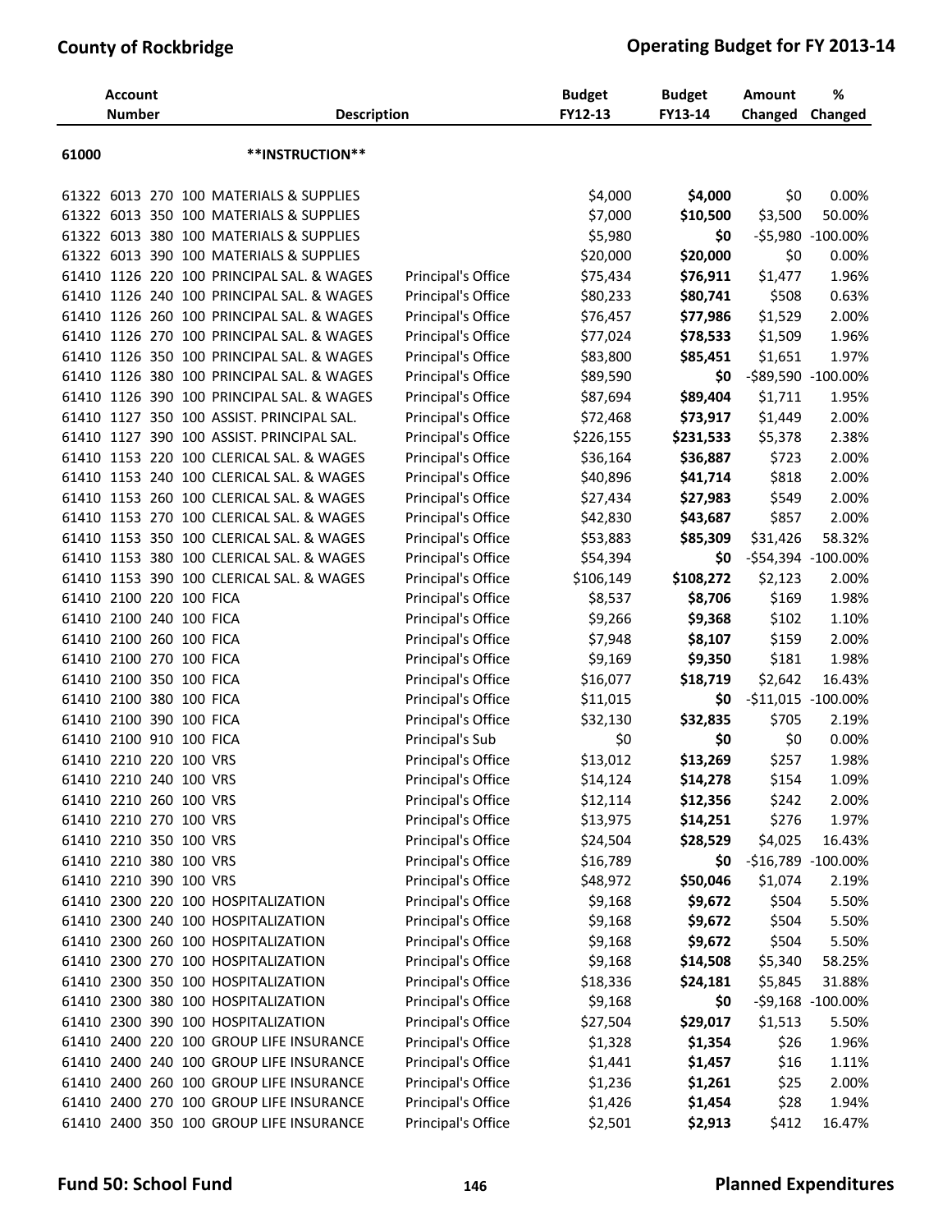| Account Number | Description | | Budget FY12-13 | Budget FY13-14 | Amount Changed | % Changed |
|---|---|---|---|---|---|---|
| 61000 | **INSTRUCTION** | | | | | |
| 61322 6013 270 100 | MATERIALS & SUPPLIES | | $4,000 | **$4,000** | $0 | 0.00% |
| 61322 6013 350 100 | MATERIALS & SUPPLIES | | $7,000 | **$10,500** | $3,500 | 50.00% |
| 61322 6013 380 100 | MATERIALS & SUPPLIES | | $5,980 | **$0** | -$5,980 | -100.00% |
| 61322 6013 390 100 | MATERIALS & SUPPLIES | | $20,000 | **$20,000** | $0 | 0.00% |
| 61410 1126 220 100 | PRINCIPAL SAL. & WAGES | Principal's Office | $75,434 | **$76,911** | $1,477 | 1.96% |
| 61410 1126 240 100 | PRINCIPAL SAL. & WAGES | Principal's Office | $80,233 | **$80,741** | $508 | 0.63% |
| 61410 1126 260 100 | PRINCIPAL SAL. & WAGES | Principal's Office | $76,457 | **$77,986** | $1,529 | 2.00% |
| 61410 1126 270 100 | PRINCIPAL SAL. & WAGES | Principal's Office | $77,024 | **$78,533** | $1,509 | 1.96% |
| 61410 1126 350 100 | PRINCIPAL SAL. & WAGES | Principal's Office | $83,800 | **$85,451** | $1,651 | 1.97% |
| 61410 1126 380 100 | PRINCIPAL SAL. & WAGES | Principal's Office | $89,590 | **$0** | -$89,590 | -100.00% |
| 61410 1126 390 100 | PRINCIPAL SAL. & WAGES | Principal's Office | $87,694 | **$89,404** | $1,711 | 1.95% |
| 61410 1127 350 100 | ASSIST. PRINCIPAL SAL. | Principal's Office | $72,468 | **$73,917** | $1,449 | 2.00% |
| 61410 1127 390 100 | ASSIST. PRINCIPAL SAL. | Principal's Office | $226,155 | **$231,533** | $5,378 | 2.38% |
| 61410 1153 220 100 | CLERICAL SAL. & WAGES | Principal's Office | $36,164 | **$36,887** | $723 | 2.00% |
| 61410 1153 240 100 | CLERICAL SAL. & WAGES | Principal's Office | $40,896 | **$41,714** | $818 | 2.00% |
| 61410 1153 260 100 | CLERICAL SAL. & WAGES | Principal's Office | $27,434 | **$27,983** | $549 | 2.00% |
| 61410 1153 270 100 | CLERICAL SAL. & WAGES | Principal's Office | $42,830 | **$43,687** | $857 | 2.00% |
| 61410 1153 350 100 | CLERICAL SAL. & WAGES | Principal's Office | $53,883 | **$85,309** | $31,426 | 58.32% |
| 61410 1153 380 100 | CLERICAL SAL. & WAGES | Principal's Office | $54,394 | **$0** | -$54,394 | -100.00% |
| 61410 1153 390 100 | CLERICAL SAL. & WAGES | Principal's Office | $106,149 | **$108,272** | $2,123 | 2.00% |
| 61410 2100 220 100 | FICA | Principal's Office | $8,537 | **$8,706** | $169 | 1.98% |
| 61410 2100 240 100 | FICA | Principal's Office | $9,266 | **$9,368** | $102 | 1.10% |
| 61410 2100 260 100 | FICA | Principal's Office | $7,948 | **$8,107** | $159 | 2.00% |
| 61410 2100 270 100 | FICA | Principal's Office | $9,169 | **$9,350** | $181 | 1.98% |
| 61410 2100 350 100 | FICA | Principal's Office | $16,077 | **$18,719** | $2,642 | 16.43% |
| 61410 2100 380 100 | FICA | Principal's Office | $11,015 | **$0** | -$11,015 | -100.00% |
| 61410 2100 390 100 | FICA | Principal's Office | $32,130 | **$32,835** | $705 | 2.19% |
| 61410 2100 910 100 | FICA | Principal's Sub | $0 | **$0** | $0 | 0.00% |
| 61410 2210 220 100 | VRS | Principal's Office | $13,012 | **$13,269** | $257 | 1.98% |
| 61410 2210 240 100 | VRS | Principal's Office | $14,124 | **$14,278** | $154 | 1.09% |
| 61410 2210 260 100 | VRS | Principal's Office | $12,114 | **$12,356** | $242 | 2.00% |
| 61410 2210 270 100 | VRS | Principal's Office | $13,975 | **$14,251** | $276 | 1.97% |
| 61410 2210 350 100 | VRS | Principal's Office | $24,504 | **$28,529** | $4,025 | 16.43% |
| 61410 2210 380 100 | VRS | Principal's Office | $16,789 | **$0** | -$16,789 | -100.00% |
| 61410 2210 390 100 | VRS | Principal's Office | $48,972 | **$50,046** | $1,074 | 2.19% |
| 61410 2300 220 100 | HOSPITALIZATION | Principal's Office | $9,168 | **$9,672** | $504 | 5.50% |
| 61410 2300 240 100 | HOSPITALIZATION | Principal's Office | $9,168 | **$9,672** | $504 | 5.50% |
| 61410 2300 260 100 | HOSPITALIZATION | Principal's Office | $9,168 | **$9,672** | $504 | 5.50% |
| 61410 2300 270 100 | HOSPITALIZATION | Principal's Office | $9,168 | **$14,508** | $5,340 | 58.25% |
| 61410 2300 350 100 | HOSPITALIZATION | Principal's Office | $18,336 | **$24,181** | $5,845 | 31.88% |
| 61410 2300 380 100 | HOSPITALIZATION | Principal's Office | $9,168 | **$0** | -$9,168 | -100.00% |
| 61410 2300 390 100 | HOSPITALIZATION | Principal's Office | $27,504 | **$29,017** | $1,513 | 5.50% |
| 61410 2400 220 100 | GROUP LIFE INSURANCE | Principal's Office | $1,328 | **$1,354** | $26 | 1.96% |
| 61410 2400 240 100 | GROUP LIFE INSURANCE | Principal's Office | $1,441 | **$1,457** | $16 | 1.11% |
| 61410 2400 260 100 | GROUP LIFE INSURANCE | Principal's Office | $1,236 | **$1,261** | $25 | 2.00% |
| 61410 2400 270 100 | GROUP LIFE INSURANCE | Principal's Office | $1,426 | **$1,454** | $28 | 1.94% |
| 61410 2400 350 100 | GROUP LIFE INSURANCE | Principal's Office | $2,501 | **$2,913** | $412 | 16.47% |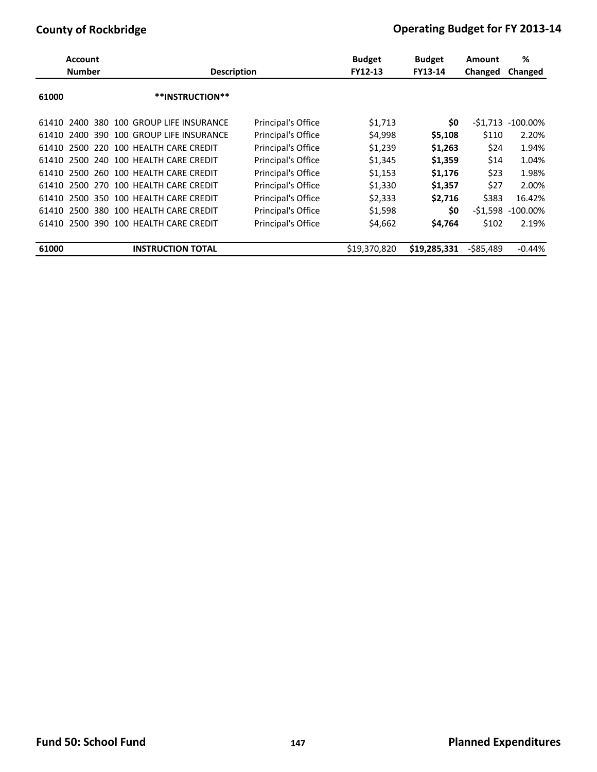| Account Number | Description | | Budget FY12-13 | Budget FY13-14 | Amount Changed | % Changed |
|---|---|---|---|---|---|---|
| 61000 | **INSTRUCTION** | | | | | |
| 61410 2400 380 100 | GROUP LIFE INSURANCE | Principal's Office | $1,713 | **$0** | -$1,713 | -100.00% |
| 61410 2400 390 100 | GROUP LIFE INSURANCE | Principal's Office | $4,998 | **$5,108** | $110 | 2.20% |
| 61410 2500 220 100 | HEALTH CARE CREDIT | Principal's Office | $1,239 | **$1,263** | $24 | 1.94% |
| 61410 2500 240 100 | HEALTH CARE CREDIT | Principal's Office | $1,345 | **$1,359** | $14 | 1.04% |
| 61410 2500 260 100 | HEALTH CARE CREDIT | Principal's Office | $1,153 | **$1,176** | $23 | 1.98% |
| 61410 2500 270 100 | HEALTH CARE CREDIT | Principal's Office | $1,330 | **$1,357** | $27 | 2.00% |
| 61410 2500 350 100 | HEALTH CARE CREDIT | Principal's Office | $2,333 | **$2,716** | $383 | 16.42% |
| 61410 2500 380 100 | HEALTH CARE CREDIT | Principal's Office | $1,598 | **$0** | -$1,598 | -100.00% |
| 61410 2500 390 100 | HEALTH CARE CREDIT | Principal's Office | $4,662 | **$4,764** | $102 | 2.19% |
| **61000** | **INSTRUCTION TOTAL** | | $19,370,820 | **$19,285,331** | -$85,489 | -0.44% |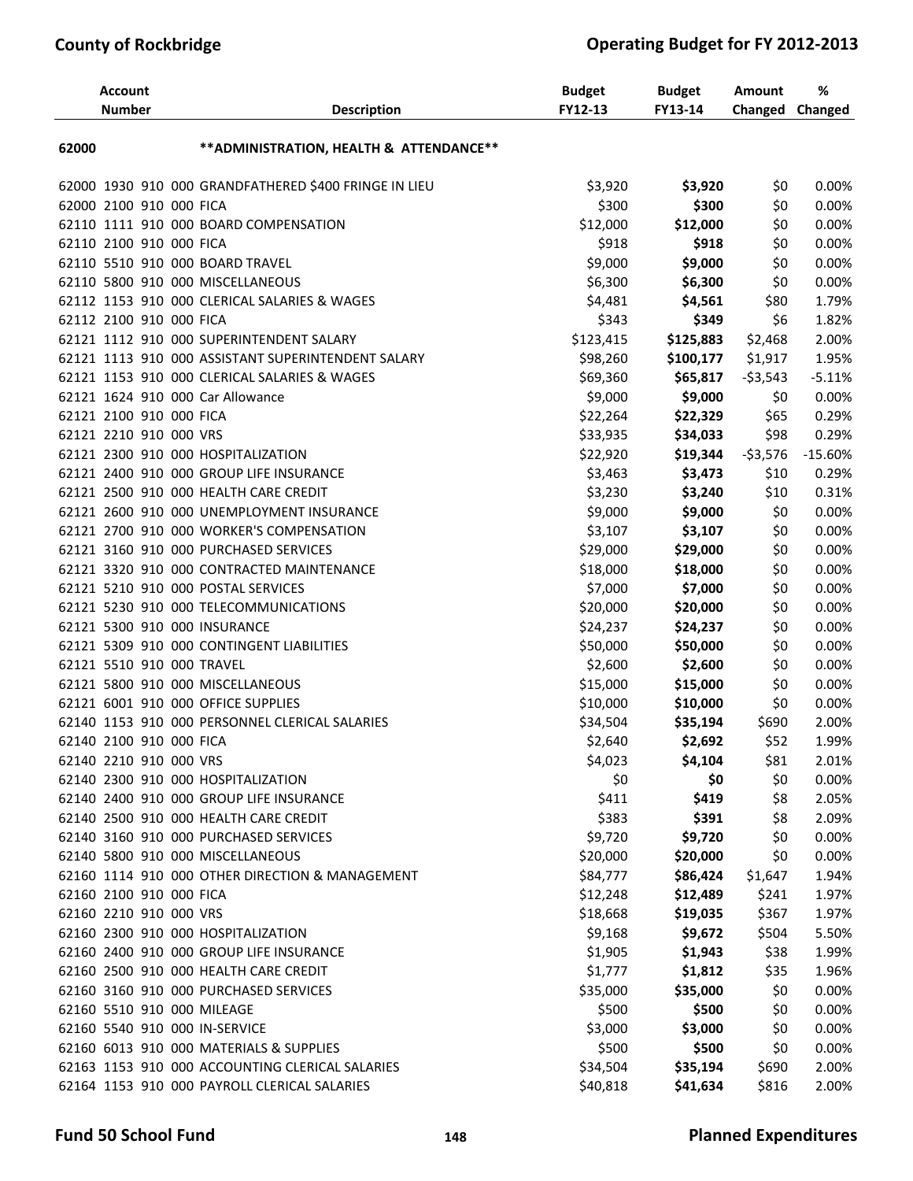| Account Number | Description | Budget FY12-13 | Budget FY13-14 | Amount Changed | % Changed |
|---|---|---|---|---|---|
| 62000 | **ADMINISTRATION, HEALTH & ATTENDANCE** | | | | |
| 62000 1930 910 000 | GRANDFATHERED $400 FRINGE IN LIEU | $3,920 | **$3,920** | $0 | 0.00% |
| 62000 2100 910 000 | FICA | $300 | **$300** | $0 | 0.00% |
| 62110 1111 910 000 | BOARD COMPENSATION | $12,000 | **$12,000** | $0 | 0.00% |
| 62110 2100 910 000 | FICA | $918 | **$918** | $0 | 0.00% |
| 62110 5510 910 000 | BOARD TRAVEL | $9,000 | **$9,000** | $0 | 0.00% |
| 62110 5800 910 000 | MISCELLANEOUS | $6,300 | **$6,300** | $0 | 0.00% |
| 62112 1153 910 000 | CLERICAL SALARIES & WAGES | $4,481 | **$4,561** | $80 | 1.79% |
| 62112 2100 910 000 | FICA | $343 | **$349** | $6 | 1.82% |
| 62121 1112 910 000 | SUPERINTENDENT SALARY | $123,415 | **$125,883** | $2,468 | 2.00% |
| 62121 1113 910 000 | ASSISTANT SUPERINTENDENT SALARY | $98,260 | **$100,177** | $1,917 | 1.95% |
| 62121 1153 910 000 | CLERICAL SALARIES & WAGES | $69,360 | **$65,817** | -$3,543 | -5.11% |
| 62121 1624 910 000 | Car Allowance | $9,000 | **$9,000** | $0 | 0.00% |
| 62121 2100 910 000 | FICA | $22,264 | **$22,329** | $65 | 0.29% |
| 62121 2210 910 000 | VRS | $33,935 | **$34,033** | $98 | 0.29% |
| 62121 2300 910 000 | HOSPITALIZATION | $22,920 | **$19,344** | -$3,576 | -15.60% |
| 62121 2400 910 000 | GROUP LIFE INSURANCE | $3,463 | **$3,473** | $10 | 0.29% |
| 62121 2500 910 000 | HEALTH CARE CREDIT | $3,230 | **$3,240** | $10 | 0.31% |
| 62121 2600 910 000 | UNEMPLOYMENT INSURANCE | $9,000 | **$9,000** | $0 | 0.00% |
| 62121 2700 910 000 | WORKER'S COMPENSATION | $3,107 | **$3,107** | $0 | 0.00% |
| 62121 3160 910 000 | PURCHASED SERVICES | $29,000 | **$29,000** | $0 | 0.00% |
| 62121 3320 910 000 | CONTRACTED MAINTENANCE | $18,000 | **$18,000** | $0 | 0.00% |
| 62121 5210 910 000 | POSTAL SERVICES | $7,000 | **$7,000** | $0 | 0.00% |
| 62121 5230 910 000 | TELECOMMUNICATIONS | $20,000 | **$20,000** | $0 | 0.00% |
| 62121 5300 910 000 | INSURANCE | $24,237 | **$24,237** | $0 | 0.00% |
| 62121 5309 910 000 | CONTINGENT LIABILITIES | $50,000 | **$50,000** | $0 | 0.00% |
| 62121 5510 910 000 | TRAVEL | $2,600 | **$2,600** | $0 | 0.00% |
| 62121 5800 910 000 | MISCELLANEOUS | $15,000 | **$15,000** | $0 | 0.00% |
| 62121 6001 910 000 | OFFICE SUPPLIES | $10,000 | **$10,000** | $0 | 0.00% |
| 62140 1153 910 000 | PERSONNEL CLERICAL SALARIES | $34,504 | **$35,194** | $690 | 2.00% |
| 62140 2100 910 000 | FICA | $2,640 | **$2,692** | $52 | 1.99% |
| 62140 2210 910 000 | VRS | $4,023 | **$4,104** | $81 | 2.01% |
| 62140 2300 910 000 | HOSPITALIZATION | $0 | **$0** | $0 | 0.00% |
| 62140 2400 910 000 | GROUP LIFE INSURANCE | $411 | **$419** | $8 | 2.05% |
| 62140 2500 910 000 | HEALTH CARE CREDIT | $383 | **$391** | $8 | 2.09% |
| 62140 3160 910 000 | PURCHASED SERVICES | $9,720 | **$9,720** | $0 | 0.00% |
| 62140 5800 910 000 | MISCELLANEOUS | $20,000 | **$20,000** | $0 | 0.00% |
| 62160 1114 910 000 | OTHER DIRECTION & MANAGEMENT | $84,777 | **$86,424** | $1,647 | 1.94% |
| 62160 2100 910 000 | FICA | $12,248 | **$12,489** | $241 | 1.97% |
| 62160 2210 910 000 | VRS | $18,668 | **$19,035** | $367 | 1.97% |
| 62160 2300 910 000 | HOSPITALIZATION | $9,168 | **$9,672** | $504 | 5.50% |
| 62160 2400 910 000 | GROUP LIFE INSURANCE | $1,905 | **$1,943** | $38 | 1.99% |
| 62160 2500 910 000 | HEALTH CARE CREDIT | $1,777 | **$1,812** | $35 | 1.96% |
| 62160 3160 910 000 | PURCHASED SERVICES | $35,000 | **$35,000** | $0 | 0.00% |
| 62160 5510 910 000 | MILEAGE | $500 | **$500** | $0 | 0.00% |
| 62160 5540 910 000 | IN-SERVICE | $3,000 | **$3,000** | $0 | 0.00% |
| 62160 6013 910 000 | MATERIALS & SUPPLIES | $500 | **$500** | $0 | 0.00% |
| 62163 1153 910 000 | ACCOUNTING CLERICAL SALARIES | $34,504 | **$35,194** | $690 | 2.00% |
| 62164 1153 910 000 | PAYROLL CLERICAL SALARIES | $40,818 | **$41,634** | $816 | 2.00% |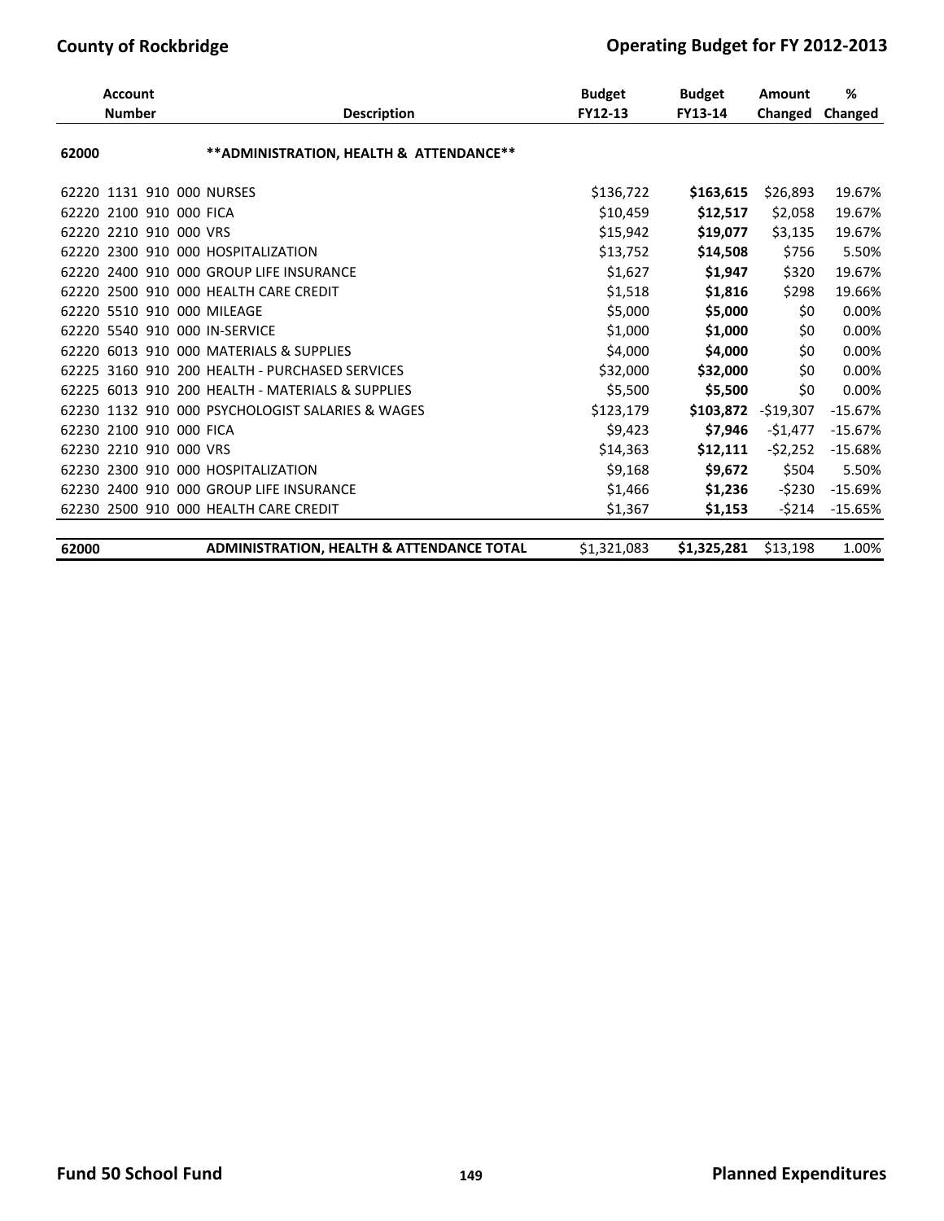| Account Number | Description | Budget FY12-13 | Budget FY13-14 | Amount Changed | % Changed |
|---|---|---|---|---|---|
| 62000 | **ADMINISTRATION, HEALTH & ATTENDANCE** | | | | |
| 62220 1131 910 000 | NURSES | $136,722 | **$163,615** | $26,893 | 19.67% |
| 62220 2100 910 000 | FICA | $10,459 | **$12,517** | $2,058 | 19.67% |
| 62220 2210 910 000 | VRS | $15,942 | **$19,077** | $3,135 | 19.67% |
| 62220 2300 910 000 | HOSPITALIZATION | $13,752 | **$14,508** | $756 | 5.50% |
| 62220 2400 910 000 | GROUP LIFE INSURANCE | $1,627 | **$1,947** | $320 | 19.67% |
| 62220 2500 910 000 | HEALTH CARE CREDIT | $1,518 | **$1,816** | $298 | 19.66% |
| 62220 5510 910 000 | MILEAGE | $5,000 | **$5,000** | $0 | 0.00% |
| 62220 5540 910 000 | IN-SERVICE | $1,000 | **$1,000** | $0 | 0.00% |
| 62220 6013 910 000 | MATERIALS & SUPPLIES | $4,000 | **$4,000** | $0 | 0.00% |
| 62225 3160 910 200 | HEALTH - PURCHASED SERVICES | $32,000 | **$32,000** | $0 | 0.00% |
| 62225 6013 910 200 | HEALTH - MATERIALS & SUPPLIES | $5,500 | **$5,500** | $0 | 0.00% |
| 62230 1132 910 000 | PSYCHOLOGIST SALARIES & WAGES | $123,179 | **$103,872** | -$19,307 | -15.67% |
| 62230 2100 910 000 | FICA | $9,423 | **$7,946** | -$1,477 | -15.67% |
| 62230 2210 910 000 | VRS | $14,363 | **$12,111** | -$2,252 | -15.68% |
| 62230 2300 910 000 | HOSPITALIZATION | $9,168 | **$9,672** | $504 | 5.50% |
| 62230 2400 910 000 | GROUP LIFE INSURANCE | $1,466 | **$1,236** | -$230 | -15.69% |
| 62230 2500 910 000 | HEALTH CARE CREDIT | $1,367 | **$1,153** | -$214 | -15.65% |
| **62000** | **ADMINISTRATION, HEALTH & ATTENDANCE TOTAL** | $1,321,083 | **$1,325,281** | $13,198 | 1.00% |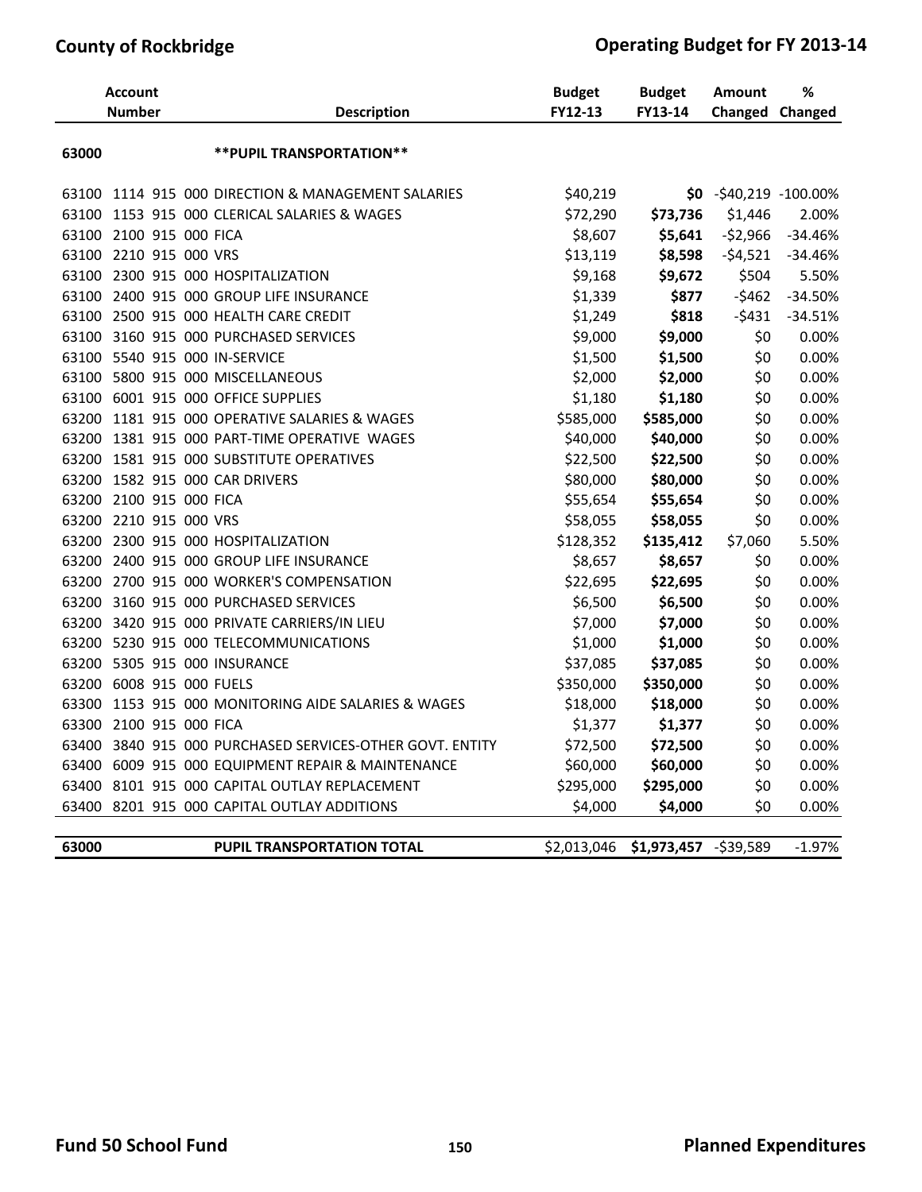| Account Number | Description | Budget FY12-13 | Budget FY13-14 | Amount Changed | % Changed |
|---|---|---|---|---|---|
| 63000 | **PUPIL TRANSPORTATION** | | | | |
| 63100 1114 915 000 | DIRECTION & MANAGEMENT SALARIES | $40,219 | **$0** | -$40,219 | -100.00% |
| 63100 1153 915 000 | CLERICAL SALARIES & WAGES | $72,290 | **$73,736** | $1,446 | 2.00% |
| 63100 2100 915 000 | FICA | $8,607 | **$5,641** | -$2,966 | -34.46% |
| 63100 2210 915 000 | VRS | $13,119 | **$8,598** | -$4,521 | -34.46% |
| 63100 2300 915 000 | HOSPITALIZATION | $9,168 | **$9,672** | $504 | 5.50% |
| 63100 2400 915 000 | GROUP LIFE INSURANCE | $1,339 | **$877** | -$462 | -34.50% |
| 63100 2500 915 000 | HEALTH CARE CREDIT | $1,249 | **$818** | -$431 | -34.51% |
| 63100 3160 915 000 | PURCHASED SERVICES | $9,000 | **$9,000** | $0 | 0.00% |
| 63100 5540 915 000 | IN-SERVICE | $1,500 | **$1,500** | $0 | 0.00% |
| 63100 5800 915 000 | MISCELLANEOUS | $2,000 | **$2,000** | $0 | 0.00% |
| 63100 6001 915 000 | OFFICE SUPPLIES | $1,180 | **$1,180** | $0 | 0.00% |
| 63200 1181 915 000 | OPERATIVE SALARIES & WAGES | $585,000 | **$585,000** | $0 | 0.00% |
| 63200 1381 915 000 | PART-TIME OPERATIVE WAGES | $40,000 | **$40,000** | $0 | 0.00% |
| 63200 1581 915 000 | SUBSTITUTE OPERATIVES | $22,500 | **$22,500** | $0 | 0.00% |
| 63200 1582 915 000 | CAR DRIVERS | $80,000 | **$80,000** | $0 | 0.00% |
| 63200 2100 915 000 | FICA | $55,654 | **$55,654** | $0 | 0.00% |
| 63200 2210 915 000 | VRS | $58,055 | **$58,055** | $0 | 0.00% |
| 63200 2300 915 000 | HOSPITALIZATION | $128,352 | **$135,412** | $7,060 | 5.50% |
| 63200 2400 915 000 | GROUP LIFE INSURANCE | $8,657 | **$8,657** | $0 | 0.00% |
| 63200 2700 915 000 | WORKER'S COMPENSATION | $22,695 | **$22,695** | $0 | 0.00% |
| 63200 3160 915 000 | PURCHASED SERVICES | $6,500 | **$6,500** | $0 | 0.00% |
| 63200 3420 915 000 | PRIVATE CARRIERS/IN LIEU | $7,000 | **$7,000** | $0 | 0.00% |
| 63200 5230 915 000 | TELECOMMUNICATIONS | $1,000 | **$1,000** | $0 | 0.00% |
| 63200 5305 915 000 | INSURANCE | $37,085 | **$37,085** | $0 | 0.00% |
| 63200 6008 915 000 | FUELS | $350,000 | **$350,000** | $0 | 0.00% |
| 63300 1153 915 000 | MONITORING AIDE SALARIES & WAGES | $18,000 | **$18,000** | $0 | 0.00% |
| 63300 2100 915 000 | FICA | $1,377 | **$1,377** | $0 | 0.00% |
| 63400 3840 915 000 | PURCHASED SERVICES-OTHER GOVT. ENTITY | $72,500 | **$72,500** | $0 | 0.00% |
| 63400 6009 915 000 | EQUIPMENT REPAIR & MAINTENANCE | $60,000 | **$60,000** | $0 | 0.00% |
| 63400 8101 915 000 | CAPITAL OUTLAY REPLACEMENT | $295,000 | **$295,000** | $0 | 0.00% |
| 63400 8201 915 000 | CAPITAL OUTLAY ADDITIONS | $4,000 | **$4,000** | $0 | 0.00% |
| **63000** | **PUPIL TRANSPORTATION TOTAL** | $2,013,046 | **$1,973,457** | -$39,589 | -1.97% |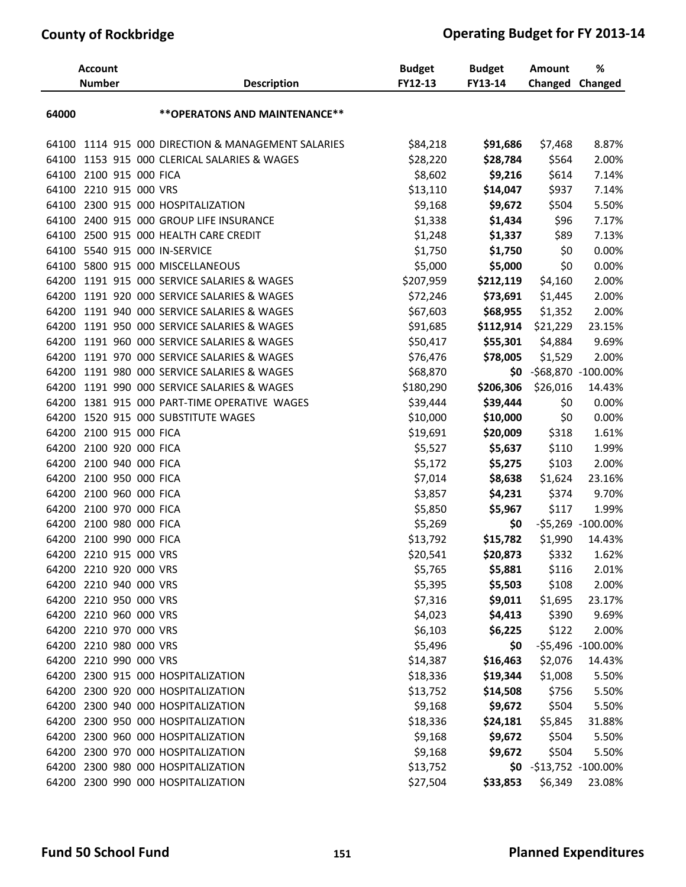| Account Number | Description | Budget FY12-13 | Budget FY13-14 | Amount Changed | % Changed |
|---|---|---|---|---|---|
| 64000 | **OPERATONS AND MAINTENANCE** | | | | |
| 64100 1114 915 000 | DIRECTION & MANAGEMENT SALARIES | $84,218 | **$91,686** | $7,468 | 8.87% |
| 64100 1153 915 000 | CLERICAL SALARIES & WAGES | $28,220 | **$28,784** | $564 | 2.00% |
| 64100 2100 915 000 | FICA | $8,602 | **$9,216** | $614 | 7.14% |
| 64100 2210 915 000 | VRS | $13,110 | **$14,047** | $937 | 7.14% |
| 64100 2300 915 000 | HOSPITALIZATION | $9,168 | **$9,672** | $504 | 5.50% |
| 64100 2400 915 000 | GROUP LIFE INSURANCE | $1,338 | **$1,434** | $96 | 7.17% |
| 64100 2500 915 000 | HEALTH CARE CREDIT | $1,248 | **$1,337** | $89 | 7.13% |
| 64100 5540 915 000 | IN-SERVICE | $1,750 | **$1,750** | $0 | 0.00% |
| 64100 5800 915 000 | MISCELLANEOUS | $5,000 | **$5,000** | $0 | 0.00% |
| 64200 1191 915 000 | SERVICE SALARIES & WAGES | $207,959 | **$212,119** | $4,160 | 2.00% |
| 64200 1191 920 000 | SERVICE SALARIES & WAGES | $72,246 | **$73,691** | $1,445 | 2.00% |
| 64200 1191 940 000 | SERVICE SALARIES & WAGES | $67,603 | **$68,955** | $1,352 | 2.00% |
| 64200 1191 950 000 | SERVICE SALARIES & WAGES | $91,685 | **$112,914** | $21,229 | 23.15% |
| 64200 1191 960 000 | SERVICE SALARIES & WAGES | $50,417 | **$55,301** | $4,884 | 9.69% |
| 64200 1191 970 000 | SERVICE SALARIES & WAGES | $76,476 | **$78,005** | $1,529 | 2.00% |
| 64200 1191 980 000 | SERVICE SALARIES & WAGES | $68,870 | **$0** | -$68,870 | -100.00% |
| 64200 1191 990 000 | SERVICE SALARIES & WAGES | $180,290 | **$206,306** | $26,016 | 14.43% |
| 64200 1381 915 000 | PART-TIME OPERATIVE WAGES | $39,444 | **$39,444** | $0 | 0.00% |
| 64200 1520 915 000 | SUBSTITUTE WAGES | $10,000 | **$10,000** | $0 | 0.00% |
| 64200 2100 915 000 | FICA | $19,691 | **$20,009** | $318 | 1.61% |
| 64200 2100 920 000 | FICA | $5,527 | **$5,637** | $110 | 1.99% |
| 64200 2100 940 000 | FICA | $5,172 | **$5,275** | $103 | 2.00% |
| 64200 2100 950 000 | FICA | $7,014 | **$8,638** | $1,624 | 23.16% |
| 64200 2100 960 000 | FICA | $3,857 | **$4,231** | $374 | 9.70% |
| 64200 2100 970 000 | FICA | $5,850 | **$5,967** | $117 | 1.99% |
| 64200 2100 980 000 | FICA | $5,269 | **$0** | -$5,269 | -100.00% |
| 64200 2100 990 000 | FICA | $13,792 | **$15,782** | $1,990 | 14.43% |
| 64200 2210 915 000 | VRS | $20,541 | **$20,873** | $332 | 1.62% |
| 64200 2210 920 000 | VRS | $5,765 | **$5,881** | $116 | 2.01% |
| 64200 2210 940 000 | VRS | $5,395 | **$5,503** | $108 | 2.00% |
| 64200 2210 950 000 | VRS | $7,316 | **$9,011** | $1,695 | 23.17% |
| 64200 2210 960 000 | VRS | $4,023 | **$4,413** | $390 | 9.69% |
| 64200 2210 970 000 | VRS | $6,103 | **$6,225** | $122 | 2.00% |
| 64200 2210 980 000 | VRS | $5,496 | **$0** | -$5,496 | -100.00% |
| 64200 2210 990 000 | VRS | $14,387 | **$16,463** | $2,076 | 14.43% |
| 64200 2300 915 000 | HOSPITALIZATION | $18,336 | **$19,344** | $1,008 | 5.50% |
| 64200 2300 920 000 | HOSPITALIZATION | $13,752 | **$14,508** | $756 | 5.50% |
| 64200 2300 940 000 | HOSPITALIZATION | $9,168 | **$9,672** | $504 | 5.50% |
| 64200 2300 950 000 | HOSPITALIZATION | $18,336 | **$24,181** | $5,845 | 31.88% |
| 64200 2300 960 000 | HOSPITALIZATION | $9,168 | **$9,672** | $504 | 5.50% |
| 64200 2300 970 000 | HOSPITALIZATION | $9,168 | **$9,672** | $504 | 5.50% |
| 64200 2300 980 000 | HOSPITALIZATION | $13,752 | **$0** | -$13,752 | -100.00% |
| 64200 2300 990 000 | HOSPITALIZATION | $27,504 | **$33,853** | $6,349 | 23.08% |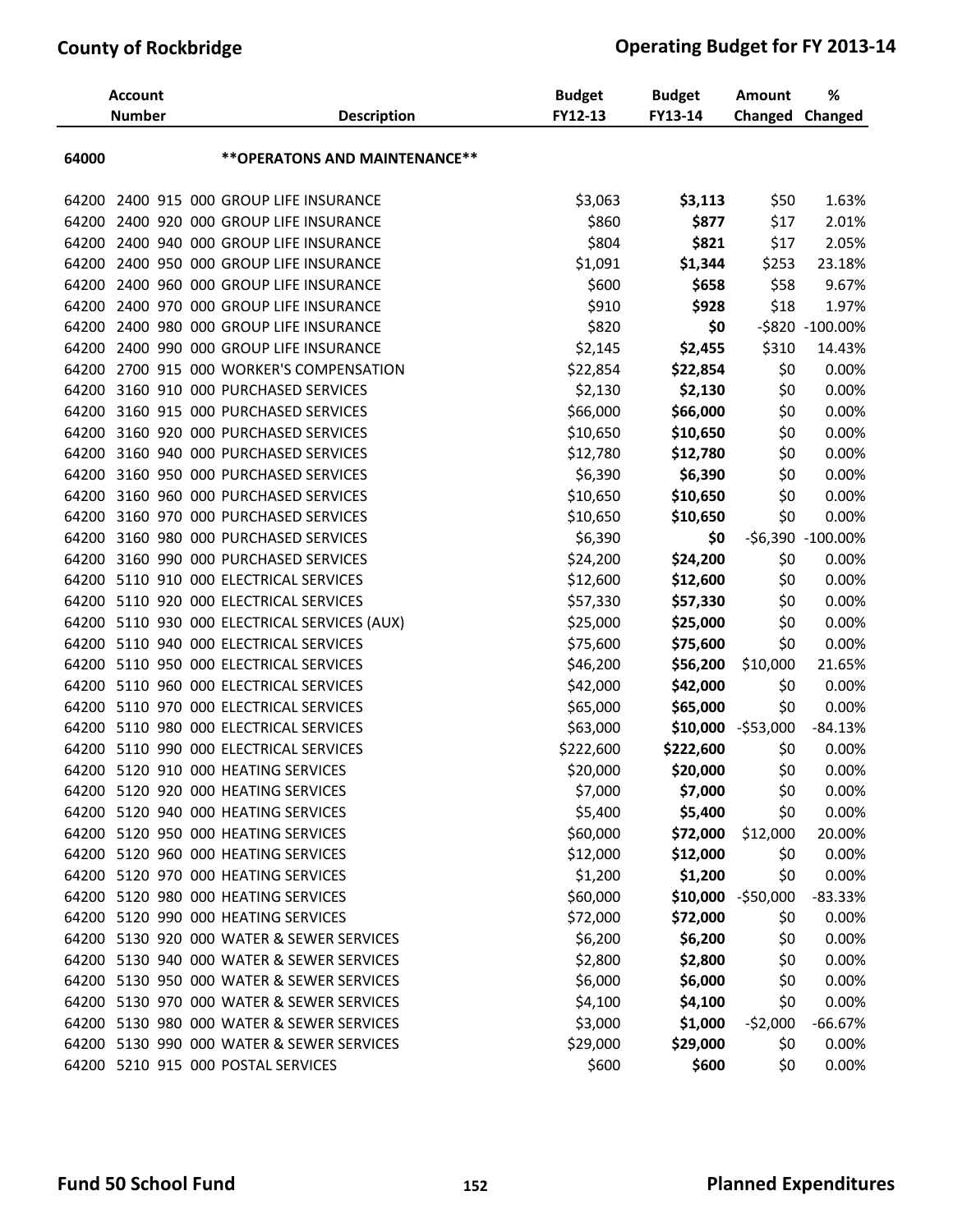| Account Number | Description | Budget FY12-13 | Budget FY13-14 | Amount Changed | % Changed |
|---|---|---|---|---|---|
| 64000 | **OPERATONS AND MAINTENANCE** | | | | |
| 64200 2400 915 000 | GROUP LIFE INSURANCE | $3,063 | **$3,113** | $50 | 1.63% |
| 64200 2400 920 000 | GROUP LIFE INSURANCE | $860 | **$877** | $17 | 2.01% |
| 64200 2400 940 000 | GROUP LIFE INSURANCE | $804 | **$821** | $17 | 2.05% |
| 64200 2400 950 000 | GROUP LIFE INSURANCE | $1,091 | **$1,344** | $253 | 23.18% |
| 64200 2400 960 000 | GROUP LIFE INSURANCE | $600 | **$658** | $58 | 9.67% |
| 64200 2400 970 000 | GROUP LIFE INSURANCE | $910 | **$928** | $18 | 1.97% |
| 64200 2400 980 000 | GROUP LIFE INSURANCE | $820 | **$0** | -$820 | -100.00% |
| 64200 2400 990 000 | GROUP LIFE INSURANCE | $2,145 | **$2,455** | $310 | 14.43% |
| 64200 2700 915 000 | WORKER'S COMPENSATION | $22,854 | **$22,854** | $0 | 0.00% |
| 64200 3160 910 000 | PURCHASED SERVICES | $2,130 | **$2,130** | $0 | 0.00% |
| 64200 3160 915 000 | PURCHASED SERVICES | $66,000 | **$66,000** | $0 | 0.00% |
| 64200 3160 920 000 | PURCHASED SERVICES | $10,650 | **$10,650** | $0 | 0.00% |
| 64200 3160 940 000 | PURCHASED SERVICES | $12,780 | **$12,780** | $0 | 0.00% |
| 64200 3160 950 000 | PURCHASED SERVICES | $6,390 | **$6,390** | $0 | 0.00% |
| 64200 3160 960 000 | PURCHASED SERVICES | $10,650 | **$10,650** | $0 | 0.00% |
| 64200 3160 970 000 | PURCHASED SERVICES | $10,650 | **$10,650** | $0 | 0.00% |
| 64200 3160 980 000 | PURCHASED SERVICES | $6,390 | **$0** | -$6,390 | -100.00% |
| 64200 3160 990 000 | PURCHASED SERVICES | $24,200 | **$24,200** | $0 | 0.00% |
| 64200 5110 910 000 | ELECTRICAL SERVICES | $12,600 | **$12,600** | $0 | 0.00% |
| 64200 5110 920 000 | ELECTRICAL SERVICES | $57,330 | **$57,330** | $0 | 0.00% |
| 64200 5110 930 000 | ELECTRICAL SERVICES (AUX) | $25,000 | **$25,000** | $0 | 0.00% |
| 64200 5110 940 000 | ELECTRICAL SERVICES | $75,600 | **$75,600** | $0 | 0.00% |
| 64200 5110 950 000 | ELECTRICAL SERVICES | $46,200 | **$56,200** | $10,000 | 21.65% |
| 64200 5110 960 000 | ELECTRICAL SERVICES | $42,000 | **$42,000** | $0 | 0.00% |
| 64200 5110 970 000 | ELECTRICAL SERVICES | $65,000 | **$65,000** | $0 | 0.00% |
| 64200 5110 980 000 | ELECTRICAL SERVICES | $63,000 | **$10,000** | -$53,000 | -84.13% |
| 64200 5110 990 000 | ELECTRICAL SERVICES | $222,600 | **$222,600** | $0 | 0.00% |
| 64200 5120 910 000 | HEATING SERVICES | $20,000 | **$20,000** | $0 | 0.00% |
| 64200 5120 920 000 | HEATING SERVICES | $7,000 | **$7,000** | $0 | 0.00% |
| 64200 5120 940 000 | HEATING SERVICES | $5,400 | **$5,400** | $0 | 0.00% |
| 64200 5120 950 000 | HEATING SERVICES | $60,000 | **$72,000** | $12,000 | 20.00% |
| 64200 5120 960 000 | HEATING SERVICES | $12,000 | **$12,000** | $0 | 0.00% |
| 64200 5120 970 000 | HEATING SERVICES | $1,200 | **$1,200** | $0 | 0.00% |
| 64200 5120 980 000 | HEATING SERVICES | $60,000 | **$10,000** | -$50,000 | -83.33% |
| 64200 5120 990 000 | HEATING SERVICES | $72,000 | **$72,000** | $0 | 0.00% |
| 64200 5130 920 000 | WATER & SEWER SERVICES | $6,200 | **$6,200** | $0 | 0.00% |
| 64200 5130 940 000 | WATER & SEWER SERVICES | $2,800 | **$2,800** | $0 | 0.00% |
| 64200 5130 950 000 | WATER & SEWER SERVICES | $6,000 | **$6,000** | $0 | 0.00% |
| 64200 5130 970 000 | WATER & SEWER SERVICES | $4,100 | **$4,100** | $0 | 0.00% |
| 64200 5130 980 000 | WATER & SEWER SERVICES | $3,000 | **$1,000** | -$2,000 | -66.67% |
| 64200 5130 990 000 | WATER & SEWER SERVICES | $29,000 | **$29,000** | $0 | 0.00% |
| 64200 5210 915 000 | POSTAL SERVICES | $600 | **$600** | $0 | 0.00% |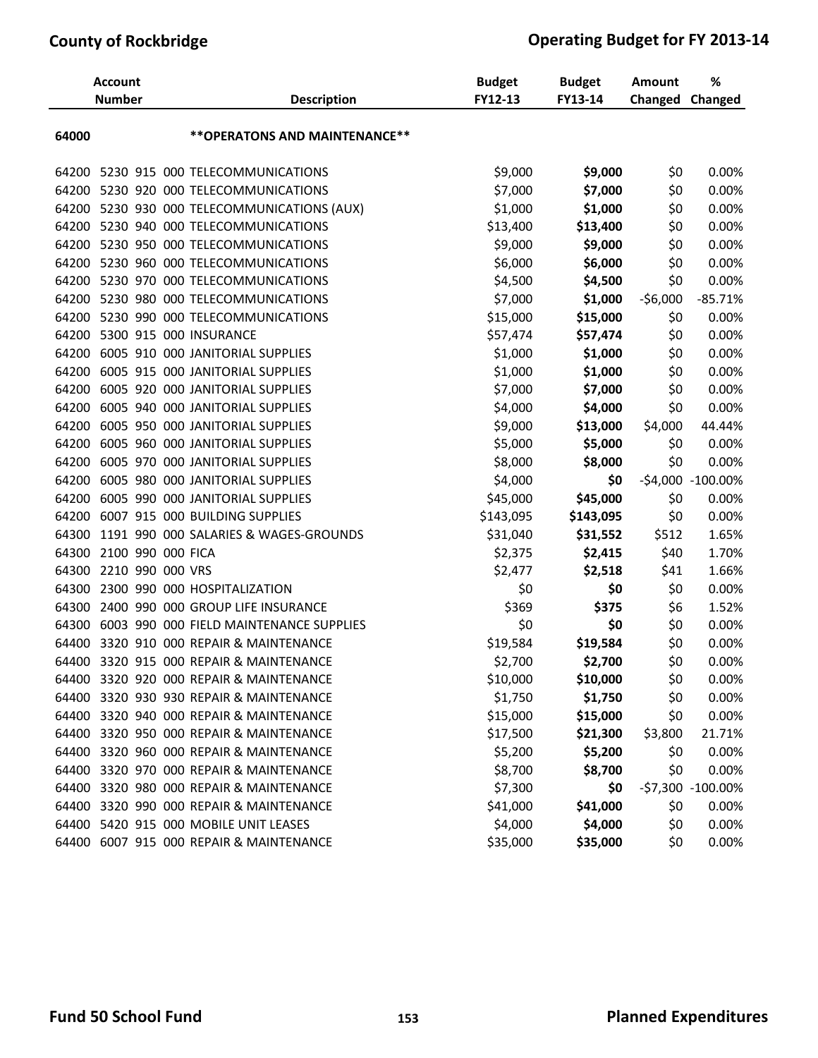| Account Number | Description | Budget FY12-13 | Budget FY13-14 | Amount Changed | % Changed |
|---|---|---|---|---|---|
| 64000 | **OPERATONS AND MAINTENANCE** | | | | |
| 64200 5230 915 000 | TELECOMMUNICATIONS | $9,000 | **$9,000** | $0 | 0.00% |
| 64200 5230 920 000 | TELECOMMUNICATIONS | $7,000 | **$7,000** | $0 | 0.00% |
| 64200 5230 930 000 | TELECOMMUNICATIONS (AUX) | $1,000 | **$1,000** | $0 | 0.00% |
| 64200 5230 940 000 | TELECOMMUNICATIONS | $13,400 | **$13,400** | $0 | 0.00% |
| 64200 5230 950 000 | TELECOMMUNICATIONS | $9,000 | **$9,000** | $0 | 0.00% |
| 64200 5230 960 000 | TELECOMMUNICATIONS | $6,000 | **$6,000** | $0 | 0.00% |
| 64200 5230 970 000 | TELECOMMUNICATIONS | $4,500 | **$4,500** | $0 | 0.00% |
| 64200 5230 980 000 | TELECOMMUNICATIONS | $7,000 | **$1,000** | -$6,000 | -85.71% |
| 64200 5230 990 000 | TELECOMMUNICATIONS | $15,000 | **$15,000** | $0 | 0.00% |
| 64200 5300 915 000 | INSURANCE | $57,474 | **$57,474** | $0 | 0.00% |
| 64200 6005 910 000 | JANITORIAL SUPPLIES | $1,000 | **$1,000** | $0 | 0.00% |
| 64200 6005 915 000 | JANITORIAL SUPPLIES | $1,000 | **$1,000** | $0 | 0.00% |
| 64200 6005 920 000 | JANITORIAL SUPPLIES | $7,000 | **$7,000** | $0 | 0.00% |
| 64200 6005 940 000 | JANITORIAL SUPPLIES | $4,000 | **$4,000** | $0 | 0.00% |
| 64200 6005 950 000 | JANITORIAL SUPPLIES | $9,000 | **$13,000** | $4,000 | 44.44% |
| 64200 6005 960 000 | JANITORIAL SUPPLIES | $5,000 | **$5,000** | $0 | 0.00% |
| 64200 6005 970 000 | JANITORIAL SUPPLIES | $8,000 | **$8,000** | $0 | 0.00% |
| 64200 6005 980 000 | JANITORIAL SUPPLIES | $4,000 | **$0** | -$4,000 | -100.00% |
| 64200 6005 990 000 | JANITORIAL SUPPLIES | $45,000 | **$45,000** | $0 | 0.00% |
| 64200 6007 915 000 | BUILDING SUPPLIES | $143,095 | **$143,095** | $0 | 0.00% |
| 64300 1191 990 000 | SALARIES & WAGES-GROUNDS | $31,040 | **$31,552** | $512 | 1.65% |
| 64300 2100 990 000 | FICA | $2,375 | **$2,415** | $40 | 1.70% |
| 64300 2210 990 000 | VRS | $2,477 | **$2,518** | $41 | 1.66% |
| 64300 2300 990 000 | HOSPITALIZATION | $0 | **$0** | $0 | 0.00% |
| 64300 2400 990 000 | GROUP LIFE INSURANCE | $369 | **$375** | $6 | 1.52% |
| 64300 6003 990 000 | FIELD MAINTENANCE SUPPLIES | $0 | **$0** | $0 | 0.00% |
| 64400 3320 910 000 | REPAIR & MAINTENANCE | $19,584 | **$19,584** | $0 | 0.00% |
| 64400 3320 915 000 | REPAIR & MAINTENANCE | $2,700 | **$2,700** | $0 | 0.00% |
| 64400 3320 920 000 | REPAIR & MAINTENANCE | $10,000 | **$10,000** | $0 | 0.00% |
| 64400 3320 930 930 | REPAIR & MAINTENANCE | $1,750 | **$1,750** | $0 | 0.00% |
| 64400 3320 940 000 | REPAIR & MAINTENANCE | $15,000 | **$15,000** | $0 | 0.00% |
| 64400 3320 950 000 | REPAIR & MAINTENANCE | $17,500 | **$21,300** | $3,800 | 21.71% |
| 64400 3320 960 000 | REPAIR & MAINTENANCE | $5,200 | **$5,200** | $0 | 0.00% |
| 64400 3320 970 000 | REPAIR & MAINTENANCE | $8,700 | **$8,700** | $0 | 0.00% |
| 64400 3320 980 000 | REPAIR & MAINTENANCE | $7,300 | **$0** | -$7,300 | -100.00% |
| 64400 3320 990 000 | REPAIR & MAINTENANCE | $41,000 | **$41,000** | $0 | 0.00% |
| 64400 5420 915 000 | MOBILE UNIT LEASES | $4,000 | **$4,000** | $0 | 0.00% |
| 64400 6007 915 000 | REPAIR & MAINTENANCE | $35,000 | **$35,000** | $0 | 0.00% |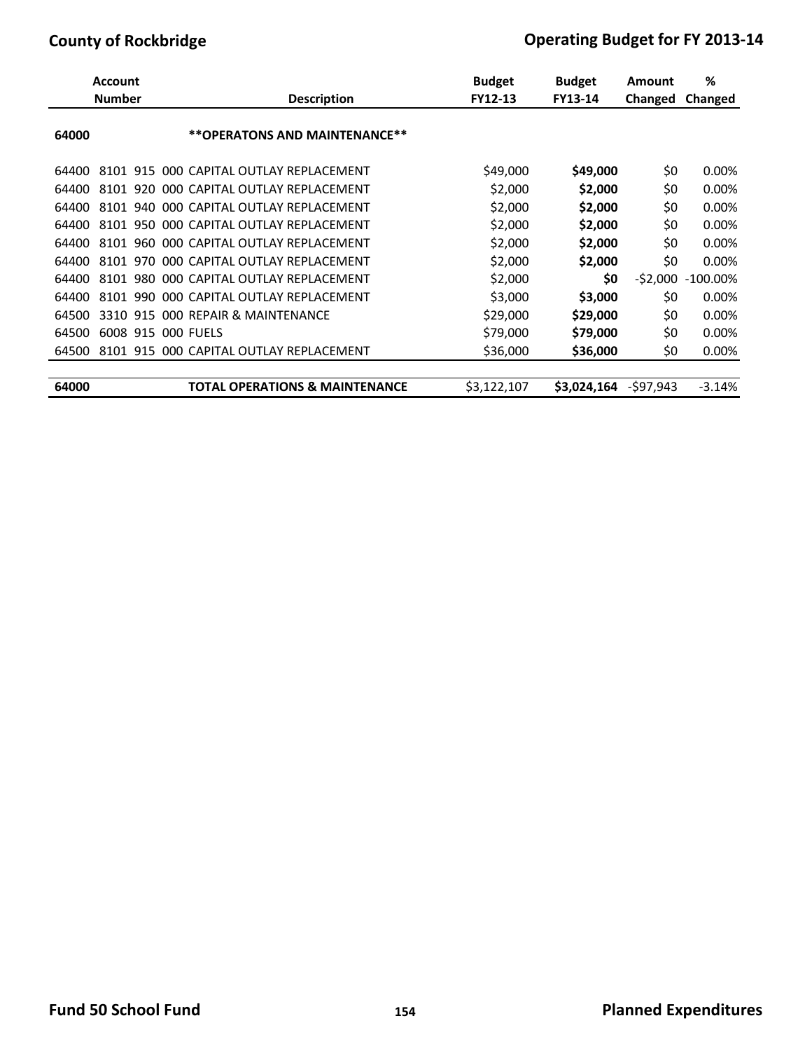| Account Number | Description | Budget FY12-13 | Budget FY13-14 | Amount Changed | % Changed |
|---|---|---|---|---|---|
| 64000 | **\*\*OPERATONS AND MAINTENANCE\*\*** | | | | |
| 64400 8101 915 000 | CAPITAL OUTLAY REPLACEMENT | $49,000 | **$49,000** | $0 | 0.00% |
| 64400 8101 920 000 | CAPITAL OUTLAY REPLACEMENT | $2,000 | **$2,000** | $0 | 0.00% |
| 64400 8101 940 000 | CAPITAL OUTLAY REPLACEMENT | $2,000 | **$2,000** | $0 | 0.00% |
| 64400 8101 950 000 | CAPITAL OUTLAY REPLACEMENT | $2,000 | **$2,000** | $0 | 0.00% |
| 64400 8101 960 000 | CAPITAL OUTLAY REPLACEMENT | $2,000 | **$2,000** | $0 | 0.00% |
| 64400 8101 970 000 | CAPITAL OUTLAY REPLACEMENT | $2,000 | **$2,000** | $0 | 0.00% |
| 64400 8101 980 000 | CAPITAL OUTLAY REPLACEMENT | $2,000 | **$0** | -$2,000 | -100.00% |
| 64400 8101 990 000 | CAPITAL OUTLAY REPLACEMENT | $3,000 | **$3,000** | $0 | 0.00% |
| 64500 3310 915 000 | REPAIR & MAINTENANCE | $29,000 | **$29,000** | $0 | 0.00% |
| 64500 6008 915 000 | FUELS | $79,000 | **$79,000** | $0 | 0.00% |
| 64500 8101 915 000 | CAPITAL OUTLAY REPLACEMENT | $36,000 | **$36,000** | $0 | 0.00% |
| **64000** | **TOTAL OPERATIONS & MAINTENANCE** | $3,122,107 | **$3,024,164** | -$97,943 | -3.14% |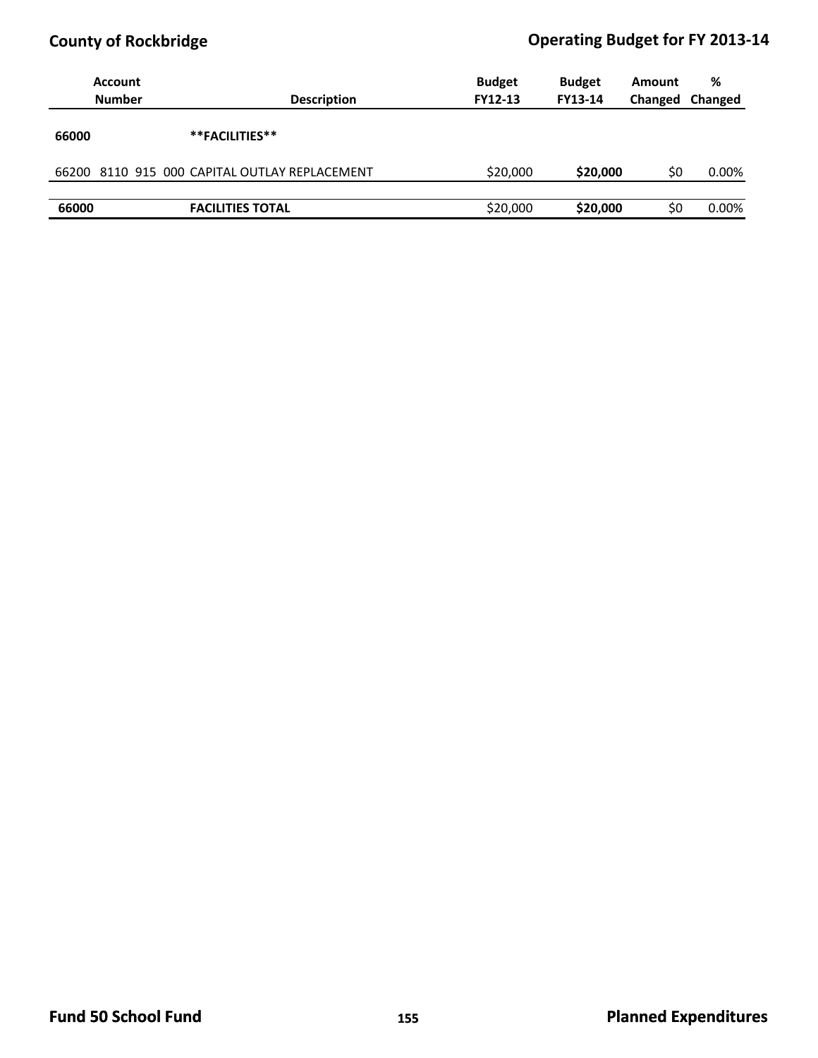| Account Number | Description | Budget FY12-13 | Budget FY13-14 | Amount Changed | % Changed |
|---|---|---|---|---|---|
| **66000** | **\*\*FACILITIES\*\*** | | | | |
| 66200 8110 915 000 | CAPITAL OUTLAY REPLACEMENT | $20,000 | **$20,000** | $0 | 0.00% |
| **66000** | **FACILITIES TOTAL** | $20,000 | **$20,000** | $0 | 0.00% |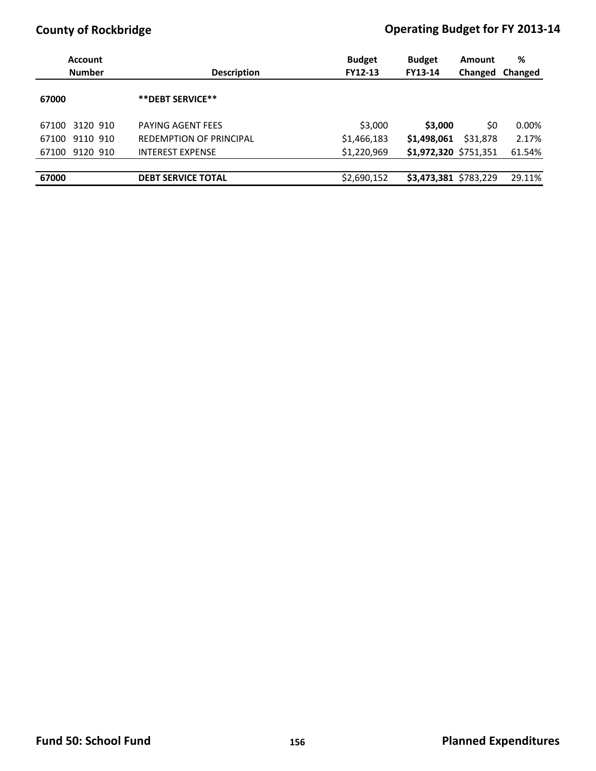| Account Number | Description | Budget FY12-13 | Budget FY13-14 | Amount Changed | % Changed |
|---|---|---|---|---|---|
| **67000** | **\*\*DEBT SERVICE\*\*** | | | | |
| 67100 3120 910 | PAYING AGENT FEES | $3,000 | **$3,000** | $0 | 0.00% |
| 67100 9110 910 | REDEMPTION OF PRINCIPAL | $1,466,183 | **$1,498,061** | $31,878 | 2.17% |
| 67100 9120 910 | INTEREST EXPENSE | $1,220,969 | **$1,972,320** | $751,351 | 61.54% |
| **67000** | **DEBT SERVICE TOTAL** | $2,690,152 | **$3,473,381** | $783,229 | 29.11% |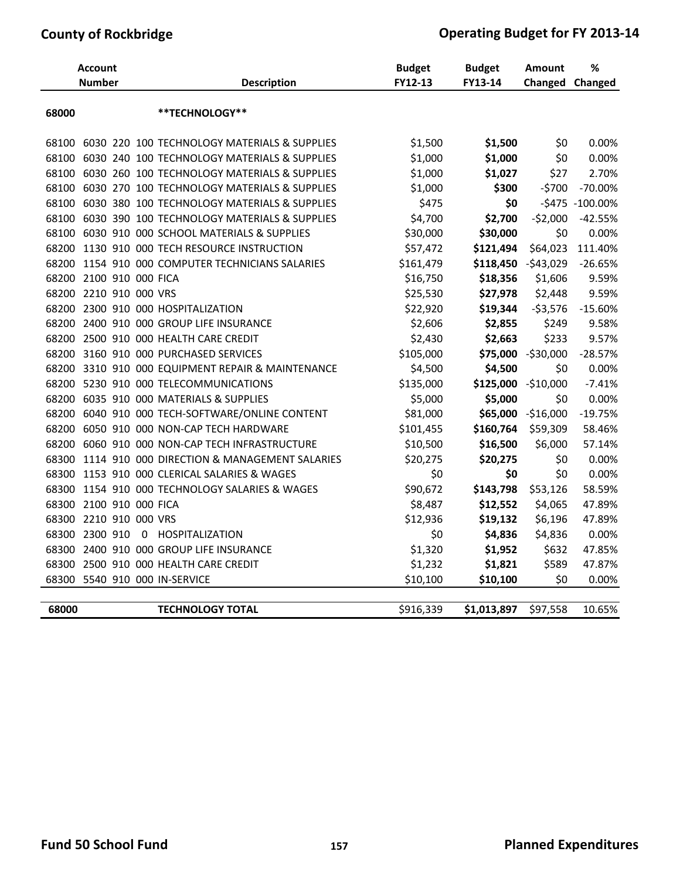| Account Number | Description | Budget FY12-13 | Budget FY13-14 | Amount Changed | % Changed |
|---|---|---|---|---|---|
| 68000 | **TECHNOLOGY** | | | | |
| 68100 6030 220 100 | TECHNOLOGY MATERIALS & SUPPLIES | $1,500 | **$1,500** | $0 | 0.00% |
| 68100 6030 240 100 | TECHNOLOGY MATERIALS & SUPPLIES | $1,000 | **$1,000** | $0 | 0.00% |
| 68100 6030 260 100 | TECHNOLOGY MATERIALS & SUPPLIES | $1,000 | **$1,027** | $27 | 2.70% |
| 68100 6030 270 100 | TECHNOLOGY MATERIALS & SUPPLIES | $1,000 | **$300** | -$700 | -70.00% |
| 68100 6030 380 100 | TECHNOLOGY MATERIALS & SUPPLIES | $475 | **$0** | -$475 | -100.00% |
| 68100 6030 390 100 | TECHNOLOGY MATERIALS & SUPPLIES | $4,700 | **$2,700** | -$2,000 | -42.55% |
| 68100 6030 910 000 | SCHOOL MATERIALS & SUPPLIES | $30,000 | **$30,000** | $0 | 0.00% |
| 68200 1130 910 000 | TECH RESOURCE INSTRUCTION | $57,472 | **$121,494** | $64,023 | 111.40% |
| 68200 1154 910 000 | COMPUTER TECHNICIANS SALARIES | $161,479 | **$118,450** | -$43,029 | -26.65% |
| 68200 2100 910 000 | FICA | $16,750 | **$18,356** | $1,606 | 9.59% |
| 68200 2210 910 000 | VRS | $25,530 | **$27,978** | $2,448 | 9.59% |
| 68200 2300 910 000 | HOSPITALIZATION | $22,920 | **$19,344** | -$3,576 | -15.60% |
| 68200 2400 910 000 | GROUP LIFE INSURANCE | $2,606 | **$2,855** | $249 | 9.58% |
| 68200 2500 910 000 | HEALTH CARE CREDIT | $2,430 | **$2,663** | $233 | 9.57% |
| 68200 3160 910 000 | PURCHASED SERVICES | $105,000 | **$75,000** | -$30,000 | -28.57% |
| 68200 3310 910 000 | EQUIPMENT REPAIR & MAINTENANCE | $4,500 | **$4,500** | $0 | 0.00% |
| 68200 5230 910 000 | TELECOMMUNICATIONS | $135,000 | **$125,000** | -$10,000 | -7.41% |
| 68200 6035 910 000 | MATERIALS & SUPPLIES | $5,000 | **$5,000** | $0 | 0.00% |
| 68200 6040 910 000 | TECH-SOFTWARE/ONLINE CONTENT | $81,000 | **$65,000** | -$16,000 | -19.75% |
| 68200 6050 910 000 | NON-CAP TECH HARDWARE | $101,455 | **$160,764** | $59,309 | 58.46% |
| 68200 6060 910 000 | NON-CAP TECH INFRASTRUCTURE | $10,500 | **$16,500** | $6,000 | 57.14% |
| 68300 1114 910 000 | DIRECTION & MANAGEMENT SALARIES | $20,275 | **$20,275** | $0 | 0.00% |
| 68300 1153 910 000 | CLERICAL SALARIES & WAGES | $0 | **$0** | $0 | 0.00% |
| 68300 1154 910 000 | TECHNOLOGY SALARIES & WAGES | $90,672 | **$143,798** | $53,126 | 58.59% |
| 68300 2100 910 000 | FICA | $8,487 | **$12,552** | $4,065 | 47.89% |
| 68300 2210 910 000 | VRS | $12,936 | **$19,132** | $6,196 | 47.89% |
| 68300 2300 910 0 | HOSPITALIZATION | $0 | **$4,836** | $4,836 | 0.00% |
| 68300 2400 910 000 | GROUP LIFE INSURANCE | $1,320 | **$1,952** | $632 | 47.85% |
| 68300 2500 910 000 | HEALTH CARE CREDIT | $1,232 | **$1,821** | $589 | 47.87% |
| 68300 5540 910 000 | IN-SERVICE | $10,100 | **$10,100** | $0 | 0.00% |
| **68000** | **TECHNOLOGY TOTAL** | $916,339 | **$1,013,897** | $97,558 | 10.65% |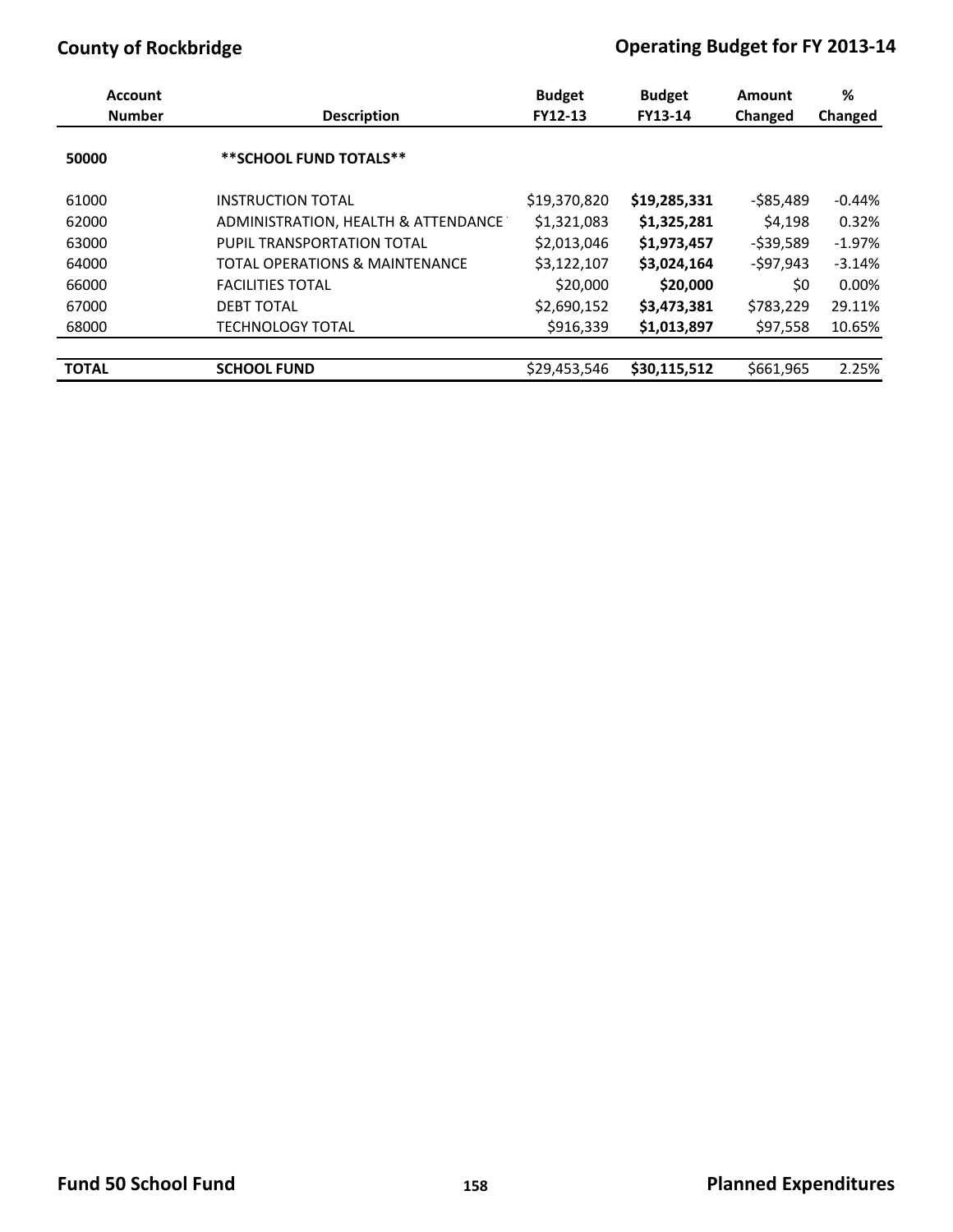| Account Number | Description | Budget FY12-13 | Budget FY13-14 | Amount Changed | % Changed |
|---|---|---|---|---|---|
| **50000** | **\*\*SCHOOL FUND TOTALS\*\*** | | | | |
| 61000 | INSTRUCTION TOTAL | $19,370,820 | **$19,285,331** | -$85,489 | -0.44% |
| 62000 | ADMINISTRATION, HEALTH & ATTENDANCE | $1,321,083 | **$1,325,281** | $4,198 | 0.32% |
| 63000 | PUPIL TRANSPORTATION TOTAL | $2,013,046 | **$1,973,457** | -$39,589 | -1.97% |
| 64000 | TOTAL OPERATIONS & MAINTENANCE | $3,122,107 | **$3,024,164** | -$97,943 | -3.14% |
| 66000 | FACILITIES TOTAL | $20,000 | **$20,000** | $0 | 0.00% |
| 67000 | DEBT TOTAL | $2,690,152 | **$3,473,381** | $783,229 | 29.11% |
| 68000 | TECHNOLOGY TOTAL | $916,339 | **$1,013,897** | $97,558 | 10.65% |
| **TOTAL** | **SCHOOL FUND** | $29,453,546 | **$30,115,512** | $661,965 | 2.25% |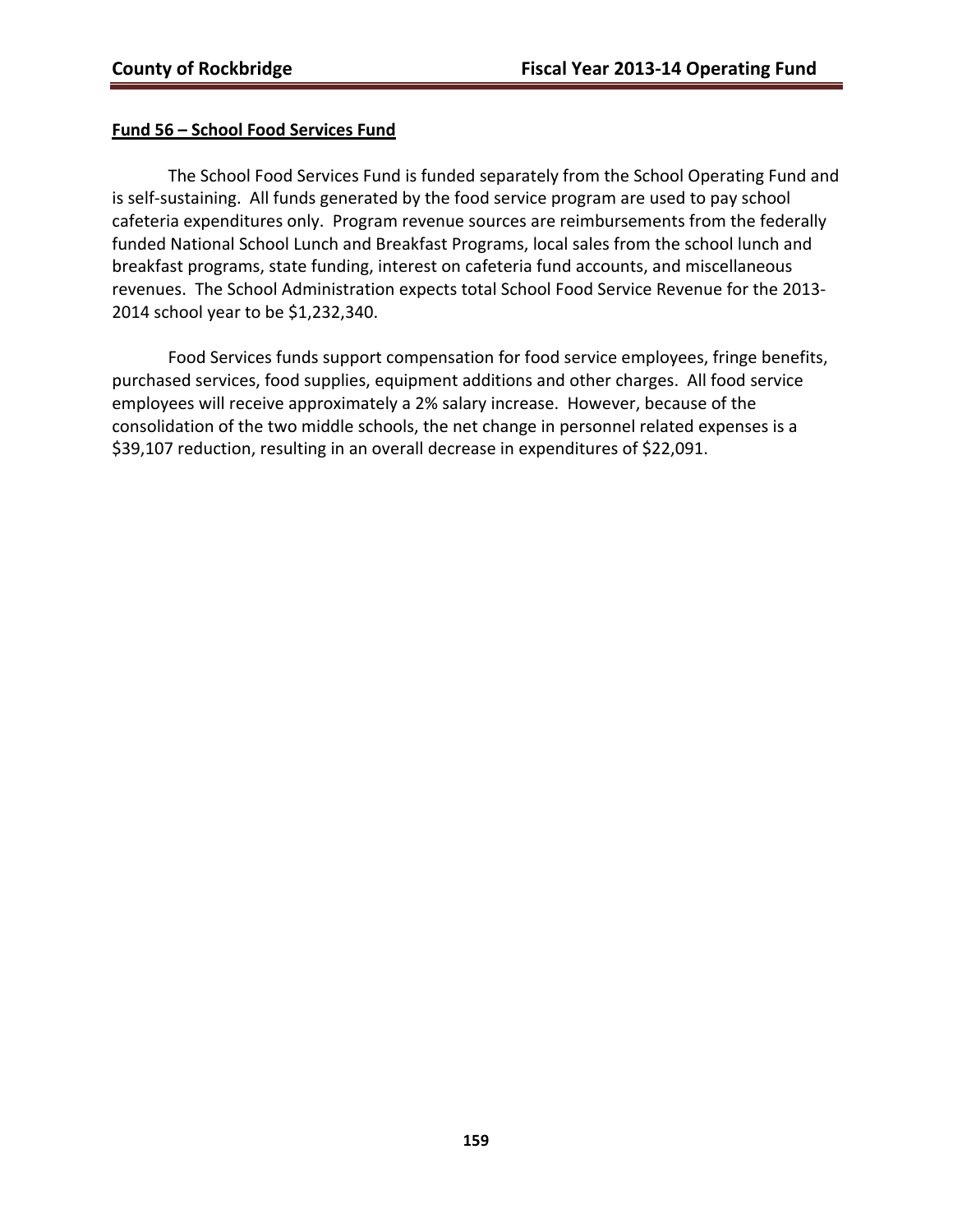## **Fund 56 – School Food Services Fund**

The School Food Services Fund is funded separately from the School Operating Fund and is self-sustaining. All funds generated by the food service program are used to pay school cafeteria expenditures only. Program revenue sources are reimbursements from the federally funded National School Lunch and Breakfast Programs, local sales from the school lunch and breakfast programs, state funding, interest on cafeteria fund accounts, and miscellaneous revenues. The School Administration expects total School Food Service Revenue for the 2013-2014 school year to be $1,232,340.

Food Services funds support compensation for food service employees, fringe benefits, purchased services, food supplies, equipment additions and other charges. All food service employees will receive approximately a 2% salary increase. However, because of the consolidation of the two middle schools, the net change in personnel related expenses is a $39,107 reduction, resulting in an overall decrease in expenditures of $22,091.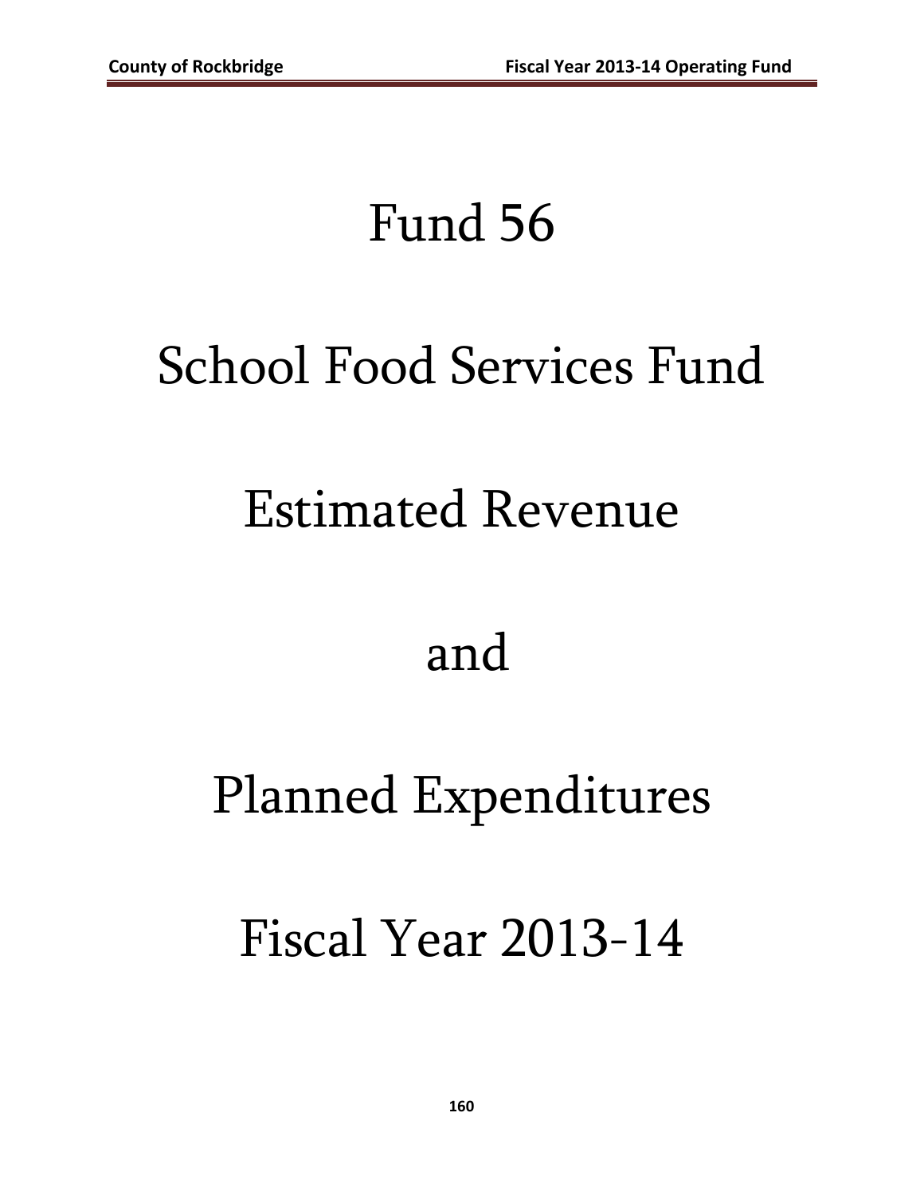# Fund 56

# School Food Services Fund

# Estimated Revenue

# and

# Planned Expenditures

# Fiscal Year 2013-14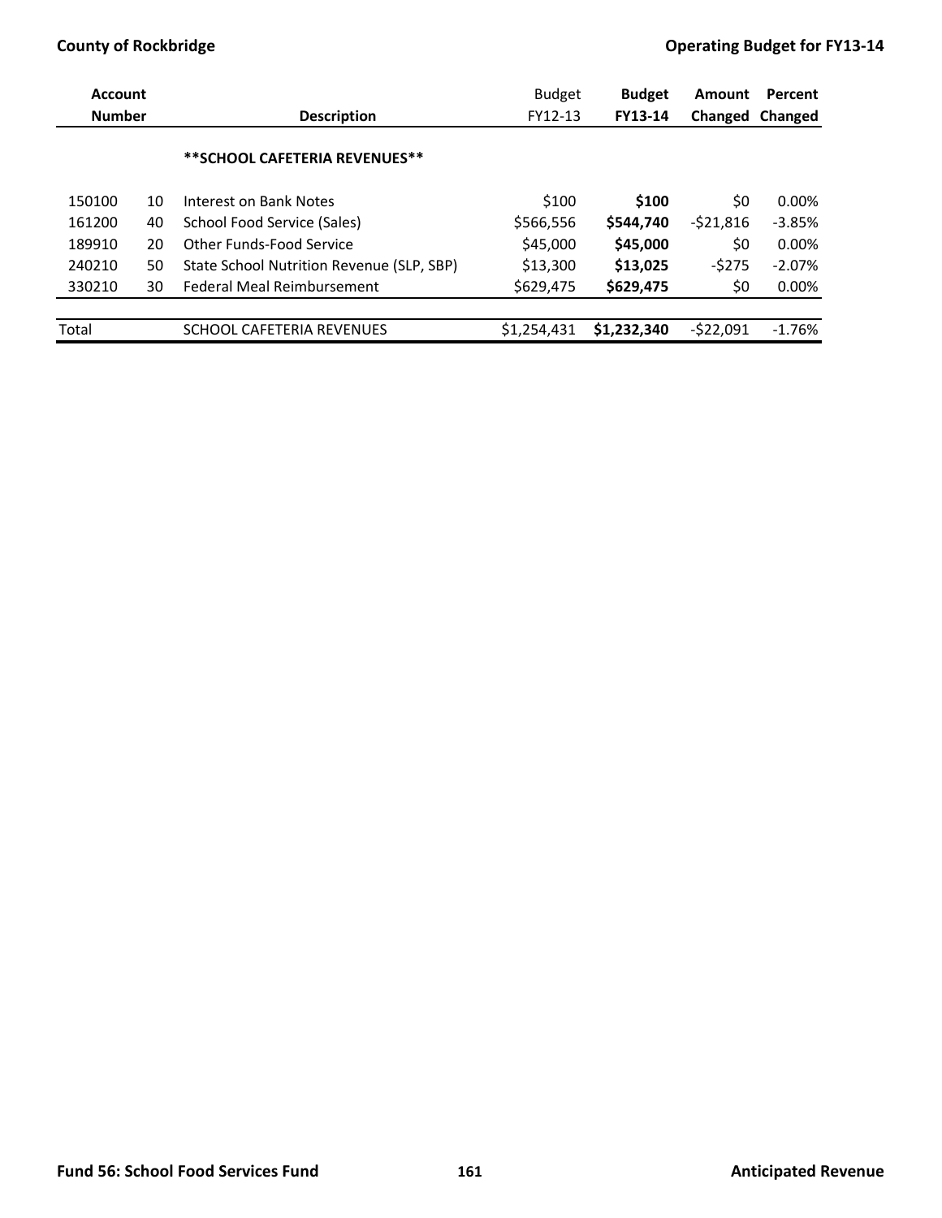| Account Number | | Description | Budget FY12-13 | **Budget FY13-14** | **Amount Changed** | **Percent Changed** |
|---|---|---|---|---|---|---|
| | | **\*\*SCHOOL CAFETERIA REVENUES\*\*** | | | | |
| 150100 | 10 | Interest on Bank Notes | $100 | **$100** | $0 | 0.00% |
| 161200 | 40 | School Food Service (Sales) | $566,556 | **$544,740** | -$21,816 | -3.85% |
| 189910 | 20 | Other Funds-Food Service | $45,000 | **$45,000** | $0 | 0.00% |
| 240210 | 50 | State School Nutrition Revenue (SLP, SBP) | $13,300 | **$13,025** | -$275 | -2.07% |
| 330210 | 30 | Federal Meal Reimbursement | $629,475 | **$629,475** | $0 | 0.00% |
| Total | | SCHOOL CAFETERIA REVENUES | $1,254,431 | **$1,232,340** | -$22,091 | -1.76% |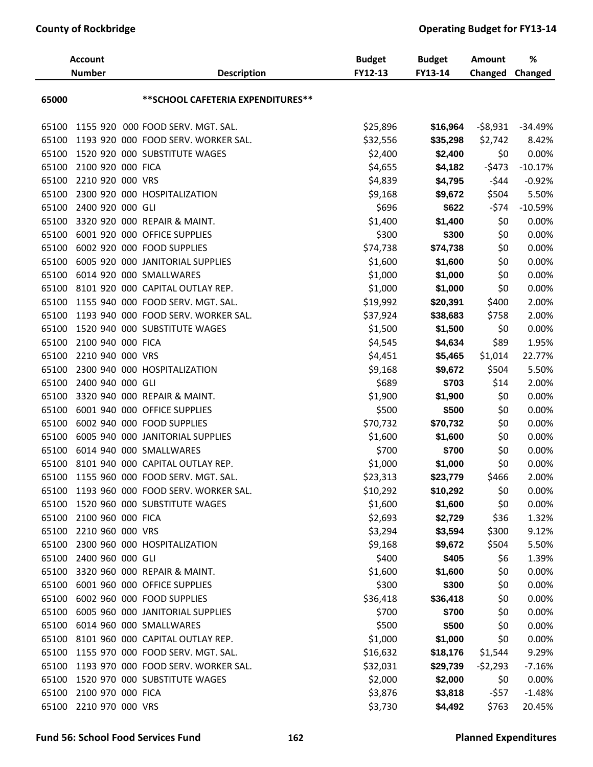| Account Number | | Description | Budget FY12-13 | Budget FY13-14 | Amount Changed | % Changed |
|---|---|---|---|---|---|---|
| 65000 | | **SCHOOL CAFETERIA EXPENDITURES** | | | | |
| 65100 | 1155 920 000 | FOOD SERV. MGT. SAL. | $25,896 | **$16,964** | -$8,931 | -34.49% |
| 65100 | 1193 920 000 | FOOD SERV. WORKER SAL. | $32,556 | **$35,298** | $2,742 | 8.42% |
| 65100 | 1520 920 000 | SUBSTITUTE WAGES | $2,400 | **$2,400** | $0 | 0.00% |
| 65100 | 2100 920 000 | FICA | $4,655 | **$4,182** | -$473 | -10.17% |
| 65100 | 2210 920 000 | VRS | $4,839 | **$4,795** | -$44 | -0.92% |
| 65100 | 2300 920 000 | HOSPITALIZATION | $9,168 | **$9,672** | $504 | 5.50% |
| 65100 | 2400 920 000 | GLI | $696 | **$622** | -$74 | -10.59% |
| 65100 | 3320 920 000 | REPAIR & MAINT. | $1,400 | **$1,400** | $0 | 0.00% |
| 65100 | 6001 920 000 | OFFICE SUPPLIES | $300 | **$300** | $0 | 0.00% |
| 65100 | 6002 920 000 | FOOD SUPPLIES | $74,738 | **$74,738** | $0 | 0.00% |
| 65100 | 6005 920 000 | JANITORIAL SUPPLIES | $1,600 | **$1,600** | $0 | 0.00% |
| 65100 | 6014 920 000 | SMALLWARES | $1,000 | **$1,000** | $0 | 0.00% |
| 65100 | 8101 920 000 | CAPITAL OUTLAY REP. | $1,000 | **$1,000** | $0 | 0.00% |
| 65100 | 1155 940 000 | FOOD SERV. MGT. SAL. | $19,992 | **$20,391** | $400 | 2.00% |
| 65100 | 1193 940 000 | FOOD SERV. WORKER SAL. | $37,924 | **$38,683** | $758 | 2.00% |
| 65100 | 1520 940 000 | SUBSTITUTE WAGES | $1,500 | **$1,500** | $0 | 0.00% |
| 65100 | 2100 940 000 | FICA | $4,545 | **$4,634** | $89 | 1.95% |
| 65100 | 2210 940 000 | VRS | $4,451 | **$5,465** | $1,014 | 22.77% |
| 65100 | 2300 940 000 | HOSPITALIZATION | $9,168 | **$9,672** | $504 | 5.50% |
| 65100 | 2400 940 000 | GLI | $689 | **$703** | $14 | 2.00% |
| 65100 | 3320 940 000 | REPAIR & MAINT. | $1,900 | **$1,900** | $0 | 0.00% |
| 65100 | 6001 940 000 | OFFICE SUPPLIES | $500 | **$500** | $0 | 0.00% |
| 65100 | 6002 940 000 | FOOD SUPPLIES | $70,732 | **$70,732** | $0 | 0.00% |
| 65100 | 6005 940 000 | JANITORIAL SUPPLIES | $1,600 | **$1,600** | $0 | 0.00% |
| 65100 | 6014 940 000 | SMALLWARES | $700 | **$700** | $0 | 0.00% |
| 65100 | 8101 940 000 | CAPITAL OUTLAY REP. | $1,000 | **$1,000** | $0 | 0.00% |
| 65100 | 1155 960 000 | FOOD SERV. MGT. SAL. | $23,313 | **$23,779** | $466 | 2.00% |
| 65100 | 1193 960 000 | FOOD SERV. WORKER SAL. | $10,292 | **$10,292** | $0 | 0.00% |
| 65100 | 1520 960 000 | SUBSTITUTE WAGES | $1,600 | **$1,600** | $0 | 0.00% |
| 65100 | 2100 960 000 | FICA | $2,693 | **$2,729** | $36 | 1.32% |
| 65100 | 2210 960 000 | VRS | $3,294 | **$3,594** | $300 | 9.12% |
| 65100 | 2300 960 000 | HOSPITALIZATION | $9,168 | **$9,672** | $504 | 5.50% |
| 65100 | 2400 960 000 | GLI | $400 | **$405** | $6 | 1.39% |
| 65100 | 3320 960 000 | REPAIR & MAINT. | $1,600 | **$1,600** | $0 | 0.00% |
| 65100 | 6001 960 000 | OFFICE SUPPLIES | $300 | **$300** | $0 | 0.00% |
| 65100 | 6002 960 000 | FOOD SUPPLIES | $36,418 | **$36,418** | $0 | 0.00% |
| 65100 | 6005 960 000 | JANITORIAL SUPPLIES | $700 | **$700** | $0 | 0.00% |
| 65100 | 6014 960 000 | SMALLWARES | $500 | **$500** | $0 | 0.00% |
| 65100 | 8101 960 000 | CAPITAL OUTLAY REP. | $1,000 | **$1,000** | $0 | 0.00% |
| 65100 | 1155 970 000 | FOOD SERV. MGT. SAL. | $16,632 | **$18,176** | $1,544 | 9.29% |
| 65100 | 1193 970 000 | FOOD SERV. WORKER SAL. | $32,031 | **$29,739** | -$2,293 | -7.16% |
| 65100 | 1520 970 000 | SUBSTITUTE WAGES | $2,000 | **$2,000** | $0 | 0.00% |
| 65100 | 2100 970 000 | FICA | $3,876 | **$3,818** | -$57 | -1.48% |
| 65100 | 2210 970 000 | VRS | $3,730 | **$4,492** | $763 | 20.45% |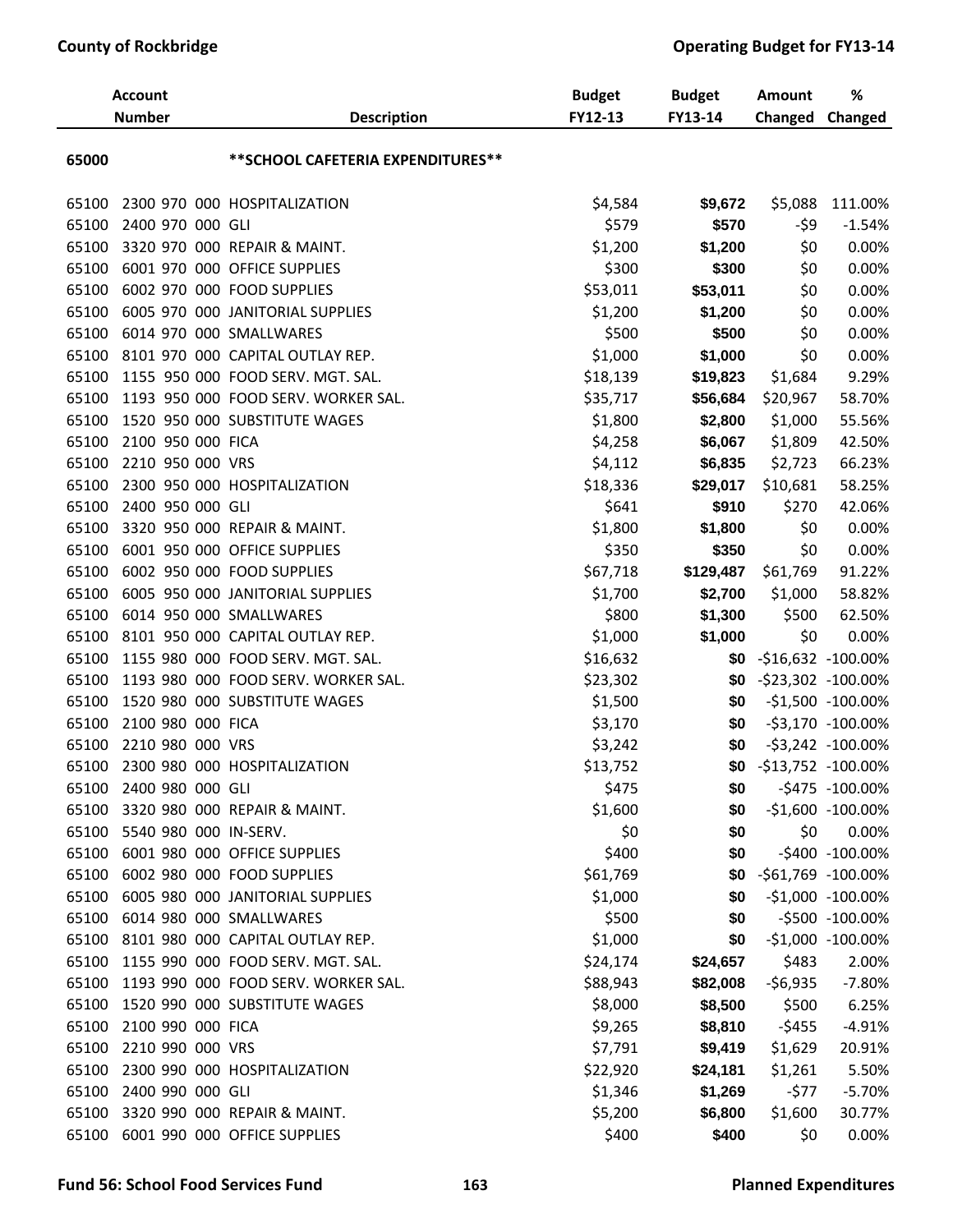| Account Number | | | | Description | Budget FY12-13 | Budget FY13-14 | Amount Changed | % Changed |
|---|---|---|---|---|---|---|---|---|
| **65000** | | | | **\*\*SCHOOL CAFETERIA EXPENDITURES\*\*** | | | | |
| 65100 | 2300 | 970 | 000 | HOSPITALIZATION | $4,584 | **$9,672** | $5,088 | 111.00% |
| 65100 | 2400 | 970 | 000 | GLI | $579 | **$570** | -$9 | -1.54% |
| 65100 | 3320 | 970 | 000 | REPAIR & MAINT. | $1,200 | **$1,200** | $0 | 0.00% |
| 65100 | 6001 | 970 | 000 | OFFICE SUPPLIES | $300 | **$300** | $0 | 0.00% |
| 65100 | 6002 | 970 | 000 | FOOD SUPPLIES | $53,011 | **$53,011** | $0 | 0.00% |
| 65100 | 6005 | 970 | 000 | JANITORIAL SUPPLIES | $1,200 | **$1,200** | $0 | 0.00% |
| 65100 | 6014 | 970 | 000 | SMALLWARES | $500 | **$500** | $0 | 0.00% |
| 65100 | 8101 | 970 | 000 | CAPITAL OUTLAY REP. | $1,000 | **$1,000** | $0 | 0.00% |
| 65100 | 1155 | 950 | 000 | FOOD SERV. MGT. SAL. | $18,139 | **$19,823** | $1,684 | 9.29% |
| 65100 | 1193 | 950 | 000 | FOOD SERV. WORKER SAL. | $35,717 | **$56,684** | $20,967 | 58.70% |
| 65100 | 1520 | 950 | 000 | SUBSTITUTE WAGES | $1,800 | **$2,800** | $1,000 | 55.56% |
| 65100 | 2100 | 950 | 000 | FICA | $4,258 | **$6,067** | $1,809 | 42.50% |
| 65100 | 2210 | 950 | 000 | VRS | $4,112 | **$6,835** | $2,723 | 66.23% |
| 65100 | 2300 | 950 | 000 | HOSPITALIZATION | $18,336 | **$29,017** | $10,681 | 58.25% |
| 65100 | 2400 | 950 | 000 | GLI | $641 | **$910** | $270 | 42.06% |
| 65100 | 3320 | 950 | 000 | REPAIR & MAINT. | $1,800 | **$1,800** | $0 | 0.00% |
| 65100 | 6001 | 950 | 000 | OFFICE SUPPLIES | $350 | **$350** | $0 | 0.00% |
| 65100 | 6002 | 950 | 000 | FOOD SUPPLIES | $67,718 | **$129,487** | $61,769 | 91.22% |
| 65100 | 6005 | 950 | 000 | JANITORIAL SUPPLIES | $1,700 | **$2,700** | $1,000 | 58.82% |
| 65100 | 6014 | 950 | 000 | SMALLWARES | $800 | **$1,300** | $500 | 62.50% |
| 65100 | 8101 | 950 | 000 | CAPITAL OUTLAY REP. | $1,000 | **$1,000** | $0 | 0.00% |
| 65100 | 1155 | 980 | 000 | FOOD SERV. MGT. SAL. | $16,632 | **$0** | -$16,632 | -100.00% |
| 65100 | 1193 | 980 | 000 | FOOD SERV. WORKER SAL. | $23,302 | **$0** | -$23,302 | -100.00% |
| 65100 | 1520 | 980 | 000 | SUBSTITUTE WAGES | $1,500 | **$0** | -$1,500 | -100.00% |
| 65100 | 2100 | 980 | 000 | FICA | $3,170 | **$0** | -$3,170 | -100.00% |
| 65100 | 2210 | 980 | 000 | VRS | $3,242 | **$0** | -$3,242 | -100.00% |
| 65100 | 2300 | 980 | 000 | HOSPITALIZATION | $13,752 | **$0** | -$13,752 | -100.00% |
| 65100 | 2400 | 980 | 000 | GLI | $475 | **$0** | -$475 | -100.00% |
| 65100 | 3320 | 980 | 000 | REPAIR & MAINT. | $1,600 | **$0** | -$1,600 | -100.00% |
| 65100 | 5540 | 980 | 000 | IN-SERV. | $0 | **$0** | $0 | 0.00% |
| 65100 | 6001 | 980 | 000 | OFFICE SUPPLIES | $400 | **$0** | -$400 | -100.00% |
| 65100 | 6002 | 980 | 000 | FOOD SUPPLIES | $61,769 | **$0** | -$61,769 | -100.00% |
| 65100 | 6005 | 980 | 000 | JANITORIAL SUPPLIES | $1,000 | **$0** | -$1,000 | -100.00% |
| 65100 | 6014 | 980 | 000 | SMALLWARES | $500 | **$0** | -$500 | -100.00% |
| 65100 | 8101 | 980 | 000 | CAPITAL OUTLAY REP. | $1,000 | **$0** | -$1,000 | -100.00% |
| 65100 | 1155 | 990 | 000 | FOOD SERV. MGT. SAL. | $24,174 | **$24,657** | $483 | 2.00% |
| 65100 | 1193 | 990 | 000 | FOOD SERV. WORKER SAL. | $88,943 | **$82,008** | -$6,935 | -7.80% |
| 65100 | 1520 | 990 | 000 | SUBSTITUTE WAGES | $8,000 | **$8,500** | $500 | 6.25% |
| 65100 | 2100 | 990 | 000 | FICA | $9,265 | **$8,810** | -$455 | -4.91% |
| 65100 | 2210 | 990 | 000 | VRS | $7,791 | **$9,419** | $1,629 | 20.91% |
| 65100 | 2300 | 990 | 000 | HOSPITALIZATION | $22,920 | **$24,181** | $1,261 | 5.50% |
| 65100 | 2400 | 990 | 000 | GLI | $1,346 | **$1,269** | -$77 | -5.70% |
| 65100 | 3320 | 990 | 000 | REPAIR & MAINT. | $5,200 | **$6,800** | $1,600 | 30.77% |
| 65100 | 6001 | 990 | 000 | OFFICE SUPPLIES | $400 | **$400** | $0 | 0.00% |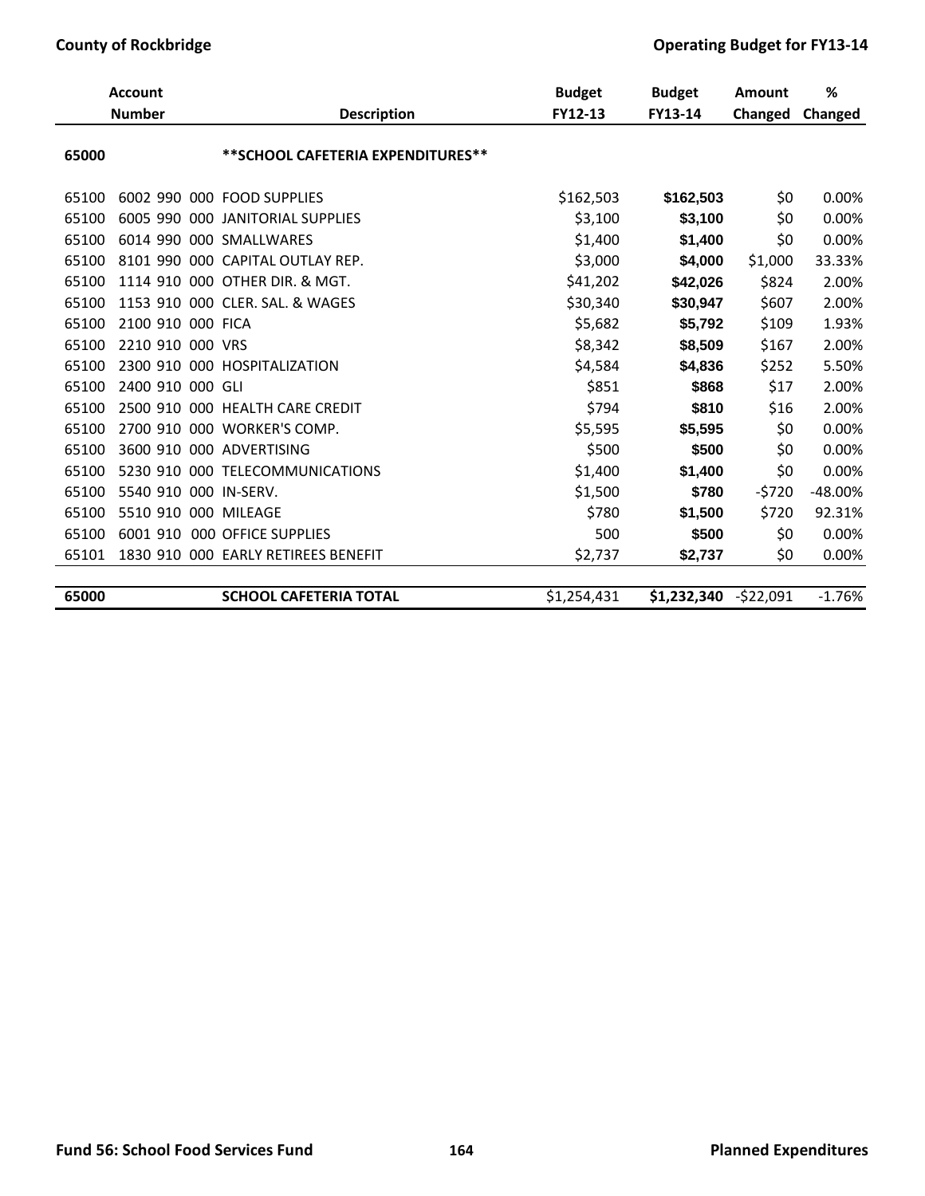| Account Number | | Description | Budget FY12-13 | Budget FY13-14 | Amount Changed | % Changed |
|---|---|---|---|---|---|---|
| 65000 | | **SCHOOL CAFETERIA EXPENDITURES** | | | | |
| 65100 | 6002 990 000 | FOOD SUPPLIES | $162,503 | **$162,503** | $0 | 0.00% |
| 65100 | 6005 990 000 | JANITORIAL SUPPLIES | $3,100 | **$3,100** | $0 | 0.00% |
| 65100 | 6014 990 000 | SMALLWARES | $1,400 | **$1,400** | $0 | 0.00% |
| 65100 | 8101 990 000 | CAPITAL OUTLAY REP. | $3,000 | **$4,000** | $1,000 | 33.33% |
| 65100 | 1114 910 000 | OTHER DIR. & MGT. | $41,202 | **$42,026** | $824 | 2.00% |
| 65100 | 1153 910 000 | CLER. SAL. & WAGES | $30,340 | **$30,947** | $607 | 2.00% |
| 65100 | 2100 910 000 | FICA | $5,682 | **$5,792** | $109 | 1.93% |
| 65100 | 2210 910 000 | VRS | $8,342 | **$8,509** | $167 | 2.00% |
| 65100 | 2300 910 000 | HOSPITALIZATION | $4,584 | **$4,836** | $252 | 5.50% |
| 65100 | 2400 910 000 | GLI | $851 | **$868** | $17 | 2.00% |
| 65100 | 2500 910 000 | HEALTH CARE CREDIT | $794 | **$810** | $16 | 2.00% |
| 65100 | 2700 910 000 | WORKER'S COMP. | $5,595 | **$5,595** | $0 | 0.00% |
| 65100 | 3600 910 000 | ADVERTISING | $500 | **$500** | $0 | 0.00% |
| 65100 | 5230 910 000 | TELECOMMUNICATIONS | $1,400 | **$1,400** | $0 | 0.00% |
| 65100 | 5540 910 000 | IN-SERV. | $1,500 | **$780** | -$720 | -48.00% |
| 65100 | 5510 910 000 | MILEAGE | $780 | **$1,500** | $720 | 92.31% |
| 65100 | 6001 910 000 | OFFICE SUPPLIES | 500 | **$500** | $0 | 0.00% |
| 65101 | 1830 910 000 | EARLY RETIREES BENEFIT | $2,737 | **$2,737** | $0 | 0.00% |
| **65000** | | **SCHOOL CAFETERIA TOTAL** | $1,254,431 | **$1,232,340** | -$22,091 | -1.76% |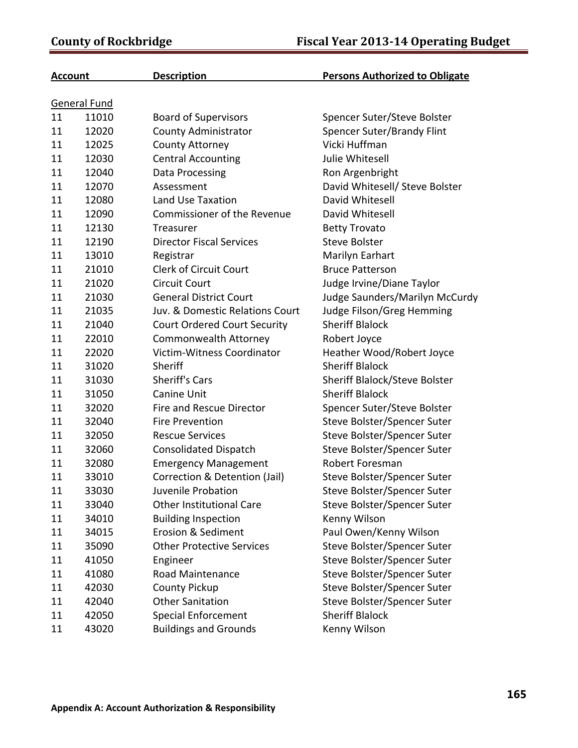| Account | | Description | Persons Authorized to Obligate |
|---|---|---|---|
| General Fund | | | |
| 11 | 11010 | Board of Supervisors | Spencer Suter/Steve Bolster |
| 11 | 12020 | County Administrator | Spencer Suter/Brandy Flint |
| 11 | 12025 | County Attorney | Vicki Huffman |
| 11 | 12030 | Central Accounting | Julie Whitesell |
| 11 | 12040 | Data Processing | Ron Argenbright |
| 11 | 12070 | Assessment | David Whitesell/ Steve Bolster |
| 11 | 12080 | Land Use Taxation | David Whitesell |
| 11 | 12090 | Commissioner of the Revenue | David Whitesell |
| 11 | 12130 | Treasurer | Betty Trovato |
| 11 | 12190 | Director Fiscal Services | Steve Bolster |
| 11 | 13010 | Registrar | Marilyn Earhart |
| 11 | 21010 | Clerk of Circuit Court | Bruce Patterson |
| 11 | 21020 | Circuit Court | Judge Irvine/Diane Taylor |
| 11 | 21030 | General District Court | Judge Saunders/Marilyn McCurdy |
| 11 | 21035 | Juv. & Domestic Relations Court | Judge Filson/Greg Hemming |
| 11 | 21040 | Court Ordered Court Security | Sheriff Blalock |
| 11 | 22010 | Commonwealth Attorney | Robert Joyce |
| 11 | 22020 | Victim-Witness Coordinator | Heather Wood/Robert Joyce |
| 11 | 31020 | Sheriff | Sheriff Blalock |
| 11 | 31030 | Sheriff's Cars | Sheriff Blalock/Steve Bolster |
| 11 | 31050 | Canine Unit | Sheriff Blalock |
| 11 | 32020 | Fire and Rescue Director | Spencer Suter/Steve Bolster |
| 11 | 32040 | Fire Prevention | Steve Bolster/Spencer Suter |
| 11 | 32050 | Rescue Services | Steve Bolster/Spencer Suter |
| 11 | 32060 | Consolidated Dispatch | Steve Bolster/Spencer Suter |
| 11 | 32080 | Emergency Management | Robert Foresman |
| 11 | 33010 | Correction & Detention (Jail) | Steve Bolster/Spencer Suter |
| 11 | 33030 | Juvenile Probation | Steve Bolster/Spencer Suter |
| 11 | 33040 | Other Institutional Care | Steve Bolster/Spencer Suter |
| 11 | 34010 | Building Inspection | Kenny Wilson |
| 11 | 34015 | Erosion & Sediment | Paul Owen/Kenny Wilson |
| 11 | 35090 | Other Protective Services | Steve Bolster/Spencer Suter |
| 11 | 41050 | Engineer | Steve Bolster/Spencer Suter |
| 11 | 41080 | Road Maintenance | Steve Bolster/Spencer Suter |
| 11 | 42030 | County Pickup | Steve Bolster/Spencer Suter |
| 11 | 42040 | Other Sanitation | Steve Bolster/Spencer Suter |
| 11 | 42050 | Special Enforcement | Sheriff Blalock |
| 11 | 43020 | Buildings and Grounds | Kenny Wilson |

**Appendix A: Account Authorization & Responsibility**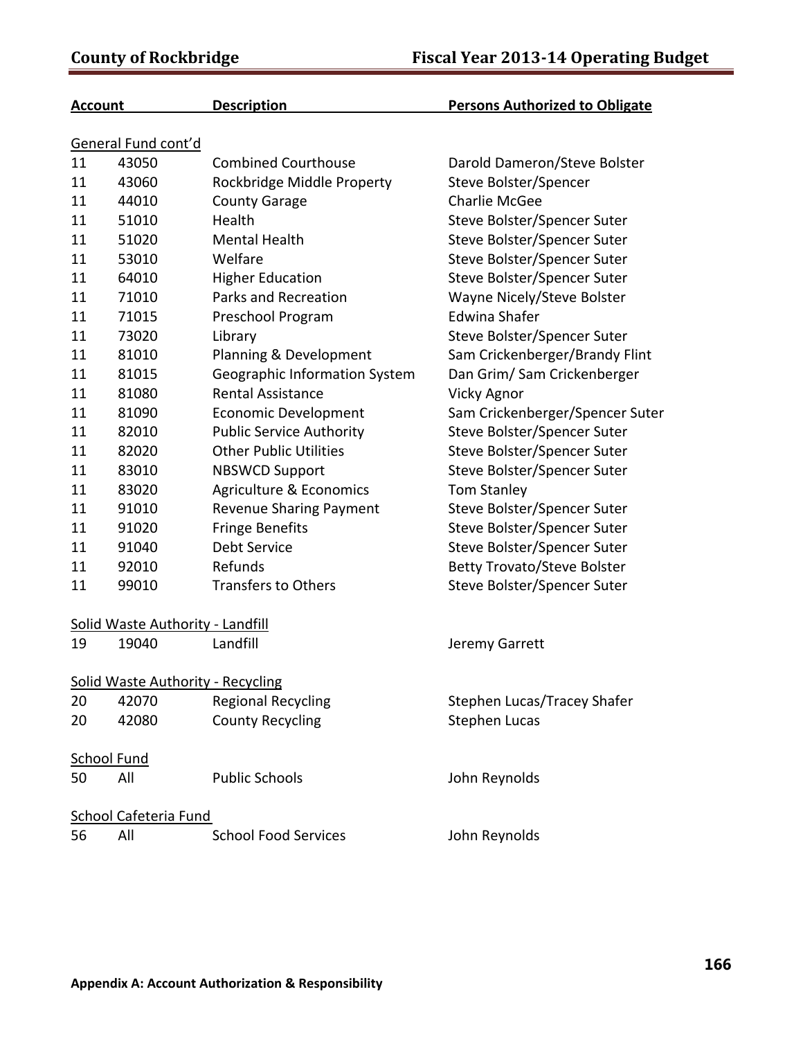| Account | | Description | Persons Authorized to Obligate |
|---|---|---|---|
| General Fund cont'd | | | |
| 11 | 43050 | Combined Courthouse | Darold Dameron/Steve Bolster |
| 11 | 43060 | Rockbridge Middle Property | Steve Bolster/Spencer |
| 11 | 44010 | County Garage | Charlie McGee |
| 11 | 51010 | Health | Steve Bolster/Spencer Suter |
| 11 | 51020 | Mental Health | Steve Bolster/Spencer Suter |
| 11 | 53010 | Welfare | Steve Bolster/Spencer Suter |
| 11 | 64010 | Higher Education | Steve Bolster/Spencer Suter |
| 11 | 71010 | Parks and Recreation | Wayne Nicely/Steve Bolster |
| 11 | 71015 | Preschool Program | Edwina Shafer |
| 11 | 73020 | Library | Steve Bolster/Spencer Suter |
| 11 | 81010 | Planning & Development | Sam Crickenberger/Brandy Flint |
| 11 | 81015 | Geographic Information System | Dan Grim/ Sam Crickenberger |
| 11 | 81080 | Rental Assistance | Vicky Agnor |
| 11 | 81090 | Economic Development | Sam Crickenberger/Spencer Suter |
| 11 | 82010 | Public Service Authority | Steve Bolster/Spencer Suter |
| 11 | 82020 | Other Public Utilities | Steve Bolster/Spencer Suter |
| 11 | 83010 | NBSWCD Support | Steve Bolster/Spencer Suter |
| 11 | 83020 | Agriculture & Economics | Tom Stanley |
| 11 | 91010 | Revenue Sharing Payment | Steve Bolster/Spencer Suter |
| 11 | 91020 | Fringe Benefits | Steve Bolster/Spencer Suter |
| 11 | 91040 | Debt Service | Steve Bolster/Spencer Suter |
| 11 | 92010 | Refunds | Betty Trovato/Steve Bolster |
| 11 | 99010 | Transfers to Others | Steve Bolster/Spencer Suter |
| Solid Waste Authority - Landfill | | | |
| 19 | 19040 | Landfill | Jeremy Garrett |
| Solid Waste Authority - Recycling | | | |
| 20 | 42070 | Regional Recycling | Stephen Lucas/Tracey Shafer |
| 20 | 42080 | County Recycling | Stephen Lucas |
| School Fund | | | |
| 50 | All | Public Schools | John Reynolds |
| School Cafeteria Fund | | | |
| 56 | All | School Food Services | John Reynolds |

**Appendix A: Account Authorization & Responsibility**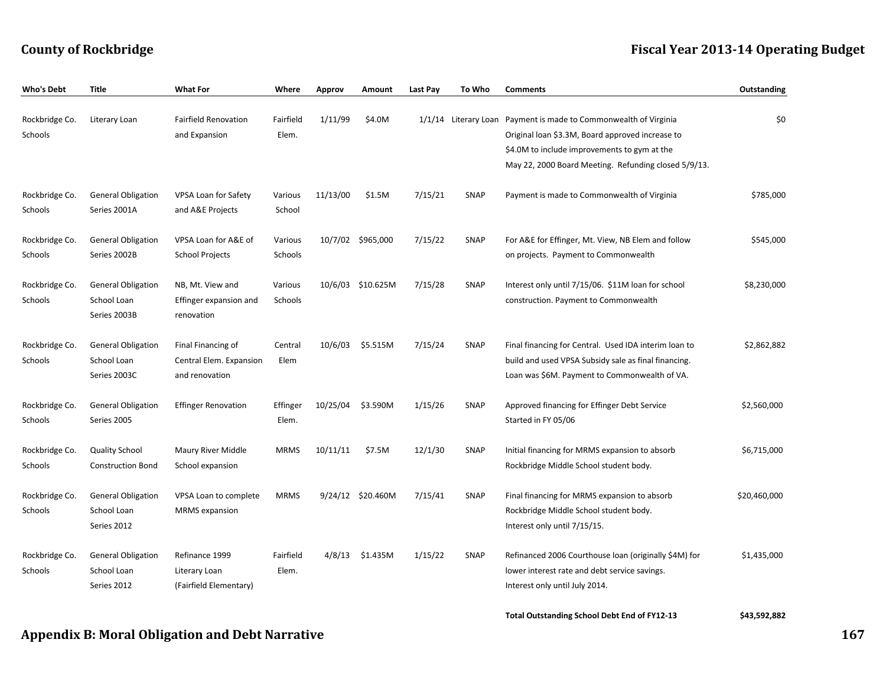| Who's Debt | Title | What For | Where | Approv | Amount | Last Pay | To Who | Comments | Outstanding |
|---|---|---|---|---|---|---|---|---|---|
| Rockbridge Co. Schools | Literary Loan | Fairfield Renovation and Expansion | Fairfield Elem. | 1/11/99 | $4.0M | 1/1/14 | Literary Loan | Payment is made to Commonwealth of Virginia Original loan $3.3M, Board approved increase to $4.0M to include improvements to gym at the May 22, 2000 Board Meeting. Refunding closed 5/9/13. | $0 |
| Rockbridge Co. Schools | General Obligation Series 2001A | VPSA Loan for Safety and A&E Projects | Various School | 11/13/00 | $1.5M | 7/15/21 | SNAP | Payment is made to Commonwealth of Virginia | $785,000 |
| Rockbridge Co. Schools | General Obligation Series 2002B | VPSA Loan for A&E of School Projects | Various Schools | 10/7/02 | $965,000 | 7/15/22 | SNAP | For A&E for Effinger, Mt. View, NB Elem and follow on projects. Payment to Commonwealth | $545,000 |
| Rockbridge Co. Schools | General Obligation School Loan Series 2003B | NB, Mt. View and Effinger expansion and renovation | Various Schools | 10/6/03 | $10.625M | 7/15/28 | SNAP | Interest only until 7/15/06. $11M loan for school construction. Payment to Commonwealth | $8,230,000 |
| Rockbridge Co. Schools | General Obligation School Loan Series 2003C | Final Financing of Central Elem. Expansion and renovation | Central Elem | 10/6/03 | $5.515M | 7/15/24 | SNAP | Final financing for Central. Used IDA interim loan to build and used VPSA Subsidy sale as final financing. Loan was $6M. Payment to Commonwealth of VA. | $2,862,882 |
| Rockbridge Co. Schools | General Obligation Series 2005 | Effinger Renovation | Effinger Elem. | 10/25/04 | $3.590M | 1/15/26 | SNAP | Approved financing for Effinger Debt Service Started in FY 05/06 | $2,560,000 |
| Rockbridge Co. Schools | Quality School Construction Bond | Maury River Middle School expansion | MRMS | 10/11/11 | $7.5M | 12/1/30 | SNAP | Initial financing for MRMS expansion to absorb Rockbridge Middle School student body. | $6,715,000 |
| Rockbridge Co. Schools | General Obligation School Loan Series 2012 | VPSA Loan to complete MRMS expansion | MRMS | 9/24/12 | $20.460M | 7/15/41 | SNAP | Final financing for MRMS expansion to absorb Rockbridge Middle School student body. Interest only until 7/15/15. | $20,460,000 |
| Rockbridge Co. Schools | General Obligation School Loan Series 2012 | Refinance 1999 Literary Loan (Fairfield Elementary) | Fairfield Elem. | 4/8/13 | $1.435M | 1/15/22 | SNAP | Refinanced 2006 Courthouse loan (originally $4M) for lower interest rate and debt service savings. Interest only until July 2014. | $1,435,000 |
| | | | | | | | | **Total Outstanding School Debt End of FY12-13** | **$43,592,882** |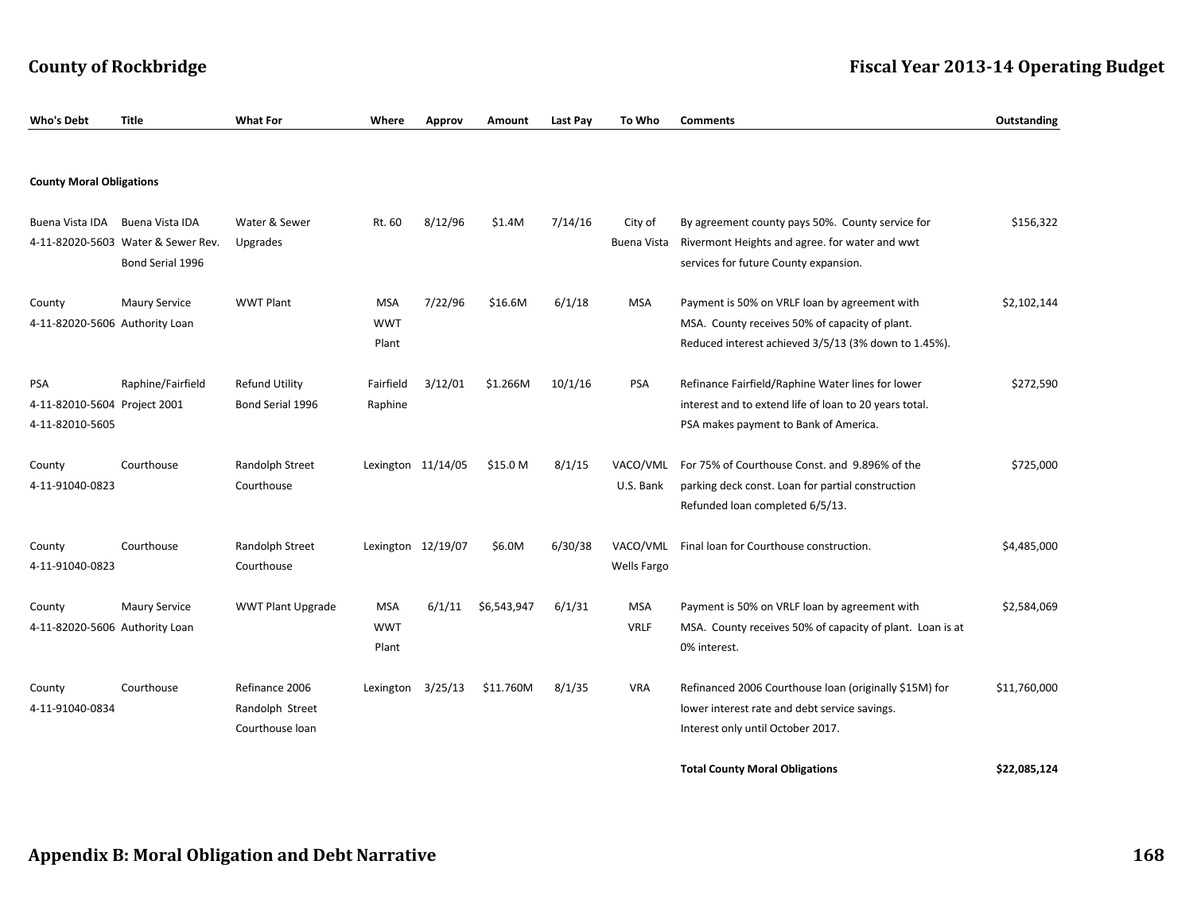| Who's Debt | Title | What For | Where | Approv | Amount | Last Pay | To Who | Comments | Outstanding |
|---|---|---|---|---|---|---|---|---|---|
| **County Moral Obligations** | | | | | | | | | |
| Buena Vista IDA 4-11-82020-5603 | Buena Vista IDA Water & Sewer Rev. Bond Serial 1996 | Water & Sewer Upgrades | Rt. 60 | 8/12/96 | $1.4M | 7/14/16 | City of Buena Vista | By agreement county pays 50%. County service for Rivermont Heights and agree. for water and wwt services for future County expansion. | $156,322 |
| County 4-11-82020-5606 | Maury Service Authority Loan | WWT Plant | MSA WWT Plant | 7/22/96 | $16.6M | 6/1/18 | MSA | Payment is 50% on VRLF loan by agreement with MSA. County receives 50% of capacity of plant. Reduced interest achieved 3/5/13 (3% down to 1.45%). | $2,102,144 |
| PSA 4-11-82010-5604 4-11-82010-5605 | Raphine/Fairfield Project 2001 | Refund Utility Bond Serial 1996 | Fairfield Raphine | 3/12/01 | $1.266M | 10/1/16 | PSA | Refinance Fairfield/Raphine Water lines for lower interest and to extend life of loan to 20 years total. PSA makes payment to Bank of America. | $272,590 |
| County 4-11-91040-0823 | Courthouse | Randolph Street Courthouse | Lexington | 11/14/05 | $15.0 M | 8/1/15 | VACO/VML U.S. Bank | For 75% of Courthouse Const. and 9.896% of the parking deck const. Loan for partial construction Refunded loan completed 6/5/13. | $725,000 |
| County 4-11-91040-0823 | Courthouse | Randolph Street Courthouse | Lexington | 12/19/07 | $6.0M | 6/30/38 | VACO/VML Wells Fargo | Final loan for Courthouse construction. | $4,485,000 |
| County 4-11-82020-5606 | Maury Service Authority Loan | WWT Plant Upgrade | MSA WWT Plant | 6/1/11 | $6,543,947 | 6/1/31 | MSA VRLF | Payment is 50% on VRLF loan by agreement with MSA. County receives 50% of capacity of plant. Loan is at 0% interest. | $2,584,069 |
| County 4-11-91040-0834 | Courthouse | Refinance 2006 Randolph Street Courthouse loan | Lexington | 3/25/13 | $11.760M | 8/1/35 | VRA | Refinanced 2006 Courthouse loan (originally $15M) for lower interest rate and debt service savings. Interest only until October 2017. | $11,760,000 |
| | | | | | | | | **Total County Moral Obligations** | **$22,085,124** |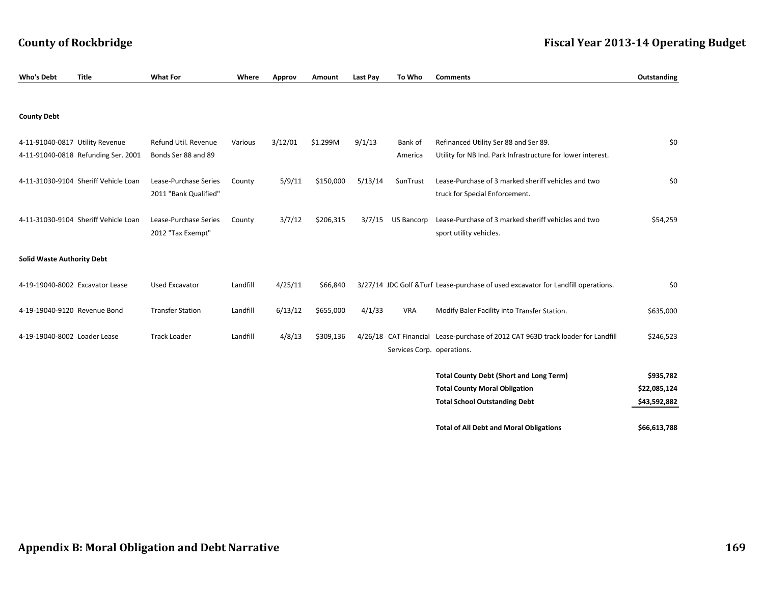| Who's Debt | Title | What For | Where | Approv | Amount | Last Pay | To Who | Comments | Outstanding |
|---|---|---|---|---|---|---|---|---|---|
| **County Debt** | | | | | | | | | |
| 4-11-91040-0817<br>4-11-91040-0818 | Utility Revenue<br>Refunding Ser. 2001 | Refund Util. Revenue Bonds Ser 88 and 89 | Various | 3/12/01 | $1.299M | 9/1/13 | Bank of America | Refinanced Utility Ser 88 and Ser 89. Utility for NB Ind. Park Infrastructure for lower interest. | $0 |
| 4-11-31030-9104 | Sheriff Vehicle Loan | Lease-Purchase Series 2011 "Bank Qualified" | County | 5/9/11 | $150,000 | 5/13/14 | SunTrust | Lease-Purchase of 3 marked sheriff vehicles and two truck for Special Enforcement. | $0 |
| 4-11-31030-9104 | Sheriff Vehicle Loan | Lease-Purchase Series 2012 "Tax Exempt" | County | 3/7/12 | $206,315 | 3/7/15 | US Bancorp | Lease-Purchase of 3 marked sheriff vehicles and two sport utility vehicles. | $54,259 |
| **Solid Waste Authority Debt** | | | | | | | | | |
| 4-19-19040-8002 | Excavator Lease | Used Excavator | Landfill | 4/25/11 | $66,840 | 3/27/14 | JDC Golf &Turf | Lease-purchase of used excavator for Landfill operations. | $0 |
| 4-19-19040-9120 | Revenue Bond | Transfer Station | Landfill | 6/13/12 | $655,000 | 4/1/33 | VRA | Modify Baler Facility into Transfer Station. | $635,000 |
| 4-19-19040-8002 | Loader Lease | Track Loader | Landfill | 4/8/13 | $309,136 | 4/26/18 | CAT Financial Services Corp. | Lease-purchase of 2012 CAT 963D track loader for Landfill operations. | $246,523 |
| | | | | | | | | **Total County Debt (Short and Long Term)** | **$935,782** |
| | | | | | | | | **Total County Moral Obligation** | **$22,085,124** |
| | | | | | | | | **Total School Outstanding Debt** | **$43,592,882** |
| | | | | | | | | **Total of All Debt and Moral Obligations** | **$66,613,788** |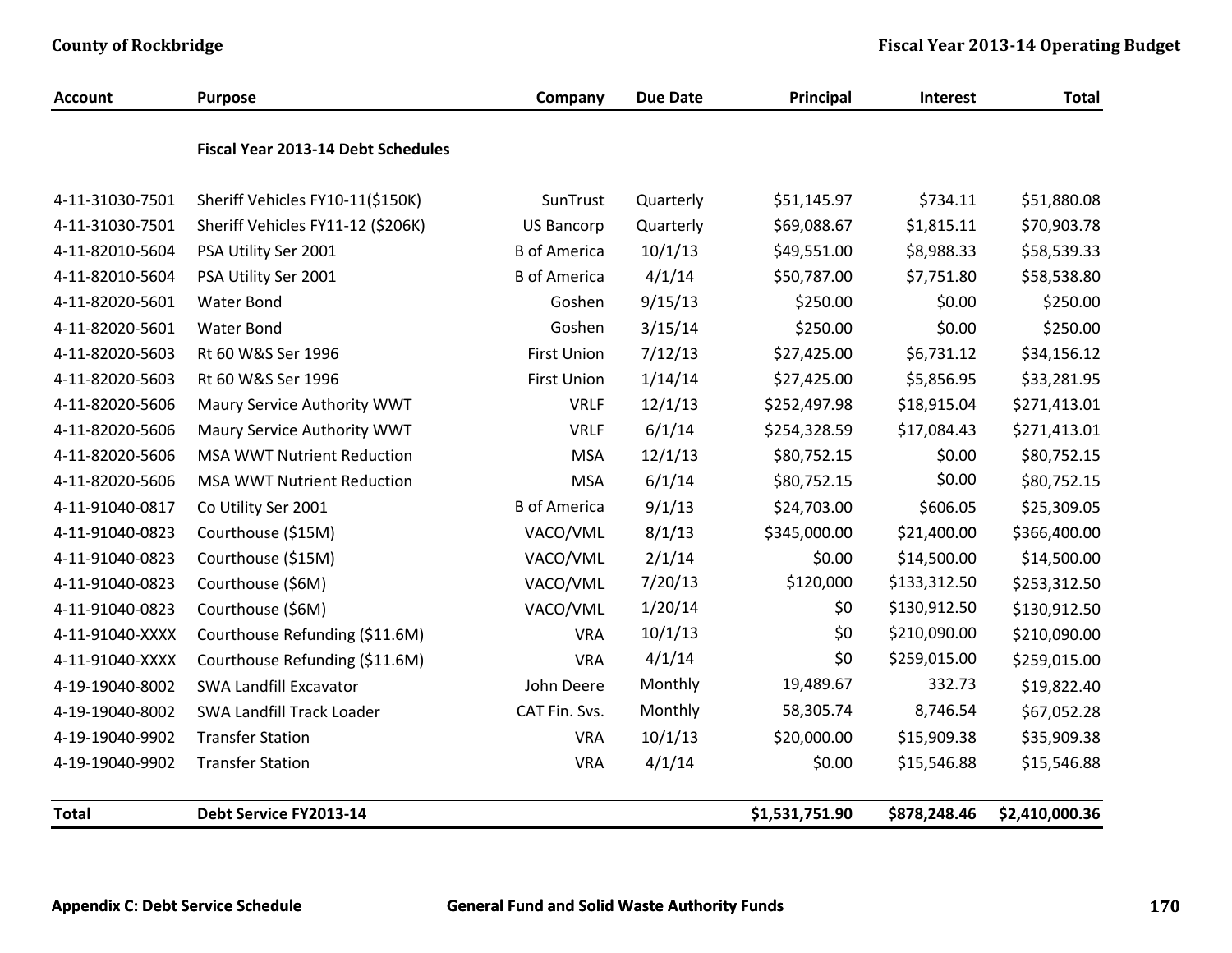| Account | Purpose | Company | Due Date | Principal | Interest | Total |
|---|---|---|---|---|---|---|
| | **Fiscal Year 2013-14 Debt Schedules** | | | | | |
| 4-11-31030-7501 | Sheriff Vehicles FY10-11($150K) | SunTrust | Quarterly | $51,145.97 | $734.11 | $51,880.08 |
| 4-11-31030-7501 | Sheriff Vehicles FY11-12 ($206K) | US Bancorp | Quarterly | $69,088.67 | $1,815.11 | $70,903.78 |
| 4-11-82010-5604 | PSA Utility Ser 2001 | B of America | 10/1/13 | $49,551.00 | $8,988.33 | $58,539.33 |
| 4-11-82010-5604 | PSA Utility Ser 2001 | B of America | 4/1/14 | $50,787.00 | $7,751.80 | $58,538.80 |
| 4-11-82020-5601 | Water Bond | Goshen | 9/15/13 | $250.00 | $0.00 | $250.00 |
| 4-11-82020-5601 | Water Bond | Goshen | 3/15/14 | $250.00 | $0.00 | $250.00 |
| 4-11-82020-5603 | Rt 60 W&S Ser 1996 | First Union | 7/12/13 | $27,425.00 | $6,731.12 | $34,156.12 |
| 4-11-82020-5603 | Rt 60 W&S Ser 1996 | First Union | 1/14/14 | $27,425.00 | $5,856.95 | $33,281.95 |
| 4-11-82020-5606 | Maury Service Authority WWT | VRLF | 12/1/13 | $252,497.98 | $18,915.04 | $271,413.01 |
| 4-11-82020-5606 | Maury Service Authority WWT | VRLF | 6/1/14 | $254,328.59 | $17,084.43 | $271,413.01 |
| 4-11-82020-5606 | MSA WWT Nutrient Reduction | MSA | 12/1/13 | $80,752.15 | $0.00 | $80,752.15 |
| 4-11-82020-5606 | MSA WWT Nutrient Reduction | MSA | 6/1/14 | $80,752.15 | $0.00 | $80,752.15 |
| 4-11-91040-0817 | Co Utility Ser 2001 | B of America | 9/1/13 | $24,703.00 | $606.05 | $25,309.05 |
| 4-11-91040-0823 | Courthouse ($15M) | VACO/VML | 8/1/13 | $345,000.00 | $21,400.00 | $366,400.00 |
| 4-11-91040-0823 | Courthouse ($15M) | VACO/VML | 2/1/14 | $0.00 | $14,500.00 | $14,500.00 |
| 4-11-91040-0823 | Courthouse ($6M) | VACO/VML | 7/20/13 | $120,000 | $133,312.50 | $253,312.50 |
| 4-11-91040-0823 | Courthouse ($6M) | VACO/VML | 1/20/14 | $0 | $130,912.50 | $130,912.50 |
| 4-11-91040-XXXX | Courthouse Refunding ($11.6M) | VRA | 10/1/13 | $0 | $210,090.00 | $210,090.00 |
| 4-11-91040-XXXX | Courthouse Refunding ($11.6M) | VRA | 4/1/14 | $0 | $259,015.00 | $259,015.00 |
| 4-19-19040-8002 | SWA Landfill Excavator | John Deere | Monthly | 19,489.67 | 332.73 | $19,822.40 |
| 4-19-19040-8002 | SWA Landfill Track Loader | CAT Fin. Svs. | Monthly | 58,305.74 | 8,746.54 | $67,052.28 |
| 4-19-19040-9902 | Transfer Station | VRA | 10/1/13 | $20,000.00 | $15,909.38 | $35,909.38 |
| 4-19-19040-9902 | Transfer Station | VRA | 4/1/14 | $0.00 | $15,546.88 | $15,546.88 |
| **Total** | **Debt Service FY2013-14** | | | **$1,531,751.90** | **$878,248.46** | **$2,410,000.36** |